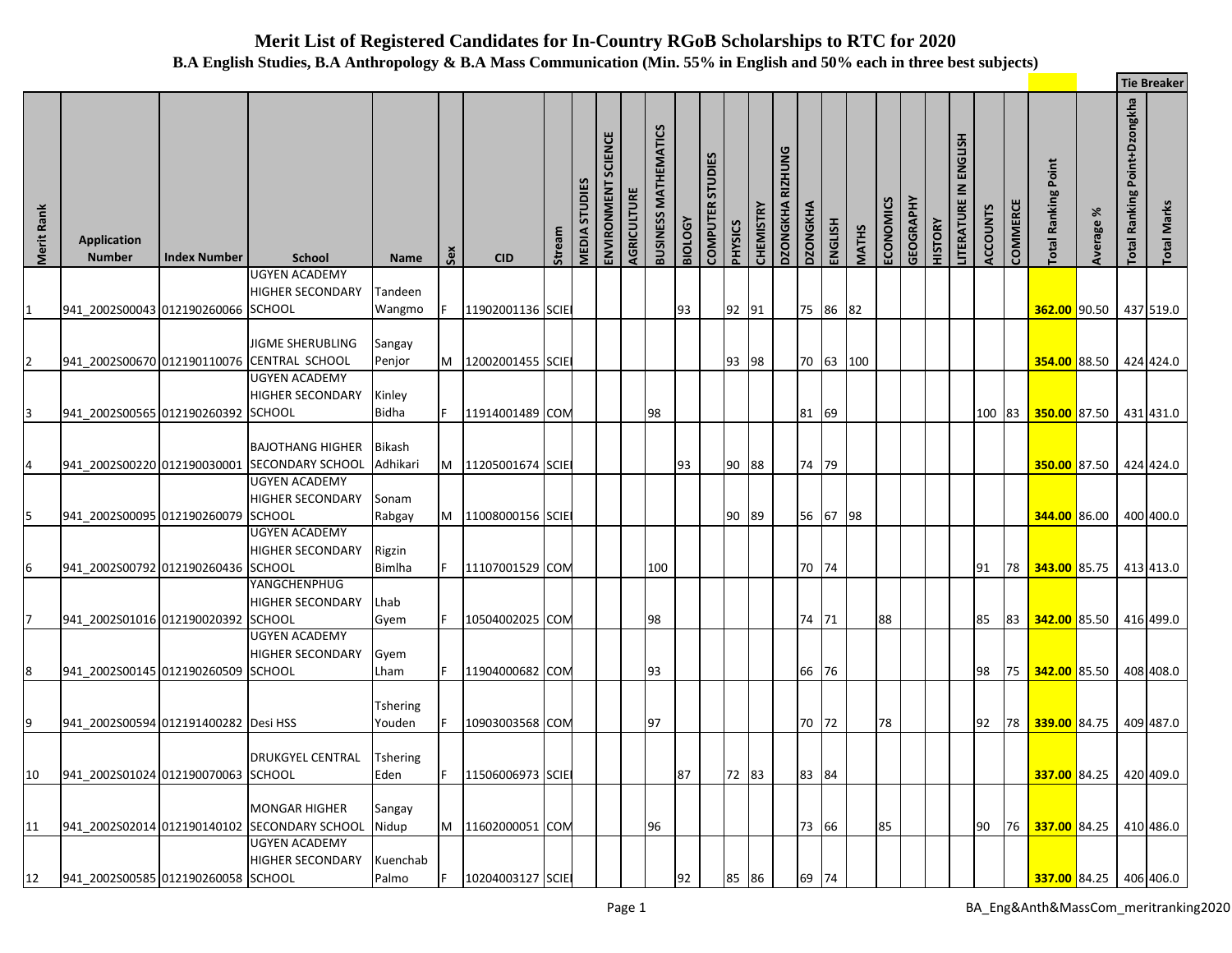# Merit List of Registered Candidates for In-Country RGoB Scholarships to RTC for 2020

## B.A English Studies, B.A Anthropology & B.A Mass Communication (Min. 55% in English and 50% each in three best subjects)

| Merit Rank | Application Number | Index Number | School | Name | Sex | CID | Stream | MEDIA STUDIES | ENVIRONMENT SCIENCE | AGRICULTURE | BUSINESS MATHEMATICS | BIOLOGY | COMPUTER STUDIES | PHYSICS | CHEMISTRY | DZONGKHA RIZHUNG | DZONGKHA | ENGLISH | MATHS | ECONOMICS | GEOGRAPHY | HISTORY | LITERATURE IN ENGLISH | ACCOUNTS | COMMERCE | Total Ranking Point | Average % | Tie Breaker: Total Ranking Point+Dzongkha | Tie Breaker: Total Marks |
|---|---|---|---|---|---|---|---|---|---|---|---|---|---|---|---|---|---|---|---|---|---|---|---|---|---|---|---|---|---|
| 1 | 941_2002S00043 | 012190260066 | UGYEN ACADEMY HIGHER SECONDARY SCHOOL | Tandeen Wangmo | F | 11902001136 | SCIE | | | | | 93 | | 92 | 91 | | 75 | 86 | 82 | | | | | | | **362.00** | 90.50 | 437 | 519.0 |
| 2 | 941_2002S00670 | 012190110076 | JIGME SHERUBLING CENTRAL SCHOOL | Sangay Penjor | M | 12002001455 | SCIE | | | | | | | 93 | 98 | | 70 | 63 | 100 | | | | | | | **354.00** | 88.50 | 424 | 424.0 |
| 3 | 941_2002S00565 | 012190260392 | UGYEN ACADEMY HIGHER SECONDARY SCHOOL | Kinley Bidha | F | 11914001489 | COM | | | | 98 | | | | | | 81 | 69 | | | | | | 100 | 83 | **350.00** | 87.50 | 431 | 431.0 |
| 4 | 941_2002S00220 | 012190030001 | BAJOTHANG HIGHER SECONDARY SCHOOL | Bikash Adhikari | M | 11205001674 | SCIE | | | | | 93 | | 90 | 88 | | 74 | 79 | | | | | | | | **350.00** | 87.50 | 424 | 424.0 |
| 5 | 941_2002S00095 | 012190260079 | UGYEN ACADEMY HIGHER SECONDARY SCHOOL | Sonam Rabgay | M | 11008000156 | SCIE | | | | | | | 90 | 89 | | 56 | 67 | 98 | | | | | | | **344.00** | 86.00 | 400 | 400.0 |
| 6 | 941_2002S00792 | 012190260436 | UGYEN ACADEMY HIGHER SECONDARY SCHOOL | Rigzin Bimlha | F | 11107001529 | COM | | | | 100 | | | | | | 70 | 74 | | | | | | 91 | 78 | **343.00** | 85.75 | 413 | 413.0 |
| 7 | 941_2002S01016 | 012190020392 | YANGCHENPHUG HIGHER SECONDARY SCHOOL | Lhab Gyem | F | 10504002025 | COM | | | | 98 | | | | | | 74 | 71 | | 88 | | | | 85 | 83 | **342.00** | 85.50 | 416 | 499.0 |
| 8 | 941_2002S00145 | 012190260509 | UGYEN ACADEMY HIGHER SECONDARY SCHOOL | Gyem Lham | F | 11904000682 | COM | | | | 93 | | | | | | 66 | 76 | | | | | | 98 | 75 | **342.00** | 85.50 | 408 | 408.0 |
| 9 | 941_2002S00594 | 012191400282 | Desi HSS | Tshering Youden | F | 10903003568 | COM | | | | 97 | | | | | | 70 | 72 | | 78 | | | | 92 | 78 | **339.00** | 84.75 | 409 | 487.0 |
| 10 | 941_2002S01024 | 012190070063 | DRUKGYEL CENTRAL SCHOOL | Tshering Eden | F | 11506006973 | SCIE | | | | | 87 | | 72 | 83 | | 83 | 84 | | | | | | | | **337.00** | 84.25 | 420 | 409.0 |
| 11 | 941_2002S02014 | 012190140102 | MONGAR HIGHER SECONDARY SCHOOL | Sangay Nidup | M | 11602000051 | COM | | | | 96 | | | | | | 73 | 66 | | 85 | | | | 90 | 76 | **337.00** | 84.25 | 410 | 486.0 |
| 12 | 941_2002S00585 | 012190260058 | UGYEN ACADEMY HIGHER SECONDARY SCHOOL | Kuenchab Palmo | F | 10204003127 | SCIE | | | | | 92 | | 85 | 86 | | 69 | 74 | | | | | | | | **337.00** | 84.25 | 406 | 406.0 |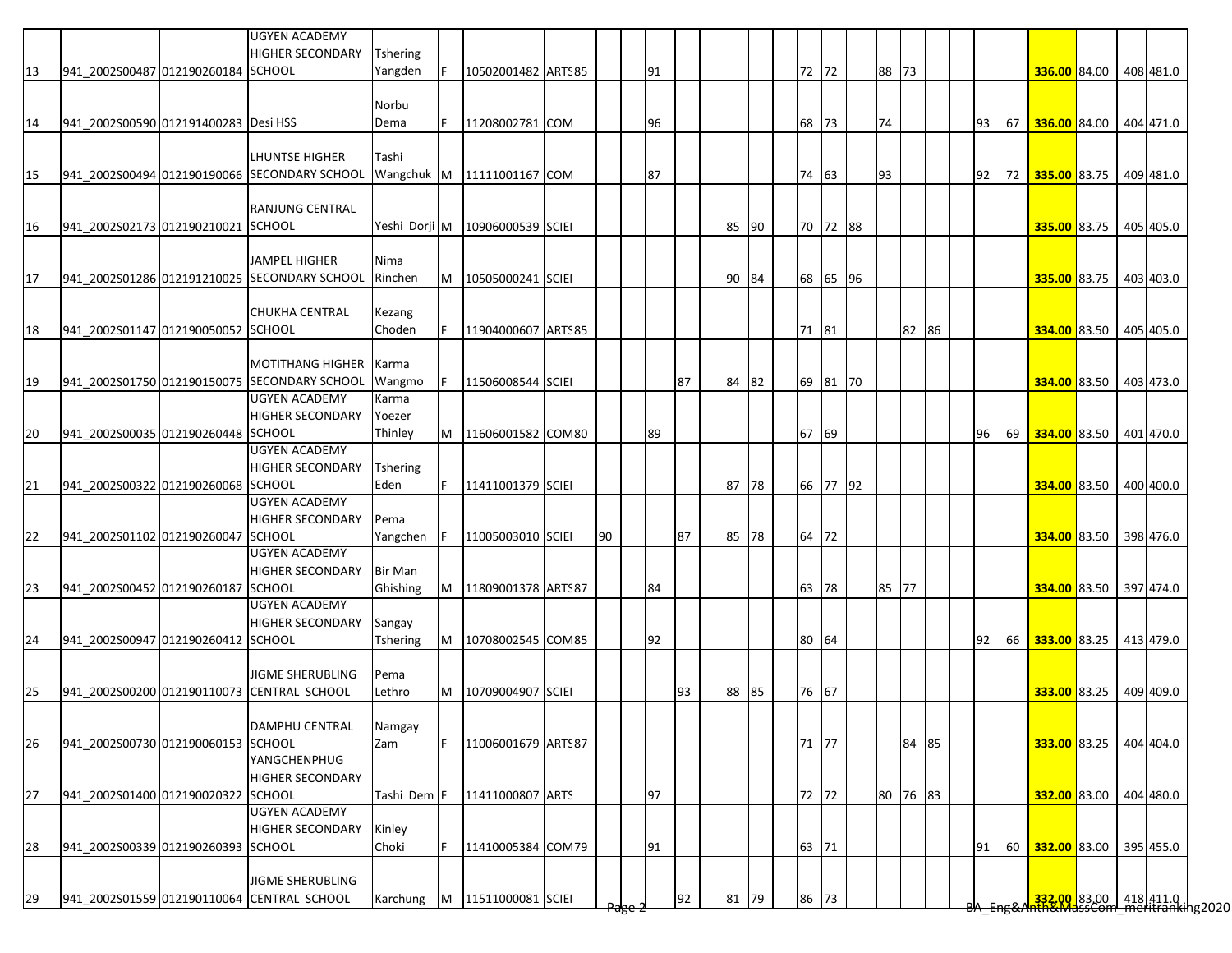| | | | | | | | | | | | | | | | | | | | | | | | | | |
|---|---|---|---|---|---|---|---|---|---|---|---|---|---|---|---|---|---|---|---|---|---|---|---|---|---|
| 13 | 941_2002S00487 | 012190260184 | UGYEN ACADEMY HIGHER SECONDARY SCHOOL | Tshering Yangden | F | 10502001482 | ARTS | 85 | | 91 | | | | 72 | 72 | | 88 | 73 | | | | **336.00** | 84.00 | 408 | 481.0 |
| 14 | 941_2002S00590 | 012191400283 | Desi HSS | Norbu Dema | F | 11208002781 | COM | | | 96 | | | | 68 | 73 | | 74 | | | 93 | 67 | **336.00** | 84.00 | 404 | 471.0 |
| 15 | 941_2002S00494 | 012190190066 | LHUNTSE HIGHER SECONDARY SCHOOL | Tashi Wangchuk | M | 11111001167 | COM | | | 87 | | | | 74 | 63 | | 93 | | | 92 | 72 | **335.00** | 83.75 | 409 | 481.0 |
| 16 | 941_2002S02173 | 012190210021 | RANJUNG CENTRAL SCHOOL | Yeshi Dorji | M | 10906000539 | SCIE | | | | | 85 | 90 | 70 | 72 | 88 | | | | | | **335.00** | 83.75 | 405 | 405.0 |
| 17 | 941_2002S01286 | 012191210025 | JAMPEL HIGHER SECONDARY SCHOOL | Nima Rinchen | M | 10505000241 | SCIE | | | | | 90 | 84 | 68 | 65 | 96 | | | | | | **335.00** | 83.75 | 403 | 403.0 |
| 18 | 941_2002S01147 | 012190050052 | CHUKHA CENTRAL SCHOOL | Kezang Choden | F | 11904000607 | ARTS | 85 | | | | | | 71 | 81 | | | 82 | 86 | | | **334.00** | 83.50 | 405 | 405.0 |
| 19 | 941_2002S01750 | 012190150075 | MOTITHANG HIGHER SECONDARY SCHOOL | Karma Wangmo | F | 11506008544 | SCIE | | | | 87 | 84 | 82 | 69 | 81 | 70 | | | | | | **334.00** | 83.50 | 403 | 473.0 |
| 20 | 941_2002S00035 | 012190260448 | UGYEN ACADEMY HIGHER SECONDARY SCHOOL | Karma Yoezer Thinley | M | 11606001582 | COM | 80 | | 89 | | | | 67 | 69 | | | | | 96 | 69 | **334.00** | 83.50 | 401 | 470.0 |
| 21 | 941_2002S00322 | 012190260068 | UGYEN ACADEMY HIGHER SECONDARY SCHOOL | Tshering Eden | F | 11411001379 | SCIE | | | | | 87 | 78 | 66 | 77 | 92 | | | | | | **334.00** | 83.50 | 400 | 400.0 |
| 22 | 941_2002S01102 | 012190260047 | UGYEN ACADEMY HIGHER SECONDARY SCHOOL | Pema Yangchen | F | 11005003010 | SCIE | | 90 | | 87 | 85 | 78 | 64 | 72 | | | | | | | **334.00** | 83.50 | 398 | 476.0 |
| 23 | 941_2002S00452 | 012190260187 | UGYEN ACADEMY HIGHER SECONDARY SCHOOL | Bir Man Ghishing | M | 11809001378 | ARTS | 87 | | 84 | | | | 63 | 78 | | 85 | 77 | | | | **334.00** | 83.50 | 397 | 474.0 |
| 24 | 941_2002S00947 | 012190260412 | UGYEN ACADEMY HIGHER SECONDARY SCHOOL | Sangay Tshering | M | 10708002545 | COM | 85 | | 92 | | | | 80 | 64 | | | | | 92 | 66 | **333.00** | 83.25 | 413 | 479.0 |
| 25 | 941_2002S00200 | 012190110073 | JIGME SHERUBLING CENTRAL SCHOOL | Pema Lethro | M | 10709004907 | SCIE | | | | 93 | 88 | 85 | 76 | 67 | | | | | | | **333.00** | 83.25 | 409 | 409.0 |
| 26 | 941_2002S00730 | 012190060153 | DAMPHU CENTRAL SCHOOL | Namgay Zam | F | 11006001679 | ARTS | 87 | | | | | | 71 | 77 | | | 84 | 85 | | | **333.00** | 83.25 | 404 | 404.0 |
| 27 | 941_2002S01400 | 012190020322 | YANGCHENPHUG HIGHER SECONDARY SCHOOL | Tashi Dem | F | 11411000807 | ARTS | | | 97 | | | | 72 | 72 | | 80 | 76 | 83 | | | **332.00** | 83.00 | 404 | 480.0 |
| 28 | 941_2002S00339 | 012190260393 | UGYEN ACADEMY HIGHER SECONDARY SCHOOL | Kinley Choki | F | 11410005384 | COM | 79 | | 91 | | | | 63 | 71 | | | | | 91 | 60 | **332.00** | 83.00 | 395 | 455.0 |
| 29 | 941_2002S01559 | 012190110064 | JIGME SHERUBLING CENTRAL SCHOOL | Karchung | M | 11511000081 | SCIE | | | | 92 | 81 | 79 | 86 | 73 | | | | | | | **332.00** | 83.00 | 418 | 411.0 |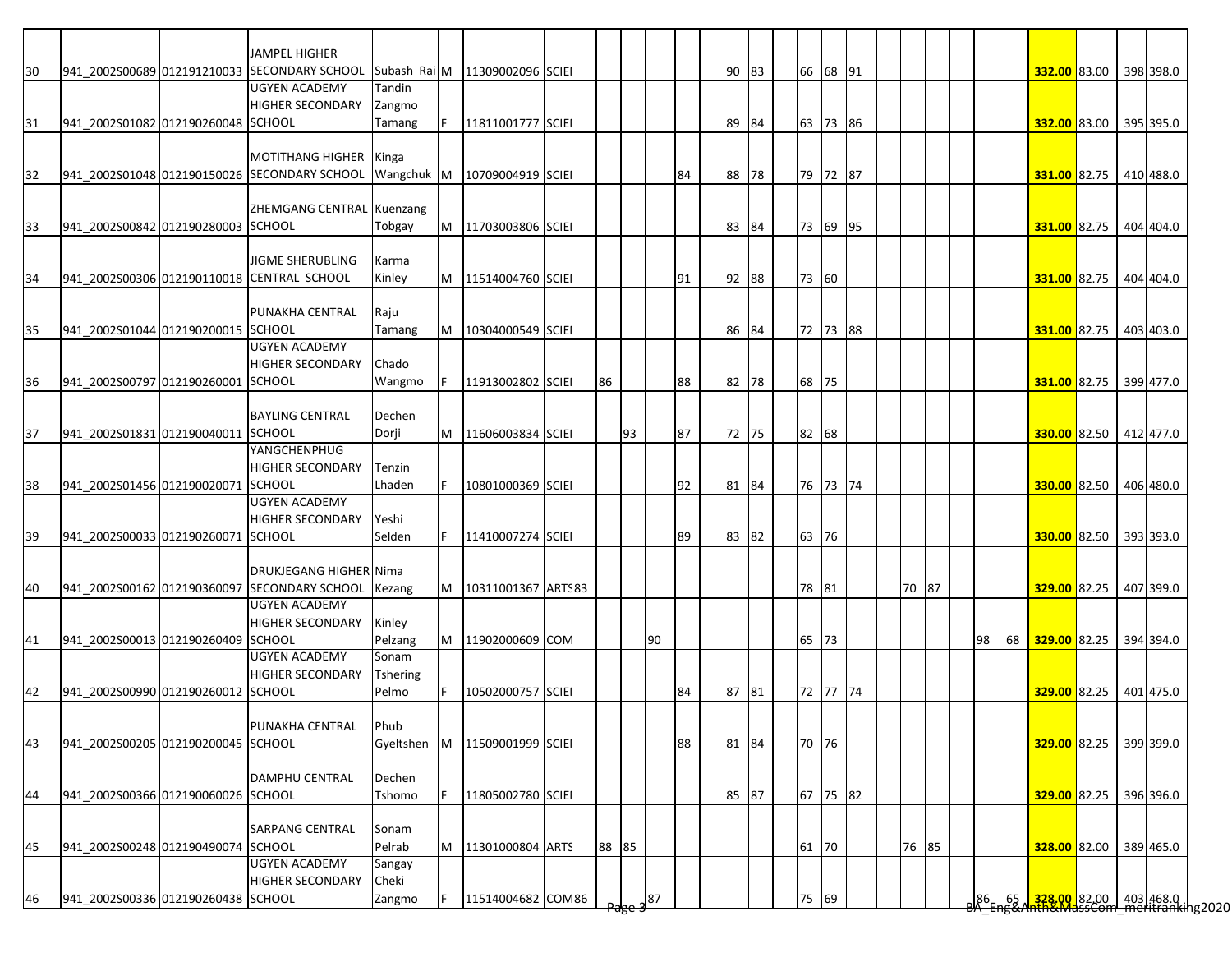| | | | | | | | | | | | | | | | | | | | | | | | | | | | | | | | |
|---|---|---|---|---|---|---|---|---|---|---|---|---|---|---|---|---|---|---|---|---|---|---|---|---|---|---|---|---|---|---|---|
| 30 | 941_2002S00689 | 012191210033 | JAMPEL HIGHER SECONDARY SCHOOL | Subash Rai | M | 11309002096 | SCIE | | | | | | | | 90 | 83 | | 66 | 68 | 91 | | | | | | | **332.00** | 83.00 | | 398 | 398.0 |
| 31 | 941_2002S01082 | 012190260048 | UGYEN ACADEMY HIGHER SECONDARY SCHOOL | Tandin Zangmo Tamang | F | 11811001777 | SCIE | | | | | | | | 89 | 84 | | 63 | 73 | 86 | | | | | | | **332.00** | 83.00 | | 395 | 395.0 |
| 32 | 941_2002S01048 | 012190150026 | MOTITHANG HIGHER SECONDARY SCHOOL | Kinga Wangchuk | M | 10709004919 | SCIE | | | | | | 84 | | 88 | 78 | | 79 | 72 | 87 | | | | | | | **331.00** | 82.75 | | 410 | 488.0 |
| 33 | 941_2002S00842 | 012190280003 | ZHEMGANG CENTRAL SCHOOL | Kuenzang Tobgay | M | 11703003806 | SCIE | | | | | | | | 83 | 84 | | 73 | 69 | 95 | | | | | | | **331.00** | 82.75 | | 404 | 404.0 |
| 34 | 941_2002S00306 | 012190110018 | JIGME SHERUBLING CENTRAL SCHOOL | Karma Kinley | M | 11514004760 | SCIE | | | | | | 91 | | 92 | 88 | | 73 | 60 | | | | | | | | **331.00** | 82.75 | | 404 | 404.0 |
| 35 | 941_2002S01044 | 012190200015 | PUNAKHA CENTRAL SCHOOL | Raju Tamang | M | 10304000549 | SCIE | | | | | | | | 86 | 84 | | 72 | 73 | 88 | | | | | | | **331.00** | 82.75 | | 403 | 403.0 |
| 36 | 941_2002S00797 | 012190260001 | UGYEN ACADEMY HIGHER SECONDARY SCHOOL | Chado Wangmo | F | 11913002802 | SCIE | | | 86 | | | 88 | | 82 | 78 | | 68 | 75 | | | | | | | | **331.00** | 82.75 | | 399 | 477.0 |
| 37 | 941_2002S01831 | 012190040011 | BAYLING CENTRAL SCHOOL | Dechen Dorji | M | 11606003834 | SCIE | | | | 93 | | 87 | | 72 | 75 | | 82 | 68 | | | | | | | | **330.00** | 82.50 | | 412 | 477.0 |
| 38 | 941_2002S01456 | 012190020071 | YANGCHENPHUG HIGHER SECONDARY SCHOOL | Tenzin Lhaden | F | 10801000369 | SCIE | | | | | | 92 | | 81 | 84 | | 76 | 73 | 74 | | | | | | | **330.00** | 82.50 | | 406 | 480.0 |
| 39 | 941_2002S00033 | 012190260071 | UGYEN ACADEMY HIGHER SECONDARY SCHOOL | Yeshi Selden | F | 11410007274 | SCIE | | | | | | 89 | | 83 | 82 | | 63 | 76 | | | | | | | | **330.00** | 82.50 | | 393 | 393.0 |
| 40 | 941_2002S00162 | 012190360097 | DRUKJEGANG HIGHER SECONDARY SCHOOL | Nima Kezang | M | 10311001367 | ARTS | 83 | | | | | | | | | | 78 | 81 | | | 70 | 87 | | | | **329.00** | 82.25 | | 407 | 399.0 |
| 41 | 941_2002S00013 | 012190260409 | UGYEN ACADEMY HIGHER SECONDARY SCHOOL | Kinley Pelzang | M | 11902000609 | COM | | | | | 90 | | | | | | 65 | 73 | | | | | | 98 | 68 | **329.00** | 82.25 | | 394 | 394.0 |
| 42 | 941_2002S00990 | 012190260012 | UGYEN ACADEMY HIGHER SECONDARY SCHOOL | Sonam Tshering Pelmo | F | 10502000757 | SCIE | | | | | | 84 | | 87 | 81 | | 72 | 77 | 74 | | | | | | | **329.00** | 82.25 | | 401 | 475.0 |
| 43 | 941_2002S00205 | 012190200045 | PUNAKHA CENTRAL SCHOOL | Phub Gyeltshen | M | 11509001999 | SCIE | | | | | | 88 | | 81 | 84 | | 70 | 76 | | | | | | | | **329.00** | 82.25 | | 399 | 399.0 |
| 44 | 941_2002S00366 | 012190060026 | DAMPHU CENTRAL SCHOOL | Dechen Tshomo | F | 11805002780 | SCIE | | | | | | | | 85 | 87 | | 67 | 75 | 82 | | | | | | | **329.00** | 82.25 | | 396 | 396.0 |
| 45 | 941_2002S00248 | 012190490074 | SARPANG CENTRAL SCHOOL | Sonam Pelrab | M | 11301000804 | ARTS | | | 88 | 85 | | | | | | | 61 | 70 | | | 76 | 85 | | | | **328.00** | 82.00 | | 389 | 465.0 |
| 46 | 941_2002S00336 | 012190260438 | UGYEN ACADEMY HIGHER SECONDARY SCHOOL | Sangay Cheki Zangmo | F | 11514004682 | COM | 86 | | | | 87 | | | | | | 75 | 69 | | | | | | 86 | 65 | **328.00** | 82.00 | | 403 | 468.0 |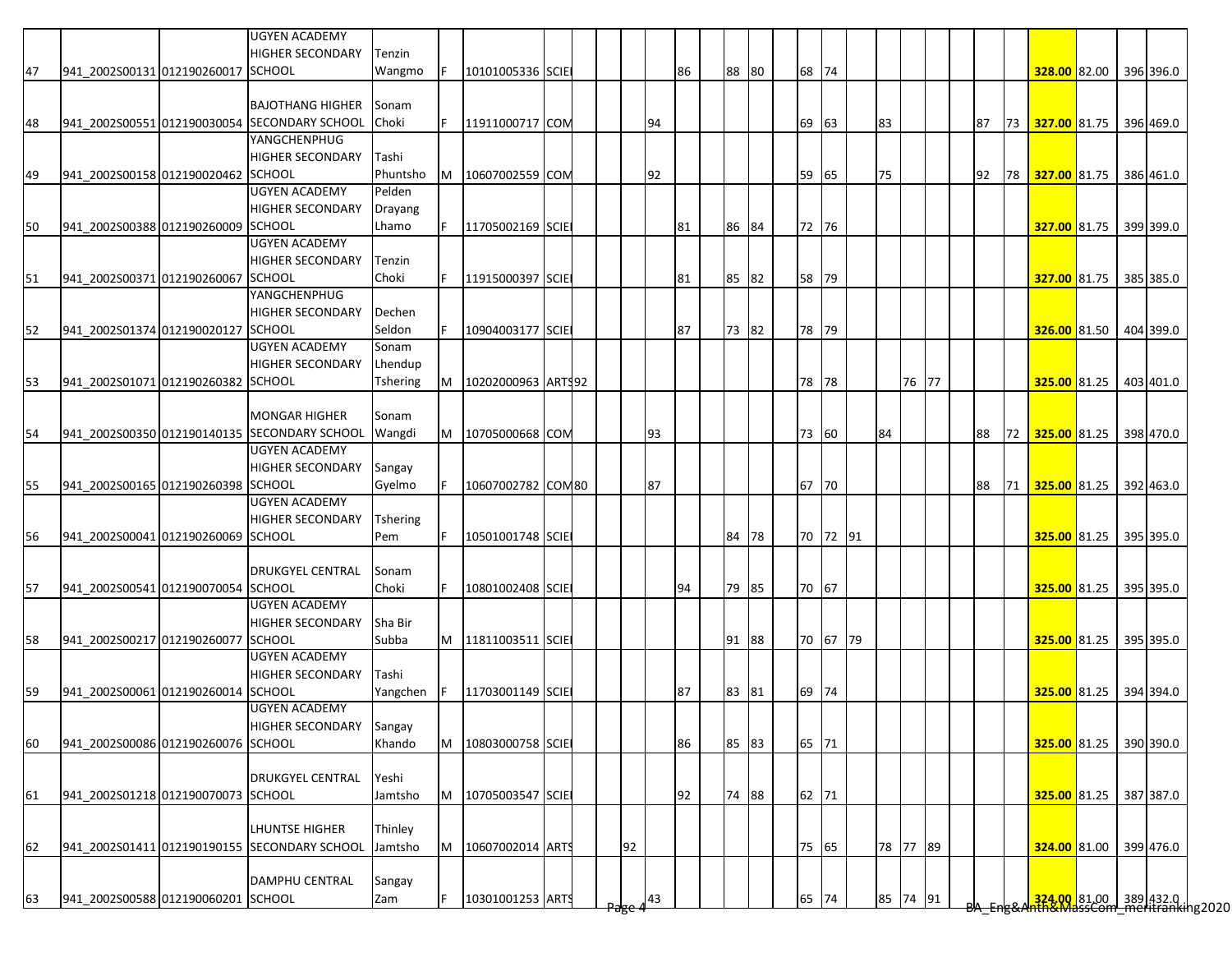| | | | | | | | | | | | | | | | | | | | | | | | | | | | | | | |
|---|---|---|---|---|---|---|---|---|---|---|---|---|---|---|---|---|---|---|---|---|---|---|---|---|---|---|---|---|---|---|
| 47 | 941_2002S00131 | 012190260017 | UGYEN ACADEMY HIGHER SECONDARY SCHOOL | Tenzin Wangmo | F | 10101005336 | SCIE | | | | | 86 | | 88 | 80 | | 68 | 74 | | | | | | | | 328.00 | 82.00 | | 396 | 396.0 |
| 48 | 941_2002S00551 | 012190030054 | BAJOTHANG HIGHER SECONDARY SCHOOL | Sonam Choki | F | 11911000717 | COM | | | | 94 | | | | | | 69 | 63 | | 83 | | | | 87 | 73 | 327.00 | 81.75 | | 396 | 469.0 |
| 49 | 941_2002S00158 | 012190020462 | YANGCHENPHUG HIGHER SECONDARY SCHOOL | Tashi Phuntsho | M | 10607002559 | COM | | | | 92 | | | | | | 59 | 65 | | 75 | | | | 92 | 78 | 327.00 | 81.75 | | 386 | 461.0 |
| 50 | 941_2002S00388 | 012190260009 | UGYEN ACADEMY HIGHER SECONDARY SCHOOL | Pelden Drayang Lhamo | F | 11705002169 | SCIE | | | | | 81 | | 86 | 84 | | 72 | 76 | | | | | | | | 327.00 | 81.75 | | 399 | 399.0 |
| 51 | 941_2002S00371 | 012190260067 | UGYEN ACADEMY HIGHER SECONDARY SCHOOL | Tenzin Choki | F | 11915000397 | SCIE | | | | | 81 | | 85 | 82 | | 58 | 79 | | | | | | | | 327.00 | 81.75 | | 385 | 385.0 |
| 52 | 941_2002S01374 | 012190020127 | YANGCHENPHUG HIGHER SECONDARY SCHOOL | Dechen Seldon | F | 10904003177 | SCIE | | | | | 87 | | 73 | 82 | | 78 | 79 | | | | | | | | 326.00 | 81.50 | | 404 | 399.0 |
| 53 | 941_2002S01071 | 012190260382 | UGYEN ACADEMY HIGHER SECONDARY SCHOOL | Sonam Lhendup Tshering | M | 10202000963 | ARTS | 92 | | | | | | | | | 78 | 78 | | | 76 | 77 | | | | 325.00 | 81.25 | | 403 | 401.0 |
| 54 | 941_2002S00350 | 012190140135 | MONGAR HIGHER SECONDARY SCHOOL | Sonam Wangdi | M | 10705000668 | COM | | | | 93 | | | | | | 73 | 60 | | 84 | | | | 88 | 72 | 325.00 | 81.25 | | 398 | 470.0 |
| 55 | 941_2002S00165 | 012190260398 | UGYEN ACADEMY HIGHER SECONDARY SCHOOL | Sangay Gyelmo | F | 10607002782 | COM | 80 | | | 87 | | | | | | 67 | 70 | | | | | | 88 | 71 | 325.00 | 81.25 | | 392 | 463.0 |
| 56 | 941_2002S00041 | 012190260069 | UGYEN ACADEMY HIGHER SECONDARY SCHOOL | Tshering Pem | F | 10501001748 | SCIE | | | | | | | 84 | 78 | | 70 | 72 | 91 | | | | | | | 325.00 | 81.25 | | 395 | 395.0 |
| 57 | 941_2002S00541 | 012190070054 | DRUKGYEL CENTRAL SCHOOL | Sonam Choki | F | 10801002408 | SCIE | | | | | 94 | | 79 | 85 | | 70 | 67 | | | | | | | | 325.00 | 81.25 | | 395 | 395.0 |
| 58 | 941_2002S00217 | 012190260077 | UGYEN ACADEMY HIGHER SECONDARY SCHOOL | Sha Bir Subba | M | 11811003511 | SCIE | | | | | | | 91 | 88 | | 70 | 67 | 79 | | | | | | | 325.00 | 81.25 | | 395 | 395.0 |
| 59 | 941_2002S00061 | 012190260014 | UGYEN ACADEMY HIGHER SECONDARY SCHOOL | Tashi Yangchen | F | 11703001149 | SCIE | | | | | 87 | | 83 | 81 | | 69 | 74 | | | | | | | | 325.00 | 81.25 | | 394 | 394.0 |
| 60 | 941_2002S00086 | 012190260076 | UGYEN ACADEMY HIGHER SECONDARY SCHOOL | Sangay Khando | M | 10803000758 | SCIE | | | | | 86 | | 85 | 83 | | 65 | 71 | | | | | | | | 325.00 | 81.25 | | 390 | 390.0 |
| 61 | 941_2002S01218 | 012190070073 | DRUKGYEL CENTRAL SCHOOL | Yeshi Jamtsho | M | 10705003547 | SCIE | | | | | 92 | | 74 | 88 | | 62 | 71 | | | | | | | | 325.00 | 81.25 | | 387 | 387.0 |
| 62 | 941_2002S01411 | 012190190155 | LHUNTSE HIGHER SECONDARY SCHOOL | Thinley Jamtsho | M | 10607002014 | ARTS | | | 92 | | | | | | | 75 | 65 | | 78 | 77 | 89 | | | | 324.00 | 81.00 | | 399 | 476.0 |
| 63 | 941_2002S00588 | 012190060201 | DAMPHU CENTRAL SCHOOL | Sangay Zam | F | 10301001253 | ARTS | | | | 43 | | | | | | 65 | 74 | | 85 | 74 | 91 | | | | 324.00 | 81.00 | | 389 | 432.0 |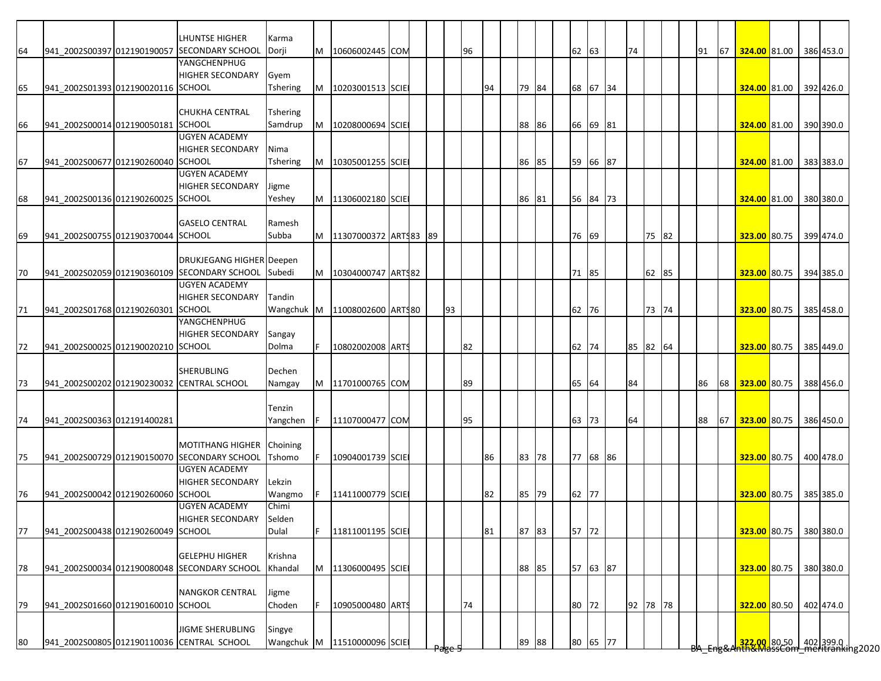| | | | | | | | | | | | | | | | | | | | | | | | | | | | | | | |
|---|---|---|---|---|---|---|---|---|---|---|---|---|---|---|---|---|---|---|---|---|---|---|---|---|---|---|---|---|---|---|
| 64 | 941_2002S00397 | 012190190057 | LHUNTSE HIGHER SECONDARY SCHOOL | Karma Dorji | M | 10606002445 | COM | | | | 96 | | | | | | 62 | 63 | | 74 | | | | 91 | 67 | 324.00 | 81.00 | | 386 | 453.0 |
| 65 | 941_2002S01393 | 012190020116 | YANGCHENPHUG HIGHER SECONDARY SCHOOL | Gyem Tshering | M | 10203001513 | SCIE | | | | | 94 | | 79 | 84 | | 68 | 67 | 34 | | | | | | | 324.00 | 81.00 | | 392 | 426.0 |
| 66 | 941_2002S00014 | 012190050181 | CHUKHA CENTRAL SCHOOL | Tshering Samdrup | M | 10208000694 | SCIE | | | | | | | 88 | 86 | | 66 | 69 | 81 | | | | | | | 324.00 | 81.00 | | 390 | 390.0 |
| 67 | 941_2002S00677 | 012190260040 | UGYEN ACADEMY HIGHER SECONDARY SCHOOL | Nima Tshering | M | 10305001255 | SCIE | | | | | | | 86 | 85 | | 59 | 66 | 87 | | | | | | | 324.00 | 81.00 | | 383 | 383.0 |
| 68 | 941_2002S00136 | 012190260025 | UGYEN ACADEMY HIGHER SECONDARY SCHOOL | Jigme Yeshey | M | 11306002180 | SCIE | | | | | | | 86 | 81 | | 56 | 84 | 73 | | | | | | | 324.00 | 81.00 | | 380 | 380.0 |
| 69 | 941_2002S00755 | 012190370044 | GASELO CENTRAL SCHOOL | Ramesh Subba | M | 11307000372 | ARTS | 83 | 89 | | | | | | | | 76 | 69 | | | 75 | 82 | | | | 323.00 | 80.75 | | 399 | 474.0 |
| 70 | 941_2002S02059 | 012190360109 | DRUKJEGANG HIGHER SECONDARY SCHOOL | Deepen Subedi | M | 10304000747 | ARTS | 82 | | | | | | | | | 71 | 85 | | | 62 | 85 | | | | 323.00 | 80.75 | | 394 | 385.0 |
| 71 | 941_2002S01768 | 012190260301 | UGYEN ACADEMY HIGHER SECONDARY SCHOOL | Tandin Wangchuk | M | 11008002600 | ARTS | 80 | | 93 | | | | | | | 62 | 76 | | | 73 | 74 | | | | 323.00 | 80.75 | | 385 | 458.0 |
| 72 | 941_2002S00025 | 012190020210 | YANGCHENPHUG HIGHER SECONDARY SCHOOL | Sangay Dolma | F | 10802002008 | ARTS | | | | 82 | | | | | | 62 | 74 | | 85 | 82 | 64 | | | | 323.00 | 80.75 | | 385 | 449.0 |
| 73 | 941_2002S00202 | 012190230032 | SHERUBLING CENTRAL SCHOOL | Dechen Namgay | M | 11701000765 | COM | | | | 89 | | | | | | 65 | 64 | | 84 | | | | 86 | 68 | 323.00 | 80.75 | | 388 | 456.0 |
| 74 | 941_2002S00363 | 012191400281 | | Tenzin Yangchen | F | 11107000477 | COM | | | | 95 | | | | | | 63 | 73 | | 64 | | | | 88 | 67 | 323.00 | 80.75 | | 386 | 450.0 |
| 75 | 941_2002S00729 | 012190150070 | MOTITHANG HIGHER SECONDARY SCHOOL | Choining Tshomo | F | 10904001739 | SCIE | | | | | 86 | | 83 | 78 | | 77 | 68 | 86 | | | | | | | 323.00 | 80.75 | | 400 | 478.0 |
| 76 | 941_2002S00042 | 012190260060 | UGYEN ACADEMY HIGHER SECONDARY SCHOOL | Lekzin Wangmo | F | 11411000779 | SCIE | | | | | 82 | | 85 | 79 | | 62 | 77 | | | | | | | | 323.00 | 80.75 | | 385 | 385.0 |
| 77 | 941_2002S00438 | 012190260049 | UGYEN ACADEMY HIGHER SECONDARY SCHOOL | Chimi Selden Dulal | F | 11811001195 | SCIE | | | | | 81 | | 87 | 83 | | 57 | 72 | | | | | | | | 323.00 | 80.75 | | 380 | 380.0 |
| 78 | 941_2002S00034 | 012190080048 | GELEPHU HIGHER SECONDARY SCHOOL | Krishna Khandal | M | 11306000495 | SCIE | | | | | | | 88 | 85 | | 57 | 63 | 87 | | | | | | | 323.00 | 80.75 | | 380 | 380.0 |
| 79 | 941_2002S01660 | 012190160010 | NANGKOR CENTRAL SCHOOL | Jigme Choden | F | 10905000480 | ARTS | | | | 74 | | | | | | 80 | 72 | | 92 | 78 | 78 | | | | 322.00 | 80.50 | | 402 | 474.0 |
| 80 | 941_2002S00805 | 012190110036 | JIGME SHERUBLING CENTRAL SCHOOL | Singye Wangchuk | M | 11510000096 | SCIE | | | | | | | 89 | 88 | | 80 | 65 | 77 | | | | | | | 322.00 | 80.50 | | 402 | 399.0 |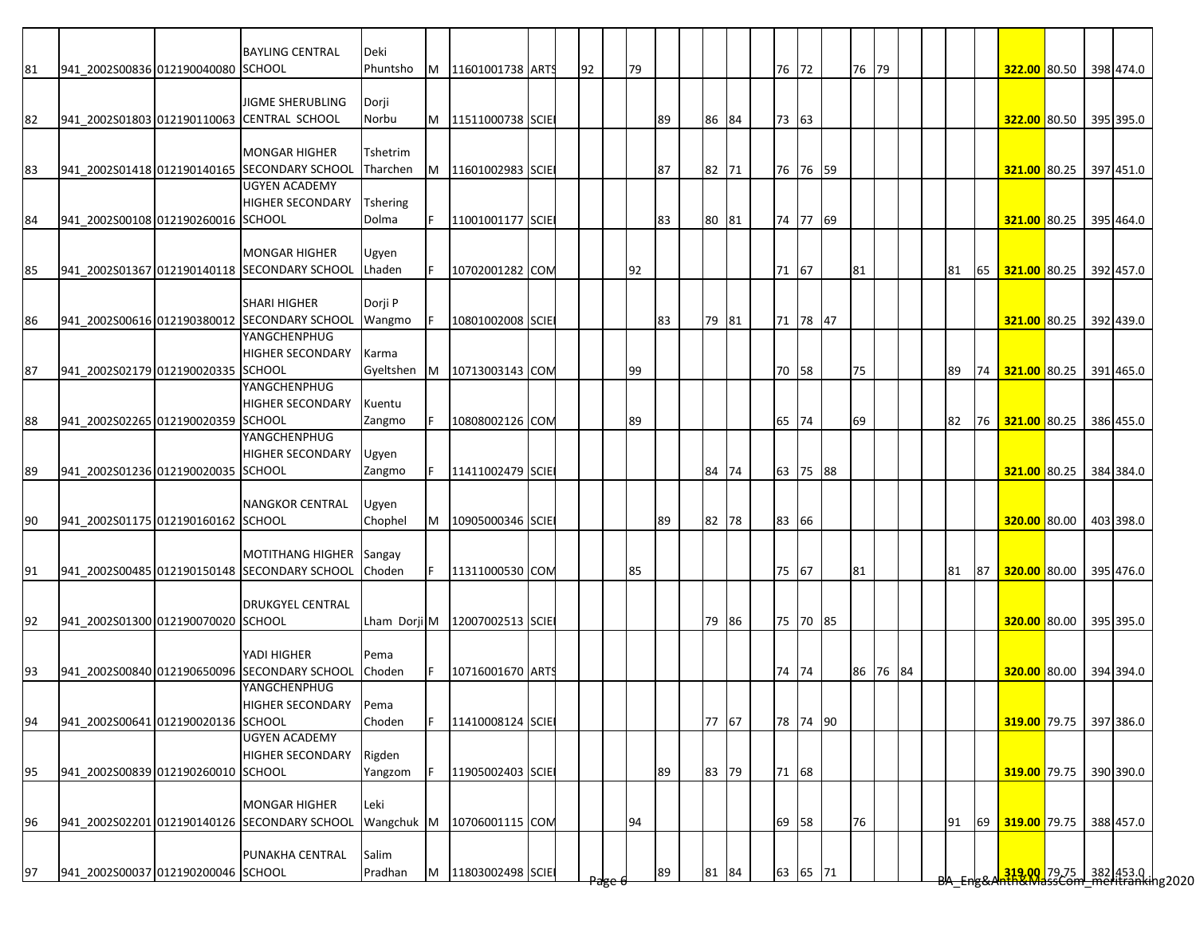| | | | | | | | | | | | | | | | | | | | | | | | | | | | | | | |
|---|---|---|---|---|---|---|---|---|---|---|---|---|---|---|---|---|---|---|---|---|---|---|---|---|---|---|---|---|---|---|
| 81 | 941_2002S00836 | 012190040080 | BAYLING CENTRAL SCHOOL | Deki Phuntsho | M | 11601001738 | ARTS | | 92 | | 79 | | | | | | 76 | 72 | | 76 | 79 | | | | | 322.00 | 80.50 | | 398 | 474.0 |
| 82 | 941_2002S01803 | 012190110063 | JIGME SHERUBLING CENTRAL SCHOOL | Dorji Norbu | M | 11511000738 | SCIE | | | | | 89 | | 86 | 84 | | 73 | 63 | | | | | | | | 322.00 | 80.50 | | 395 | 395.0 |
| 83 | 941_2002S01418 | 012190140165 | MONGAR HIGHER SECONDARY SCHOOL | Tshetrim Tharchen | M | 11601002983 | SCIE | | | | | 87 | | 82 | 71 | | 76 | 76 | 59 | | | | | | | 321.00 | 80.25 | | 397 | 451.0 |
| 84 | 941_2002S00108 | 012190260016 | UGYEN ACADEMY HIGHER SECONDARY SCHOOL | Tshering Dolma | F | 11001001177 | SCIE | | | | | 83 | | 80 | 81 | | 74 | 77 | 69 | | | | | | | 321.00 | 80.25 | | 395 | 464.0 |
| 85 | 941_2002S01367 | 012190140118 | MONGAR HIGHER SECONDARY SCHOOL | Ugyen Lhaden | F | 10702001282 | COM | | | | 92 | | | | | | 71 | 67 | | 81 | | | | 81 | 65 | 321.00 | 80.25 | | 392 | 457.0 |
| 86 | 941_2002S00616 | 012190380012 | SHARI HIGHER SECONDARY SCHOOL | Dorji P Wangmo | F | 10801002008 | SCIE | | | | | 83 | | 79 | 81 | | 71 | 78 | 47 | | | | | | | 321.00 | 80.25 | | 392 | 439.0 |
| 87 | 941_2002S02179 | 012190020335 | YANGCHENPHUG HIGHER SECONDARY SCHOOL | Karma Gyeltshen | M | 10713003143 | COM | | | | 99 | | | | | | 70 | 58 | | 75 | | | | 89 | 74 | 321.00 | 80.25 | | 391 | 465.0 |
| 88 | 941_2002S02265 | 012190020359 | YANGCHENPHUG HIGHER SECONDARY SCHOOL | Kuentu Zangmo | F | 10808002126 | COM | | | | 89 | | | | | | 65 | 74 | | 69 | | | | 82 | 76 | 321.00 | 80.25 | | 386 | 455.0 |
| 89 | 941_2002S01236 | 012190020035 | YANGCHENPHUG HIGHER SECONDARY SCHOOL | Ugyen Zangmo | F | 11411002479 | SCIE | | | | | | | 84 | 74 | | 63 | 75 | 88 | | | | | | | 321.00 | 80.25 | | 384 | 384.0 |
| 90 | 941_2002S01175 | 012190160162 | NANGKOR CENTRAL SCHOOL | Ugyen Chophel | M | 10905000346 | SCIE | | | | | 89 | | 82 | 78 | | 83 | 66 | | | | | | | | 320.00 | 80.00 | | 403 | 398.0 |
| 91 | 941_2002S00485 | 012190150148 | MOTITHANG HIGHER SECONDARY SCHOOL | Sangay Choden | F | 11311000530 | COM | | | | 85 | | | | | | 75 | 67 | | 81 | | | | 81 | 87 | 320.00 | 80.00 | | 395 | 476.0 |
| 92 | 941_2002S01300 | 012190070020 | DRUKGYEL CENTRAL SCHOOL | Lham Dorji | M | 12007002513 | SCIE | | | | | | | 79 | 86 | | 75 | 70 | 85 | | | | | | | 320.00 | 80.00 | | 395 | 395.0 |
| 93 | 941_2002S00840 | 012190650096 | YADI HIGHER SECONDARY SCHOOL | Pema Choden | F | 10716001670 | ARTS | | | | | | | | | | 74 | 74 | | 86 | 76 | 84 | | | | 320.00 | 80.00 | | 394 | 394.0 |
| 94 | 941_2002S00641 | 012190020136 | YANGCHENPHUG HIGHER SECONDARY SCHOOL | Pema Choden | F | 11410008124 | SCIE | | | | | | | 77 | 67 | | 78 | 74 | 90 | | | | | | | 319.00 | 79.75 | | 397 | 386.0 |
| 95 | 941_2002S00839 | 012190260010 | UGYEN ACADEMY HIGHER SECONDARY SCHOOL | Rigden Yangzom | F | 11905002403 | SCIE | | | | | 89 | | 83 | 79 | | 71 | 68 | | | | | | | | 319.00 | 79.75 | | 390 | 390.0 |
| 96 | 941_2002S02201 | 012190140126 | MONGAR HIGHER SECONDARY SCHOOL | Leki Wangchuk | M | 10706001115 | COM | | | | 94 | | | | | | 69 | 58 | | 76 | | | | 91 | 69 | 319.00 | 79.75 | | 388 | 457.0 |
| 97 | 941_2002S00037 | 012190200046 | PUNAKHA CENTRAL SCHOOL | Salim Pradhan | M | 11803002498 | SCIE | | | | | 89 | | 81 | 84 | | 63 | 65 | 71 | | | | | | | 319.00 | 79.75 | | 382 | 453.0 |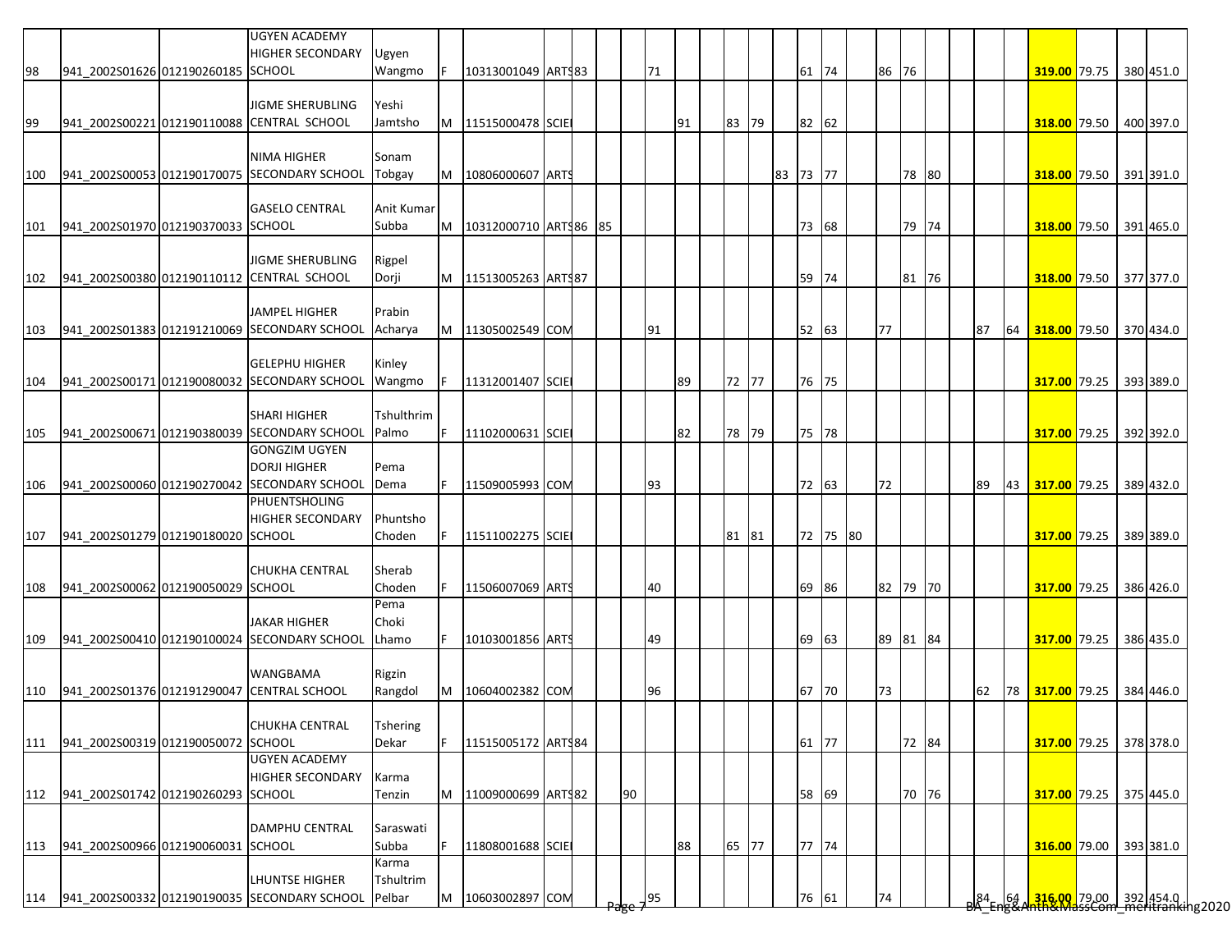| | | | | | | | | | | | | | | | | | | | | | | | | | | | | | |
|---|---|---|---|---|---|---|---|---|---|---|---|---|---|---|---|---|---|---|---|---|---|---|---|---|---|---|---|---|---|
| 98 | 941_2002S01626 | 012190260185 | UGYEN ACADEMY HIGHER SECONDARY SCHOOL | Ugyen Wangmo | F | 10313001049 | ARTS | 83 | | | 71 | | | | | | 61 | 74 | | 86 | 76 | | | | | **319.00** | 79.75 | 380 | 451.0 |
| 99 | 941_2002S00221 | 012190110088 | JIGME SHERUBLING CENTRAL SCHOOL | Yeshi Jamtsho | M | 11515000478 | SCIE | | | | | 91 | | 83 | 79 | | 82 | 62 | | | | | | | | **318.00** | 79.50 | 400 | 397.0 |
| 100 | 941_2002S00053 | 012190170075 | NIMA HIGHER SECONDARY SCHOOL | Sonam Tobgay | M | 10806000607 | ARTS | | | | | | | | | 83 | 73 | 77 | | | 78 | 80 | | | | **318.00** | 79.50 | 391 | 391.0 |
| 101 | 941_2002S01970 | 012190370033 | GASELO CENTRAL SCHOOL | Anit Kumar Subba | M | 10312000710 | ARTS | 86 | 85 | | | | | | | | 73 | 68 | | | 79 | 74 | | | | **318.00** | 79.50 | 391 | 465.0 |
| 102 | 941_2002S00380 | 012190110112 | JIGME SHERUBLING CENTRAL SCHOOL | Rigpel Dorji | M | 11513005263 | ARTS | 87 | | | | | | | | | 59 | 74 | | | 81 | 76 | | | | **318.00** | 79.50 | 377 | 377.0 |
| 103 | 941_2002S01383 | 012191210069 | JAMPEL HIGHER SECONDARY SCHOOL | Prabin Acharya | M | 11305002549 | COM | | | | 91 | | | | | | 52 | 63 | | 77 | | | | 87 | 64 | **318.00** | 79.50 | 370 | 434.0 |
| 104 | 941_2002S00171 | 012190080032 | GELEPHU HIGHER SECONDARY SCHOOL | Kinley Wangmo | F | 11312001407 | SCIE | | | | | 89 | | 72 | 77 | | 76 | 75 | | | | | | | | **317.00** | 79.25 | 393 | 389.0 |
| 105 | 941_2002S00671 | 012190380039 | SHARI HIGHER SECONDARY SCHOOL | Tshulthrim Palmo | F | 11102000631 | SCIE | | | | | 82 | | 78 | 79 | | 75 | 78 | | | | | | | | **317.00** | 79.25 | 392 | 392.0 |
| 106 | 941_2002S00060 | 012190270042 | GONGZIM UGYEN DORJI HIGHER SECONDARY SCHOOL | Pema Dema | F | 11509005993 | COM | | | | 93 | | | | | | 72 | 63 | | 72 | | | | 89 | 43 | **317.00** | 79.25 | 389 | 432.0 |
| 107 | 941_2002S01279 | 012190180020 | PHUENTSHOLING HIGHER SECONDARY SCHOOL | Phuntsho Choden | F | 11511002275 | SCIE | | | | | | | 81 | 81 | | 72 | 75 | 80 | | | | | | | **317.00** | 79.25 | 389 | 389.0 |
| 108 | 941_2002S00062 | 012190050029 | CHUKHA CENTRAL SCHOOL | Sherab Choden | F | 11506007069 | ARTS | | | | 40 | | | | | | 69 | 86 | | 82 | 79 | 70 | | | | **317.00** | 79.25 | 386 | 426.0 |
| 109 | 941_2002S00410 | 012190100024 | JAKAR HIGHER SECONDARY SCHOOL | Pema Choki Lhamo | F | 10103001856 | ARTS | | | | 49 | | | | | | 69 | 63 | | 89 | 81 | 84 | | | | **317.00** | 79.25 | 386 | 435.0 |
| 110 | 941_2002S01376 | 012191290047 | WANGBAMA CENTRAL SCHOOL | Rigzin Rangdol | M | 10604002382 | COM | | | | 96 | | | | | | 67 | 70 | | 73 | | | | 62 | 78 | **317.00** | 79.25 | 384 | 446.0 |
| 111 | 941_2002S00319 | 012190050072 | CHUKHA CENTRAL SCHOOL | Tshering Dekar | F | 11515005172 | ARTS | 84 | | | | | | | | | 61 | 77 | | | 72 | 84 | | | | **317.00** | 79.25 | 378 | 378.0 |
| 112 | 941_2002S01742 | 012190260293 | UGYEN ACADEMY HIGHER SECONDARY SCHOOL | Karma Tenzin | M | 11009000699 | ARTS | 82 | | 90 | | | | | | | 58 | 69 | | | 70 | 76 | | | | **317.00** | 79.25 | 375 | 445.0 |
| 113 | 941_2002S00966 | 012190060031 | DAMPHU CENTRAL SCHOOL | Saraswati Subba | F | 11808001688 | SCIE | | | | | 88 | | 65 | 77 | | 77 | 74 | | | | | | | | **316.00** | 79.00 | 393 | 381.0 |
| 114 | 941_2002S00332 | 012190190035 | LHUNTSE HIGHER SECONDARY SCHOOL | Karma Tshultrim Pelbar | M | 10603002897 | COM | | | | 95 | | | | | | 76 | 61 | | 74 | | | | 84 | 64 | **316.00** | 79.00 | 392 | 454.0 |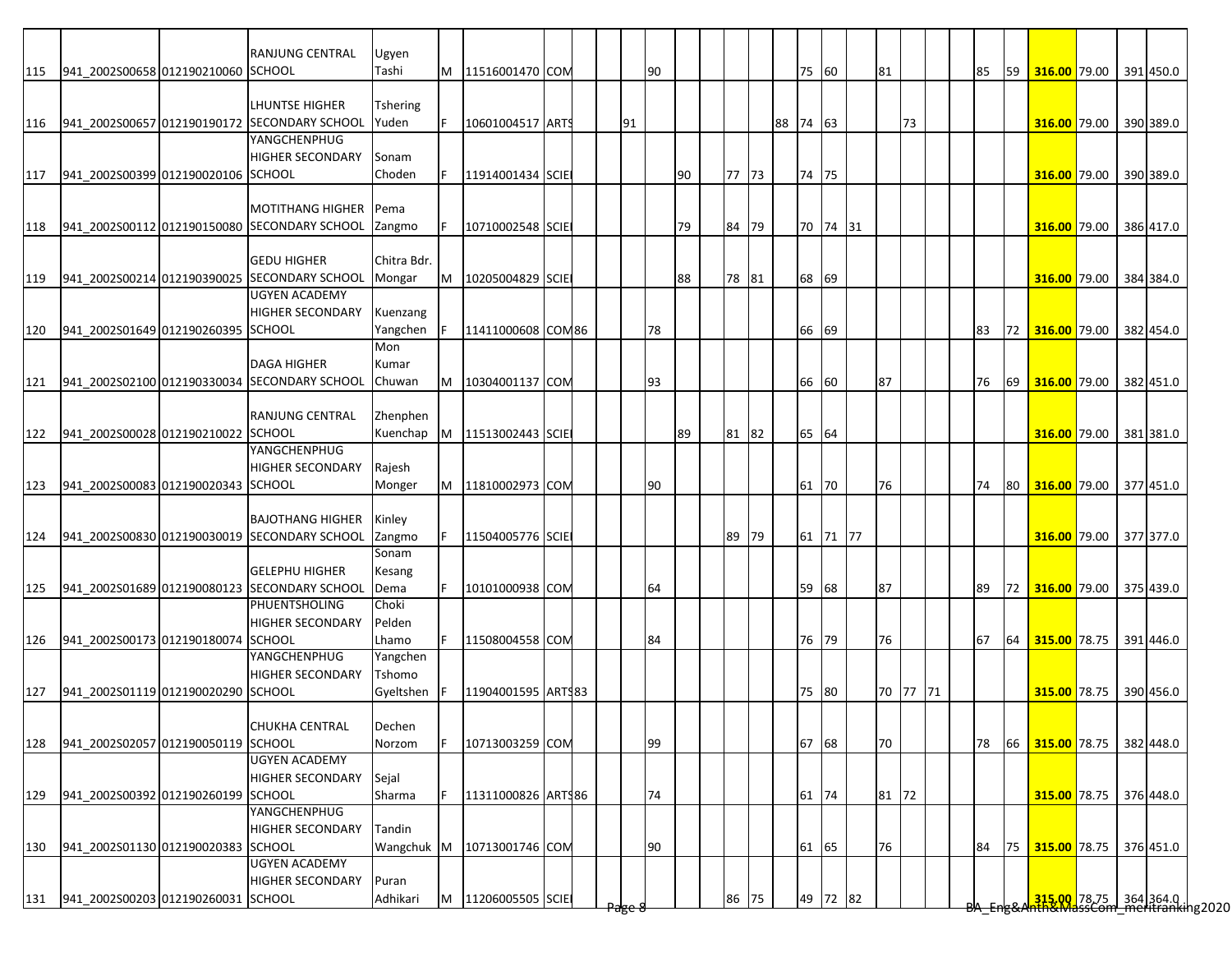| | | | | | | | | | | | | | | | | | | | | | | | | | | | | | |
|---|---|---|---|---|---|---|---|---|---|---|---|---|---|---|---|---|---|---|---|---|---|---|---|---|---|---|---|---|---|
| 115 | 941_2002S00658 | 012190210060 | RANJUNG CENTRAL SCHOOL | Ugyen Tashi | M | 11516001470 | COM | | | | 90 | | | | | | 75 | 60 | | 81 | | | | 85 | 59 | **316.00** | 79.00 | 391 | 450.0 |
| 116 | 941_2002S00657 | 012190190172 | LHUNTSE HIGHER SECONDARY SCHOOL | Tshering Yuden | F | 10601004517 | ARTS | | | 91 | | | | | | 88 | 74 | 63 | | | 73 | | | | | **316.00** | 79.00 | 390 | 389.0 |
| 117 | 941_2002S00399 | 012190020106 | YANGCHENPHUG HIGHER SECONDARY SCHOOL | Sonam Choden | F | 11914001434 | SCIE | | | | | 90 | | 77 | 73 | | 74 | 75 | | | | | | | | **316.00** | 79.00 | 390 | 389.0 |
| 118 | 941_2002S00112 | 012190150080 | MOTITHANG HIGHER SECONDARY SCHOOL | Pema Zangmo | F | 10710002548 | SCIE | | | | | 79 | | 84 | 79 | | 70 | 74 | 31 | | | | | | | **316.00** | 79.00 | 386 | 417.0 |
| 119 | 941_2002S00214 | 012190390025 | GEDU HIGHER SECONDARY SCHOOL | Chitra Bdr. Mongar | M | 10205004829 | SCIE | | | | | 88 | | 78 | 81 | | 68 | 69 | | | | | | | | **316.00** | 79.00 | 384 | 384.0 |
| 120 | 941_2002S01649 | 012190260395 | UGYEN ACADEMY HIGHER SECONDARY SCHOOL | Kuenzang Yangchen | F | 11411000608 | COM | 86 | | | 78 | | | | | | 66 | 69 | | | | | | 83 | 72 | **316.00** | 79.00 | 382 | 454.0 |
| 121 | 941_2002S02100 | 012190330034 | DAGA HIGHER SECONDARY SCHOOL | Mon Kumar Chuwan | M | 10304001137 | COM | | | | 93 | | | | | | 66 | 60 | | 87 | | | | 76 | 69 | **316.00** | 79.00 | 382 | 451.0 |
| 122 | 941_2002S00028 | 012190210022 | RANJUNG CENTRAL SCHOOL | Zhenphen Kuenchap | M | 11513002443 | SCIE | | | | | 89 | | 81 | 82 | | 65 | 64 | | | | | | | | **316.00** | 79.00 | 381 | 381.0 |
| 123 | 941_2002S00083 | 012190020343 | YANGCHENPHUG HIGHER SECONDARY SCHOOL | Rajesh Monger | M | 11810002973 | COM | | | | 90 | | | | | | 61 | 70 | | 76 | | | | 74 | 80 | **316.00** | 79.00 | 377 | 451.0 |
| 124 | 941_2002S00830 | 012190030019 | BAJOTHANG HIGHER SECONDARY SCHOOL | Kinley Zangmo | F | 11504005776 | SCIE | | | | | | | 89 | 79 | | 61 | 71 | 77 | | | | | | | **316.00** | 79.00 | 377 | 377.0 |
| 125 | 941_2002S01689 | 012190080123 | GELEPHU HIGHER SECONDARY SCHOOL | Sonam Kesang Dema | F | 10101000938 | COM | | | | 64 | | | | | | 59 | 68 | | 87 | | | | 89 | 72 | **316.00** | 79.00 | 375 | 439.0 |
| 126 | 941_2002S00173 | 012190180074 | PHUENTSHOLING HIGHER SECONDARY SCHOOL | Choki Pelden Lhamo | F | 11508004558 | COM | | | | 84 | | | | | | 76 | 79 | | 76 | | | | 67 | 64 | **315.00** | 78.75 | 391 | 446.0 |
| 127 | 941_2002S01119 | 012190020290 | YANGCHENPHUG HIGHER SECONDARY SCHOOL | Yangchen Tshomo Gyeltshen | F | 11904001595 | ARTS | 83 | | | | | | | | | 75 | 80 | | 70 | 77 | 71 | | | | **315.00** | 78.75 | 390 | 456.0 |
| 128 | 941_2002S02057 | 012190050119 | CHUKHA CENTRAL SCHOOL | Dechen Norzom | F | 10713003259 | COM | | | | 99 | | | | | | 67 | 68 | | 70 | | | | 78 | 66 | **315.00** | 78.75 | 382 | 448.0 |
| 129 | 941_2002S00392 | 012190260199 | UGYEN ACADEMY HIGHER SECONDARY SCHOOL | Sejal Sharma | F | 11311000826 | ARTS | 86 | | | 74 | | | | | | 61 | 74 | | 81 | 72 | | | | | **315.00** | 78.75 | 376 | 448.0 |
| 130 | 941_2002S01130 | 012190020383 | YANGCHENPHUG HIGHER SECONDARY SCHOOL | Tandin Wangchuk | M | 10713001746 | COM | | | | 90 | | | | | | 61 | 65 | | 76 | | | | 84 | 75 | **315.00** | 78.75 | 376 | 451.0 |
| 131 | 941_2002S00203 | 012190260031 | UGYEN ACADEMY HIGHER SECONDARY SCHOOL | Puran Adhikari | M | 11206005505 | SCIE | | | | | | | 86 | 75 | | 49 | 72 | 82 | | | | | | | **315.00** | 78.75 | 364 | 364.0 |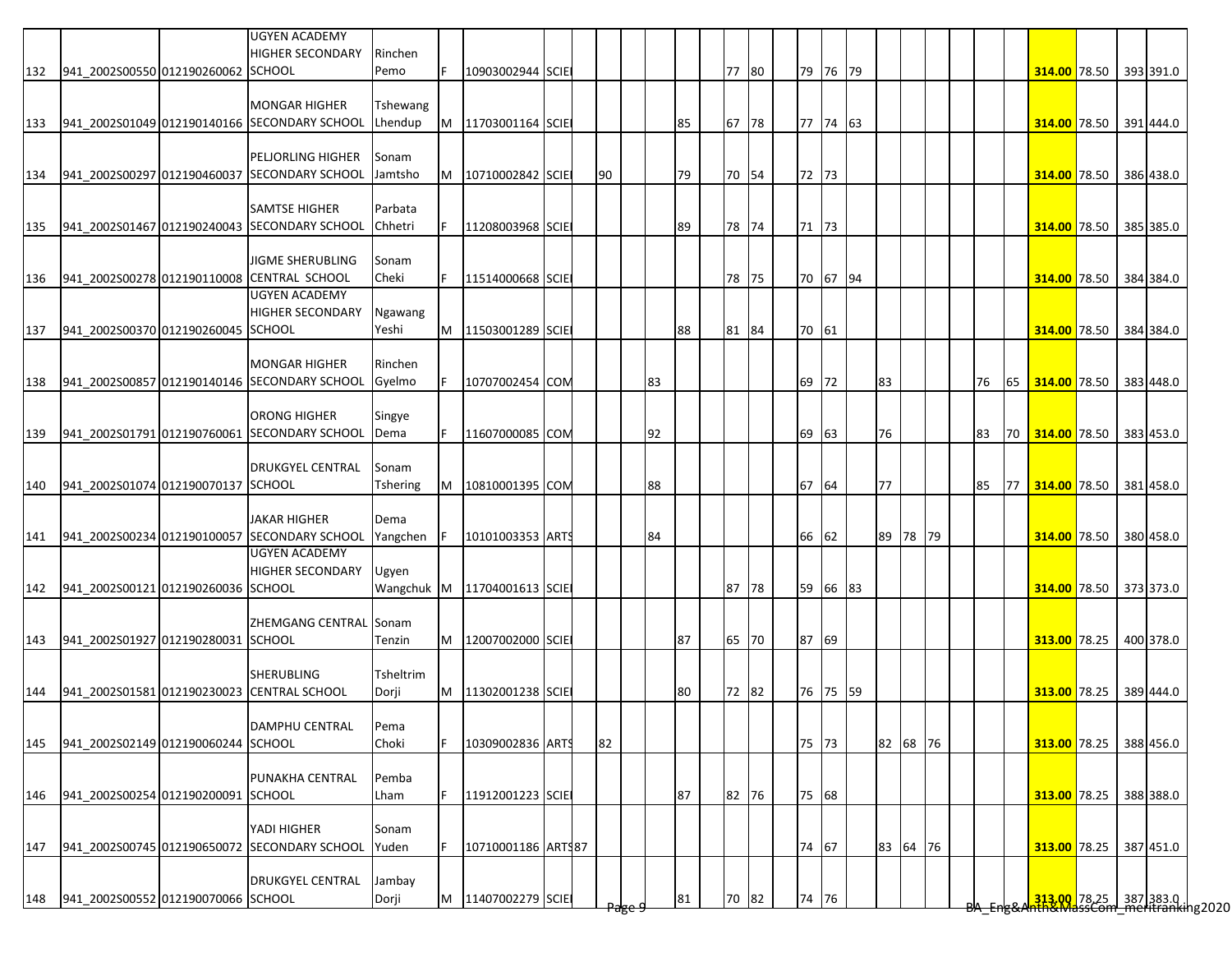| | | | | | | | | | | | | | | | | | | | | | | | | | | | | | |
|---|---|---|---|---|---|---|---|---|---|---|---|---|---|---|---|---|---|---|---|---|---|---|---|---|---|---|---|---|---|
| 132 | 941_2002S00550 | 012190260062 | UGYEN ACADEMY HIGHER SECONDARY SCHOOL | Rinchen Pemo | F | 10903002944 | SCIE | | | | | | | 77 | 80 | | 79 | 76 | 79 | | | | | | | 314.00 | 78.50 | 393 | 391.0 |
| 133 | 941_2002S01049 | 012190140166 | MONGAR HIGHER SECONDARY SCHOOL | Tshewang Lhendup | M | 11703001164 | SCIE | | | | | 85 | | 67 | 78 | | 77 | 74 | 63 | | | | | | | 314.00 | 78.50 | 391 | 444.0 |
| 134 | 941_2002S00297 | 012190460037 | PELJORLING HIGHER SECONDARY SCHOOL | Sonam Jamtsho | M | 10710002842 | SCIE | | 90 | | | 79 | | 70 | 54 | | 72 | 73 | | | | | | | | 314.00 | 78.50 | 386 | 438.0 |
| 135 | 941_2002S01467 | 012190240043 | SAMTSE HIGHER SECONDARY SCHOOL | Parbata Chhetri | F | 11208003968 | SCIE | | | | | 89 | | 78 | 74 | | 71 | 73 | | | | | | | | 314.00 | 78.50 | 385 | 385.0 |
| 136 | 941_2002S00278 | 012190110008 | JIGME SHERUBLING CENTRAL SCHOOL | Sonam Cheki | F | 11514000668 | SCIE | | | | | | | 78 | 75 | | 70 | 67 | 94 | | | | | | | 314.00 | 78.50 | 384 | 384.0 |
| 137 | 941_2002S00370 | 012190260045 | UGYEN ACADEMY HIGHER SECONDARY SCHOOL | Ngawang Yeshi | M | 11503001289 | SCIE | | | | | 88 | | 81 | 84 | | 70 | 61 | | | | | | | | 314.00 | 78.50 | 384 | 384.0 |
| 138 | 941_2002S00857 | 012190140146 | MONGAR HIGHER SECONDARY SCHOOL | Rinchen Gyelmo | F | 10707002454 | COM | | | | 83 | | | | | | 69 | 72 | | 83 | | | | 76 | 65 | 314.00 | 78.50 | 383 | 448.0 |
| 139 | 941_2002S01791 | 012190760061 | ORONG HIGHER SECONDARY SCHOOL | Singye Dema | F | 11607000085 | COM | | | | 92 | | | | | | 69 | 63 | | 76 | | | | 83 | 70 | 314.00 | 78.50 | 383 | 453.0 |
| 140 | 941_2002S01074 | 012190070137 | DRUKGYEL CENTRAL SCHOOL | Sonam Tshering | M | 10810001395 | COM | | | | 88 | | | | | | 67 | 64 | | 77 | | | | 85 | 77 | 314.00 | 78.50 | 381 | 458.0 |
| 141 | 941_2002S00234 | 012190100057 | JAKAR HIGHER SECONDARY SCHOOL | Dema Yangchen | F | 10101003353 | ARTS | | | | 84 | | | | | | 66 | 62 | | 89 | 78 | 79 | | | | 314.00 | 78.50 | 380 | 458.0 |
| 142 | 941_2002S00121 | 012190260036 | UGYEN ACADEMY HIGHER SECONDARY SCHOOL | Ugyen Wangchuk | M | 11704001613 | SCIE | | | | | | | 87 | 78 | | 59 | 66 | 83 | | | | | | | 314.00 | 78.50 | 373 | 373.0 |
| 143 | 941_2002S01927 | 012190280031 | ZHEMGANG CENTRAL SCHOOL | Sonam Tenzin | M | 12007002000 | SCIE | | | | | 87 | | 65 | 70 | | 87 | 69 | | | | | | | | 313.00 | 78.25 | 400 | 378.0 |
| 144 | 941_2002S01581 | 012190230023 | SHERUBLING CENTRAL SCHOOL | Tsheltrim Dorji | M | 11302001238 | SCIE | | | | | 80 | | 72 | 82 | | 76 | 75 | 59 | | | | | | | 313.00 | 78.25 | 389 | 444.0 |
| 145 | 941_2002S02149 | 012190060244 | DAMPHU CENTRAL SCHOOL | Pema Choki | F | 10309002836 | ARTS | | 82 | | | | | | | | 75 | 73 | | 82 | 68 | 76 | | | | 313.00 | 78.25 | 388 | 456.0 |
| 146 | 941_2002S00254 | 012190200091 | PUNAKHA CENTRAL SCHOOL | Pemba Lham | F | 11912001223 | SCIE | | | | | 87 | | 82 | 76 | | 75 | 68 | | | | | | | | 313.00 | 78.25 | 388 | 388.0 |
| 147 | 941_2002S00745 | 012190650072 | YADI HIGHER SECONDARY SCHOOL | Sonam Yuden | F | 10710001186 | ARTS | 87 | | | | | | | | | 74 | 67 | | 83 | 64 | 76 | | | | 313.00 | 78.25 | 387 | 451.0 |
| 148 | 941_2002S00552 | 012190070066 | DRUKGYEL CENTRAL SCHOOL | Jambay Dorji | M | 11407002279 | SCIE | | | | | 81 | | 70 | 82 | | 74 | 76 | | | | | | | | 313.00 | 78.25 | 387 | 383.0 |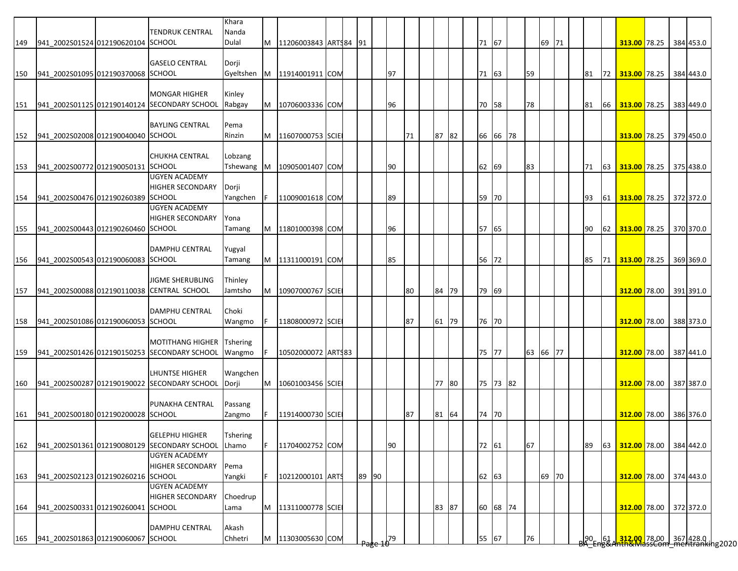| | | | | | | | | | | | | | | | | | | | | | | | | | | | | | | |
|---|---|---|---|---|---|---|---|---|---|---|---|---|---|---|---|---|---|---|---|---|---|---|---|---|---|---|---|---|---|---|
| 149 | 941_2002S01524 | 012190620104 | TENDRUK CENTRAL SCHOOL | Khara Nanda Dulal | M | 11206003843 | ARTS | 84 | 91 | | | | | | | | 71 | 67 | | | 69 | 71 | | | | **313.00** | 78.25 | | 384 | 453.0 |
| 150 | 941_2002S01095 | 012190370068 | GASELO CENTRAL SCHOOL | Dorji Gyeltshen | M | 11914001911 | COM | | | | 97 | | | | | | 71 | 63 | | 59 | | | | 81 | 72 | **313.00** | 78.25 | | 384 | 443.0 |
| 151 | 941_2002S01125 | 012190140124 | MONGAR HIGHER SECONDARY SCHOOL | Kinley Rabgay | M | 10706003336 | COM | | | | 96 | | | | | | 70 | 58 | | 78 | | | | 81 | 66 | **313.00** | 78.25 | | 383 | 449.0 |
| 152 | 941_2002S02008 | 012190040040 | BAYLING CENTRAL SCHOOL | Pema Rinzin | M | 11607000753 | SCIE | | | | | 71 | | 87 | 82 | | 66 | 66 | 78 | | | | | | | **313.00** | 78.25 | | 379 | 450.0 |
| 153 | 941_2002S00772 | 012190050131 | CHUKHA CENTRAL SCHOOL | Lobzang Tshewang | M | 10905001407 | COM | | | | 90 | | | | | | 62 | 69 | | 83 | | | | 71 | 63 | **313.00** | 78.25 | | 375 | 438.0 |
| 154 | 941_2002S00476 | 012190260389 | UGYEN ACADEMY HIGHER SECONDARY SCHOOL | Dorji Yangchen | F | 11009001618 | COM | | | | 89 | | | | | | 59 | 70 | | | | | | 93 | 61 | **313.00** | 78.25 | | 372 | 372.0 |
| 155 | 941_2002S00443 | 012190260460 | UGYEN ACADEMY HIGHER SECONDARY SCHOOL | Yona Tamang | M | 11801000398 | COM | | | | 96 | | | | | | 57 | 65 | | | | | | 90 | 62 | **313.00** | 78.25 | | 370 | 370.0 |
| 156 | 941_2002S00543 | 012190060083 | DAMPHU CENTRAL SCHOOL | Yugyal Tamang | M | 11311000191 | COM | | | | 85 | | | | | | 56 | 72 | | | | | | 85 | 71 | **313.00** | 78.25 | | 369 | 369.0 |
| 157 | 941_2002S00088 | 012190110038 | JIGME SHERUBLING CENTRAL SCHOOL | Thinley Jamtsho | M | 10907000767 | SCIE | | | | | 80 | | 84 | 79 | | 79 | 69 | | | | | | | | **312.00** | 78.00 | | 391 | 391.0 |
| 158 | 941_2002S01086 | 012190060053 | DAMPHU CENTRAL SCHOOL | Choki Wangmo | F | 11808000972 | SCIE | | | | | 87 | | 61 | 79 | | 76 | 70 | | | | | | | | **312.00** | 78.00 | | 388 | 373.0 |
| 159 | 941_2002S01426 | 012190150253 | MOTITHANG HIGHER SECONDARY SCHOOL | Tshering Wangmo | F | 10502000072 | ARTS | 83 | | | | | | | | | 75 | 77 | | 63 | 66 | 77 | | | | **312.00** | 78.00 | | 387 | 441.0 |
| 160 | 941_2002S00287 | 012190190022 | LHUNTSE HIGHER SECONDARY SCHOOL | Wangchen Dorji | M | 10601003456 | SCIE | | | | | | | 77 | 80 | | 75 | 73 | 82 | | | | | | | **312.00** | 78.00 | | 387 | 387.0 |
| 161 | 941_2002S00180 | 012190200028 | PUNAKHA CENTRAL SCHOOL | Passang Zangmo | F | 11914000730 | SCIE | | | | | 87 | | 81 | 64 | | 74 | 70 | | | | | | | | **312.00** | 78.00 | | 386 | 376.0 |
| 162 | 941_2002S01361 | 012190080129 | GELEPHU HIGHER SECONDARY SCHOOL | Tshering Lhamo | F | 11704002752 | COM | | | | 90 | | | | | | 72 | 61 | | 67 | | | | 89 | 63 | **312.00** | 78.00 | | 384 | 442.0 |
| 163 | 941_2002S02123 | 012190260216 | UGYEN ACADEMY HIGHER SECONDARY SCHOOL | Pema Yangki | F | 10212000101 | ARTS | | 89 | 90 | | | | | | | 62 | 63 | | | 69 | 70 | | | | **312.00** | 78.00 | | 374 | 443.0 |
| 164 | 941_2002S00331 | 012190260041 | UGYEN ACADEMY HIGHER SECONDARY SCHOOL | Choedrup Lama | M | 11311000778 | SCIE | | | | | | | 83 | 87 | | 60 | 68 | 74 | | | | | | | **312.00** | 78.00 | | 372 | 372.0 |
| 165 | 941_2002S01863 | 012190060067 | DAMPHU CENTRAL SCHOOL | Akash Chhetri | M | 11303005630 | COM | | | | 79 | | | | | | 55 | 67 | | 76 | | | | 90 | 61 | **312.00** | 78.00 | | 367 | 428.0 |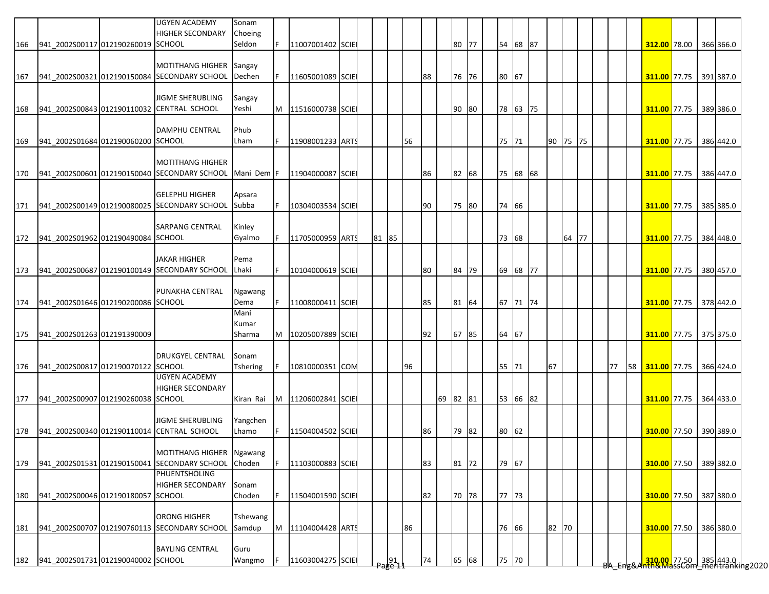| | | | | | | | | | | | | | | | | | | | | | | | | | | | | | |
|---|---|---|---|---|---|---|---|---|---|---|---|---|---|---|---|---|---|---|---|---|---|---|---|---|---|---|---|---|---|
| 166 | 941_2002S00117 | 012190260019 | UGYEN ACADEMY HIGHER SECONDARY SCHOOL | Sonam Choeing Seldon | F | 11007001402 | SCIE | | | | | | | 80 | 77 | | 54 | 68 | 87 | | | | | | | **312.00** | 78.00 | 366 | 366.0 |
| 167 | 941_2002S00321 | 012190150084 | MOTITHANG HIGHER SECONDARY SCHOOL | Sangay Dechen | F | 11605001089 | SCIE | | | | | 88 | | 76 | 76 | | 80 | 67 | | | | | | | | **311.00** | 77.75 | 391 | 387.0 |
| 168 | 941_2002S00843 | 012190110032 | JIGME SHERUBLING CENTRAL SCHOOL | Sangay Yeshi | M | 11516000738 | SCIE | | | | | | | 90 | 80 | | 78 | 63 | 75 | | | | | | | **311.00** | 77.75 | 389 | 386.0 |
| 169 | 941_2002S01684 | 012190060200 | DAMPHU CENTRAL SCHOOL | Phub Lham | F | 11908001233 | ARTS | | | | 56 | | | | | | 75 | 71 | | 90 | 75 | 75 | | | | **311.00** | 77.75 | 386 | 442.0 |
| 170 | 941_2002S00601 | 012190150040 | MOTITHANG HIGHER SECONDARY SCHOOL | Mani Dem | F | 11904000087 | SCIE | | | | | 86 | | 82 | 68 | | 75 | 68 | 68 | | | | | | | **311.00** | 77.75 | 386 | 447.0 |
| 171 | 941_2002S00149 | 012190080025 | GELEPHU HIGHER SECONDARY SCHOOL | Apsara Subba | F | 10304003534 | SCIE | | | | | 90 | | 75 | 80 | | 74 | 66 | | | | | | | | **311.00** | 77.75 | 385 | 385.0 |
| 172 | 941_2002S01962 | 012190490084 | SARPANG CENTRAL SCHOOL | Kinley Gyalmo | F | 11705000959 | ARTS | | 81 | 85 | | | | | | | 73 | 68 | | | 64 | 77 | | | | **311.00** | 77.75 | 384 | 448.0 |
| 173 | 941_2002S00687 | 012190100149 | JAKAR HIGHER SECONDARY SCHOOL | Pema Lhaki | F | 10104000619 | SCIE | | | | | 80 | | 84 | 79 | | 69 | 68 | 77 | | | | | | | **311.00** | 77.75 | 380 | 457.0 |
| 174 | 941_2002S01646 | 012190200086 | PUNAKHA CENTRAL SCHOOL | Ngawang Dema | F | 11008000411 | SCIE | | | | | 85 | | 81 | 64 | | 67 | 71 | 74 | | | | | | | **311.00** | 77.75 | 378 | 442.0 |
| 175 | 941_2002S01263 | 012191390009 | | Mani Kumar Sharma | M | 10205007889 | SCIE | | | | | 92 | | 67 | 85 | | 64 | 67 | | | | | | | | **311.00** | 77.75 | 375 | 375.0 |
| 176 | 941_2002S00817 | 012190070122 | DRUKGYEL CENTRAL SCHOOL | Sonam Tshering | F | 10810000351 | COM | | | | 96 | | | | | | 55 | 71 | | 67 | | | | 77 | 58 | **311.00** | 77.75 | 366 | 424.0 |
| 177 | 941_2002S00907 | 012190260038 | UGYEN ACADEMY HIGHER SECONDARY SCHOOL | Kiran Rai | M | 11206002841 | SCIE | | | | | | 69 | 82 | 81 | | 53 | 66 | 82 | | | | | | | **311.00** | 77.75 | 364 | 433.0 |
| 178 | 941_2002S00340 | 012190110014 | JIGME SHERUBLING CENTRAL SCHOOL | Yangchen Lhamo | F | 11504004502 | SCIE | | | | | 86 | | 79 | 82 | | 80 | 62 | | | | | | | | **310.00** | 77.50 | 390 | 389.0 |
| 179 | 941_2002S01531 | 012190150041 | MOTITHANG HIGHER SECONDARY SCHOOL | Ngawang Choden | F | 11103000883 | SCIE | | | | | 83 | | 81 | 72 | | 79 | 67 | | | | | | | | **310.00** | 77.50 | 389 | 382.0 |
| 180 | 941_2002S00046 | 012190180057 | PHUENTSHOLING HIGHER SECONDARY SCHOOL | Sonam Choden | F | 11504001590 | SCIE | | | | | 82 | | 70 | 78 | | 77 | 73 | | | | | | | | **310.00** | 77.50 | 387 | 380.0 |
| 181 | 941_2002S00707 | 012190760113 | ORONG HIGHER SECONDARY SCHOOL | Tshewang Samdup | M | 11104004428 | ARTS | | | | 86 | | | | | | 76 | 66 | | 82 | 70 | | | | | **310.00** | 77.50 | 386 | 380.0 |
| 182 | 941_2002S01731 | 012190040002 | BAYLING CENTRAL SCHOOL | Guru Wangmo | F | 11603004275 | SCIE | | | 91 | | 74 | | 65 | 68 | | 75 | 70 | | | | | | | | **310.00** | 77.50 | 385 | 443.0 |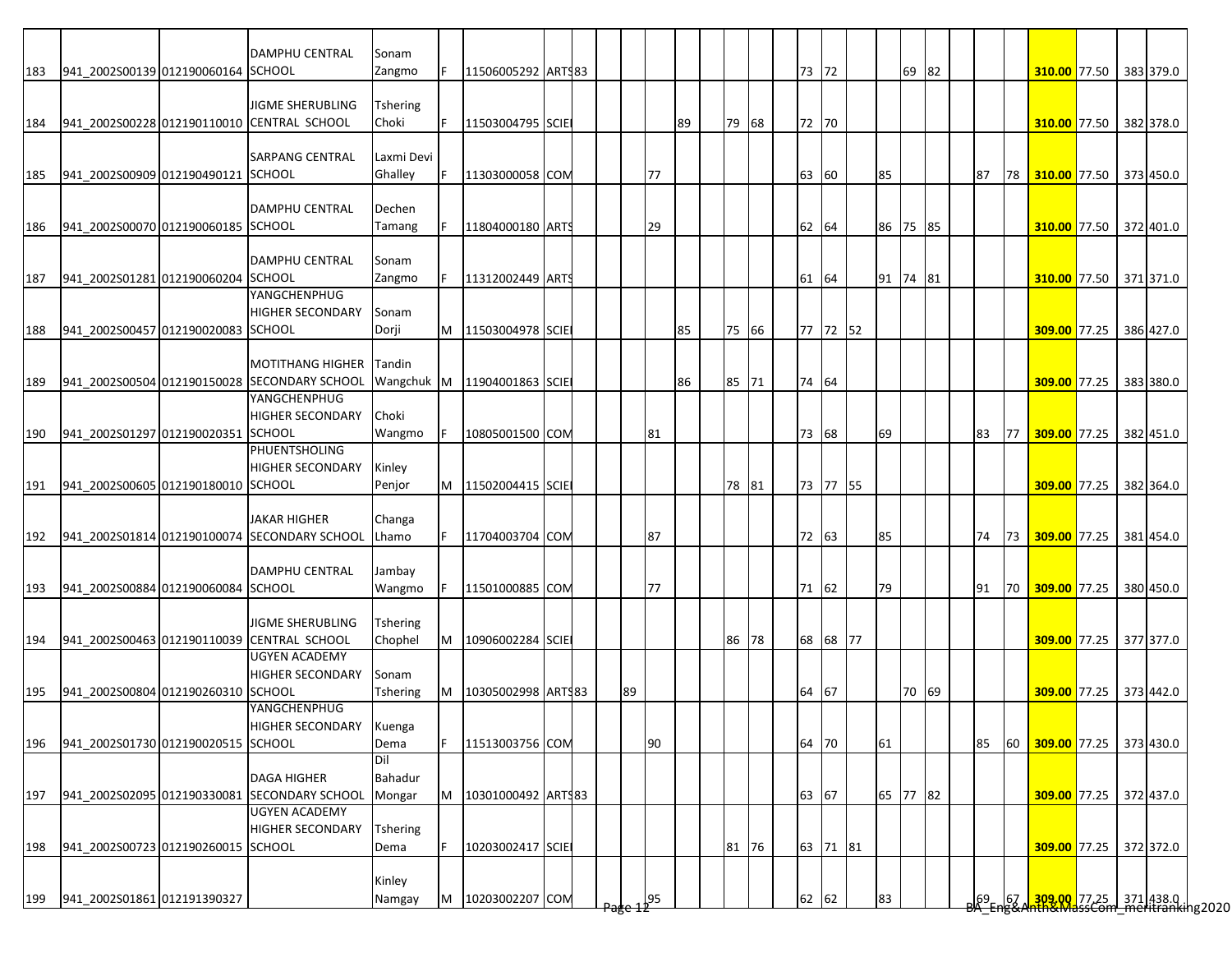| | | | | | | | | | | | | | | | | | | | | | | | | | | | | | |
|---|---|---|---|---|---|---|---|---|---|---|---|---|---|---|---|---|---|---|---|---|---|---|---|---|---|---|---|---|---|
| 183 | 941_2002S00139 | 012190060164 | DAMPHU CENTRAL SCHOOL | Sonam Zangmo | F | 11506005292 | ARTS | 83 | | | | | | | | | 73 | 72 | | | 69 | 82 | | | | **310.00** | 77.50 | 383 | 379.0 |
| 184 | 941_2002S00228 | 012190110010 | JIGME SHERUBLING CENTRAL SCHOOL | Tshering Choki | F | 11503004795 | SCIE | | | | | 89 | | 79 | 68 | | 72 | 70 | | | | | | | | **310.00** | 77.50 | 382 | 378.0 |
| 185 | 941_2002S00909 | 012190490121 | SARPANG CENTRAL SCHOOL | Laxmi Devi Ghalley | F | 11303000058 | COM | | | | 77 | | | | | | 63 | 60 | | 85 | | | | 87 | 78 | **310.00** | 77.50 | 373 | 450.0 |
| 186 | 941_2002S00070 | 012190060185 | DAMPHU CENTRAL SCHOOL | Dechen Tamang | F | 11804000180 | ARTS | | | | 29 | | | | | | 62 | 64 | | 86 | 75 | 85 | | | | **310.00** | 77.50 | 372 | 401.0 |
| 187 | 941_2002S01281 | 012190060204 | DAMPHU CENTRAL SCHOOL | Sonam Zangmo | F | 11312002449 | ARTS | | | | | | | | | | 61 | 64 | | 91 | 74 | 81 | | | | **310.00** | 77.50 | 371 | 371.0 |
| 188 | 941_2002S00457 | 012190020083 | YANGCHENPHUG HIGHER SECONDARY SCHOOL | Sonam Dorji | M | 11503004978 | SCIE | | | | | 85 | | 75 | 66 | | 77 | 72 | 52 | | | | | | | **309.00** | 77.25 | 386 | 427.0 |
| 189 | 941_2002S00504 | 012190150028 | MOTITHANG HIGHER SECONDARY SCHOOL | Tandin Wangchuk | M | 11904001863 | SCIE | | | | | 86 | | 85 | 71 | | 74 | 64 | | | | | | | | **309.00** | 77.25 | 383 | 380.0 |
| 190 | 941_2002S01297 | 012190020351 | YANGCHENPHUG HIGHER SECONDARY SCHOOL | Choki Wangmo | F | 10805001500 | COM | | | | 81 | | | | | | 73 | 68 | | 69 | | | | 83 | 77 | **309.00** | 77.25 | 382 | 451.0 |
| 191 | 941_2002S00605 | 012190180010 | PHUENTSHOLING HIGHER SECONDARY SCHOOL | Kinley Penjor | M | 11502004415 | SCIE | | | | | | | 78 | 81 | | 73 | 77 | 55 | | | | | | | **309.00** | 77.25 | 382 | 364.0 |
| 192 | 941_2002S01814 | 012190100074 | JAKAR HIGHER SECONDARY SCHOOL | Changa Lhamo | F | 11704003704 | COM | | | | 87 | | | | | | 72 | 63 | | 85 | | | | 74 | 73 | **309.00** | 77.25 | 381 | 454.0 |
| 193 | 941_2002S00884 | 012190060084 | DAMPHU CENTRAL SCHOOL | Jambay Wangmo | F | 11501000885 | COM | | | | 77 | | | | | | 71 | 62 | | 79 | | | | 91 | 70 | **309.00** | 77.25 | 380 | 450.0 |
| 194 | 941_2002S00463 | 012190110039 | JIGME SHERUBLING CENTRAL SCHOOL | Tshering Chophel | M | 10906002284 | SCIE | | | | | | | 86 | 78 | | 68 | 68 | 77 | | | | | | | **309.00** | 77.25 | 377 | 377.0 |
| 195 | 941_2002S00804 | 012190260310 | UGYEN ACADEMY HIGHER SECONDARY SCHOOL | Sonam Tshering | M | 10305002998 | ARTS | 83 | | 89 | | | | | | | 64 | 67 | | | 70 | 69 | | | | **309.00** | 77.25 | 373 | 442.0 |
| 196 | 941_2002S01730 | 012190020515 | YANGCHENPHUG HIGHER SECONDARY SCHOOL | Kuenga Dema | F | 11513003756 | COM | | | | 90 | | | | | | 64 | 70 | | 61 | | | | 85 | 60 | **309.00** | 77.25 | 373 | 430.0 |
| 197 | 941_2002S02095 | 012190330081 | DAGA HIGHER SECONDARY SCHOOL | Dil Bahadur Mongar | M | 10301000492 | ARTS | 83 | | | | | | | | | 63 | 67 | | 65 | 77 | 82 | | | | **309.00** | 77.25 | 372 | 437.0 |
| 198 | 941_2002S00723 | 012190260015 | UGYEN ACADEMY HIGHER SECONDARY SCHOOL | Tshering Dema | F | 10203002417 | SCIE | | | | | | | 81 | 76 | | 63 | 71 | 81 | | | | | | | **309.00** | 77.25 | 372 | 372.0 |
| 199 | 941_2002S01861 | 012191390327 | | Kinley Namgay | M | 10203002207 | COM | | | | 95 | | | | | | 62 | 62 | | 83 | | | | 69 | 67 | **309.00** | 77.25 | 371 | 438.0 |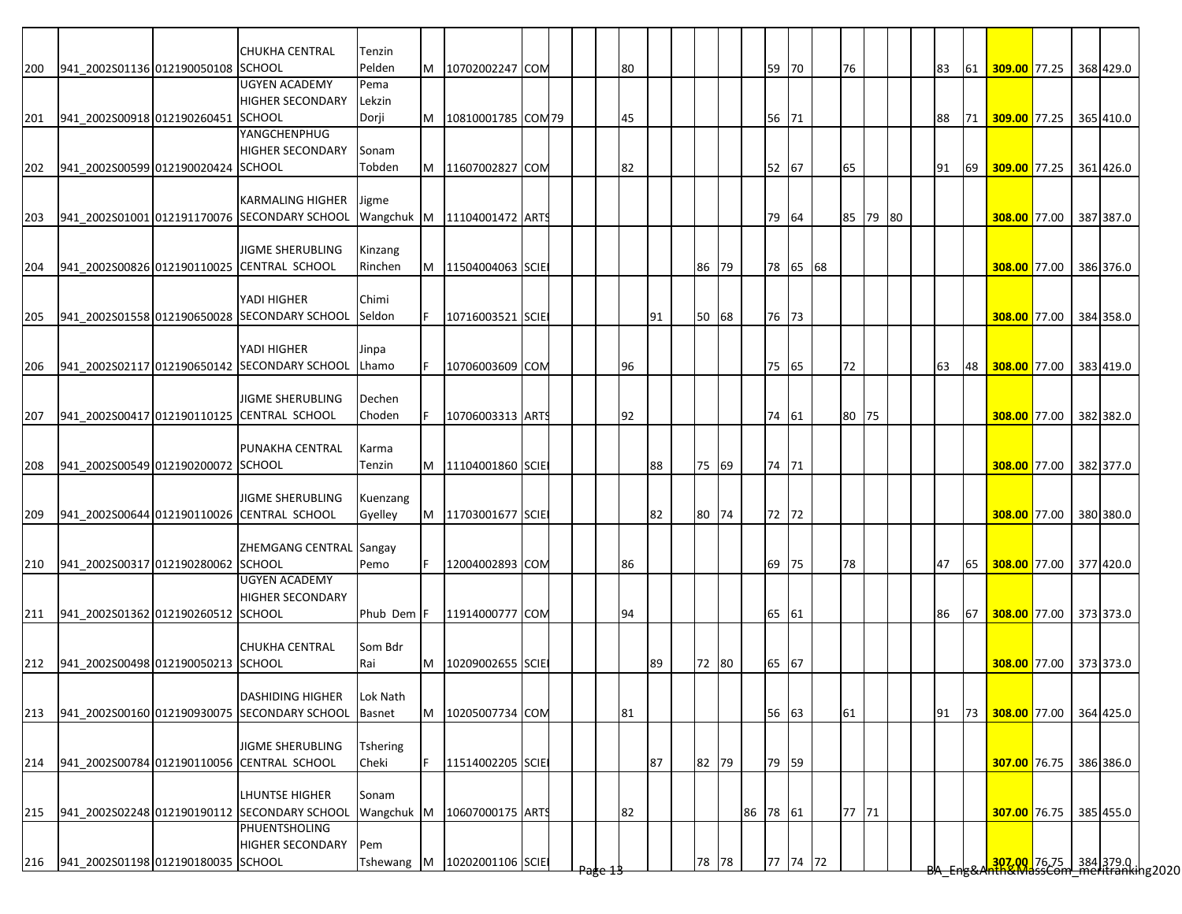| | | | | | | | | | | | | | | | | | | | | | | | | | | | | | | |
|---|---|---|---|---|---|---|---|---|---|---|---|---|---|---|---|---|---|---|---|---|---|---|---|---|---|---|---|---|---|---|
| 200 | 941_2002S01136 | 012190050108 | CHUKHA CENTRAL SCHOOL | Tenzin Pelden | M | 10702002247 | COM | | | | 80 | | | | | | 59 | 70 | | 76 | | | | 83 | 61 | 309.00 | 77.25 | | 368 | 429.0 |
| 201 | 941_2002S00918 | 012190260451 | UGYEN ACADEMY HIGHER SECONDARY SCHOOL | Pema Lekzin Dorji | M | 10810001785 | COM | 79 | | | 45 | | | | | | 56 | 71 | | | | | | 88 | 71 | 309.00 | 77.25 | | 365 | 410.0 |
| 202 | 941_2002S00599 | 012190020424 | YANGCHENPHUG HIGHER SECONDARY SCHOOL | Sonam Tobden | M | 11607002827 | COM | | | | 82 | | | | | | 52 | 67 | | 65 | | | | 91 | 69 | 309.00 | 77.25 | | 361 | 426.0 |
| 203 | 941_2002S01001 | 012191170076 | KARMALING HIGHER SECONDARY SCHOOL | Jigme Wangchuk | M | 11104001472 | ARTS | | | | | | | | | | 79 | 64 | | 85 | 79 | 80 | | | | 308.00 | 77.00 | | 387 | 387.0 |
| 204 | 941_2002S00826 | 012190110025 | JIGME SHERUBLING CENTRAL SCHOOL | Kinzang Rinchen | M | 11504004063 | SCIE | | | | | | | 86 | 79 | | 78 | 65 | 68 | | | | | | | 308.00 | 77.00 | | 386 | 376.0 |
| 205 | 941_2002S01558 | 012190650028 | YADI HIGHER SECONDARY SCHOOL | Chimi Seldon | F | 10716003521 | SCIE | | | | | 91 | | 50 | 68 | | 76 | 73 | | | | | | | | 308.00 | 77.00 | | 384 | 358.0 |
| 206 | 941_2002S02117 | 012190650142 | YADI HIGHER SECONDARY SCHOOL | Jinpa Lhamo | F | 10706003609 | COM | | | | 96 | | | | | | 75 | 65 | | 72 | | | | 63 | 48 | 308.00 | 77.00 | | 383 | 419.0 |
| 207 | 941_2002S00417 | 012190110125 | JIGME SHERUBLING CENTRAL SCHOOL | Dechen Choden | F | 10706003313 | ARTS | | | | 92 | | | | | | 74 | 61 | | 80 | 75 | | | | | 308.00 | 77.00 | | 382 | 382.0 |
| 208 | 941_2002S00549 | 012190200072 | PUNAKHA CENTRAL SCHOOL | Karma Tenzin | M | 11104001860 | SCIE | | | | | 88 | | 75 | 69 | | 74 | 71 | | | | | | | | 308.00 | 77.00 | | 382 | 377.0 |
| 209 | 941_2002S00644 | 012190110026 | JIGME SHERUBLING CENTRAL SCHOOL | Kuenzang Gyelley | M | 11703001677 | SCIE | | | | | 82 | | 80 | 74 | | 72 | 72 | | | | | | | | 308.00 | 77.00 | | 380 | 380.0 |
| 210 | 941_2002S00317 | 012190280062 | ZHEMGANG CENTRAL SCHOOL | Sangay Pemo | F | 12004002893 | COM | | | | 86 | | | | | | 69 | 75 | | 78 | | | | 47 | 65 | 308.00 | 77.00 | | 377 | 420.0 |
| 211 | 941_2002S01362 | 012190260512 | UGYEN ACADEMY HIGHER SECONDARY SCHOOL | Phub Dem | F | 11914000777 | COM | | | | 94 | | | | | | 65 | 61 | | | | | | 86 | 67 | 308.00 | 77.00 | | 373 | 373.0 |
| 212 | 941_2002S00498 | 012190050213 | CHUKHA CENTRAL SCHOOL | Som Bdr Rai | M | 10209002655 | SCIE | | | | | 89 | | 72 | 80 | | 65 | 67 | | | | | | | | 308.00 | 77.00 | | 373 | 373.0 |
| 213 | 941_2002S00160 | 012190930075 | DASHIDING HIGHER SECONDARY SCHOOL | Lok Nath Basnet | M | 10205007734 | COM | | | | 81 | | | | | | 56 | 63 | | 61 | | | | 91 | 73 | 308.00 | 77.00 | | 364 | 425.0 |
| 214 | 941_2002S00784 | 012190110056 | JIGME SHERUBLING CENTRAL SCHOOL | Tshering Cheki | F | 11514002205 | SCIE | | | | | 87 | | 82 | 79 | | 79 | 59 | | | | | | | | 307.00 | 76.75 | | 386 | 386.0 |
| 215 | 941_2002S02248 | 012190190112 | LHUNTSE HIGHER SECONDARY SCHOOL | Sonam Wangchuk | M | 10607000175 | ARTS | | | | 82 | | | | | 86 | 78 | 61 | | 77 | 71 | | | | | 307.00 | 76.75 | | 385 | 455.0 |
| 216 | 941_2002S01198 | 012190180035 | PHUENTSHOLING HIGHER SECONDARY SCHOOL | Pem Tshewang | M | 10202001106 | SCIE | | | | | | | 78 | 78 | | 77 | 74 | 72 | | | | | | | 307.00 | 76.75 | | 384 | 379.0 |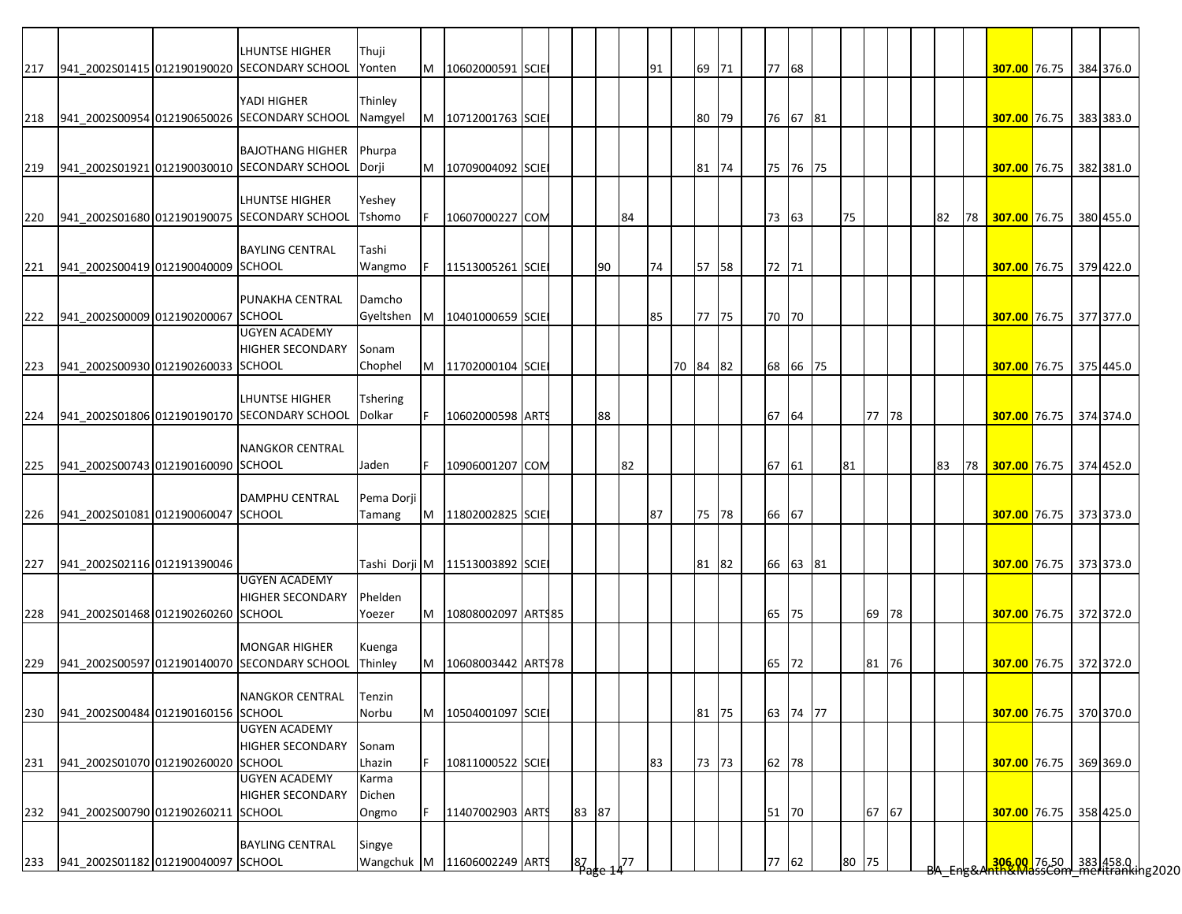| | | | | | | | | | | | | | | | | | | | | | | | | | | | | | |
|---|---|---|---|---|---|---|---|---|---|---|---|---|---|---|---|---|---|---|---|---|---|---|---|---|---|---|---|---|---|
| 217 | 941_2002S01415 | 012190190020 | LHUNTSE HIGHER SECONDARY SCHOOL | Thuji Yonten | M | 10602000591 | SCIE | | | | | 91 | | 69 | 71 | | 77 | 68 | | | | | | | | 307.00 | 76.75 | 384 | 376.0 |
| 218 | 941_2002S00954 | 012190650026 | YADI HIGHER SECONDARY SCHOOL | Thinley Namgyel | M | 10712001763 | SCIE | | | | | | | 80 | 79 | | 76 | 67 | 81 | | | | | | | 307.00 | 76.75 | 383 | 383.0 |
| 219 | 941_2002S01921 | 012190030010 | BAJOTHANG HIGHER SECONDARY SCHOOL | Phurpa Dorji | M | 10709004092 | SCIE | | | | | | | 81 | 74 | | 75 | 76 | 75 | | | | | | | 307.00 | 76.75 | 382 | 381.0 |
| 220 | 941_2002S01680 | 012190190075 | LHUNTSE HIGHER SECONDARY SCHOOL | Yeshey Tshomo | F | 10607000227 | COM | | | | 84 | | | | | | 73 | 63 | | 75 | | | | 82 | 78 | 307.00 | 76.75 | 380 | 455.0 |
| 221 | 941_2002S00419 | 012190040009 | BAYLING CENTRAL SCHOOL | Tashi Wangmo | F | 11513005261 | SCIE | | | 90 | | 74 | | 57 | 58 | | 72 | 71 | | | | | | | | 307.00 | 76.75 | 379 | 422.0 |
| 222 | 941_2002S00009 | 012190200067 | PUNAKHA CENTRAL SCHOOL | Damcho Gyeltshen | M | 10401000659 | SCIE | | | | | 85 | | 77 | 75 | | 70 | 70 | | | | | | | | 307.00 | 76.75 | 377 | 377.0 |
| 223 | 941_2002S00930 | 012190260033 | UGYEN ACADEMY HIGHER SECONDARY SCHOOL | Sonam Chophel | M | 11702000104 | SCIE | | | | | | 70 | 84 | 82 | | 68 | 66 | 75 | | | | | | | 307.00 | 76.75 | 375 | 445.0 |
| 224 | 941_2002S01806 | 012190190170 | LHUNTSE HIGHER SECONDARY SCHOOL | Tshering Dolkar | F | 10602000598 | ARTS | | | 88 | | | | | | | 67 | 64 | | | 77 | 78 | | | | 307.00 | 76.75 | 374 | 374.0 |
| 225 | 941_2002S00743 | 012190160090 | NANGKOR CENTRAL SCHOOL | Jaden | F | 10906001207 | COM | | | | 82 | | | | | | 67 | 61 | | 81 | | | | 83 | 78 | 307.00 | 76.75 | 374 | 452.0 |
| 226 | 941_2002S01081 | 012190060047 | DAMPHU CENTRAL SCHOOL | Pema Dorji Tamang | M | 11802002825 | SCIE | | | | | 87 | | 75 | 78 | | 66 | 67 | | | | | | | | 307.00 | 76.75 | 373 | 373.0 |
| 227 | 941_2002S02116 | 012191390046 | | Tashi Dorji | M | 11513003892 | SCIE | | | | | | | 81 | 82 | | 66 | 63 | 81 | | | | | | | 307.00 | 76.75 | 373 | 373.0 |
| 228 | 941_2002S01468 | 012190260260 | UGYEN ACADEMY HIGHER SECONDARY SCHOOL | Phelden Yoezer | M | 10808002097 | ARTS | 85 | | | | | | | | | 65 | 75 | | | 69 | 78 | | | | 307.00 | 76.75 | 372 | 372.0 |
| 229 | 941_2002S00597 | 012190140070 | MONGAR HIGHER SECONDARY SCHOOL | Kuenga Thinley | M | 10608003442 | ARTS | 78 | | | | | | | | | 65 | 72 | | | 81 | 76 | | | | 307.00 | 76.75 | 372 | 372.0 |
| 230 | 941_2002S00484 | 012190160156 | NANGKOR CENTRAL SCHOOL | Tenzin Norbu | M | 10504001097 | SCIE | | | | | | | 81 | 75 | | 63 | 74 | 77 | | | | | | | 307.00 | 76.75 | 370 | 370.0 |
| 231 | 941_2002S01070 | 012190260020 | UGYEN ACADEMY HIGHER SECONDARY SCHOOL | Sonam Lhazin | F | 10811000522 | SCIE | | | | | 83 | | 73 | 73 | | 62 | 78 | | | | | | | | 307.00 | 76.75 | 369 | 369.0 |
| 232 | 941_2002S00790 | 012190260211 | UGYEN ACADEMY HIGHER SECONDARY SCHOOL | Karma Dichen Ongmo | F | 11407002903 | ARTS | | 83 | 87 | | | | | | | 51 | 70 | | | 67 | 67 | | | | 307.00 | 76.75 | 358 | 425.0 |
| 233 | 941_2002S01182 | 012190040097 | BAYLING CENTRAL SCHOOL | Singye Wangchuk | M | 11606002249 | ARTS | | 87 | | 77 | | | | | | 77 | 62 | | 80 | 75 | | | | | 306.00 | 76.50 | 383 | 458.0 |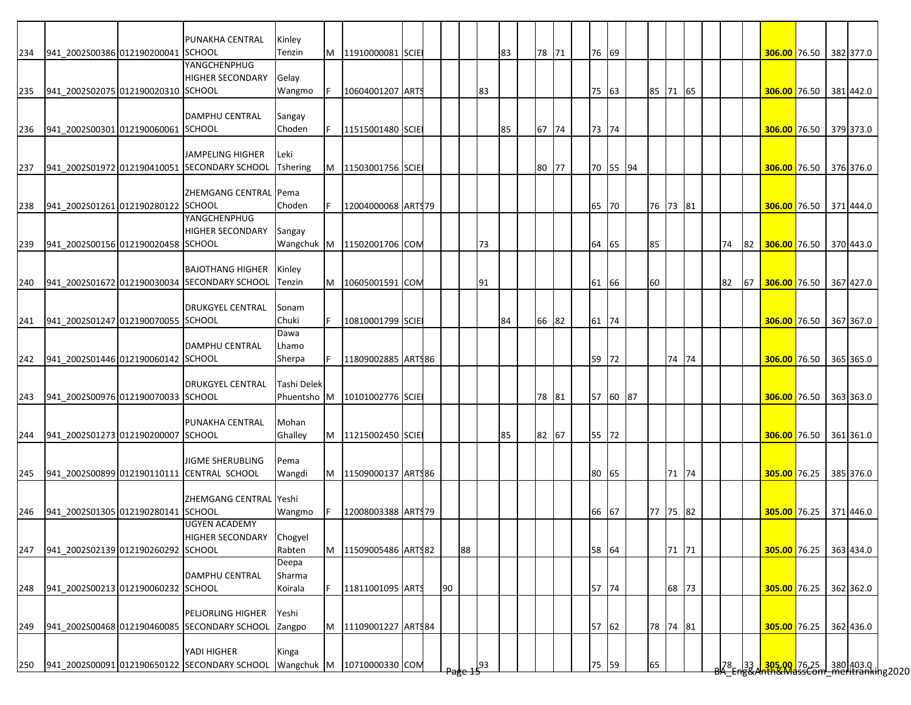| | | | | | | | | | | | | | | | | | | | | | | | | | | | | | | |
|---|---|---|---|---|---|---|---|---|---|---|---|---|---|---|---|---|---|---|---|---|---|---|---|---|---|---|---|---|---|---|
| 234 | 941_2002S00386 | 012190200041 | PUNAKHA CENTRAL SCHOOL | Kinley Tenzin | M | 11910000081 | SCIE | | | | | 83 | | 78 | 71 | | 76 | 69 | | | | | | | | 306.00 | 76.50 | | 382 | 377.0 |
| 235 | 941_2002S02075 | 012190020310 | YANGCHENPHUG HIGHER SECONDARY SCHOOL | Gelay Wangmo | F | 10604001207 | ARTS | | | | 83 | | | | | | 75 | 63 | | 85 | 71 | 65 | | | | 306.00 | 76.50 | | 381 | 442.0 |
| 236 | 941_2002S00301 | 012190060061 | DAMPHU CENTRAL SCHOOL | Sangay Choden | F | 11515001480 | SCIE | | | | | 85 | | 67 | 74 | | 73 | 74 | | | | | | | | 306.00 | 76.50 | | 379 | 373.0 |
| 237 | 941_2002S01972 | 012190410051 | JAMPELING HIGHER SECONDARY SCHOOL | Leki Tshering | M | 11503001756 | SCIE | | | | | | | 80 | 77 | | 70 | 55 | 94 | | | | | | | 306.00 | 76.50 | | 376 | 376.0 |
| 238 | 941_2002S01261 | 012190280122 | ZHEMGANG CENTRAL SCHOOL | Pema Choden | F | 12004000068 | ARTS | 79 | | | | | | | | | 65 | 70 | | 76 | 73 | 81 | | | | 306.00 | 76.50 | | 371 | 444.0 |
| 239 | 941_2002S00156 | 012190020458 | YANGCHENPHUG HIGHER SECONDARY SCHOOL | Sangay Wangchuk | M | 11502001706 | COM | | | | 73 | | | | | | 64 | 65 | | 85 | | | | 74 | 82 | 306.00 | 76.50 | | 370 | 443.0 |
| 240 | 941_2002S01672 | 012190030034 | BAJOTHANG HIGHER SECONDARY SCHOOL | Kinley Tenzin | M | 10605001591 | COM | | | | 91 | | | | | | 61 | 66 | | 60 | | | | 82 | 67 | 306.00 | 76.50 | | 367 | 427.0 |
| 241 | 941_2002S01247 | 012190070055 | DRUKGYEL CENTRAL SCHOOL | Sonam Chuki | F | 10810001799 | SCIE | | | | | 84 | | 66 | 82 | | 61 | 74 | | | | | | | | 306.00 | 76.50 | | 367 | 367.0 |
| 242 | 941_2002S01446 | 012190060142 | DAMPHU CENTRAL SCHOOL | Dawa Lhamo Sherpa | F | 11809002885 | ARTS | 86 | | | | | | | | | 59 | 72 | | | 74 | 74 | | | | 306.00 | 76.50 | | 365 | 365.0 |
| 243 | 941_2002S00976 | 012190070033 | DRUKGYEL CENTRAL SCHOOL | Tashi Delek Phuentsho | M | 10101002776 | SCIE | | | | | | | 78 | 81 | | 57 | 60 | 87 | | | | | | | 306.00 | 76.50 | | 363 | 363.0 |
| 244 | 941_2002S01273 | 012190200007 | PUNAKHA CENTRAL SCHOOL | Mohan Ghalley | M | 11215002450 | SCIE | | | | | 85 | | 82 | 67 | | 55 | 72 | | | | | | | | 306.00 | 76.50 | | 361 | 361.0 |
| 245 | 941_2002S00899 | 012190110111 | JIGME SHERUBLING CENTRAL SCHOOL | Pema Wangdi | M | 11509000137 | ARTS | 86 | | | | | | | | | 80 | 65 | | | 71 | 74 | | | | 305.00 | 76.25 | | 385 | 376.0 |
| 246 | 941_2002S01305 | 012190280141 | ZHEMGANG CENTRAL SCHOOL | Yeshi Wangmo | F | 12008003388 | ARTS | 79 | | | | | | | | | 66 | 67 | | 77 | 75 | 82 | | | | 305.00 | 76.25 | | 371 | 446.0 |
| 247 | 941_2002S02139 | 012190260292 | UGYEN ACADEMY HIGHER SECONDARY SCHOOL | Chogyel Rabten | M | 11509005486 | ARTS | 82 | | 88 | | | | | | | 58 | 64 | | | 71 | 71 | | | | 305.00 | 76.25 | | 363 | 434.0 |
| 248 | 941_2002S00213 | 012190060232 | DAMPHU CENTRAL SCHOOL | Deepa Sharma Koirala | F | 11811001095 | ARTS | | 90 | | | | | | | | 57 | 74 | | | 68 | 73 | | | | 305.00 | 76.25 | | 362 | 362.0 |
| 249 | 941_2002S00468 | 012190460085 | PELJORLING HIGHER SECONDARY SCHOOL | Yeshi Zangpo | M | 11109001227 | ARTS | 84 | | | | | | | | | 57 | 62 | | 78 | 74 | 81 | | | | 305.00 | 76.25 | | 362 | 436.0 |
| 250 | 941_2002S00091 | 012190650122 | YADI HIGHER SECONDARY SCHOOL | Kinga Wangchuk | M | 10710000330 | COM | | | | 93 | | | | | | 75 | 59 | | 65 | | | | 78 | 33 | 305.00 | 76.25 | | 380 | 403.0 |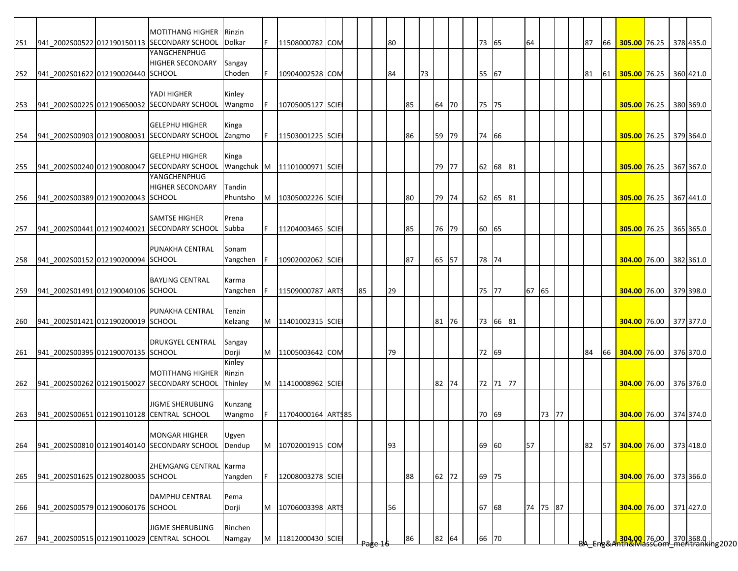| | | | | | | | | | | | | | | | | | | | | | | | | | | | | | |
|---|---|---|---|---|---|---|---|---|---|---|---|---|---|---|---|---|---|---|---|---|---|---|---|---|---|---|---|---|---|
| 251 | 941_2002S00522 | 012190150113 | MOTITHANG HIGHER SECONDARY SCHOOL | Rinzin Dolkar | F | 11508000782 | COM | | | | 80 | | | | | | 73 | 65 | | 64 | | | | 87 | 66 | 305.00 | 76.25 | 378 | 435.0 |
| 252 | 941_2002S01622 | 012190020440 | YANGCHENPHUG HIGHER SECONDARY SCHOOL | Sangay Choden | F | 10904002528 | COM | | | | 84 | | 73 | | | | 55 | 67 | | | | | | 81 | 61 | 305.00 | 76.25 | 360 | 421.0 |
| 253 | 941_2002S00225 | 012190650032 | YADI HIGHER SECONDARY SCHOOL | Kinley Wangmo | F | 10705005127 | SCIE | | | | | 85 | | 64 | 70 | | 75 | 75 | | | | | | | | 305.00 | 76.25 | 380 | 369.0 |
| 254 | 941_2002S00903 | 012190080031 | GELEPHU HIGHER SECONDARY SCHOOL | Kinga Zangmo | F | 11503001225 | SCIE | | | | | 86 | | 59 | 79 | | 74 | 66 | | | | | | | | 305.00 | 76.25 | 379 | 364.0 |
| 255 | 941_2002S00240 | 012190080047 | GELEPHU HIGHER SECONDARY SCHOOL | Kinga Wangchuk | M | 11101000971 | SCIE | | | | | | | 79 | 77 | | 62 | 68 | 81 | | | | | | | 305.00 | 76.25 | 367 | 367.0 |
| 256 | 941_2002S00389 | 012190020043 | YANGCHENPHUG HIGHER SECONDARY SCHOOL | Tandin Phuntsho | M | 10305002226 | SCIE | | | | | 80 | | 79 | 74 | | 62 | 65 | 81 | | | | | | | 305.00 | 76.25 | 367 | 441.0 |
| 257 | 941_2002S00441 | 012190240021 | SAMTSE HIGHER SECONDARY SCHOOL | Prena Subba | F | 11204003465 | SCIE | | | | | 85 | | 76 | 79 | | 60 | 65 | | | | | | | | 305.00 | 76.25 | 365 | 365.0 |
| 258 | 941_2002S00152 | 012190200094 | PUNAKHA CENTRAL SCHOOL | Sonam Yangchen | F | 10902002062 | SCIE | | | | | 87 | | 65 | 57 | | 78 | 74 | | | | | | | | 304.00 | 76.00 | 382 | 361.0 |
| 259 | 941_2002S01491 | 012190040106 | BAYLING CENTRAL SCHOOL | Karma Yangchen | F | 11509000787 | ARTS | | 85 | | 29 | | | | | | 75 | 77 | | 67 | 65 | | | | | 304.00 | 76.00 | 379 | 398.0 |
| 260 | 941_2002S01421 | 012190200019 | PUNAKHA CENTRAL SCHOOL | Tenzin Kelzang | M | 11401002315 | SCIE | | | | | | | 81 | 76 | | 73 | 66 | 81 | | | | | | | 304.00 | 76.00 | 377 | 377.0 |
| 261 | 941_2002S00395 | 012190070135 | DRUKGYEL CENTRAL SCHOOL | Sangay Dorji | M | 11005003642 | COM | | | | 79 | | | | | | 72 | 69 | | | | | | 84 | 66 | 304.00 | 76.00 | 376 | 370.0 |
| 262 | 941_2002S00262 | 012190150027 | MOTITHANG HIGHER SECONDARY SCHOOL | Kinley Rinzin Thinley | M | 11410008962 | SCIE | | | | | | | 82 | 74 | | 72 | 71 | 77 | | | | | | | 304.00 | 76.00 | 376 | 376.0 |
| 263 | 941_2002S00651 | 012190110128 | JIGME SHERUBLING CENTRAL SCHOOL | Kunzang Wangmo | F | 11704000164 | ARTS | 85 | | | | | | | | | 70 | 69 | | | 73 | 77 | | | | 304.00 | 76.00 | 374 | 374.0 |
| 264 | 941_2002S00810 | 012190140140 | MONGAR HIGHER SECONDARY SCHOOL | Ugyen Dendup | M | 10702001915 | COM | | | | 93 | | | | | | 69 | 60 | | 57 | | | | 82 | 57 | 304.00 | 76.00 | 373 | 418.0 |
| 265 | 941_2002S01625 | 012190280035 | ZHEMGANG CENTRAL SCHOOL | Karma Yangden | F | 12008003278 | SCIE | | | | | 88 | | 62 | 72 | | 69 | 75 | | | | | | | | 304.00 | 76.00 | 373 | 366.0 |
| 266 | 941_2002S00579 | 012190060176 | DAMPHU CENTRAL SCHOOL | Pema Dorji | M | 10706003398 | ARTS | | | | 56 | | | | | | 67 | 68 | | 74 | 75 | 87 | | | | 304.00 | 76.00 | 371 | 427.0 |
| 267 | 941_2002S00515 | 012190110029 | JIGME SHERUBLING CENTRAL SCHOOL | Rinchen Namgay | M | 11812000430 | SCIE | | | | | 86 | | 82 | 64 | | 66 | 70 | | | | | | | | 304.00 | 76.00 | 370 | 368.0 |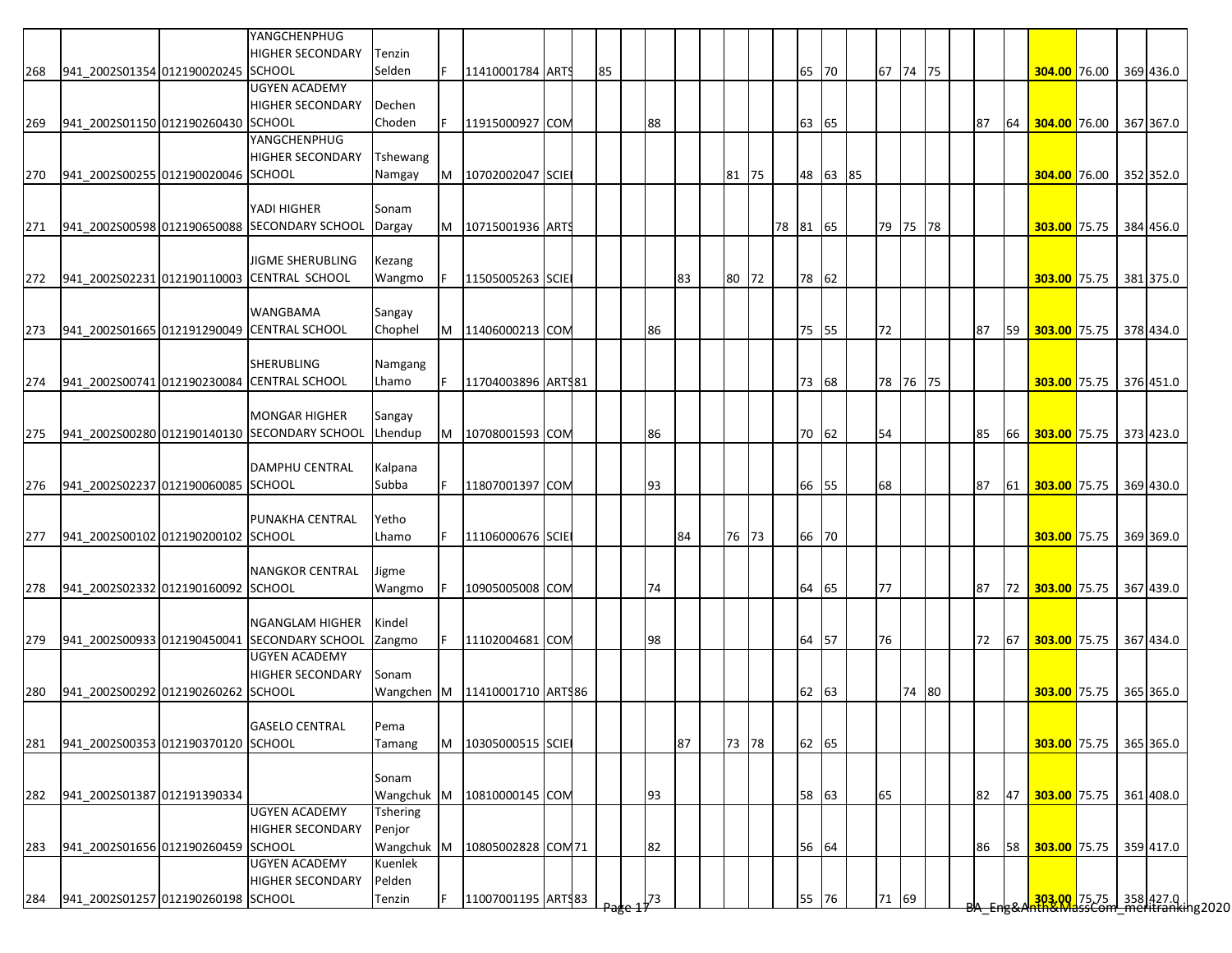| | | | | | | | | | | | | | | | | | | | | | | | | | | | | | |
|---|---|---|---|---|---|---|---|---|---|---|---|---|---|---|---|---|---|---|---|---|---|---|---|---|---|---|---|---|---|
| 268 | 941_2002S01354 | 012190020245 | YANGCHENPHUG HIGHER SECONDARY SCHOOL | Tenzin Selden | F | 11410001784 | ARTS | | 85 | | | | | | | | 65 | 70 | | 67 | 74 | 75 | | | | **304.00** | 76.00 | 369 | 436.0 |
| 269 | 941_2002S01150 | 012190260430 | UGYEN ACADEMY HIGHER SECONDARY SCHOOL | Dechen Choden | F | 11915000927 | COM | | | | 88 | | | | | | 63 | 65 | | | | | | 87 | 64 | **304.00** | 76.00 | 367 | 367.0 |
| 270 | 941_2002S00255 | 012190020046 | YANGCHENPHUG HIGHER SECONDARY SCHOOL | Tshewang Namgay | M | 10702002047 | SCIE | | | | | | | 81 | 75 | | 48 | 63 | 85 | | | | | | | **304.00** | 76.00 | 352 | 352.0 |
| 271 | 941_2002S00598 | 012190650088 | YADI HIGHER SECONDARY SCHOOL | Sonam Dargay | M | 10715001936 | ARTS | | | | | | | | | 78 | 81 | 65 | | 79 | 75 | 78 | | | | **303.00** | 75.75 | 384 | 456.0 |
| 272 | 941_2002S02231 | 012190110003 | JIGME SHERUBLING CENTRAL SCHOOL | Kezang Wangmo | F | 11505005263 | SCIE | | | | | 83 | | 80 | 72 | | 78 | 62 | | | | | | | | **303.00** | 75.75 | 381 | 375.0 |
| 273 | 941_2002S01665 | 012191290049 | WANGBAMA CENTRAL SCHOOL | Sangay Chophel | M | 11406000213 | COM | | | | 86 | | | | | | 75 | 55 | | 72 | | | | 87 | 59 | **303.00** | 75.75 | 378 | 434.0 |
| 274 | 941_2002S00741 | 012190230084 | SHERUBLING CENTRAL SCHOOL | Namgang Lhamo | F | 11704003896 | ARTS | 81 | | | | | | | | | 73 | 68 | | 78 | 76 | 75 | | | | **303.00** | 75.75 | 376 | 451.0 |
| 275 | 941_2002S00280 | 012190140130 | MONGAR HIGHER SECONDARY SCHOOL | Sangay Lhendup | M | 10708001593 | COM | | | | 86 | | | | | | 70 | 62 | | 54 | | | | 85 | 66 | **303.00** | 75.75 | 373 | 423.0 |
| 276 | 941_2002S02237 | 012190060085 | DAMPHU CENTRAL SCHOOL | Kalpana Subba | F | 11807001397 | COM | | | | 93 | | | | | | 66 | 55 | | 68 | | | | 87 | 61 | **303.00** | 75.75 | 369 | 430.0 |
| 277 | 941_2002S00102 | 012190200102 | PUNAKHA CENTRAL SCHOOL | Yetho Lhamo | F | 11106000676 | SCIE | | | | | 84 | | 76 | 73 | | 66 | 70 | | | | | | | | **303.00** | 75.75 | 369 | 369.0 |
| 278 | 941_2002S02332 | 012190160092 | NANGKOR CENTRAL SCHOOL | Jigme Wangmo | F | 10905005008 | COM | | | | 74 | | | | | | 64 | 65 | | 77 | | | | 87 | 72 | **303.00** | 75.75 | 367 | 439.0 |
| 279 | 941_2002S00933 | 012190450041 | NGANGLAM HIGHER SECONDARY SCHOOL | Kindel Zangmo | F | 11102004681 | COM | | | | 98 | | | | | | 64 | 57 | | 76 | | | | 72 | 67 | **303.00** | 75.75 | 367 | 434.0 |
| 280 | 941_2002S00292 | 012190260262 | UGYEN ACADEMY HIGHER SECONDARY SCHOOL | Sonam Wangchen | M | 11410001710 | ARTS | 86 | | | | | | | | | 62 | 63 | | | 74 | 80 | | | | **303.00** | 75.75 | 365 | 365.0 |
| 281 | 941_2002S00353 | 012190370120 | GASELO CENTRAL SCHOOL | Pema Tamang | M | 10305000515 | SCIE | | | | | 87 | | 73 | 78 | | 62 | 65 | | | | | | | | **303.00** | 75.75 | 365 | 365.0 |
| 282 | 941_2002S01387 | 012191390334 | | Sonam Wangchuk | M | 10810000145 | COM | | | | 93 | | | | | | 58 | 63 | | 65 | | | | 82 | 47 | **303.00** | 75.75 | 361 | 408.0 |
| 283 | 941_2002S01656 | 012190260459 | UGYEN ACADEMY HIGHER SECONDARY SCHOOL | Tshering Penjor Wangchuk | M | 10805002828 | COM | 71 | | | 82 | | | | | | 56 | 64 | | | | | | 86 | 58 | **303.00** | 75.75 | 359 | 417.0 |
| 284 | 941_2002S01257 | 012190260198 | UGYEN ACADEMY HIGHER SECONDARY SCHOOL | Kuenlek Pelden Tenzin | F | 11007001195 | ARTS | 83 | | | 73 | | | | | | 55 | 76 | | 71 | 69 | | | | | **303.00** | 75.75 | 358 | 427.0 |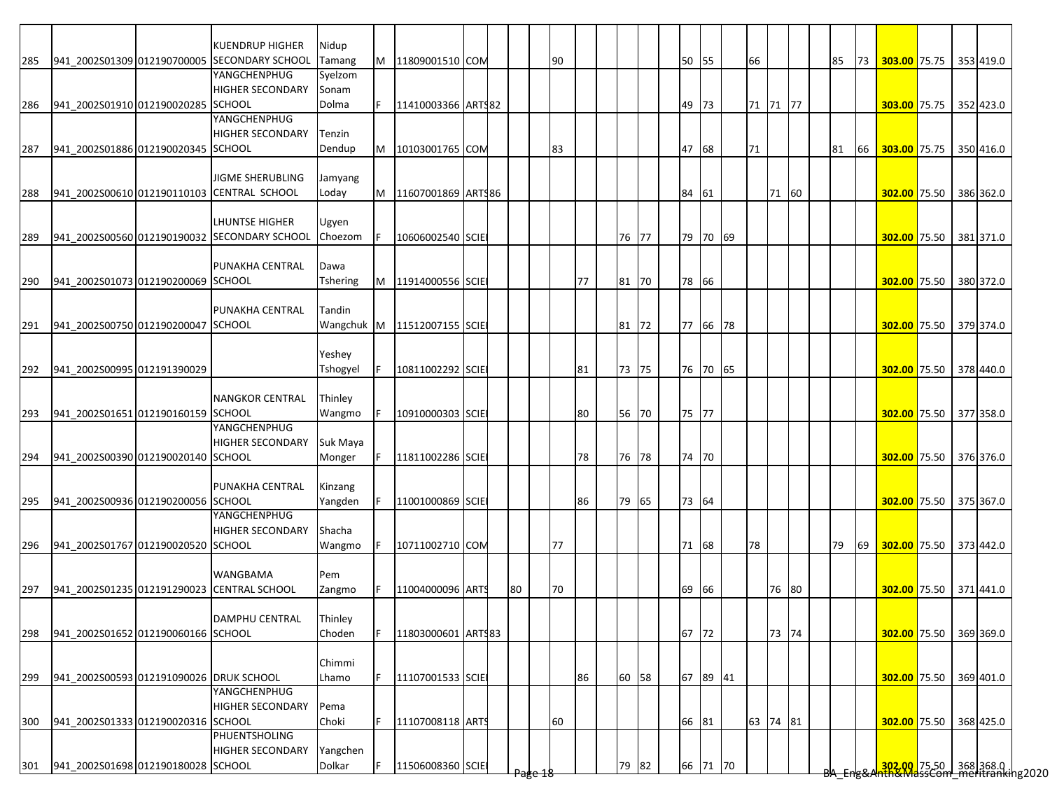| | | | | | | | | | | | | | | | | | | | | | | | | | | | | | |
|---|---|---|---|---|---|---|---|---|---|---|---|---|---|---|---|---|---|---|---|---|---|---|---|---|---|---|---|---|---|
| 285 | 941_2002S01309 | 012190700005 | KUENDRUP HIGHER SECONDARY SCHOOL | Nidup Tamang | M | 11809001510 | COM | | | | 90 | | | | | | 50 | 55 | | 66 | | | | 85 | 73 | **303.00** | 75.75 | 353 | 419.0 |
| 286 | 941_2002S01910 | 012190020285 | YANGCHENPHUG HIGHER SECONDARY SCHOOL | Syelzom Sonam Dolma | F | 11410003366 | ARTS | 82 | | | | | | | | | 49 | 73 | | 71 | 71 | 77 | | | | **303.00** | 75.75 | 352 | 423.0 |
| 287 | 941_2002S01886 | 012190020345 | YANGCHENPHUG HIGHER SECONDARY SCHOOL | Tenzin Dendup | M | 10103001765 | COM | | | | 83 | | | | | | 47 | 68 | | 71 | | | | 81 | 66 | **303.00** | 75.75 | 350 | 416.0 |
| 288 | 941_2002S00610 | 012190110103 | JIGME SHERUBLING CENTRAL SCHOOL | Jamyang Loday | M | 11607001869 | ARTS | 86 | | | | | | | | | 84 | 61 | | | 71 | 60 | | | | **302.00** | 75.50 | 386 | 362.0 |
| 289 | 941_2002S00560 | 012190190032 | LHUNTSE HIGHER SECONDARY SCHOOL | Ugyen Choezom | F | 10606002540 | SCIE | | | | | | | 76 | 77 | | 79 | 70 | 69 | | | | | | | **302.00** | 75.50 | 381 | 371.0 |
| 290 | 941_2002S01073 | 012190200069 | PUNAKHA CENTRAL SCHOOL | Dawa Tshering | M | 11914000556 | SCIE | | | | | 77 | | 81 | 70 | | 78 | 66 | | | | | | | | **302.00** | 75.50 | 380 | 372.0 |
| 291 | 941_2002S00750 | 012190200047 | PUNAKHA CENTRAL SCHOOL | Tandin Wangchuk | M | 11512007155 | SCIE | | | | | | | 81 | 72 | | 77 | 66 | 78 | | | | | | | **302.00** | 75.50 | 379 | 374.0 |
| 292 | 941_2002S00995 | 012191390029 | | Yeshey Tshogyel | F | 10811002292 | SCIE | | | | | 81 | | 73 | 75 | | 76 | 70 | 65 | | | | | | | **302.00** | 75.50 | 378 | 440.0 |
| 293 | 941_2002S01651 | 012190160159 | NANGKOR CENTRAL SCHOOL | Thinley Wangmo | F | 10910000303 | SCIE | | | | | 80 | | 56 | 70 | | 75 | 77 | | | | | | | | **302.00** | 75.50 | 377 | 358.0 |
| 294 | 941_2002S00390 | 012190020140 | YANGCHENPHUG HIGHER SECONDARY SCHOOL | Suk Maya Monger | F | 11811002286 | SCIE | | | | | 78 | | 76 | 78 | | 74 | 70 | | | | | | | | **302.00** | 75.50 | 376 | 376.0 |
| 295 | 941_2002S00936 | 012190200056 | PUNAKHA CENTRAL SCHOOL | Kinzang Yangden | F | 11001000869 | SCIE | | | | | 86 | | 79 | 65 | | 73 | 64 | | | | | | | | **302.00** | 75.50 | 375 | 367.0 |
| 296 | 941_2002S01767 | 012190020520 | YANGCHENPHUG HIGHER SECONDARY SCHOOL | Shacha Wangmo | F | 10711002710 | COM | | | | 77 | | | | | | 71 | 68 | | 78 | | | | 79 | 69 | **302.00** | 75.50 | 373 | 442.0 |
| 297 | 941_2002S01235 | 012191290023 | WANGBAMA CENTRAL SCHOOL | Pem Zangmo | F | 11004000096 | ARTS | | 80 | | 70 | | | | | | 69 | 66 | | | 76 | 80 | | | | **302.00** | 75.50 | 371 | 441.0 |
| 298 | 941_2002S01652 | 012190060166 | DAMPHU CENTRAL SCHOOL | Thinley Choden | F | 11803000601 | ARTS | 83 | | | | | | | | | 67 | 72 | | | 73 | 74 | | | | **302.00** | 75.50 | 369 | 369.0 |
| 299 | 941_2002S00593 | 012191090026 | DRUK SCHOOL | Chimmi Lhamo | F | 11107001533 | SCIE | | | | | 86 | | 60 | 58 | | 67 | 89 | 41 | | | | | | | **302.00** | 75.50 | 369 | 401.0 |
| 300 | 941_2002S01333 | 012190020316 | YANGCHENPHUG HIGHER SECONDARY SCHOOL | Pema Choki | F | 11107008118 | ARTS | | | | 60 | | | | | | 66 | 81 | | 63 | 74 | 81 | | | | **302.00** | 75.50 | 368 | 425.0 |
| 301 | 941_2002S01698 | 012190180028 | PHUENTSHOLING HIGHER SECONDARY SCHOOL | Yangchen Dolkar | F | 11506008360 | SCIE | | | | | | | 79 | 82 | | 66 | 71 | 70 | | | | | | | **302.00** | 75.50 | 368 | 368.0 |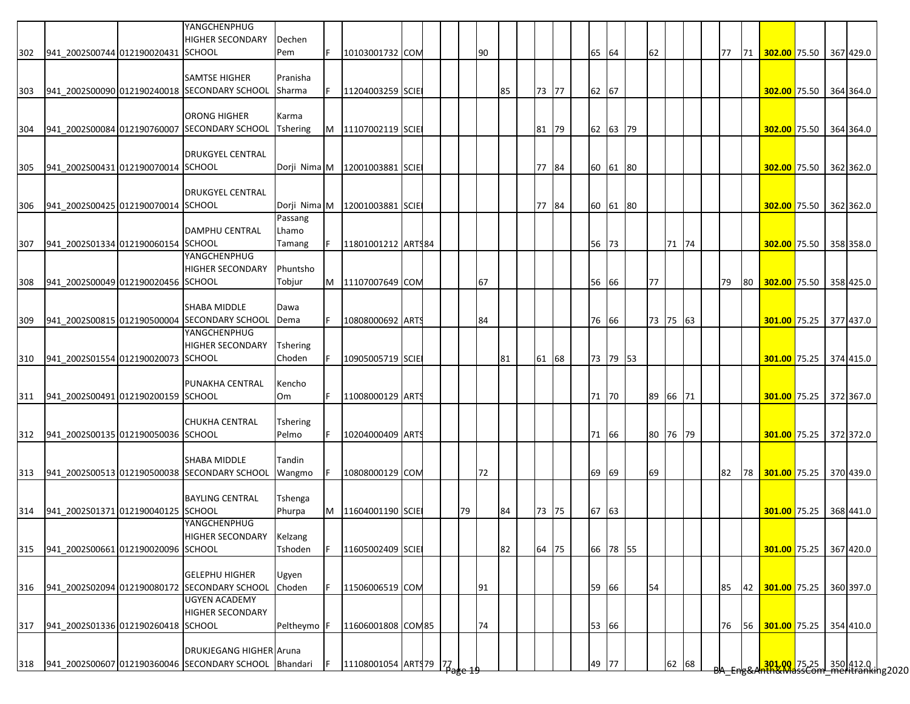| | | | | | | | | | | | | | | | | | | | | | | | | | | | | | | |
|---|---|---|---|---|---|---|---|---|---|---|---|---|---|---|---|---|---|---|---|---|---|---|---|---|---|---|---|---|---|---|
| 302 | 941_2002S00744 | 012190020431 | YANGCHENPHUG HIGHER SECONDARY SCHOOL | Dechen Pem | F | 10103001732 | COM | | | | 90 | | | | | | 65 | 64 | | 62 | | | | 77 | 71 | 302.00 | 75.50 | | 367 | 429.0 |
| 303 | 941_2002S00090 | 012190240018 | SAMTSE HIGHER SECONDARY SCHOOL | Pranisha Sharma | F | 11204003259 | SCIE | | | | | 85 | | 73 | 77 | | 62 | 67 | | | | | | | | 302.00 | 75.50 | | 364 | 364.0 |
| 304 | 941_2002S00084 | 012190760007 | ORONG HIGHER SECONDARY SCHOOL | Karma Tshering | M | 11107002119 | SCIE | | | | | | | 81 | 79 | | 62 | 63 | 79 | | | | | | | 302.00 | 75.50 | | 364 | 364.0 |
| 305 | 941_2002S00431 | 012190070014 | DRUKGYEL CENTRAL SCHOOL | Dorji Nima | M | 12001003881 | SCIE | | | | | | | 77 | 84 | | 60 | 61 | 80 | | | | | | | 302.00 | 75.50 | | 362 | 362.0 |
| 306 | 941_2002S00425 | 012190070014 | DRUKGYEL CENTRAL SCHOOL | Dorji Nima | M | 12001003881 | SCIE | | | | | | | 77 | 84 | | 60 | 61 | 80 | | | | | | | 302.00 | 75.50 | | 362 | 362.0 |
| 307 | 941_2002S01334 | 012190060154 | DAMPHU CENTRAL SCHOOL | Passang Lhamo Tamang | F | 11801001212 | ARTS | 84 | | | | | | | | | 56 | 73 | | | 71 | 74 | | | | 302.00 | 75.50 | | 358 | 358.0 |
| 308 | 941_2002S00049 | 012190020456 | YANGCHENPHUG HIGHER SECONDARY SCHOOL | Phuntsho Tobjur | M | 11107007649 | COM | | | | 67 | | | | | | 56 | 66 | | 77 | | | | 79 | 80 | 302.00 | 75.50 | | 358 | 425.0 |
| 309 | 941_2002S00815 | 012190500004 | SHABA MIDDLE SECONDARY SCHOOL | Dawa Dema | F | 10808000692 | ARTS | | | | 84 | | | | | | 76 | 66 | | 73 | 75 | 63 | | | | 301.00 | 75.25 | | 377 | 437.0 |
| 310 | 941_2002S01554 | 012190020073 | YANGCHENPHUG HIGHER SECONDARY SCHOOL | Tshering Choden | F | 10905005719 | SCIE | | | | | 81 | | 61 | 68 | | 73 | 79 | 53 | | | | | | | 301.00 | 75.25 | | 374 | 415.0 |
| 311 | 941_2002S00491 | 012190200159 | PUNAKHA CENTRAL SCHOOL | Kencho Om | F | 11008000129 | ARTS | | | | | | | | | | 71 | 70 | | 89 | 66 | 71 | | | | 301.00 | 75.25 | | 372 | 367.0 |
| 312 | 941_2002S00135 | 012190050036 | CHUKHA CENTRAL SCHOOL | Tshering Pelmo | F | 10204000409 | ARTS | | | | | | | | | | 71 | 66 | | 80 | 76 | 79 | | | | 301.00 | 75.25 | | 372 | 372.0 |
| 313 | 941_2002S00513 | 012190500038 | SHABA MIDDLE SECONDARY SCHOOL | Tandin Wangmo | F | 10808000129 | COM | | | | 72 | | | | | | 69 | 69 | | 69 | | | | 82 | 78 | 301.00 | 75.25 | | 370 | 439.0 |
| 314 | 941_2002S01371 | 012190040125 | BAYLING CENTRAL SCHOOL | Tshenga Phurpa | M | 11604001190 | SCIE | | | 79 | | 84 | | 73 | 75 | | 67 | 63 | | | | | | | | 301.00 | 75.25 | | 368 | 441.0 |
| 315 | 941_2002S00661 | 012190020096 | YANGCHENPHUG HIGHER SECONDARY SCHOOL | Kelzang Tshoden | F | 11605002409 | SCIE | | | | | 82 | | 64 | 75 | | 66 | 78 | 55 | | | | | | | 301.00 | 75.25 | | 367 | 420.0 |
| 316 | 941_2002S02094 | 012190080172 | GELEPHU HIGHER SECONDARY SCHOOL | Ugyen Choden | F | 11506006519 | COM | | | | 91 | | | | | | 59 | 66 | | 54 | | | | 85 | 42 | 301.00 | 75.25 | | 360 | 397.0 |
| 317 | 941_2002S01336 | 012190260418 | UGYEN ACADEMY HIGHER SECONDARY SCHOOL | Peltheymo | F | 11606001808 | COM | 85 | | | 74 | | | | | | 53 | 66 | | | | | | 76 | 56 | 301.00 | 75.25 | | 354 | 410.0 |
| 318 | 941_2002S00607 | 012190360046 | DRUKJEGANG HIGHER SECONDARY SCHOOL | Aruna Bhandari | F | 11108001054 | ARTS | 79 | 77 | | | | | | | | 49 | 77 | | | 62 | 68 | | | | 301.00 | 75.25 | | 350 | 412.0 |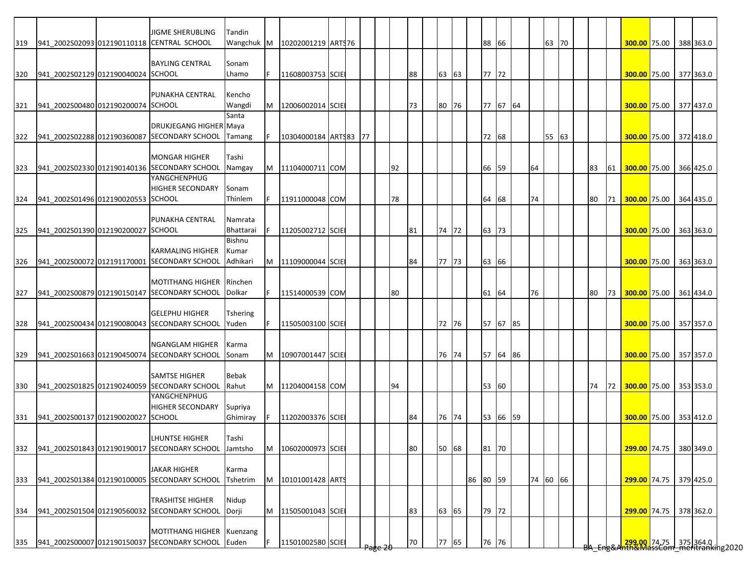| | | | | | | | | | | | | | | | | | | | | | | | | | | | | | |
|---|---|---|---|---|---|---|---|---|---|---|---|---|---|---|---|---|---|---|---|---|---|---|---|---|---|---|---|---|---|
| 319 | 941_2002S02093 | 012190110118 | JIGME SHERUBLING CENTRAL SCHOOL | Tandin Wangchuk | M | 10202001219 | ARTS | 76 | | | | | | | | | 88 | 66 | | | 63 | 70 | | | | **300.00** | 75.00 | | 388 | 363.0 |
| 320 | 941_2002S02129 | 012190040024 | BAYLING CENTRAL SCHOOL | Sonam Lhamo | F | 11608003753 | SCIE | | | | | 88 | | 63 | 63 | | 77 | 72 | | | | | | | | **300.00** | 75.00 | | 377 | 363.0 |
| 321 | 941_2002S00480 | 012190200074 | PUNAKHA CENTRAL SCHOOL | Kencho Wangdi | M | 12006002014 | SCIE | | | | | 73 | | 80 | 76 | | 77 | 67 | 64 | | | | | | | **300.00** | 75.00 | | 377 | 437.0 |
| 322 | 941_2002S02288 | 012190360087 | DRUKJEGANG HIGHER SECONDARY SCHOOL | Santa Maya Tamang | F | 10304000184 | ARTS | 83 | | 77 | | | | | | | 72 | 68 | | | 55 | 63 | | | | **300.00** | 75.00 | | 372 | 418.0 |
| 323 | 941_2002S02330 | 012190140136 | MONGAR HIGHER SECONDARY SCHOOL | Tashi Namgay | M | 11104000711 | COM | | | | 92 | | | | | | 66 | 59 | | 64 | | | | 83 | 61 | **300.00** | 75.00 | | 366 | 425.0 |
| 324 | 941_2002S01496 | 012190020553 | YANGCHENPHUG HIGHER SECONDARY SCHOOL | Sonam Thinlem | F | 11911000048 | COM | | | | 78 | | | | | | 64 | 68 | | 74 | | | | 80 | 71 | **300.00** | 75.00 | | 364 | 435.0 |
| 325 | 941_2002S01390 | 012190200027 | PUNAKHA CENTRAL SCHOOL | Namrata Bhattarai | F | 11205002712 | SCIE | | | | | 81 | | 74 | 72 | | 63 | 73 | | | | | | | | **300.00** | 75.00 | | 363 | 363.0 |
| 326 | 941_2002S00072 | 012191170001 | KARMALING HIGHER SECONDARY SCHOOL | Bishnu Kumar Adhikari | M | 11109000044 | SCIE | | | | | 84 | | 77 | 73 | | 63 | 66 | | | | | | | | **300.00** | 75.00 | | 363 | 363.0 |
| 327 | 941_2002S00879 | 012190150147 | MOTITHANG HIGHER SECONDARY SCHOOL | Rinchen Dolkar | F | 11514000539 | COM | | | | 80 | | | | | | 61 | 64 | | 76 | | | | 80 | 73 | **300.00** | 75.00 | | 361 | 434.0 |
| 328 | 941_2002S00434 | 012190080043 | GELEPHU HIGHER SECONDARY SCHOOL | Tshering Yuden | F | 11505003100 | SCIE | | | | | | | 72 | 76 | | 57 | 67 | 85 | | | | | | | **300.00** | 75.00 | | 357 | 357.0 |
| 329 | 941_2002S01663 | 012190450074 | NGANGLAM HIGHER SECONDARY SCHOOL | Karma Sonam | M | 10907001447 | SCIE | | | | | | | 76 | 74 | | 57 | 64 | 86 | | | | | | | **300.00** | 75.00 | | 357 | 357.0 |
| 330 | 941_2002S01825 | 012190240059 | SAMTSE HIGHER SECONDARY SCHOOL | Bebak Rahut | M | 11204004158 | COM | | | | 94 | | | | | | 53 | 60 | | | | | | 74 | 72 | **300.00** | 75.00 | | 353 | 353.0 |
| 331 | 941_2002S00137 | 012190020027 | YANGCHENPHUG HIGHER SECONDARY SCHOOL | Supriya Ghimiray | F | 11202003376 | SCIE | | | | | 84 | | 76 | 74 | | 53 | 66 | 59 | | | | | | | **300.00** | 75.00 | | 353 | 412.0 |
| 332 | 941_2002S01843 | 012190190017 | LHUNTSE HIGHER SECONDARY SCHOOL | Tashi Jamtsho | M | 10602000973 | SCIE | | | | | 80 | | 50 | 68 | | 81 | 70 | | | | | | | | **299.00** | 74.75 | | 380 | 349.0 |
| 333 | 941_2002S01384 | 012190100005 | JAKAR HIGHER SECONDARY SCHOOL | Karma Tshetrim | M | 10101001428 | ARTS | | | | | | | | | 86 | 80 | 59 | | 74 | 60 | 66 | | | | **299.00** | 74.75 | | 379 | 425.0 |
| 334 | 941_2002S01504 | 012190560032 | TRASHITSE HIGHER SECONDARY SCHOOL | Nidup Dorji | M | 11505001043 | SCIE | | | | | 83 | | 63 | 65 | | 79 | 72 | | | | | | | | **299.00** | 74.75 | | 378 | 362.0 |
| 335 | 941_2002S00007 | 012190150037 | MOTITHANG HIGHER SECONDARY SCHOOL | Kuenzang Euden | F | 11501002580 | SCIE | | | | | 70 | | 77 | 65 | | 76 | 76 | | | | | | | | **299.00** | 74.75 | | 375 | 364.0 |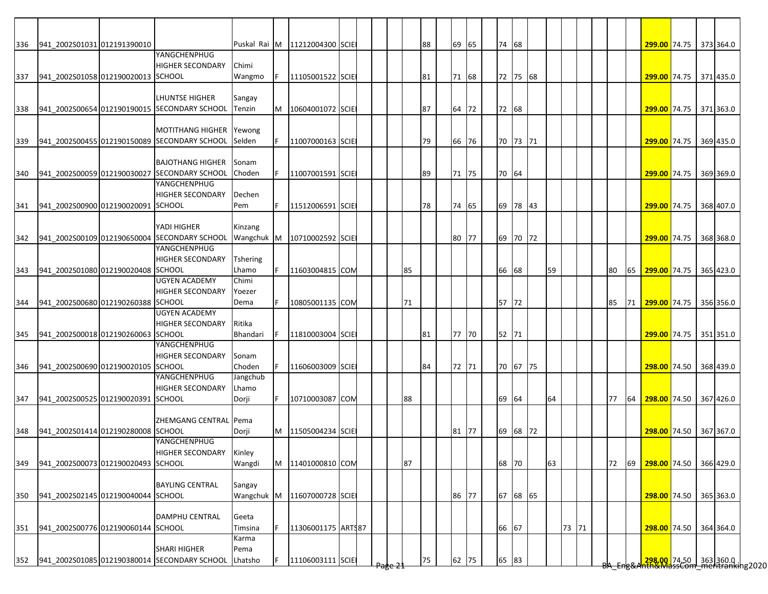| | | | | | | | | | | | | | | | | | | | | | | | | | | | | | |
|---|---|---|---|---|---|---|---|---|---|---|---|---|---|---|---|---|---|---|---|---|---|---|---|---|---|---|---|---|---|
| 336 | 941_2002S01031 | 012191390010 | | Puskal Rai | M | 11212004300 | SCIE | | | | | 88 | | 69 | 65 | | 74 | 68 | | | | | | | | 299.00 | 74.75 | 373 | 364.0 |
| 337 | 941_2002S01058 | 012190020013 | YANGCHENPHUG HIGHER SECONDARY SCHOOL | Chimi Wangmo | F | 11105001522 | SCIE | | | | | 81 | | 71 | 68 | | 72 | 75 | 68 | | | | | | | 299.00 | 74.75 | 371 | 435.0 |
| 338 | 941_2002S00654 | 012190190015 | LHUNTSE HIGHER SECONDARY SCHOOL | Sangay Tenzin | M | 10604001072 | SCIE | | | | | 87 | | 64 | 72 | | 72 | 68 | | | | | | | | 299.00 | 74.75 | 371 | 363.0 |
| 339 | 941_2002S00455 | 012190150089 | MOTITHANG HIGHER SECONDARY SCHOOL | Yewong Selden | F | 11007000163 | SCIE | | | | | 79 | | 66 | 76 | | 70 | 73 | 71 | | | | | | | 299.00 | 74.75 | 369 | 435.0 |
| 340 | 941_2002S00059 | 012190030027 | BAJOTHANG HIGHER SECONDARY SCHOOL | Sonam Choden | F | 11007001591 | SCIE | | | | | 89 | | 71 | 75 | | 70 | 64 | | | | | | | | 299.00 | 74.75 | 369 | 369.0 |
| 341 | 941_2002S00900 | 012190020091 | YANGCHENPHUG HIGHER SECONDARY SCHOOL | Dechen Pem | F | 11512006591 | SCIE | | | | | 78 | | 74 | 65 | | 69 | 78 | 43 | | | | | | | 299.00 | 74.75 | 368 | 407.0 |
| 342 | 941_2002S00109 | 012190650004 | YADI HIGHER SECONDARY SCHOOL | Kinzang Wangchuk | M | 10710002592 | SCIE | | | | | | | 80 | 77 | | 69 | 70 | 72 | | | | | | | 299.00 | 74.75 | 368 | 368.0 |
| 343 | 941_2002S01080 | 012190020408 | YANGCHENPHUG HIGHER SECONDARY SCHOOL | Tshering Lhamo | F | 11603004815 | COM | | | | 85 | | | | | | 66 | 68 | | 59 | | | | 80 | 65 | 299.00 | 74.75 | 365 | 423.0 |
| 344 | 941_2002S00680 | 012190260388 | UGYEN ACADEMY HIGHER SECONDARY SCHOOL | Chimi Yoezer Dema | F | 10805001135 | COM | | | | 71 | | | | | | 57 | 72 | | | | | | 85 | 71 | 299.00 | 74.75 | 356 | 356.0 |
| 345 | 941_2002S00018 | 012190260063 | UGYEN ACADEMY HIGHER SECONDARY SCHOOL | Ritika Bhandari | F | 11810003004 | SCIE | | | | | 81 | | 77 | 70 | | 52 | 71 | | | | | | | | 299.00 | 74.75 | 351 | 351.0 |
| 346 | 941_2002S00690 | 012190020105 | YANGCHENPHUG HIGHER SECONDARY SCHOOL | Sonam Choden | F | 11606003009 | SCIE | | | | | 84 | | 72 | 71 | | 70 | 67 | 75 | | | | | | | 298.00 | 74.50 | 368 | 439.0 |
| 347 | 941_2002S00525 | 012190020391 | YANGCHENPHUG HIGHER SECONDARY SCHOOL | Jangchub Lhamo Dorji | F | 10710003087 | COM | | | | 88 | | | | | | 69 | 64 | | 64 | | | | 77 | 64 | 298.00 | 74.50 | 367 | 426.0 |
| 348 | 941_2002S01414 | 012190280008 | ZHEMGANG CENTRAL SCHOOL | Pema Dorji | M | 11505004234 | SCIE | | | | | | | 81 | 77 | | 69 | 68 | 72 | | | | | | | 298.00 | 74.50 | 367 | 367.0 |
| 349 | 941_2002S00073 | 012190020493 | YANGCHENPHUG HIGHER SECONDARY SCHOOL | Kinley Wangdi | M | 11401000810 | COM | | | | 87 | | | | | | 68 | 70 | | 63 | | | | 72 | 69 | 298.00 | 74.50 | 366 | 429.0 |
| 350 | 941_2002S02145 | 012190040044 | BAYLING CENTRAL SCHOOL | Sangay Wangchuk | M | 11607000728 | SCIE | | | | | | | 86 | 77 | | 67 | 68 | 65 | | | | | | | 298.00 | 74.50 | 365 | 363.0 |
| 351 | 941_2002S00776 | 012190060144 | DAMPHU CENTRAL SCHOOL | Geeta Timsina | F | 11306001175 | ARTS | 87 | | | | | | | | | 66 | 67 | | | 73 | 71 | | | | 298.00 | 74.50 | 364 | 364.0 |
| 352 | 941_2002S01085 | 012190380014 | SHARI HIGHER SECONDARY SCHOOL | Karma Pema Lhatsho | F | 11106003111 | SCIE | | | | | 75 | | 62 | 75 | | 65 | 83 | | | | | | | | 298.00 | 74.50 | 363 | 360.0 |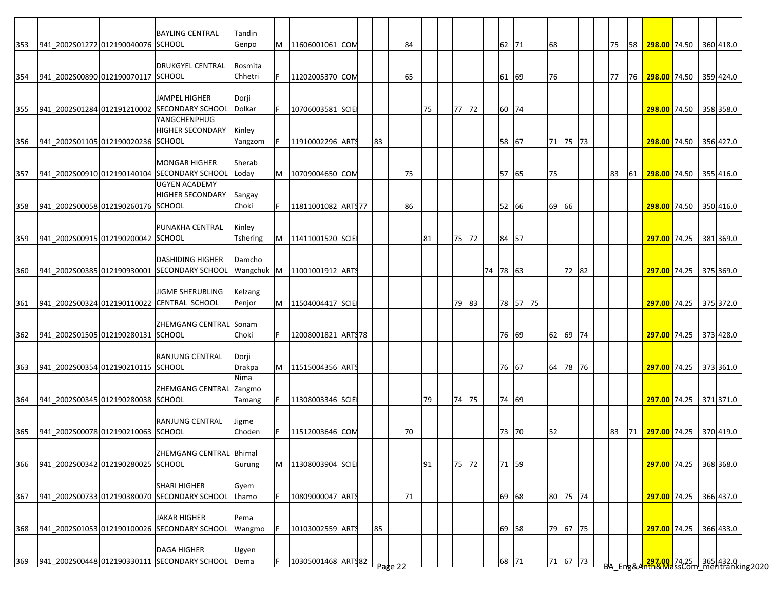| | | | | | | | | | | | | | | | | | | | | | | | | | | | | | |
|---|---|---|---|---|---|---|---|---|---|---|---|---|---|---|---|---|---|---|---|---|---|---|---|---|---|---|---|---|---|
| 353 | 941_2002S01272 | 012190040076 | BAYLING CENTRAL SCHOOL | Tandin Genpo | M | 11606001061 | COM | | | | 84 | | | | | | 62 | 71 | | 68 | | | | 75 | 58 | 298.00 | 74.50 | 360 | 418.0 |
| 354 | 941_2002S00890 | 012190070117 | DRUKGYEL CENTRAL SCHOOL | Rosmita Chhetri | F | 11202005370 | COM | | | | 65 | | | | | | 61 | 69 | | 76 | | | | 77 | 76 | 298.00 | 74.50 | 359 | 424.0 |
| 355 | 941_2002S01284 | 012191210002 | JAMPEL HIGHER SECONDARY SCHOOL | Dorji Dolkar | F | 10706003581 | SCIE | | | | | 75 | | 77 | 72 | | 60 | 74 | | | | | | | | 298.00 | 74.50 | 358 | 358.0 |
| 356 | 941_2002S01105 | 012190020236 | YANGCHENPHUG HIGHER SECONDARY SCHOOL | Kinley Yangzom | F | 11910002296 | ARTS | | 83 | | | | | | | | 58 | 67 | | 71 | 75 | 73 | | | | 298.00 | 74.50 | 356 | 427.0 |
| 357 | 941_2002S00910 | 012190140104 | MONGAR HIGHER SECONDARY SCHOOL | Sherab Loday | M | 10709004650 | COM | | | | 75 | | | | | | 57 | 65 | | 75 | | | | 83 | 61 | 298.00 | 74.50 | 355 | 416.0 |
| 358 | 941_2002S00058 | 012190260176 | UGYEN ACADEMY HIGHER SECONDARY SCHOOL | Sangay Choki | F | 11811001082 | ARTS | 77 | | | 86 | | | | | | 52 | 66 | | 69 | 66 | | | | | 298.00 | 74.50 | 350 | 416.0 |
| 359 | 941_2002S00915 | 012190200042 | PUNAKHA CENTRAL SCHOOL | Kinley Tshering | M | 11411001520 | SCIE | | | | | 81 | | 75 | 72 | | 84 | 57 | | | | | | | | 297.00 | 74.25 | 381 | 369.0 |
| 360 | 941_2002S00385 | 012190930001 | DASHIDING HIGHER SECONDARY SCHOOL | Damcho Wangchuk | M | 11001001912 | ARTS | | | | | | | | | 74 | 78 | 63 | | | 72 | 82 | | | | 297.00 | 74.25 | 375 | 369.0 |
| 361 | 941_2002S00324 | 012190110022 | JIGME SHERUBLING CENTRAL SCHOOL | Kelzang Penjor | M | 11504004417 | SCIE | | | | | | | 79 | 83 | | 78 | 57 | 75 | | | | | | | 297.00 | 74.25 | 375 | 372.0 |
| 362 | 941_2002S01505 | 012190280131 | ZHEMGANG CENTRAL SCHOOL | Sonam Choki | F | 12008001821 | ARTS | 78 | | | | | | | | | 76 | 69 | | 62 | 69 | 74 | | | | 297.00 | 74.25 | 373 | 428.0 |
| 363 | 941_2002S00354 | 012190210115 | RANJUNG CENTRAL SCHOOL | Dorji Drakpa | M | 11515004356 | ARTS | | | | | | | | | | 76 | 67 | | 64 | 78 | 76 | | | | 297.00 | 74.25 | 373 | 361.0 |
| 364 | 941_2002S00345 | 012190280038 | ZHEMGANG CENTRAL SCHOOL | Nima Zangmo Tamang | F | 11308003346 | SCIE | | | | | 79 | | 74 | 75 | | 74 | 69 | | | | | | | | 297.00 | 74.25 | 371 | 371.0 |
| 365 | 941_2002S00078 | 012190210063 | RANJUNG CENTRAL SCHOOL | Jigme Choden | F | 11512003646 | COM | | | | 70 | | | | | | 73 | 70 | | 52 | | | | 83 | 71 | 297.00 | 74.25 | 370 | 419.0 |
| 366 | 941_2002S00342 | 012190280025 | ZHEMGANG CENTRAL SCHOOL | Bhimal Gurung | M | 11308003904 | SCIE | | | | | 91 | | 75 | 72 | | 71 | 59 | | | | | | | | 297.00 | 74.25 | 368 | 368.0 |
| 367 | 941_2002S00733 | 012190380070 | SHARI HIGHER SECONDARY SCHOOL | Gyem Lhamo | F | 10809000047 | ARTS | | | | 71 | | | | | | 69 | 68 | | 80 | 75 | 74 | | | | 297.00 | 74.25 | 366 | 437.0 |
| 368 | 941_2002S01053 | 012190100026 | JAKAR HIGHER SECONDARY SCHOOL | Pema Wangmo | F | 10103002559 | ARTS | | 85 | | | | | | | | 69 | 58 | | 79 | 67 | 75 | | | | 297.00 | 74.25 | 366 | 433.0 |
| 369 | 941_2002S00448 | 012190330111 | DAGA HIGHER SECONDARY SCHOOL | Ugyen Dema | F | 10305001468 | ARTS | 82 | | | | | | | | | 68 | 71 | | 71 | 67 | 73 | | | | 297.00 | 74.25 | 365 | 432.0 |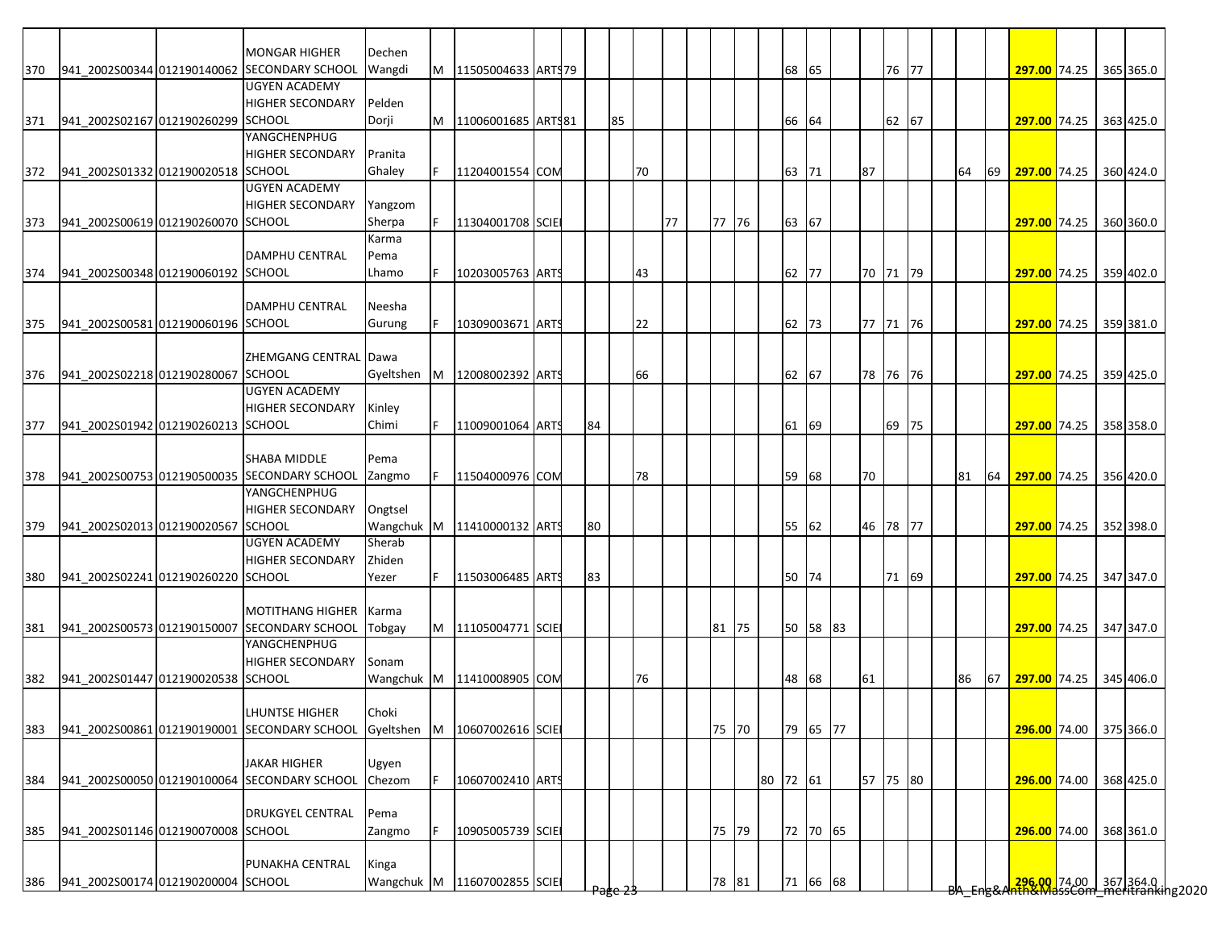| | | | | | | | | | | | | | | | | | | | | | | | | | | | | | | |
|---|---|---|---|---|---|---|---|---|---|---|---|---|---|---|---|---|---|---|---|---|---|---|---|---|---|---|---|---|---|---|
| 370 | 941_2002S00344 | 012190140062 | MONGAR HIGHER SECONDARY SCHOOL | Dechen Wangdi | M | 11505004633 | ARTS | 79 | | | | | | | | | 68 | 65 | | | 76 | 77 | | | | **297.00** | 74.25 | | 365 | 365.0 |
| 371 | 941_2002S02167 | 012190260299 | UGYEN ACADEMY HIGHER SECONDARY SCHOOL | Pelden Dorji | M | 11006001685 | ARTS | 81 | | 85 | | | | | | | 66 | 64 | | | 62 | 67 | | | | **297.00** | 74.25 | | 363 | 425.0 |
| 372 | 941_2002S01332 | 012190020518 | YANGCHENPHUG HIGHER SECONDARY SCHOOL | Pranita Ghaley | F | 11204001554 | COM | | | | 70 | | | | | | 63 | 71 | | 87 | | | | 64 | 69 | **297.00** | 74.25 | | 360 | 424.0 |
| 373 | 941_2002S00619 | 012190260070 | UGYEN ACADEMY HIGHER SECONDARY SCHOOL | Yangzom Sherpa | F | 11304001708 | SCIE | | | | | 77 | | 77 | 76 | | 63 | 67 | | | | | | | | **297.00** | 74.25 | | 360 | 360.0 |
| 374 | 941_2002S00348 | 012190060192 | DAMPHU CENTRAL SCHOOL | Karma Pema Lhamo | F | 10203005763 | ARTS | | | | 43 | | | | | | 62 | 77 | | 70 | 71 | 79 | | | | **297.00** | 74.25 | | 359 | 402.0 |
| 375 | 941_2002S00581 | 012190060196 | DAMPHU CENTRAL SCHOOL | Neesha Gurung | F | 10309003671 | ARTS | | | | 22 | | | | | | 62 | 73 | | 77 | 71 | 76 | | | | **297.00** | 74.25 | | 359 | 381.0 |
| 376 | 941_2002S02218 | 012190280067 | ZHEMGANG CENTRAL SCHOOL | Dawa Gyeltshen | M | 12008002392 | ARTS | | | | 66 | | | | | | 62 | 67 | | 78 | 76 | 76 | | | | **297.00** | 74.25 | | 359 | 425.0 |
| 377 | 941_2002S01942 | 012190260213 | UGYEN ACADEMY HIGHER SECONDARY SCHOOL | Kinley Chimi | F | 11009001064 | ARTS | | 84 | | | | | | | | 61 | 69 | | | 69 | 75 | | | | **297.00** | 74.25 | | 358 | 358.0 |
| 378 | 941_2002S00753 | 012190500035 | SHABA MIDDLE SECONDARY SCHOOL | Pema Zangmo | F | 11504000976 | COM | | | | 78 | | | | | | 59 | 68 | | 70 | | | | 81 | 64 | **297.00** | 74.25 | | 356 | 420.0 |
| 379 | 941_2002S02013 | 012190020567 | YANGCHENPHUG HIGHER SECONDARY SCHOOL | Ongtsel Wangchuk | M | 11410000132 | ARTS | | 80 | | | | | | | | 55 | 62 | | 46 | 78 | 77 | | | | **297.00** | 74.25 | | 352 | 398.0 |
| 380 | 941_2002S02241 | 012190260220 | UGYEN ACADEMY HIGHER SECONDARY SCHOOL | Sherab Zhiden Yezer | F | 11503006485 | ARTS | | 83 | | | | | | | | 50 | 74 | | | 71 | 69 | | | | **297.00** | 74.25 | | 347 | 347.0 |
| 381 | 941_2002S00573 | 012190150007 | MOTITHANG HIGHER SECONDARY SCHOOL | Karma Tobgay | M | 11105004771 | SCIE | | | | | | | 81 | 75 | | 50 | 58 | 83 | | | | | | | **297.00** | 74.25 | | 347 | 347.0 |
| 382 | 941_2002S01447 | 012190020538 | YANGCHENPHUG HIGHER SECONDARY SCHOOL | Sonam Wangchuk | M | 11410008905 | COM | | | | 76 | | | | | | 48 | 68 | | 61 | | | | 86 | 67 | **297.00** | 74.25 | | 345 | 406.0 |
| 383 | 941_2002S00861 | 012190190001 | LHUNTSE HIGHER SECONDARY SCHOOL | Choki Gyeltshen | M | 10607002616 | SCIE | | | | | | | 75 | 70 | | 79 | 65 | 77 | | | | | | | **296.00** | 74.00 | | 375 | 366.0 |
| 384 | 941_2002S00050 | 012190100064 | JAKAR HIGHER SECONDARY SCHOOL | Ugyen Chezom | F | 10607002410 | ARTS | | | | | | | | | 80 | 72 | 61 | | 57 | 75 | 80 | | | | **296.00** | 74.00 | | 368 | 425.0 |
| 385 | 941_2002S01146 | 012190070008 | DRUKGYEL CENTRAL SCHOOL | Pema Zangmo | F | 10905005739 | SCIE | | | | | | | 75 | 79 | | 72 | 70 | 65 | | | | | | | **296.00** | 74.00 | | 368 | 361.0 |
| 386 | 941_2002S00174 | 012190200004 | PUNAKHA CENTRAL SCHOOL | Kinga Wangchuk | M | 11607002855 | SCIE | | | | | | | 78 | 81 | | 71 | 66 | 68 | | | | | | | **296.00** | 74.00 | | 367 | 364.0 |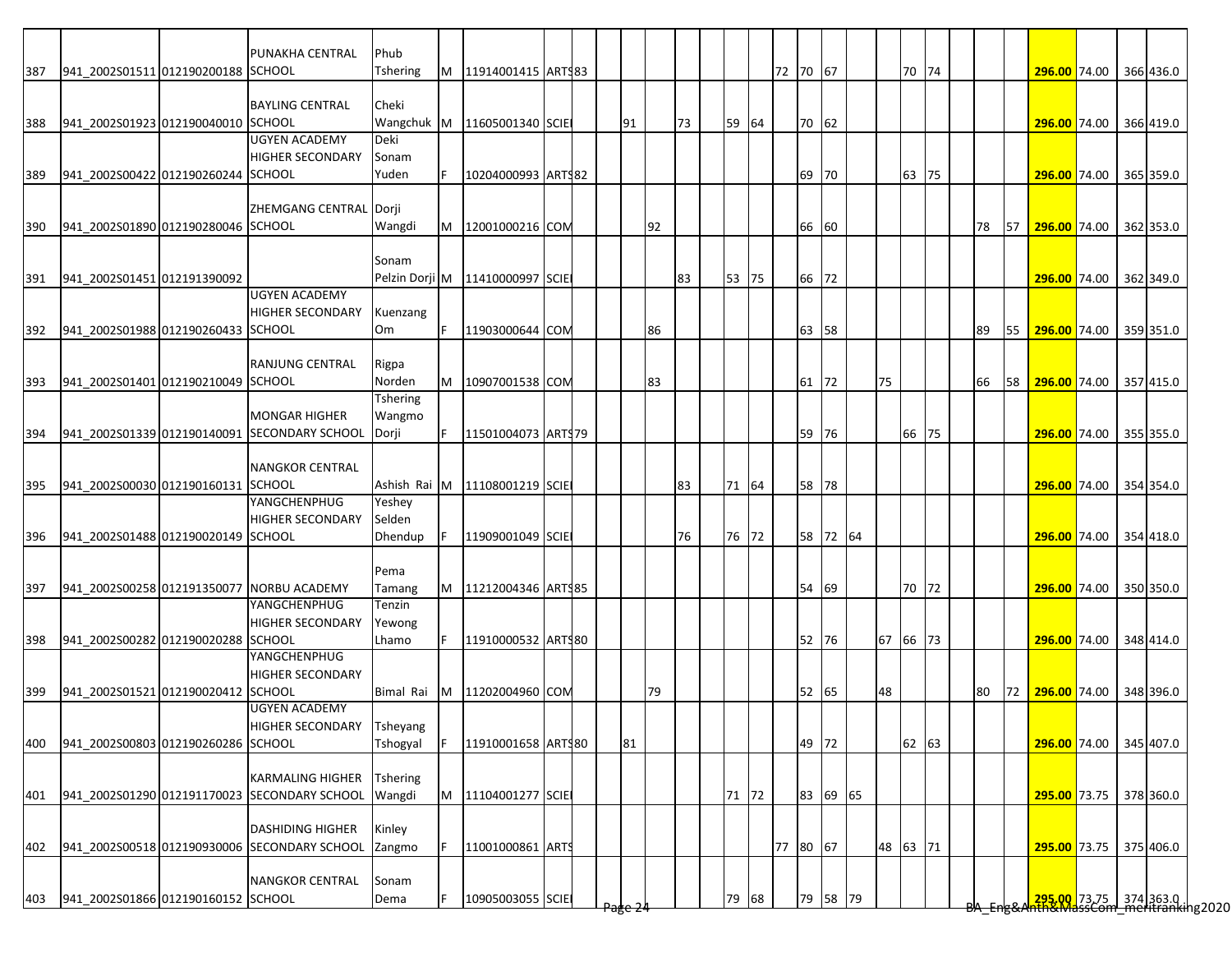| | | | | | | | | | | | | | | | | | | | | | | | | | | |
|---|---|---|---|---|---|---|---|---|---|---|---|---|---|---|---|---|---|---|---|---|---|---|---|---|---|---|
| 387 | 941_2002S01511 | 012190200188 | PUNAKHA CENTRAL SCHOOL | Phub Tshering | M | 11914001415 | ARTS | 83 | | | | | | 72 | 70 | 67 | | | 70 | 74 | | | 296.00 | 74.00 | 366 | 436.0 |
| 388 | 941_2002S01923 | 012190040010 | BAYLING CENTRAL SCHOOL | Cheki Wangchuk | M | 11605001340 | SCIE | | 91 | | 73 | 59 | 64 | | 70 | 62 | | | | | | | 296.00 | 74.00 | 366 | 419.0 |
| 389 | 941_2002S00422 | 012190260244 | UGYEN ACADEMY HIGHER SECONDARY SCHOOL | Deki Sonam Yuden | F | 10204000993 | ARTS | 82 | | | | | | | 69 | 70 | | | 63 | 75 | | | 296.00 | 74.00 | 365 | 359.0 |
| 390 | 941_2002S01890 | 012190280046 | ZHEMGANG CENTRAL SCHOOL | Dorji Wangdi | M | 12001000216 | COM | | | 92 | | | | | 66 | 60 | | | | | 78 | 57 | 296.00 | 74.00 | 362 | 353.0 |
| 391 | 941_2002S01451 | 012191390092 | | Sonam Pelzin Dorji | M | 11410000997 | SCIE | | | | 83 | 53 | 75 | | 66 | 72 | | | | | | | 296.00 | 74.00 | 362 | 349.0 |
| 392 | 941_2002S01988 | 012190260433 | UGYEN ACADEMY HIGHER SECONDARY SCHOOL | Kuenzang Om | F | 11903000644 | COM | | | 86 | | | | | 63 | 58 | | | | | 89 | 55 | 296.00 | 74.00 | 359 | 351.0 |
| 393 | 941_2002S01401 | 012190210049 | RANJUNG CENTRAL SCHOOL | Rigpa Norden | M | 10907001538 | COM | | | 83 | | | | | 61 | 72 | | 75 | | | 66 | 58 | 296.00 | 74.00 | 357 | 415.0 |
| 394 | 941_2002S01339 | 012190140091 | MONGAR HIGHER SECONDARY SCHOOL | Tshering Wangmo Dorji | F | 11501004073 | ARTS | 79 | | | | | | | 59 | 76 | | | 66 | 75 | | | 296.00 | 74.00 | 355 | 355.0 |
| 395 | 941_2002S00030 | 012190160131 | NANGKOR CENTRAL SCHOOL | Ashish Rai | M | 11108001219 | SCIE | | | | 83 | 71 | 64 | | 58 | 78 | | | | | | | 296.00 | 74.00 | 354 | 354.0 |
| 396 | 941_2002S01488 | 012190020149 | YANGCHENPHUG HIGHER SECONDARY SCHOOL | Yeshey Selden Dhendup | F | 11909001049 | SCIE | | | | 76 | 76 | 72 | | 58 | 72 | 64 | | | | | | 296.00 | 74.00 | 354 | 418.0 |
| 397 | 941_2002S00258 | 012191350077 | NORBU ACADEMY | Pema Tamang | M | 11212004346 | ARTS | 85 | | | | | | | 54 | 69 | | | 70 | 72 | | | 296.00 | 74.00 | 350 | 350.0 |
| 398 | 941_2002S00282 | 012190020288 | YANGCHENPHUG HIGHER SECONDARY SCHOOL | Tenzin Yewong Lhamo | F | 11910000532 | ARTS | 80 | | | | | | | 52 | 76 | | 67 | 66 | 73 | | | 296.00 | 74.00 | 348 | 414.0 |
| 399 | 941_2002S01521 | 012190020412 | YANGCHENPHUG HIGHER SECONDARY SCHOOL | Bimal Rai | M | 11202004960 | COM | | | 79 | | | | | 52 | 65 | | 48 | | | 80 | 72 | 296.00 | 74.00 | 348 | 396.0 |
| 400 | 941_2002S00803 | 012190260286 | UGYEN ACADEMY HIGHER SECONDARY SCHOOL | Tsheyang Tshogyal | F | 11910001658 | ARTS | 80 | 81 | | | | | | 49 | 72 | | | 62 | 63 | | | 296.00 | 74.00 | 345 | 407.0 |
| 401 | 941_2002S01290 | 012191170023 | KARMALING HIGHER SECONDARY SCHOOL | Tshering Wangdi | M | 11104001277 | SCIE | | | | | 71 | 72 | | 83 | 69 | 65 | | | | | | 295.00 | 73.75 | 378 | 360.0 |
| 402 | 941_2002S00518 | 012190930006 | DASHIDING HIGHER SECONDARY SCHOOL | Kinley Zangmo | F | 11001000861 | ARTS | | | | | | | 77 | 80 | 67 | | 48 | 63 | 71 | | | 295.00 | 73.75 | 375 | 406.0 |
| 403 | 941_2002S01866 | 012190160152 | NANGKOR CENTRAL SCHOOL | Sonam Dema | F | 10905003055 | SCIE | | | | | 79 | 68 | | 79 | 58 | 79 | | | | | | 295.00 | 73.75 | 374 | 363.0 |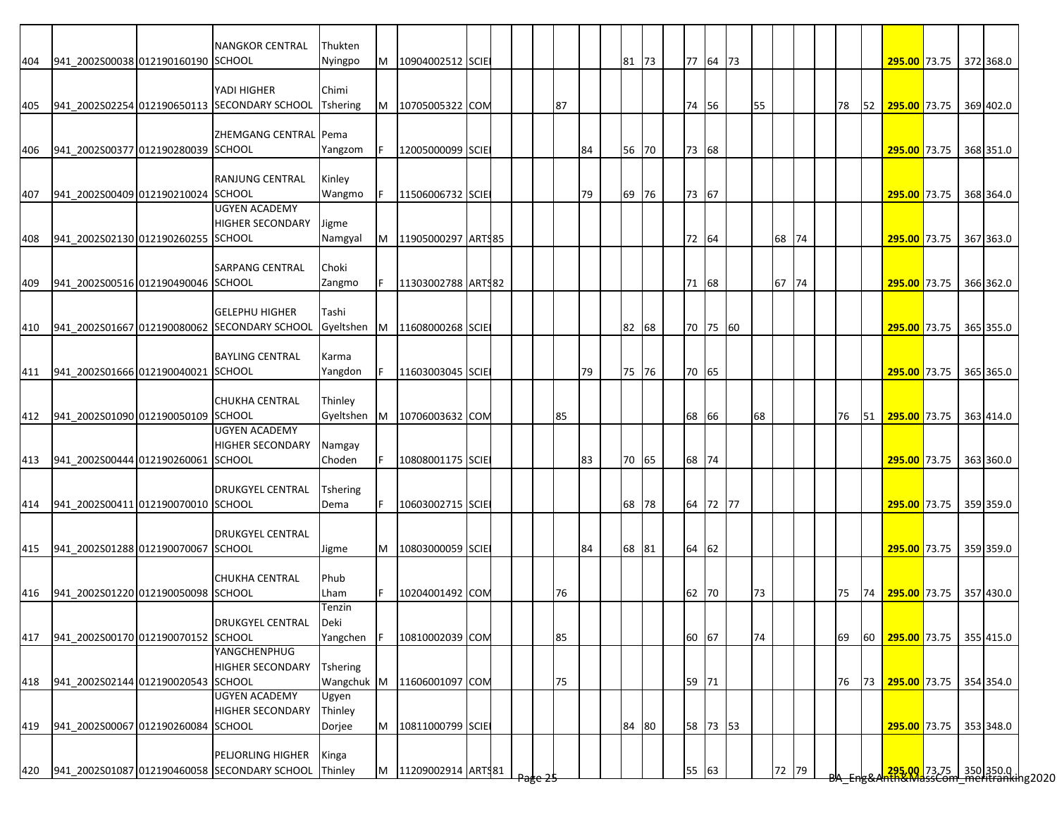| | | | | | | | | | | | | | | | | | | | | | | | | | | | | | | |
|---|---|---|---|---|---|---|---|---|---|---|---|---|---|---|---|---|---|---|---|---|---|---|---|---|---|---|---|---|---|---|
| 404 | 941_2002S00038 | 012190160190 | NANGKOR CENTRAL SCHOOL | Thukten Nyingpo | M | 10904002512 | SCIE | | | | | | | 81 | 73 | | 77 | 64 | 73 | | | | | | | 295.00 | 73.75 | | 372 | 368.0 |
| 405 | 941_2002S02254 | 012190650113 | YADI HIGHER SECONDARY SCHOOL | Chimi Tshering | M | 10705005322 | COM | | | | 87 | | | | | | 74 | 56 | | 55 | | | | 78 | 52 | 295.00 | 73.75 | | 369 | 402.0 |
| 406 | 941_2002S00377 | 012190280039 | ZHEMGANG CENTRAL SCHOOL | Pema Yangzom | F | 12005000099 | SCIE | | | | | 84 | | 56 | 70 | | 73 | 68 | | | | | | | | 295.00 | 73.75 | | 368 | 351.0 |
| 407 | 941_2002S00409 | 012190210024 | RANJUNG CENTRAL SCHOOL | Kinley Wangmo | F | 11506006732 | SCIE | | | | | 79 | | 69 | 76 | | 73 | 67 | | | | | | | | 295.00 | 73.75 | | 368 | 364.0 |
| 408 | 941_2002S02130 | 012190260255 | UGYEN ACADEMY HIGHER SECONDARY SCHOOL | Jigme Namgyal | M | 11905000297 | ARTS | 85 | | | | | | | | | 72 | 64 | | | 68 | 74 | | | | 295.00 | 73.75 | | 367 | 363.0 |
| 409 | 941_2002S00516 | 012190490046 | SARPANG CENTRAL SCHOOL | Choki Zangmo | F | 11303002788 | ARTS | 82 | | | | | | | | | 71 | 68 | | | 67 | 74 | | | | 295.00 | 73.75 | | 366 | 362.0 |
| 410 | 941_2002S01667 | 012190080062 | GELEPHU HIGHER SECONDARY SCHOOL | Tashi Gyeltshen | M | 11608000268 | SCIE | | | | | | | 82 | 68 | | 70 | 75 | 60 | | | | | | | 295.00 | 73.75 | | 365 | 355.0 |
| 411 | 941_2002S01666 | 012190040021 | BAYLING CENTRAL SCHOOL | Karma Yangdon | F | 11603003045 | SCIE | | | | | 79 | | 75 | 76 | | 70 | 65 | | | | | | | | 295.00 | 73.75 | | 365 | 365.0 |
| 412 | 941_2002S01090 | 012190050109 | CHUKHA CENTRAL SCHOOL | Thinley Gyeltshen | M | 10706003632 | COM | | | | 85 | | | | | | 68 | 66 | | 68 | | | | 76 | 51 | 295.00 | 73.75 | | 363 | 414.0 |
| 413 | 941_2002S00444 | 012190260061 | UGYEN ACADEMY HIGHER SECONDARY SCHOOL | Namgay Choden | F | 10808001175 | SCIE | | | | | 83 | | 70 | 65 | | 68 | 74 | | | | | | | | 295.00 | 73.75 | | 363 | 360.0 |
| 414 | 941_2002S00411 | 012190070010 | DRUKGYEL CENTRAL SCHOOL | Tshering Dema | F | 10603002715 | SCIE | | | | | | | 68 | 78 | | 64 | 72 | 77 | | | | | | | 295.00 | 73.75 | | 359 | 359.0 |
| 415 | 941_2002S01288 | 012190070067 | DRUKGYEL CENTRAL SCHOOL | Jigme | M | 10803000059 | SCIE | | | | | 84 | | 68 | 81 | | 64 | 62 | | | | | | | | 295.00 | 73.75 | | 359 | 359.0 |
| 416 | 941_2002S01220 | 012190050098 | CHUKHA CENTRAL SCHOOL | Phub Lham | F | 10204001492 | COM | | | | 76 | | | | | | 62 | 70 | | 73 | | | | 75 | 74 | 295.00 | 73.75 | | 357 | 430.0 |
| 417 | 941_2002S00170 | 012190070152 | DRUKGYEL CENTRAL SCHOOL | Tenzin Deki Yangchen | F | 10810002039 | COM | | | | 85 | | | | | | 60 | 67 | | 74 | | | | 69 | 60 | 295.00 | 73.75 | | 355 | 415.0 |
| 418 | 941_2002S02144 | 012190020543 | YANGCHENPHUG HIGHER SECONDARY SCHOOL | Tshering Wangchuk | M | 11606001097 | COM | | | | 75 | | | | | | 59 | 71 | | | | | | 76 | 73 | 295.00 | 73.75 | | 354 | 354.0 |
| 419 | 941_2002S00067 | 012190260084 | UGYEN ACADEMY HIGHER SECONDARY SCHOOL | Ugyen Thinley Dorjee | M | 10811000799 | SCIE | | | | | | | 84 | 80 | | 58 | 73 | 53 | | | | | | | 295.00 | 73.75 | | 353 | 348.0 |
| 420 | 941_2002S01087 | 012190460058 | PELJORLING HIGHER SECONDARY SCHOOL | Kinga Thinley | M | 11209002914 | ARTS | 81 | | | | | | | | | 55 | 63 | | | 72 | 79 | | | | 295.00 | 73.75 | | 350 | 350.0 |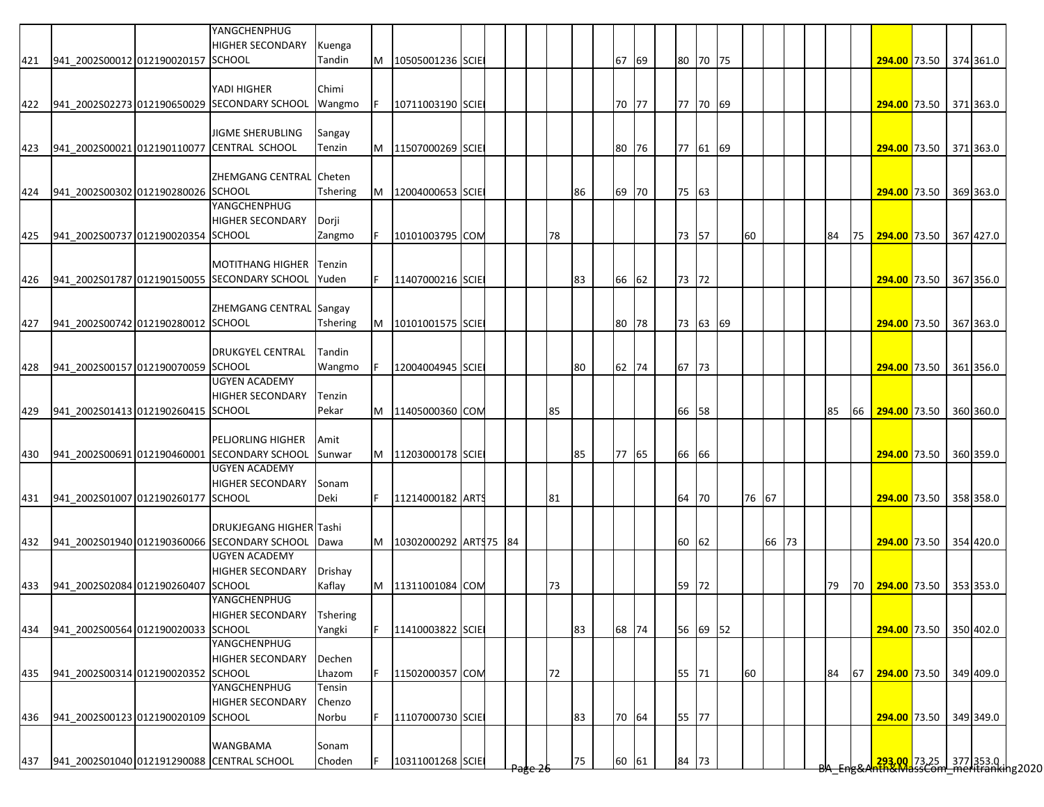| | | | | | | | | | | | | | | | | | | | | | | | | | | | | | |
|---|---|---|---|---|---|---|---|---|---|---|---|---|---|---|---|---|---|---|---|---|---|---|---|---|---|---|---|---|---|
| 421 | 941_2002S00012 | 012190020157 | YANGCHENPHUG HIGHER SECONDARY SCHOOL | Kuenga Tandin | M | 10505001236 | SCIE | | | | | | | 67 | 69 | | 80 | 70 | 75 | | | | | | | 294.00 | 73.50 | 374 | 361.0 |
| 422 | 941_2002S02273 | 012190650029 | YADI HIGHER SECONDARY SCHOOL | Chimi Wangmo | F | 10711003190 | SCIE | | | | | | | 70 | 77 | | 77 | 70 | 69 | | | | | | | 294.00 | 73.50 | 371 | 363.0 |
| 423 | 941_2002S00021 | 012190110077 | JIGME SHERUBLING CENTRAL SCHOOL | Sangay Tenzin | M | 11507000269 | SCIE | | | | | | | 80 | 76 | | 77 | 61 | 69 | | | | | | | 294.00 | 73.50 | 371 | 363.0 |
| 424 | 941_2002S00302 | 012190280026 | ZHEMGANG CENTRAL SCHOOL | Cheten Tshering | M | 12004000653 | SCIE | | | | | 86 | | 69 | 70 | | 75 | 63 | | | | | | | | 294.00 | 73.50 | 369 | 363.0 |
| 425 | 941_2002S00737 | 012190020354 | YANGCHENPHUG HIGHER SECONDARY SCHOOL | Dorji Zangmo | F | 10101003795 | COM | | | | 78 | | | | | | 73 | 57 | | 60 | | | | 84 | 75 | 294.00 | 73.50 | 367 | 427.0 |
| 426 | 941_2002S01787 | 012190150055 | MOTITHANG HIGHER SECONDARY SCHOOL | Tenzin Yuden | F | 11407000216 | SCIE | | | | | 83 | | 66 | 62 | | 73 | 72 | | | | | | | | 294.00 | 73.50 | 367 | 356.0 |
| 427 | 941_2002S00742 | 012190280012 | ZHEMGANG CENTRAL SCHOOL | Sangay Tshering | M | 10101001575 | SCIE | | | | | | | 80 | 78 | | 73 | 63 | 69 | | | | | | | 294.00 | 73.50 | 367 | 363.0 |
| 428 | 941_2002S00157 | 012190070059 | DRUKGYEL CENTRAL SCHOOL | Tandin Wangmo | F | 12004004945 | SCIE | | | | | 80 | | 62 | 74 | | 67 | 73 | | | | | | | | 294.00 | 73.50 | 361 | 356.0 |
| 429 | 941_2002S01413 | 012190260415 | UGYEN ACADEMY HIGHER SECONDARY SCHOOL | Tenzin Pekar | M | 11405000360 | COM | | | | 85 | | | | | | 66 | 58 | | | | | | 85 | 66 | 294.00 | 73.50 | 360 | 360.0 |
| 430 | 941_2002S00691 | 012190460001 | PELJORLING HIGHER SECONDARY SCHOOL | Amit Sunwar | M | 11203000178 | SCIE | | | | | 85 | | 77 | 65 | | 66 | 66 | | | | | | | | 294.00 | 73.50 | 360 | 359.0 |
| 431 | 941_2002S01007 | 012190260177 | UGYEN ACADEMY HIGHER SECONDARY SCHOOL | Sonam Deki | F | 11214000182 | ARTS | | | | 81 | | | | | | 64 | 70 | | 76 | 67 | | | | | 294.00 | 73.50 | 358 | 358.0 |
| 432 | 941_2002S01940 | 012190360066 | DRUKJEGANG HIGHER SECONDARY SCHOOL | Tashi Dawa | M | 10302000292 | ARTS | 75 | 84 | | | | | | | | 60 | 62 | | | 66 | 73 | | | | 294.00 | 73.50 | 354 | 420.0 |
| 433 | 941_2002S02084 | 012190260407 | UGYEN ACADEMY HIGHER SECONDARY SCHOOL | Drishay Kaflay | M | 11311001084 | COM | | | | 73 | | | | | | 59 | 72 | | | | | | 79 | 70 | 294.00 | 73.50 | 353 | 353.0 |
| 434 | 941_2002S00564 | 012190020033 | YANGCHENPHUG HIGHER SECONDARY SCHOOL | Tshering Yangki | F | 11410003822 | SCIE | | | | | 83 | | 68 | 74 | | 56 | 69 | 52 | | | | | | | 294.00 | 73.50 | 350 | 402.0 |
| 435 | 941_2002S00314 | 012190020352 | YANGCHENPHUG HIGHER SECONDARY SCHOOL | Dechen Lhazom | F | 11502000357 | COM | | | | 72 | | | | | | 55 | 71 | | 60 | | | | 84 | 67 | 294.00 | 73.50 | 349 | 409.0 |
| 436 | 941_2002S00123 | 012190020109 | YANGCHENPHUG HIGHER SECONDARY SCHOOL | Tensin Chenzo Norbu | F | 11107000730 | SCIE | | | | | 83 | | 70 | 64 | | 55 | 77 | | | | | | | | 294.00 | 73.50 | 349 | 349.0 |
| 437 | 941_2002S01040 | 012191290088 | WANGBAMA CENTRAL SCHOOL | Sonam Choden | F | 10311001268 | SCIE | | | | | 75 | | 60 | 61 | | 84 | 73 | | | | | | | | 293.00 | 73.25 | 377 | 353.0 |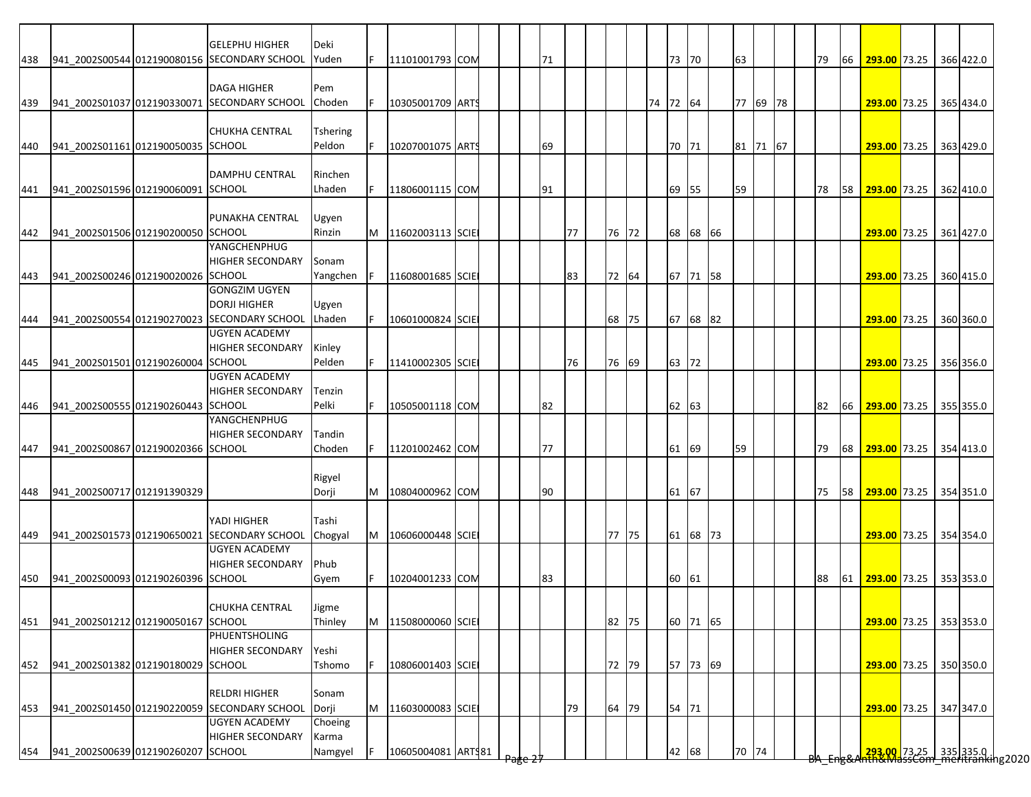| | | | | | | | | | | | | | | | | | | | | | | | | | | | | | | |
|---|---|---|---|---|---|---|---|---|---|---|---|---|---|---|---|---|---|---|---|---|---|---|---|---|---|---|---|---|---|---|
| 438 | 941_2002S00544 | 012190080156 | GELEPHU HIGHER SECONDARY SCHOOL | Deki Yuden | F | 11101001793 | COM | | | | 71 | | | | | | 73 | 70 | | 63 | | | | 79 | 66 | **293.00** | 73.25 | | 366 | 422.0 |
| 439 | 941_2002S01037 | 012190330071 | DAGA HIGHER SECONDARY SCHOOL | Pem Choden | F | 10305001709 | ARTS | | | | | | | | | 74 | 72 | 64 | | 77 | 69 | 78 | | | | **293.00** | 73.25 | | 365 | 434.0 |
| 440 | 941_2002S01161 | 012190050035 | CHUKHA CENTRAL SCHOOL | Tshering Peldon | F | 10207001075 | ARTS | | | | 69 | | | | | | 70 | 71 | | 81 | 71 | 67 | | | | **293.00** | 73.25 | | 363 | 429.0 |
| 441 | 941_2002S01596 | 012190060091 | DAMPHU CENTRAL SCHOOL | Rinchen Lhaden | F | 11806001115 | COM | | | | 91 | | | | | | 69 | 55 | | 59 | | | | 78 | 58 | **293.00** | 73.25 | | 362 | 410.0 |
| 442 | 941_2002S01506 | 012190200050 | PUNAKHA CENTRAL SCHOOL | Ugyen Rinzin | M | 11602003113 | SCIE | | | | | 77 | | 76 | 72 | | 68 | 68 | 66 | | | | | | | **293.00** | 73.25 | | 361 | 427.0 |
| 443 | 941_2002S00246 | 012190020026 | YANGCHENPHUG HIGHER SECONDARY SCHOOL | Sonam Yangchen | F | 11608001685 | SCIE | | | | | 83 | | 72 | 64 | | 67 | 71 | 58 | | | | | | | **293.00** | 73.25 | | 360 | 415.0 |
| 444 | 941_2002S00554 | 012190270023 | GONGZIM UGYEN DORJI HIGHER SECONDARY SCHOOL | Ugyen Lhaden | F | 10601000824 | SCIE | | | | | | | 68 | 75 | | 67 | 68 | 82 | | | | | | | **293.00** | 73.25 | | 360 | 360.0 |
| 445 | 941_2002S01501 | 012190260004 | UGYEN ACADEMY HIGHER SECONDARY SCHOOL | Kinley Pelden | F | 11410002305 | SCIE | | | | | 76 | | 76 | 69 | | 63 | 72 | | | | | | | | **293.00** | 73.25 | | 356 | 356.0 |
| 446 | 941_2002S00555 | 012190260443 | UGYEN ACADEMY HIGHER SECONDARY SCHOOL | Tenzin Pelki | F | 10505001118 | COM | | | | 82 | | | | | | 62 | 63 | | | | | | 82 | 66 | **293.00** | 73.25 | | 355 | 355.0 |
| 447 | 941_2002S00867 | 012190020366 | YANGCHENPHUG HIGHER SECONDARY SCHOOL | Tandin Choden | F | 11201002462 | COM | | | | 77 | | | | | | 61 | 69 | | 59 | | | | 79 | 68 | **293.00** | 73.25 | | 354 | 413.0 |
| 448 | 941_2002S00717 | 012191390329 | | Rigyel Dorji | M | 10804000962 | COM | | | | 90 | | | | | | 61 | 67 | | | | | | 75 | 58 | **293.00** | 73.25 | | 354 | 351.0 |
| 449 | 941_2002S01573 | 012190650021 | YADI HIGHER SECONDARY SCHOOL | Tashi Chogyal | M | 10606000448 | SCIE | | | | | | | 77 | 75 | | 61 | 68 | 73 | | | | | | | **293.00** | 73.25 | | 354 | 354.0 |
| 450 | 941_2002S00093 | 012190260396 | UGYEN ACADEMY HIGHER SECONDARY SCHOOL | Phub Gyem | F | 10204001233 | COM | | | | 83 | | | | | | 60 | 61 | | | | | | 88 | 61 | **293.00** | 73.25 | | 353 | 353.0 |
| 451 | 941_2002S01212 | 012190050167 | CHUKHA CENTRAL SCHOOL | Jigme Thinley | M | 11508000060 | SCIE | | | | | | | 82 | 75 | | 60 | 71 | 65 | | | | | | | **293.00** | 73.25 | | 353 | 353.0 |
| 452 | 941_2002S01382 | 012190180029 | PHUENTSHOLING HIGHER SECONDARY SCHOOL | Yeshi Tshomo | F | 10806001403 | SCIE | | | | | | | 72 | 79 | | 57 | 73 | 69 | | | | | | | **293.00** | 73.25 | | 350 | 350.0 |
| 453 | 941_2002S01450 | 012190220059 | RELDRI HIGHER SECONDARY SCHOOL | Sonam Dorji | M | 11603000083 | SCIE | | | | | 79 | | 64 | 79 | | 54 | 71 | | | | | | | | **293.00** | 73.25 | | 347 | 347.0 |
| 454 | 941_2002S00639 | 012190260207 | UGYEN ACADEMY HIGHER SECONDARY SCHOOL | Choeing Karma Namgyel | F | 10605004081 | ARTS | 81 | | | | | | | | | 42 | 68 | | 70 | 74 | | | | | **293.00** | 73.25 | | 335 | 335.0 |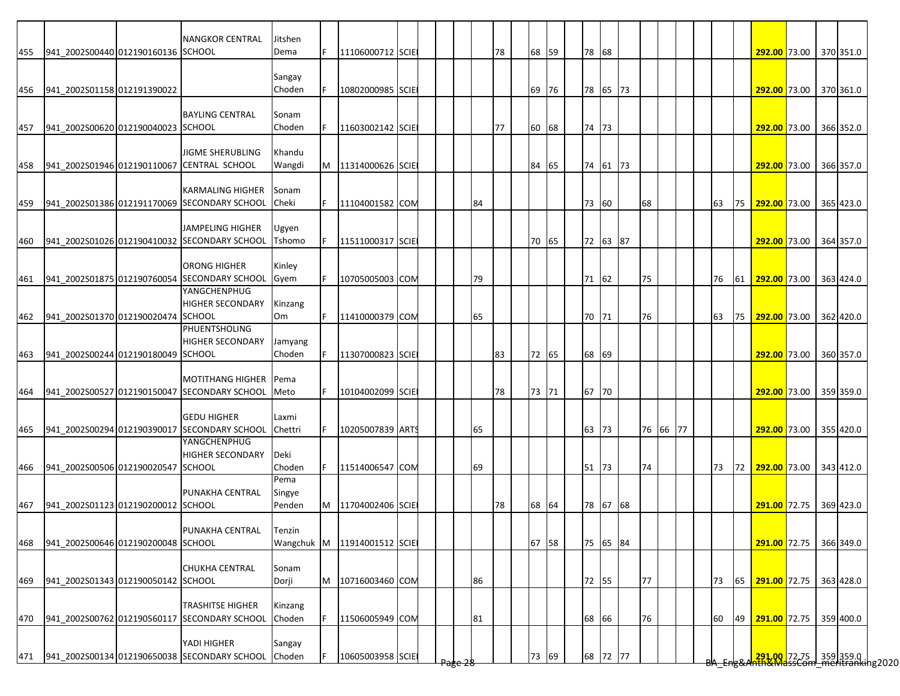| | | | | | | | | | | | | | | | | | | | | | | | | | | | | | |
|---|---|---|---|---|---|---|---|---|---|---|---|---|---|---|---|---|---|---|---|---|---|---|---|---|---|---|---|---|---|
| 455 | 941_2002S00440 | 012190160136 | NANGKOR CENTRAL SCHOOL | Jitshen Dema | F | 11106000712 | SCIE | | | | | 78 | | 68 | 59 | | 78 | 68 | | | | | | | | 292.00 | 73.00 | 370 | 351.0 |
| 456 | 941_2002S01158 | 012191390022 | | Sangay Choden | F | 10802000985 | SCIE | | | | | | | 69 | 76 | | 78 | 65 | 73 | | | | | | | 292.00 | 73.00 | 370 | 361.0 |
| 457 | 941_2002S00620 | 012190040023 | BAYLING CENTRAL SCHOOL | Sonam Choden | F | 11603002142 | SCIE | | | | | 77 | | 60 | 68 | | 74 | 73 | | | | | | | | 292.00 | 73.00 | 366 | 352.0 |
| 458 | 941_2002S01946 | 012190110067 | JIGME SHERUBLING CENTRAL SCHOOL | Khandu Wangdi | M | 11314000626 | SCIE | | | | | | | 84 | 65 | | 74 | 61 | 73 | | | | | | | 292.00 | 73.00 | 366 | 357.0 |
| 459 | 941_2002S01386 | 012191170069 | KARMALING HIGHER SECONDARY SCHOOL | Sonam Cheki | F | 11104001582 | COM | | | | 84 | | | | | | 73 | 60 | | 68 | | | | 63 | 75 | 292.00 | 73.00 | 365 | 423.0 |
| 460 | 941_2002S01026 | 012190410032 | JAMPELING HIGHER SECONDARY SCHOOL | Ugyen Tshomo | F | 11511000317 | SCIE | | | | | | | 70 | 65 | | 72 | 63 | 87 | | | | | | | 292.00 | 73.00 | 364 | 357.0 |
| 461 | 941_2002S01875 | 012190760054 | ORONG HIGHER SECONDARY SCHOOL | Kinley Gyem | F | 10705005003 | COM | | | | 79 | | | | | | 71 | 62 | | 75 | | | | 76 | 61 | 292.00 | 73.00 | 363 | 424.0 |
| 462 | 941_2002S01370 | 012190020474 | YANGCHENPHUG HIGHER SECONDARY SCHOOL | Kinzang Om | F | 11410000379 | COM | | | | 65 | | | | | | 70 | 71 | | 76 | | | | 63 | 75 | 292.00 | 73.00 | 362 | 420.0 |
| 463 | 941_2002S00244 | 012190180049 | PHUENTSHOLING HIGHER SECONDARY SCHOOL | Jamyang Choden | F | 11307000823 | SCIE | | | | | 83 | | 72 | 65 | | 68 | 69 | | | | | | | | 292.00 | 73.00 | 360 | 357.0 |
| 464 | 941_2002S00527 | 012190150047 | MOTITHANG HIGHER SECONDARY SCHOOL | Pema Meto | F | 10104002099 | SCIE | | | | | 78 | | 73 | 71 | | 67 | 70 | | | | | | | | 292.00 | 73.00 | 359 | 359.0 |
| 465 | 941_2002S00294 | 012190390017 | GEDU HIGHER SECONDARY SCHOOL | Laxmi Chettri | F | 10205007839 | ARTS | | | | 65 | | | | | | 63 | 73 | | 76 | 66 | 77 | | | | 292.00 | 73.00 | 355 | 420.0 |
| 466 | 941_2002S00506 | 012190020547 | YANGCHENPHUG HIGHER SECONDARY SCHOOL | Deki Choden | F | 11514006547 | COM | | | | 69 | | | | | | 51 | 73 | | 74 | | | | 73 | 72 | 292.00 | 73.00 | 343 | 412.0 |
| 467 | 941_2002S01123 | 012190200012 | PUNAKHA CENTRAL SCHOOL | Pema Singye Penden | M | 11704002406 | SCIE | | | | | 78 | | 68 | 64 | | 78 | 67 | 68 | | | | | | | 291.00 | 72.75 | 369 | 423.0 |
| 468 | 941_2002S00646 | 012190200048 | PUNAKHA CENTRAL SCHOOL | Tenzin Wangchuk | M | 11914001512 | SCIE | | | | | | | 67 | 58 | | 75 | 65 | 84 | | | | | | | 291.00 | 72.75 | 366 | 349.0 |
| 469 | 941_2002S01343 | 012190050142 | CHUKHA CENTRAL SCHOOL | Sonam Dorji | M | 10716003460 | COM | | | | 86 | | | | | | 72 | 55 | | 77 | | | | 73 | 65 | 291.00 | 72.75 | 363 | 428.0 |
| 470 | 941_2002S00762 | 012190560117 | TRASHITSE HIGHER SECONDARY SCHOOL | Kinzang Choden | F | 11506005949 | COM | | | | 81 | | | | | | 68 | 66 | | 76 | | | | 60 | 49 | 291.00 | 72.75 | 359 | 400.0 |
| 471 | 941_2002S00134 | 012190650038 | YADI HIGHER SECONDARY SCHOOL | Sangay Choden | F | 10605003958 | SCIE | | | | | | | 73 | 69 | | 68 | 72 | 77 | | | | | | | 291.00 | 72.75 | 359 | 359.0 |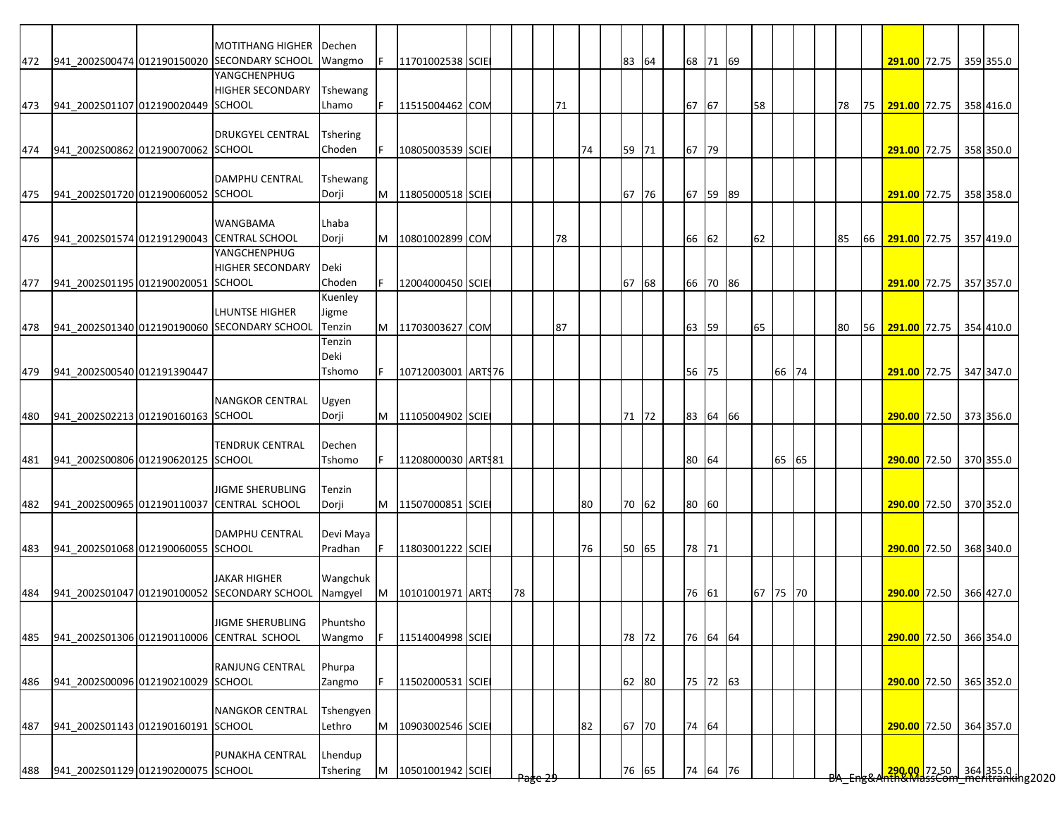| | | | | | | | | | | | | | | | | | | | | | | | | | | | | | | |
|---|---|---|---|---|---|---|---|---|---|---|---|---|---|---|---|---|---|---|---|---|---|---|---|---|---|---|---|---|---|---|
| 472 | 941_2002S00474 | 012190150020 | MOTITHANG HIGHER SECONDARY SCHOOL | Dechen Wangmo | F | 11701002538 | SCIE | | | | | | | 83 | 64 | | 68 | 71 | 69 | | | | | | | **291.00** | 72.75 | | 359 | 355.0 |
| 473 | 941_2002S01107 | 012190020449 | YANGCHENPHUG HIGHER SECONDARY SCHOOL | Tshewang Lhamo | F | 11515004462 | COM | | | | 71 | | | | | | 67 | 67 | | 58 | | | | 78 | 75 | **291.00** | 72.75 | | 358 | 416.0 |
| 474 | 941_2002S00862 | 012190070062 | DRUKGYEL CENTRAL SCHOOL | Tshering Choden | F | 10805003539 | SCIE | | | | | 74 | | 59 | 71 | | 67 | 79 | | | | | | | | **291.00** | 72.75 | | 358 | 350.0 |
| 475 | 941_2002S01720 | 012190060052 | DAMPHU CENTRAL SCHOOL | Tshewang Dorji | M | 11805000518 | SCIE | | | | | | | 67 | 76 | | 67 | 59 | 89 | | | | | | | **291.00** | 72.75 | | 358 | 358.0 |
| 476 | 941_2002S01574 | 012191290043 | WANGBAMA CENTRAL SCHOOL | Lhaba Dorji | M | 10801002899 | COM | | | | 78 | | | | | | 66 | 62 | | 62 | | | | 85 | 66 | **291.00** | 72.75 | | 357 | 419.0 |
| 477 | 941_2002S01195 | 012190020051 | YANGCHENPHUG HIGHER SECONDARY SCHOOL | Deki Choden | F | 12004000450 | SCIE | | | | | | | 67 | 68 | | 66 | 70 | 86 | | | | | | | **291.00** | 72.75 | | 357 | 357.0 |
| 478 | 941_2002S01340 | 012190190060 | LHUNTSE HIGHER SECONDARY SCHOOL | Kuenley Jigme Tenzin | M | 11703003627 | COM | | | | 87 | | | | | | 63 | 59 | | 65 | | | | 80 | 56 | **291.00** | 72.75 | | 354 | 410.0 |
| 479 | 941_2002S00540 | 012191390447 | | Tenzin Deki Tshomo | F | 10712003001 | ARTS | 76 | | | | | | | | | 56 | 75 | | | 66 | 74 | | | | **291.00** | 72.75 | | 347 | 347.0 |
| 480 | 941_2002S02213 | 012190160163 | NANGKOR CENTRAL SCHOOL | Ugyen Dorji | M | 11105004902 | SCIE | | | | | | | 71 | 72 | | 83 | 64 | 66 | | | | | | | **290.00** | 72.50 | | 373 | 356.0 |
| 481 | 941_2002S00806 | 012190620125 | TENDRUK CENTRAL SCHOOL | Dechen Tshomo | F | 11208000030 | ARTS | 81 | | | | | | | | | 80 | 64 | | | 65 | 65 | | | | **290.00** | 72.50 | | 370 | 355.0 |
| 482 | 941_2002S00965 | 012190110037 | JIGME SHERUBLING CENTRAL SCHOOL | Tenzin Dorji | M | 11507000851 | SCIE | | | | | 80 | | 70 | 62 | | 80 | 60 | | | | | | | | **290.00** | 72.50 | | 370 | 352.0 |
| 483 | 941_2002S01068 | 012190060055 | DAMPHU CENTRAL SCHOOL | Devi Maya Pradhan | F | 11803001222 | SCIE | | | | | 76 | | 50 | 65 | | 78 | 71 | | | | | | | | **290.00** | 72.50 | | 368 | 340.0 |
| 484 | 941_2002S01047 | 012190100052 | JAKAR HIGHER SECONDARY SCHOOL | Wangchuk Namgyel | M | 10101001971 | ARTS | | 78 | | | | | | | | 76 | 61 | | 67 | 75 | 70 | | | | **290.00** | 72.50 | | 366 | 427.0 |
| 485 | 941_2002S01306 | 012190110006 | JIGME SHERUBLING CENTRAL SCHOOL | Phuntsho Wangmo | F | 11514004998 | SCIE | | | | | | | 78 | 72 | | 76 | 64 | 64 | | | | | | | **290.00** | 72.50 | | 366 | 354.0 |
| 486 | 941_2002S00096 | 012190210029 | RANJUNG CENTRAL SCHOOL | Phurpa Zangmo | F | 11502000531 | SCIE | | | | | | | 62 | 80 | | 75 | 72 | 63 | | | | | | | **290.00** | 72.50 | | 365 | 352.0 |
| 487 | 941_2002S01143 | 012190160191 | NANGKOR CENTRAL SCHOOL | Tshengyen Lethro | M | 10903002546 | SCIE | | | | | 82 | | 67 | 70 | | 74 | 64 | | | | | | | | **290.00** | 72.50 | | 364 | 357.0 |
| 488 | 941_2002S01129 | 012190200075 | PUNAKHA CENTRAL SCHOOL | Lhendup Tshering | M | 10501001942 | SCIE | | | | | | | 76 | 65 | | 74 | 64 | 76 | | | | | | | **290.00** | 72.50 | | 364 | 355.0 |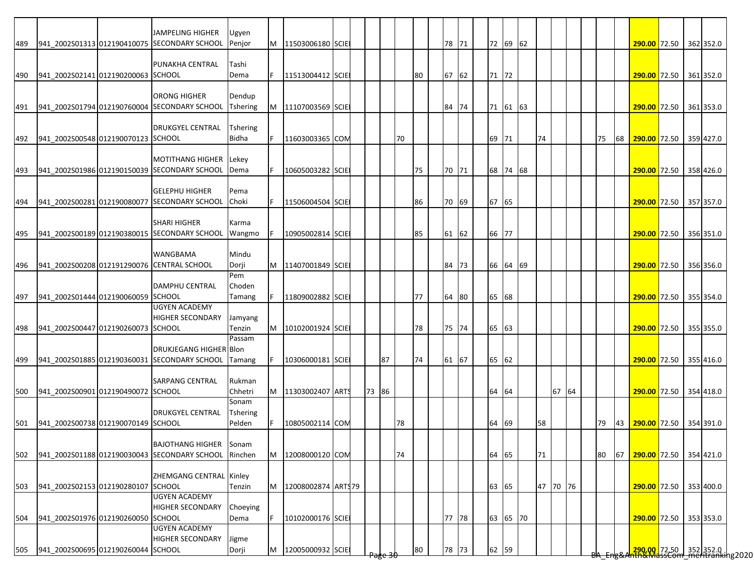| | | | | | | | | | | | | | | | | | | | | | | | | | | | | | | |
|---|---|---|---|---|---|---|---|---|---|---|---|---|---|---|---|---|---|---|---|---|---|---|---|---|---|---|---|---|---|---|
| 489 | 941_2002S01313 | 012190410075 | JAMPELING HIGHER SECONDARY SCHOOL | Ugyen Penjor | M | 11503006180 | SCIE | | | | | | | 78 | 71 | | 72 | 69 | 62 | | | | | | | 290.00 | 72.50 | | 362 | 352.0 |
| 490 | 941_2002S02141 | 012190200063 | PUNAKHA CENTRAL SCHOOL | Tashi Dema | F | 11513004412 | SCIE | | | | | 80 | | 67 | 62 | | 71 | 72 | | | | | | | | 290.00 | 72.50 | | 361 | 352.0 |
| 491 | 941_2002S01794 | 012190760004 | ORONG HIGHER SECONDARY SCHOOL | Dendup Tshering | M | 11107003569 | SCIE | | | | | | | 84 | 74 | | 71 | 61 | 63 | | | | | | | 290.00 | 72.50 | | 361 | 353.0 |
| 492 | 941_2002S00548 | 012190070123 | DRUKGYEL CENTRAL SCHOOL | Tshering Bidha | F | 11603003365 | COM | | | | 70 | | | | | | 69 | 71 | | 74 | | | | 75 | 68 | 290.00 | 72.50 | | 359 | 427.0 |
| 493 | 941_2002S01986 | 012190150039 | MOTITHANG HIGHER SECONDARY SCHOOL | Lekey Dema | F | 10605003282 | SCIE | | | | | 75 | | 70 | 71 | | 68 | 74 | 68 | | | | | | | 290.00 | 72.50 | | 358 | 426.0 |
| 494 | 941_2002S00281 | 012190080077 | GELEPHU HIGHER SECONDARY SCHOOL | Pema Choki | F | 11506004504 | SCIE | | | | | 86 | | 70 | 69 | | 67 | 65 | | | | | | | | 290.00 | 72.50 | | 357 | 357.0 |
| 495 | 941_2002S00189 | 012190380015 | SHARI HIGHER SECONDARY SCHOOL | Karma Wangmo | F | 10905002814 | SCIE | | | | | 85 | | 61 | 62 | | 66 | 77 | | | | | | | | 290.00 | 72.50 | | 356 | 351.0 |
| 496 | 941_2002S00208 | 012191290076 | WANGBAMA CENTRAL SCHOOL | Mindu Dorji | M | 11407001849 | SCIE | | | | | | | 84 | 73 | | 66 | 64 | 69 | | | | | | | 290.00 | 72.50 | | 356 | 356.0 |
| 497 | 941_2002S01444 | 012190060059 | DAMPHU CENTRAL SCHOOL | Pem Choden Tamang | F | 11809002882 | SCIE | | | | | 77 | | 64 | 80 | | 65 | 68 | | | | | | | | 290.00 | 72.50 | | 355 | 354.0 |
| 498 | 941_2002S00447 | 012190260073 | UGYEN ACADEMY HIGHER SECONDARY SCHOOL | Jamyang Tenzin | M | 10102001924 | SCIE | | | | | 78 | | 75 | 74 | | 65 | 63 | | | | | | | | 290.00 | 72.50 | | 355 | 355.0 |
| 499 | 941_2002S01885 | 012190360031 | DRUKJEGANG HIGHER SECONDARY SCHOOL | Passam Blon Tamang | F | 10306000181 | SCIE | | | 87 | | 74 | | 61 | 67 | | 65 | 62 | | | | | | | | 290.00 | 72.50 | | 355 | 416.0 |
| 500 | 941_2002S00901 | 012190490072 | SARPANG CENTRAL SCHOOL | Rukman Chhetri | M | 11303002407 | ARTS | | 73 | 86 | | | | | | | 64 | 64 | | | 67 | 64 | | | | 290.00 | 72.50 | | 354 | 418.0 |
| 501 | 941_2002S00738 | 012190070149 | DRUKGYEL CENTRAL SCHOOL | Sonam Tshering Pelden | F | 10805002114 | COM | | | | 78 | | | | | | 64 | 69 | | 58 | | | | 79 | 43 | 290.00 | 72.50 | | 354 | 391.0 |
| 502 | 941_2002S01188 | 012190030043 | BAJOTHANG HIGHER SECONDARY SCHOOL | Sonam Rinchen | M | 12008000120 | COM | | | | 74 | | | | | | 64 | 65 | | 71 | | | | 80 | 67 | 290.00 | 72.50 | | 354 | 421.0 |
| 503 | 941_2002S02153 | 012190280107 | ZHEMGANG CENTRAL SCHOOL | Kinley Tenzin | M | 12008002874 | ARTS | 79 | | | | | | | | | 63 | 65 | | 47 | 70 | 76 | | | | 290.00 | 72.50 | | 353 | 400.0 |
| 504 | 941_2002S01976 | 012190260050 | UGYEN ACADEMY HIGHER SECONDARY SCHOOL | Choeying Dema | F | 10102000176 | SCIE | | | | | | | 77 | 78 | | 63 | 65 | 70 | | | | | | | 290.00 | 72.50 | | 353 | 353.0 |
| 505 | 941_2002S00695 | 012190260044 | UGYEN ACADEMY HIGHER SECONDARY SCHOOL | Jigme Dorji | M | 12005000932 | SCIE | | | | | 80 | | 78 | 73 | | 62 | 59 | | | | | | | | 290.00 | 72.50 | | 352 | 352.0 |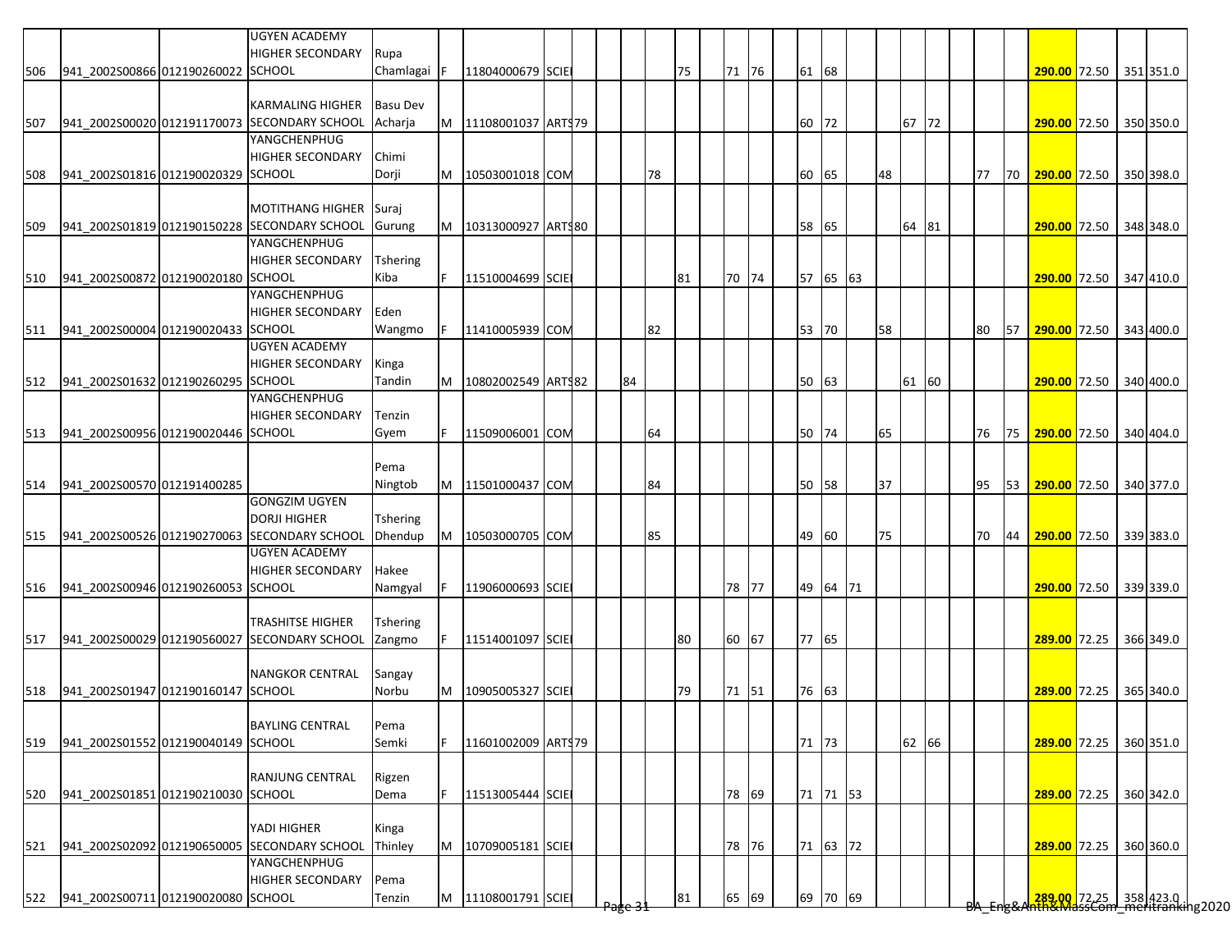| | | | | | | | | | | | | | | | | | | | | | | | | | | | | | | |
|---|---|---|---|---|---|---|---|---|---|---|---|---|---|---|---|---|---|---|---|---|---|---|---|---|---|---|---|---|---|---|
| 506 | 941_2002S00866 | 012190260022 | UGYEN ACADEMY HIGHER SECONDARY SCHOOL | Rupa Chamlagai | F | 11804000679 | SCIE | | | | | 75 | | 71 | 76 | | 61 | 68 | | | | | | | | 290.00 | 72.50 | | 351 | 351.0 |
| 507 | 941_2002S00020 | 012191170073 | KARMALING HIGHER SECONDARY SCHOOL | Basu Dev Acharja | M | 11108001037 | ARTS | 79 | | | | | | | | | 60 | 72 | | | 67 | 72 | | | | 290.00 | 72.50 | | 350 | 350.0 |
| 508 | 941_2002S01816 | 012190020329 | YANGCHENPHUG HIGHER SECONDARY SCHOOL | Chimi Dorji | M | 10503001018 | COM | | | | 78 | | | | | | 60 | 65 | | 48 | | | | 77 | 70 | 290.00 | 72.50 | | 350 | 398.0 |
| 509 | 941_2002S01819 | 012190150228 | MOTITHANG HIGHER SECONDARY SCHOOL | Suraj Gurung | M | 10313000927 | ARTS | 80 | | | | | | | | | 58 | 65 | | | 64 | 81 | | | | 290.00 | 72.50 | | 348 | 348.0 |
| 510 | 941_2002S00872 | 012190020180 | YANGCHENPHUG HIGHER SECONDARY SCHOOL | Tshering Kiba | F | 11510004699 | SCIE | | | | | 81 | | 70 | 74 | | 57 | 65 | 63 | | | | | | | 290.00 | 72.50 | | 347 | 410.0 |
| 511 | 941_2002S00004 | 012190020433 | YANGCHENPHUG HIGHER SECONDARY SCHOOL | Eden Wangmo | F | 11410005939 | COM | | | | 82 | | | | | | 53 | 70 | | 58 | | | | 80 | 57 | 290.00 | 72.50 | | 343 | 400.0 |
| 512 | 941_2002S01632 | 012190260295 | UGYEN ACADEMY HIGHER SECONDARY SCHOOL | Kinga Tandin | M | 10802002549 | ARTS | 82 | | 84 | | | | | | | 50 | 63 | | | 61 | 60 | | | | 290.00 | 72.50 | | 340 | 400.0 |
| 513 | 941_2002S00956 | 012190020446 | YANGCHENPHUG HIGHER SECONDARY SCHOOL | Tenzin Gyem | F | 11509006001 | COM | | | | 64 | | | | | | 50 | 74 | | 65 | | | | 76 | 75 | 290.00 | 72.50 | | 340 | 404.0 |
| 514 | 941_2002S00570 | 012191400285 | | Pema Ningtob | M | 11501000437 | COM | | | | 84 | | | | | | 50 | 58 | | 37 | | | | 95 | 53 | 290.00 | 72.50 | | 340 | 377.0 |
| 515 | 941_2002S00526 | 012190270063 | GONGZIM UGYEN DORJI HIGHER SECONDARY SCHOOL | Tshering Dhendup | M | 10503000705 | COM | | | | 85 | | | | | | 49 | 60 | | 75 | | | | 70 | 44 | 290.00 | 72.50 | | 339 | 383.0 |
| 516 | 941_2002S00946 | 012190260053 | UGYEN ACADEMY HIGHER SECONDARY SCHOOL | Hakee Namgyal | F | 11906000693 | SCIE | | | | | | | 78 | 77 | | 49 | 64 | 71 | | | | | | | 290.00 | 72.50 | | 339 | 339.0 |
| 517 | 941_2002S00029 | 012190560027 | TRASHITSE HIGHER SECONDARY SCHOOL | Tshering Zangmo | F | 11514001097 | SCIE | | | | | 80 | | 60 | 67 | | 77 | 65 | | | | | | | | 289.00 | 72.25 | | 366 | 349.0 |
| 518 | 941_2002S01947 | 012190160147 | NANGKOR CENTRAL SCHOOL | Sangay Norbu | M | 10905005327 | SCIE | | | | | 79 | | 71 | 51 | | 76 | 63 | | | | | | | | 289.00 | 72.25 | | 365 | 340.0 |
| 519 | 941_2002S01552 | 012190040149 | BAYLING CENTRAL SCHOOL | Pema Semki | F | 11601002009 | ARTS | 79 | | | | | | | | | 71 | 73 | | | 62 | 66 | | | | 289.00 | 72.25 | | 360 | 351.0 |
| 520 | 941_2002S01851 | 012190210030 | RANJUNG CENTRAL SCHOOL | Rigzen Dema | F | 11513005444 | SCIE | | | | | | | 78 | 69 | | 71 | 71 | 53 | | | | | | | 289.00 | 72.25 | | 360 | 342.0 |
| 521 | 941_2002S02092 | 012190650005 | YADI HIGHER SECONDARY SCHOOL | Kinga Thinley | M | 10709005181 | SCIE | | | | | | | 78 | 76 | | 71 | 63 | 72 | | | | | | | 289.00 | 72.25 | | 360 | 360.0 |
| 522 | 941_2002S00711 | 012190020080 | YANGCHENPHUG HIGHER SECONDARY SCHOOL | Pema Tenzin | M | 11108001791 | SCIE | | | | | 81 | | 65 | 69 | | 69 | 70 | 69 | | | | | | | 289.00 | 72.25 | | 358 | 423.0 |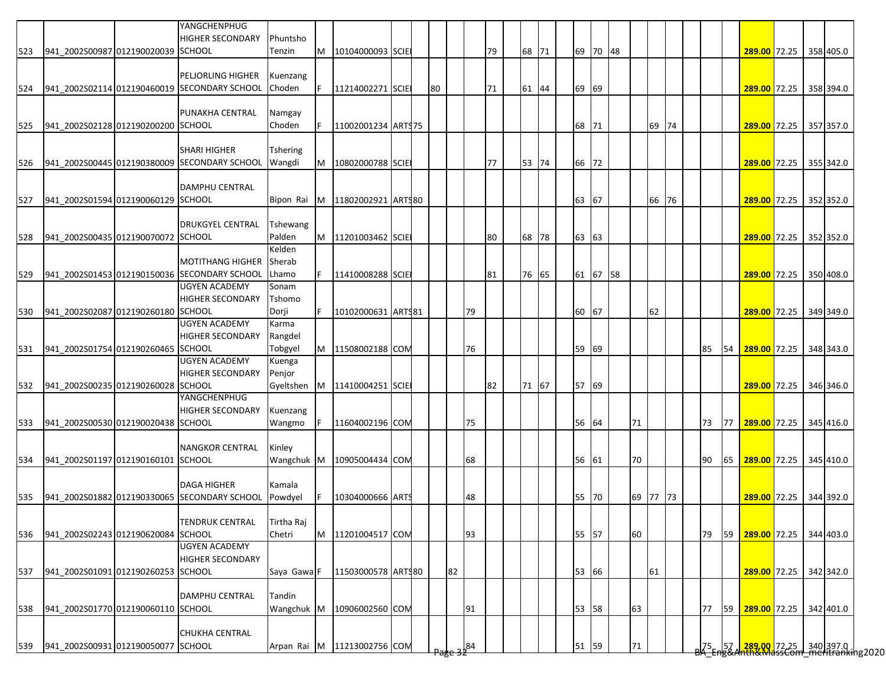| | | | | | | | | | | | | | | | | | | | | | | | | | | | | | | |
|---|---|---|---|---|---|---|---|---|---|---|---|---|---|---|---|---|---|---|---|---|---|---|---|---|---|---|---|---|---|---|
| 523 | 941_2002S00987 | 012190020039 | YANGCHENPHUG HIGHER SECONDARY SCHOOL | Phuntsho Tenzin | M | 10104000093 | SCIE | | | | | 79 | | 68 | 71 | | 69 | 70 | 48 | | | | | | | 289.00 | 72.25 | | 358 | 405.0 |
| 524 | 941_2002S02114 | 012190460019 | PELJORLING HIGHER SECONDARY SCHOOL | Kuenzang Choden | F | 11214002271 | SCIE | | 80 | | | 71 | | 61 | 44 | | 69 | 69 | | | | | | | | 289.00 | 72.25 | | 358 | 394.0 |
| 525 | 941_2002S02128 | 012190200200 | PUNAKHA CENTRAL SCHOOL | Namgay Choden | F | 11002001234 | ARTS | 75 | | | | | | | | | 68 | 71 | | | 69 | 74 | | | | 289.00 | 72.25 | | 357 | 357.0 |
| 526 | 941_2002S00445 | 012190380009 | SHARI HIGHER SECONDARY SCHOOL | Tshering Wangdi | M | 10802000788 | SCIE | | | | | 77 | | 53 | 74 | | 66 | 72 | | | | | | | | 289.00 | 72.25 | | 355 | 342.0 |
| 527 | 941_2002S01594 | 012190060129 | DAMPHU CENTRAL SCHOOL | Bipon Rai | M | 11802002921 | ARTS | 80 | | | | | | | | | 63 | 67 | | | 66 | 76 | | | | 289.00 | 72.25 | | 352 | 352.0 |
| 528 | 941_2002S00435 | 012190070072 | DRUKGYEL CENTRAL SCHOOL | Tshewang Palden | M | 11201003462 | SCIE | | | | | 80 | | 68 | 78 | | 63 | 63 | | | | | | | | 289.00 | 72.25 | | 352 | 352.0 |
| 529 | 941_2002S01453 | 012190150036 | MOTITHANG HIGHER SECONDARY SCHOOL | Kelden Sherab Lhamo | F | 11410008288 | SCIE | | | | | 81 | | 76 | 65 | | 61 | 67 | 58 | | | | | | | 289.00 | 72.25 | | 350 | 408.0 |
| 530 | 941_2002S02087 | 012190260180 | UGYEN ACADEMY HIGHER SECONDARY SCHOOL | Sonam Tshomo Dorji | F | 10102000631 | ARTS | 81 | | | 79 | | | | | | 60 | 67 | | | 62 | | | | | 289.00 | 72.25 | | 349 | 349.0 |
| 531 | 941_2002S01754 | 012190260465 | UGYEN ACADEMY HIGHER SECONDARY SCHOOL | Karma Rangdel Tobgyel | M | 11508002188 | COM | | | | 76 | | | | | | 59 | 69 | | | | | | 85 | 54 | 289.00 | 72.25 | | 348 | 343.0 |
| 532 | 941_2002S00235 | 012190260028 | UGYEN ACADEMY HIGHER SECONDARY SCHOOL | Kuenga Penjor Gyeltshen | M | 11410004251 | SCIE | | | | | 82 | | 71 | 67 | | 57 | 69 | | | | | | | | 289.00 | 72.25 | | 346 | 346.0 |
| 533 | 941_2002S00530 | 012190020438 | YANGCHENPHUG HIGHER SECONDARY SCHOOL | Kuenzang Wangmo | F | 11604002196 | COM | | | | 75 | | | | | | 56 | 64 | | 71 | | | | 73 | 77 | 289.00 | 72.25 | | 345 | 416.0 |
| 534 | 941_2002S01197 | 012190160101 | NANGKOR CENTRAL SCHOOL | Kinley Wangchuk | M | 10905004434 | COM | | | | 68 | | | | | | 56 | 61 | | 70 | | | | 90 | 65 | 289.00 | 72.25 | | 345 | 410.0 |
| 535 | 941_2002S01882 | 012190330065 | DAGA HIGHER SECONDARY SCHOOL | Kamala Powdyel | F | 10304000666 | ARTS | | | | 48 | | | | | | 55 | 70 | | 69 | 77 | 73 | | | | 289.00 | 72.25 | | 344 | 392.0 |
| 536 | 941_2002S02243 | 012190620084 | TENDRUK CENTRAL SCHOOL | Tirtha Raj Chetri | M | 11201004517 | COM | | | | 93 | | | | | | 55 | 57 | | 60 | | | | 79 | 59 | 289.00 | 72.25 | | 344 | 403.0 |
| 537 | 941_2002S01091 | 012190260253 | UGYEN ACADEMY HIGHER SECONDARY SCHOOL | Saya Gawa | F | 11503000578 | ARTS | 80 | | 82 | | | | | | | 53 | 66 | | | 61 | | | | | 289.00 | 72.25 | | 342 | 342.0 |
| 538 | 941_2002S01770 | 012190060110 | DAMPHU CENTRAL SCHOOL | Tandin Wangchuk | M | 10906002560 | COM | | | | 91 | | | | | | 53 | 58 | | 63 | | | | 77 | 59 | 289.00 | 72.25 | | 342 | 401.0 |
| 539 | 941_2002S00931 | 012190050077 | CHUKHA CENTRAL SCHOOL | Arpan Rai | M | 11213002756 | COM | | | | 84 | | | | | | 51 | 59 | | 71 | | | | 75 | 57 | 289.00 | 72.25 | | 340 | 397.0 |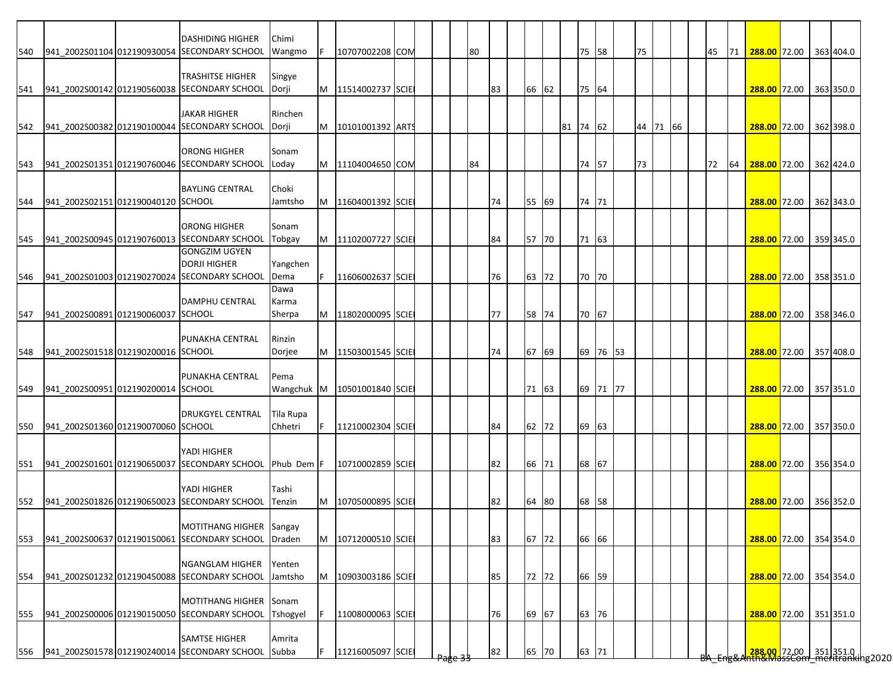| | | | | | | | | | | | | | | | | | | | | | | | | | | | | | |
|---|---|---|---|---|---|---|---|---|---|---|---|---|---|---|---|---|---|---|---|---|---|---|---|---|---|---|---|---|---|
| 540 | 941_2002S01104 | 012190930054 | DASHIDING HIGHER SECONDARY SCHOOL | Chimi Wangmo | F | 10707002208 | COM | | | | 80 | | | | | | 75 | 58 | | 75 | | | | 45 | 71 | 288.00 | 72.00 | 363 | 404.0 |
| 541 | 941_2002S00142 | 012190560038 | TRASHITSE HIGHER SECONDARY SCHOOL | Singye Dorji | M | 11514002737 | SCIE | | | | | 83 | | 66 | 62 | | 75 | 64 | | | | | | | | 288.00 | 72.00 | 363 | 350.0 |
| 542 | 941_2002S00382 | 012190100044 | JAKAR HIGHER SECONDARY SCHOOL | Rinchen Dorji | M | 10101001392 | ARTS | | | | | | | | | 81 | 74 | 62 | | 44 | 71 | 66 | | | | 288.00 | 72.00 | 362 | 398.0 |
| 543 | 941_2002S01351 | 012190760046 | ORONG HIGHER SECONDARY SCHOOL | Sonam Loday | M | 11104004650 | COM | | | | 84 | | | | | | 74 | 57 | | 73 | | | | 72 | 64 | 288.00 | 72.00 | 362 | 424.0 |
| 544 | 941_2002S02151 | 012190040120 | BAYLING CENTRAL SCHOOL | Choki Jamtsho | M | 11604001392 | SCIE | | | | | 74 | | 55 | 69 | | 74 | 71 | | | | | | | | 288.00 | 72.00 | 362 | 343.0 |
| 545 | 941_2002S00945 | 012190760013 | ORONG HIGHER SECONDARY SCHOOL | Sonam Tobgay | M | 11102007727 | SCIE | | | | | 84 | | 57 | 70 | | 71 | 63 | | | | | | | | 288.00 | 72.00 | 359 | 345.0 |
| 546 | 941_2002S01003 | 012190270024 | GONGZIM UGYEN DORJI HIGHER SECONDARY SCHOOL | Yangchen Dema | F | 11606002637 | SCIE | | | | | 76 | | 63 | 72 | | 70 | 70 | | | | | | | | 288.00 | 72.00 | 358 | 351.0 |
| 547 | 941_2002S00891 | 012190060037 | DAMPHU CENTRAL SCHOOL | Dawa Karma Sherpa | M | 11802000095 | SCIE | | | | | 77 | | 58 | 74 | | 70 | 67 | | | | | | | | 288.00 | 72.00 | 358 | 346.0 |
| 548 | 941_2002S01518 | 012190200016 | PUNAKHA CENTRAL SCHOOL | Rinzin Dorjee | M | 11503001545 | SCIE | | | | | 74 | | 67 | 69 | | 69 | 76 | 53 | | | | | | | 288.00 | 72.00 | 357 | 408.0 |
| 549 | 941_2002S00951 | 012190200014 | PUNAKHA CENTRAL SCHOOL | Pema Wangchuk | M | 10501001840 | SCIE | | | | | | | 71 | 63 | | 69 | 71 | 77 | | | | | | | 288.00 | 72.00 | 357 | 351.0 |
| 550 | 941_2002S01360 | 012190070060 | DRUKGYEL CENTRAL SCHOOL | Tila Rupa Chhetri | F | 11210002304 | SCIE | | | | | 84 | | 62 | 72 | | 69 | 63 | | | | | | | | 288.00 | 72.00 | 357 | 350.0 |
| 551 | 941_2002S01601 | 012190650037 | YADI HIGHER SECONDARY SCHOOL | Phub Dem | F | 10710002859 | SCIE | | | | | 82 | | 66 | 71 | | 68 | 67 | | | | | | | | 288.00 | 72.00 | 356 | 354.0 |
| 552 | 941_2002S01826 | 012190650023 | YADI HIGHER SECONDARY SCHOOL | Tashi Tenzin | M | 10705000895 | SCIE | | | | | 82 | | 64 | 80 | | 68 | 58 | | | | | | | | 288.00 | 72.00 | 356 | 352.0 |
| 553 | 941_2002S00637 | 012190150061 | MOTITHANG HIGHER SECONDARY SCHOOL | Sangay Draden | M | 10712000510 | SCIE | | | | | 83 | | 67 | 72 | | 66 | 66 | | | | | | | | 288.00 | 72.00 | 354 | 354.0 |
| 554 | 941_2002S01232 | 012190450088 | NGANGLAM HIGHER SECONDARY SCHOOL | Yenten Jamtsho | M | 10903003186 | SCIE | | | | | 85 | | 72 | 72 | | 66 | 59 | | | | | | | | 288.00 | 72.00 | 354 | 354.0 |
| 555 | 941_2002S00006 | 012190150050 | MOTITHANG HIGHER SECONDARY SCHOOL | Sonam Tshogyel | F | 11008000063 | SCIE | | | | | 76 | | 69 | 67 | | 63 | 76 | | | | | | | | 288.00 | 72.00 | 351 | 351.0 |
| 556 | 941_2002S01578 | 012190240014 | SAMTSE HIGHER SECONDARY SCHOOL | Amrita Subba | F | 11216005097 | SCIE | | | | | 82 | | 65 | 70 | | 63 | 71 | | | | | | | | 288.00 | 72.00 | 351 | 351.0 |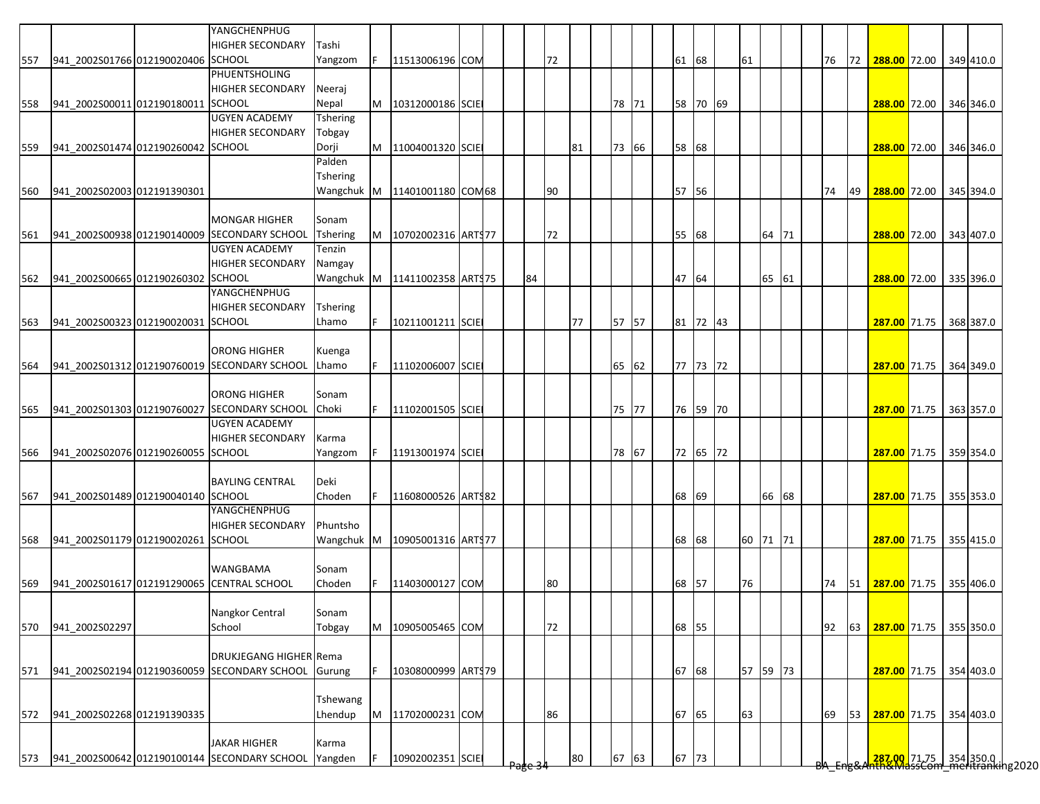| | | | | | | | | | | | | | | | | | | | | | | | | | | | | | | |
|---|---|---|---|---|---|---|---|---|---|---|---|---|---|---|---|---|---|---|---|---|---|---|---|---|---|---|---|---|---|---|
| 557 | 941_2002S01766 | 012190020406 | YANGCHENPHUG HIGHER SECONDARY SCHOOL | Tashi Yangzom | F | 11513006196 | COM | | | | 72 | | | | | | 61 | 68 | | 61 | | | | 76 | 72 | **288.00** | 72.00 | | 349 | 410.0 |
| 558 | 941_2002S00011 | 012190180011 | PHUENTSHOLING HIGHER SECONDARY SCHOOL | Neeraj Nepal | M | 10312000186 | SCIE | | | | | | | 78 | 71 | | 58 | 70 | 69 | | | | | | | **288.00** | 72.00 | | 346 | 346.0 |
| 559 | 941_2002S01474 | 012190260042 | UGYEN ACADEMY HIGHER SECONDARY SCHOOL | Tshering Tobgay Dorji | M | 11004001320 | SCIE | | | | | 81 | | 73 | 66 | | 58 | 68 | | | | | | | | **288.00** | 72.00 | | 346 | 346.0 |
| 560 | 941_2002S02003 | 012191390301 | | Palden Tshering Wangchuk | M | 11401001180 | COM | 68 | | | 90 | | | | | | 57 | 56 | | | | | | 74 | 49 | **288.00** | 72.00 | | 345 | 394.0 |
| 561 | 941_2002S00938 | 012190140009 | MONGAR HIGHER SECONDARY SCHOOL | Sonam Tshering | M | 10702002316 | ARTS | 77 | | | 72 | | | | | | 55 | 68 | | | 64 | 71 | | | | **288.00** | 72.00 | | 343 | 407.0 |
| 562 | 941_2002S00665 | 012190260302 | UGYEN ACADEMY HIGHER SECONDARY SCHOOL | Tenzin Namgay Wangchuk | M | 11411002358 | ARTS | 75 | | 84 | | | | | | | 47 | 64 | | | 65 | 61 | | | | **288.00** | 72.00 | | 335 | 396.0 |
| 563 | 941_2002S00323 | 012190020031 | YANGCHENPHUG HIGHER SECONDARY SCHOOL | Tshering Lhamo | F | 10211001211 | SCIE | | | | | 77 | | 57 | 57 | | 81 | 72 | 43 | | | | | | | **287.00** | 71.75 | | 368 | 387.0 |
| 564 | 941_2002S01312 | 012190760019 | ORONG HIGHER SECONDARY SCHOOL | Kuenga Lhamo | F | 11102006007 | SCIE | | | | | | | 65 | 62 | | 77 | 73 | 72 | | | | | | | **287.00** | 71.75 | | 364 | 349.0 |
| 565 | 941_2002S01303 | 012190760027 | ORONG HIGHER SECONDARY SCHOOL | Sonam Choki | F | 11102001505 | SCIE | | | | | | | 75 | 77 | | 76 | 59 | 70 | | | | | | | **287.00** | 71.75 | | 363 | 357.0 |
| 566 | 941_2002S02076 | 012190260055 | UGYEN ACADEMY HIGHER SECONDARY SCHOOL | Karma Yangzom | F | 11913001974 | SCIE | | | | | | | 78 | 67 | | 72 | 65 | 72 | | | | | | | **287.00** | 71.75 | | 359 | 354.0 |
| 567 | 941_2002S01489 | 012190040140 | BAYLING CENTRAL SCHOOL | Deki Choden | F | 11608000526 | ARTS | 82 | | | | | | | | | 68 | 69 | | | 66 | 68 | | | | **287.00** | 71.75 | | 355 | 353.0 |
| 568 | 941_2002S01179 | 012190020261 | YANGCHENPHUG HIGHER SECONDARY SCHOOL | Phuntsho Wangchuk | M | 10905001316 | ARTS | 77 | | | | | | | | | 68 | 68 | | 60 | 71 | 71 | | | | **287.00** | 71.75 | | 355 | 415.0 |
| 569 | 941_2002S01617 | 012191290065 | WANGBAMA CENTRAL SCHOOL | Sonam Choden | F | 11403000127 | COM | | | | 80 | | | | | | 68 | 57 | | 76 | | | | 74 | 51 | **287.00** | 71.75 | | 355 | 406.0 |
| 570 | 941_2002S02297 | | Nangkor Central School | Sonam Tobgay | M | 10905005465 | COM | | | | 72 | | | | | | 68 | 55 | | | | | | 92 | 63 | **287.00** | 71.75 | | 355 | 350.0 |
| 571 | 941_2002S02194 | 012190360059 | DRUKJEGANG HIGHER SECONDARY SCHOOL | Rema Gurung | F | 10308000999 | ARTS | 79 | | | | | | | | | 67 | 68 | | 57 | 59 | 73 | | | | **287.00** | 71.75 | | 354 | 403.0 |
| 572 | 941_2002S02268 | 012191390335 | | Tshewang Lhendup | M | 11702000231 | COM | | | | 86 | | | | | | 67 | 65 | | 63 | | | | 69 | 53 | **287.00** | 71.75 | | 354 | 403.0 |
| 573 | 941_2002S00642 | 012190100144 | JAKAR HIGHER SECONDARY SCHOOL | Karma Yangden | F | 10902002351 | SCIE | | | | | 80 | | 67 | 63 | | 67 | 73 | | | | | | | | **287.00** | 71.75 | | 354 | 350.0 |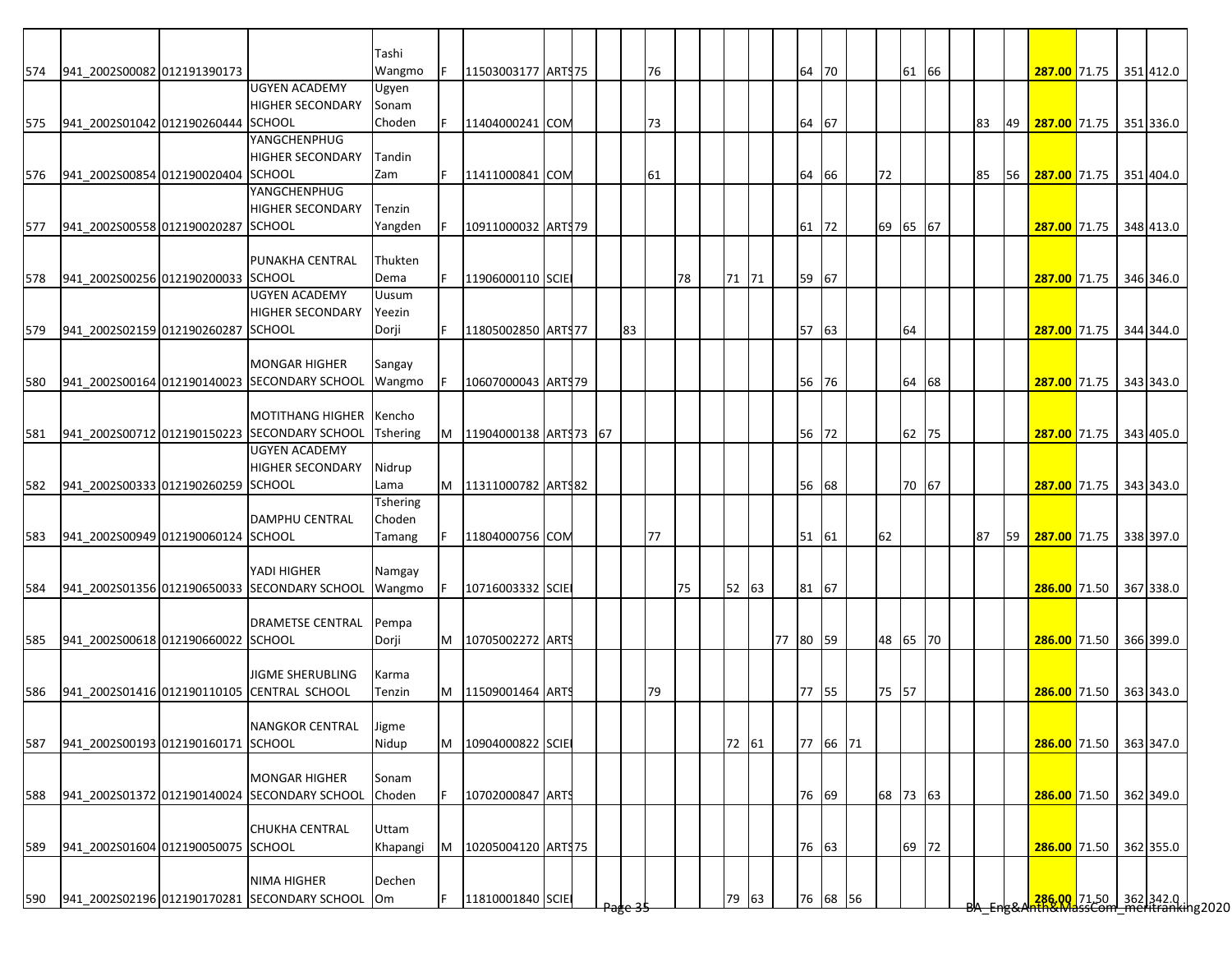| | | | | | | | | | | | | | | | | | | | | | | | | | | | | | | | |
|---|---|---|---|---|---|---|---|---|---|---|---|---|---|---|---|---|---|---|---|---|---|---|---|---|---|---|---|---|---|---|---|
| 574 | 941_2002S00082 | 012191390173 | | Tashi Wangmo | F | 11503003177 | ARTS | 75 | | | | 76 | | | | | | 64 | 70 | | | 61 | 66 | | | | 287.00 | 71.75 | | 351 | 412.0 |
| 575 | 941_2002S01042 | 012190260444 | UGYEN ACADEMY HIGHER SECONDARY SCHOOL | Ugyen Sonam Choden | F | 11404000241 | COM | | | | | 73 | | | | | | 64 | 67 | | | | | | 83 | 49 | 287.00 | 71.75 | | 351 | 336.0 |
| 576 | 941_2002S00854 | 012190020404 | YANGCHENPHUG HIGHER SECONDARY SCHOOL | Tandin Zam | F | 11411000841 | COM | | | | | 61 | | | | | | 64 | 66 | | 72 | | | | 85 | 56 | 287.00 | 71.75 | | 351 | 404.0 |
| 577 | 941_2002S00558 | 012190020287 | YANGCHENPHUG HIGHER SECONDARY SCHOOL | Tenzin Yangden | F | 10911000032 | ARTS | 79 | | | | | | | | | | 61 | 72 | | 69 | 65 | 67 | | | | 287.00 | 71.75 | | 348 | 413.0 |
| 578 | 941_2002S00256 | 012190200033 | PUNAKHA CENTRAL SCHOOL | Thukten Dema | F | 11906000110 | SCIE | | | | | | 78 | | 71 | 71 | | 59 | 67 | | | | | | | | 287.00 | 71.75 | | 346 | 346.0 |
| 579 | 941_2002S02159 | 012190260287 | UGYEN ACADEMY HIGHER SECONDARY SCHOOL | Uusum Yeezin Dorji | F | 11805002850 | ARTS | 77 | | | 83 | | | | | | | 57 | 63 | | | 64 | | | | | 287.00 | 71.75 | | 344 | 344.0 |
| 580 | 941_2002S00164 | 012190140023 | MONGAR HIGHER SECONDARY SCHOOL | Sangay Wangmo | F | 10607000043 | ARTS | 79 | | | | | | | | | | 56 | 76 | | | 64 | 68 | | | | 287.00 | 71.75 | | 343 | 343.0 |
| 581 | 941_2002S00712 | 012190150223 | MOTITHANG HIGHER SECONDARY SCHOOL | Kencho Tshering | M | 11904000138 | ARTS | 73 | | 67 | | | | | | | | 56 | 72 | | | 62 | 75 | | | | 287.00 | 71.75 | | 343 | 405.0 |
| 582 | 941_2002S00333 | 012190260259 | UGYEN ACADEMY HIGHER SECONDARY SCHOOL | Nidrup Lama | M | 11311000782 | ARTS | 82 | | | | | | | | | | 56 | 68 | | | 70 | 67 | | | | 287.00 | 71.75 | | 343 | 343.0 |
| 583 | 941_2002S00949 | 012190060124 | DAMPHU CENTRAL SCHOOL | Tshering Choden Tamang | F | 11804000756 | COM | | | | | 77 | | | | | | 51 | 61 | | 62 | | | | 87 | 59 | 287.00 | 71.75 | | 338 | 397.0 |
| 584 | 941_2002S01356 | 012190650033 | YADI HIGHER SECONDARY SCHOOL | Namgay Wangmo | F | 10716003332 | SCIE | | | | | | 75 | | 52 | 63 | | 81 | 67 | | | | | | | | 286.00 | 71.50 | | 367 | 338.0 |
| 585 | 941_2002S00618 | 012190660022 | DRAMETSE CENTRAL SCHOOL | Pempa Dorji | M | 10705002272 | ARTS | | | | | | | | | | 77 | 80 | 59 | | 48 | 65 | 70 | | | | 286.00 | 71.50 | | 366 | 399.0 |
| 586 | 941_2002S01416 | 012190110105 | JIGME SHERUBLING CENTRAL SCHOOL | Karma Tenzin | M | 11509001464 | ARTS | | | | | 79 | | | | | | 77 | 55 | | 75 | 57 | | | | | 286.00 | 71.50 | | 363 | 343.0 |
| 587 | 941_2002S00193 | 012190160171 | NANGKOR CENTRAL SCHOOL | Jigme Nidup | M | 10904000822 | SCIE | | | | | | | | 72 | 61 | | 77 | 66 | 71 | | | | | | | 286.00 | 71.50 | | 363 | 347.0 |
| 588 | 941_2002S01372 | 012190140024 | MONGAR HIGHER SECONDARY SCHOOL | Sonam Choden | F | 10702000847 | ARTS | | | | | | | | | | | 76 | 69 | | 68 | 73 | 63 | | | | 286.00 | 71.50 | | 362 | 349.0 |
| 589 | 941_2002S01604 | 012190050075 | CHUKHA CENTRAL SCHOOL | Uttam Khapangi | M | 10205004120 | ARTS | 75 | | | | | | | | | | 76 | 63 | | | 69 | 72 | | | | 286.00 | 71.50 | | 362 | 355.0 |
| 590 | 941_2002S02196 | 012190170281 | NIMA HIGHER SECONDARY SCHOOL | Dechen Om | F | 11810001840 | SCIE | | | | | | | | 79 | 63 | | 76 | 68 | 56 | | | | | | | 286.00 | 71.50 | | 362 | 342.0 |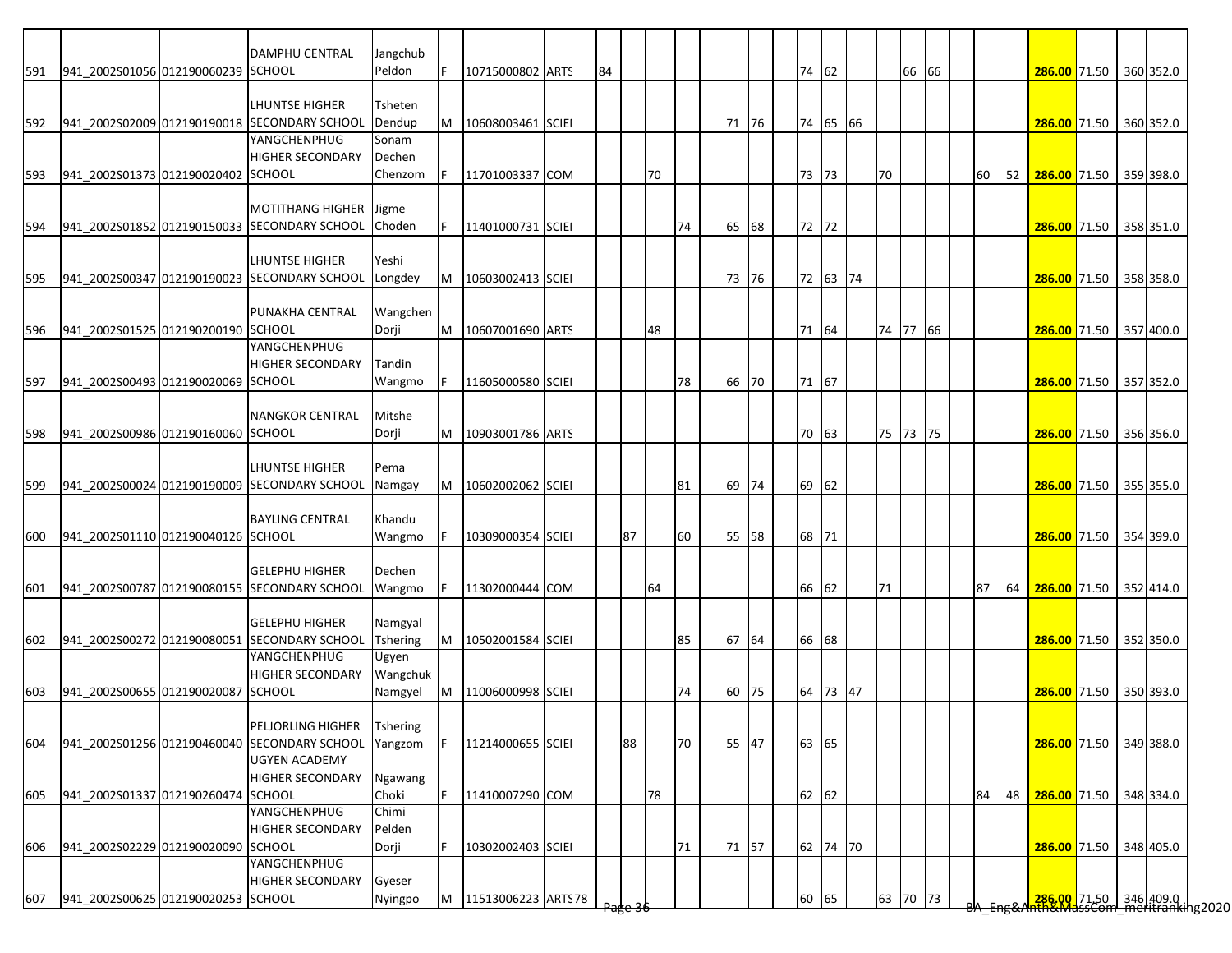| | | | | | | | | | | | | | | | | | | | | | | | | | | | | | | |
|---|---|---|---|---|---|---|---|---|---|---|---|---|---|---|---|---|---|---|---|---|---|---|---|---|---|---|---|---|---|---|
| 591 | 941_2002S01056 | 012190060239 | DAMPHU CENTRAL SCHOOL | Jangchub Peldon | F | 10715000802 | ARTS | | 84 | | | | | | | | 74 | 62 | | | 66 | 66 | | | | 286.00 | 71.50 | | 360 | 352.0 |
| 592 | 941_2002S02009 | 012190190018 | LHUNTSE HIGHER SECONDARY SCHOOL | Tsheten Dendup | M | 10608003461 | SCIE | | | | | | | 71 | 76 | | 74 | 65 | 66 | | | | | | | 286.00 | 71.50 | | 360 | 352.0 |
| 593 | 941_2002S01373 | 012190020402 | YANGCHENPHUG HIGHER SECONDARY SCHOOL | Sonam Dechen Chenzom | F | 11701003337 | COM | | | | 70 | | | | | | 73 | 73 | | 70 | | | | 60 | 52 | 286.00 | 71.50 | | 359 | 398.0 |
| 594 | 941_2002S01852 | 012190150033 | MOTITHANG HIGHER SECONDARY SCHOOL | Jigme Choden | F | 11401000731 | SCIE | | | | | 74 | | 65 | 68 | | 72 | 72 | | | | | | | | 286.00 | 71.50 | | 358 | 351.0 |
| 595 | 941_2002S00347 | 012190190023 | LHUNTSE HIGHER SECONDARY SCHOOL | Yeshi Longdey | M | 10603002413 | SCIE | | | | | | | 73 | 76 | | 72 | 63 | 74 | | | | | | | 286.00 | 71.50 | | 358 | 358.0 |
| 596 | 941_2002S01525 | 012190200190 | PUNAKHA CENTRAL SCHOOL | Wangchen Dorji | M | 10607001690 | ARTS | | | | 48 | | | | | | 71 | 64 | | 74 | 77 | 66 | | | | 286.00 | 71.50 | | 357 | 400.0 |
| 597 | 941_2002S00493 | 012190020069 | YANGCHENPHUG HIGHER SECONDARY SCHOOL | Tandin Wangmo | F | 11605000580 | SCIE | | | | | 78 | | 66 | 70 | | 71 | 67 | | | | | | | | 286.00 | 71.50 | | 357 | 352.0 |
| 598 | 941_2002S00986 | 012190160060 | NANGKOR CENTRAL SCHOOL | Mitshe Dorji | M | 10903001786 | ARTS | | | | | | | | | | 70 | 63 | | 75 | 73 | 75 | | | | 286.00 | 71.50 | | 356 | 356.0 |
| 599 | 941_2002S00024 | 012190190009 | LHUNTSE HIGHER SECONDARY SCHOOL | Pema Namgay | M | 10602002062 | SCIE | | | | | 81 | | 69 | 74 | | 69 | 62 | | | | | | | | 286.00 | 71.50 | | 355 | 355.0 |
| 600 | 941_2002S01110 | 012190040126 | BAYLING CENTRAL SCHOOL | Khandu Wangmo | F | 10309000354 | SCIE | | | 87 | | 60 | | 55 | 58 | | 68 | 71 | | | | | | | | 286.00 | 71.50 | | 354 | 399.0 |
| 601 | 941_2002S00787 | 012190080155 | GELEPHU HIGHER SECONDARY SCHOOL | Dechen Wangmo | F | 11302000444 | COM | | | | 64 | | | | | | 66 | 62 | | 71 | | | | 87 | 64 | 286.00 | 71.50 | | 352 | 414.0 |
| 602 | 941_2002S00272 | 012190080051 | GELEPHU HIGHER SECONDARY SCHOOL | Namgyal Tshering | M | 10502001584 | SCIE | | | | | 85 | | 67 | 64 | | 66 | 68 | | | | | | | | 286.00 | 71.50 | | 352 | 350.0 |
| 603 | 941_2002S00655 | 012190020087 | YANGCHENPHUG HIGHER SECONDARY SCHOOL | Ugyen Wangchuk Namgyel | M | 11006000998 | SCIE | | | | | 74 | | 60 | 75 | | 64 | 73 | 47 | | | | | | | 286.00 | 71.50 | | 350 | 393.0 |
| 604 | 941_2002S01256 | 012190460040 | PELJORLING HIGHER SECONDARY SCHOOL | Tshering Yangzom | F | 11214000655 | SCIE | | | 88 | | 70 | | 55 | 47 | | 63 | 65 | | | | | | | | 286.00 | 71.50 | | 349 | 388.0 |
| 605 | 941_2002S01337 | 012190260474 | UGYEN ACADEMY HIGHER SECONDARY SCHOOL | Ngawang Choki | F | 11410007290 | COM | | | | 78 | | | | | | 62 | 62 | | | | | | 84 | 48 | 286.00 | 71.50 | | 348 | 334.0 |
| 606 | 941_2002S02229 | 012190020090 | YANGCHENPHUG HIGHER SECONDARY SCHOOL | Chimi Pelden Dorji | F | 10302002403 | SCIE | | | | | 71 | | 71 | 57 | | 62 | 74 | 70 | | | | | | | 286.00 | 71.50 | | 348 | 405.0 |
| 607 | 941_2002S00625 | 012190020253 | YANGCHENPHUG HIGHER SECONDARY SCHOOL | Gyeser Nyingpo | M | 11513006223 | ARTS | 78 | | | | | | | | | 60 | 65 | | 63 | 70 | 73 | | | | 286.00 | 71.50 | | 346 | 409.0 |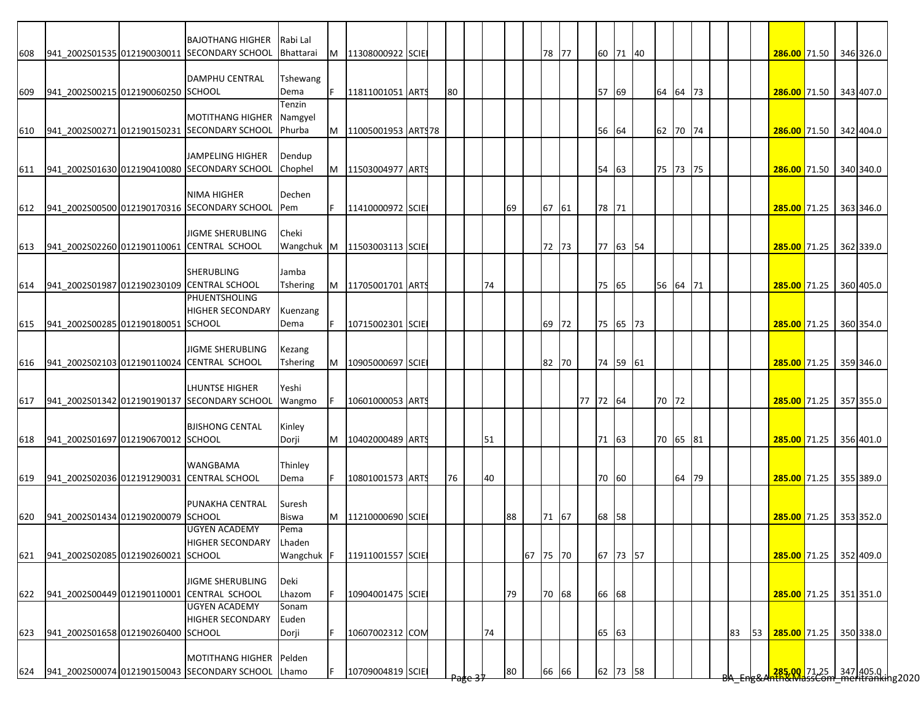| | | | | | | | | | | | | | | | | | | | | | | | | | | | | | | |
|---|---|---|---|---|---|---|---|---|---|---|---|---|---|---|---|---|---|---|---|---|---|---|---|---|---|---|---|---|---|---|
| 608 | 941_2002S01535 | 012190030011 | BAJOTHANG HIGHER SECONDARY SCHOOL | Rabi Lal Bhattarai | M | 11308000922 | SCIE | | | | | | | 78 | 77 | | 60 | 71 | 40 | | | | | | | **286.00** | 71.50 | | 346 | 326.0 |
| 609 | 941_2002S00215 | 012190060250 | DAMPHU CENTRAL SCHOOL | Tshewang Dema | F | 11811001051 | ARTS | | 80 | | | | | | | | 57 | 69 | | 64 | 64 | 73 | | | | **286.00** | 71.50 | | 343 | 407.0 |
| 610 | 941_2002S00271 | 012190150231 | MOTITHANG HIGHER SECONDARY SCHOOL | Tenzin Namgyel Phurba | M | 11005001953 | ARTS | 78 | | | | | | | | | 56 | 64 | | 62 | 70 | 74 | | | | **286.00** | 71.50 | | 342 | 404.0 |
| 611 | 941_2002S01630 | 012190410080 | JAMPELING HIGHER SECONDARY SCHOOL | Dendup Chophel | M | 11503004977 | ARTS | | | | | | | | | | 54 | 63 | | 75 | 73 | 75 | | | | **286.00** | 71.50 | | 340 | 340.0 |
| 612 | 941_2002S00500 | 012190170316 | NIMA HIGHER SECONDARY SCHOOL | Dechen Pem | F | 11410000972 | SCIE | | | | | 69 | | 67 | 61 | | 78 | 71 | | | | | | | | **285.00** | 71.25 | | 363 | 346.0 |
| 613 | 941_2002S02260 | 012190110061 | JIGME SHERUBLING CENTRAL SCHOOL | Cheki Wangchuk | M | 11503003113 | SCIE | | | | | | | 72 | 73 | | 77 | 63 | 54 | | | | | | | **285.00** | 71.25 | | 362 | 339.0 |
| 614 | 941_2002S01987 | 012190230109 | SHERUBLING CENTRAL SCHOOL | Jamba Tshering | M | 11705001701 | ARTS | | | | 74 | | | | | | 75 | 65 | | 56 | 64 | 71 | | | | **285.00** | 71.25 | | 360 | 405.0 |
| 615 | 941_2002S00285 | 012190180051 | PHUENTSHOLING HIGHER SECONDARY SCHOOL | Kuenzang Dema | F | 10715002301 | SCIE | | | | | | | 69 | 72 | | 75 | 65 | 73 | | | | | | | **285.00** | 71.25 | | 360 | 354.0 |
| 616 | 941_2002S02103 | 012190110024 | JIGME SHERUBLING CENTRAL SCHOOL | Kezang Tshering | M | 10905000697 | SCIE | | | | | | | 82 | 70 | | 74 | 59 | 61 | | | | | | | **285.00** | 71.25 | | 359 | 346.0 |
| 617 | 941_2002S01342 | 012190190137 | LHUNTSE HIGHER SECONDARY SCHOOL | Yeshi Wangmo | F | 10601000053 | ARTS | | | | | | | | | 77 | 72 | 64 | | 70 | 72 | | | | | **285.00** | 71.25 | | 357 | 355.0 |
| 618 | 941_2002S01697 | 012190670012 | BJISHONG CENTAL SCHOOL | Kinley Dorji | M | 10402000489 | ARTS | | | | 51 | | | | | | 71 | 63 | | 70 | 65 | 81 | | | | **285.00** | 71.25 | | 356 | 401.0 |
| 619 | 941_2002S02036 | 012191290031 | WANGBAMA CENTRAL SCHOOL | Thinley Dema | F | 10801001573 | ARTS | | 76 | | 40 | | | | | | 70 | 60 | | | 64 | 79 | | | | **285.00** | 71.25 | | 355 | 389.0 |
| 620 | 941_2002S01434 | 012190200079 | PUNAKHA CENTRAL SCHOOL | Suresh Biswa | M | 11210000690 | SCIE | | | | | 88 | | 71 | 67 | | 68 | 58 | | | | | | | | **285.00** | 71.25 | | 353 | 352.0 |
| 621 | 941_2002S02085 | 012190260021 | UGYEN ACADEMY HIGHER SECONDARY SCHOOL | Pema Lhaden Wangchuk | F | 11911001557 | SCIE | | | | | | 67 | 75 | 70 | | 67 | 73 | 57 | | | | | | | **285.00** | 71.25 | | 352 | 409.0 |
| 622 | 941_2002S00449 | 012190110001 | JIGME SHERUBLING CENTRAL SCHOOL | Deki Lhazom | F | 10904001475 | SCIE | | | | | 79 | | 70 | 68 | | 66 | 68 | | | | | | | | **285.00** | 71.25 | | 351 | 351.0 |
| 623 | 941_2002S01658 | 012190260400 | UGYEN ACADEMY HIGHER SECONDARY SCHOOL | Sonam Euden Dorji | F | 10607002312 | COM | | | | 74 | | | | | | 65 | 63 | | | | | | 83 | 53 | **285.00** | 71.25 | | 350 | 338.0 |
| 624 | 941_2002S00074 | 012190150043 | MOTITHANG HIGHER SECONDARY SCHOOL | Pelden Lhamo | F | 10709004819 | SCIE | | | | | 80 | | 66 | 66 | | 62 | 73 | 58 | | | | | | | **285.00** | 71.25 | | 347 | 405.0 |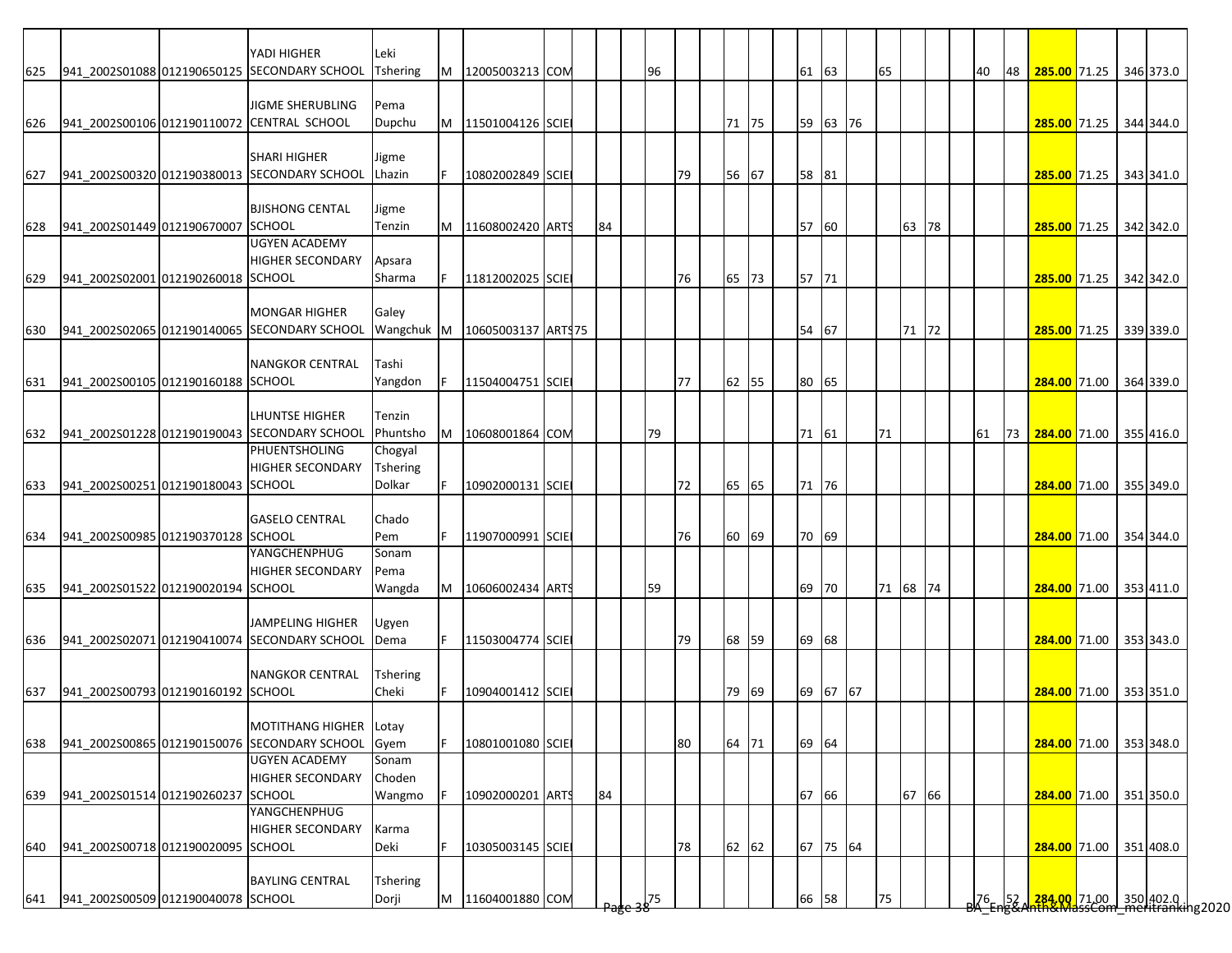| | | | | | | | | | | | | | | | | | | | | | | | | | | | | | | | |
|---|---|---|---|---|---|---|---|---|---|---|---|---|---|---|---|---|---|---|---|---|---|---|---|---|---|---|---|---|---|---|---|
| 625 | 941_2002S01088 | 012190650125 | YADI HIGHER SECONDARY SCHOOL | Leki Tshering | M | 12005003213 | COM | | | | | 96 | | | | | | 61 | 63 | | 65 | | | | 40 | 48 | **285.00** | 71.25 | | 346 | 373.0 |
| 626 | 941_2002S00106 | 012190110072 | JIGME SHERUBLING CENTRAL SCHOOL | Pema Dupchu | M | 11501004126 | SCIE | | | | | | | | 71 | 75 | | 59 | 63 | 76 | | | | | | | **285.00** | 71.25 | | 344 | 344.0 |
| 627 | 941_2002S00320 | 012190380013 | SHARI HIGHER SECONDARY SCHOOL | Jigme Lhazin | F | 10802002849 | SCIE | | | | | | 79 | | 56 | 67 | | 58 | 81 | | | | | | | | **285.00** | 71.25 | | 343 | 341.0 |
| 628 | 941_2002S01449 | 012190670007 | BJISHONG CENTAL SCHOOL | Jigme Tenzin | M | 11608002420 | ARTS | | | 84 | | | | | | | | 57 | 60 | | | 63 | 78 | | | | **285.00** | 71.25 | | 342 | 342.0 |
| 629 | 941_2002S02001 | 012190260018 | UGYEN ACADEMY HIGHER SECONDARY SCHOOL | Apsara Sharma | F | 11812002025 | SCIE | | | | | | 76 | | 65 | 73 | | 57 | 71 | | | | | | | | **285.00** | 71.25 | | 342 | 342.0 |
| 630 | 941_2002S02065 | 012190140065 | MONGAR HIGHER SECONDARY SCHOOL | Galey Wangchuk | M | 10605003137 | ARTS | 75 | | | | | | | | | | 54 | 67 | | | 71 | 72 | | | | **285.00** | 71.25 | | 339 | 339.0 |
| 631 | 941_2002S00105 | 012190160188 | NANGKOR CENTRAL SCHOOL | Tashi Yangdon | F | 11504004751 | SCIE | | | | | | 77 | | 62 | 55 | | 80 | 65 | | | | | | | | **284.00** | 71.00 | | 364 | 339.0 |
| 632 | 941_2002S01228 | 012190190043 | LHUNTSE HIGHER SECONDARY SCHOOL | Tenzin Phuntsho | M | 10608001864 | COM | | | | | 79 | | | | | | 71 | 61 | | 71 | | | | 61 | 73 | **284.00** | 71.00 | | 355 | 416.0 |
| 633 | 941_2002S00251 | 012190180043 | PHUENTSHOLING HIGHER SECONDARY SCHOOL | Chogyal Tshering Dolkar | F | 10902000131 | SCIE | | | | | | 72 | | 65 | 65 | | 71 | 76 | | | | | | | | **284.00** | 71.00 | | 355 | 349.0 |
| 634 | 941_2002S00985 | 012190370128 | GASELO CENTRAL SCHOOL | Chado Pem | F | 11907000991 | SCIE | | | | | | 76 | | 60 | 69 | | 70 | 69 | | | | | | | | **284.00** | 71.00 | | 354 | 344.0 |
| 635 | 941_2002S01522 | 012190020194 | YANGCHENPHUG HIGHER SECONDARY SCHOOL | Sonam Pema Wangda | M | 10606002434 | ARTS | | | | | 59 | | | | | | 69 | 70 | | 71 | 68 | 74 | | | | **284.00** | 71.00 | | 353 | 411.0 |
| 636 | 941_2002S02071 | 012190410074 | JAMPELING HIGHER SECONDARY SCHOOL | Ugyen Dema | F | 11503004774 | SCIE | | | | | | 79 | | 68 | 59 | | 69 | 68 | | | | | | | | **284.00** | 71.00 | | 353 | 343.0 |
| 637 | 941_2002S00793 | 012190160192 | NANGKOR CENTRAL SCHOOL | Tshering Cheki | F | 10904001412 | SCIE | | | | | | | | 79 | 69 | | 69 | 67 | 67 | | | | | | | **284.00** | 71.00 | | 353 | 351.0 |
| 638 | 941_2002S00865 | 012190150076 | MOTITHANG HIGHER SECONDARY SCHOOL | Lotay Gyem | F | 10801001080 | SCIE | | | | | | 80 | | 64 | 71 | | 69 | 64 | | | | | | | | **284.00** | 71.00 | | 353 | 348.0 |
| 639 | 941_2002S01514 | 012190260237 | UGYEN ACADEMY HIGHER SECONDARY SCHOOL | Sonam Choden Wangmo | F | 10902000201 | ARTS | | | 84 | | | | | | | | 67 | 66 | | | 67 | 66 | | | | **284.00** | 71.00 | | 351 | 350.0 |
| 640 | 941_2002S00718 | 012190020095 | YANGCHENPHUG HIGHER SECONDARY SCHOOL | Karma Deki | F | 10305003145 | SCIE | | | | | | 78 | | 62 | 62 | | 67 | 75 | 64 | | | | | | | **284.00** | 71.00 | | 351 | 408.0 |
| 641 | 941_2002S00509 | 012190040078 | BAYLING CENTRAL SCHOOL | Tshering Dorji | M | 11604001880 | COM | | | | | 75 | | | | | | 66 | 58 | | 75 | | | | 76 | 52 | **284.00** | 71.00 | | 350 | 402.0 |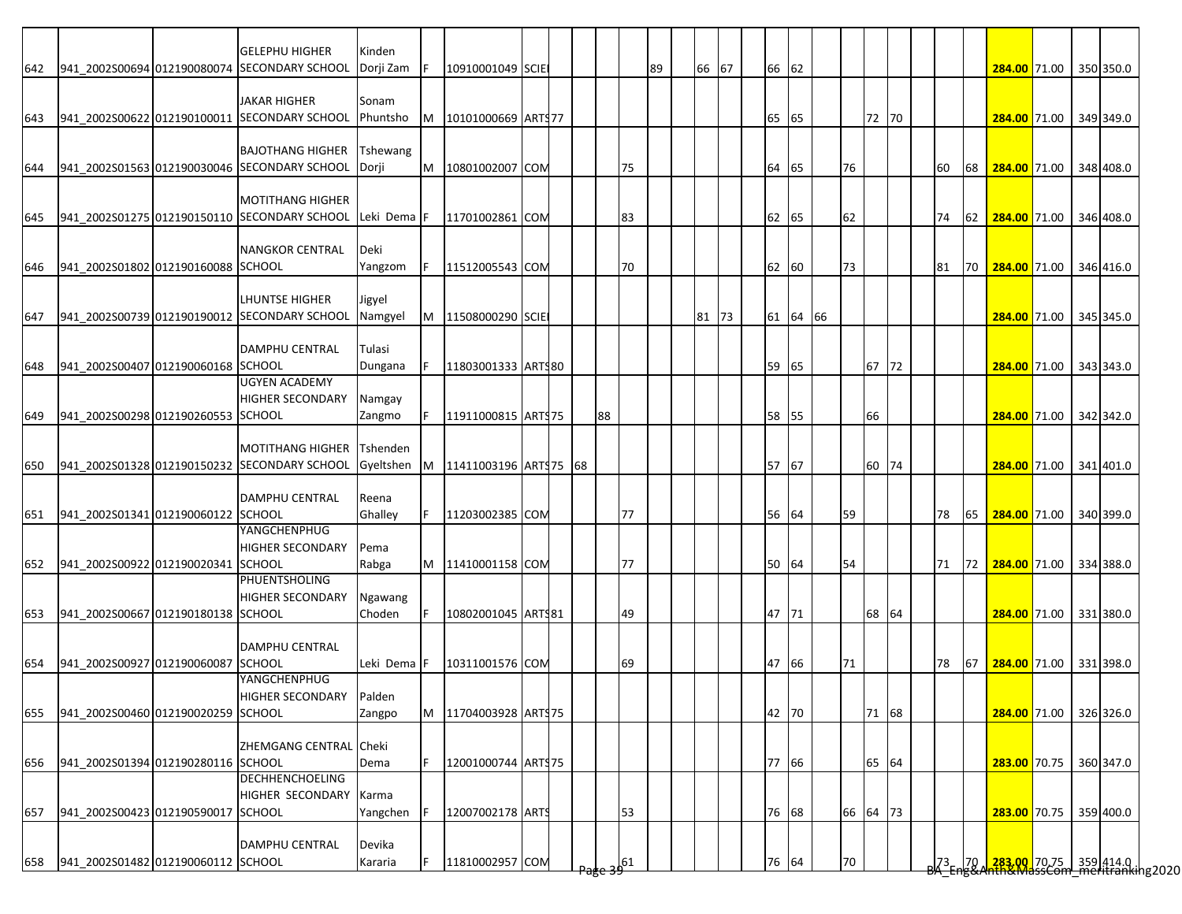| | | | | | | | | | | | | | | | | | | | | | | | | | | | | | |
|---|---|---|---|---|---|---|---|---|---|---|---|---|---|---|---|---|---|---|---|---|---|---|---|---|---|---|---|---|---|
| 642 | 941_2002S00694 | 012190080074 | GELEPHU HIGHER SECONDARY SCHOOL | Kinden Dorji Zam | F | 10910001049 | SCIE | | | | | 89 | | 66 | 67 | | 66 | 62 | | | | | | | | 284.00 | 71.00 | | 350 | 350.0 |
| 643 | 941_2002S00622 | 012190100011 | JAKAR HIGHER SECONDARY SCHOOL | Sonam Phuntsho | M | 10101000669 | ARTS | 77 | | | | | | | | | 65 | 65 | | | 72 | 70 | | | | 284.00 | 71.00 | | 349 | 349.0 |
| 644 | 941_2002S01563 | 012190030046 | BAJOTHANG HIGHER SECONDARY SCHOOL | Tshewang Dorji | M | 10801002007 | COM | | | | 75 | | | | | | 64 | 65 | | 76 | | | | 60 | 68 | 284.00 | 71.00 | | 348 | 408.0 |
| 645 | 941_2002S01275 | 012190150110 | MOTITHANG HIGHER SECONDARY SCHOOL | Leki Dema | F | 11701002861 | COM | | | | 83 | | | | | | 62 | 65 | | 62 | | | | 74 | 62 | 284.00 | 71.00 | | 346 | 408.0 |
| 646 | 941_2002S01802 | 012190160088 | NANGKOR CENTRAL SCHOOL | Deki Yangzom | F | 11512005543 | COM | | | | 70 | | | | | | 62 | 60 | | 73 | | | | 81 | 70 | 284.00 | 71.00 | | 346 | 416.0 |
| 647 | 941_2002S00739 | 012190190012 | LHUNTSE HIGHER SECONDARY SCHOOL | Jigyel Namgyel | M | 11508000290 | SCIE | | | | | | | 81 | 73 | | 61 | 64 | 66 | | | | | | | 284.00 | 71.00 | | 345 | 345.0 |
| 648 | 941_2002S00407 | 012190060168 | DAMPHU CENTRAL SCHOOL | Tulasi Dungana | F | 11803001333 | ARTS | 80 | | | | | | | | | 59 | 65 | | | 67 | 72 | | | | 284.00 | 71.00 | | 343 | 343.0 |
| 649 | 941_2002S00298 | 012190260553 | UGYEN ACADEMY HIGHER SECONDARY SCHOOL | Namgay Zangmo | F | 11911000815 | ARTS | 75 | | 88 | | | | | | | 58 | 55 | | | 66 | | | | | 284.00 | 71.00 | | 342 | 342.0 |
| 650 | 941_2002S01328 | 012190150232 | MOTITHANG HIGHER SECONDARY SCHOOL | Tshenden Gyeltshen | M | 11411003196 | ARTS | 75 | 68 | | | | | | | | 57 | 67 | | | 60 | 74 | | | | 284.00 | 71.00 | | 341 | 401.0 |
| 651 | 941_2002S01341 | 012190060122 | DAMPHU CENTRAL SCHOOL | Reena Ghalley | F | 11203002385 | COM | | | | 77 | | | | | | 56 | 64 | | 59 | | | | 78 | 65 | 284.00 | 71.00 | | 340 | 399.0 |
| 652 | 941_2002S00922 | 012190020341 | YANGCHENPHUG HIGHER SECONDARY SCHOOL | Pema Rabga | M | 11410001158 | COM | | | | 77 | | | | | | 50 | 64 | | 54 | | | | 71 | 72 | 284.00 | 71.00 | | 334 | 388.0 |
| 653 | 941_2002S00667 | 012190180138 | PHUENTSHOLING HIGHER SECONDARY SCHOOL | Ngawang Choden | F | 10802001045 | ARTS | 81 | | | 49 | | | | | | 47 | 71 | | | 68 | 64 | | | | 284.00 | 71.00 | | 331 | 380.0 |
| 654 | 941_2002S00927 | 012190060087 | DAMPHU CENTRAL SCHOOL | Leki Dema | F | 10311001576 | COM | | | | 69 | | | | | | 47 | 66 | | 71 | | | | 78 | 67 | 284.00 | 71.00 | | 331 | 398.0 |
| 655 | 941_2002S00460 | 012190020259 | YANGCHENPHUG HIGHER SECONDARY SCHOOL | Palden Zangpo | M | 11704003928 | ARTS | 75 | | | | | | | | | 42 | 70 | | | 71 | 68 | | | | 284.00 | 71.00 | | 326 | 326.0 |
| 656 | 941_2002S01394 | 012190280116 | ZHEMGANG CENTRAL SCHOOL | Cheki Dema | F | 12001000744 | ARTS | 75 | | | | | | | | | 77 | 66 | | | 65 | 64 | | | | 283.00 | 70.75 | | 360 | 347.0 |
| 657 | 941_2002S00423 | 012190590017 | DECHHENCHOELING HIGHER SECONDARY SCHOOL | Karma Yangchen | F | 12007002178 | ARTS | | | | 53 | | | | | | 76 | 68 | | 66 | 64 | 73 | | | | 283.00 | 70.75 | | 359 | 400.0 |
| 658 | 941_2002S01482 | 012190060112 | DAMPHU CENTRAL SCHOOL | Devika Kararia | F | 11810002957 | COM | | | | 61 | | | | | | 76 | 64 | | 70 | | | | 73 | 70 | 283.00 | 70.75 | | 359 | 414.0 |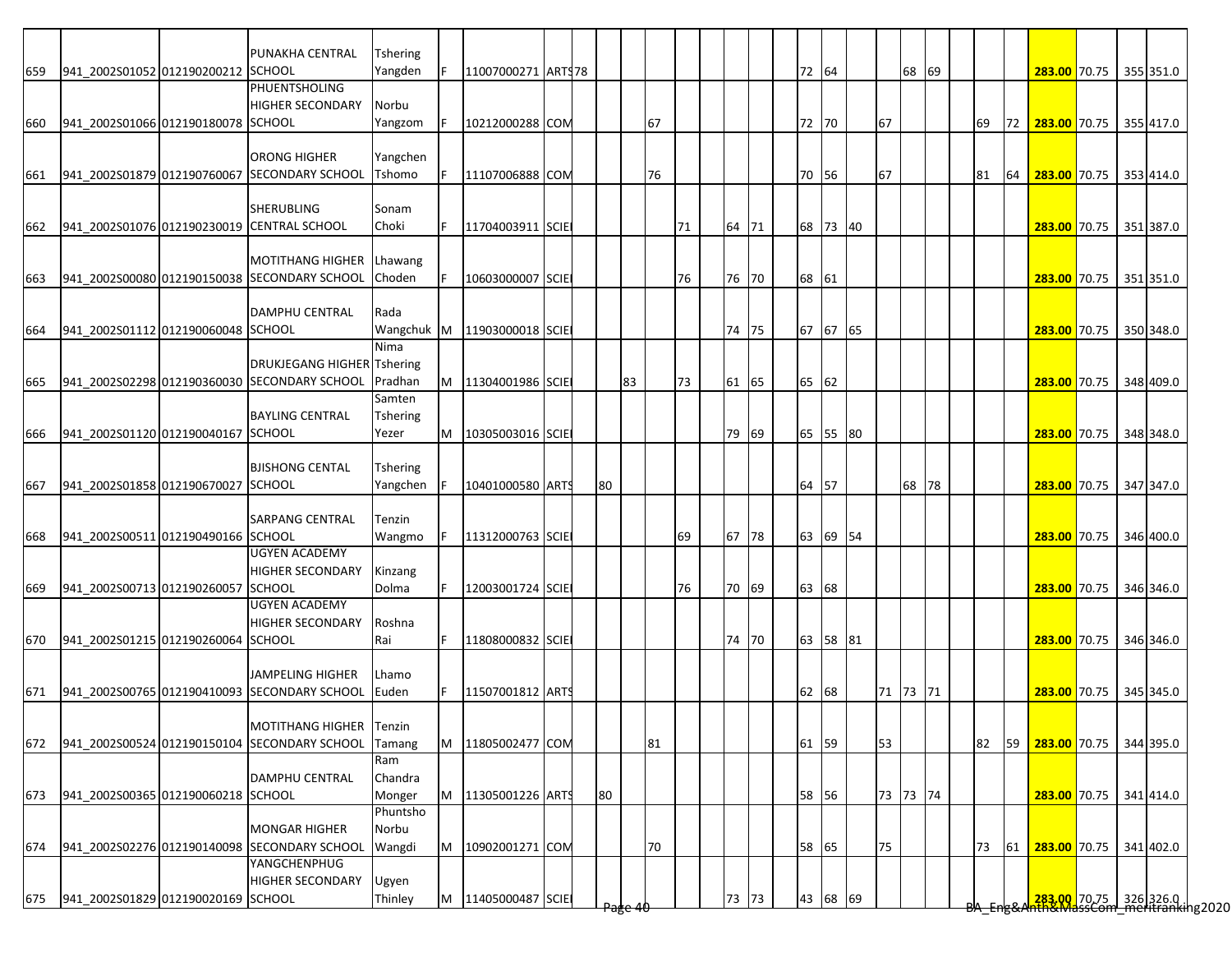| | | | | | | | | | | | | | | | | | | | | | | | | | | | | | |
|---|---|---|---|---|---|---|---|---|---|---|---|---|---|---|---|---|---|---|---|---|---|---|---|---|---|---|---|---|---|
| 659 | 941_2002S01052 | 012190200212 | PUNAKHA CENTRAL SCHOOL | Tshering Yangden | F | 11007000271 | ARTS | 78 | | | | | | | | | 72 | 64 | | | 68 | 69 | | | | **283.00** | 70.75 | 355 | 351.0 |
| 660 | 941_2002S01066 | 012190180078 | PHUENTSHOLING HIGHER SECONDARY SCHOOL | Norbu Yangzom | F | 10212000288 | COM | | | | 67 | | | | | | 72 | 70 | | 67 | | | | 69 | 72 | **283.00** | 70.75 | 355 | 417.0 |
| 661 | 941_2002S01879 | 012190760067 | ORONG HIGHER SECONDARY SCHOOL | Yangchen Tshomo | F | 11107006888 | COM | | | | 76 | | | | | | 70 | 56 | | 67 | | | | 81 | 64 | **283.00** | 70.75 | 353 | 414.0 |
| 662 | 941_2002S01076 | 012190230019 | SHERUBLING CENTRAL SCHOOL | Sonam Choki | F | 11704003911 | SCIE | | | | | 71 | | 64 | 71 | | 68 | 73 | 40 | | | | | | | **283.00** | 70.75 | 351 | 387.0 |
| 663 | 941_2002S00080 | 012190150038 | MOTITHANG HIGHER SECONDARY SCHOOL | Lhawang Choden | F | 10603000007 | SCIE | | | | | 76 | | 76 | 70 | | 68 | 61 | | | | | | | | **283.00** | 70.75 | 351 | 351.0 |
| 664 | 941_2002S01112 | 012190060048 | DAMPHU CENTRAL SCHOOL | Rada Wangchuk | M | 11903000018 | SCIE | | | | | | | 74 | 75 | | 67 | 67 | 65 | | | | | | | **283.00** | 70.75 | 350 | 348.0 |
| 665 | 941_2002S02298 | 012190360030 | DRUKJEGANG HIGHER SECONDARY SCHOOL | Nima Tshering Pradhan | M | 11304001986 | SCIE | | | 83 | | 73 | | 61 | 65 | | 65 | 62 | | | | | | | | **283.00** | 70.75 | 348 | 409.0 |
| 666 | 941_2002S01120 | 012190040167 | BAYLING CENTRAL SCHOOL | Samten Tshering Yezer | M | 10305003016 | SCIE | | | | | | | 79 | 69 | | 65 | 55 | 80 | | | | | | | **283.00** | 70.75 | 348 | 348.0 |
| 667 | 941_2002S01858 | 012190670027 | BJISHONG CENTAL SCHOOL | Tshering Yangchen | F | 10401000580 | ARTS | | 80 | | | | | | | | 64 | 57 | | | 68 | 78 | | | | **283.00** | 70.75 | 347 | 347.0 |
| 668 | 941_2002S00511 | 012190490166 | SARPANG CENTRAL SCHOOL | Tenzin Wangmo | F | 11312000763 | SCIE | | | | | 69 | | 67 | 78 | | 63 | 69 | 54 | | | | | | | **283.00** | 70.75 | 346 | 400.0 |
| 669 | 941_2002S00713 | 012190260057 | UGYEN ACADEMY HIGHER SECONDARY SCHOOL | Kinzang Dolma | F | 12003001724 | SCIE | | | | | 76 | | 70 | 69 | | 63 | 68 | | | | | | | | **283.00** | 70.75 | 346 | 346.0 |
| 670 | 941_2002S01215 | 012190260064 | UGYEN ACADEMY HIGHER SECONDARY SCHOOL | Roshna Rai | F | 11808000832 | SCIE | | | | | | | 74 | 70 | | 63 | 58 | 81 | | | | | | | **283.00** | 70.75 | 346 | 346.0 |
| 671 | 941_2002S00765 | 012190410093 | JAMPELING HIGHER SECONDARY SCHOOL | Lhamo Euden | F | 11507001812 | ARTS | | | | | | | | | | 62 | 68 | | 71 | 73 | 71 | | | | **283.00** | 70.75 | 345 | 345.0 |
| 672 | 941_2002S00524 | 012190150104 | MOTITHANG HIGHER SECONDARY SCHOOL | Tenzin Tamang | M | 11805002477 | COM | | | | 81 | | | | | | 61 | 59 | | 53 | | | | 82 | 59 | **283.00** | 70.75 | 344 | 395.0 |
| 673 | 941_2002S00365 | 012190060218 | DAMPHU CENTRAL SCHOOL | Ram Chandra Monger | M | 11305001226 | ARTS | | 80 | | | | | | | | 58 | 56 | | 73 | 73 | 74 | | | | **283.00** | 70.75 | 341 | 414.0 |
| 674 | 941_2002S02276 | 012190140098 | MONGAR HIGHER SECONDARY SCHOOL | Phuntsho Norbu Wangdi | M | 10902001271 | COM | | | | 70 | | | | | | 58 | 65 | | 75 | | | | 73 | 61 | **283.00** | 70.75 | 341 | 402.0 |
| 675 | 941_2002S01829 | 012190020169 | YANGCHENPHUG HIGHER SECONDARY SCHOOL | Ugyen Thinley | M | 11405000487 | SCIE | | | | | | | 73 | 73 | | 43 | 68 | 69 | | | | | | | **283.00** | 70.75 | 326 | 326.0 |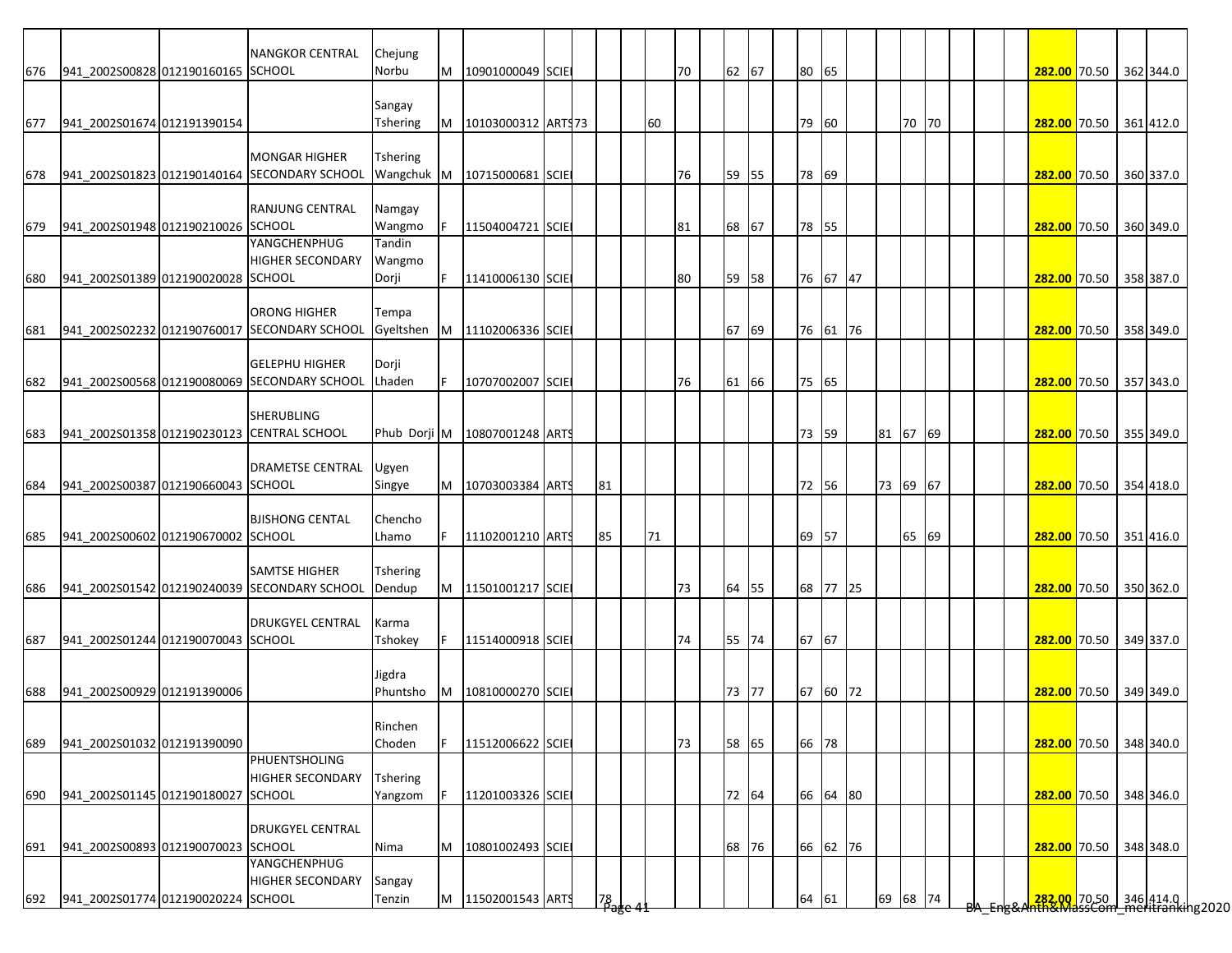| | | | | | | | | | | | | | | | | | | | | | | | | | | | | | | |
|---|---|---|---|---|---|---|---|---|---|---|---|---|---|---|---|---|---|---|---|---|---|---|---|---|---|---|---|---|---|---|
| 676 | 941_2002S00828 | 012190160165 | NANGKOR CENTRAL SCHOOL | Chejung Norbu | M | 10901000049 | SCIE | | | | | 70 | | 62 | 67 | | 80 | 65 | | | | | | | | 282.00 | 70.50 | | 362 | 344.0 |
| 677 | 941_2002S01674 | 012191390154 | | Sangay Tshering | M | 10103000312 | ARTS | 73 | | | 60 | | | | | | 79 | 60 | | | 70 | 70 | | | | 282.00 | 70.50 | | 361 | 412.0 |
| 678 | 941_2002S01823 | 012190140164 | MONGAR HIGHER SECONDARY SCHOOL | Tshering Wangchuk | M | 10715000681 | SCIE | | | | | 76 | | 59 | 55 | | 78 | 69 | | | | | | | | 282.00 | 70.50 | | 360 | 337.0 |
| 679 | 941_2002S01948 | 012190210026 | RANJUNG CENTRAL SCHOOL | Namgay Wangmo | F | 11504004721 | SCIE | | | | | 81 | | 68 | 67 | | 78 | 55 | | | | | | | | 282.00 | 70.50 | | 360 | 349.0 |
| 680 | 941_2002S01389 | 012190020028 | YANGCHENPHUG HIGHER SECONDARY SCHOOL | Tandin Wangmo Dorji | F | 11410006130 | SCIE | | | | | 80 | | 59 | 58 | | 76 | 67 | 47 | | | | | | | 282.00 | 70.50 | | 358 | 387.0 |
| 681 | 941_2002S02232 | 012190760017 | ORONG HIGHER SECONDARY SCHOOL | Tempa Gyeltshen | M | 11102006336 | SCIE | | | | | | | 67 | 69 | | 76 | 61 | 76 | | | | | | | 282.00 | 70.50 | | 358 | 349.0 |
| 682 | 941_2002S00568 | 012190080069 | GELEPHU HIGHER SECONDARY SCHOOL | Dorji Lhaden | F | 10707002007 | SCIE | | | | | 76 | | 61 | 66 | | 75 | 65 | | | | | | | | 282.00 | 70.50 | | 357 | 343.0 |
| 683 | 941_2002S01358 | 012190230123 | SHERUBLING CENTRAL SCHOOL | Phub Dorji | M | 10807001248 | ARTS | | | | | | | | | | 73 | 59 | | 81 | 67 | 69 | | | | 282.00 | 70.50 | | 355 | 349.0 |
| 684 | 941_2002S00387 | 012190660043 | DRAMETSE CENTRAL SCHOOL | Ugyen Singye | M | 10703003384 | ARTS | | 81 | | | | | | | | 72 | 56 | | 73 | 69 | 67 | | | | 282.00 | 70.50 | | 354 | 418.0 |
| 685 | 941_2002S00602 | 012190670002 | BJISHONG CENTAL SCHOOL | Chencho Lhamo | F | 11102001210 | ARTS | | 85 | | 71 | | | | | | 69 | 57 | | | 65 | 69 | | | | 282.00 | 70.50 | | 351 | 416.0 |
| 686 | 941_2002S01542 | 012190240039 | SAMTSE HIGHER SECONDARY SCHOOL | Tshering Dendup | M | 11501001217 | SCIE | | | | | 73 | | 64 | 55 | | 68 | 77 | 25 | | | | | | | 282.00 | 70.50 | | 350 | 362.0 |
| 687 | 941_2002S01244 | 012190070043 | DRUKGYEL CENTRAL SCHOOL | Karma Tshokey | F | 11514000918 | SCIE | | | | | 74 | | 55 | 74 | | 67 | 67 | | | | | | | | 282.00 | 70.50 | | 349 | 337.0 |
| 688 | 941_2002S00929 | 012191390006 | | Jigdra Phuntsho | M | 10810000270 | SCIE | | | | | | | 73 | 77 | | 67 | 60 | 72 | | | | | | | 282.00 | 70.50 | | 349 | 349.0 |
| 689 | 941_2002S01032 | 012191390090 | | Rinchen Choden | F | 11512006622 | SCIE | | | | | 73 | | 58 | 65 | | 66 | 78 | | | | | | | | 282.00 | 70.50 | | 348 | 340.0 |
| 690 | 941_2002S01145 | 012190180027 | PHUENTSHOLING HIGHER SECONDARY SCHOOL | Tshering Yangzom | F | 11201003326 | SCIE | | | | | | | 72 | 64 | | 66 | 64 | 80 | | | | | | | 282.00 | 70.50 | | 348 | 346.0 |
| 691 | 941_2002S00893 | 012190070023 | DRUKGYEL CENTRAL SCHOOL | Nima | M | 10801002493 | SCIE | | | | | | | 68 | 76 | | 66 | 62 | 76 | | | | | | | 282.00 | 70.50 | | 348 | 348.0 |
| 692 | 941_2002S01774 | 012190020224 | YANGCHENPHUG HIGHER SECONDARY SCHOOL | Sangay Tenzin | M | 11502001543 | ARTS | | 78 | | | | | | | | 64 | 61 | | 69 | 68 | 74 | | | | 282.00 | 70.50 | | 346 | 414.0 |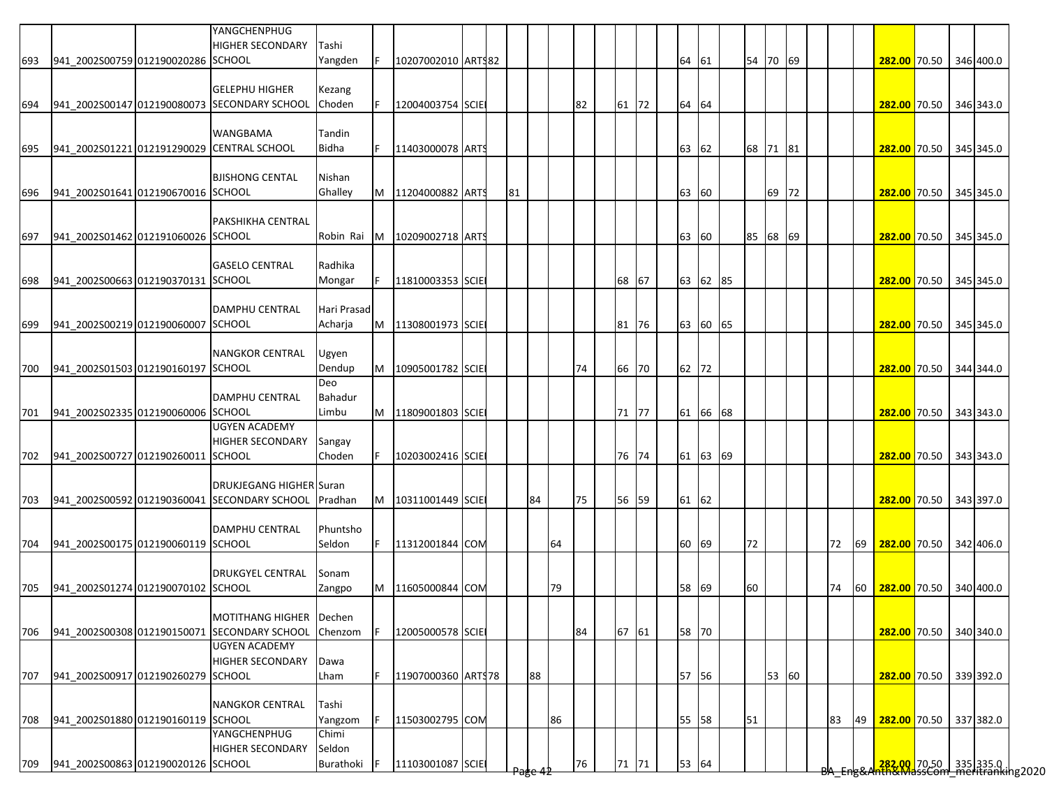| | | | | | | | | | | | | | | | | | | | | | | | | | | |
|---|---|---|---|---|---|---|---|---|---|---|---|---|---|---|---|---|---|---|---|---|---|---|---|---|---|---|
| 693 | 941_2002S00759 | 012190020286 | YANGCHENPHUG HIGHER SECONDARY SCHOOL | Tashi Yangden | F | 10207002010 | ARTS | 82 | | | | | | | 64 | 61 | | 54 | 70 | 69 | | | **282.00** | 70.50 | 346 | 400.0 |
| 694 | 941_2002S00147 | 012190080073 | GELEPHU HIGHER SECONDARY SCHOOL | Kezang Choden | F | 12004003754 | SCIE | | | | | 82 | 61 | 72 | 64 | 64 | | | | | | | **282.00** | 70.50 | 346 | 343.0 |
| 695 | 941_2002S01221 | 012191290029 | WANGBAMA CENTRAL SCHOOL | Tandin Bidha | F | 11403000078 | ARTS | | | | | | | | 63 | 62 | | 68 | 71 | 81 | | | **282.00** | 70.50 | 345 | 345.0 |
| 696 | 941_2002S01641 | 012190670016 | BJISHONG CENTAL SCHOOL | Nishan Ghalley | M | 11204000882 | ARTS | | 81 | | | | | | 63 | 60 | | | 69 | 72 | | | **282.00** | 70.50 | 345 | 345.0 |
| 697 | 941_2002S01462 | 012191060026 | PAKSHIKHA CENTRAL SCHOOL | Robin Rai | M | 10209002718 | ARTS | | | | | | | | 63 | 60 | | 85 | 68 | 69 | | | **282.00** | 70.50 | 345 | 345.0 |
| 698 | 941_2002S00663 | 012190370131 | GASELO CENTRAL SCHOOL | Radhika Mongar | F | 11810003353 | SCIE | | | | | | 68 | 67 | 63 | 62 | 85 | | | | | | **282.00** | 70.50 | 345 | 345.0 |
| 699 | 941_2002S00219 | 012190060007 | DAMPHU CENTRAL SCHOOL | Hari Prasad Acharja | M | 11308001973 | SCIE | | | | | | 81 | 76 | 63 | 60 | 65 | | | | | | **282.00** | 70.50 | 345 | 345.0 |
| 700 | 941_2002S01503 | 012190160197 | NANGKOR CENTRAL SCHOOL | Ugyen Dendup | M | 10905001782 | SCIE | | | | | 74 | 66 | 70 | 62 | 72 | | | | | | | **282.00** | 70.50 | 344 | 344.0 |
| 701 | 941_2002S02335 | 012190060006 | DAMPHU CENTRAL SCHOOL | Deo Bahadur Limbu | M | 11809001803 | SCIE | | | | | | 71 | 77 | 61 | 66 | 68 | | | | | | **282.00** | 70.50 | 343 | 343.0 |
| 702 | 941_2002S00727 | 012190260011 | UGYEN ACADEMY HIGHER SECONDARY SCHOOL | Sangay Choden | F | 10203002416 | SCIE | | | | | | 76 | 74 | 61 | 63 | 69 | | | | | | **282.00** | 70.50 | 343 | 343.0 |
| 703 | 941_2002S00592 | 012190360041 | DRUKJEGANG HIGHER SECONDARY SCHOOL | Suran Pradhan | M | 10311001449 | SCIE | | | 84 | | 75 | 56 | 59 | 61 | 62 | | | | | | | **282.00** | 70.50 | 343 | 397.0 |
| 704 | 941_2002S00175 | 012190060119 | DAMPHU CENTRAL SCHOOL | Phuntsho Seldon | F | 11312001844 | COM | | | | 64 | | | | 60 | 69 | | 72 | | | 72 | 69 | **282.00** | 70.50 | 342 | 406.0 |
| 705 | 941_2002S01274 | 012190070102 | DRUKGYEL CENTRAL SCHOOL | Sonam Zangpo | M | 11605000844 | COM | | | | 79 | | | | 58 | 69 | | 60 | | | 74 | 60 | **282.00** | 70.50 | 340 | 400.0 |
| 706 | 941_2002S00308 | 012190150071 | MOTITHANG HIGHER SECONDARY SCHOOL | Dechen Chenzom | F | 12005000578 | SCIE | | | | | 84 | 67 | 61 | 58 | 70 | | | | | | | **282.00** | 70.50 | 340 | 340.0 |
| 707 | 941_2002S00917 | 012190260279 | UGYEN ACADEMY HIGHER SECONDARY SCHOOL | Dawa Lham | F | 11907000360 | ARTS | 78 | | 88 | | | | | 57 | 56 | | | 53 | 60 | | | **282.00** | 70.50 | 339 | 392.0 |
| 708 | 941_2002S01880 | 012190160119 | NANGKOR CENTRAL SCHOOL | Tashi Yangzom | F | 11503002795 | COM | | | | 86 | | | | 55 | 58 | | 51 | | | 83 | 49 | **282.00** | 70.50 | 337 | 382.0 |
| 709 | 941_2002S00863 | 012190020126 | YANGCHENPHUG HIGHER SECONDARY SCHOOL | Chimi Seldon Burathoki | F | 11103001087 | SCIE | | | | | 76 | 71 | 71 | 53 | 64 | | | | | | | **282.00** | 70.50 | 335 | 335.0 |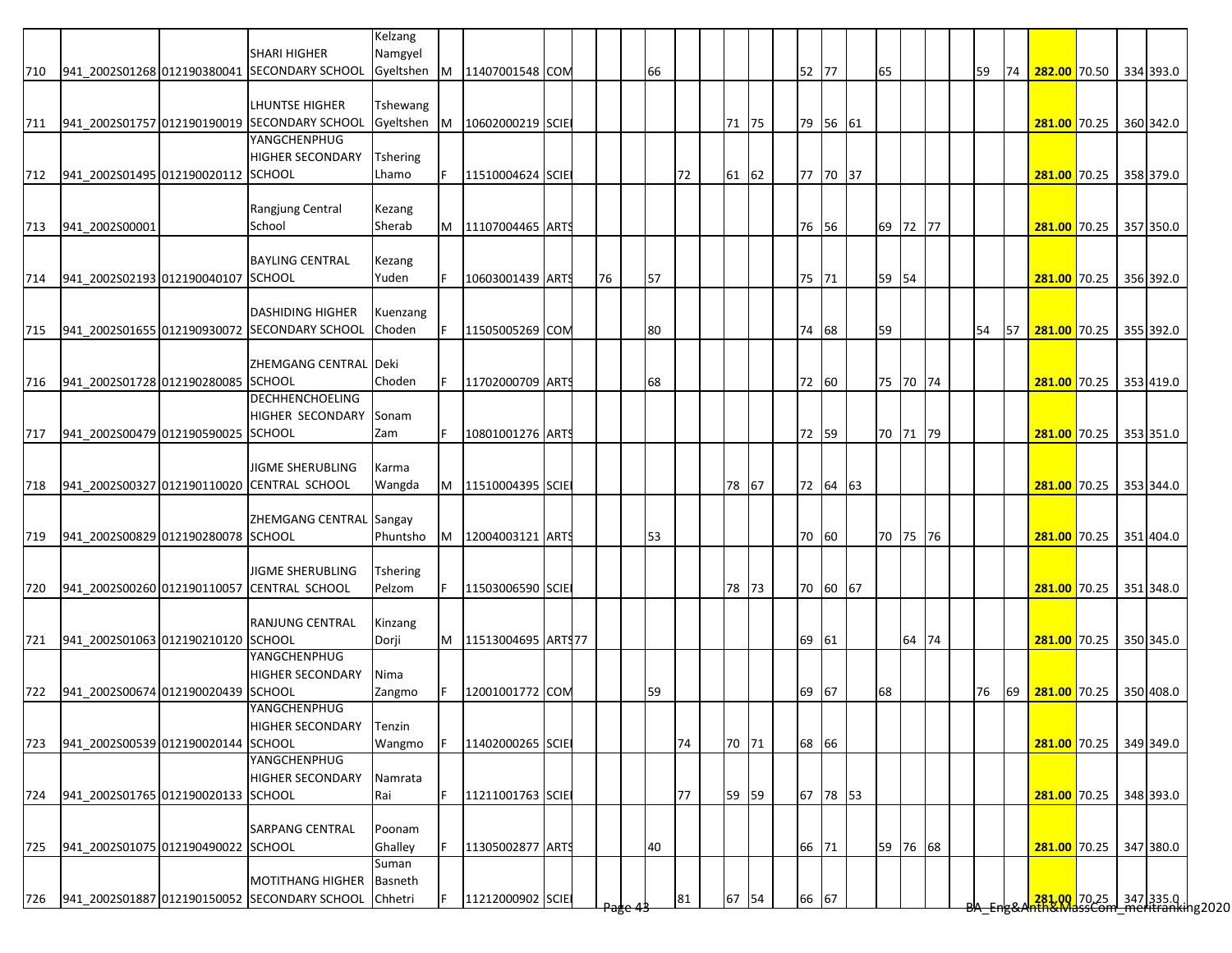| | | | | | | | | | | | | | | | | | | | | | | | | | | | | | | |
|---|---|---|---|---|---|---|---|---|---|---|---|---|---|---|---|---|---|---|---|---|---|---|---|---|---|---|---|---|---|---|
| 710 | 941_2002S01268 | 012190380041 | SHARI HIGHER SECONDARY SCHOOL | Kelzang Namgyel Gyeltshen | M | 11407001548 | COM | | | | 66 | | | | | | 52 | 77 | | 65 | | | | 59 | 74 | 282.00 | 70.50 | | 334 | 393.0 |
| 711 | 941_2002S01757 | 012190190019 | LHUNTSE HIGHER SECONDARY SCHOOL | Tshewang Gyeltshen | M | 10602000219 | SCIE | | | | | | | 71 | 75 | | 79 | 56 | 61 | | | | | | | 281.00 | 70.25 | | 360 | 342.0 |
| 712 | 941_2002S01495 | 012190020112 | YANGCHENPHUG HIGHER SECONDARY SCHOOL | Tshering Lhamo | F | 11510004624 | SCIE | | | | | 72 | | 61 | 62 | | 77 | 70 | 37 | | | | | | | 281.00 | 70.25 | | 358 | 379.0 |
| 713 | 941_2002S00001 | | Rangjung Central School | Kezang Sherab | M | 11107004465 | ARTS | | | | | | | | | | 76 | 56 | | 69 | 72 | 77 | | | | 281.00 | 70.25 | | 357 | 350.0 |
| 714 | 941_2002S02193 | 012190040107 | BAYLING CENTRAL SCHOOL | Kezang Yuden | F | 10603001439 | ARTS | | 76 | | 57 | | | | | | 75 | 71 | | 59 | 54 | | | | | 281.00 | 70.25 | | 356 | 392.0 |
| 715 | 941_2002S01655 | 012190930072 | DASHIDING HIGHER SECONDARY SCHOOL | Kuenzang Choden | F | 11505005269 | COM | | | | 80 | | | | | | 74 | 68 | | 59 | | | | 54 | 57 | 281.00 | 70.25 | | 355 | 392.0 |
| 716 | 941_2002S01728 | 012190280085 | ZHEMGANG CENTRAL SCHOOL | Deki Choden | F | 11702000709 | ARTS | | | | 68 | | | | | | 72 | 60 | | 75 | 70 | 74 | | | | 281.00 | 70.25 | | 353 | 419.0 |
| 717 | 941_2002S00479 | 012190590025 | DECHHENCHOELING HIGHER SECONDARY SCHOOL | Sonam Zam | F | 10801001276 | ARTS | | | | | | | | | | 72 | 59 | | 70 | 71 | 79 | | | | 281.00 | 70.25 | | 353 | 351.0 |
| 718 | 941_2002S00327 | 012190110020 | JIGME SHERUBLING CENTRAL SCHOOL | Karma Wangda | M | 11510004395 | SCIE | | | | | | | 78 | 67 | | 72 | 64 | 63 | | | | | | | 281.00 | 70.25 | | 353 | 344.0 |
| 719 | 941_2002S00829 | 012190280078 | ZHEMGANG CENTRAL SCHOOL | Sangay Phuntsho | M | 12004003121 | ARTS | | | | 53 | | | | | | 70 | 60 | | 70 | 75 | 76 | | | | 281.00 | 70.25 | | 351 | 404.0 |
| 720 | 941_2002S00260 | 012190110057 | JIGME SHERUBLING CENTRAL SCHOOL | Tshering Pelzom | F | 11503006590 | SCIE | | | | | | | 78 | 73 | | 70 | 60 | 67 | | | | | | | 281.00 | 70.25 | | 351 | 348.0 |
| 721 | 941_2002S01063 | 012190210120 | RANJUNG CENTRAL SCHOOL | Kinzang Dorji | M | 11513004695 | ARTS | 77 | | | | | | | | | 69 | 61 | | | 64 | 74 | | | | 281.00 | 70.25 | | 350 | 345.0 |
| 722 | 941_2002S00674 | 012190020439 | YANGCHENPHUG HIGHER SECONDARY SCHOOL | Nima Zangmo | F | 12001001772 | COM | | | | 59 | | | | | | 69 | 67 | | 68 | | | | 76 | 69 | 281.00 | 70.25 | | 350 | 408.0 |
| 723 | 941_2002S00539 | 012190020144 | YANGCHENPHUG HIGHER SECONDARY SCHOOL | Tenzin Wangmo | F | 11402000265 | SCIE | | | | | 74 | | 70 | 71 | | 68 | 66 | | | | | | | | 281.00 | 70.25 | | 349 | 349.0 |
| 724 | 941_2002S01765 | 012190020133 | YANGCHENPHUG HIGHER SECONDARY SCHOOL | Namrata Rai | F | 11211001763 | SCIE | | | | | 77 | | 59 | 59 | | 67 | 78 | 53 | | | | | | | 281.00 | 70.25 | | 348 | 393.0 |
| 725 | 941_2002S01075 | 012190490022 | SARPANG CENTRAL SCHOOL | Poonam Ghalley | F | 11305002877 | ARTS | | | | 40 | | | | | | 66 | 71 | | 59 | 76 | 68 | | | | 281.00 | 70.25 | | 347 | 380.0 |
| 726 | 941_2002S01887 | 012190150052 | MOTITHANG HIGHER SECONDARY SCHOOL | Suman Basneth Chhetri | F | 11212000902 | SCIE | | | | | 81 | | 67 | 54 | | 66 | 67 | | | | | | | | 281.00 | 70.25 | | 347 | 335.0 |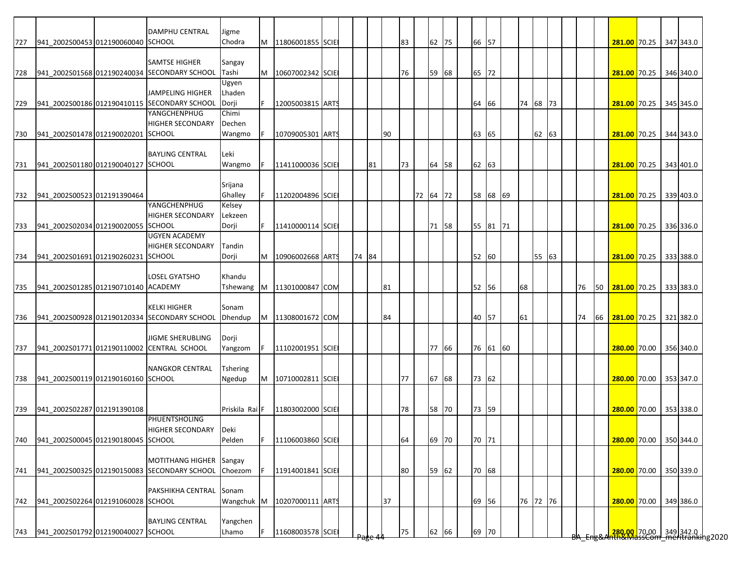| | | | | | | | | | | | | | | | | | | | | | | | | | | | | | |
|---|---|---|---|---|---|---|---|---|---|---|---|---|---|---|---|---|---|---|---|---|---|---|---|---|---|---|---|---|---|
| 727 | 941_2002S00453 | 012190060040 | DAMPHU CENTRAL SCHOOL | Jigme Chodra | M | 11806001855 | SCIE | | | | | 83 | | 62 | 75 | | 66 | 57 | | | | | | | | **281.00** | 70.25 | 347 | 343.0 |
| 728 | 941_2002S01568 | 012190240034 | SAMTSE HIGHER SECONDARY SCHOOL | Sangay Tashi | M | 10607002342 | SCIE | | | | | 76 | | 59 | 68 | | 65 | 72 | | | | | | | | **281.00** | 70.25 | 346 | 340.0 |
| 729 | 941_2002S00186 | 012190410115 | JAMPELING HIGHER SECONDARY SCHOOL | Ugyen Lhaden Dorji | F | 12005003815 | ARTS | | | | | | | | | | 64 | 66 | | 74 | 68 | 73 | | | | **281.00** | 70.25 | 345 | 345.0 |
| 730 | 941_2002S01478 | 012190020201 | YANGCHENPHUG HIGHER SECONDARY SCHOOL | Chimi Dechen Wangmo | F | 10709005301 | ARTS | | | | 90 | | | | | | 63 | 65 | | | 62 | 63 | | | | **281.00** | 70.25 | 344 | 343.0 |
| 731 | 941_2002S01180 | 012190040127 | BAYLING CENTRAL SCHOOL | Leki Wangmo | F | 11411000036 | SCIE | | | 81 | | 73 | | 64 | 58 | | 62 | 63 | | | | | | | | **281.00** | 70.25 | 343 | 401.0 |
| 732 | 941_2002S00523 | 012191390464 | | Srijana Ghalley | F | 11202004896 | SCIE | | | | | | 72 | 64 | 72 | | 58 | 68 | 69 | | | | | | | **281.00** | 70.25 | 339 | 403.0 |
| 733 | 941_2002S02034 | 012190020055 | YANGCHENPHUG HIGHER SECONDARY SCHOOL | Kelsey Lekzeen Dorji | F | 11410000114 | SCIE | | | | | | | 71 | 58 | | 55 | 81 | 71 | | | | | | | **281.00** | 70.25 | 336 | 336.0 |
| 734 | 941_2002S01691 | 012190260231 | UGYEN ACADEMY HIGHER SECONDARY SCHOOL | Tandin Dorji | M | 10906002668 | ARTS | | 74 | 84 | | | | | | | 52 | 60 | | | 55 | 63 | | | | **281.00** | 70.25 | 333 | 388.0 |
| 735 | 941_2002S01285 | 012190710140 | LOSEL GYATSHO ACADEMY | Khandu Tshewang | M | 11301000847 | COM | | | | 81 | | | | | | 52 | 56 | | 68 | | | | 76 | 50 | **281.00** | 70.25 | 333 | 383.0 |
| 736 | 941_2002S00928 | 012190120334 | KELKI HIGHER SECONDARY SCHOOL | Sonam Dhendup | M | 11308001672 | COM | | | | 84 | | | | | | 40 | 57 | | 61 | | | | 74 | 66 | **281.00** | 70.25 | 321 | 382.0 |
| 737 | 941_2002S01771 | 012190110002 | JIGME SHERUBLING CENTRAL SCHOOL | Dorji Yangzom | F | 11102001951 | SCIE | | | | | | | 77 | 66 | | 76 | 61 | 60 | | | | | | | **280.00** | 70.00 | 356 | 340.0 |
| 738 | 941_2002S00119 | 012190160160 | NANGKOR CENTRAL SCHOOL | Tshering Ngedup | M | 10710002811 | SCIE | | | | | 77 | | 67 | 68 | | 73 | 62 | | | | | | | | **280.00** | 70.00 | 353 | 347.0 |
| 739 | 941_2002S02287 | 012191390108 | | Priskila Rai | F | 11803002000 | SCIE | | | | | 78 | | 58 | 70 | | 73 | 59 | | | | | | | | **280.00** | 70.00 | 353 | 338.0 |
| 740 | 941_2002S00045 | 012190180045 | PHUENTSHOLING HIGHER SECONDARY SCHOOL | Deki Pelden | F | 11106003860 | SCIE | | | | | 64 | | 69 | 70 | | 70 | 71 | | | | | | | | **280.00** | 70.00 | 350 | 344.0 |
| 741 | 941_2002S00325 | 012190150083 | MOTITHANG HIGHER SECONDARY SCHOOL | Sangay Choezom | F | 11914001841 | SCIE | | | | | 80 | | 59 | 62 | | 70 | 68 | | | | | | | | **280.00** | 70.00 | 350 | 339.0 |
| 742 | 941_2002S02264 | 012191060028 | PAKSHIKHA CENTRAL SCHOOL | Sonam Wangchuk | M | 10207000111 | ARTS | | | | 37 | | | | | | 69 | 56 | | 76 | 72 | 76 | | | | **280.00** | 70.00 | 349 | 386.0 |
| 743 | 941_2002S01792 | 012190040027 | BAYLING CENTRAL SCHOOL | Yangchen Lhamo | F | 11608003578 | SCIE | | | | | 75 | | 62 | 66 | | 69 | 70 | | | | | | | | **280.00** | 70.00 | 349 | 342.0 |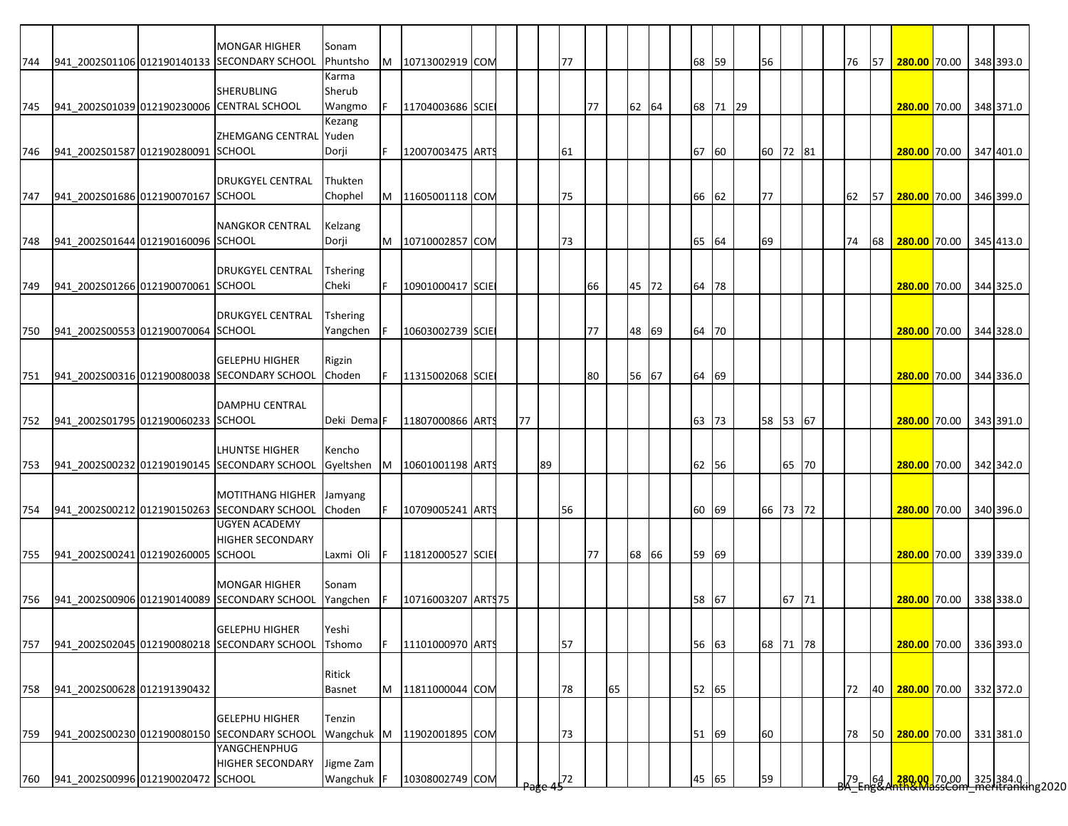| | | | | | | | | | | | | | | | | | | | | | | | | | | | | | | |
|---|---|---|---|---|---|---|---|---|---|---|---|---|---|---|---|---|---|---|---|---|---|---|---|---|---|---|---|---|---|---|
| 744 | 941_2002S01106 | 012190140133 | MONGAR HIGHER SECONDARY SCHOOL | Sonam Phuntsho | M | 10713002919 | COM | | | | 77 | | | | | | 68 | 59 | | 56 | | | | 76 | 57 | **280.00** | 70.00 | | 348 | 393.0 |
| 745 | 941_2002S01039 | 012190230006 | SHERUBLING CENTRAL SCHOOL | Karma Sherub Wangmo | F | 11704003686 | SCIE | | | | | 77 | | 62 | 64 | | 68 | 71 | 29 | | | | | | | **280.00** | 70.00 | | 348 | 371.0 |
| 746 | 941_2002S01587 | 012190280091 | ZHEMGANG CENTRAL SCHOOL | Kezang Yuden Dorji | F | 12007003475 | ARTS | | | | 61 | | | | | | 67 | 60 | | 60 | 72 | 81 | | | | **280.00** | 70.00 | | 347 | 401.0 |
| 747 | 941_2002S01686 | 012190070167 | DRUKGYEL CENTRAL SCHOOL | Thukten Chophel | M | 11605001118 | COM | | | | 75 | | | | | | 66 | 62 | | 77 | | | | 62 | 57 | **280.00** | 70.00 | | 346 | 399.0 |
| 748 | 941_2002S01644 | 012190160096 | NANGKOR CENTRAL SCHOOL | Kelzang Dorji | M | 10710002857 | COM | | | | 73 | | | | | | 65 | 64 | | 69 | | | | 74 | 68 | **280.00** | 70.00 | | 345 | 413.0 |
| 749 | 941_2002S01266 | 012190070061 | DRUKGYEL CENTRAL SCHOOL | Tshering Cheki | F | 10901000417 | SCIE | | | | | 66 | | 45 | 72 | | 64 | 78 | | | | | | | | **280.00** | 70.00 | | 344 | 325.0 |
| 750 | 941_2002S00553 | 012190070064 | DRUKGYEL CENTRAL SCHOOL | Tshering Yangchen | F | 10603002739 | SCIE | | | | | 77 | | 48 | 69 | | 64 | 70 | | | | | | | | **280.00** | 70.00 | | 344 | 328.0 |
| 751 | 941_2002S00316 | 012190080038 | GELEPHU HIGHER SECONDARY SCHOOL | Rigzin Choden | F | 11315002068 | SCIE | | | | | 80 | | 56 | 67 | | 64 | 69 | | | | | | | | **280.00** | 70.00 | | 344 | 336.0 |
| 752 | 941_2002S01795 | 012190060233 | DAMPHU CENTRAL SCHOOL | Deki Dema | F | 11807000866 | ARTS | | 77 | | | | | | | | 63 | 73 | | 58 | 53 | 67 | | | | **280.00** | 70.00 | | 343 | 391.0 |
| 753 | 941_2002S00232 | 012190190145 | LHUNTSE HIGHER SECONDARY SCHOOL | Kencho Gyeltshen | M | 10601001198 | ARTS | | | 89 | | | | | | | 62 | 56 | | | 65 | 70 | | | | **280.00** | 70.00 | | 342 | 342.0 |
| 754 | 941_2002S00212 | 012190150263 | MOTITHANG HIGHER SECONDARY SCHOOL | Jamyang Choden | F | 10709005241 | ARTS | | | | 56 | | | | | | 60 | 69 | | 66 | 73 | 72 | | | | **280.00** | 70.00 | | 340 | 396.0 |
| 755 | 941_2002S00241 | 012190260005 | UGYEN ACADEMY HIGHER SECONDARY SCHOOL | Laxmi Oli | F | 11812000527 | SCIE | | | | | 77 | | 68 | 66 | | 59 | 69 | | | | | | | | **280.00** | 70.00 | | 339 | 339.0 |
| 756 | 941_2002S00906 | 012190140089 | MONGAR HIGHER SECONDARY SCHOOL | Sonam Yangchen | F | 10716003207 | ARTS | 75 | | | | | | | | | 58 | 67 | | | 67 | 71 | | | | **280.00** | 70.00 | | 338 | 338.0 |
| 757 | 941_2002S02045 | 012190080218 | GELEPHU HIGHER SECONDARY SCHOOL | Yeshi Tshomo | F | 11101000970 | ARTS | | | | 57 | | | | | | 56 | 63 | | 68 | 71 | 78 | | | | **280.00** | 70.00 | | 336 | 393.0 |
| 758 | 941_2002S00628 | 012191390432 | | Ritick Basnet | M | 11811000044 | COM | | | | 78 | | 65 | | | | 52 | 65 | | | | | | 72 | 40 | **280.00** | 70.00 | | 332 | 372.0 |
| 759 | 941_2002S00230 | 012190080150 | GELEPHU HIGHER SECONDARY SCHOOL | Tenzin Wangchuk | M | 11902001895 | COM | | | | 73 | | | | | | 51 | 69 | | 60 | | | | 78 | 50 | **280.00** | 70.00 | | 331 | 381.0 |
| 760 | 941_2002S00996 | 012190020472 | YANGCHENPHUG HIGHER SECONDARY SCHOOL | Jigme Zam Wangchuk | F | 10308002749 | COM | | | | 72 | | | | | | 45 | 65 | | 59 | | | | 79 | 64 | **280.00** | 70.00 | | 325 | 384.0 |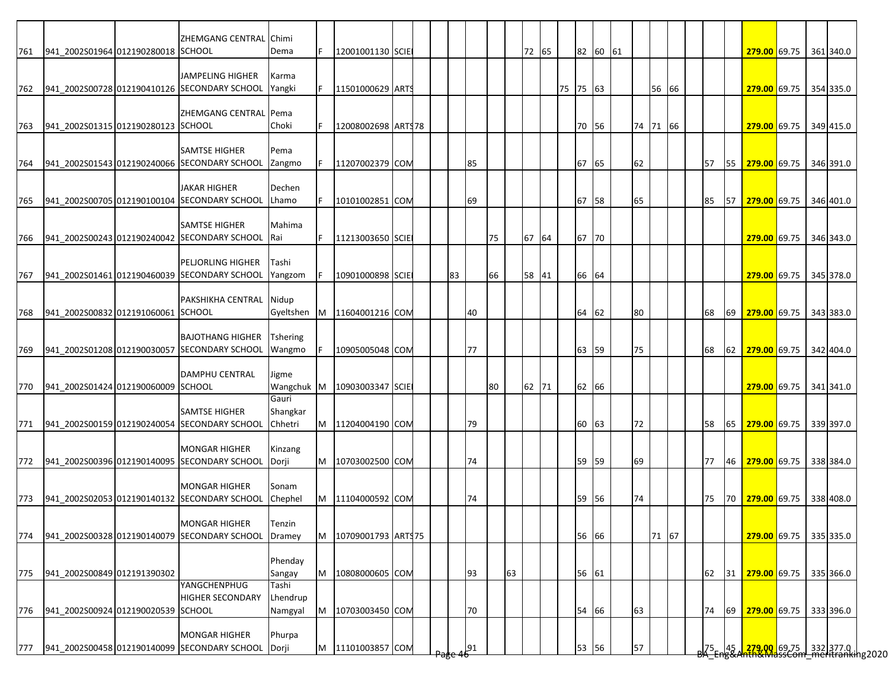| | | | | | | | | | | | | | | | | | | | | | | | | | | | | | | |
|---|---|---|---|---|---|---|---|---|---|---|---|---|---|---|---|---|---|---|---|---|---|---|---|---|---|---|---|---|---|---|
| 761 | 941_2002S01964 | 012190280018 | ZHEMGANG CENTRAL SCHOOL | Chimi Dema | F | 12001001130 | SCIE | | | | | | | 72 | 65 | | 82 | 60 | 61 | | | | | | | 279.00 | 69.75 | | 361 | 340.0 |
| 762 | 941_2002S00728 | 012190410126 | JAMPELING HIGHER SECONDARY SCHOOL | Karma Yangki | F | 11501000629 | ARTS | | | | | | | | | 75 | 75 | 63 | | | 56 | 66 | | | | 279.00 | 69.75 | | 354 | 335.0 |
| 763 | 941_2002S01315 | 012190280123 | ZHEMGANG CENTRAL SCHOOL | Pema Choki | F | 12008002698 | ARTS | 78 | | | | | | | | | 70 | 56 | | 74 | 71 | 66 | | | | 279.00 | 69.75 | | 349 | 415.0 |
| 764 | 941_2002S01543 | 012190240066 | SAMTSE HIGHER SECONDARY SCHOOL | Pema Zangmo | F | 11207002379 | COM | | | | 85 | | | | | | 67 | 65 | | 62 | | | | 57 | 55 | 279.00 | 69.75 | | 346 | 391.0 |
| 765 | 941_2002S00705 | 012190100104 | JAKAR HIGHER SECONDARY SCHOOL | Dechen Lhamo | F | 10101002851 | COM | | | | 69 | | | | | | 67 | 58 | | 65 | | | | 85 | 57 | 279.00 | 69.75 | | 346 | 401.0 |
| 766 | 941_2002S00243 | 012190240042 | SAMTSE HIGHER SECONDARY SCHOOL | Mahima Rai | F | 11213003650 | SCIE | | | | | 75 | | 67 | 64 | | 67 | 70 | | | | | | | | 279.00 | 69.75 | | 346 | 343.0 |
| 767 | 941_2002S01461 | 012190460039 | PELJORLING HIGHER SECONDARY SCHOOL | Tashi Yangzom | F | 10901000898 | SCIE | | | 83 | | 66 | | 58 | 41 | | 66 | 64 | | | | | | | | 279.00 | 69.75 | | 345 | 378.0 |
| 768 | 941_2002S00832 | 012191060061 | PAKSHIKHA CENTRAL SCHOOL | Nidup Gyeltshen | M | 11604001216 | COM | | | | 40 | | | | | | 64 | 62 | | 80 | | | | 68 | 69 | 279.00 | 69.75 | | 343 | 383.0 |
| 769 | 941_2002S01208 | 012190030057 | BAJOTHANG HIGHER SECONDARY SCHOOL | Tshering Wangmo | F | 10905005048 | COM | | | | 77 | | | | | | 63 | 59 | | 75 | | | | 68 | 62 | 279.00 | 69.75 | | 342 | 404.0 |
| 770 | 941_2002S01424 | 012190060009 | DAMPHU CENTRAL SCHOOL | Jigme Wangchuk | M | 10903003347 | SCIE | | | | | 80 | | 62 | 71 | | 62 | 66 | | | | | | | | 279.00 | 69.75 | | 341 | 341.0 |
| 771 | 941_2002S00159 | 012190240054 | SAMTSE HIGHER SECONDARY SCHOOL | Gauri Shangkar Chhetri | M | 11204004190 | COM | | | | 79 | | | | | | 60 | 63 | | 72 | | | | 58 | 65 | 279.00 | 69.75 | | 339 | 397.0 |
| 772 | 941_2002S00396 | 012190140095 | MONGAR HIGHER SECONDARY SCHOOL | Kinzang Dorji | M | 10703002500 | COM | | | | 74 | | | | | | 59 | 59 | | 69 | | | | 77 | 46 | 279.00 | 69.75 | | 338 | 384.0 |
| 773 | 941_2002S02053 | 012190140132 | MONGAR HIGHER SECONDARY SCHOOL | Sonam Chephel | M | 11104000592 | COM | | | | 74 | | | | | | 59 | 56 | | 74 | | | | 75 | 70 | 279.00 | 69.75 | | 338 | 408.0 |
| 774 | 941_2002S00328 | 012190140079 | MONGAR HIGHER SECONDARY SCHOOL | Tenzin Dramey | M | 10709001793 | ARTS | 75 | | | | | | | | | 56 | 66 | | | 71 | 67 | | | | 279.00 | 69.75 | | 335 | 335.0 |
| 775 | 941_2002S00849 | 012191390302 | | Phenday Sangay | M | 10808000605 | COM | | | | 93 | | 63 | | | | 56 | 61 | | | | | | 62 | 31 | 279.00 | 69.75 | | 335 | 366.0 |
| 776 | 941_2002S00924 | 012190020539 | YANGCHENPHUG HIGHER SECONDARY SCHOOL | Tashi Lhendrup Namgyal | M | 10703003450 | COM | | | | 70 | | | | | | 54 | 66 | | 63 | | | | 74 | 69 | 279.00 | 69.75 | | 333 | 396.0 |
| 777 | 941_2002S00458 | 012190140099 | MONGAR HIGHER SECONDARY SCHOOL | Phurpa Dorji | M | 11101003857 | COM | | | | 91 | | | | | | 53 | 56 | | 57 | | | | 75 | 45 | 279.00 | 69.75 | | 332 | 377.0 |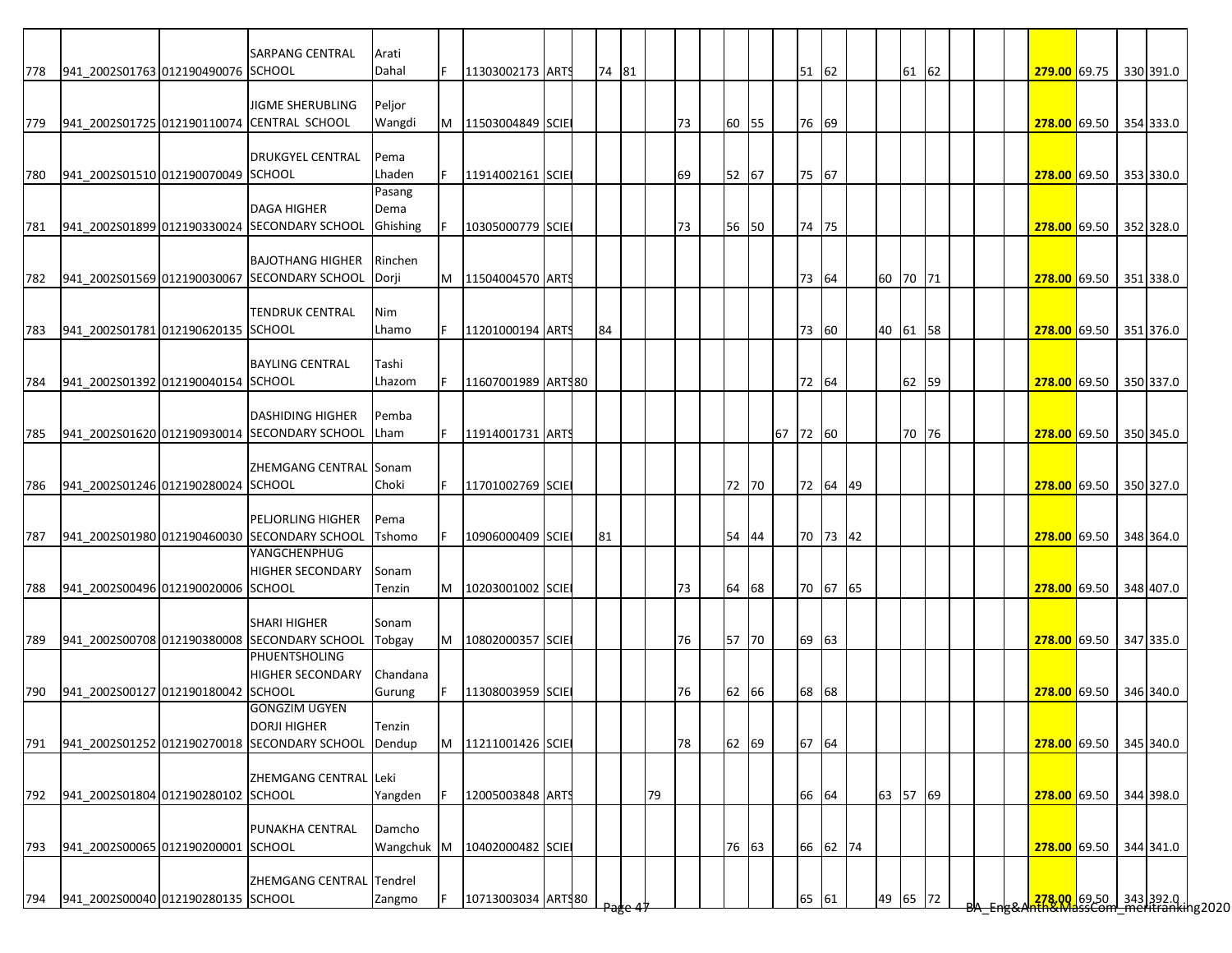| | | | | | | | | | | | | | | | | | | | | | | | | | | | | | | |
|---|---|---|---|---|---|---|---|---|---|---|---|---|---|---|---|---|---|---|---|---|---|---|---|---|---|---|---|---|---|---|
| 778 | 941_2002S01763 | 012190490076 | SARPANG CENTRAL SCHOOL | Arati Dahal | F | 11303002173 | ARTS | | 74 | 81 | | | | | | | 51 | 62 | | | 61 | 62 | | | | **279.00** | 69.75 | | 330 | 391.0 |
| 779 | 941_2002S01725 | 012190110074 | JIGME SHERUBLING CENTRAL SCHOOL | Peljor Wangdi | M | 11503004849 | SCIE | | | | | 73 | | 60 | 55 | | 76 | 69 | | | | | | | | **278.00** | 69.50 | | 354 | 333.0 |
| 780 | 941_2002S01510 | 012190070049 | DRUKGYEL CENTRAL SCHOOL | Pema Lhaden | F | 11914002161 | SCIE | | | | | 69 | | 52 | 67 | | 75 | 67 | | | | | | | | **278.00** | 69.50 | | 353 | 330.0 |
| 781 | 941_2002S01899 | 012190330024 | DAGA HIGHER SECONDARY SCHOOL | Pasang Dema Ghishing | F | 10305000779 | SCIE | | | | | 73 | | 56 | 50 | | 74 | 75 | | | | | | | | **278.00** | 69.50 | | 352 | 328.0 |
| 782 | 941_2002S01569 | 012190030067 | BAJOTHANG HIGHER SECONDARY SCHOOL | Rinchen Dorji | M | 11504004570 | ARTS | | | | | | | | | | 73 | 64 | | 60 | 70 | 71 | | | | **278.00** | 69.50 | | 351 | 338.0 |
| 783 | 941_2002S01781 | 012190620135 | TENDRUK CENTRAL SCHOOL | Nim Lhamo | F | 11201000194 | ARTS | | 84 | | | | | | | | 73 | 60 | | 40 | 61 | 58 | | | | **278.00** | 69.50 | | 351 | 376.0 |
| 784 | 941_2002S01392 | 012190040154 | BAYLING CENTRAL SCHOOL | Tashi Lhazom | F | 11607001989 | ARTS | 80 | | | | | | | | | 72 | 64 | | | 62 | 59 | | | | **278.00** | 69.50 | | 350 | 337.0 |
| 785 | 941_2002S01620 | 012190930014 | DASHIDING HIGHER SECONDARY SCHOOL | Pemba Lham | F | 11914001731 | ARTS | | | | | | | | | 67 | 72 | 60 | | | 70 | 76 | | | | **278.00** | 69.50 | | 350 | 345.0 |
| 786 | 941_2002S01246 | 012190280024 | ZHEMGANG CENTRAL SCHOOL | Sonam Choki | F | 11701002769 | SCIE | | | | | | | 72 | 70 | | 72 | 64 | 49 | | | | | | | **278.00** | 69.50 | | 350 | 327.0 |
| 787 | 941_2002S01980 | 012190460030 | PELJORLING HIGHER SECONDARY SCHOOL | Pema Tshomo | F | 10906000409 | SCIE | | 81 | | | | | 54 | 44 | | 70 | 73 | 42 | | | | | | | **278.00** | 69.50 | | 348 | 364.0 |
| 788 | 941_2002S00496 | 012190020006 | YANGCHENPHUG HIGHER SECONDARY SCHOOL | Sonam Tenzin | M | 10203001002 | SCIE | | | | | 73 | | 64 | 68 | | 70 | 67 | 65 | | | | | | | **278.00** | 69.50 | | 348 | 407.0 |
| 789 | 941_2002S00708 | 012190380008 | SHARI HIGHER SECONDARY SCHOOL | Sonam Tobgay | M | 10802000357 | SCIE | | | | | 76 | | 57 | 70 | | 69 | 63 | | | | | | | | **278.00** | 69.50 | | 347 | 335.0 |
| 790 | 941_2002S00127 | 012190180042 | PHUENTSHOLING HIGHER SECONDARY SCHOOL | Chandana Gurung | F | 11308003959 | SCIE | | | | | 76 | | 62 | 66 | | 68 | 68 | | | | | | | | **278.00** | 69.50 | | 346 | 340.0 |
| 791 | 941_2002S01252 | 012190270018 | GONGZIM UGYEN DORJI HIGHER SECONDARY SCHOOL | Tenzin Dendup | M | 11211001426 | SCIE | | | | | 78 | | 62 | 69 | | 67 | 64 | | | | | | | | **278.00** | 69.50 | | 345 | 340.0 |
| 792 | 941_2002S01804 | 012190280102 | ZHEMGANG CENTRAL SCHOOL | Leki Yangden | F | 12005003848 | ARTS | | | | 79 | | | | | | 66 | 64 | | 63 | 57 | 69 | | | | **278.00** | 69.50 | | 344 | 398.0 |
| 793 | 941_2002S00065 | 012190200001 | PUNAKHA CENTRAL SCHOOL | Damcho Wangchuk | M | 10402000482 | SCIE | | | | | | | 76 | 63 | | 66 | 62 | 74 | | | | | | | **278.00** | 69.50 | | 344 | 341.0 |
| 794 | 941_2002S00040 | 012190280135 | ZHEMGANG CENTRAL SCHOOL | Tendrel Zangmo | F | 10713003034 | ARTS | 80 | | | | | | | | | 65 | 61 | | 49 | 65 | 72 | | | | **278.00** | 69.50 | | 343 | 392.0 |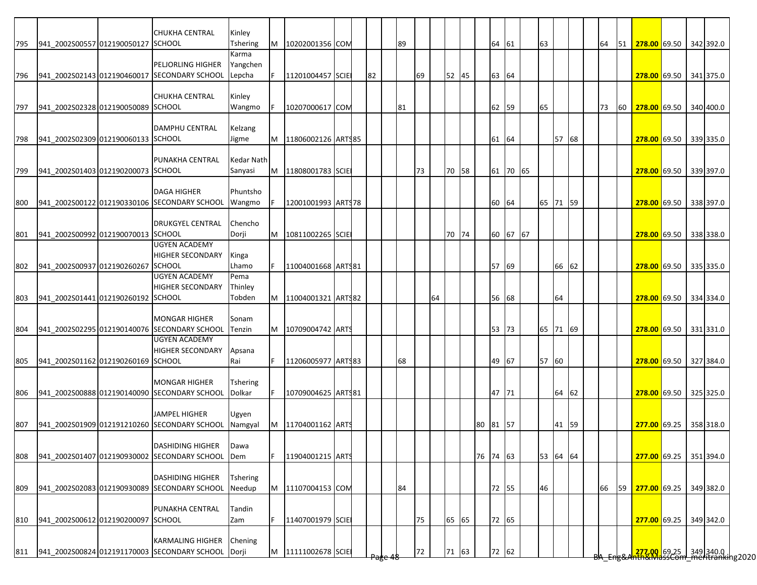| | | | | | | | | | | | | | | | | | | | | | | | | | | | | | | |
|---|---|---|---|---|---|---|---|---|---|---|---|---|---|---|---|---|---|---|---|---|---|---|---|---|---|---|---|---|---|---|
| 795 | 941_2002S00557 | 012190050127 | CHUKHA CENTRAL SCHOOL | Kinley Tshering | M | 10202001356 | COM | | | | 89 | | | | | | 64 | 61 | | 63 | | | | 64 | 51 | **278.00** | 69.50 | | 342 | 392.0 |
| 796 | 941_2002S02143 | 012190460017 | PELJORLING HIGHER SECONDARY SCHOOL | Karma Yangchen Lepcha | F | 11201004457 | SCIE | | 82 | | | 69 | | 52 | 45 | | 63 | 64 | | | | | | | | **278.00** | 69.50 | | 341 | 375.0 |
| 797 | 941_2002S02328 | 012190050089 | CHUKHA CENTRAL SCHOOL | Kinley Wangmo | F | 10207000617 | COM | | | | 81 | | | | | | 62 | 59 | | 65 | | | | 73 | 60 | **278.00** | 69.50 | | 340 | 400.0 |
| 798 | 941_2002S02309 | 012190060133 | DAMPHU CENTRAL SCHOOL | Kelzang Jigme | M | 11806002126 | ARTS | 85 | | | | | | | | | 61 | 64 | | | 57 | 68 | | | | **278.00** | 69.50 | | 339 | 335.0 |
| 799 | 941_2002S01403 | 012190200073 | PUNAKHA CENTRAL SCHOOL | Kedar Nath Sanyasi | M | 11808001783 | SCIE | | | | | 73 | | 70 | 58 | | 61 | 70 | 65 | | | | | | | **278.00** | 69.50 | | 339 | 397.0 |
| 800 | 941_2002S00122 | 012190330106 | DAGA HIGHER SECONDARY SCHOOL | Phuntsho Wangmo | F | 12001001993 | ARTS | 78 | | | | | | | | | 60 | 64 | | 65 | 71 | 59 | | | | **278.00** | 69.50 | | 338 | 397.0 |
| 801 | 941_2002S00992 | 012190070013 | DRUKGYEL CENTRAL SCHOOL | Chencho Dorji | M | 10811002265 | SCIE | | | | | | | 70 | 74 | | 60 | 67 | 67 | | | | | | | **278.00** | 69.50 | | 338 | 338.0 |
| 802 | 941_2002S00937 | 012190260267 | UGYEN ACADEMY HIGHER SECONDARY SCHOOL | Kinga Lhamo | F | 11004001668 | ARTS | 81 | | | | | | | | | 57 | 69 | | | 66 | 62 | | | | **278.00** | 69.50 | | 335 | 335.0 |
| 803 | 941_2002S01441 | 012190260192 | UGYEN ACADEMY HIGHER SECONDARY SCHOOL | Pema Thinley Tobden | M | 11004001321 | ARTS | 82 | | | | | 64 | | | | 56 | 68 | | | 64 | | | | | **278.00** | 69.50 | | 334 | 334.0 |
| 804 | 941_2002S02295 | 012190140076 | MONGAR HIGHER SECONDARY SCHOOL | Sonam Tenzin | M | 10709004742 | ARTS | | | | | | | | | | 53 | 73 | | 65 | 71 | 69 | | | | **278.00** | 69.50 | | 331 | 331.0 |
| 805 | 941_2002S01162 | 012190260169 | UGYEN ACADEMY HIGHER SECONDARY SCHOOL | Apsana Rai | F | 11206005977 | ARTS | 83 | | | 68 | | | | | | 49 | 67 | | 57 | 60 | | | | | **278.00** | 69.50 | | 327 | 384.0 |
| 806 | 941_2002S00888 | 012190140090 | MONGAR HIGHER SECONDARY SCHOOL | Tshering Dolkar | F | 10709004625 | ARTS | 81 | | | | | | | | | 47 | 71 | | | 64 | 62 | | | | **278.00** | 69.50 | | 325 | 325.0 |
| 807 | 941_2002S01909 | 012191210260 | JAMPEL HIGHER SECONDARY SCHOOL | Ugyen Namgyal | M | 11704001162 | ARTS | | | | | | | | | 80 | 81 | 57 | | | 41 | 59 | | | | **277.00** | 69.25 | | 358 | 318.0 |
| 808 | 941_2002S01407 | 012190930002 | DASHIDING HIGHER SECONDARY SCHOOL | Dawa Dem | F | 11904001215 | ARTS | | | | | | | | | 76 | 74 | 63 | | 53 | 64 | 64 | | | | **277.00** | 69.25 | | 351 | 394.0 |
| 809 | 941_2002S02083 | 012190930089 | DASHIDING HIGHER SECONDARY SCHOOL | Tshering Needup | M | 11107004153 | COM | | | | 84 | | | | | | 72 | 55 | | 46 | | | | 66 | 59 | **277.00** | 69.25 | | 349 | 382.0 |
| 810 | 941_2002S00612 | 012190200097 | PUNAKHA CENTRAL SCHOOL | Tandin Zam | F | 11407001979 | SCIE | | | | | 75 | | 65 | 65 | | 72 | 65 | | | | | | | | **277.00** | 69.25 | | 349 | 342.0 |
| 811 | 941_2002S00824 | 012191170003 | KARMALING HIGHER SECONDARY SCHOOL | Chening Dorji | M | 11111002678 | SCIE | | | | | 72 | | 71 | 63 | | 72 | 62 | | | | | | | | **277.00** | 69.25 | | 349 | 340.0 |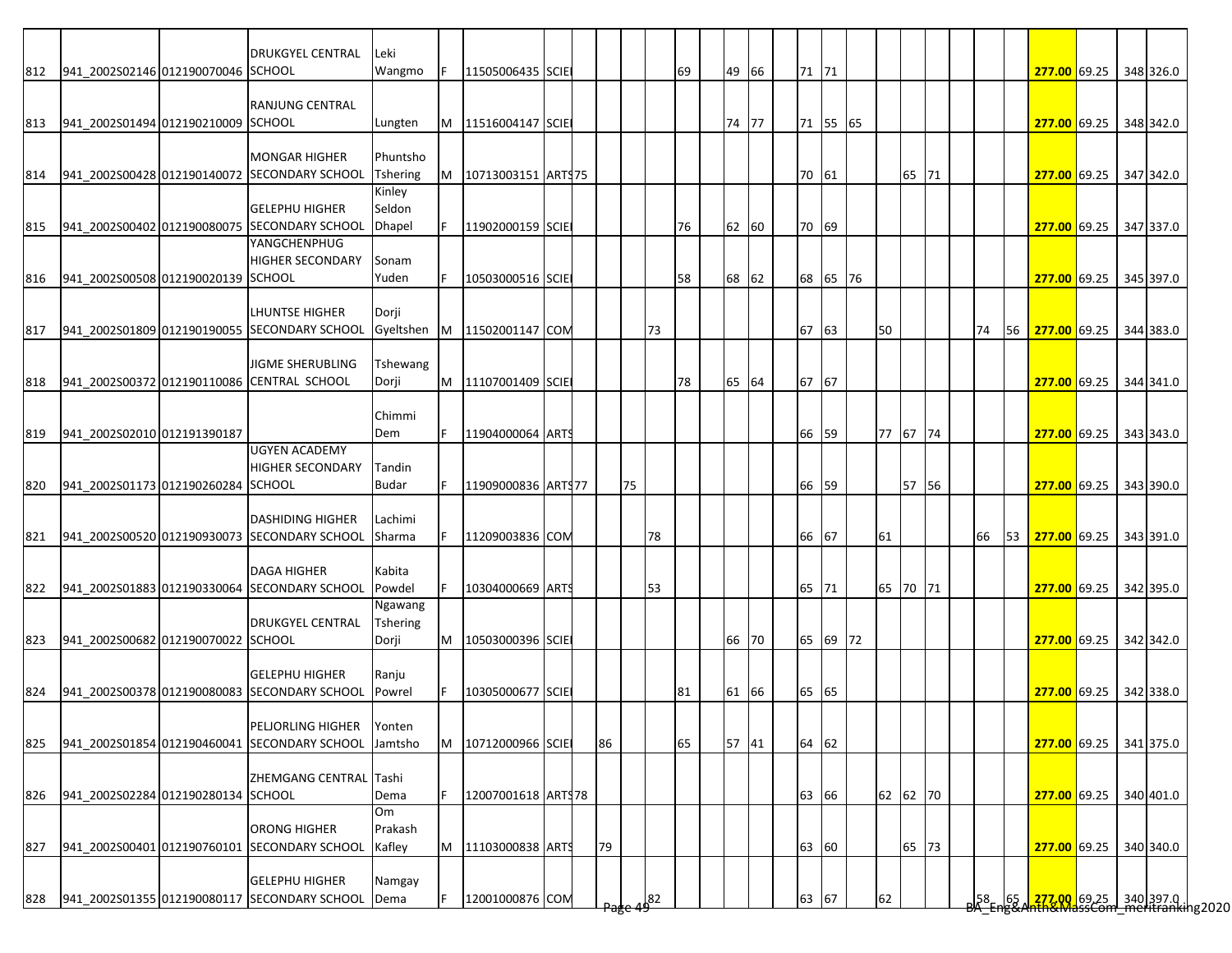| | | | | | | | | | | | | | | | | | | | | | | | | | | | | | | |
|---|---|---|---|---|---|---|---|---|---|---|---|---|---|---|---|---|---|---|---|---|---|---|---|---|---|---|---|---|---|---|
| 812 | 941_2002S02146 | 012190070046 | DRUKGYEL CENTRAL SCHOOL | Leki Wangmo | F | 11505006435 | SCIE | | | | | 69 | | 49 | 66 | | 71 | 71 | | | | | | | | 277.00 | 69.25 | | 348 | 326.0 |
| 813 | 941_2002S01494 | 012190210009 | RANJUNG CENTRAL SCHOOL | Lungten | M | 11516004147 | SCIE | | | | | | | 74 | 77 | | 71 | 55 | 65 | | | | | | | 277.00 | 69.25 | | 348 | 342.0 |
| 814 | 941_2002S00428 | 012190140072 | MONGAR HIGHER SECONDARY SCHOOL | Phuntsho Tshering | M | 10713003151 | ARTS | 75 | | | | | | | | | 70 | 61 | | | 65 | 71 | | | | 277.00 | 69.25 | | 347 | 342.0 |
| 815 | 941_2002S00402 | 012190080075 | GELEPHU HIGHER SECONDARY SCHOOL | Kinley Seldon Dhapel | F | 11902000159 | SCIE | | | | | 76 | | 62 | 60 | | 70 | 69 | | | | | | | | 277.00 | 69.25 | | 347 | 337.0 |
| 816 | 941_2002S00508 | 012190020139 | YANGCHENPHUG HIGHER SECONDARY SCHOOL | Sonam Yuden | F | 10503000516 | SCIE | | | | | 58 | | 68 | 62 | | 68 | 65 | 76 | | | | | | | 277.00 | 69.25 | | 345 | 397.0 |
| 817 | 941_2002S01809 | 012190190055 | LHUNTSE HIGHER SECONDARY SCHOOL | Dorji Gyeltshen | M | 11502001147 | COM | | | | 73 | | | | | | 67 | 63 | | 50 | | | | 74 | 56 | 277.00 | 69.25 | | 344 | 383.0 |
| 818 | 941_2002S00372 | 012190110086 | JIGME SHERUBLING CENTRAL SCHOOL | Tshewang Dorji | M | 11107001409 | SCIE | | | | | 78 | | 65 | 64 | | 67 | 67 | | | | | | | | 277.00 | 69.25 | | 344 | 341.0 |
| 819 | 941_2002S02010 | 012191390187 | | Chimmi Dem | F | 11904000064 | ARTS | | | | | | | | | | 66 | 59 | | 77 | 67 | 74 | | | | 277.00 | 69.25 | | 343 | 343.0 |
| 820 | 941_2002S01173 | 012190260284 | UGYEN ACADEMY HIGHER SECONDARY SCHOOL | Tandin Budar | F | 11909000836 | ARTS | 77 | | 75 | | | | | | | 66 | 59 | | | 57 | 56 | | | | 277.00 | 69.25 | | 343 | 390.0 |
| 821 | 941_2002S00520 | 012190930073 | DASHIDING HIGHER SECONDARY SCHOOL | Lachimi Sharma | F | 11209003836 | COM | | | | 78 | | | | | | 66 | 67 | | 61 | | | | 66 | 53 | 277.00 | 69.25 | | 343 | 391.0 |
| 822 | 941_2002S01883 | 012190330064 | DAGA HIGHER SECONDARY SCHOOL | Kabita Powdel | F | 10304000669 | ARTS | | | | 53 | | | | | | 65 | 71 | | 65 | 70 | 71 | | | | 277.00 | 69.25 | | 342 | 395.0 |
| 823 | 941_2002S00682 | 012190070022 | DRUKGYEL CENTRAL SCHOOL | Ngawang Tshering Dorji | M | 10503000396 | SCIE | | | | | | | 66 | 70 | | 65 | 69 | 72 | | | | | | | 277.00 | 69.25 | | 342 | 342.0 |
| 824 | 941_2002S00378 | 012190080083 | GELEPHU HIGHER SECONDARY SCHOOL | Ranju Powrel | F | 10305000677 | SCIE | | | | | 81 | | 61 | 66 | | 65 | 65 | | | | | | | | 277.00 | 69.25 | | 342 | 338.0 |
| 825 | 941_2002S01854 | 012190460041 | PELJORLING HIGHER SECONDARY SCHOOL | Yonten Jamtsho | M | 10712000966 | SCIE | | 86 | | | 65 | | 57 | 41 | | 64 | 62 | | | | | | | | 277.00 | 69.25 | | 341 | 375.0 |
| 826 | 941_2002S02284 | 012190280134 | ZHEMGANG CENTRAL SCHOOL | Tashi Dema | F | 12007001618 | ARTS | 78 | | | | | | | | | 63 | 66 | | 62 | 62 | 70 | | | | 277.00 | 69.25 | | 340 | 401.0 |
| 827 | 941_2002S00401 | 012190760101 | ORONG HIGHER SECONDARY SCHOOL | Om Prakash Kafley | M | 11103000838 | ARTS | | 79 | | | | | | | | 63 | 60 | | | 65 | 73 | | | | 277.00 | 69.25 | | 340 | 340.0 |
| 828 | 941_2002S01355 | 012190080117 | GELEPHU HIGHER SECONDARY SCHOOL | Namgay Dema | F | 12001000876 | COM | | | | 82 | | | | | | 63 | 67 | | 62 | | | | 58 | 65 | 277.00 | 69.25 | | 340 | 397.0 |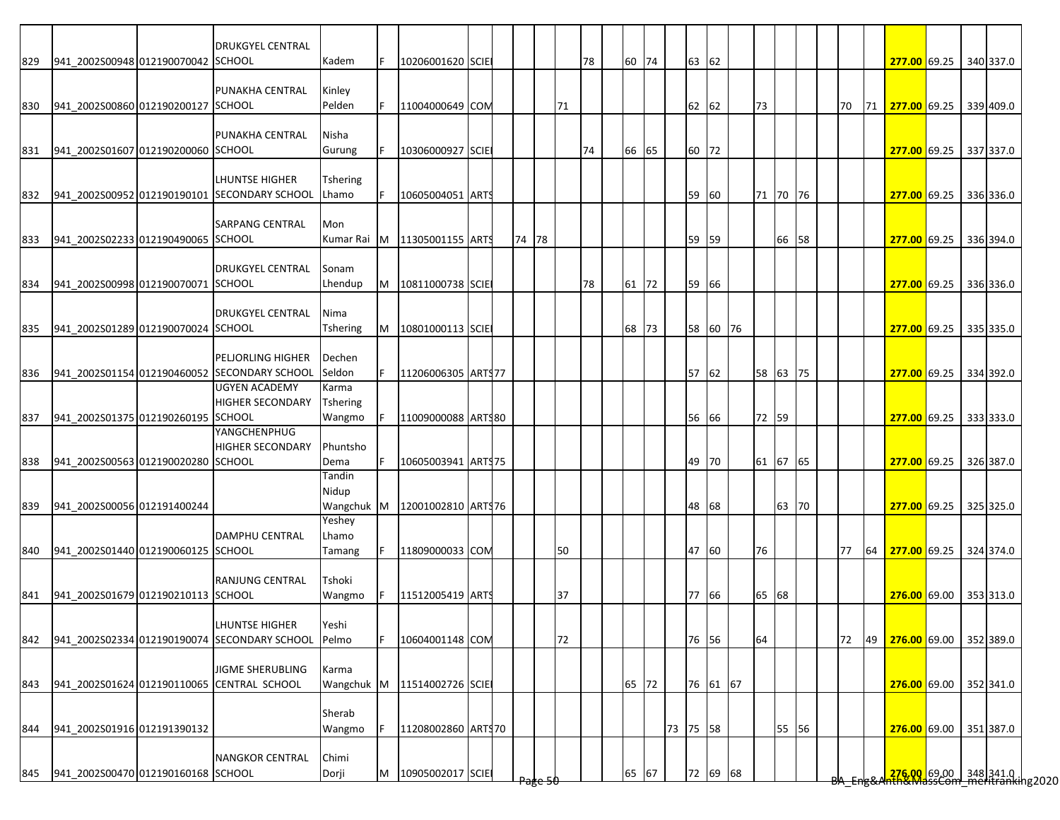| | | | | | | | | | | | | | | | | | | | | | | | | | | | | | | |
|---|---|---|---|---|---|---|---|---|---|---|---|---|---|---|---|---|---|---|---|---|---|---|---|---|---|---|---|---|---|---|
| 829 | 941_2002S00948 | 012190070042 | DRUKGYEL CENTRAL SCHOOL | Kadem | F | 10206001620 | SCIE | | | | | 78 | | 60 | 74 | | 63 | 62 | | | | | | | | 277.00 | 69.25 | | 340 | 337.0 |
| 830 | 941_2002S00860 | 012190200127 | PUNAKHA CENTRAL SCHOOL | Kinley Pelden | F | 11004000649 | COM | | | | 71 | | | | | | 62 | 62 | | 73 | | | | 70 | 71 | 277.00 | 69.25 | | 339 | 409.0 |
| 831 | 941_2002S01607 | 012190200060 | PUNAKHA CENTRAL SCHOOL | Nisha Gurung | F | 10306000927 | SCIE | | | | | 74 | | 66 | 65 | | 60 | 72 | | | | | | | | 277.00 | 69.25 | | 337 | 337.0 |
| 832 | 941_2002S00952 | 012190190101 | LHUNTSE HIGHER SECONDARY SCHOOL | Tshering Lhamo | F | 10605004051 | ARTS | | | | | | | | | | 59 | 60 | | 71 | 70 | 76 | | | | 277.00 | 69.25 | | 336 | 336.0 |
| 833 | 941_2002S02233 | 012190490065 | SARPANG CENTRAL SCHOOL | Mon Kumar Rai | M | 11305001155 | ARTS | | 74 | 78 | | | | | | | 59 | 59 | | | 66 | 58 | | | | 277.00 | 69.25 | | 336 | 394.0 |
| 834 | 941_2002S00998 | 012190070071 | DRUKGYEL CENTRAL SCHOOL | Sonam Lhendup | M | 10811000738 | SCIE | | | | | 78 | | 61 | 72 | | 59 | 66 | | | | | | | | 277.00 | 69.25 | | 336 | 336.0 |
| 835 | 941_2002S01289 | 012190070024 | DRUKGYEL CENTRAL SCHOOL | Nima Tshering | M | 10801000113 | SCIE | | | | | | | 68 | 73 | | 58 | 60 | 76 | | | | | | | 277.00 | 69.25 | | 335 | 335.0 |
| 836 | 941_2002S01154 | 012190460052 | PELJORLING HIGHER SECONDARY SCHOOL | Dechen Seldon | F | 11206006305 | ARTS | 77 | | | | | | | | | 57 | 62 | | 58 | 63 | 75 | | | | 277.00 | 69.25 | | 334 | 392.0 |
| 837 | 941_2002S01375 | 012190260195 | UGYEN ACADEMY HIGHER SECONDARY SCHOOL | Karma Tshering Wangmo | F | 11009000088 | ARTS | 80 | | | | | | | | | 56 | 66 | | 72 | 59 | | | | | 277.00 | 69.25 | | 333 | 333.0 |
| 838 | 941_2002S00563 | 012190020280 | YANGCHENPHUG HIGHER SECONDARY SCHOOL | Phuntsho Dema | F | 10605003941 | ARTS | 75 | | | | | | | | | 49 | 70 | | 61 | 67 | 65 | | | | 277.00 | 69.25 | | 326 | 387.0 |
| 839 | 941_2002S00056 | 012191400244 | | Tandin Nidup Wangchuk | M | 12001002810 | ARTS | 76 | | | | | | | | | 48 | 68 | | | 63 | 70 | | | | 277.00 | 69.25 | | 325 | 325.0 |
| 840 | 941_2002S01440 | 012190060125 | DAMPHU CENTRAL SCHOOL | Yeshey Lhamo Tamang | F | 11809000033 | COM | | | | 50 | | | | | | 47 | 60 | | 76 | | | | 77 | 64 | 277.00 | 69.25 | | 324 | 374.0 |
| 841 | 941_2002S01679 | 012190210113 | RANJUNG CENTRAL SCHOOL | Tshoki Wangmo | F | 11512005419 | ARTS | | | | 37 | | | | | | 77 | 66 | | 65 | 68 | | | | | 276.00 | 69.00 | | 353 | 313.0 |
| 842 | 941_2002S02334 | 012190190074 | LHUNTSE HIGHER SECONDARY SCHOOL | Yeshi Pelmo | F | 10604001148 | COM | | | | 72 | | | | | | 76 | 56 | | 64 | | | | 72 | 49 | 276.00 | 69.00 | | 352 | 389.0 |
| 843 | 941_2002S01624 | 012190110065 | JIGME SHERUBLING CENTRAL SCHOOL | Karma Wangchuk | M | 11514002726 | SCIE | | | | | | | 65 | 72 | | 76 | 61 | 67 | | | | | | | 276.00 | 69.00 | | 352 | 341.0 |
| 844 | 941_2002S01916 | 012191390132 | | Sherab Wangmo | F | 11208002860 | ARTS | 70 | | | | | | | | 73 | 75 | 58 | | | 55 | 56 | | | | 276.00 | 69.00 | | 351 | 387.0 |
| 845 | 941_2002S00470 | 012190160168 | NANGKOR CENTRAL SCHOOL | Chimi Dorji | M | 10905002017 | SCIE | | | | | | | 65 | 67 | | 72 | 69 | 68 | | | | | | | 276.00 | 69.00 | | 348 | 341.0 |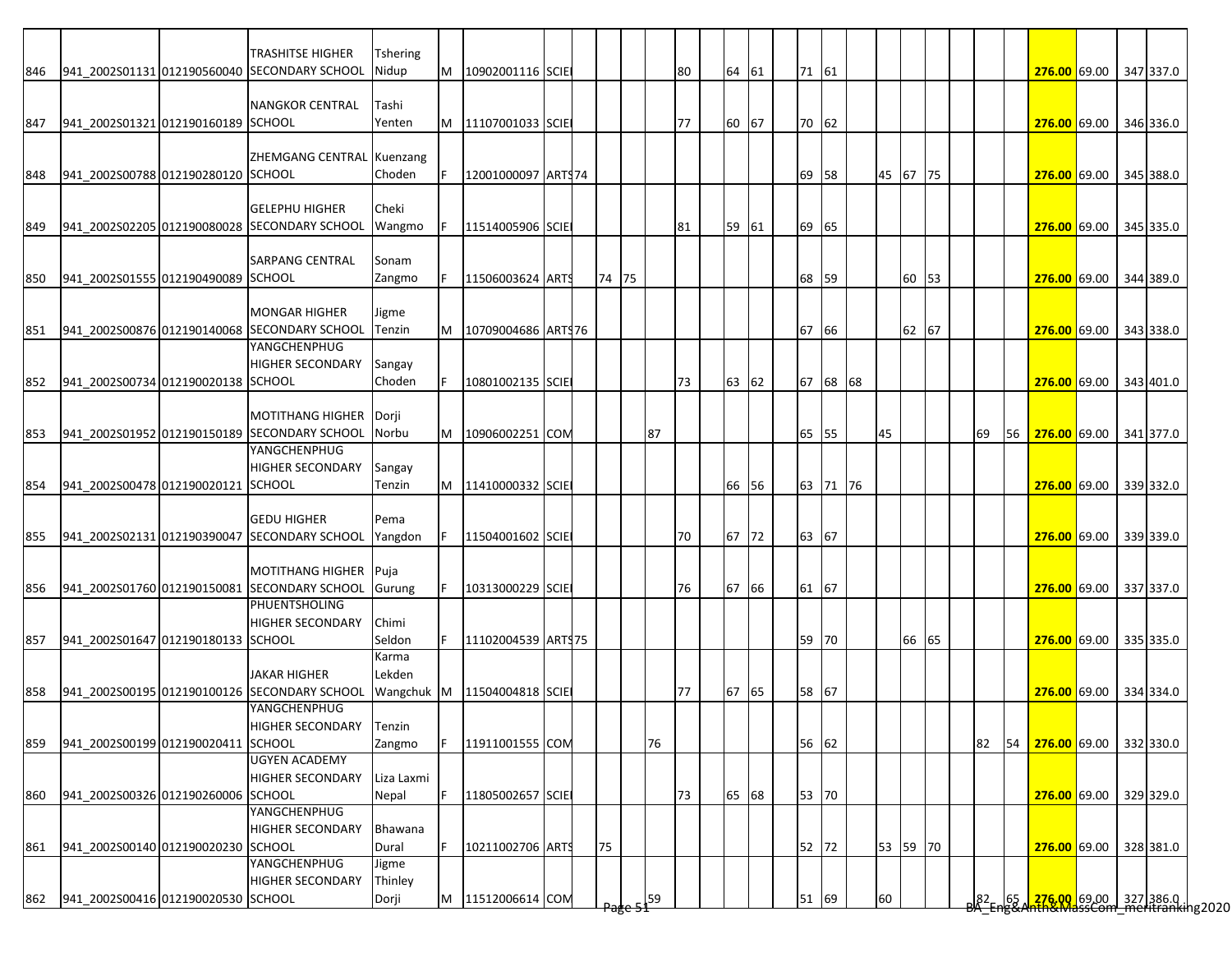| | | | | | | | | | | | | | | | | | | | | | | | | | | | | | | |
|---|---|---|---|---|---|---|---|---|---|---|---|---|---|---|---|---|---|---|---|---|---|---|---|---|---|---|---|---|---|---|
| 846 | 941_2002S01131 | 012190560040 | TRASHITSE HIGHER SECONDARY SCHOOL | Tshering Nidup | M | 10902001116 | SCIE | | | | | 80 | | 64 | 61 | | 71 | 61 | | | | | | | | 276.00 | 69.00 | | 347 | 337.0 |
| 847 | 941_2002S01321 | 012190160189 | NANGKOR CENTRAL SCHOOL | Tashi Yenten | M | 11107001033 | SCIE | | | | | 77 | | 60 | 67 | | 70 | 62 | | | | | | | | 276.00 | 69.00 | | 346 | 336.0 |
| 848 | 941_2002S00788 | 012190280120 | ZHEMGANG CENTRAL SCHOOL | Kuenzang Choden | F | 12001000097 | ARTS | 74 | | | | | | | | | 69 | 58 | | 45 | 67 | 75 | | | | 276.00 | 69.00 | | 345 | 388.0 |
| 849 | 941_2002S02205 | 012190080028 | GELEPHU HIGHER SECONDARY SCHOOL | Cheki Wangmo | F | 11514005906 | SCIE | | | | | 81 | | 59 | 61 | | 69 | 65 | | | | | | | | 276.00 | 69.00 | | 345 | 335.0 |
| 850 | 941_2002S01555 | 012190490089 | SARPANG CENTRAL SCHOOL | Sonam Zangmo | F | 11506003624 | ARTS | | 74 | 75 | | | | | | | 68 | 59 | | | 60 | 53 | | | | 276.00 | 69.00 | | 344 | 389.0 |
| 851 | 941_2002S00876 | 012190140068 | MONGAR HIGHER SECONDARY SCHOOL | Jigme Tenzin | M | 10709004686 | ARTS | 76 | | | | | | | | | 67 | 66 | | | 62 | 67 | | | | 276.00 | 69.00 | | 343 | 338.0 |
| 852 | 941_2002S00734 | 012190020138 | YANGCHENPHUG HIGHER SECONDARY SCHOOL | Sangay Choden | F | 10801002135 | SCIE | | | | | 73 | | 63 | 62 | | 67 | 68 | 68 | | | | | | | 276.00 | 69.00 | | 343 | 401.0 |
| 853 | 941_2002S01952 | 012190150189 | MOTITHANG HIGHER SECONDARY SCHOOL | Dorji Norbu | M | 10906002251 | COM | | | | 87 | | | | | | 65 | 55 | | 45 | | | | 69 | 56 | 276.00 | 69.00 | | 341 | 377.0 |
| 854 | 941_2002S00478 | 012190020121 | YANGCHENPHUG HIGHER SECONDARY SCHOOL | Sangay Tenzin | M | 11410000332 | SCIE | | | | | | | 66 | 56 | | 63 | 71 | 76 | | | | | | | 276.00 | 69.00 | | 339 | 332.0 |
| 855 | 941_2002S02131 | 012190390047 | GEDU HIGHER SECONDARY SCHOOL | Pema Yangdon | F | 11504001602 | SCIE | | | | | 70 | | 67 | 72 | | 63 | 67 | | | | | | | | 276.00 | 69.00 | | 339 | 339.0 |
| 856 | 941_2002S01760 | 012190150081 | MOTITHANG HIGHER SECONDARY SCHOOL | Puja Gurung | F | 10313000229 | SCIE | | | | | 76 | | 67 | 66 | | 61 | 67 | | | | | | | | 276.00 | 69.00 | | 337 | 337.0 |
| 857 | 941_2002S01647 | 012190180133 | PHUENTSHOLING HIGHER SECONDARY SCHOOL | Chimi Seldon | F | 11102004539 | ARTS | 75 | | | | | | | | | 59 | 70 | | | 66 | 65 | | | | 276.00 | 69.00 | | 335 | 335.0 |
| 858 | 941_2002S00195 | 012190100126 | JAKAR HIGHER SECONDARY SCHOOL | Karma Lekden Wangchuk | M | 11504004818 | SCIE | | | | | 77 | | 67 | 65 | | 58 | 67 | | | | | | | | 276.00 | 69.00 | | 334 | 334.0 |
| 859 | 941_2002S00199 | 012190020411 | YANGCHENPHUG HIGHER SECONDARY SCHOOL | Tenzin Zangmo | F | 11911001555 | COM | | | | 76 | | | | | | 56 | 62 | | | | | | 82 | 54 | 276.00 | 69.00 | | 332 | 330.0 |
| 860 | 941_2002S00326 | 012190260006 | UGYEN ACADEMY HIGHER SECONDARY SCHOOL | Liza Laxmi Nepal | F | 11805002657 | SCIE | | | | | 73 | | 65 | 68 | | 53 | 70 | | | | | | | | 276.00 | 69.00 | | 329 | 329.0 |
| 861 | 941_2002S00140 | 012190020230 | YANGCHENPHUG HIGHER SECONDARY SCHOOL | Bhawana Dural | F | 10211002706 | ARTS | | 75 | | | | | | | | 52 | 72 | | 53 | 59 | 70 | | | | 276.00 | 69.00 | | 328 | 381.0 |
| 862 | 941_2002S00416 | 012190020530 | YANGCHENPHUG HIGHER SECONDARY SCHOOL | Jigme Thinley Dorji | M | 11512006614 | COM | | | | 59 | | | | | | 51 | 69 | | 60 | | | | 82 | 65 | 276.00 | 69.00 | | 327 | 386.0 |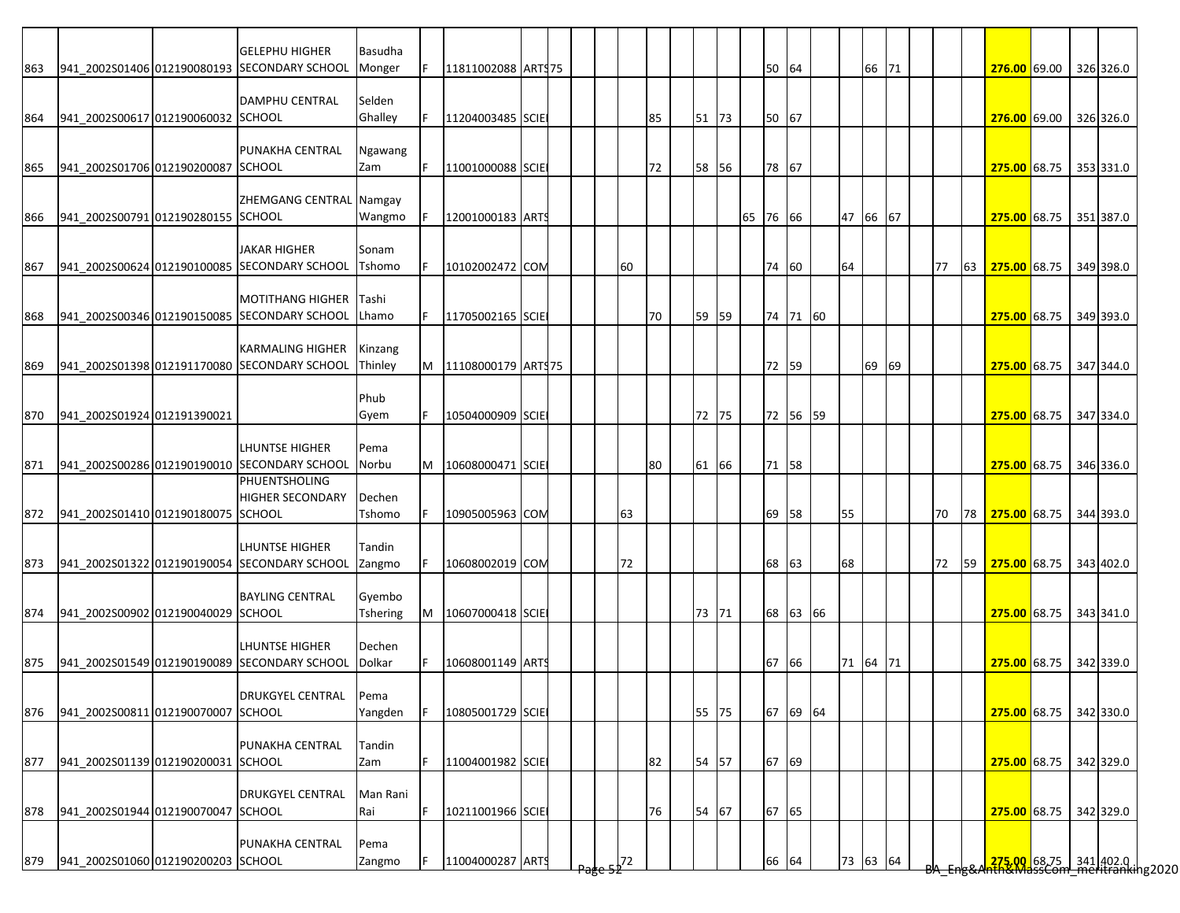| | | | | | | | | | | | | | | | | | | | | | | | | | | | | | | |
|---|---|---|---|---|---|---|---|---|---|---|---|---|---|---|---|---|---|---|---|---|---|---|---|---|---|---|---|---|---|---|
| 863 | 941_2002S01406 | 012190080193 | GELEPHU HIGHER SECONDARY SCHOOL | Basudha Monger | F | 11811002088 | ARTS | 75 | | | | | | | | | | 50 | 64 | | | 66 | 71 | | | | **276.00** | 69.00 | 326 | 326.0 |
| 864 | 941_2002S00617 | 012190060032 | DAMPHU CENTRAL SCHOOL | Selden Ghalley | F | 11204003485 | SCIE | | | | | | 85 | | 51 | 73 | | 50 | 67 | | | | | | | | **276.00** | 69.00 | 326 | 326.0 |
| 865 | 941_2002S01706 | 012190200087 | PUNAKHA CENTRAL SCHOOL | Ngawang Zam | F | 11001000088 | SCIE | | | | | | 72 | | 58 | 56 | | 78 | 67 | | | | | | | | **275.00** | 68.75 | 353 | 331.0 |
| 866 | 941_2002S00791 | 012190280155 | ZHEMGANG CENTRAL SCHOOL | Namgay Wangmo | F | 12001000183 | ARTS | | | | | | | | | | 65 | 76 | 66 | | 47 | 66 | 67 | | | | **275.00** | 68.75 | 351 | 387.0 |
| 867 | 941_2002S00624 | 012190100085 | JAKAR HIGHER SECONDARY SCHOOL | Sonam Tshomo | F | 10102002472 | COM | | | | | 60 | | | | | | 74 | 60 | | 64 | | | | 77 | 63 | **275.00** | 68.75 | 349 | 398.0 |
| 868 | 941_2002S00346 | 012190150085 | MOTITHANG HIGHER SECONDARY SCHOOL | Tashi Lhamo | F | 11705002165 | SCIE | | | | | | 70 | | 59 | 59 | | 74 | 71 | 60 | | | | | | | **275.00** | 68.75 | 349 | 393.0 |
| 869 | 941_2002S01398 | 012191170080 | KARMALING HIGHER SECONDARY SCHOOL | Kinzang Thinley | M | 11108000179 | ARTS | 75 | | | | | | | | | | 72 | 59 | | | 69 | 69 | | | | **275.00** | 68.75 | 347 | 344.0 |
| 870 | 941_2002S01924 | 012191390021 | | Phub Gyem | F | 10504000909 | SCIE | | | | | | | | 72 | 75 | | 72 | 56 | 59 | | | | | | | **275.00** | 68.75 | 347 | 334.0 |
| 871 | 941_2002S00286 | 012190190010 | LHUNTSE HIGHER SECONDARY SCHOOL | Pema Norbu | M | 10608000471 | SCIE | | | | | | 80 | | 61 | 66 | | 71 | 58 | | | | | | | | **275.00** | 68.75 | 346 | 336.0 |
| 872 | 941_2002S01410 | 012190180075 | PHUENTSHOLING HIGHER SECONDARY SCHOOL | Dechen Tshomo | F | 10905005963 | COM | | | | | 63 | | | | | | 69 | 58 | | 55 | | | | 70 | 78 | **275.00** | 68.75 | 344 | 393.0 |
| 873 | 941_2002S01322 | 012190190054 | LHUNTSE HIGHER SECONDARY SCHOOL | Tandin Zangmo | F | 10608002019 | COM | | | | | 72 | | | | | | 68 | 63 | | 68 | | | | 72 | 59 | **275.00** | 68.75 | 343 | 402.0 |
| 874 | 941_2002S00902 | 012190040029 | BAYLING CENTRAL SCHOOL | Gyembo Tshering | M | 10607000418 | SCIE | | | | | | | | 73 | 71 | | 68 | 63 | 66 | | | | | | | **275.00** | 68.75 | 343 | 341.0 |
| 875 | 941_2002S01549 | 012190190089 | LHUNTSE HIGHER SECONDARY SCHOOL | Dechen Dolkar | F | 10608001149 | ARTS | | | | | | | | | | | 67 | 66 | | 71 | 64 | 71 | | | | **275.00** | 68.75 | 342 | 339.0 |
| 876 | 941_2002S00811 | 012190070007 | DRUKGYEL CENTRAL SCHOOL | Pema Yangden | F | 10805001729 | SCIE | | | | | | | | 55 | 75 | | 67 | 69 | 64 | | | | | | | **275.00** | 68.75 | 342 | 330.0 |
| 877 | 941_2002S01139 | 012190200031 | PUNAKHA CENTRAL SCHOOL | Tandin Zam | F | 11004001982 | SCIE | | | | | | 82 | | 54 | 57 | | 67 | 69 | | | | | | | | **275.00** | 68.75 | 342 | 329.0 |
| 878 | 941_2002S01944 | 012190070047 | DRUKGYEL CENTRAL SCHOOL | Man Rani Rai | F | 10211001966 | SCIE | | | | | | 76 | | 54 | 67 | | 67 | 65 | | | | | | | | **275.00** | 68.75 | 342 | 329.0 |
| 879 | 941_2002S01060 | 012190200203 | PUNAKHA CENTRAL SCHOOL | Pema Zangmo | F | 11004000287 | ARTS | | | | | 72 | | | | | | 66 | 64 | | 73 | 63 | 64 | | | | **275.00** | 68.75 | 341 | 402.0 |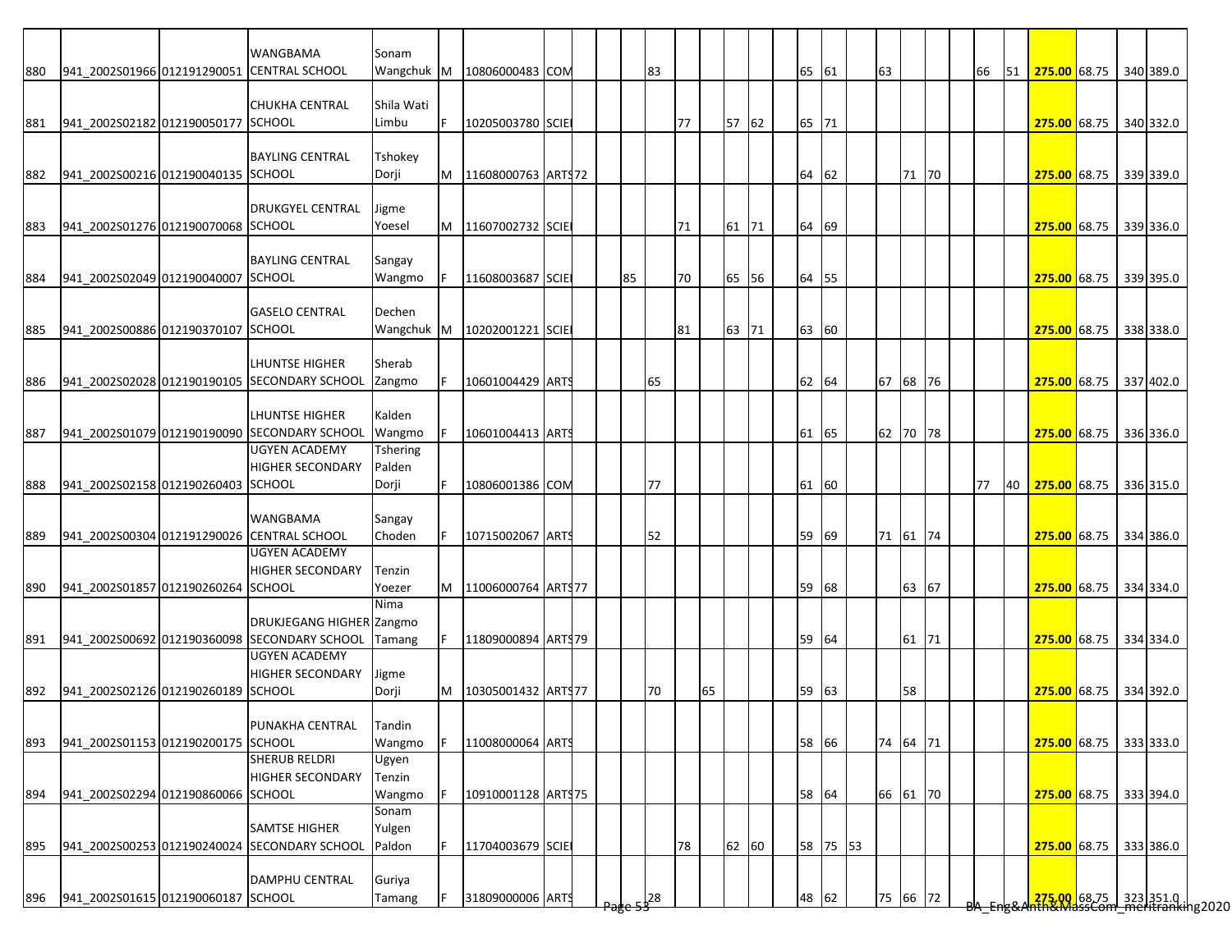| | | | | | | | | | | | | | | | | | | | | | | | | | | | | | |
|---|---|---|---|---|---|---|---|---|---|---|---|---|---|---|---|---|---|---|---|---|---|---|---|---|---|---|---|---|---|
| 880 | 941_2002S01966 | 012191290051 | WANGBAMA CENTRAL SCHOOL | Sonam Wangchuk | M | 10806000483 | COM | | | | 83 | | | | | | 65 | 61 | | 63 | | | | 66 | 51 | **275.00** | 68.75 | 340 | 389.0 |
| 881 | 941_2002S02182 | 012190050177 | CHUKHA CENTRAL SCHOOL | Shila Wati Limbu | F | 10205003780 | SCIE | | | | | 77 | | 57 | 62 | | 65 | 71 | | | | | | | | **275.00** | 68.75 | 340 | 332.0 |
| 882 | 941_2002S00216 | 012190040135 | BAYLING CENTRAL SCHOOL | Tshokey Dorji | M | 11608000763 | ARTS | 72 | | | | | | | | | 64 | 62 | | | 71 | 70 | | | | **275.00** | 68.75 | 339 | 339.0 |
| 883 | 941_2002S01276 | 012190070068 | DRUKGYEL CENTRAL SCHOOL | Jigme Yoesel | M | 11607002732 | SCIE | | | | | 71 | | 61 | 71 | | 64 | 69 | | | | | | | | **275.00** | 68.75 | 339 | 336.0 |
| 884 | 941_2002S02049 | 012190040007 | BAYLING CENTRAL SCHOOL | Sangay Wangmo | F | 11608003687 | SCIE | | | 85 | | 70 | | 65 | 56 | | 64 | 55 | | | | | | | | **275.00** | 68.75 | 339 | 395.0 |
| 885 | 941_2002S00886 | 012190370107 | GASELO CENTRAL SCHOOL | Dechen Wangchuk | M | 10202001221 | SCIE | | | | | 81 | | 63 | 71 | | 63 | 60 | | | | | | | | **275.00** | 68.75 | 338 | 338.0 |
| 886 | 941_2002S02028 | 012190190105 | LHUNTSE HIGHER SECONDARY SCHOOL | Sherab Zangmo | F | 10601004429 | ARTS | | | | 65 | | | | | | 62 | 64 | | 67 | 68 | 76 | | | | **275.00** | 68.75 | 337 | 402.0 |
| 887 | 941_2002S01079 | 012190190090 | LHUNTSE HIGHER SECONDARY SCHOOL | Kalden Wangmo | F | 10601004413 | ARTS | | | | | | | | | | 61 | 65 | | 62 | 70 | 78 | | | | **275.00** | 68.75 | 336 | 336.0 |
| 888 | 941_2002S02158 | 012190260403 | UGYEN ACADEMY HIGHER SECONDARY SCHOOL | Tshering Palden Dorji | F | 10806001386 | COM | | | | 77 | | | | | | 61 | 60 | | | | | | 77 | 40 | **275.00** | 68.75 | 336 | 315.0 |
| 889 | 941_2002S00304 | 012191290026 | WANGBAMA CENTRAL SCHOOL | Sangay Choden | F | 10715002067 | ARTS | | | | 52 | | | | | | 59 | 69 | | 71 | 61 | 74 | | | | **275.00** | 68.75 | 334 | 386.0 |
| 890 | 941_2002S01857 | 012190260264 | UGYEN ACADEMY HIGHER SECONDARY SCHOOL | Tenzin Yoezer | M | 11006000764 | ARTS | 77 | | | | | | | | | 59 | 68 | | | 63 | 67 | | | | **275.00** | 68.75 | 334 | 334.0 |
| 891 | 941_2002S00692 | 012190360098 | DRUKJEGANG HIGHER SECONDARY SCHOOL | Nima Zangmo Tamang | F | 11809000894 | ARTS | 79 | | | | | | | | | 59 | 64 | | | 61 | 71 | | | | **275.00** | 68.75 | 334 | 334.0 |
| 892 | 941_2002S02126 | 012190260189 | UGYEN ACADEMY HIGHER SECONDARY SCHOOL | Jigme Dorji | M | 10305001432 | ARTS | 77 | | | 70 | | 65 | | | | 59 | 63 | | | 58 | | | | | **275.00** | 68.75 | 334 | 392.0 |
| 893 | 941_2002S01153 | 012190200175 | PUNAKHA CENTRAL SCHOOL | Tandin Wangmo | F | 11008000064 | ARTS | | | | | | | | | | 58 | 66 | | 74 | 64 | 71 | | | | **275.00** | 68.75 | 333 | 333.0 |
| 894 | 941_2002S02294 | 012190860066 | SHERUB RELDRI HIGHER SECONDARY SCHOOL | Ugyen Tenzin Wangmo | F | 10910001128 | ARTS | 75 | | | | | | | | | 58 | 64 | | 66 | 61 | 70 | | | | **275.00** | 68.75 | 333 | 394.0 |
| 895 | 941_2002S00253 | 012190240024 | SAMTSE HIGHER SECONDARY SCHOOL | Sonam Yulgen Paldon | F | 11704003679 | SCIE | | | | | 78 | | 62 | 60 | | 58 | 75 | 53 | | | | | | | **275.00** | 68.75 | 333 | 386.0 |
| 896 | 941_2002S01615 | 012190060187 | DAMPHU CENTRAL SCHOOL | Guriya Tamang | F | 31809000006 | ARTS | | | | 28 | | | | | | 48 | 62 | | 75 | 66 | 72 | | | | **275.00** | 68.75 | 323 | 351.0 |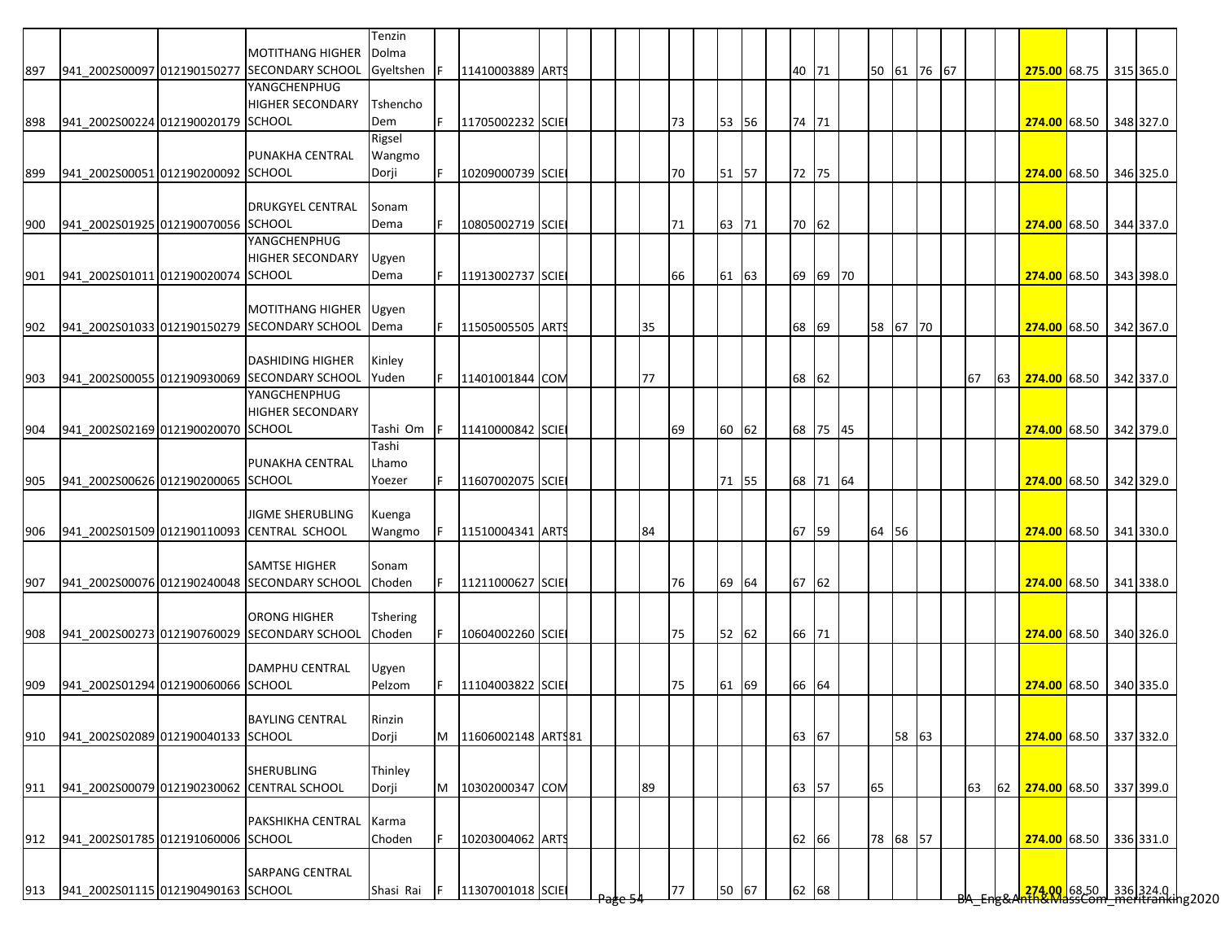| | | | | | | | | | | | | | | | | | | | | | | | | | | | | | |
|---|---|---|---|---|---|---|---|---|---|---|---|---|---|---|---|---|---|---|---|---|---|---|---|---|---|---|---|---|---|
| 897 | 941_2002S00097 | 012190150277 | MOTITHANG HIGHER SECONDARY SCHOOL | Tenzin Dolma Gyeltshen | F | 11410003889 | ARTS | | | | | | | | | | 40 | 71 | | 50 | 61 | 76 | 67 | | | **275.00** | 68.75 | 315 | 365.0 |
| 898 | 941_2002S00224 | 012190020179 | YANGCHENPHUG HIGHER SECONDARY SCHOOL | Tshencho Dem | F | 11705002232 | SCIE | | | | | 73 | | 53 | 56 | | 74 | 71 | | | | | | | | **274.00** | 68.50 | 348 | 327.0 |
| 899 | 941_2002S00051 | 012190200092 | PUNAKHA CENTRAL SCHOOL | Rigsel Wangmo Dorji | F | 10209000739 | SCIE | | | | | 70 | | 51 | 57 | | 72 | 75 | | | | | | | | **274.00** | 68.50 | 346 | 325.0 |
| 900 | 941_2002S01925 | 012190070056 | DRUKGYEL CENTRAL SCHOOL | Sonam Dema | F | 10805002719 | SCIE | | | | | 71 | | 63 | 71 | | 70 | 62 | | | | | | | | **274.00** | 68.50 | 344 | 337.0 |
| 901 | 941_2002S01011 | 012190020074 | YANGCHENPHUG HIGHER SECONDARY SCHOOL | Ugyen Dema | F | 11913002737 | SCIE | | | | | 66 | | 61 | 63 | | 69 | 69 | 70 | | | | | | | **274.00** | 68.50 | 343 | 398.0 |
| 902 | 941_2002S01033 | 012190150279 | MOTITHANG HIGHER SECONDARY SCHOOL | Ugyen Dema | F | 11505005505 | ARTS | | | | 35 | | | | | | 68 | 69 | | 58 | 67 | 70 | | | | **274.00** | 68.50 | 342 | 367.0 |
| 903 | 941_2002S00055 | 012190930069 | DASHIDING HIGHER SECONDARY SCHOOL | Kinley Yuden | F | 11401001844 | COM | | | | 77 | | | | | | 68 | 62 | | | | | | 67 | 63 | **274.00** | 68.50 | 342 | 337.0 |
| 904 | 941_2002S02169 | 012190020070 | YANGCHENPHUG HIGHER SECONDARY SCHOOL | Tashi Om | F | 11410000842 | SCIE | | | | | 69 | | 60 | 62 | | 68 | 75 | 45 | | | | | | | **274.00** | 68.50 | 342 | 379.0 |
| 905 | 941_2002S00626 | 012190200065 | PUNAKHA CENTRAL SCHOOL | Tashi Lhamo Yoezer | F | 11607002075 | SCIE | | | | | | | 71 | 55 | | 68 | 71 | 64 | | | | | | | **274.00** | 68.50 | 342 | 329.0 |
| 906 | 941_2002S01509 | 012190110093 | JIGME SHERUBLING CENTRAL SCHOOL | Kuenga Wangmo | F | 11510004341 | ARTS | | | | 84 | | | | | | 67 | 59 | | 64 | 56 | | | | | **274.00** | 68.50 | 341 | 330.0 |
| 907 | 941_2002S00076 | 012190240048 | SAMTSE HIGHER SECONDARY SCHOOL | Sonam Choden | F | 11211000627 | SCIE | | | | | 76 | | 69 | 64 | | 67 | 62 | | | | | | | | **274.00** | 68.50 | 341 | 338.0 |
| 908 | 941_2002S00273 | 012190760029 | ORONG HIGHER SECONDARY SCHOOL | Tshering Choden | F | 10604002260 | SCIE | | | | | 75 | | 52 | 62 | | 66 | 71 | | | | | | | | **274.00** | 68.50 | 340 | 326.0 |
| 909 | 941_2002S01294 | 012190060066 | DAMPHU CENTRAL SCHOOL | Ugyen Pelzom | F | 11104003822 | SCIE | | | | | 75 | | 61 | 69 | | 66 | 64 | | | | | | | | **274.00** | 68.50 | 340 | 335.0 |
| 910 | 941_2002S02089 | 012190040133 | BAYLING CENTRAL SCHOOL | Rinzin Dorji | M | 11606002148 | ARTS | 81 | | | | | | | | | 63 | 67 | | | 58 | 63 | | | | **274.00** | 68.50 | 337 | 332.0 |
| 911 | 941_2002S00079 | 012190230062 | SHERUBLING CENTRAL SCHOOL | Thinley Dorji | M | 10302000347 | COM | | | | 89 | | | | | | 63 | 57 | | 65 | | | | 63 | 62 | **274.00** | 68.50 | 337 | 399.0 |
| 912 | 941_2002S01785 | 012191060006 | PAKSHIKHA CENTRAL SCHOOL | Karma Choden | F | 10203004062 | ARTS | | | | | | | | | | 62 | 66 | | 78 | 68 | 57 | | | | **274.00** | 68.50 | 336 | 331.0 |
| 913 | 941_2002S01115 | 012190490163 | SARPANG CENTRAL SCHOOL | Shasi Rai | F | 11307001018 | SCIE | | | | | 77 | | 50 | 67 | | 62 | 68 | | | | | | | | **274.00** | 68.50 | 336 | 324.0 |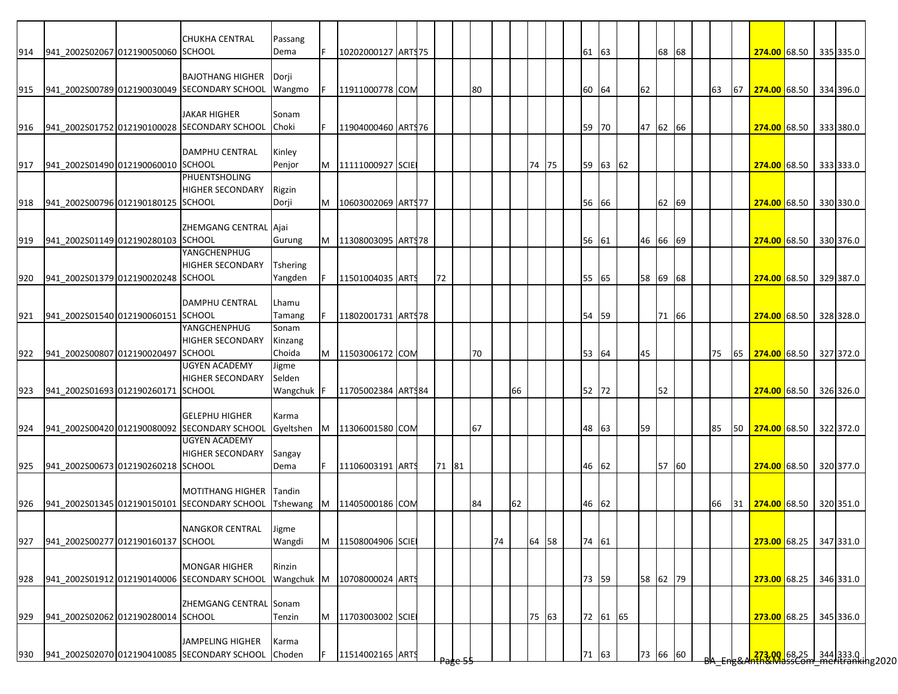| | | | | | | | | | | | | | | | | | | | | | | | | | | | | | |
|---|---|---|---|---|---|---|---|---|---|---|---|---|---|---|---|---|---|---|---|---|---|---|---|---|---|---|---|---|---|
| 914 | 941_2002S02067 | 012190050060 | CHUKHA CENTRAL SCHOOL | Passang Dema | F | 10202000127 | ARTS | 75 | | | | | | | | | 61 | 63 | | | 68 | 68 | | | | 274.00 | 68.50 | | 335 | 335.0 |
| 915 | 941_2002S00789 | 012190030049 | BAJOTHANG HIGHER SECONDARY SCHOOL | Dorji Wangmo | F | 11911000778 | COM | | | | 80 | | | | | | 60 | 64 | | 62 | | | | 63 | 67 | 274.00 | 68.50 | | 334 | 396.0 |
| 916 | 941_2002S01752 | 012190100028 | JAKAR HIGHER SECONDARY SCHOOL | Sonam Choki | F | 11904000460 | ARTS | 76 | | | | | | | | | 59 | 70 | | 47 | 62 | 66 | | | | 274.00 | 68.50 | | 333 | 380.0 |
| 917 | 941_2002S01490 | 012190060010 | DAMPHU CENTRAL SCHOOL | Kinley Penjor | M | 11111000927 | SCIE | | | | | | | 74 | 75 | | 59 | 63 | 62 | | | | | | | 274.00 | 68.50 | | 333 | 333.0 |
| 918 | 941_2002S00796 | 012190180125 | PHUENTSHOLING HIGHER SECONDARY SCHOOL | Rigzin Dorji | M | 10603002069 | ARTS | 77 | | | | | | | | | 56 | 66 | | | 62 | 69 | | | | 274.00 | 68.50 | | 330 | 330.0 |
| 919 | 941_2002S01149 | 012190280103 | ZHEMGANG CENTRAL SCHOOL | Ajai Gurung | M | 11308003095 | ARTS | 78 | | | | | | | | | 56 | 61 | | 46 | 66 | 69 | | | | 274.00 | 68.50 | | 330 | 376.0 |
| 920 | 941_2002S01379 | 012190020248 | YANGCHENPHUG HIGHER SECONDARY SCHOOL | Tshering Yangden | F | 11501004035 | ARTS | | 72 | | | | | | | | 55 | 65 | | 58 | 69 | 68 | | | | 274.00 | 68.50 | | 329 | 387.0 |
| 921 | 941_2002S01540 | 012190060151 | DAMPHU CENTRAL SCHOOL | Lhamu Tamang | F | 11802001731 | ARTS | 78 | | | | | | | | | 54 | 59 | | | 71 | 66 | | | | 274.00 | 68.50 | | 328 | 328.0 |
| 922 | 941_2002S00807 | 012190020497 | YANGCHENPHUG HIGHER SECONDARY SCHOOL | Sonam Kinzang Choida | M | 11503006172 | COM | | | | 70 | | | | | | 53 | 64 | | 45 | | | | 75 | 65 | 274.00 | 68.50 | | 327 | 372.0 |
| 923 | 941_2002S01693 | 012190260171 | UGYEN ACADEMY HIGHER SECONDARY SCHOOL | Jigme Selden Wangchuk | F | 11705002384 | ARTS | 84 | | | | | 66 | | | | 52 | 72 | | | 52 | | | | | 274.00 | 68.50 | | 326 | 326.0 |
| 924 | 941_2002S00420 | 012190080092 | GELEPHU HIGHER SECONDARY SCHOOL | Karma Gyeltshen | M | 11306001580 | COM | | | | 67 | | | | | | 48 | 63 | | 59 | | | | 85 | 50 | 274.00 | 68.50 | | 322 | 372.0 |
| 925 | 941_2002S00673 | 012190260218 | UGYEN ACADEMY HIGHER SECONDARY SCHOOL | Sangay Dema | F | 11106003191 | ARTS | | 71 | 81 | | | | | | | 46 | 62 | | | 57 | 60 | | | | 274.00 | 68.50 | | 320 | 377.0 |
| 926 | 941_2002S01345 | 012190150101 | MOTITHANG HIGHER SECONDARY SCHOOL | Tandin Tshewang | M | 11405000186 | COM | | | | 84 | | 62 | | | | 46 | 62 | | | | | | 66 | 31 | 274.00 | 68.50 | | 320 | 351.0 |
| 927 | 941_2002S00277 | 012190160137 | NANGKOR CENTRAL SCHOOL | Jigme Wangdi | M | 11508004906 | SCIE | | | | | 74 | | 64 | 58 | | 74 | 61 | | | | | | | | 273.00 | 68.25 | | 347 | 331.0 |
| 928 | 941_2002S01912 | 012190140006 | MONGAR HIGHER SECONDARY SCHOOL | Rinzin Wangchuk | M | 10708000024 | ARTS | | | | | | | | | | 73 | 59 | | 58 | 62 | 79 | | | | 273.00 | 68.25 | | 346 | 331.0 |
| 929 | 941_2002S02062 | 012190280014 | ZHEMGANG CENTRAL SCHOOL | Sonam Tenzin | M | 11703003002 | SCIE | | | | | | | 75 | 63 | | 72 | 61 | 65 | | | | | | | 273.00 | 68.25 | | 345 | 336.0 |
| 930 | 941_2002S02070 | 012190410085 | JAMPELING HIGHER SECONDARY SCHOOL | Karma Choden | F | 11514002165 | ARTS | | | | | | | | | | 71 | 63 | | 73 | 66 | 60 | | | | 273.00 | 68.25 | | 344 | 333.0 |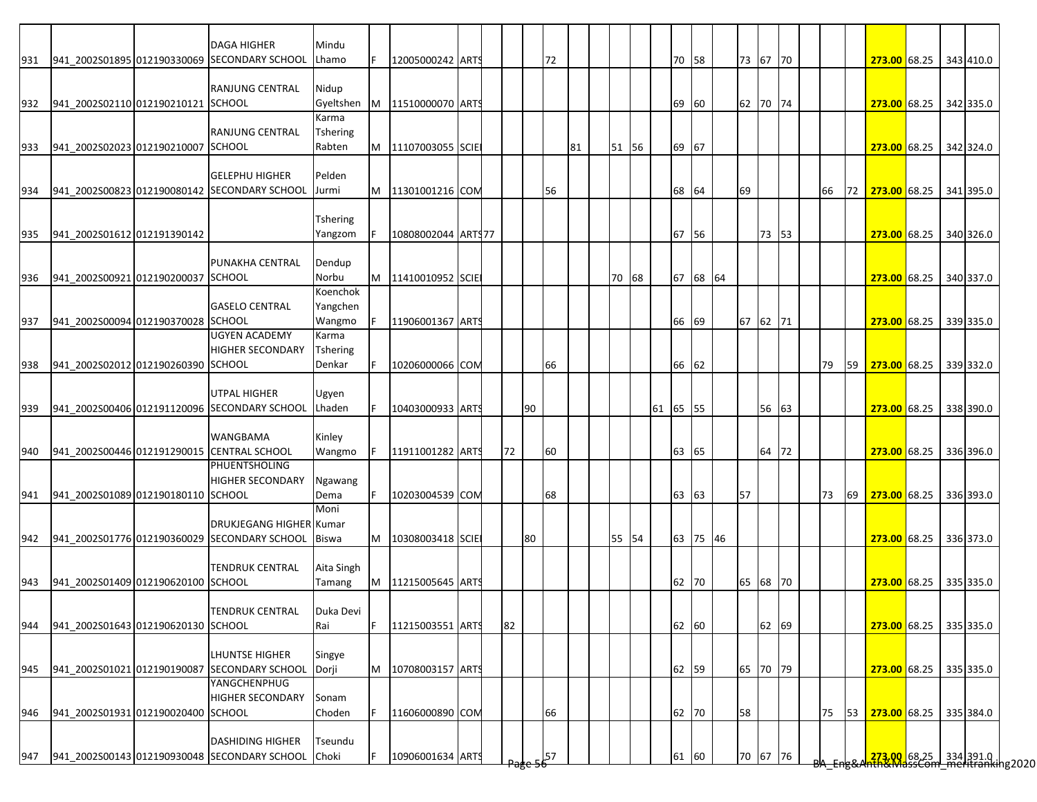| | | | | | | | | | | | | | | | | | | | | | | | | | | | | | |
|---|---|---|---|---|---|---|---|---|---|---|---|---|---|---|---|---|---|---|---|---|---|---|---|---|---|---|---|---|---|
| 931 | 941_2002S01895 | 012190330069 | DAGA HIGHER SECONDARY SCHOOL | Mindu Lhamo | F | 12005000242 | ARTS | | | | 72 | | | | | | 70 | 58 | | 73 | 67 | 70 | | | | 273.00 | 68.25 | 343 | 410.0 |
| 932 | 941_2002S02110 | 012190210121 | RANJUNG CENTRAL SCHOOL | Nidup Gyeltshen | M | 11510000070 | ARTS | | | | | | | | | | 69 | 60 | | 62 | 70 | 74 | | | | 273.00 | 68.25 | 342 | 335.0 |
| 933 | 941_2002S02023 | 012190210007 | RANJUNG CENTRAL SCHOOL | Karma Tshering Rabten | M | 11107003055 | SCIE | | | | | 81 | | 51 | 56 | | 69 | 67 | | | | | | | | 273.00 | 68.25 | 342 | 324.0 |
| 934 | 941_2002S00823 | 012190080142 | GELEPHU HIGHER SECONDARY SCHOOL | Pelden Jurmi | M | 11301001216 | COM | | | | 56 | | | | | | 68 | 64 | | 69 | | | | 66 | 72 | 273.00 | 68.25 | 341 | 395.0 |
| 935 | 941_2002S01612 | 012191390142 | | Tshering Yangzom | F | 10808002044 | ARTS | 77 | | | | | | | | | 67 | 56 | | | 73 | 53 | | | | 273.00 | 68.25 | 340 | 326.0 |
| 936 | 941_2002S00921 | 012190200037 | PUNAKHA CENTRAL SCHOOL | Dendup Norbu | M | 11410010952 | SCIE | | | | | | | 70 | 68 | | 67 | 68 | 64 | | | | | | | 273.00 | 68.25 | 340 | 337.0 |
| 937 | 941_2002S00094 | 012190370028 | GASELO CENTRAL SCHOOL | Koenchok Yangchen Wangmo | F | 11906001367 | ARTS | | | | | | | | | | 66 | 69 | | 67 | 62 | 71 | | | | 273.00 | 68.25 | 339 | 335.0 |
| 938 | 941_2002S02012 | 012190260390 | UGYEN ACADEMY HIGHER SECONDARY SCHOOL | Karma Tshering Denkar | F | 10206000066 | COM | | | | 66 | | | | | | 66 | 62 | | | | | | 79 | 59 | 273.00 | 68.25 | 339 | 332.0 |
| 939 | 941_2002S00406 | 012191120096 | UTPAL HIGHER SECONDARY SCHOOL | Ugyen Lhaden | F | 10403000933 | ARTS | | | 90 | | | | | | 61 | 65 | 55 | | | 56 | 63 | | | | 273.00 | 68.25 | 338 | 390.0 |
| 940 | 941_2002S00446 | 012191290015 | WANGBAMA CENTRAL SCHOOL | Kinley Wangmo | F | 11911001282 | ARTS | | 72 | | 60 | | | | | | 63 | 65 | | | 64 | 72 | | | | 273.00 | 68.25 | 336 | 396.0 |
| 941 | 941_2002S01089 | 012190180110 | PHUENTSHOLING HIGHER SECONDARY SCHOOL | Ngawang Dema | F | 10203004539 | COM | | | | 68 | | | | | | 63 | 63 | | 57 | | | | 73 | 69 | 273.00 | 68.25 | 336 | 393.0 |
| 942 | 941_2002S01776 | 012190360029 | DRUKJEGANG HIGHER SECONDARY SCHOOL | Moni Kumar Biswa | M | 10308003418 | SCIE | | | 80 | | | | 55 | 54 | | 63 | 75 | 46 | | | | | | | 273.00 | 68.25 | 336 | 373.0 |
| 943 | 941_2002S01409 | 012190620100 | TENDRUK CENTRAL SCHOOL | Aita Singh Tamang | M | 11215005645 | ARTS | | | | | | | | | | 62 | 70 | | 65 | 68 | 70 | | | | 273.00 | 68.25 | 335 | 335.0 |
| 944 | 941_2002S01643 | 012190620130 | TENDRUK CENTRAL SCHOOL | Duka Devi Rai | F | 11215003551 | ARTS | | 82 | | | | | | | | 62 | 60 | | | 62 | 69 | | | | 273.00 | 68.25 | 335 | 335.0 |
| 945 | 941_2002S01021 | 012190190087 | LHUNTSE HIGHER SECONDARY SCHOOL | Singye Dorji | M | 10708003157 | ARTS | | | | | | | | | | 62 | 59 | | 65 | 70 | 79 | | | | 273.00 | 68.25 | 335 | 335.0 |
| 946 | 941_2002S01931 | 012190020400 | YANGCHENPHUG HIGHER SECONDARY SCHOOL | Sonam Choden | F | 11606000890 | COM | | | | 66 | | | | | | 62 | 70 | | 58 | | | | 75 | 53 | 273.00 | 68.25 | 335 | 384.0 |
| 947 | 941_2002S00143 | 012190930048 | DASHIDING HIGHER SECONDARY SCHOOL | Tseundu Choki | F | 10906001634 | ARTS | | | | 57 | | | | | | 61 | 60 | | 70 | 67 | 76 | | | | 273.00 | 68.25 | 334 | 391.0 |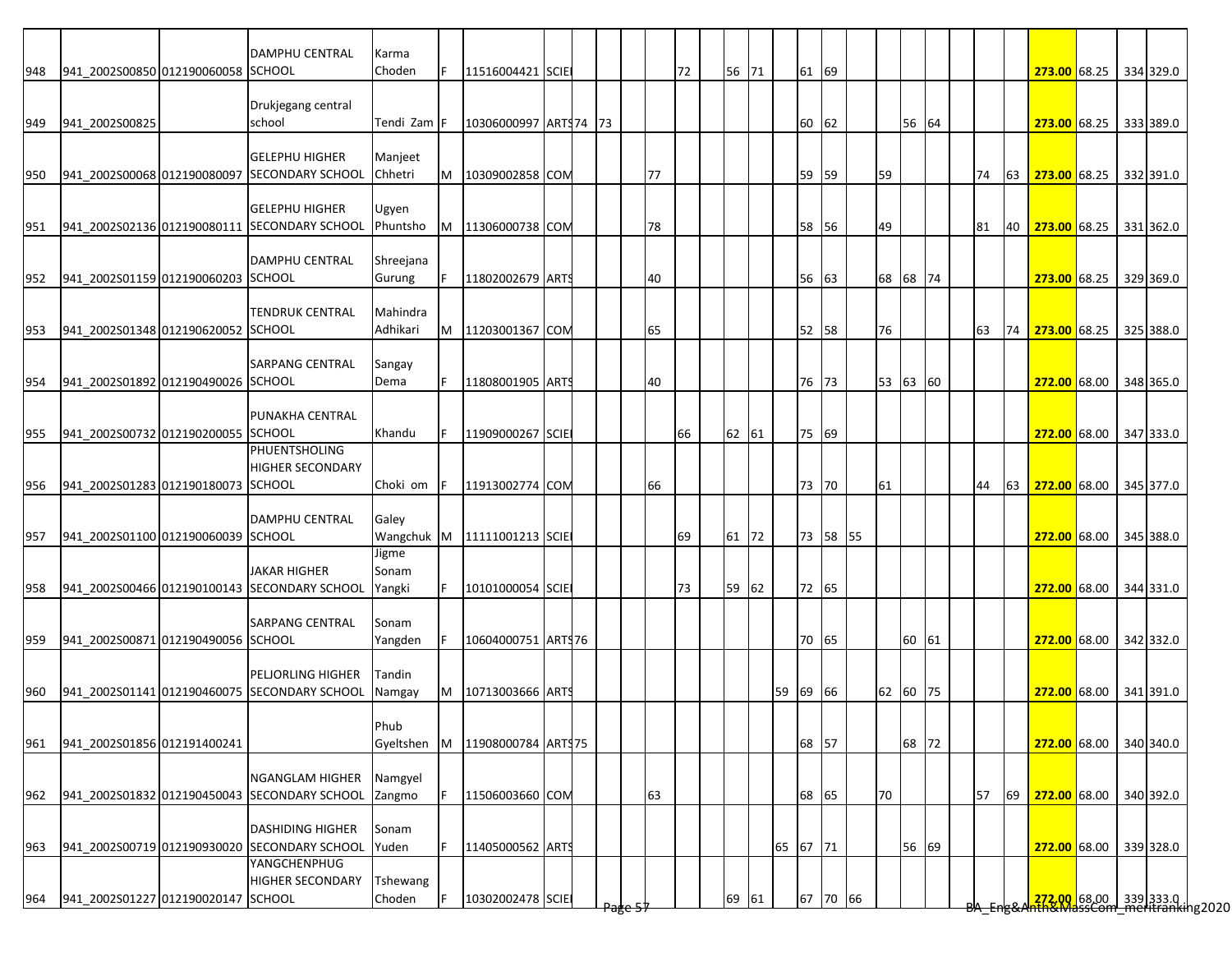| | | | | | | | | | | | | | | | | | | | | | | | | | | | | | |
|---|---|---|---|---|---|---|---|---|---|---|---|---|---|---|---|---|---|---|---|---|---|---|---|---|---|---|---|---|---|
| 948 | 941_2002S00850 | 012190060058 | DAMPHU CENTRAL SCHOOL | Karma Choden | F | 11516004421 | SCIE | | | | | 72 | | 56 | 71 | | 61 | 69 | | | | | | | | **273.00** | 68.25 | 334 | 329.0 |
| 949 | 941_2002S00825 | | Drukjegang central school | Tendi Zam | F | 10306000997 | ARTS | 74 | 73 | | | | | | | | 60 | 62 | | | 56 | 64 | | | | **273.00** | 68.25 | 333 | 389.0 |
| 950 | 941_2002S00068 | 012190080097 | GELEPHU HIGHER SECONDARY SCHOOL | Manjeet Chhetri | M | 10309002858 | COM | | | | 77 | | | | | | 59 | 59 | | 59 | | | | 74 | 63 | **273.00** | 68.25 | 332 | 391.0 |
| 951 | 941_2002S02136 | 012190080111 | GELEPHU HIGHER SECONDARY SCHOOL | Ugyen Phuntsho | M | 11306000738 | COM | | | | 78 | | | | | | 58 | 56 | | 49 | | | | 81 | 40 | **273.00** | 68.25 | 331 | 362.0 |
| 952 | 941_2002S01159 | 012190060203 | DAMPHU CENTRAL SCHOOL | Shreejana Gurung | F | 11802002679 | ARTS | | | | 40 | | | | | | 56 | 63 | | 68 | 68 | 74 | | | | **273.00** | 68.25 | 329 | 369.0 |
| 953 | 941_2002S01348 | 012190620052 | TENDRUK CENTRAL SCHOOL | Mahindra Adhikari | M | 11203001367 | COM | | | | 65 | | | | | | 52 | 58 | | 76 | | | | 63 | 74 | **273.00** | 68.25 | 325 | 388.0 |
| 954 | 941_2002S01892 | 012190490026 | SARPANG CENTRAL SCHOOL | Sangay Dema | F | 11808001905 | ARTS | | | | 40 | | | | | | 76 | 73 | | 53 | 63 | 60 | | | | **272.00** | 68.00 | 348 | 365.0 |
| 955 | 941_2002S00732 | 012190200055 | PUNAKHA CENTRAL SCHOOL | Khandu | F | 11909000267 | SCIE | | | | | 66 | | 62 | 61 | | 75 | 69 | | | | | | | | **272.00** | 68.00 | 347 | 333.0 |
| 956 | 941_2002S01283 | 012190180073 | PHUENTSHOLING HIGHER SECONDARY SCHOOL | Choki om | F | 11913002774 | COM | | | | 66 | | | | | | 73 | 70 | | 61 | | | | 44 | 63 | **272.00** | 68.00 | 345 | 377.0 |
| 957 | 941_2002S01100 | 012190060039 | DAMPHU CENTRAL SCHOOL | Galey Wangchuk | M | 11111001213 | SCIE | | | | | 69 | | 61 | 72 | | 73 | 58 | 55 | | | | | | | **272.00** | 68.00 | 345 | 388.0 |
| 958 | 941_2002S00466 | 012190100143 | JAKAR HIGHER SECONDARY SCHOOL | Jigme Sonam Yangki | F | 10101000054 | SCIE | | | | | 73 | | 59 | 62 | | 72 | 65 | | | | | | | | **272.00** | 68.00 | 344 | 331.0 |
| 959 | 941_2002S00871 | 012190490056 | SARPANG CENTRAL SCHOOL | Sonam Yangden | F | 10604000751 | ARTS | 76 | | | | | | | | | 70 | 65 | | | 60 | 61 | | | | **272.00** | 68.00 | 342 | 332.0 |
| 960 | 941_2002S01141 | 012190460075 | PELJORLING HIGHER SECONDARY SCHOOL | Tandin Namgay | M | 10713003666 | ARTS | | | | | | | | | 59 | 69 | 66 | | 62 | 60 | 75 | | | | **272.00** | 68.00 | 341 | 391.0 |
| 961 | 941_2002S01856 | 012191400241 | | Phub Gyeltshen | M | 11908000784 | ARTS | 75 | | | | | | | | | 68 | 57 | | | 68 | 72 | | | | **272.00** | 68.00 | 340 | 340.0 |
| 962 | 941_2002S01832 | 012190450043 | NGANGLAM HIGHER SECONDARY SCHOOL | Namgyel Zangmo | F | 11506003660 | COM | | | | 63 | | | | | | 68 | 65 | | 70 | | | | 57 | 69 | **272.00** | 68.00 | 340 | 392.0 |
| 963 | 941_2002S00719 | 012190930020 | DASHIDING HIGHER SECONDARY SCHOOL | Sonam Yuden | F | 11405000562 | ARTS | | | | | | | | | 65 | 67 | 71 | | | 56 | 69 | | | | **272.00** | 68.00 | 339 | 328.0 |
| 964 | 941_2002S01227 | 012190020147 | YANGCHENPHUG HIGHER SECONDARY SCHOOL | Tshewang Choden | F | 10302002478 | SCIE | | | | | | | 69 | 61 | | 67 | 70 | 66 | | | | | | | **272.00** | 68.00 | 339 | 333.0 |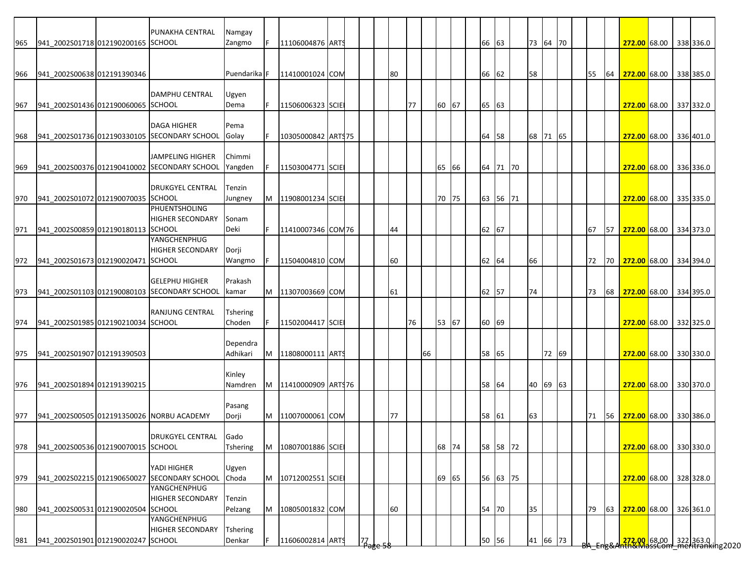| | | | | | | | | | | | | | | | | | | | | | | | | | | | | | | |
|---|---|---|---|---|---|---|---|---|---|---|---|---|---|---|---|---|---|---|---|---|---|---|---|---|---|---|---|---|---|---|
| 965 | 941_2002S01718 | 012190200165 | PUNAKHA CENTRAL SCHOOL | Namgay Zangmo | F | 11106004876 | ARTS | | | | | | | | | | 66 | 63 | | 73 | 64 | 70 | | | | 272.00 | 68.00 | | 338 | 336.0 |
| 966 | 941_2002S00638 | 012191390346 | | Puendarika | F | 11410001024 | COM | | | | 80 | | | | | | 66 | 62 | | 58 | | | | 55 | 64 | 272.00 | 68.00 | | 338 | 385.0 |
| 967 | 941_2002S01436 | 012190060065 | DAMPHU CENTRAL SCHOOL | Ugyen Dema | F | 11506006323 | SCIE | | | | | 77 | | 60 | 67 | | 65 | 63 | | | | | | | | 272.00 | 68.00 | | 337 | 332.0 |
| 968 | 941_2002S01736 | 012190330105 | DAGA HIGHER SECONDARY SCHOOL | Pema Golay | F | 10305000842 | ARTS | 75 | | | | | | | | | 64 | 58 | | 68 | 71 | 65 | | | | 272.00 | 68.00 | | 336 | 401.0 |
| 969 | 941_2002S00376 | 012190410002 | JAMPELING HIGHER SECONDARY SCHOOL | Chimmi Yangden | F | 11503004771 | SCIE | | | | | | | 65 | 66 | | 64 | 71 | 70 | | | | | | | 272.00 | 68.00 | | 336 | 336.0 |
| 970 | 941_2002S01072 | 012190070035 | DRUKGYEL CENTRAL SCHOOL | Tenzin Jungney | M | 11908001234 | SCIE | | | | | | | 70 | 75 | | 63 | 56 | 71 | | | | | | | 272.00 | 68.00 | | 335 | 335.0 |
| 971 | 941_2002S00859 | 012190180113 | PHUENTSHOLING HIGHER SECONDARY SCHOOL | Sonam Deki | F | 11410007346 | COM | 76 | | | 44 | | | | | | 62 | 67 | | | | | | 67 | 57 | 272.00 | 68.00 | | 334 | 373.0 |
| 972 | 941_2002S01673 | 012190020471 | YANGCHENPHUG HIGHER SECONDARY SCHOOL | Dorji Wangmo | F | 11504004810 | COM | | | | 60 | | | | | | 62 | 64 | | 66 | | | | 72 | 70 | 272.00 | 68.00 | | 334 | 394.0 |
| 973 | 941_2002S01103 | 012190080103 | GELEPHU HIGHER SECONDARY SCHOOL | Prakash kamar | M | 11307003669 | COM | | | | 61 | | | | | | 62 | 57 | | 74 | | | | 73 | 68 | 272.00 | 68.00 | | 334 | 395.0 |
| 974 | 941_2002S01985 | 012190210034 | RANJUNG CENTRAL SCHOOL | Tshering Choden | F | 11502004417 | SCIE | | | | | 76 | | 53 | 67 | | 60 | 69 | | | | | | | | 272.00 | 68.00 | | 332 | 325.0 |
| 975 | 941_2002S01907 | 012191390503 | | Dependra Adhikari | M | 11808000111 | ARTS | | | | | | 66 | | | | 58 | 65 | | | 72 | 69 | | | | 272.00 | 68.00 | | 330 | 330.0 |
| 976 | 941_2002S01894 | 012191390215 | | Kinley Namdren | M | 11410000909 | ARTS | 76 | | | | | | | | | 58 | 64 | | 40 | 69 | 63 | | | | 272.00 | 68.00 | | 330 | 370.0 |
| 977 | 941_2002S00505 | 012191350026 | NORBU ACADEMY | Pasang Dorji | M | 11007000061 | COM | | | | 77 | | | | | | 58 | 61 | | 63 | | | | 71 | 56 | 272.00 | 68.00 | | 330 | 386.0 |
| 978 | 941_2002S00536 | 012190070015 | DRUKGYEL CENTRAL SCHOOL | Gado Tshering | M | 10807001886 | SCIE | | | | | | | 68 | 74 | | 58 | 58 | 72 | | | | | | | 272.00 | 68.00 | | 330 | 330.0 |
| 979 | 941_2002S02215 | 012190650027 | YADI HIGHER SECONDARY SCHOOL | Ugyen Choda | M | 10712002551 | SCIE | | | | | | | 69 | 65 | | 56 | 63 | 75 | | | | | | | 272.00 | 68.00 | | 328 | 328.0 |
| 980 | 941_2002S00531 | 012190020504 | YANGCHENPHUG HIGHER SECONDARY SCHOOL | Tenzin Pelzang | M | 10805001832 | COM | | | | 60 | | | | | | 54 | 70 | | 35 | | | | 79 | 63 | 272.00 | 68.00 | | 326 | 361.0 |
| 981 | 941_2002S01901 | 012190020247 | YANGCHENPHUG HIGHER SECONDARY SCHOOL | Tshering Denkar | F | 11606002814 | ARTS | | 77 | | | | | | | | 50 | 56 | | 41 | 66 | 73 | | | | 272.00 | 68.00 | | 322 | 363.0 |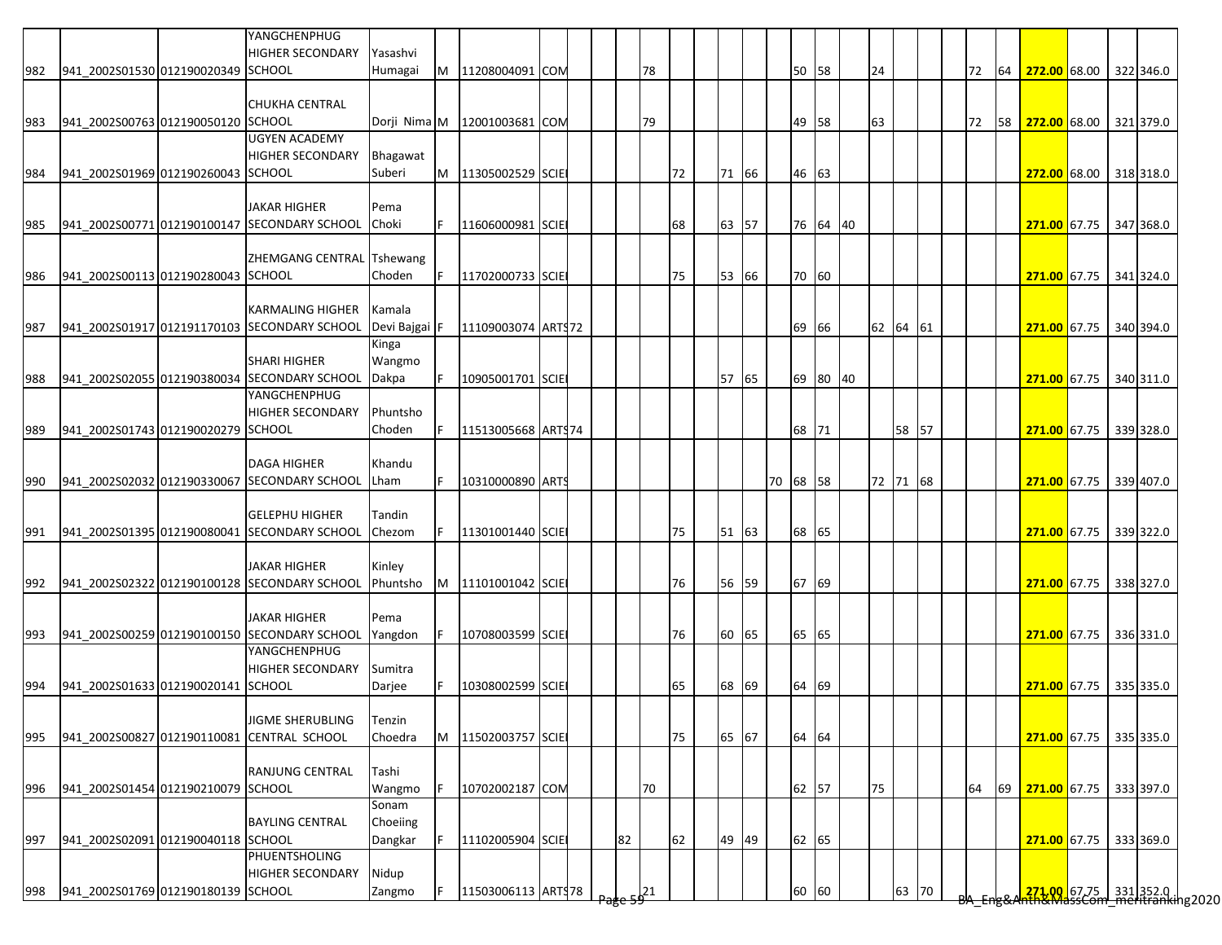| | | | | | | | | | | | | | | | | | | | | | | | | | | | | | | |
|---|---|---|---|---|---|---|---|---|---|---|---|---|---|---|---|---|---|---|---|---|---|---|---|---|---|---|---|---|---|---|
| 982 | 941_2002S01530 | 012190020349 | YANGCHENPHUG HIGHER SECONDARY SCHOOL | Yasashvi Humagai | M | 11208004091 | COM | | | | 78 | | | | | | 50 | 58 | | 24 | | | | 72 | 64 | **272.00** | 68.00 | | 322 | 346.0 |
| 983 | 941_2002S00763 | 012190050120 | CHUKHA CENTRAL SCHOOL | Dorji Nima | M | 12001003681 | COM | | | | 79 | | | | | | 49 | 58 | | 63 | | | | 72 | 58 | **272.00** | 68.00 | | 321 | 379.0 |
| 984 | 941_2002S01969 | 012190260043 | UGYEN ACADEMY HIGHER SECONDARY SCHOOL | Bhagawat Suberi | M | 11305002529 | SCIE | | | | | 72 | | 71 | 66 | | 46 | 63 | | | | | | | | **272.00** | 68.00 | | 318 | 318.0 |
| 985 | 941_2002S00771 | 012190100147 | JAKAR HIGHER SECONDARY SCHOOL | Pema Choki | F | 11606000981 | SCIE | | | | | 68 | | 63 | 57 | | 76 | 64 | 40 | | | | | | | **271.00** | 67.75 | | 347 | 368.0 |
| 986 | 941_2002S00113 | 012190280043 | ZHEMGANG CENTRAL SCHOOL | Tshewang Choden | F | 11702000733 | SCIE | | | | | 75 | | 53 | 66 | | 70 | 60 | | | | | | | | **271.00** | 67.75 | | 341 | 324.0 |
| 987 | 941_2002S01917 | 012191170103 | KARMALING HIGHER SECONDARY SCHOOL | Kamala Devi Bajgai | F | 11109003074 | ARTS | 72 | | | | | | | | | 69 | 66 | | 62 | 64 | 61 | | | | **271.00** | 67.75 | | 340 | 394.0 |
| 988 | 941_2002S02055 | 012190380034 | SHARI HIGHER SECONDARY SCHOOL | Kinga Wangmo Dakpa | F | 10905001701 | SCIE | | | | | | | 57 | 65 | | 69 | 80 | 40 | | | | | | | **271.00** | 67.75 | | 340 | 311.0 |
| 989 | 941_2002S01743 | 012190020279 | YANGCHENPHUG HIGHER SECONDARY SCHOOL | Phuntsho Choden | F | 11513005668 | ARTS | 74 | | | | | | | | | 68 | 71 | | | 58 | 57 | | | | **271.00** | 67.75 | | 339 | 328.0 |
| 990 | 941_2002S02032 | 012190330067 | DAGA HIGHER SECONDARY SCHOOL | Khandu Lham | F | 10310000890 | ARTS | | | | | | | | | 70 | 68 | 58 | | 72 | 71 | 68 | | | | **271.00** | 67.75 | | 339 | 407.0 |
| 991 | 941_2002S01395 | 012190080041 | GELEPHU HIGHER SECONDARY SCHOOL | Tandin Chezom | F | 11301001440 | SCIE | | | | | 75 | | 51 | 63 | | 68 | 65 | | | | | | | | **271.00** | 67.75 | | 339 | 322.0 |
| 992 | 941_2002S02322 | 012190100128 | JAKAR HIGHER SECONDARY SCHOOL | Kinley Phuntsho | M | 11101001042 | SCIE | | | | | 76 | | 56 | 59 | | 67 | 69 | | | | | | | | **271.00** | 67.75 | | 338 | 327.0 |
| 993 | 941_2002S00259 | 012190100150 | JAKAR HIGHER SECONDARY SCHOOL | Pema Yangdon | F | 10708003599 | SCIE | | | | | 76 | | 60 | 65 | | 65 | 65 | | | | | | | | **271.00** | 67.75 | | 336 | 331.0 |
| 994 | 941_2002S01633 | 012190020141 | YANGCHENPHUG HIGHER SECONDARY SCHOOL | Sumitra Darjee | F | 10308002599 | SCIE | | | | | 65 | | 68 | 69 | | 64 | 69 | | | | | | | | **271.00** | 67.75 | | 335 | 335.0 |
| 995 | 941_2002S00827 | 012190110081 | JIGME SHERUBLING CENTRAL SCHOOL | Tenzin Choedra | M | 11502003757 | SCIE | | | | | 75 | | 65 | 67 | | 64 | 64 | | | | | | | | **271.00** | 67.75 | | 335 | 335.0 |
| 996 | 941_2002S01454 | 012190210079 | RANJUNG CENTRAL SCHOOL | Tashi Wangmo | F | 10702002187 | COM | | | | 70 | | | | | | 62 | 57 | | 75 | | | | 64 | 69 | **271.00** | 67.75 | | 333 | 397.0 |
| 997 | 941_2002S02091 | 012190040118 | BAYLING CENTRAL SCHOOL | Sonam Choeiing Dangkar | F | 11102005904 | SCIE | | | 82 | | 62 | | 49 | 49 | | 62 | 65 | | | | | | | | **271.00** | 67.75 | | 333 | 369.0 |
| 998 | 941_2002S01769 | 012190180139 | PHUENTSHOLING HIGHER SECONDARY SCHOOL | Nidup Zangmo | F | 11503006113 | ARTS | 78 | | | 21 | | | | | | 60 | 60 | | | 63 | 70 | | | | **271.00** | 67.75 | | 331 | 352.0 |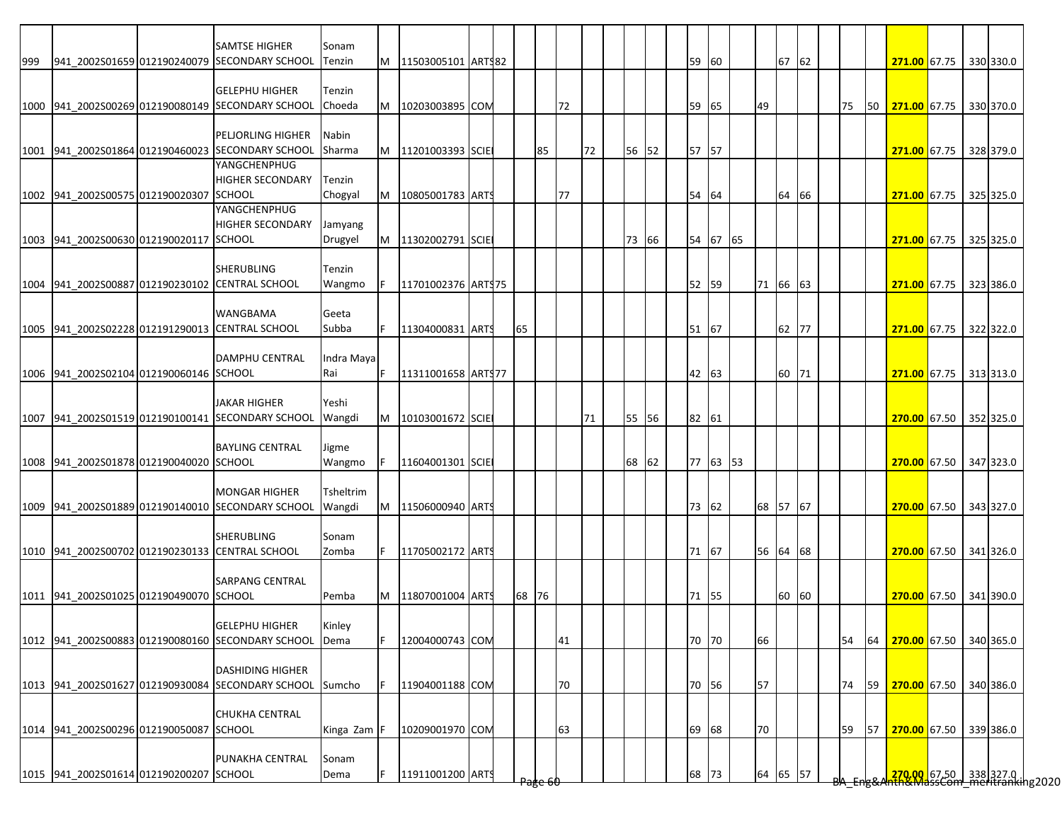| | | | | | | | | | | | | | | | | | | | | | | | | | | | | | |
|---|---|---|---|---|---|---|---|---|---|---|---|---|---|---|---|---|---|---|---|---|---|---|---|---|---|---|---|---|---|
| 999 | 941_2002S01659 | 012190240079 | SAMTSE HIGHER SECONDARY SCHOOL | Sonam Tenzin | M | 11503005101 | ARTS | 82 | | | | | | | | | 59 | 60 | | | 67 | 62 | | | | 271.00 | 67.75 | 330 | 330.0 |
| 1000 | 941_2002S00269 | 012190080149 | GELEPHU HIGHER SECONDARY SCHOOL | Tenzin Choeda | M | 10203003895 | COM | | | | 72 | | | | | | 59 | 65 | | 49 | | | | 75 | 50 | 271.00 | 67.75 | 330 | 370.0 |
| 1001 | 941_2002S01864 | 012190460023 | PELJORLING HIGHER SECONDARY SCHOOL | Nabin Sharma | M | 11201003393 | SCIE | | | 85 | | 72 | | 56 | 52 | | 57 | 57 | | | | | | | | 271.00 | 67.75 | 328 | 379.0 |
| 1002 | 941_2002S00575 | 012190020307 | YANGCHENPHUG HIGHER SECONDARY SCHOOL | Tenzin Chogyal | M | 10805001783 | ARTS | | | | 77 | | | | | | 54 | 64 | | | 64 | 66 | | | | 271.00 | 67.75 | 325 | 325.0 |
| 1003 | 941_2002S00630 | 012190020117 | YANGCHENPHUG HIGHER SECONDARY SCHOOL | Jamyang Drugyel | M | 11302002791 | SCIE | | | | | | | 73 | 66 | | 54 | 67 | 65 | | | | | | | 271.00 | 67.75 | 325 | 325.0 |
| 1004 | 941_2002S00887 | 012190230102 | SHERUBLING CENTRAL SCHOOL | Tenzin Wangmo | F | 11701002376 | ARTS | 75 | | | | | | | | | 52 | 59 | | 71 | 66 | 63 | | | | 271.00 | 67.75 | 323 | 386.0 |
| 1005 | 941_2002S02228 | 012191290013 | WANGBAMA CENTRAL SCHOOL | Geeta Subba | F | 11304000831 | ARTS | | 65 | | | | | | | | 51 | 67 | | | 62 | 77 | | | | 271.00 | 67.75 | 322 | 322.0 |
| 1006 | 941_2002S02104 | 012190060146 | DAMPHU CENTRAL SCHOOL | Indra Maya Rai | F | 11311001658 | ARTS | 77 | | | | | | | | | 42 | 63 | | | 60 | 71 | | | | 271.00 | 67.75 | 313 | 313.0 |
| 1007 | 941_2002S01519 | 012190100141 | JAKAR HIGHER SECONDARY SCHOOL | Yeshi Wangdi | M | 10103001672 | SCIE | | | | | 71 | | 55 | 56 | | 82 | 61 | | | | | | | | 270.00 | 67.50 | 352 | 325.0 |
| 1008 | 941_2002S01878 | 012190040020 | BAYLING CENTRAL SCHOOL | Jigme Wangmo | F | 11604001301 | SCIE | | | | | | | 68 | 62 | | 77 | 63 | 53 | | | | | | | 270.00 | 67.50 | 347 | 323.0 |
| 1009 | 941_2002S01889 | 012190140010 | MONGAR HIGHER SECONDARY SCHOOL | Tsheltrim Wangdi | M | 11506000940 | ARTS | | | | | | | | | | 73 | 62 | | 68 | 57 | 67 | | | | 270.00 | 67.50 | 343 | 327.0 |
| 1010 | 941_2002S00702 | 012190230133 | SHERUBLING CENTRAL SCHOOL | Sonam Zomba | F | 11705002172 | ARTS | | | | | | | | | | 71 | 67 | | 56 | 64 | 68 | | | | 270.00 | 67.50 | 341 | 326.0 |
| 1011 | 941_2002S01025 | 012190490070 | SARPANG CENTRAL SCHOOL | Pemba | M | 11807001004 | ARTS | | 68 | 76 | | | | | | | 71 | 55 | | | 60 | 60 | | | | 270.00 | 67.50 | 341 | 390.0 |
| 1012 | 941_2002S00883 | 012190080160 | GELEPHU HIGHER SECONDARY SCHOOL | Kinley Dema | F | 12004000743 | COM | | | | 41 | | | | | | 70 | 70 | | 66 | | | | 54 | 64 | 270.00 | 67.50 | 340 | 365.0 |
| 1013 | 941_2002S01627 | 012190930084 | DASHIDING HIGHER SECONDARY SCHOOL | Sumcho | F | 11904001188 | COM | | | | 70 | | | | | | 70 | 56 | | 57 | | | | 74 | 59 | 270.00 | 67.50 | 340 | 386.0 |
| 1014 | 941_2002S00296 | 012190050087 | CHUKHA CENTRAL SCHOOL | Kinga Zam | F | 10209001970 | COM | | | | 63 | | | | | | 69 | 68 | | 70 | | | | 59 | 57 | 270.00 | 67.50 | 339 | 386.0 |
| 1015 | 941_2002S01614 | 012190200207 | PUNAKHA CENTRAL SCHOOL | Sonam Dema | F | 11911001200 | ARTS | | | | | | | | | | 68 | 73 | | 64 | 65 | 57 | | | | 270.00 | 67.50 | 338 | 327.0 |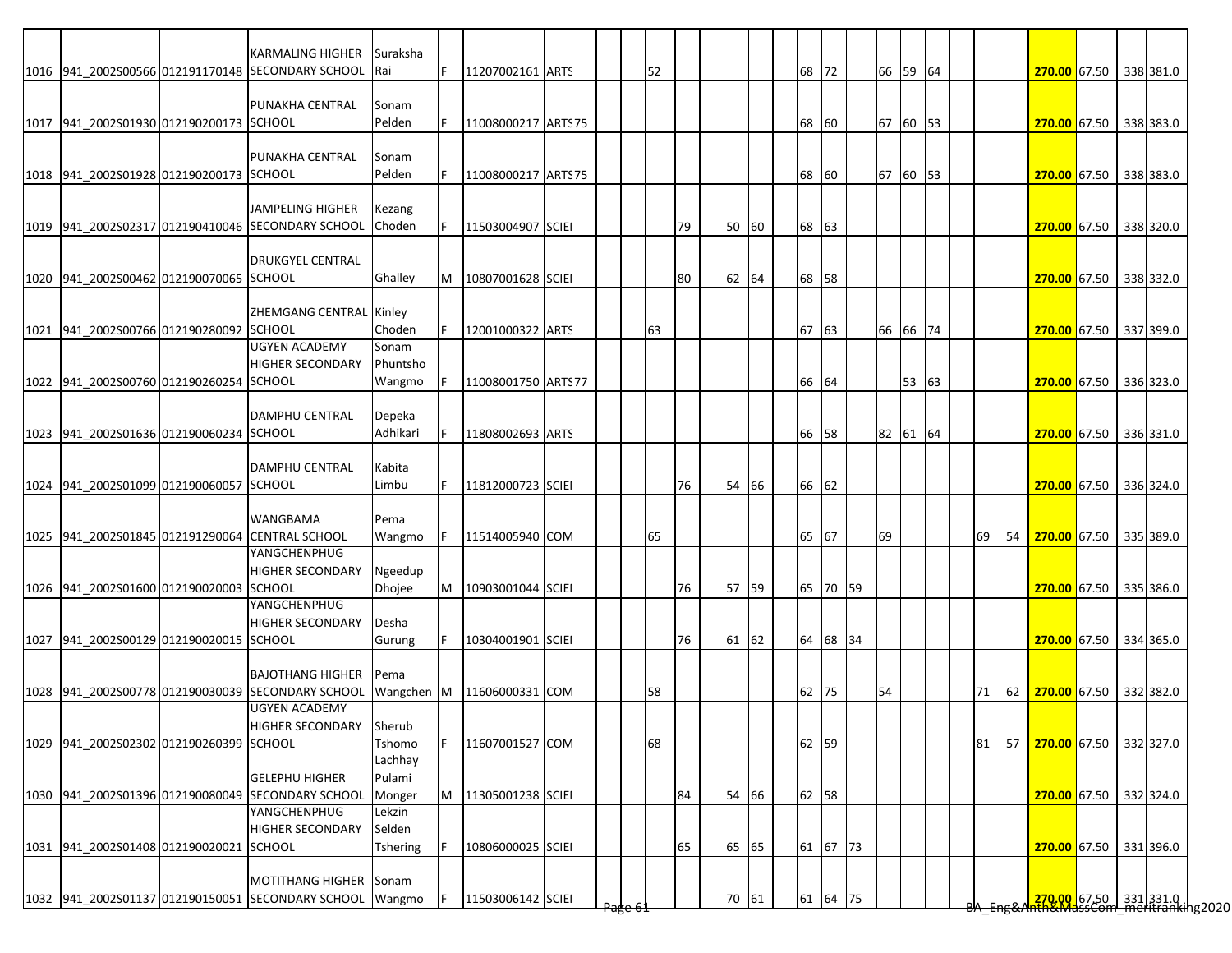| | | | | | | | | | | | | | | | | | | | | | | | | | | | | | | |
|---|---|---|---|---|---|---|---|---|---|---|---|---|---|---|---|---|---|---|---|---|---|---|---|---|---|---|---|---|---|---|
| 1016 | 941_2002S00566 | 012191170148 | KARMALING HIGHER SECONDARY SCHOOL | Suraksha Rai | F | 11207002161 | ARTS | | | | 52 | | | | | | 68 | 72 | | 66 | 59 | 64 | | | | 270.00 | 67.50 | | 338 | 381.0 |
| 1017 | 941_2002S01930 | 012190200173 | PUNAKHA CENTRAL SCHOOL | Sonam Pelden | F | 11008000217 | ARTS | 75 | | | | | | | | | 68 | 60 | | 67 | 60 | 53 | | | | 270.00 | 67.50 | | 338 | 383.0 |
| 1018 | 941_2002S01928 | 012190200173 | PUNAKHA CENTRAL SCHOOL | Sonam Pelden | F | 11008000217 | ARTS | 75 | | | | | | | | | 68 | 60 | | 67 | 60 | 53 | | | | 270.00 | 67.50 | | 338 | 383.0 |
| 1019 | 941_2002S02317 | 012190410046 | JAMPELING HIGHER SECONDARY SCHOOL | Kezang Choden | F | 11503004907 | SCIE | | | | | 79 | | 50 | 60 | | 68 | 63 | | | | | | | | 270.00 | 67.50 | | 338 | 320.0 |
| 1020 | 941_2002S00462 | 012190070065 | DRUKGYEL CENTRAL SCHOOL | Ghalley | M | 10807001628 | SCIE | | | | | 80 | | 62 | 64 | | 68 | 58 | | | | | | | | 270.00 | 67.50 | | 338 | 332.0 |
| 1021 | 941_2002S00766 | 012190280092 | ZHEMGANG CENTRAL SCHOOL | Kinley Choden | F | 12001000322 | ARTS | | | | 63 | | | | | | 67 | 63 | | 66 | 66 | 74 | | | | 270.00 | 67.50 | | 337 | 399.0 |
| 1022 | 941_2002S00760 | 012190260254 | UGYEN ACADEMY HIGHER SECONDARY SCHOOL | Sonam Phuntsho Wangmo | F | 11008001750 | ARTS | 77 | | | | | | | | | 66 | 64 | | | 53 | 63 | | | | 270.00 | 67.50 | | 336 | 323.0 |
| 1023 | 941_2002S01636 | 012190060234 | DAMPHU CENTRAL SCHOOL | Depeka Adhikari | F | 11808002693 | ARTS | | | | | | | | | | 66 | 58 | | 82 | 61 | 64 | | | | 270.00 | 67.50 | | 336 | 331.0 |
| 1024 | 941_2002S01099 | 012190060057 | DAMPHU CENTRAL SCHOOL | Kabita Limbu | F | 11812000723 | SCIE | | | | | 76 | | 54 | 66 | | 66 | 62 | | | | | | | | 270.00 | 67.50 | | 336 | 324.0 |
| 1025 | 941_2002S01845 | 012191290064 | WANGBAMA CENTRAL SCHOOL | Pema Wangmo | F | 11514005940 | COM | | | | 65 | | | | | | 65 | 67 | | 69 | | | | 69 | 54 | 270.00 | 67.50 | | 335 | 389.0 |
| 1026 | 941_2002S01600 | 012190020003 | YANGCHENPHUG HIGHER SECONDARY SCHOOL | Ngeedup Dhojee | M | 10903001044 | SCIE | | | | | 76 | | 57 | 59 | | 65 | 70 | 59 | | | | | | | 270.00 | 67.50 | | 335 | 386.0 |
| 1027 | 941_2002S00129 | 012190020015 | YANGCHENPHUG HIGHER SECONDARY SCHOOL | Desha Gurung | F | 10304001901 | SCIE | | | | | 76 | | 61 | 62 | | 64 | 68 | 34 | | | | | | | 270.00 | 67.50 | | 334 | 365.0 |
| 1028 | 941_2002S00778 | 012190030039 | BAJOTHANG HIGHER SECONDARY SCHOOL | Pema Wangchen | M | 11606000331 | COM | | | | 58 | | | | | | 62 | 75 | | 54 | | | | 71 | 62 | 270.00 | 67.50 | | 332 | 382.0 |
| 1029 | 941_2002S02302 | 012190260399 | UGYEN ACADEMY HIGHER SECONDARY SCHOOL | Sherub Tshomo | F | 11607001527 | COM | | | | 68 | | | | | | 62 | 59 | | | | | | 81 | 57 | 270.00 | 67.50 | | 332 | 327.0 |
| 1030 | 941_2002S01396 | 012190080049 | GELEPHU HIGHER SECONDARY SCHOOL | Lachhay Pulami Monger | M | 11305001238 | SCIE | | | | | 84 | | 54 | 66 | | 62 | 58 | | | | | | | | 270.00 | 67.50 | | 332 | 324.0 |
| 1031 | 941_2002S01408 | 012190020021 | YANGCHENPHUG HIGHER SECONDARY SCHOOL | Lekzin Selden Tshering | F | 10806000025 | SCIE | | | | | 65 | | 65 | 65 | | 61 | 67 | 73 | | | | | | | 270.00 | 67.50 | | 331 | 396.0 |
| 1032 | 941_2002S01137 | 012190150051 | MOTITHANG HIGHER SECONDARY SCHOOL | Sonam Wangmo | F | 11503006142 | SCIE | | | | | | | 70 | 61 | | 61 | 64 | 75 | | | | | | | 270.00 | 67.50 | | 331 | 331.0 |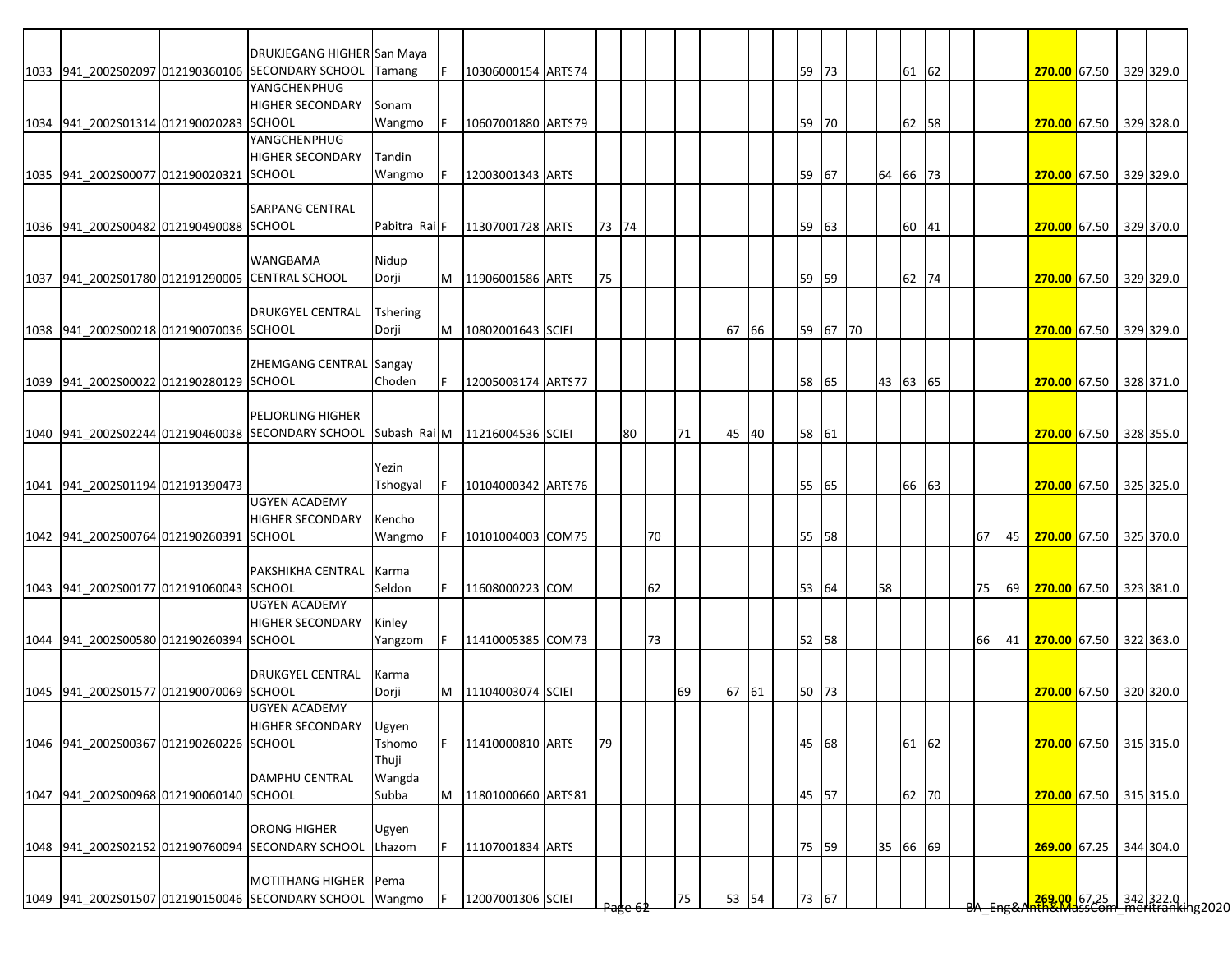| | | | | | | | | | | | | | | | | | | | | | | | | | | | | |
|---|---|---|---|---|---|---|---|---|---|---|---|---|---|---|---|---|---|---|---|---|---|---|---|---|---|---|---|---|
| 1033 | 941_2002S02097 | 012190360106 | DRUKJEGANG HIGHER SECONDARY SCHOOL | San Maya Tamang | F | 10306000154 | ARTS | 74 | | | | | | | | | 59 | 73 | | | 61 | 62 | | | | **270.00** | 67.50 | 329 | 329.0 |
| 1034 | 941_2002S01314 | 012190020283 | YANGCHENPHUG HIGHER SECONDARY SCHOOL | Sonam Wangmo | F | 10607001880 | ARTS | 79 | | | | | | | | | 59 | 70 | | | 62 | 58 | | | | **270.00** | 67.50 | 329 | 328.0 |
| 1035 | 941_2002S00077 | 012190020321 | YANGCHENPHUG HIGHER SECONDARY SCHOOL | Tandin Wangmo | F | 12003001343 | ARTS | | | | | | | | | | 59 | 67 | | 64 | 66 | 73 | | | | **270.00** | 67.50 | 329 | 329.0 |
| 1036 | 941_2002S00482 | 012190490088 | SARPANG CENTRAL SCHOOL | Pabitra Rai | F | 11307001728 | ARTS | | 73 | 74 | | | | | | | 59 | 63 | | | 60 | 41 | | | | **270.00** | 67.50 | 329 | 370.0 |
| 1037 | 941_2002S01780 | 012191290005 | WANGBAMA CENTRAL SCHOOL | Nidup Dorji | M | 11906001586 | ARTS | | 75 | | | | | | | | 59 | 59 | | | 62 | 74 | | | | **270.00** | 67.50 | 329 | 329.0 |
| 1038 | 941_2002S00218 | 012190070036 | DRUKGYEL CENTRAL SCHOOL | Tshering Dorji | M | 10802001643 | SCIE | | | | | | | 67 | 66 | | 59 | 67 | 70 | | | | | | | **270.00** | 67.50 | 329 | 329.0 |
| 1039 | 941_2002S00022 | 012190280129 | ZHEMGANG CENTRAL SCHOOL | Sangay Choden | F | 12005003174 | ARTS | 77 | | | | | | | | | 58 | 65 | | 43 | 63 | 65 | | | | **270.00** | 67.50 | 328 | 371.0 |
| 1040 | 941_2002S02244 | 012190460038 | PELJORLING HIGHER SECONDARY SCHOOL | Subash Rai | M | 11216004536 | SCIE | | | 80 | | 71 | | 45 | 40 | | 58 | 61 | | | | | | | | **270.00** | 67.50 | 328 | 355.0 |
| 1041 | 941_2002S01194 | 012191390473 | | Yezin Tshogyal | F | 10104000342 | ARTS | 76 | | | | | | | | | 55 | 65 | | | 66 | 63 | | | | **270.00** | 67.50 | 325 | 325.0 |
| 1042 | 941_2002S00764 | 012190260391 | UGYEN ACADEMY HIGHER SECONDARY SCHOOL | Kencho Wangmo | F | 10101004003 | COM | 75 | | | 70 | | | | | | 55 | 58 | | | | | | 67 | 45 | **270.00** | 67.50 | 325 | 370.0 |
| 1043 | 941_2002S00177 | 012191060043 | PAKSHIKHA CENTRAL SCHOOL | Karma Seldon | F | 11608000223 | COM | | | | 62 | | | | | | 53 | 64 | | 58 | | | | 75 | 69 | **270.00** | 67.50 | 323 | 381.0 |
| 1044 | 941_2002S00580 | 012190260394 | UGYEN ACADEMY HIGHER SECONDARY SCHOOL | Kinley Yangzom | F | 11410005385 | COM | 73 | | | 73 | | | | | | 52 | 58 | | | | | | 66 | 41 | **270.00** | 67.50 | 322 | 363.0 |
| 1045 | 941_2002S01577 | 012190070069 | DRUKGYEL CENTRAL SCHOOL | Karma Dorji | M | 11104003074 | SCIE | | | | | 69 | | 67 | 61 | | 50 | 73 | | | | | | | | **270.00** | 67.50 | 320 | 320.0 |
| 1046 | 941_2002S00367 | 012190260226 | UGYEN ACADEMY HIGHER SECONDARY SCHOOL | Ugyen Tshomo | F | 11410000810 | ARTS | | 79 | | | | | | | | 45 | 68 | | | 61 | 62 | | | | **270.00** | 67.50 | 315 | 315.0 |
| 1047 | 941_2002S00968 | 012190060140 | DAMPHU CENTRAL SCHOOL | Thuji Wangda Subba | M | 11801000660 | ARTS | 81 | | | | | | | | | 45 | 57 | | | 62 | 70 | | | | **270.00** | 67.50 | 315 | 315.0 |
| 1048 | 941_2002S02152 | 012190760094 | ORONG HIGHER SECONDARY SCHOOL | Ugyen Lhazom | F | 11107001834 | ARTS | | | | | | | | | | 75 | 59 | | 35 | 66 | 69 | | | | **269.00** | 67.25 | 344 | 304.0 |
| 1049 | 941_2002S01507 | 012190150046 | MOTITHANG HIGHER SECONDARY SCHOOL | Pema Wangmo | F | 12007001306 | SCIE | | | | | 75 | | 53 | 54 | | 73 | 67 | | | | | | | | **269.00** | 67.25 | 342 | 322.0 |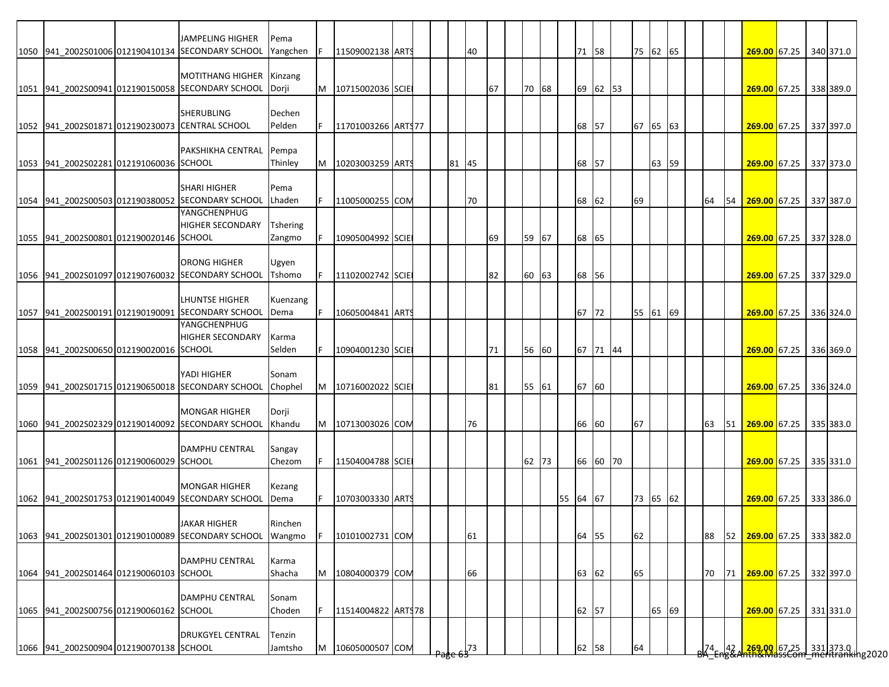| | | | | | | | | | | | | | | | | | | | | | | | | | | | | | |
|---|---|---|---|---|---|---|---|---|---|---|---|---|---|---|---|---|---|---|---|---|---|---|---|---|---|---|---|---|---|
| 1050 | 941_2002S01006 | 012190410134 | JAMPELING HIGHER SECONDARY SCHOOL | Pema Yangchen | F | 11509002138 | ARTS | | | | 40 | | | | | | 71 | 58 | | 75 | 62 | 65 | | | | 269.00 | 67.25 | 340 | 371.0 |
| 1051 | 941_2002S00941 | 012190150058 | MOTITHANG HIGHER SECONDARY SCHOOL | Kinzang Dorji | M | 10715002036 | SCIE | | | | | 67 | | 70 | 68 | | 69 | 62 | 53 | | | | | | | 269.00 | 67.25 | 338 | 389.0 |
| 1052 | 941_2002S01871 | 012190230073 | SHERUBLING CENTRAL SCHOOL | Dechen Pelden | F | 11701003266 | ARTS | 77 | | | | | | | | | 68 | 57 | | 67 | 65 | 63 | | | | 269.00 | 67.25 | 337 | 397.0 |
| 1053 | 941_2002S02281 | 012191060036 | PAKSHIKHA CENTRAL SCHOOL | Pempa Thinley | M | 10203003259 | ARTS | | | 81 | 45 | | | | | | 68 | 57 | | | 63 | 59 | | | | 269.00 | 67.25 | 337 | 373.0 |
| 1054 | 941_2002S00503 | 012190380052 | SHARI HIGHER SECONDARY SCHOOL | Pema Lhaden | F | 11005000255 | COM | | | | 70 | | | | | | 68 | 62 | | 69 | | | | 64 | 54 | 269.00 | 67.25 | 337 | 387.0 |
| 1055 | 941_2002S00801 | 012190020146 | YANGCHENPHUG HIGHER SECONDARY SCHOOL | Tshering Zangmo | F | 10905004992 | SCIE | | | | | 69 | | 59 | 67 | | 68 | 65 | | | | | | | | 269.00 | 67.25 | 337 | 328.0 |
| 1056 | 941_2002S01097 | 012190760032 | ORONG HIGHER SECONDARY SCHOOL | Ugyen Tshomo | F | 11102002742 | SCIE | | | | | 82 | | 60 | 63 | | 68 | 56 | | | | | | | | 269.00 | 67.25 | 337 | 329.0 |
| 1057 | 941_2002S00191 | 012190190091 | LHUNTSE HIGHER SECONDARY SCHOOL | Kuenzang Dema | F | 10605004841 | ARTS | | | | | | | | | | 67 | 72 | | 55 | 61 | 69 | | | | 269.00 | 67.25 | 336 | 324.0 |
| 1058 | 941_2002S00650 | 012190020016 | YANGCHENPHUG HIGHER SECONDARY SCHOOL | Karma Selden | F | 10904001230 | SCIE | | | | | 71 | | 56 | 60 | | 67 | 71 | 44 | | | | | | | 269.00 | 67.25 | 336 | 369.0 |
| 1059 | 941_2002S01715 | 012190650018 | YADI HIGHER SECONDARY SCHOOL | Sonam Chophel | M | 10716002022 | SCIE | | | | | 81 | | 55 | 61 | | 67 | 60 | | | | | | | | 269.00 | 67.25 | 336 | 324.0 |
| 1060 | 941_2002S02329 | 012190140092 | MONGAR HIGHER SECONDARY SCHOOL | Dorji Khandu | M | 10713003026 | COM | | | | 76 | | | | | | 66 | 60 | | 67 | | | | 63 | 51 | 269.00 | 67.25 | 335 | 383.0 |
| 1061 | 941_2002S01126 | 012190060029 | DAMPHU CENTRAL SCHOOL | Sangay Chezom | F | 11504004788 | SCIE | | | | | | | 62 | 73 | | 66 | 60 | 70 | | | | | | | 269.00 | 67.25 | 335 | 331.0 |
| 1062 | 941_2002S01753 | 012190140049 | MONGAR HIGHER SECONDARY SCHOOL | Kezang Dema | F | 10703003330 | ARTS | | | | | | | | | 55 | 64 | 67 | | 73 | 65 | 62 | | | | 269.00 | 67.25 | 333 | 386.0 |
| 1063 | 941_2002S01301 | 012190100089 | JAKAR HIGHER SECONDARY SCHOOL | Rinchen Wangmo | F | 10101002731 | COM | | | | 61 | | | | | | 64 | 55 | | 62 | | | | 88 | 52 | 269.00 | 67.25 | 333 | 382.0 |
| 1064 | 941_2002S01464 | 012190060103 | DAMPHU CENTRAL SCHOOL | Karma Shacha | M | 10804000379 | COM | | | | 66 | | | | | | 63 | 62 | | 65 | | | | 70 | 71 | 269.00 | 67.25 | 332 | 397.0 |
| 1065 | 941_2002S00756 | 012190060162 | DAMPHU CENTRAL SCHOOL | Sonam Choden | F | 11514004822 | ARTS | 78 | | | | | | | | | 62 | 57 | | | 65 | 69 | | | | 269.00 | 67.25 | 331 | 331.0 |
| 1066 | 941_2002S00904 | 012190070138 | DRUKGYEL CENTRAL SCHOOL | Tenzin Jamtsho | M | 10605000507 | COM | | | | 73 | | | | | | 62 | 58 | | 64 | | | | 74 | 42 | 269.00 | 67.25 | 331 | 373.0 |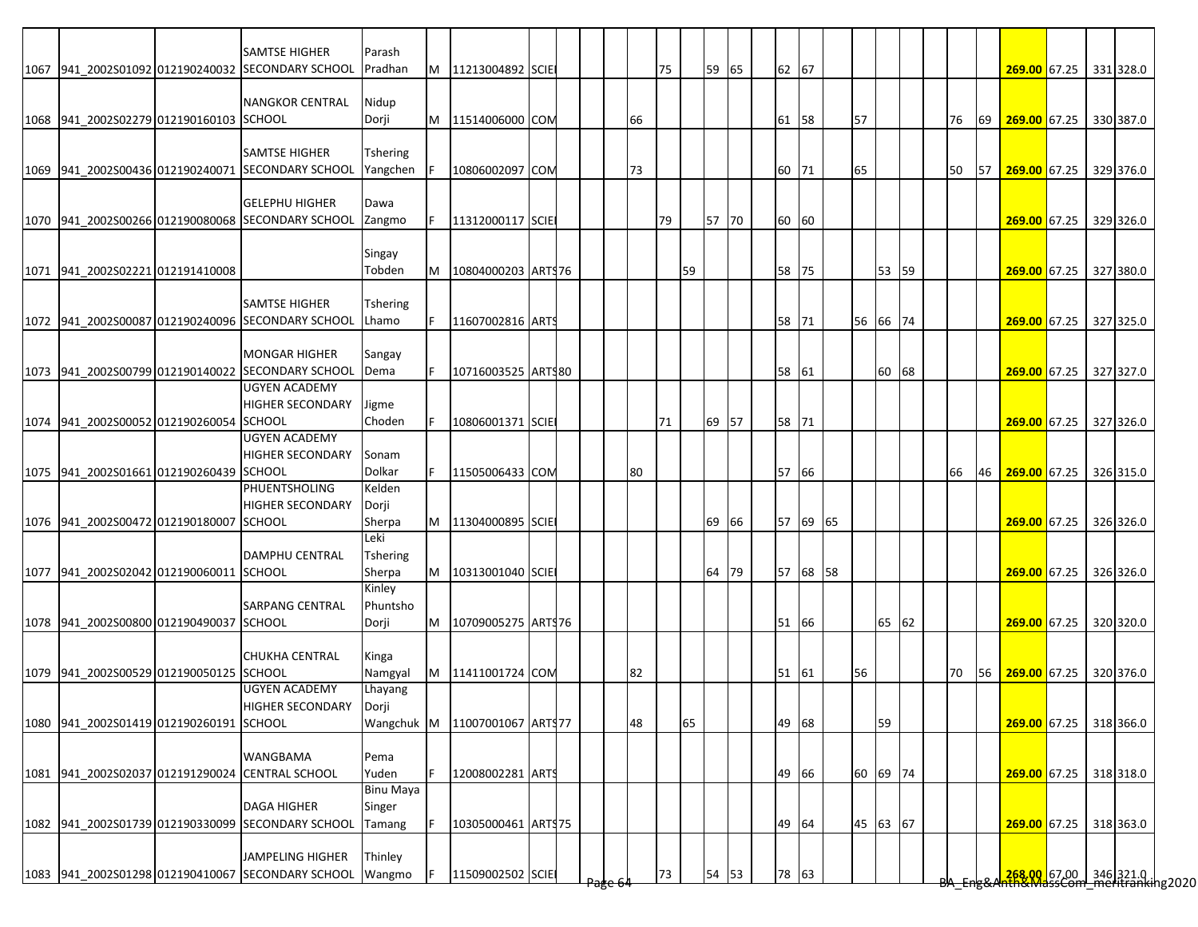| | | | | | | | | | | | | | | | | | | | | | | | | | | | | | |
|---|---|---|---|---|---|---|---|---|---|---|---|---|---|---|---|---|---|---|---|---|---|---|---|---|---|---|---|---|---|
| 1067 | 941_2002S01092 | 012190240032 | SAMTSE HIGHER SECONDARY SCHOOL | Parash Pradhan | M | 11213004892 | SCIE | | | | | 75 | | 59 | 65 | | 62 | 67 | | | | | | | | **269.00** | 67.25 | 331 | 328.0 |
| 1068 | 941_2002S02279 | 012190160103 | NANGKOR CENTRAL SCHOOL | Nidup Dorji | M | 11514006000 | COM | | | | 66 | | | | | | 61 | 58 | | 57 | | | | 76 | 69 | **269.00** | 67.25 | 330 | 387.0 |
| 1069 | 941_2002S00436 | 012190240071 | SAMTSE HIGHER SECONDARY SCHOOL | Tshering Yangchen | F | 10806002097 | COM | | | | 73 | | | | | | 60 | 71 | | 65 | | | | 50 | 57 | **269.00** | 67.25 | 329 | 376.0 |
| 1070 | 941_2002S00266 | 012190080068 | GELEPHU HIGHER SECONDARY SCHOOL | Dawa Zangmo | F | 11312000117 | SCIE | | | | | 79 | | 57 | 70 | | 60 | 60 | | | | | | | | **269.00** | 67.25 | 329 | 326.0 |
| 1071 | 941_2002S02221 | 012191410008 | | Singay Tobden | M | 10804000203 | ARTS | 76 | | | | | 59 | | | | 58 | 75 | | | 53 | 59 | | | | **269.00** | 67.25 | 327 | 380.0 |
| 1072 | 941_2002S00087 | 012190240096 | SAMTSE HIGHER SECONDARY SCHOOL | Tshering Lhamo | F | 11607002816 | ARTS | | | | | | | | | | 58 | 71 | | 56 | 66 | 74 | | | | **269.00** | 67.25 | 327 | 325.0 |
| 1073 | 941_2002S00799 | 012190140022 | MONGAR HIGHER SECONDARY SCHOOL | Sangay Dema | F | 10716003525 | ARTS | 80 | | | | | | | | | 58 | 61 | | | 60 | 68 | | | | **269.00** | 67.25 | 327 | 327.0 |
| 1074 | 941_2002S00052 | 012190260054 | UGYEN ACADEMY HIGHER SECONDARY SCHOOL | Jigme Choden | F | 10806001371 | SCIE | | | | | 71 | | 69 | 57 | | 58 | 71 | | | | | | | | **269.00** | 67.25 | 327 | 326.0 |
| 1075 | 941_2002S01661 | 012190260439 | UGYEN ACADEMY HIGHER SECONDARY SCHOOL | Sonam Dolkar | F | 11505006433 | COM | | | | 80 | | | | | | 57 | 66 | | | | | | 66 | 46 | **269.00** | 67.25 | 326 | 315.0 |
| 1076 | 941_2002S00472 | 012190180007 | PHUENTSHOLING HIGHER SECONDARY SCHOOL | Kelden Dorji Sherpa | M | 11304000895 | SCIE | | | | | | | 69 | 66 | | 57 | 69 | 65 | | | | | | | **269.00** | 67.25 | 326 | 326.0 |
| 1077 | 941_2002S02042 | 012190060011 | DAMPHU CENTRAL SCHOOL | Leki Tshering Sherpa | M | 10313001040 | SCIE | | | | | | | 64 | 79 | | 57 | 68 | 58 | | | | | | | **269.00** | 67.25 | 326 | 326.0 |
| 1078 | 941_2002S00800 | 012190490037 | SARPANG CENTRAL SCHOOL | Kinley Phuntsho Dorji | M | 10709005275 | ARTS | 76 | | | | | | | | | 51 | 66 | | | 65 | 62 | | | | **269.00** | 67.25 | 320 | 320.0 |
| 1079 | 941_2002S00529 | 012190050125 | CHUKHA CENTRAL SCHOOL | Kinga Namgyal | M | 11411001724 | COM | | | | 82 | | | | | | 51 | 61 | | 56 | | | | 70 | 56 | **269.00** | 67.25 | 320 | 376.0 |
| 1080 | 941_2002S01419 | 012190260191 | UGYEN ACADEMY HIGHER SECONDARY SCHOOL | Lhayang Dorji Wangchuk | M | 11007001067 | ARTS | 77 | | | 48 | | 65 | | | | 49 | 68 | | | 59 | | | | | **269.00** | 67.25 | 318 | 366.0 |
| 1081 | 941_2002S02037 | 012191290024 | WANGBAMA CENTRAL SCHOOL | Pema Yuden | F | 12008002281 | ARTS | | | | | | | | | | 49 | 66 | | 60 | 69 | 74 | | | | **269.00** | 67.25 | 318 | 318.0 |
| 1082 | 941_2002S01739 | 012190330099 | DAGA HIGHER SECONDARY SCHOOL | Binu Maya Singer Tamang | F | 10305000461 | ARTS | 75 | | | | | | | | | 49 | 64 | | 45 | 63 | 67 | | | | **269.00** | 67.25 | 318 | 363.0 |
| 1083 | 941_2002S01298 | 012190410067 | JAMPELING HIGHER SECONDARY SCHOOL | Thinley Wangmo | F | 11509002502 | SCIE | | | | | 73 | | 54 | 53 | | 78 | 63 | | | | | | | | **268.00** | 67.00 | 346 | 321.0 |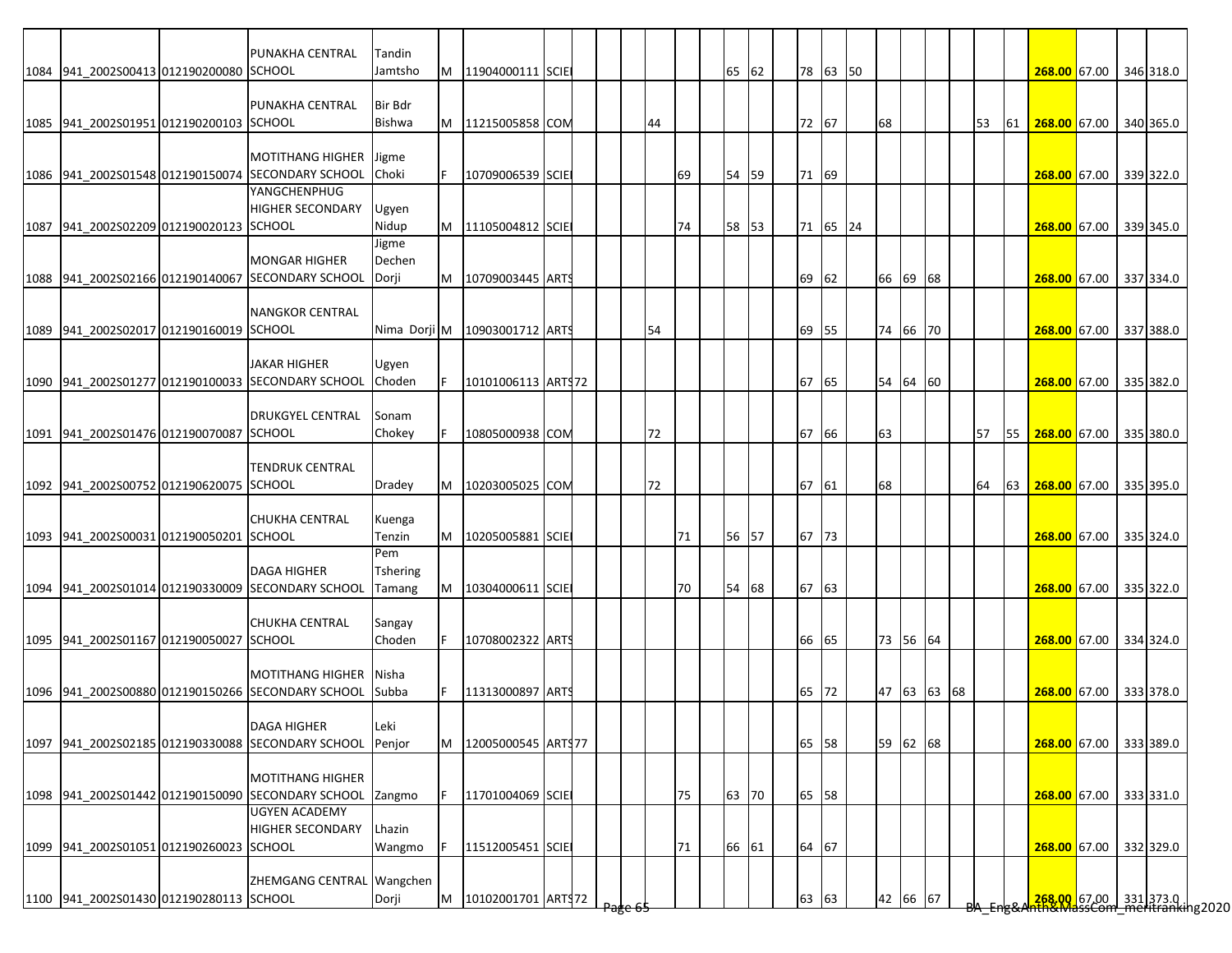| | | | | | | | | | | | | | | | | | | | | | | | | | | | | | | |
|---|---|---|---|---|---|---|---|---|---|---|---|---|---|---|---|---|---|---|---|---|---|---|---|---|---|---|---|---|---|---|
| 1084 | 941_2002S00413 | 012190200080 | PUNAKHA CENTRAL SCHOOL | Tandin Jamtsho | M | 11904000111 | SCIE | | | | | | | 65 | 62 | | 78 | 63 | 50 | | | | | | | **268.00** | 67.00 | | 346 | 318.0 |
| 1085 | 941_2002S01951 | 012190200103 | PUNAKHA CENTRAL SCHOOL | Bir Bdr Bishwa | M | 11215005858 | COM | | | | 44 | | | | | | 72 | 67 | | 68 | | | | 53 | 61 | **268.00** | 67.00 | | 340 | 365.0 |
| 1086 | 941_2002S01548 | 012190150074 | MOTITHANG HIGHER SECONDARY SCHOOL | Jigme Choki | F | 10709006539 | SCIE | | | | | 69 | | 54 | 59 | | 71 | 69 | | | | | | | | **268.00** | 67.00 | | 339 | 322.0 |
| 1087 | 941_2002S02209 | 012190020123 | YANGCHENPHUG HIGHER SECONDARY SCHOOL | Ugyen Nidup | M | 11105004812 | SCIE | | | | | 74 | | 58 | 53 | | 71 | 65 | 24 | | | | | | | **268.00** | 67.00 | | 339 | 345.0 |
| 1088 | 941_2002S02166 | 012190140067 | MONGAR HIGHER SECONDARY SCHOOL | Jigme Dechen Dorji | M | 10709003445 | ARTS | | | | | | | | | | 69 | 62 | | 66 | 69 | 68 | | | | **268.00** | 67.00 | | 337 | 334.0 |
| 1089 | 941_2002S02017 | 012190160019 | NANGKOR CENTRAL SCHOOL | Nima Dorji | M | 10903001712 | ARTS | | | | 54 | | | | | | 69 | 55 | | 74 | 66 | 70 | | | | **268.00** | 67.00 | | 337 | 388.0 |
| 1090 | 941_2002S01277 | 012190100033 | JAKAR HIGHER SECONDARY SCHOOL | Ugyen Choden | F | 10101006113 | ARTS | 72 | | | | | | | | | 67 | 65 | | 54 | 64 | 60 | | | | **268.00** | 67.00 | | 335 | 382.0 |
| 1091 | 941_2002S01476 | 012190070087 | DRUKGYEL CENTRAL SCHOOL | Sonam Chokey | F | 10805000938 | COM | | | | 72 | | | | | | 67 | 66 | | 63 | | | | 57 | 55 | **268.00** | 67.00 | | 335 | 380.0 |
| 1092 | 941_2002S00752 | 012190620075 | TENDRUK CENTRAL SCHOOL | Dradey | M | 10203005025 | COM | | | | 72 | | | | | | 67 | 61 | | 68 | | | | 64 | 63 | **268.00** | 67.00 | | 335 | 395.0 |
| 1093 | 941_2002S00031 | 012190050201 | CHUKHA CENTRAL SCHOOL | Kuenga Tenzin | M | 10205005881 | SCIE | | | | | 71 | | 56 | 57 | | 67 | 73 | | | | | | | | **268.00** | 67.00 | | 335 | 324.0 |
| 1094 | 941_2002S01014 | 012190330009 | DAGA HIGHER SECONDARY SCHOOL | Pem Tshering Tamang | M | 10304000611 | SCIE | | | | | 70 | | 54 | 68 | | 67 | 63 | | | | | | | | **268.00** | 67.00 | | 335 | 322.0 |
| 1095 | 941_2002S01167 | 012190050027 | CHUKHA CENTRAL SCHOOL | Sangay Choden | F | 10708002322 | ARTS | | | | | | | | | | 66 | 65 | | 73 | 56 | 64 | | | | **268.00** | 67.00 | | 334 | 324.0 |
| 1096 | 941_2002S00880 | 012190150266 | MOTITHANG HIGHER SECONDARY SCHOOL | Nisha Subba | F | 11313000897 | ARTS | | | | | | | | | | 65 | 72 | | 47 | 63 | 63 | 68 | | | **268.00** | 67.00 | | 333 | 378.0 |
| 1097 | 941_2002S02185 | 012190330088 | DAGA HIGHER SECONDARY SCHOOL | Leki Penjor | M | 12005000545 | ARTS | 77 | | | | | | | | | 65 | 58 | | 59 | 62 | 68 | | | | **268.00** | 67.00 | | 333 | 389.0 |
| 1098 | 941_2002S01442 | 012190150090 | MOTITHANG HIGHER SECONDARY SCHOOL | Zangmo | F | 11701004069 | SCIE | | | | | 75 | | 63 | 70 | | 65 | 58 | | | | | | | | **268.00** | 67.00 | | 333 | 331.0 |
| 1099 | 941_2002S01051 | 012190260023 | UGYEN ACADEMY HIGHER SECONDARY SCHOOL | Lhazin Wangmo | F | 11512005451 | SCIE | | | | | 71 | | 66 | 61 | | 64 | 67 | | | | | | | | **268.00** | 67.00 | | 332 | 329.0 |
| 1100 | 941_2002S01430 | 012190280113 | ZHEMGANG CENTRAL SCHOOL | Wangchen Dorji | M | 10102001701 | ARTS | 72 | | | | | | | | | 63 | 63 | | 42 | 66 | 67 | | | | **268.00** | 67.00 | | 331 | 373.0 |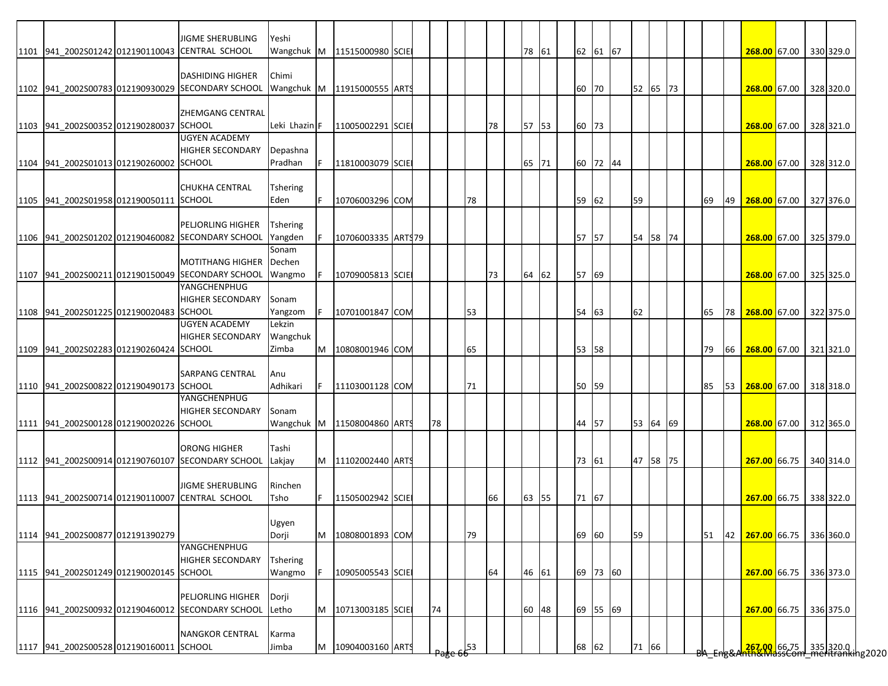| | | | | | | | | | | | | | | | | | | | | | | | | | | | | | | | |
|---|---|---|---|---|---|---|---|---|---|---|---|---|---|---|---|---|---|---|---|---|---|---|---|---|---|---|---|---|---|---|---|
| 1101 | 941_2002S01242 | 012190110043 | JIGME SHERUBLING CENTRAL SCHOOL | Yeshi Wangchuk | M | 11515000980 | SCIE | | | | | | | | 78 | 61 | | 62 | 61 | 67 | | | | | | | 268.00 | 67.00 | | 330 | 329.0 |
| 1102 | 941_2002S00783 | 012190930029 | DASHIDING HIGHER SECONDARY SCHOOL | Chimi Wangchuk | M | 11915000555 | ARTS | | | | | | | | | | | 60 | 70 | | 52 | 65 | 73 | | | | 268.00 | 67.00 | | 328 | 320.0 |
| 1103 | 941_2002S00352 | 012190280037 | ZHEMGANG CENTRAL SCHOOL | Leki Lhazin | F | 11005002291 | SCIE | | | | | | 78 | | 57 | 53 | | 60 | 73 | | | | | | | | 268.00 | 67.00 | | 328 | 321.0 |
| 1104 | 941_2002S01013 | 012190260002 | UGYEN ACADEMY HIGHER SECONDARY SCHOOL | Depashna Pradhan | F | 11810003079 | SCIE | | | | | | | | 65 | 71 | | 60 | 72 | 44 | | | | | | | 268.00 | 67.00 | | 328 | 312.0 |
| 1105 | 941_2002S01958 | 012190050111 | CHUKHA CENTRAL SCHOOL | Tshering Eden | F | 10706003296 | COM | | | | | 78 | | | | | | 59 | 62 | | 59 | | | | 69 | 49 | 268.00 | 67.00 | | 327 | 376.0 |
| 1106 | 941_2002S01202 | 012190460082 | PELJORLING HIGHER SECONDARY SCHOOL | Tshering Yangden | F | 10706003335 | ARTS | 79 | | | | | | | | | | 57 | 57 | | 54 | 58 | 74 | | | | 268.00 | 67.00 | | 325 | 379.0 |
| 1107 | 941_2002S00211 | 012190150049 | MOTITHANG HIGHER SECONDARY SCHOOL | Sonam Dechen Wangmo | F | 10709005813 | SCIE | | | | | | 73 | | 64 | 62 | | 57 | 69 | | | | | | | | 268.00 | 67.00 | | 325 | 325.0 |
| 1108 | 941_2002S01225 | 012190020483 | YANGCHENPHUG HIGHER SECONDARY SCHOOL | Sonam Yangzom | F | 10701001847 | COM | | | | | 53 | | | | | | 54 | 63 | | 62 | | | | 65 | 78 | 268.00 | 67.00 | | 322 | 375.0 |
| 1109 | 941_2002S02283 | 012190260424 | UGYEN ACADEMY HIGHER SECONDARY SCHOOL | Lekzin Wangchuk Zimba | M | 10808001946 | COM | | | | | 65 | | | | | | 53 | 58 | | | | | | 79 | 66 | 268.00 | 67.00 | | 321 | 321.0 |
| 1110 | 941_2002S00822 | 012190490173 | SARPANG CENTRAL SCHOOL | Anu Adhikari | F | 11103001128 | COM | | | | | 71 | | | | | | 50 | 59 | | | | | | 85 | 53 | 268.00 | 67.00 | | 318 | 318.0 |
| 1111 | 941_2002S00128 | 012190020226 | YANGCHENPHUG HIGHER SECONDARY SCHOOL | Sonam Wangchuk | M | 11508004860 | ARTS | | | 78 | | | | | | | | 44 | 57 | | 53 | 64 | 69 | | | | 268.00 | 67.00 | | 312 | 365.0 |
| 1112 | 941_2002S00914 | 012190760107 | ORONG HIGHER SECONDARY SCHOOL | Tashi Lakjay | M | 11102002440 | ARTS | | | | | | | | | | | 73 | 61 | | 47 | 58 | 75 | | | | 267.00 | 66.75 | | 340 | 314.0 |
| 1113 | 941_2002S00714 | 012190110007 | JIGME SHERUBLING CENTRAL SCHOOL | Rinchen Tsho | F | 11505002942 | SCIE | | | | | | 66 | | 63 | 55 | | 71 | 67 | | | | | | | | 267.00 | 66.75 | | 338 | 322.0 |
| 1114 | 941_2002S00877 | 012191390279 | | Ugyen Dorji | M | 10808001893 | COM | | | | | 79 | | | | | | 69 | 60 | | 59 | | | | 51 | 42 | 267.00 | 66.75 | | 336 | 360.0 |
| 1115 | 941_2002S01249 | 012190020145 | YANGCHENPHUG HIGHER SECONDARY SCHOOL | Tshering Wangmo | F | 10905005543 | SCIE | | | | | | 64 | | 46 | 61 | | 69 | 73 | 60 | | | | | | | 267.00 | 66.75 | | 336 | 373.0 |
| 1116 | 941_2002S00932 | 012190460012 | PELJORLING HIGHER SECONDARY SCHOOL | Dorji Letho | M | 10713003185 | SCIE | | | 74 | | | | | 60 | 48 | | 69 | 55 | 69 | | | | | | | 267.00 | 66.75 | | 336 | 375.0 |
| 1117 | 941_2002S00528 | 012190160011 | NANGKOR CENTRAL SCHOOL | Karma Jimba | M | 10904003160 | ARTS | | | | | 53 | | | | | | 68 | 62 | | 71 | 66 | | | | | 267.00 | 66.75 | | 335 | 320.0 |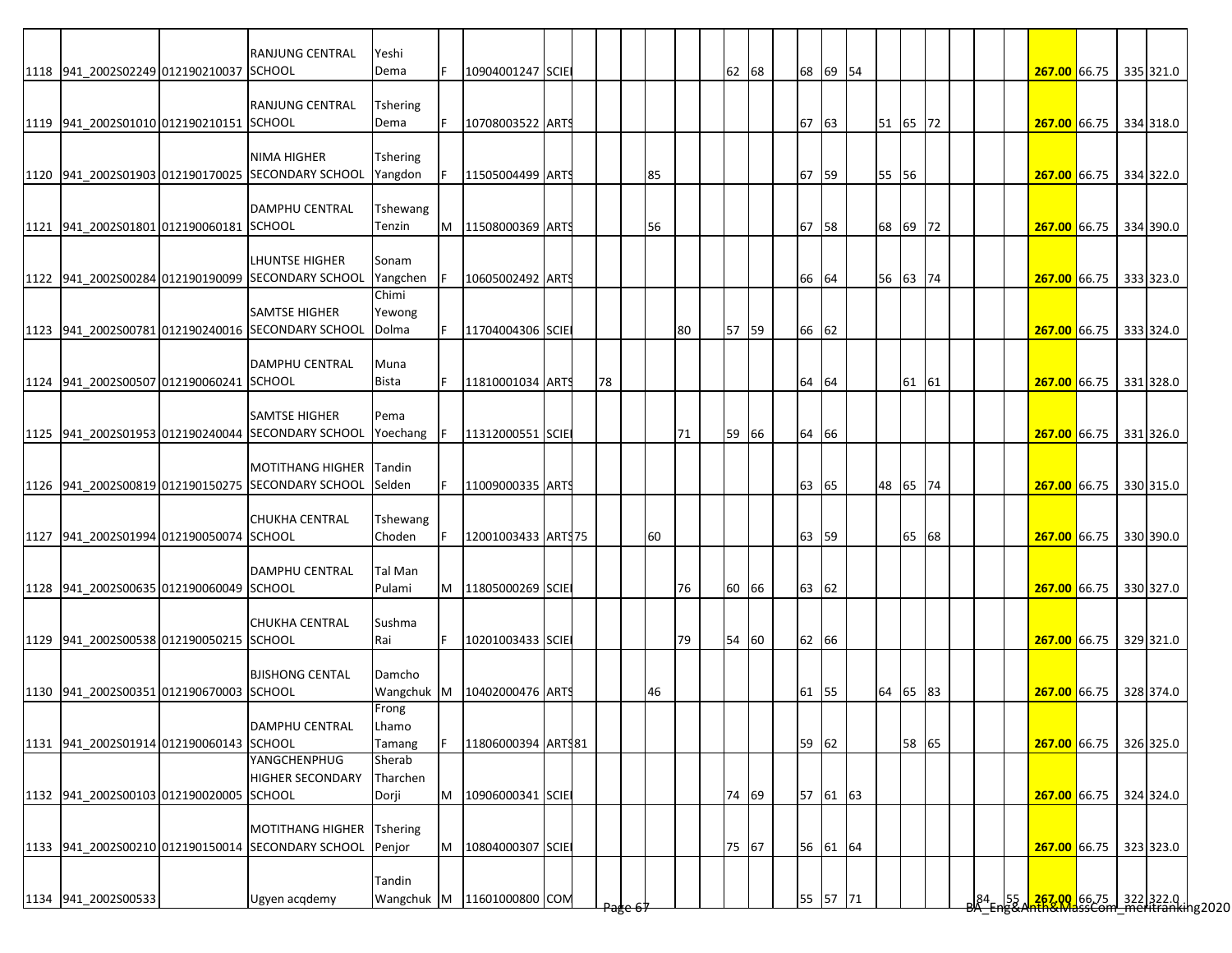| | | | | | | | | | | | | | | | | | | | | | | | | | | | | | |
|---|---|---|---|---|---|---|---|---|---|---|---|---|---|---|---|---|---|---|---|---|---|---|---|---|---|---|---|---|---|
| 1118 | 941_2002S02249 | 012190210037 | RANJUNG CENTRAL SCHOOL | Yeshi Dema | F | 10904001247 | SCIE | | | | | | | 62 | 68 | | 68 | 69 | 54 | | | | | | | **267.00** | 66.75 | 335 | 321.0 |
| 1119 | 941_2002S01010 | 012190210151 | RANJUNG CENTRAL SCHOOL | Tshering Dema | F | 10708003522 | ARTS | | | | | | | | | | 67 | 63 | | 51 | 65 | 72 | | | | **267.00** | 66.75 | 334 | 318.0 |
| 1120 | 941_2002S01903 | 012190170025 | NIMA HIGHER SECONDARY SCHOOL | Tshering Yangdon | F | 11505004499 | ARTS | | | | 85 | | | | | | 67 | 59 | | 55 | 56 | | | | | **267.00** | 66.75 | 334 | 322.0 |
| 1121 | 941_2002S01801 | 012190060181 | DAMPHU CENTRAL SCHOOL | Tshewang Tenzin | M | 11508000369 | ARTS | | | | 56 | | | | | | 67 | 58 | | 68 | 69 | 72 | | | | **267.00** | 66.75 | 334 | 390.0 |
| 1122 | 941_2002S00284 | 012190190099 | LHUNTSE HIGHER SECONDARY SCHOOL | Sonam Yangchen | F | 10605002492 | ARTS | | | | | | | | | | 66 | 64 | | 56 | 63 | 74 | | | | **267.00** | 66.75 | 333 | 323.0 |
| 1123 | 941_2002S00781 | 012190240016 | SAMTSE HIGHER SECONDARY SCHOOL | Chimi Yewong Dolma | F | 11704004306 | SCIE | | | | | 80 | | 57 | 59 | | 66 | 62 | | | | | | | | **267.00** | 66.75 | 333 | 324.0 |
| 1124 | 941_2002S00507 | 012190060241 | DAMPHU CENTRAL SCHOOL | Muna Bista | F | 11810001034 | ARTS | | 78 | | | | | | | | 64 | 64 | | | 61 | 61 | | | | **267.00** | 66.75 | 331 | 328.0 |
| 1125 | 941_2002S01953 | 012190240044 | SAMTSE HIGHER SECONDARY SCHOOL | Pema Yoechang | F | 11312000551 | SCIE | | | | | 71 | | 59 | 66 | | 64 | 66 | | | | | | | | **267.00** | 66.75 | 331 | 326.0 |
| 1126 | 941_2002S00819 | 012190150275 | MOTITHANG HIGHER SECONDARY SCHOOL | Tandin Selden | F | 11009000335 | ARTS | | | | | | | | | | 63 | 65 | | 48 | 65 | 74 | | | | **267.00** | 66.75 | 330 | 315.0 |
| 1127 | 941_2002S01994 | 012190050074 | CHUKHA CENTRAL SCHOOL | Tshewang Choden | F | 12001003433 | ARTS | 75 | | | 60 | | | | | | 63 | 59 | | | 65 | 68 | | | | **267.00** | 66.75 | 330 | 390.0 |
| 1128 | 941_2002S00635 | 012190060049 | DAMPHU CENTRAL SCHOOL | Tal Man Pulami | M | 11805000269 | SCIE | | | | | 76 | | 60 | 66 | | 63 | 62 | | | | | | | | **267.00** | 66.75 | 330 | 327.0 |
| 1129 | 941_2002S00538 | 012190050215 | CHUKHA CENTRAL SCHOOL | Sushma Rai | F | 10201003433 | SCIE | | | | | 79 | | 54 | 60 | | 62 | 66 | | | | | | | | **267.00** | 66.75 | 329 | 321.0 |
| 1130 | 941_2002S00351 | 012190670003 | BJISHONG CENTAL SCHOOL | Damcho Wangchuk | M | 10402000476 | ARTS | | | | 46 | | | | | | 61 | 55 | | 64 | 65 | 83 | | | | **267.00** | 66.75 | 328 | 374.0 |
| 1131 | 941_2002S01914 | 012190060143 | DAMPHU CENTRAL SCHOOL | Frong Lhamo Tamang | F | 11806000394 | ARTS | 81 | | | | | | | | | 59 | 62 | | | 58 | 65 | | | | **267.00** | 66.75 | 326 | 325.0 |
| 1132 | 941_2002S00103 | 012190020005 | YANGCHENPHUG HIGHER SECONDARY SCHOOL | Sherab Tharchen Dorji | M | 10906000341 | SCIE | | | | | | | 74 | 69 | | 57 | 61 | 63 | | | | | | | **267.00** | 66.75 | 324 | 324.0 |
| 1133 | 941_2002S00210 | 012190150014 | MOTITHANG HIGHER SECONDARY SCHOOL | Tshering Penjor | M | 10804000307 | SCIE | | | | | | | 75 | 67 | | 56 | 61 | 64 | | | | | | | **267.00** | 66.75 | 323 | 323.0 |
| 1134 | 941_2002S00533 | | Ugyen acqdemy | Tandin Wangchuk | M | 11601000800 | COM | | | | | | | | | | 55 | 57 | 71 | | | | | 84 | 55 | **267.00** | 66.75 | 322 | 322.0 |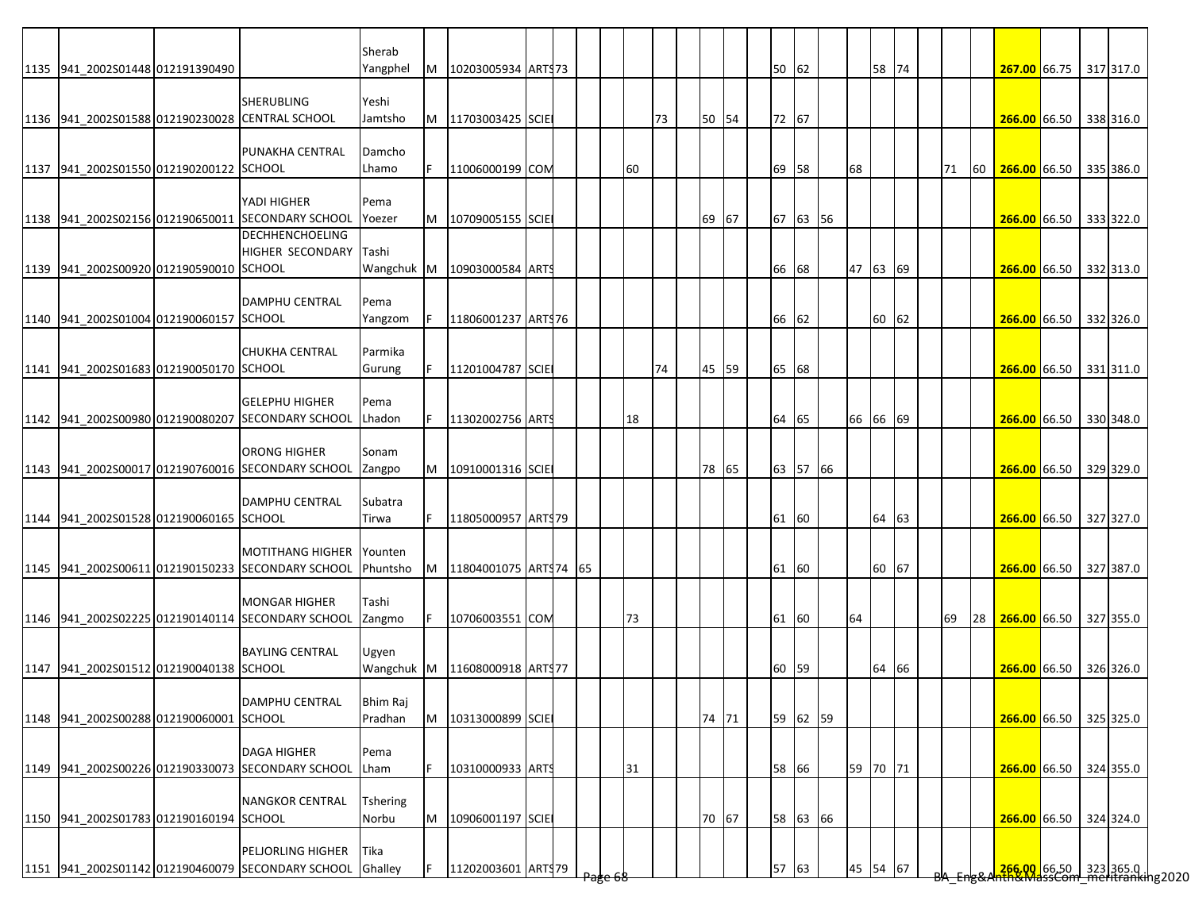| | | | | | | | | | | | | | | | | | | | | | | | | | | | | | | |
|---|---|---|---|---|---|---|---|---|---|---|---|---|---|---|---|---|---|---|---|---|---|---|---|---|---|---|---|---|---|---|
| 1135 | 941_2002S01448 | 012191390490 | | Sherab Yangphel | M | 10203005934 | ARTS | 73 | | | | | | | | | 50 | 62 | | | 58 | 74 | | | | 267.00 | 66.75 | | 317 | 317.0 |
| 1136 | 941_2002S01588 | 012190230028 | SHERUBLING CENTRAL SCHOOL | Yeshi Jamtsho | M | 11703003425 | SCIE | | | | | 73 | | 50 | 54 | | 72 | 67 | | | | | | | | 266.00 | 66.50 | | 338 | 316.0 |
| 1137 | 941_2002S01550 | 012190200122 | PUNAKHA CENTRAL SCHOOL | Damcho Lhamo | F | 11006000199 | COM | | | | 60 | | | | | | 69 | 58 | | 68 | | | | 71 | 60 | 266.00 | 66.50 | | 335 | 386.0 |
| 1138 | 941_2002S02156 | 012190650011 | YADI HIGHER SECONDARY SCHOOL | Pema Yoezer | M | 10709005155 | SCIE | | | | | | | 69 | 67 | | 67 | 63 | 56 | | | | | | | 266.00 | 66.50 | | 333 | 322.0 |
| 1139 | 941_2002S00920 | 012190590010 | DECHHENCHOELING HIGHER SECONDARY SCHOOL | Tashi Wangchuk | M | 10903000584 | ARTS | | | | | | | | | | 66 | 68 | | 47 | 63 | 69 | | | | 266.00 | 66.50 | | 332 | 313.0 |
| 1140 | 941_2002S01004 | 012190060157 | DAMPHU CENTRAL SCHOOL | Pema Yangzom | F | 11806001237 | ARTS | 76 | | | | | | | | | 66 | 62 | | | 60 | 62 | | | | 266.00 | 66.50 | | 332 | 326.0 |
| 1141 | 941_2002S01683 | 012190050170 | CHUKHA CENTRAL SCHOOL | Parmika Gurung | F | 11201004787 | SCIE | | | | | 74 | | 45 | 59 | | 65 | 68 | | | | | | | | 266.00 | 66.50 | | 331 | 311.0 |
| 1142 | 941_2002S00980 | 012190080207 | GELEPHU HIGHER SECONDARY SCHOOL | Pema Lhadon | F | 11302002756 | ARTS | | | | 18 | | | | | | 64 | 65 | | 66 | 66 | 69 | | | | 266.00 | 66.50 | | 330 | 348.0 |
| 1143 | 941_2002S00017 | 012190760016 | ORONG HIGHER SECONDARY SCHOOL | Sonam Zangpo | M | 10910001316 | SCIE | | | | | | | 78 | 65 | | 63 | 57 | 66 | | | | | | | 266.00 | 66.50 | | 329 | 329.0 |
| 1144 | 941_2002S01528 | 012190060165 | DAMPHU CENTRAL SCHOOL | Subatra Tirwa | F | 11805000957 | ARTS | 79 | | | | | | | | | 61 | 60 | | | 64 | 63 | | | | 266.00 | 66.50 | | 327 | 327.0 |
| 1145 | 941_2002S00611 | 012190150233 | MOTITHANG HIGHER SECONDARY SCHOOL | Younten Phuntsho | M | 11804001075 | ARTS | 74 | 65 | | | | | | | | 61 | 60 | | | 60 | 67 | | | | 266.00 | 66.50 | | 327 | 387.0 |
| 1146 | 941_2002S02225 | 012190140114 | MONGAR HIGHER SECONDARY SCHOOL | Tashi Zangmo | F | 10706003551 | COM | | | | 73 | | | | | | 61 | 60 | | 64 | | | | 69 | 28 | 266.00 | 66.50 | | 327 | 355.0 |
| 1147 | 941_2002S01512 | 012190040138 | BAYLING CENTRAL SCHOOL | Ugyen Wangchuk | M | 11608000918 | ARTS | 77 | | | | | | | | | 60 | 59 | | | 64 | 66 | | | | 266.00 | 66.50 | | 326 | 326.0 |
| 1148 | 941_2002S00288 | 012190060001 | DAMPHU CENTRAL SCHOOL | Bhim Raj Pradhan | M | 10313000899 | SCIE | | | | | | | 74 | 71 | | 59 | 62 | 59 | | | | | | | 266.00 | 66.50 | | 325 | 325.0 |
| 1149 | 941_2002S00226 | 012190330073 | DAGA HIGHER SECONDARY SCHOOL | Pema Lham | F | 10310000933 | ARTS | | | | 31 | | | | | | 58 | 66 | | 59 | 70 | 71 | | | | 266.00 | 66.50 | | 324 | 355.0 |
| 1150 | 941_2002S01783 | 012190160194 | NANGKOR CENTRAL SCHOOL | Tshering Norbu | M | 10906001197 | SCIE | | | | | | | 70 | 67 | | 58 | 63 | 66 | | | | | | | 266.00 | 66.50 | | 324 | 324.0 |
| 1151 | 941_2002S01142 | 012190460079 | PELJORLING HIGHER SECONDARY SCHOOL | Tika Ghalley | F | 11202003601 | ARTS | 79 | | | | | | | | | 57 | 63 | | 45 | 54 | 67 | | | | 266.00 | 66.50 | | 323 | 365.0 |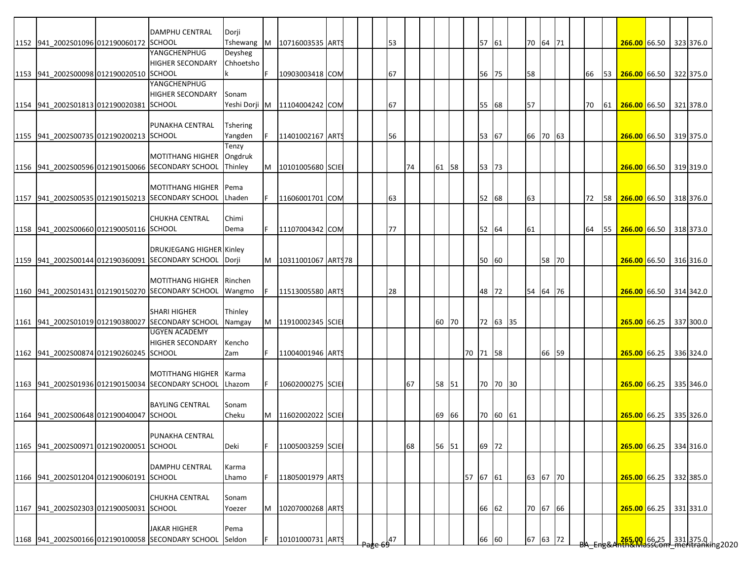| | | | | | | | | | | | | | | | | | | | | | | | | | | | | | |
|---|---|---|---|---|---|---|---|---|---|---|---|---|---|---|---|---|---|---|---|---|---|---|---|---|---|---|---|---|---|
| 1152 | 941_2002S01096 | 012190060172 | DAMPHU CENTRAL SCHOOL | Dorji Tshewang | M | 10716003535 | ARTS | | | | 53 | | | | | | 57 | 61 | | 70 | 64 | 71 | | | | **266.00** | 66.50 | 323 | 376.0 |
| 1153 | 941_2002S00098 | 012190020510 | YANGCHENPHUG HIGHER SECONDARY SCHOOL | Deysheg Chhoetshok | F | 10903003418 | COM | | | | 67 | | | | | | 56 | 75 | | 58 | | | | 66 | 53 | **266.00** | 66.50 | 322 | 375.0 |
| 1154 | 941_2002S01813 | 012190020381 | YANGCHENPHUG HIGHER SECONDARY SCHOOL | Sonam Yeshi Dorji | M | 11104004242 | COM | | | | 67 | | | | | | 55 | 68 | | 57 | | | | 70 | 61 | **266.00** | 66.50 | 321 | 378.0 |
| 1155 | 941_2002S00735 | 012190200213 | PUNAKHA CENTRAL SCHOOL | Tshering Yangden | F | 11401002167 | ARTS | | | | 56 | | | | | | 53 | 67 | | 66 | 70 | 63 | | | | **266.00** | 66.50 | 319 | 375.0 |
| 1156 | 941_2002S00596 | 012190150066 | MOTITHANG HIGHER SECONDARY SCHOOL | Tenzy Ongdruk Thinley | M | 10101005680 | SCIE | | | | | 74 | | 61 | 58 | | 53 | 73 | | | | | | | | **266.00** | 66.50 | 319 | 319.0 |
| 1157 | 941_2002S00535 | 012190150213 | MOTITHANG HIGHER SECONDARY SCHOOL | Pema Lhaden | F | 11606001701 | COM | | | | 63 | | | | | | 52 | 68 | | 63 | | | | 72 | 58 | **266.00** | 66.50 | 318 | 376.0 |
| 1158 | 941_2002S00660 | 012190050116 | CHUKHA CENTRAL SCHOOL | Chimi Dema | F | 11107004342 | COM | | | | 77 | | | | | | 52 | 64 | | 61 | | | | 64 | 55 | **266.00** | 66.50 | 318 | 373.0 |
| 1159 | 941_2002S00144 | 012190360091 | DRUKJEGANG HIGHER SECONDARY SCHOOL | Kinley Dorji | M | 10311001067 | ARTS | 78 | | | | | | | | | 50 | 60 | | | 58 | 70 | | | | **266.00** | 66.50 | 316 | 316.0 |
| 1160 | 941_2002S01431 | 012190150270 | MOTITHANG HIGHER SECONDARY SCHOOL | Rinchen Wangmo | F | 11513005580 | ARTS | | | | 28 | | | | | | 48 | 72 | | 54 | 64 | 76 | | | | **266.00** | 66.50 | 314 | 342.0 |
| 1161 | 941_2002S01019 | 012190380027 | SHARI HIGHER SECONDARY SCHOOL | Thinley Namgay | M | 11910002345 | SCIE | | | | | | | 60 | 70 | | 72 | 63 | 35 | | | | | | | **265.00** | 66.25 | 337 | 300.0 |
| 1162 | 941_2002S00874 | 012190260245 | UGYEN ACADEMY HIGHER SECONDARY SCHOOL | Kencho Zam | F | 11004001946 | ARTS | | | | | | | | | 70 | 71 | 58 | | | 66 | 59 | | | | **265.00** | 66.25 | 336 | 324.0 |
| 1163 | 941_2002S01936 | 012190150034 | MOTITHANG HIGHER SECONDARY SCHOOL | Karma Lhazom | F | 10602000275 | SCIE | | | | | 67 | | 58 | 51 | | 70 | 70 | 30 | | | | | | | **265.00** | 66.25 | 335 | 346.0 |
| 1164 | 941_2002S00648 | 012190040047 | BAYLING CENTRAL SCHOOL | Sonam Cheku | M | 11602002022 | SCIE | | | | | | | 69 | 66 | | 70 | 60 | 61 | | | | | | | **265.00** | 66.25 | 335 | 326.0 |
| 1165 | 941_2002S00971 | 012190200051 | PUNAKHA CENTRAL SCHOOL | Deki | F | 11005003259 | SCIE | | | | | 68 | | 56 | 51 | | 69 | 72 | | | | | | | | **265.00** | 66.25 | 334 | 316.0 |
| 1166 | 941_2002S01204 | 012190060191 | DAMPHU CENTRAL SCHOOL | Karma Lhamo | F | 11805001979 | ARTS | | | | | | | | | 57 | 67 | 61 | | 63 | 67 | 70 | | | | **265.00** | 66.25 | 332 | 385.0 |
| 1167 | 941_2002S02303 | 012190050031 | CHUKHA CENTRAL SCHOOL | Sonam Yoezer | M | 10207000268 | ARTS | | | | | | | | | | 66 | 62 | | 70 | 67 | 66 | | | | **265.00** | 66.25 | 331 | 331.0 |
| 1168 | 941_2002S00166 | 012190100058 | JAKAR HIGHER SECONDARY SCHOOL | Pema Seldon | F | 10101000731 | ARTS | | | | 47 | | | | | | 66 | 60 | | 67 | 63 | 72 | | | | **265.00** | 66.25 | 331 | 375.0 |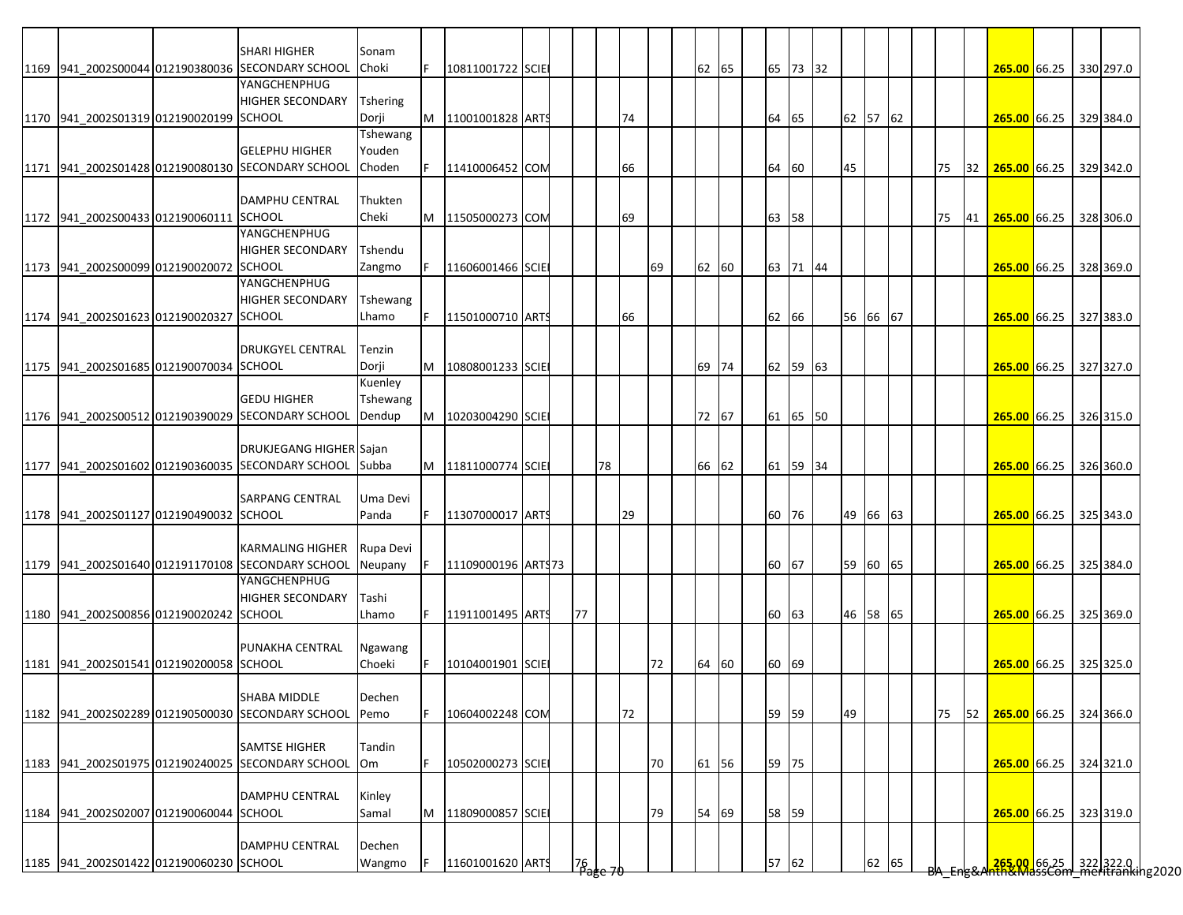| | | | | | | | | | | | | | | | | | | | | | | | | | | | | | |
|---|---|---|---|---|---|---|---|---|---|---|---|---|---|---|---|---|---|---|---|---|---|---|---|---|---|---|---|---|---|
| 1169 | 941_2002S00044 | 012190380036 | SHARI HIGHER SECONDARY SCHOOL | Sonam Choki | F | 10811001722 | SCIE | | | | | | | 62 | 65 | | 65 | 73 | 32 | | | | | | | 265.00 | 66.25 | 330 | 297.0 |
| 1170 | 941_2002S01319 | 012190020199 | YANGCHENPHUG HIGHER SECONDARY SCHOOL | Tshering Dorji | M | 11001001828 | ARTS | | | | 74 | | | | | | 64 | 65 | | 62 | 57 | 62 | | | | 265.00 | 66.25 | 329 | 384.0 |
| 1171 | 941_2002S01428 | 012190080130 | GELEPHU HIGHER SECONDARY SCHOOL | Tshewang Youden Choden | F | 11410006452 | COM | | | | 66 | | | | | | 64 | 60 | | 45 | | | | 75 | 32 | 265.00 | 66.25 | 329 | 342.0 |
| 1172 | 941_2002S00433 | 012190060111 | DAMPHU CENTRAL SCHOOL | Thukten Cheki | M | 11505000273 | COM | | | | 69 | | | | | | 63 | 58 | | | | | | 75 | 41 | 265.00 | 66.25 | 328 | 306.0 |
| 1173 | 941_2002S00099 | 012190020072 | YANGCHENPHUG HIGHER SECONDARY SCHOOL | Tshendu Zangmo | F | 11606001466 | SCIE | | | | | 69 | | 62 | 60 | | 63 | 71 | 44 | | | | | | | 265.00 | 66.25 | 328 | 369.0 |
| 1174 | 941_2002S01623 | 012190020327 | YANGCHENPHUG HIGHER SECONDARY SCHOOL | Tshewang Lhamo | F | 11501000710 | ARTS | | | | 66 | | | | | | 62 | 66 | | 56 | 66 | 67 | | | | 265.00 | 66.25 | 327 | 383.0 |
| 1175 | 941_2002S01685 | 012190070034 | DRUKGYEL CENTRAL SCHOOL | Tenzin Dorji | M | 10808001233 | SCIE | | | | | | | 69 | 74 | | 62 | 59 | 63 | | | | | | | 265.00 | 66.25 | 327 | 327.0 |
| 1176 | 941_2002S00512 | 012190390029 | GEDU HIGHER SECONDARY SCHOOL | Kuenley Tshewang Dendup | M | 10203004290 | SCIE | | | | | | | 72 | 67 | | 61 | 65 | 50 | | | | | | | 265.00 | 66.25 | 326 | 315.0 |
| 1177 | 941_2002S01602 | 012190360035 | DRUKJEGANG HIGHER SECONDARY SCHOOL | Sajan Subba | M | 11811000774 | SCIE | | | 78 | | | | 66 | 62 | | 61 | 59 | 34 | | | | | | | 265.00 | 66.25 | 326 | 360.0 |
| 1178 | 941_2002S01127 | 012190490032 | SARPANG CENTRAL SCHOOL | Uma Devi Panda | F | 11307000017 | ARTS | | | | 29 | | | | | | 60 | 76 | | 49 | 66 | 63 | | | | 265.00 | 66.25 | 325 | 343.0 |
| 1179 | 941_2002S01640 | 012191170108 | KARMALING HIGHER SECONDARY SCHOOL | Rupa Devi Neupany | F | 11109000196 | ARTS | 73 | | | | | | | | | 60 | 67 | | 59 | 60 | 65 | | | | 265.00 | 66.25 | 325 | 384.0 |
| 1180 | 941_2002S00856 | 012190020242 | YANGCHENPHUG HIGHER SECONDARY SCHOOL | Tashi Lhamo | F | 11911001495 | ARTS | | 77 | | | | | | | | 60 | 63 | | 46 | 58 | 65 | | | | 265.00 | 66.25 | 325 | 369.0 |
| 1181 | 941_2002S01541 | 012190200058 | PUNAKHA CENTRAL SCHOOL | Ngawang Choeki | F | 10104001901 | SCIE | | | | | 72 | | 64 | 60 | | 60 | 69 | | | | | | | | 265.00 | 66.25 | 325 | 325.0 |
| 1182 | 941_2002S02289 | 012190500030 | SHABA MIDDLE SECONDARY SCHOOL | Dechen Pemo | F | 10604002248 | COM | | | | 72 | | | | | | 59 | 59 | | 49 | | | | 75 | 52 | 265.00 | 66.25 | 324 | 366.0 |
| 1183 | 941_2002S01975 | 012190240025 | SAMTSE HIGHER SECONDARY SCHOOL | Tandin Om | F | 10502000273 | SCIE | | | | | 70 | | 61 | 56 | | 59 | 75 | | | | | | | | 265.00 | 66.25 | 324 | 321.0 |
| 1184 | 941_2002S02007 | 012190060044 | DAMPHU CENTRAL SCHOOL | Kinley Samal | M | 11809000857 | SCIE | | | | | 79 | | 54 | 69 | | 58 | 59 | | | | | | | | 265.00 | 66.25 | 323 | 319.0 |
| 1185 | 941_2002S01422 | 012190060230 | DAMPHU CENTRAL SCHOOL | Dechen Wangmo | F | 11601001620 | ARTS | | 76 | | | | | | | | 57 | 62 | | | 62 | 65 | | | | 265.00 | 66.25 | 322 | 322.0 |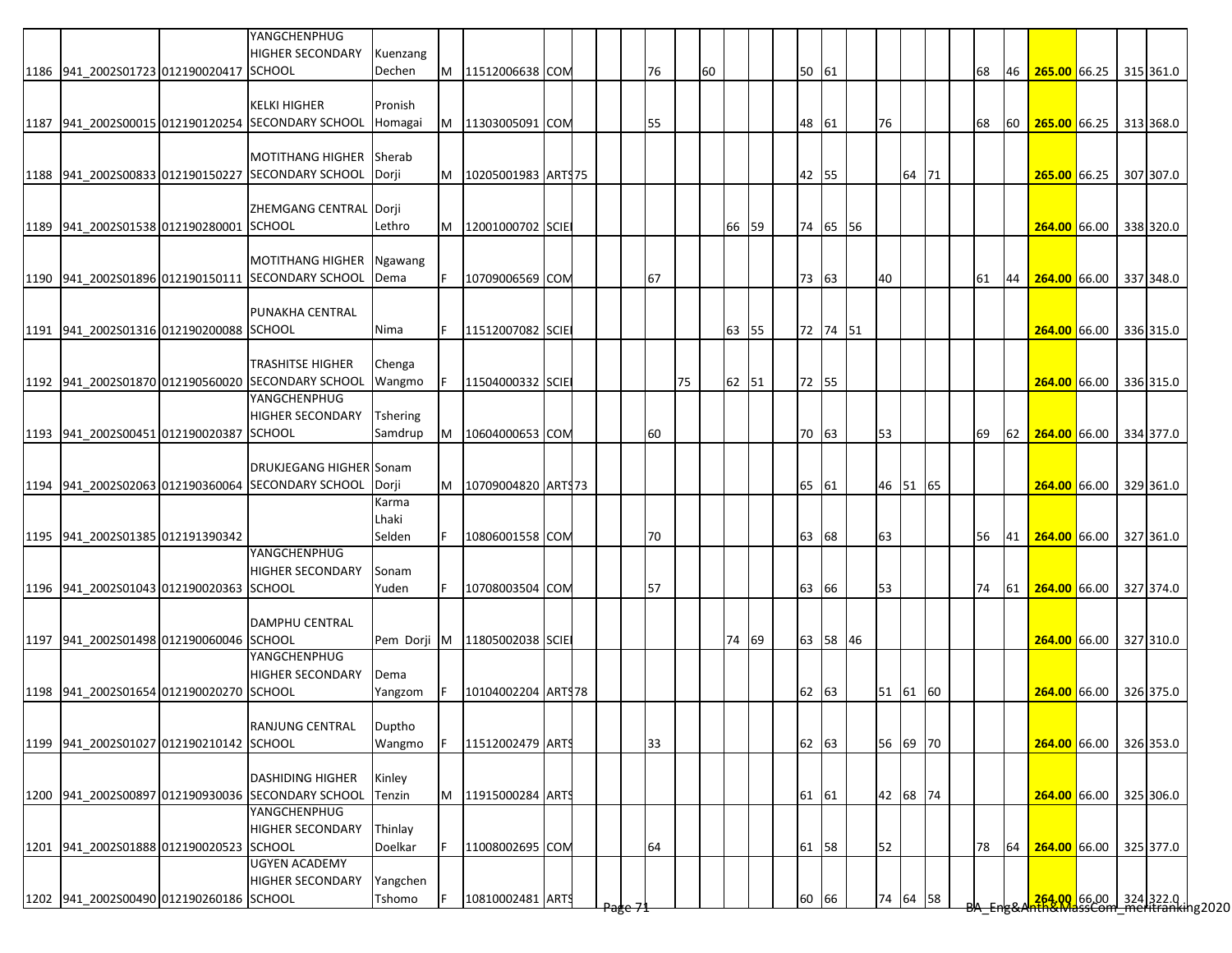| | | | | | | | | | | | | | | | | | | | | | | | | | | | | | |
|---|---|---|---|---|---|---|---|---|---|---|---|---|---|---|---|---|---|---|---|---|---|---|---|---|---|---|---|---|---|
| 1186 | 941_2002S01723 | 012190020417 | YANGCHENPHUG HIGHER SECONDARY SCHOOL | Kuenzang Dechen | M | 11512006638 | COM | | | | 76 | | 60 | | | | 50 | 61 | | | | | | 68 | 46 | 265.00 | 66.25 | | 315 | 361.0 |
| 1187 | 941_2002S00015 | 012190120254 | KELKI HIGHER SECONDARY SCHOOL | Pronish Homagai | M | 11303005091 | COM | | | | 55 | | | | | | 48 | 61 | | 76 | | | | 68 | 60 | 265.00 | 66.25 | | 313 | 368.0 |
| 1188 | 941_2002S00833 | 012190150227 | MOTITHANG HIGHER SECONDARY SCHOOL | Sherab Dorji | M | 10205001983 | ARTS | 75 | | | | | | | | | 42 | 55 | | | 64 | 71 | | | | 265.00 | 66.25 | | 307 | 307.0 |
| 1189 | 941_2002S01538 | 012190280001 | ZHEMGANG CENTRAL SCHOOL | Dorji Lethro | M | 12001000702 | SCIE | | | | | | | 66 | 59 | | 74 | 65 | 56 | | | | | | | 264.00 | 66.00 | | 338 | 320.0 |
| 1190 | 941_2002S01896 | 012190150111 | MOTITHANG HIGHER SECONDARY SCHOOL | Ngawang Dema | F | 10709006569 | COM | | | | 67 | | | | | | 73 | 63 | | 40 | | | | 61 | 44 | 264.00 | 66.00 | | 337 | 348.0 |
| 1191 | 941_2002S01316 | 012190200088 | PUNAKHA CENTRAL SCHOOL | Nima | F | 11512007082 | SCIE | | | | | | | 63 | 55 | | 72 | 74 | 51 | | | | | | | 264.00 | 66.00 | | 336 | 315.0 |
| 1192 | 941_2002S01870 | 012190560020 | TRASHITSE HIGHER SECONDARY SCHOOL | Chenga Wangmo | F | 11504000332 | SCIE | | | | | 75 | | 62 | 51 | | 72 | 55 | | | | | | | | 264.00 | 66.00 | | 336 | 315.0 |
| 1193 | 941_2002S00451 | 012190020387 | YANGCHENPHUG HIGHER SECONDARY SCHOOL | Tshering Samdrup | M | 10604000653 | COM | | | | 60 | | | | | | 70 | 63 | | 53 | | | | 69 | 62 | 264.00 | 66.00 | | 334 | 377.0 |
| 1194 | 941_2002S02063 | 012190360064 | DRUKJEGANG HIGHER SECONDARY SCHOOL | Sonam Dorji | M | 10709004820 | ARTS | 73 | | | | | | | | | 65 | 61 | | 46 | 51 | 65 | | | | 264.00 | 66.00 | | 329 | 361.0 |
| 1195 | 941_2002S01385 | 012191390342 | | Karma Lhaki Selden | F | 10806001558 | COM | | | | 70 | | | | | | 63 | 68 | | 63 | | | | 56 | 41 | 264.00 | 66.00 | | 327 | 361.0 |
| 1196 | 941_2002S01043 | 012190020363 | YANGCHENPHUG HIGHER SECONDARY SCHOOL | Sonam Yuden | F | 10708003504 | COM | | | | 57 | | | | | | 63 | 66 | | 53 | | | | 74 | 61 | 264.00 | 66.00 | | 327 | 374.0 |
| 1197 | 941_2002S01498 | 012190060046 | DAMPHU CENTRAL SCHOOL | Pem Dorji | M | 11805002038 | SCIE | | | | | | | 74 | 69 | | 63 | 58 | 46 | | | | | | | 264.00 | 66.00 | | 327 | 310.0 |
| 1198 | 941_2002S01654 | 012190020270 | YANGCHENPHUG HIGHER SECONDARY SCHOOL | Dema Yangzom | F | 10104002204 | ARTS | 78 | | | | | | | | | 62 | 63 | | 51 | 61 | 60 | | | | 264.00 | 66.00 | | 326 | 375.0 |
| 1199 | 941_2002S01027 | 012190210142 | RANJUNG CENTRAL SCHOOL | Duptho Wangmo | F | 11512002479 | ARTS | | | | 33 | | | | | | 62 | 63 | | 56 | 69 | 70 | | | | 264.00 | 66.00 | | 326 | 353.0 |
| 1200 | 941_2002S00897 | 012190930036 | DASHIDING HIGHER SECONDARY SCHOOL | Kinley Tenzin | M | 11915000284 | ARTS | | | | | | | | | | 61 | 61 | | 42 | 68 | 74 | | | | 264.00 | 66.00 | | 325 | 306.0 |
| 1201 | 941_2002S01888 | 012190020523 | YANGCHENPHUG HIGHER SECONDARY SCHOOL | Thinlay Doelkar | F | 11008002695 | COM | | | | 64 | | | | | | 61 | 58 | | 52 | | | | 78 | 64 | 264.00 | 66.00 | | 325 | 377.0 |
| 1202 | 941_2002S00490 | 012190260186 | UGYEN ACADEMY HIGHER SECONDARY SCHOOL | Yangchen Tshomo | F | 10810002481 | ARTS | | | | | | | | | | 60 | 66 | | 74 | 64 | 58 | | | | 264.00 | 66.00 | | 324 | 322.0 |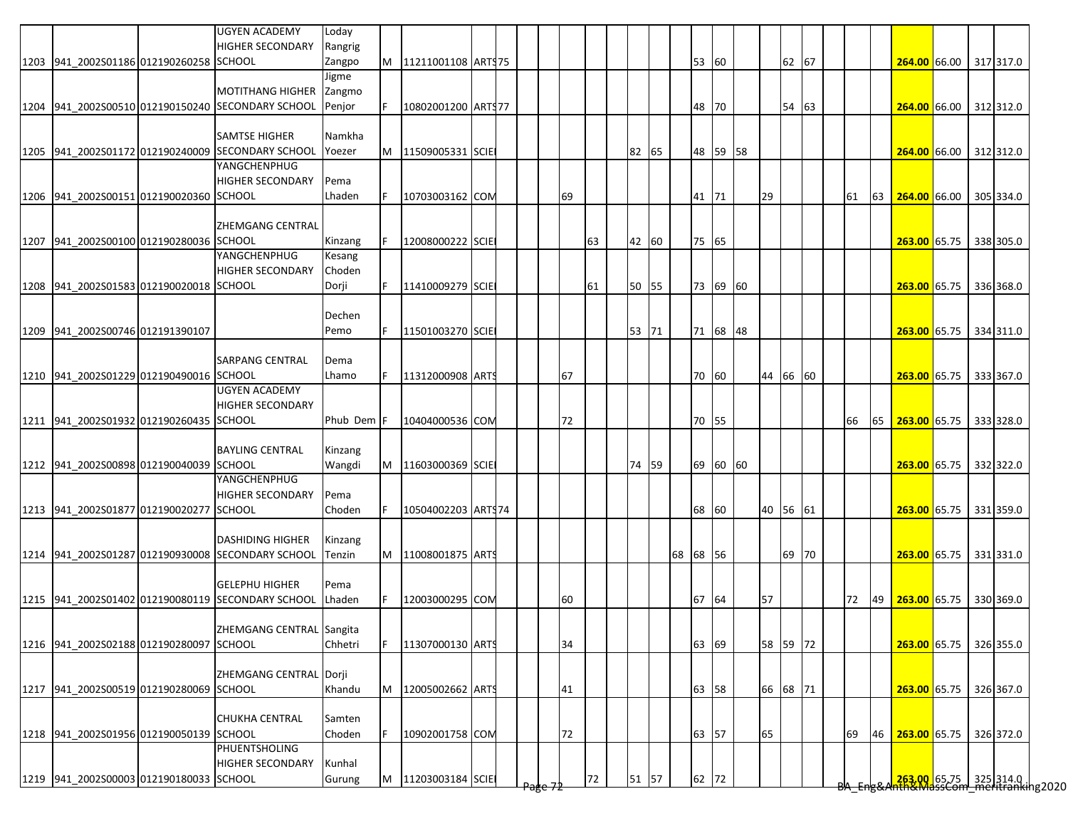| | | | | | | | | | | | | | | | | | | | | | | | | | | | |
|---|---|---|---|---|---|---|---|---|---|---|---|---|---|---|---|---|---|---|---|---|---|---|---|---|---|---|---|
| 1203 | 941_2002S01186 | 012190260258 | UGYEN ACADEMY HIGHER SECONDARY SCHOOL | Loday Rangrig Zangpo | M | 11211001108 | ARTS | 75 | | | | | | | | | 53 | 60 | | | 62 | 67 | | | | **264.00** | 66.00 | 317 | 317.0 |
| 1204 | 941_2002S00510 | 012190150240 | MOTITHANG HIGHER SECONDARY SCHOOL | Jigme Zangmo Penjor | F | 10802001200 | ARTS | 77 | | | | | | | | | 48 | 70 | | | 54 | 63 | | | | **264.00** | 66.00 | 312 | 312.0 |
| 1205 | 941_2002S01172 | 012190240009 | SAMTSE HIGHER SECONDARY SCHOOL | Namkha Yoezer | M | 11509005331 | SCIE | | | | | | | 82 | 65 | | 48 | 59 | 58 | | | | | | | **264.00** | 66.00 | 312 | 312.0 |
| 1206 | 941_2002S00151 | 012190020360 | YANGCHENPHUG HIGHER SECONDARY SCHOOL | Pema Lhaden | F | 10703003162 | COM | | | | 69 | | | | | | 41 | 71 | | 29 | | | | 61 | 63 | **264.00** | 66.00 | 305 | 334.0 |
| 1207 | 941_2002S00100 | 012190280036 | ZHEMGANG CENTRAL SCHOOL | Kinzang | F | 12008000222 | SCIE | | | | | 63 | | 42 | 60 | | 75 | 65 | | | | | | | | **263.00** | 65.75 | 338 | 305.0 |
| 1208 | 941_2002S01583 | 012190020018 | YANGCHENPHUG HIGHER SECONDARY SCHOOL | Kesang Choden Dorji | F | 11410009279 | SCIE | | | | | 61 | | 50 | 55 | | 73 | 69 | 60 | | | | | | | **263.00** | 65.75 | 336 | 368.0 |
| 1209 | 941_2002S00746 | 012191390107 | | Dechen Pemo | F | 11501003270 | SCIE | | | | | | | 53 | 71 | | 71 | 68 | 48 | | | | | | | **263.00** | 65.75 | 334 | 311.0 |
| 1210 | 941_2002S01229 | 012190490016 | SARPANG CENTRAL SCHOOL | Dema Lhamo | F | 11312000908 | ARTS | | | | 67 | | | | | | 70 | 60 | | 44 | 66 | 60 | | | | **263.00** | 65.75 | 333 | 367.0 |
| 1211 | 941_2002S01932 | 012190260435 | UGYEN ACADEMY HIGHER SECONDARY SCHOOL | Phub Dem | F | 10404000536 | COM | | | | 72 | | | | | | 70 | 55 | | | | | | 66 | 65 | **263.00** | 65.75 | 333 | 328.0 |
| 1212 | 941_2002S00898 | 012190040039 | BAYLING CENTRAL SCHOOL | Kinzang Wangdi | M | 11603000369 | SCIE | | | | | | | 74 | 59 | | 69 | 60 | 60 | | | | | | | **263.00** | 65.75 | 332 | 322.0 |
| 1213 | 941_2002S01877 | 012190020277 | YANGCHENPHUG HIGHER SECONDARY SCHOOL | Pema Choden | F | 10504002203 | ARTS | 74 | | | | | | | | | 68 | 60 | | 40 | 56 | 61 | | | | **263.00** | 65.75 | 331 | 359.0 |
| 1214 | 941_2002S01287 | 012190930008 | DASHIDING HIGHER SECONDARY SCHOOL | Kinzang Tenzin | M | 11008001875 | ARTS | | | | | | | | | 68 | 68 | 56 | | | 69 | 70 | | | | **263.00** | 65.75 | 331 | 331.0 |
| 1215 | 941_2002S01402 | 012190080119 | GELEPHU HIGHER SECONDARY SCHOOL | Pema Lhaden | F | 12003000295 | COM | | | | 60 | | | | | | 67 | 64 | | 57 | | | | 72 | 49 | **263.00** | 65.75 | 330 | 369.0 |
| 1216 | 941_2002S02188 | 012190280097 | ZHEMGANG CENTRAL SCHOOL | Sangita Chhetri | F | 11307000130 | ARTS | | | | 34 | | | | | | 63 | 69 | | 58 | 59 | 72 | | | | **263.00** | 65.75 | 326 | 355.0 |
| 1217 | 941_2002S00519 | 012190280069 | ZHEMGANG CENTRAL SCHOOL | Dorji Khandu | M | 12005002662 | ARTS | | | | 41 | | | | | | 63 | 58 | | 66 | 68 | 71 | | | | **263.00** | 65.75 | 326 | 367.0 |
| 1218 | 941_2002S01956 | 012190050139 | CHUKHA CENTRAL SCHOOL | Samten Choden | F | 10902001758 | COM | | | | 72 | | | | | | 63 | 57 | | 65 | | | | 69 | 46 | **263.00** | 65.75 | 326 | 372.0 |
| 1219 | 941_2002S00003 | 012190180033 | PHUENTSHOLING HIGHER SECONDARY SCHOOL | Kunhal Gurung | M | 11203003184 | SCIE | | | | | 72 | | 51 | 57 | | 62 | 72 | | | | | | | | **263.00** | 65.75 | 325 | 314.0 |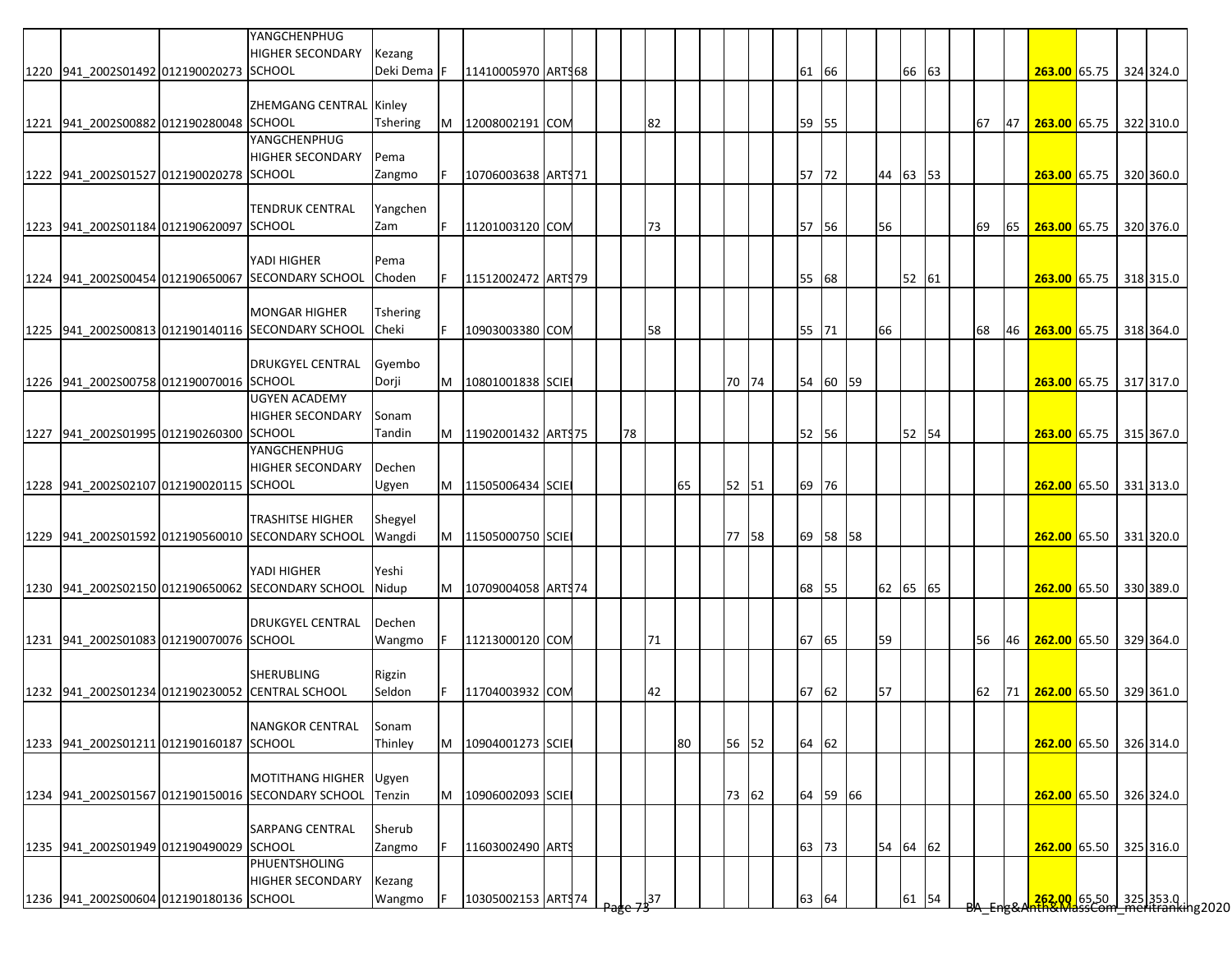| | | | | | | | | | | | | | | | | | | | | | | | | | | | | | | |
|---|---|---|---|---|---|---|---|---|---|---|---|---|---|---|---|---|---|---|---|---|---|---|---|---|---|---|---|---|---|---|
| 1220 | 941_2002S01492 | 012190020273 | YANGCHENPHUG HIGHER SECONDARY SCHOOL | Kezang Deki Dema | F | 11410005970 | ARTS | 68 | | | | | | | | | 61 | 66 | | | 66 | 63 | | | | **263.00** | 65.75 | | 324 | 324.0 |
| 1221 | 941_2002S00882 | 012190280048 | ZHEMGANG CENTRAL SCHOOL | Kinley Tshering | M | 12008002191 | COM | | | | 82 | | | | | | 59 | 55 | | | | | | 67 | 47 | **263.00** | 65.75 | | 322 | 310.0 |
| 1222 | 941_2002S01527 | 012190020278 | YANGCHENPHUG HIGHER SECONDARY SCHOOL | Pema Zangmo | F | 10706003638 | ARTS | 71 | | | | | | | | | 57 | 72 | | 44 | 63 | 53 | | | | **263.00** | 65.75 | | 320 | 360.0 |
| 1223 | 941_2002S01184 | 012190620097 | TENDRUK CENTRAL SCHOOL | Yangchen Zam | F | 11201003120 | COM | | | | 73 | | | | | | 57 | 56 | | 56 | | | | 69 | 65 | **263.00** | 65.75 | | 320 | 376.0 |
| 1224 | 941_2002S00454 | 012190650067 | YADI HIGHER SECONDARY SCHOOL | Pema Choden | F | 11512002472 | ARTS | 79 | | | | | | | | | 55 | 68 | | | 52 | 61 | | | | **263.00** | 65.75 | | 318 | 315.0 |
| 1225 | 941_2002S00813 | 012190140116 | MONGAR HIGHER SECONDARY SCHOOL | Tshering Cheki | F | 10903003380 | COM | | | | 58 | | | | | | 55 | 71 | | 66 | | | | 68 | 46 | **263.00** | 65.75 | | 318 | 364.0 |
| 1226 | 941_2002S00758 | 012190070016 | DRUKGYEL CENTRAL SCHOOL | Gyembo Dorji | M | 10801001838 | SCIE | | | | | | | 70 | 74 | | 54 | 60 | 59 | | | | | | | **263.00** | 65.75 | | 317 | 317.0 |
| 1227 | 941_2002S01995 | 012190260300 | UGYEN ACADEMY HIGHER SECONDARY SCHOOL | Sonam Tandin | M | 11902001432 | ARTS | 75 | | 78 | | | | | | | 52 | 56 | | | 52 | 54 | | | | **263.00** | 65.75 | | 315 | 367.0 |
| 1228 | 941_2002S02107 | 012190020115 | YANGCHENPHUG HIGHER SECONDARY SCHOOL | Dechen Ugyen | M | 11505006434 | SCIE | | | | | 65 | | 52 | 51 | | 69 | 76 | | | | | | | | **262.00** | 65.50 | | 331 | 313.0 |
| 1229 | 941_2002S01592 | 012190560010 | TRASHITSE HIGHER SECONDARY SCHOOL | Shegyel Wangdi | M | 11505000750 | SCIE | | | | | | | 77 | 58 | | 69 | 58 | 58 | | | | | | | **262.00** | 65.50 | | 331 | 320.0 |
| 1230 | 941_2002S02150 | 012190650062 | YADI HIGHER SECONDARY SCHOOL | Yeshi Nidup | M | 10709004058 | ARTS | 74 | | | | | | | | | 68 | 55 | | 62 | 65 | 65 | | | | **262.00** | 65.50 | | 330 | 389.0 |
| 1231 | 941_2002S01083 | 012190070076 | DRUKGYEL CENTRAL SCHOOL | Dechen Wangmo | F | 11213000120 | COM | | | | 71 | | | | | | 67 | 65 | | 59 | | | | 56 | 46 | **262.00** | 65.50 | | 329 | 364.0 |
| 1232 | 941_2002S01234 | 012190230052 | SHERUBLING CENTRAL SCHOOL | Rigzin Seldon | F | 11704003932 | COM | | | | 42 | | | | | | 67 | 62 | | 57 | | | | 62 | 71 | **262.00** | 65.50 | | 329 | 361.0 |
| 1233 | 941_2002S01211 | 012190160187 | NANGKOR CENTRAL SCHOOL | Sonam Thinley | M | 10904001273 | SCIE | | | | | 80 | | 56 | 52 | | 64 | 62 | | | | | | | | **262.00** | 65.50 | | 326 | 314.0 |
| 1234 | 941_2002S01567 | 012190150016 | MOTITHANG HIGHER SECONDARY SCHOOL | Ugyen Tenzin | M | 10906002093 | SCIE | | | | | | | 73 | 62 | | 64 | 59 | 66 | | | | | | | **262.00** | 65.50 | | 326 | 324.0 |
| 1235 | 941_2002S01949 | 012190490029 | SARPANG CENTRAL SCHOOL | Sherub Zangmo | F | 11603002490 | ARTS | | | | | | | | | | 63 | 73 | | 54 | 64 | 62 | | | | **262.00** | 65.50 | | 325 | 316.0 |
| 1236 | 941_2002S00604 | 012190180136 | PHUENTSHOLING HIGHER SECONDARY SCHOOL | Kezang Wangmo | F | 10305002153 | ARTS | 74 | | | 37 | | | | | | 63 | 64 | | | 61 | 54 | | | | **262.00** | 65.50 | | 325 | 353.0 |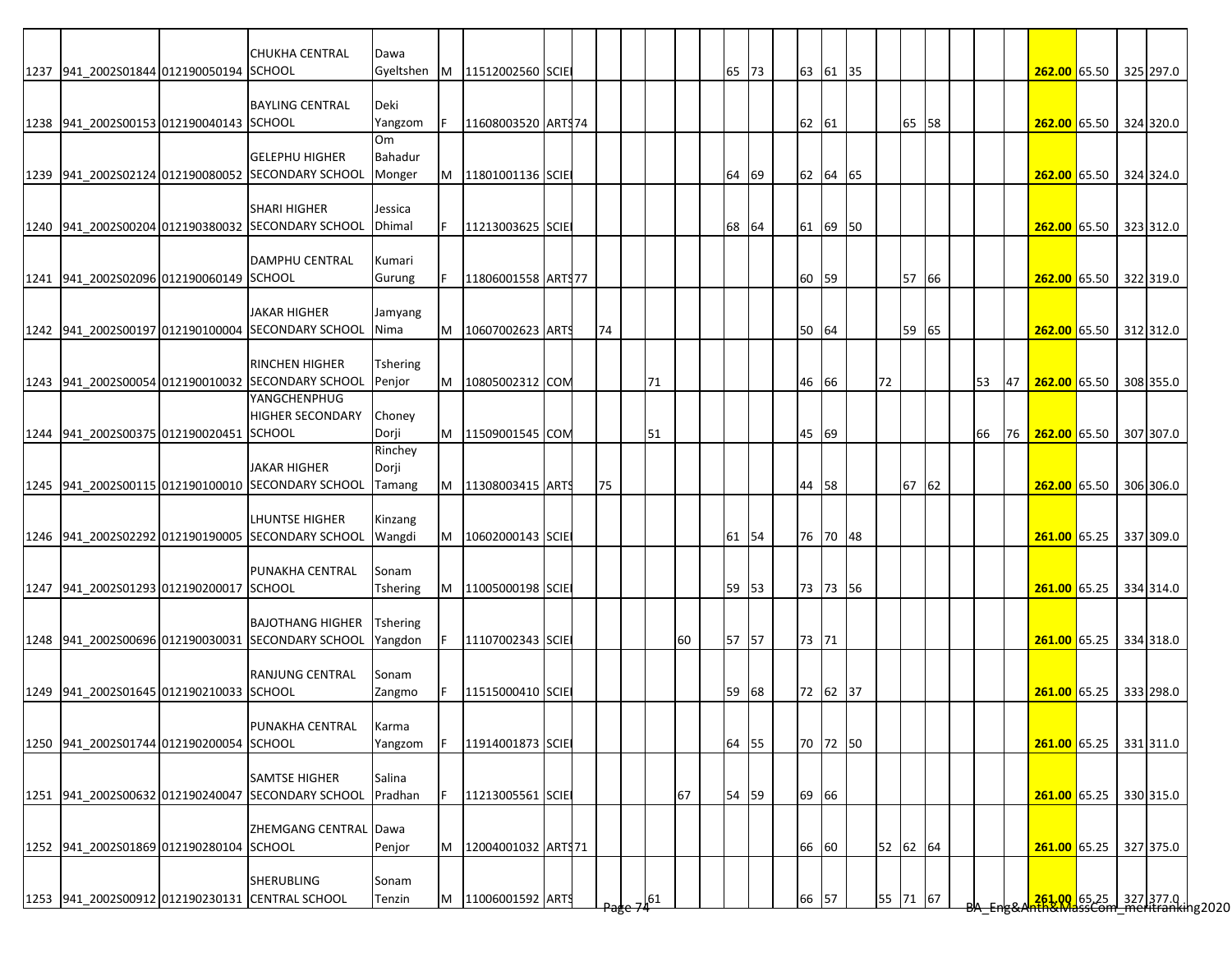| | | | | | | | | | | | | | | | | | | | | | | | | | | | | | |
|---|---|---|---|---|---|---|---|---|---|---|---|---|---|---|---|---|---|---|---|---|---|---|---|---|---|---|---|---|---|
| 1237 | 941_2002S01844 | 012190050194 | CHUKHA CENTRAL SCHOOL | Dawa Gyeltshen | M | 11512002560 | SCIE | | | | | | 65 | 73 | | 63 | 61 | 35 | | | | | | | 262.00 | 65.50 | | 325 | 297.0 |
| 1238 | 941_2002S00153 | 012190040143 | BAYLING CENTRAL SCHOOL | Deki Yangzom | F | 11608003520 | ARTS | 74 | | | | | | | | 62 | 61 | | | 65 | 58 | | | | 262.00 | 65.50 | | 324 | 320.0 |
| 1239 | 941_2002S02124 | 012190080052 | GELEPHU HIGHER SECONDARY SCHOOL | Om Bahadur Monger | M | 11801001136 | SCIE | | | | | | 64 | 69 | | 62 | 64 | 65 | | | | | | | 262.00 | 65.50 | | 324 | 324.0 |
| 1240 | 941_2002S00204 | 012190380032 | SHARI HIGHER SECONDARY SCHOOL | Jessica Dhimal | F | 11213003625 | SCIE | | | | | | 68 | 64 | | 61 | 69 | 50 | | | | | | | 262.00 | 65.50 | | 323 | 312.0 |
| 1241 | 941_2002S02096 | 012190060149 | DAMPHU CENTRAL SCHOOL | Kumari Gurung | F | 11806001558 | ARTS | 77 | | | | | | | | 60 | 59 | | | 57 | 66 | | | | 262.00 | 65.50 | | 322 | 319.0 |
| 1242 | 941_2002S00197 | 012190100004 | JAKAR HIGHER SECONDARY SCHOOL | Jamyang Nima | M | 10607002623 | ARTS | | 74 | | | | | | | 50 | 64 | | | 59 | 65 | | | | 262.00 | 65.50 | | 312 | 312.0 |
| 1243 | 941_2002S00054 | 012190010032 | RINCHEN HIGHER SECONDARY SCHOOL | Tshering Penjor | M | 10805002312 | COM | | | 71 | | | | | | 46 | 66 | | 72 | | | | 53 | 47 | 262.00 | 65.50 | | 308 | 355.0 |
| 1244 | 941_2002S00375 | 012190020451 | YANGCHENPHUG HIGHER SECONDARY SCHOOL | Choney Dorji | M | 11509001545 | COM | | | 51 | | | | | | 45 | 69 | | | | | | 66 | 76 | 262.00 | 65.50 | | 307 | 307.0 |
| 1245 | 941_2002S00115 | 012190100010 | JAKAR HIGHER SECONDARY SCHOOL | Rinchey Dorji Tamang | M | 11308003415 | ARTS | | 75 | | | | | | | 44 | 58 | | | 67 | 62 | | | | 262.00 | 65.50 | | 306 | 306.0 |
| 1246 | 941_2002S02292 | 012190190005 | LHUNTSE HIGHER SECONDARY SCHOOL | Kinzang Wangdi | M | 10602000143 | SCIE | | | | | | 61 | 54 | | 76 | 70 | 48 | | | | | | | 261.00 | 65.25 | | 337 | 309.0 |
| 1247 | 941_2002S01293 | 012190200017 | PUNAKHA CENTRAL SCHOOL | Sonam Tshering | M | 11005000198 | SCIE | | | | | | 59 | 53 | | 73 | 73 | 56 | | | | | | | 261.00 | 65.25 | | 334 | 314.0 |
| 1248 | 941_2002S00696 | 012190030031 | BAJOTHANG HIGHER SECONDARY SCHOOL | Tshering Yangdon | F | 11107002343 | SCIE | | | | 60 | | 57 | 57 | | 73 | 71 | | | | | | | | 261.00 | 65.25 | | 334 | 318.0 |
| 1249 | 941_2002S01645 | 012190210033 | RANJUNG CENTRAL SCHOOL | Sonam Zangmo | F | 11515000410 | SCIE | | | | | | 59 | 68 | | 72 | 62 | 37 | | | | | | | 261.00 | 65.25 | | 333 | 298.0 |
| 1250 | 941_2002S01744 | 012190200054 | PUNAKHA CENTRAL SCHOOL | Karma Yangzom | F | 11914001873 | SCIE | | | | | | 64 | 55 | | 70 | 72 | 50 | | | | | | | 261.00 | 65.25 | | 331 | 311.0 |
| 1251 | 941_2002S00632 | 012190240047 | SAMTSE HIGHER SECONDARY SCHOOL | Salina Pradhan | F | 11213005561 | SCIE | | | | 67 | | 54 | 59 | | 69 | 66 | | | | | | | | 261.00 | 65.25 | | 330 | 315.0 |
| 1252 | 941_2002S01869 | 012190280104 | ZHEMGANG CENTRAL SCHOOL | Dawa Penjor | M | 12004001032 | ARTS | 71 | | | | | | | | 66 | 60 | | 52 | 62 | 64 | | | | 261.00 | 65.25 | | 327 | 375.0 |
| 1253 | 941_2002S00912 | 012190230131 | SHERUBLING CENTRAL SCHOOL | Sonam Tenzin | M | 11006001592 | ARTS | | | 61 | | | | | | 66 | 57 | | 55 | 71 | 67 | | | | 261.00 | 65.25 | | 327 | 377.0 |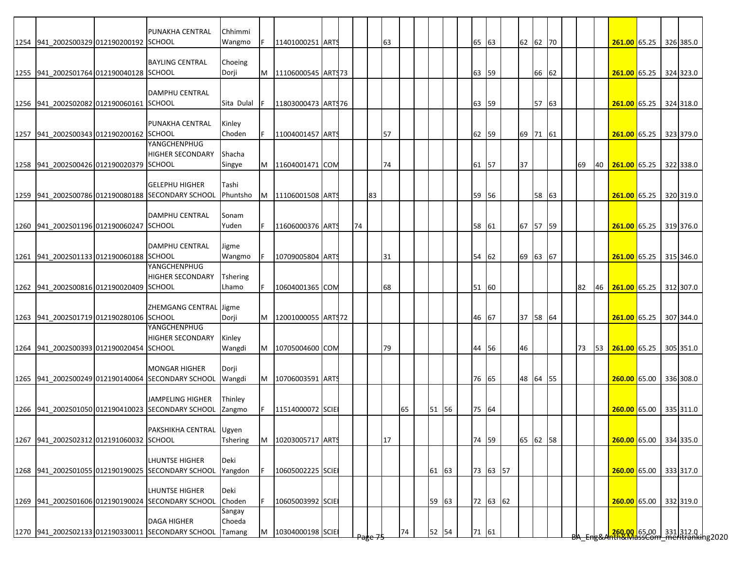| | | | | | | | | | | | | | | | | | | | | | | | | | | | | | |
|---|---|---|---|---|---|---|---|---|---|---|---|---|---|---|---|---|---|---|---|---|---|---|---|---|---|---|---|---|---|
| 1254 | 941_2002S00329 | 012190200192 | PUNAKHA CENTRAL SCHOOL | Chhimmi Wangmo | F | 11401000251 | ARTS | | | | 63 | | | | | | 65 | 63 | | 62 | 62 | 70 | | | | 261.00 | 65.25 | 326 | 385.0 |
| 1255 | 941_2002S01764 | 012190040128 | BAYLING CENTRAL SCHOOL | Choeing Dorji | M | 11106000545 | ARTS | 73 | | | | | | | | | 63 | 59 | | | 66 | 62 | | | | 261.00 | 65.25 | 324 | 323.0 |
| 1256 | 941_2002S02082 | 012190060161 | DAMPHU CENTRAL SCHOOL | Sita Dulal | F | 11803000473 | ARTS | 76 | | | | | | | | | 63 | 59 | | | 57 | 63 | | | | 261.00 | 65.25 | 324 | 318.0 |
| 1257 | 941_2002S00343 | 012190200162 | PUNAKHA CENTRAL SCHOOL | Kinley Choden | F | 11004001457 | ARTS | | | | 57 | | | | | | 62 | 59 | | 69 | 71 | 61 | | | | 261.00 | 65.25 | 323 | 379.0 |
| 1258 | 941_2002S00426 | 012190020379 | YANGCHENPHUG HIGHER SECONDARY SCHOOL | Shacha Singye | M | 11604001471 | COM | | | | 74 | | | | | | 61 | 57 | | 37 | | | | 69 | 40 | 261.00 | 65.25 | 322 | 338.0 |
| 1259 | 941_2002S00786 | 012190080188 | GELEPHU HIGHER SECONDARY SCHOOL | Tashi Phuntsho | M | 11106001508 | ARTS | | | 83 | | | | | | | 59 | 56 | | | 58 | 63 | | | | 261.00 | 65.25 | 320 | 319.0 |
| 1260 | 941_2002S01196 | 012190060247 | DAMPHU CENTRAL SCHOOL | Sonam Yuden | F | 11606000376 | ARTS | | 74 | | | | | | | | 58 | 61 | | 67 | 57 | 59 | | | | 261.00 | 65.25 | 319 | 376.0 |
| 1261 | 941_2002S01133 | 012190060188 | DAMPHU CENTRAL SCHOOL | Jigme Wangmo | F | 10709005804 | ARTS | | | | 31 | | | | | | 54 | 62 | | 69 | 63 | 67 | | | | 261.00 | 65.25 | 315 | 346.0 |
| 1262 | 941_2002S00816 | 012190020409 | YANGCHENPHUG HIGHER SECONDARY SCHOOL | Tshering Lhamo | F | 10604001365 | COM | | | | 68 | | | | | | 51 | 60 | | | | | | 82 | 46 | 261.00 | 65.25 | 312 | 307.0 |
| 1263 | 941_2002S01719 | 012190280106 | ZHEMGANG CENTRAL SCHOOL | Jigme Dorji | M | 12001000055 | ARTS | 72 | | | | | | | | | 46 | 67 | | 37 | 58 | 64 | | | | 261.00 | 65.25 | 307 | 344.0 |
| 1264 | 941_2002S00393 | 012190020454 | YANGCHENPHUG HIGHER SECONDARY SCHOOL | Kinley Wangdi | M | 10705004600 | COM | | | | 79 | | | | | | 44 | 56 | | 46 | | | | 73 | 53 | 261.00 | 65.25 | 305 | 351.0 |
| 1265 | 941_2002S00249 | 012190140064 | MONGAR HIGHER SECONDARY SCHOOL | Dorji Wangdi | M | 10706003591 | ARTS | | | | | | | | | | 76 | 65 | | 48 | 64 | 55 | | | | 260.00 | 65.00 | 336 | 308.0 |
| 1266 | 941_2002S01050 | 012190410023 | JAMPELING HIGHER SECONDARY SCHOOL | Thinley Zangmo | F | 11514000072 | SCIE | | | | | 65 | | 51 | 56 | | 75 | 64 | | | | | | | | 260.00 | 65.00 | 335 | 311.0 |
| 1267 | 941_2002S02312 | 012191060032 | PAKSHIKHA CENTRAL SCHOOL | Ugyen Tshering | M | 10203005717 | ARTS | | | | 17 | | | | | | 74 | 59 | | 65 | 62 | 58 | | | | 260.00 | 65.00 | 334 | 335.0 |
| 1268 | 941_2002S01055 | 012190190025 | LHUNTSE HIGHER SECONDARY SCHOOL | Deki Yangdon | F | 10605002225 | SCIE | | | | | | | 61 | 63 | | 73 | 63 | 57 | | | | | | | 260.00 | 65.00 | 333 | 317.0 |
| 1269 | 941_2002S01606 | 012190190024 | LHUNTSE HIGHER SECONDARY SCHOOL | Deki Choden | F | 10605003992 | SCIE | | | | | | | 59 | 63 | | 72 | 63 | 62 | | | | | | | 260.00 | 65.00 | 332 | 319.0 |
| 1270 | 941_2002S02133 | 012190330011 | DAGA HIGHER SECONDARY SCHOOL | Sangay Choeda Tamang | M | 10304000198 | SCIE | | | | | 74 | | 52 | 54 | | 71 | 61 | | | | | | | | 260.00 | 65.00 | 331 | 312.0 |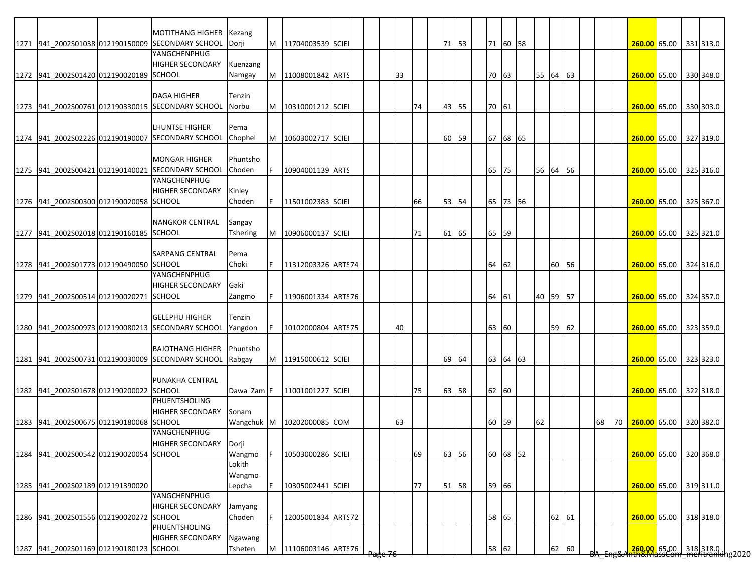| | | | | | | | | | | | | | | | | | | | | | | | | | | | | | | |
|---|---|---|---|---|---|---|---|---|---|---|---|---|---|---|---|---|---|---|---|---|---|---|---|---|---|---|---|---|---|---|
| 1271 | 941_2002S01038 | 012190150009 | MOTITHANG HIGHER SECONDARY SCHOOL | Kezang Dorji | M | 11704003539 | SCIE | | | | | | | 71 | 53 | | 71 | 60 | 58 | | | | | | | 260.00 | 65.00 | | 331 | 313.0 |
| 1272 | 941_2002S01420 | 012190020189 | YANGCHENPHUG HIGHER SECONDARY SCHOOL | Kuenzang Namgay | M | 11008001842 | ARTS | | | | 33 | | | | | | 70 | 63 | | 55 | 64 | 63 | | | | 260.00 | 65.00 | | 330 | 348.0 |
| 1273 | 941_2002S00761 | 012190330015 | DAGA HIGHER SECONDARY SCHOOL | Tenzin Norbu | M | 10310001212 | SCIE | | | | | 74 | | 43 | 55 | | 70 | 61 | | | | | | | | 260.00 | 65.00 | | 330 | 303.0 |
| 1274 | 941_2002S02226 | 012190190007 | LHUNTSE HIGHER SECONDARY SCHOOL | Pema Chophel | M | 10603002717 | SCIE | | | | | | | 60 | 59 | | 67 | 68 | 65 | | | | | | | 260.00 | 65.00 | | 327 | 319.0 |
| 1275 | 941_2002S00421 | 012190140021 | MONGAR HIGHER SECONDARY SCHOOL | Phuntsho Choden | F | 10904001139 | ARTS | | | | | | | | | | 65 | 75 | | 56 | 64 | 56 | | | | 260.00 | 65.00 | | 325 | 316.0 |
| 1276 | 941_2002S00300 | 012190020058 | YANGCHENPHUG HIGHER SECONDARY SCHOOL | Kinley Choden | F | 11501002383 | SCIE | | | | | 66 | | 53 | 54 | | 65 | 73 | 56 | | | | | | | 260.00 | 65.00 | | 325 | 367.0 |
| 1277 | 941_2002S02018 | 012190160185 | NANGKOR CENTRAL SCHOOL | Sangay Tshering | M | 10906000137 | SCIE | | | | | 71 | | 61 | 65 | | 65 | 59 | | | | | | | | 260.00 | 65.00 | | 325 | 321.0 |
| 1278 | 941_2002S01773 | 012190490050 | SARPANG CENTRAL SCHOOL | Pema Choki | F | 11312003326 | ARTS | 74 | | | | | | | | | 64 | 62 | | | 60 | 56 | | | | 260.00 | 65.00 | | 324 | 316.0 |
| 1279 | 941_2002S00514 | 012190020271 | YANGCHENPHUG HIGHER SECONDARY SCHOOL | Gaki Zangmo | F | 11906001334 | ARTS | 76 | | | | | | | | | 64 | 61 | | 40 | 59 | 57 | | | | 260.00 | 65.00 | | 324 | 357.0 |
| 1280 | 941_2002S00973 | 012190080213 | GELEPHU HIGHER SECONDARY SCHOOL | Tenzin Yangdon | F | 10102000804 | ARTS | 75 | | | 40 | | | | | | 63 | 60 | | | 59 | 62 | | | | 260.00 | 65.00 | | 323 | 359.0 |
| 1281 | 941_2002S00731 | 012190030009 | BAJOTHANG HIGHER SECONDARY SCHOOL | Phuntsho Rabgay | M | 11915000612 | SCIE | | | | | | | 69 | 64 | | 63 | 64 | 63 | | | | | | | 260.00 | 65.00 | | 323 | 323.0 |
| 1282 | 941_2002S01678 | 012190200022 | PUNAKHA CENTRAL SCHOOL | Dawa Zam | F | 11001001227 | SCIE | | | | | 75 | | 63 | 58 | | 62 | 60 | | | | | | | | 260.00 | 65.00 | | 322 | 318.0 |
| 1283 | 941_2002S00675 | 012190180068 | PHUENTSHOLING HIGHER SECONDARY SCHOOL | Sonam Wangchuk | M | 10202000085 | COM | | | | 63 | | | | | | 60 | 59 | | 62 | | | | 68 | 70 | 260.00 | 65.00 | | 320 | 382.0 |
| 1284 | 941_2002S00542 | 012190020054 | YANGCHENPHUG HIGHER SECONDARY SCHOOL | Dorji Wangmo | F | 10503000286 | SCIE | | | | | 69 | | 63 | 56 | | 60 | 68 | 52 | | | | | | | 260.00 | 65.00 | | 320 | 368.0 |
| 1285 | 941_2002S02189 | 012191390020 | | Lokith Wangmo Lepcha | F | 10305002441 | SCIE | | | | | 77 | | 51 | 58 | | 59 | 66 | | | | | | | | 260.00 | 65.00 | | 319 | 311.0 |
| 1286 | 941_2002S01556 | 012190020272 | YANGCHENPHUG HIGHER SECONDARY SCHOOL | Jamyang Choden | F | 12005001834 | ARTS | 72 | | | | | | | | | 58 | 65 | | | 62 | 61 | | | | 260.00 | 65.00 | | 318 | 318.0 |
| 1287 | 941_2002S01169 | 012190180123 | PHUENTSHOLING HIGHER SECONDARY SCHOOL | Ngawang Tsheten | M | 11106003146 | ARTS | 76 | | | | | | | | | 58 | 62 | | | 62 | 60 | | | | 260.00 | 65.00 | | 318 | 318.0 |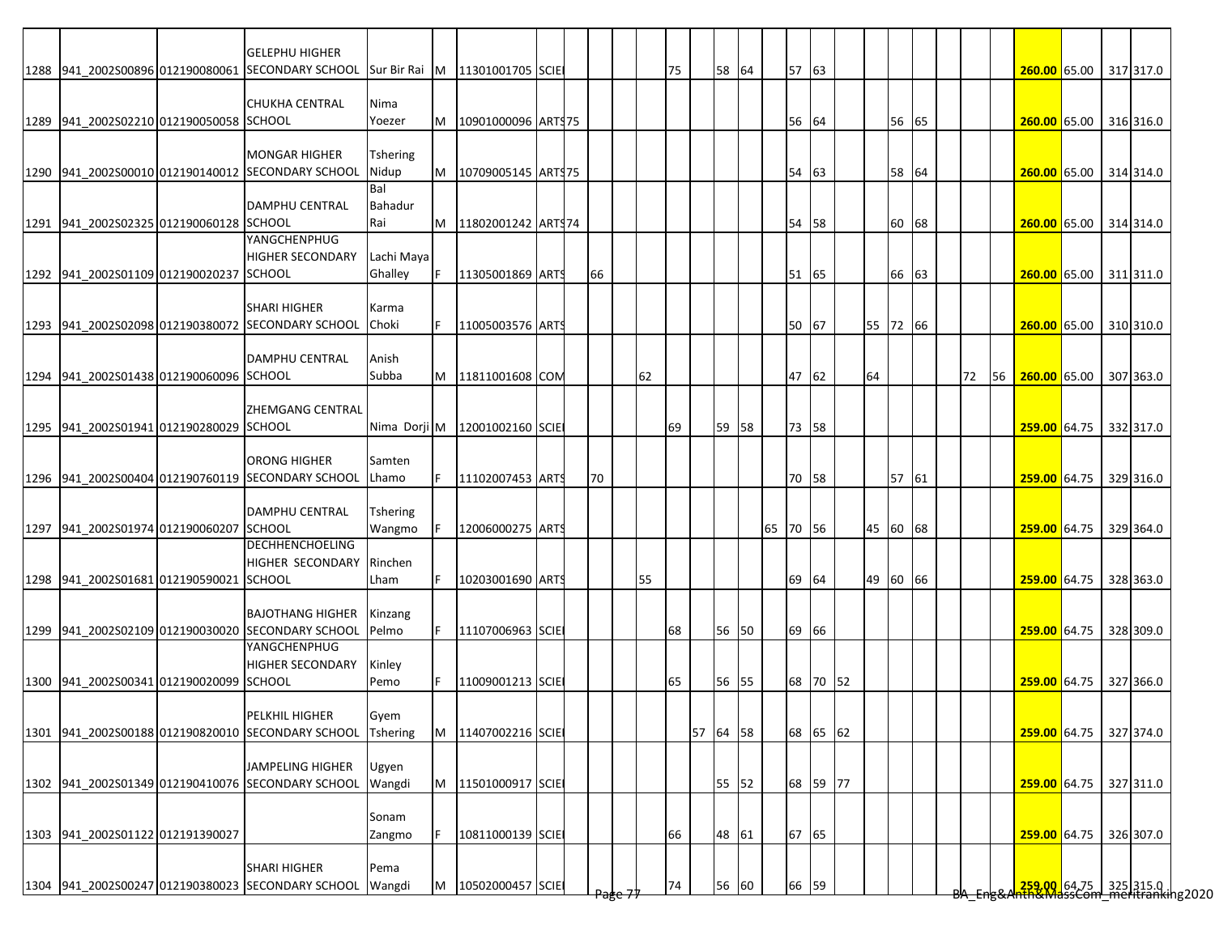| | | | | | | | | | | | | | | | | | | | | | | | | | | | | | | |
|---|---|---|---|---|---|---|---|---|---|---|---|---|---|---|---|---|---|---|---|---|---|---|---|---|---|---|---|---|---|---|
| 1288 | 941_2002S00896 | 012190080061 | GELEPHU HIGHER SECONDARY SCHOOL | Sur Bir Rai | M | 11301001705 | SCIE | | | | | 75 | | 58 | 64 | | 57 | 63 | | | | | | | | 260.00 | 65.00 | | 317 | 317.0 |
| 1289 | 941_2002S02210 | 012190050058 | CHUKHA CENTRAL SCHOOL | Nima Yoezer | M | 10901000096 | ARTS | 75 | | | | | | | | | 56 | 64 | | | 56 | 65 | | | | 260.00 | 65.00 | | 316 | 316.0 |
| 1290 | 941_2002S00010 | 012190140012 | MONGAR HIGHER SECONDARY SCHOOL | Tshering Nidup | M | 10709005145 | ARTS | 75 | | | | | | | | | 54 | 63 | | | 58 | 64 | | | | 260.00 | 65.00 | | 314 | 314.0 |
| 1291 | 941_2002S02325 | 012190060128 | DAMPHU CENTRAL SCHOOL | Bal Bahadur Rai | M | 11802001242 | ARTS | 74 | | | | | | | | | 54 | 58 | | | 60 | 68 | | | | 260.00 | 65.00 | | 314 | 314.0 |
| 1292 | 941_2002S01109 | 012190020237 | YANGCHENPHUG HIGHER SECONDARY SCHOOL | Lachi Maya Ghalley | F | 11305001869 | ARTS | | 66 | | | | | | | | 51 | 65 | | | 66 | 63 | | | | 260.00 | 65.00 | | 311 | 311.0 |
| 1293 | 941_2002S02098 | 012190380072 | SHARI HIGHER SECONDARY SCHOOL | Karma Choki | F | 11005003576 | ARTS | | | | | | | | | | 50 | 67 | | 55 | 72 | 66 | | | | 260.00 | 65.00 | | 310 | 310.0 |
| 1294 | 941_2002S01438 | 012190060096 | DAMPHU CENTRAL SCHOOL | Anish Subba | M | 11811001608 | COM | | | | 62 | | | | | | 47 | 62 | | 64 | | | | 72 | 56 | 260.00 | 65.00 | | 307 | 363.0 |
| 1295 | 941_2002S01941 | 012190280029 | ZHEMGANG CENTRAL SCHOOL | Nima Dorji | M | 12001002160 | SCIE | | | | | 69 | | 59 | 58 | | 73 | 58 | | | | | | | | 259.00 | 64.75 | | 332 | 317.0 |
| 1296 | 941_2002S00404 | 012190760119 | ORONG HIGHER SECONDARY SCHOOL | Samten Lhamo | F | 11102007453 | ARTS | | 70 | | | | | | | | 70 | 58 | | | 57 | 61 | | | | 259.00 | 64.75 | | 329 | 316.0 |
| 1297 | 941_2002S01974 | 012190060207 | DAMPHU CENTRAL SCHOOL | Tshering Wangmo | F | 12006000275 | ARTS | | | | | | | | | 65 | 70 | 56 | | 45 | 60 | 68 | | | | 259.00 | 64.75 | | 329 | 364.0 |
| 1298 | 941_2002S01681 | 012190590021 | DECHHENCHOELING HIGHER SECONDARY SCHOOL | Rinchen Lham | F | 10203001690 | ARTS | | | | 55 | | | | | | 69 | 64 | | 49 | 60 | 66 | | | | 259.00 | 64.75 | | 328 | 363.0 |
| 1299 | 941_2002S02109 | 012190030020 | BAJOTHANG HIGHER SECONDARY SCHOOL | Kinzang Pelmo | F | 11107006963 | SCIE | | | | | 68 | | 56 | 50 | | 69 | 66 | | | | | | | | 259.00 | 64.75 | | 328 | 309.0 |
| 1300 | 941_2002S00341 | 012190020099 | YANGCHENPHUG HIGHER SECONDARY SCHOOL | Kinley Pemo | F | 11009001213 | SCIE | | | | | 65 | | 56 | 55 | | 68 | 70 | 52 | | | | | | | 259.00 | 64.75 | | 327 | 366.0 |
| 1301 | 941_2002S00188 | 012190820010 | PELKHIL HIGHER SECONDARY SCHOOL | Gyem Tshering | M | 11407002216 | SCIE | | | | | | 57 | 64 | 58 | | 68 | 65 | 62 | | | | | | | 259.00 | 64.75 | | 327 | 374.0 |
| 1302 | 941_2002S01349 | 012190410076 | JAMPELING HIGHER SECONDARY SCHOOL | Ugyen Wangdi | M | 11501000917 | SCIE | | | | | | | 55 | 52 | | 68 | 59 | 77 | | | | | | | 259.00 | 64.75 | | 327 | 311.0 |
| 1303 | 941_2002S01122 | 012191390027 | | Sonam Zangmo | F | 10811000139 | SCIE | | | | | 66 | | 48 | 61 | | 67 | 65 | | | | | | | | 259.00 | 64.75 | | 326 | 307.0 |
| 1304 | 941_2002S00247 | 012190380023 | SHARI HIGHER SECONDARY SCHOOL | Pema Wangdi | M | 10502000457 | SCIE | | | | | 74 | | 56 | 60 | | 66 | 59 | | | | | | | | 259.00 | 64.75 | | 325 | 315.0 |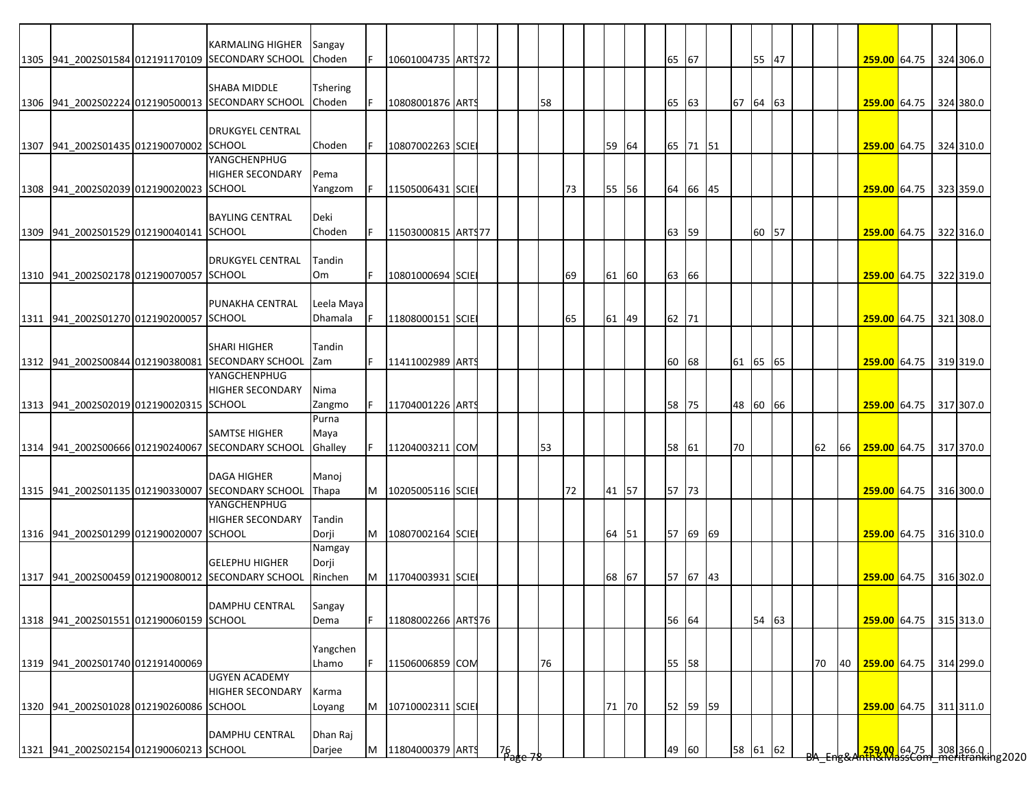| | | | | | | | | | | | | | | | | | | | | | | | | | | | | | |
|---|---|---|---|---|---|---|---|---|---|---|---|---|---|---|---|---|---|---|---|---|---|---|---|---|---|---|---|---|---|
| 1305 | 941_2002S01584 | 012191170109 | KARMALING HIGHER SECONDARY SCHOOL | Sangay Choden | F | 10601004735 | ARTS | 72 | | | | | | | | | 65 | 67 | | | 55 | 47 | | | | 259.00 | 64.75 | 324 | 306.0 |
| 1306 | 941_2002S02224 | 012190500013 | SHABA MIDDLE SECONDARY SCHOOL | Tshering Choden | F | 10808001876 | ARTS | | | | 58 | | | | | | 65 | 63 | | 67 | 64 | 63 | | | | 259.00 | 64.75 | 324 | 380.0 |
| 1307 | 941_2002S01435 | 012190070002 | DRUKGYEL CENTRAL SCHOOL | Choden | F | 10807002263 | SCIE | | | | | | | 59 | 64 | | 65 | 71 | 51 | | | | | | | 259.00 | 64.75 | 324 | 310.0 |
| 1308 | 941_2002S02039 | 012190020023 | YANGCHENPHUG HIGHER SECONDARY SCHOOL | Pema Yangzom | F | 11505006431 | SCIE | | | | | 73 | | 55 | 56 | | 64 | 66 | 45 | | | | | | | 259.00 | 64.75 | 323 | 359.0 |
| 1309 | 941_2002S01529 | 012190040141 | BAYLING CENTRAL SCHOOL | Deki Choden | F | 11503000815 | ARTS | 77 | | | | | | | | | 63 | 59 | | | 60 | 57 | | | | 259.00 | 64.75 | 322 | 316.0 |
| 1310 | 941_2002S02178 | 012190070057 | DRUKGYEL CENTRAL SCHOOL | Tandin Om | F | 10801000694 | SCIE | | | | | 69 | | 61 | 60 | | 63 | 66 | | | | | | | | 259.00 | 64.75 | 322 | 319.0 |
| 1311 | 941_2002S01270 | 012190200057 | PUNAKHA CENTRAL SCHOOL | Leela Maya Dhamala | F | 11808000151 | SCIE | | | | | 65 | | 61 | 49 | | 62 | 71 | | | | | | | | 259.00 | 64.75 | 321 | 308.0 |
| 1312 | 941_2002S00844 | 012190380081 | SHARI HIGHER SECONDARY SCHOOL | Tandin Zam | F | 11411002989 | ARTS | | | | | | | | | | 60 | 68 | | 61 | 65 | 65 | | | | 259.00 | 64.75 | 319 | 319.0 |
| 1313 | 941_2002S02019 | 012190020315 | YANGCHENPHUG HIGHER SECONDARY SCHOOL | Nima Zangmo | F | 11704001226 | ARTS | | | | | | | | | | 58 | 75 | | 48 | 60 | 66 | | | | 259.00 | 64.75 | 317 | 307.0 |
| 1314 | 941_2002S00666 | 012190240067 | SAMTSE HIGHER SECONDARY SCHOOL | Purna Maya Ghalley | F | 11204003211 | COM | | | | 53 | | | | | | 58 | 61 | | 70 | | | | 62 | 66 | 259.00 | 64.75 | 317 | 370.0 |
| 1315 | 941_2002S01135 | 012190330007 | DAGA HIGHER SECONDARY SCHOOL | Manoj Thapa | M | 10205005116 | SCIE | | | | | 72 | | 41 | 57 | | 57 | 73 | | | | | | | | 259.00 | 64.75 | 316 | 300.0 |
| 1316 | 941_2002S01299 | 012190020007 | YANGCHENPHUG HIGHER SECONDARY SCHOOL | Tandin Dorji | M | 10807002164 | SCIE | | | | | | | 64 | 51 | | 57 | 69 | 69 | | | | | | | 259.00 | 64.75 | 316 | 310.0 |
| 1317 | 941_2002S00459 | 012190080012 | GELEPHU HIGHER SECONDARY SCHOOL | Namgay Dorji Rinchen | M | 11704003931 | SCIE | | | | | | | 68 | 67 | | 57 | 67 | 43 | | | | | | | 259.00 | 64.75 | 316 | 302.0 |
| 1318 | 941_2002S01551 | 012190060159 | DAMPHU CENTRAL SCHOOL | Sangay Dema | F | 11808002266 | ARTS | 76 | | | | | | | | | 56 | 64 | | | 54 | 63 | | | | 259.00 | 64.75 | 315 | 313.0 |
| 1319 | 941_2002S01740 | 012191400069 | | Yangchen Lhamo | F | 11506006859 | COM | | | | 76 | | | | | | 55 | 58 | | | | | | 70 | 40 | 259.00 | 64.75 | 314 | 299.0 |
| 1320 | 941_2002S01028 | 012190260086 | UGYEN ACADEMY HIGHER SECONDARY SCHOOL | Karma Loyang | M | 10710002311 | SCIE | | | | | | | 71 | 70 | | 52 | 59 | 59 | | | | | | | 259.00 | 64.75 | 311 | 311.0 |
| 1321 | 941_2002S02154 | 012190060213 | DAMPHU CENTRAL SCHOOL | Dhan Raj Darjee | M | 11804000379 | ARTS | | 76 | | | | | | | | 49 | 60 | | 58 | 61 | 62 | | | | 259.00 | 64.75 | 308 | 366.0 |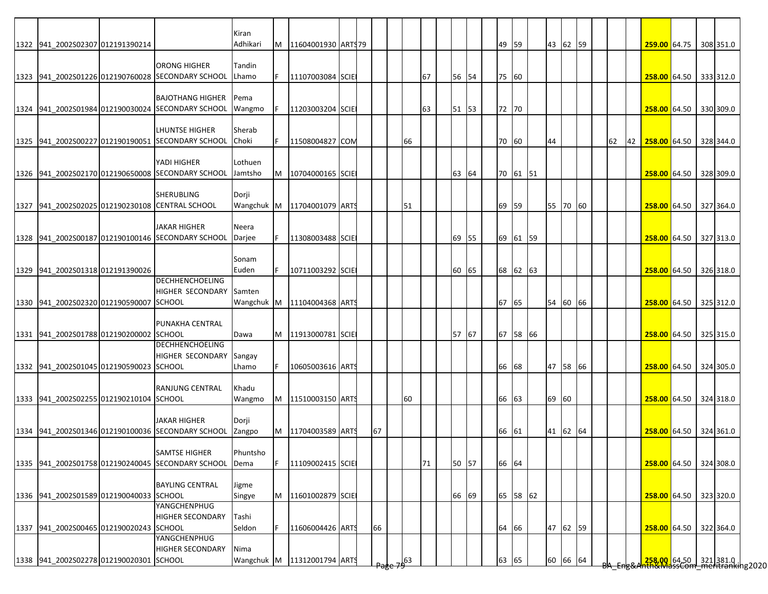| | | | | | | | | | | | | | | | | | | | | | | | | | | | | | | |
|---|---|---|---|---|---|---|---|---|---|---|---|---|---|---|---|---|---|---|---|---|---|---|---|---|---|---|---|---|---|---|
| 1322 | 941_2002S02307 | 012191390214 | | Kiran Adhikari | M | 11604001930 | ARTS | 79 | | | | | | | | | 49 | 59 | | 43 | 62 | 59 | | | | **258.00** | 64.75 | | 308 | 351.0 |
| 1323 | 941_2002S01226 | 012190760028 | ORONG HIGHER SECONDARY SCHOOL | Tandin Lhamo | F | 11107003084 | SCIE | | | | | 67 | | 56 | 54 | | 75 | 60 | | | | | | | | **258.00** | 64.50 | | 333 | 312.0 |
| 1324 | 941_2002S01984 | 012190030024 | BAJOTHANG HIGHER SECONDARY SCHOOL | Pema Wangmo | F | 11203003204 | SCIE | | | | | 63 | | 51 | 53 | | 72 | 70 | | | | | | | | **258.00** | 64.50 | | 330 | 309.0 |
| 1325 | 941_2002S00227 | 012190190051 | LHUNTSE HIGHER SECONDARY SCHOOL | Sherab Choki | F | 11508004827 | COM | | | | 66 | | | | | | 70 | 60 | | 44 | | | | 62 | 42 | **258.00** | 64.50 | | 328 | 344.0 |
| 1326 | 941_2002S02170 | 012190650008 | YADI HIGHER SECONDARY SCHOOL | Lothuen Jamtsho | M | 10704000165 | SCIE | | | | | | | 63 | 64 | | 70 | 61 | 51 | | | | | | | **258.00** | 64.50 | | 328 | 309.0 |
| 1327 | 941_2002S02025 | 012190230108 | SHERUBLING CENTRAL SCHOOL | Dorji Wangchuk | M | 11704001079 | ARTS | | | | 51 | | | | | | 69 | 59 | | 55 | 70 | 60 | | | | **258.00** | 64.50 | | 327 | 364.0 |
| 1328 | 941_2002S00187 | 012190100146 | JAKAR HIGHER SECONDARY SCHOOL | Neera Darjee | F | 11308003488 | SCIE | | | | | | | 69 | 55 | | 69 | 61 | 59 | | | | | | | **258.00** | 64.50 | | 327 | 313.0 |
| 1329 | 941_2002S01318 | 012191390026 | | Sonam Euden | F | 10711003292 | SCIE | | | | | | | 60 | 65 | | 68 | 62 | 63 | | | | | | | **258.00** | 64.50 | | 326 | 318.0 |
| 1330 | 941_2002S02320 | 012190590007 | DECHHENCHOELING HIGHER SECONDARY SCHOOL | Samten Wangchuk | M | 11104004368 | ARTS | | | | | | | | | | 67 | 65 | | 54 | 60 | 66 | | | | **258.00** | 64.50 | | 325 | 312.0 |
| 1331 | 941_2002S01788 | 012190200002 | PUNAKHA CENTRAL SCHOOL | Dawa | M | 11913000781 | SCIE | | | | | | | 57 | 67 | | 67 | 58 | 66 | | | | | | | **258.00** | 64.50 | | 325 | 315.0 |
| 1332 | 941_2002S01045 | 012190590023 | DECHHENCHOELING HIGHER SECONDARY SCHOOL | Sangay Lhamo | F | 10605003616 | ARTS | | | | | | | | | | 66 | 68 | | 47 | 58 | 66 | | | | **258.00** | 64.50 | | 324 | 305.0 |
| 1333 | 941_2002S02255 | 012190210104 | RANJUNG CENTRAL SCHOOL | Khadu Wangmo | M | 11510003150 | ARTS | | | | 60 | | | | | | 66 | 63 | | 69 | 60 | | | | | **258.00** | 64.50 | | 324 | 318.0 |
| 1334 | 941_2002S01346 | 012190100036 | JAKAR HIGHER SECONDARY SCHOOL | Dorji Zangpo | M | 11704003589 | ARTS | | 67 | | | | | | | | 66 | 61 | | 41 | 62 | 64 | | | | **258.00** | 64.50 | | 324 | 361.0 |
| 1335 | 941_2002S01758 | 012190240045 | SAMTSE HIGHER SECONDARY SCHOOL | Phuntsho Dema | F | 11109002415 | SCIE | | | | | 71 | | 50 | 57 | | 66 | 64 | | | | | | | | **258.00** | 64.50 | | 324 | 308.0 |
| 1336 | 941_2002S01589 | 012190040033 | BAYLING CENTRAL SCHOOL | Jigme Singye | M | 11601002879 | SCIE | | | | | | | 66 | 69 | | 65 | 58 | 62 | | | | | | | **258.00** | 64.50 | | 323 | 320.0 |
| 1337 | 941_2002S00465 | 012190020243 | YANGCHENPHUG HIGHER SECONDARY SCHOOL | Tashi Seldon | F | 11606004426 | ARTS | | 66 | | | | | | | | 64 | 66 | | 47 | 62 | 59 | | | | **258.00** | 64.50 | | 322 | 364.0 |
| 1338 | 941_2002S02278 | 012190020301 | YANGCHENPHUG HIGHER SECONDARY SCHOOL | Nima Wangchuk | M | 11312001794 | ARTS | | | | 63 | | | | | | 63 | 65 | | 60 | 66 | 64 | | | | **258.00** | 64.50 | | 321 | 381.0 |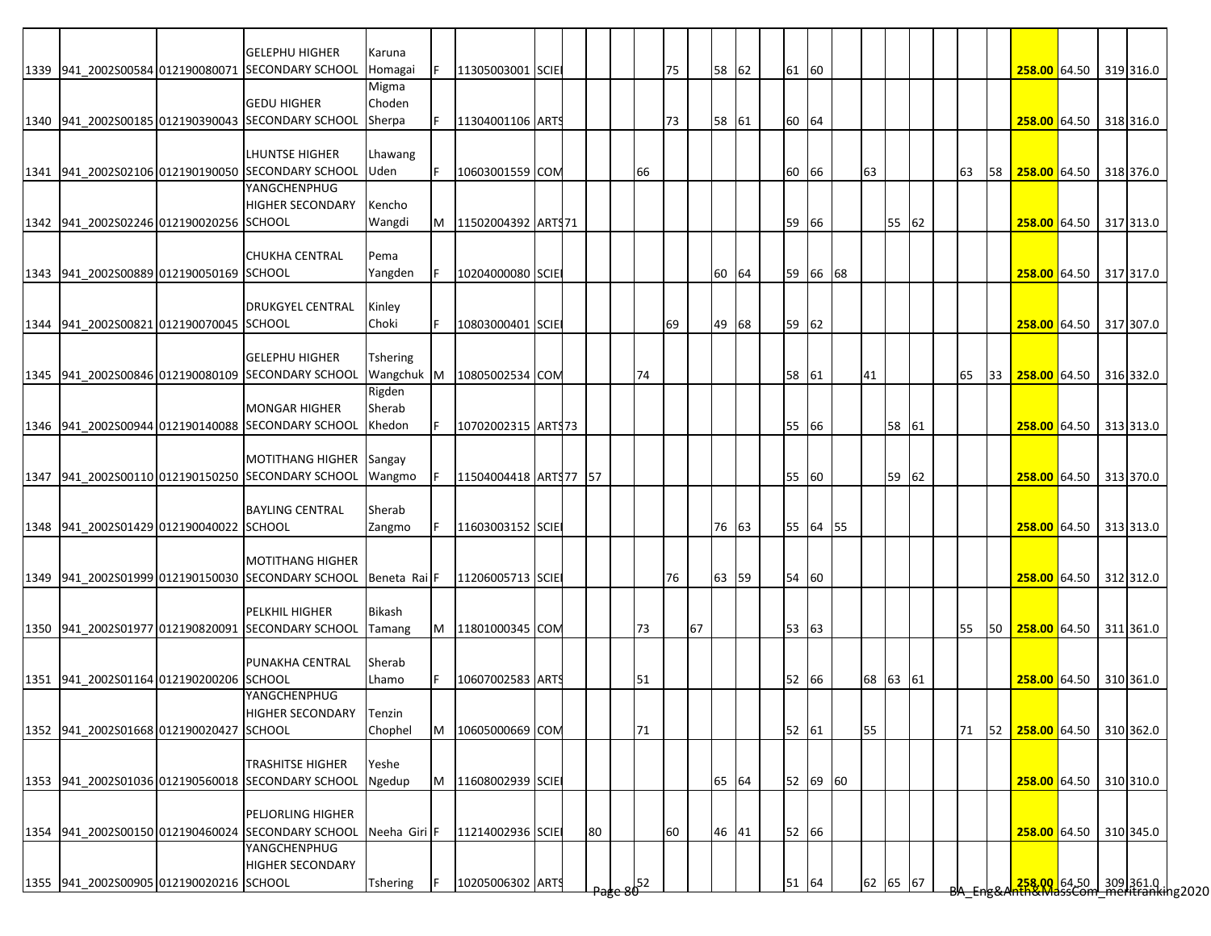| | | | | | | | | | | | | | | | | | | | | | | | | | | | | | | |
|---|---|---|---|---|---|---|---|---|---|---|---|---|---|---|---|---|---|---|---|---|---|---|---|---|---|---|---|---|---|---|
| 1339 | 941_2002S00584 | 012190080071 | GELEPHU HIGHER SECONDARY SCHOOL | Karuna Homagai | F | 11305003001 | SCIE | | | | | 75 | | 58 | 62 | | 61 | 60 | | | | | | | | 258.00 | 64.50 | | 319 | 316.0 |
| 1340 | 941_2002S00185 | 012190390043 | GEDU HIGHER SECONDARY SCHOOL | Migma Choden Sherpa | F | 11304001106 | ARTS | | | | | 73 | | 58 | 61 | | 60 | 64 | | | | | | | | 258.00 | 64.50 | | 318 | 316.0 |
| 1341 | 941_2002S02106 | 012190190050 | LHUNTSE HIGHER SECONDARY SCHOOL | Lhawang Uden | F | 10603001559 | COM | | | | 66 | | | | | | 60 | 66 | | 63 | | | | 63 | 58 | 258.00 | 64.50 | | 318 | 376.0 |
| 1342 | 941_2002S02246 | 012190020256 | YANGCHENPHUG HIGHER SECONDARY SCHOOL | Kencho Wangdi | M | 11502004392 | ARTS | 71 | | | | | | | | | 59 | 66 | | | 55 | 62 | | | | 258.00 | 64.50 | | 317 | 313.0 |
| 1343 | 941_2002S00889 | 012190050169 | CHUKHA CENTRAL SCHOOL | Pema Yangden | F | 10204000080 | SCIE | | | | | | | 60 | 64 | | 59 | 66 | 68 | | | | | | | 258.00 | 64.50 | | 317 | 317.0 |
| 1344 | 941_2002S00821 | 012190070045 | DRUKGYEL CENTRAL SCHOOL | Kinley Choki | F | 10803000401 | SCIE | | | | | 69 | | 49 | 68 | | 59 | 62 | | | | | | | | 258.00 | 64.50 | | 317 | 307.0 |
| 1345 | 941_2002S00846 | 012190080109 | GELEPHU HIGHER SECONDARY SCHOOL | Tshering Wangchuk | M | 10805002534 | COM | | | | 74 | | | | | | 58 | 61 | | 41 | | | | 65 | 33 | 258.00 | 64.50 | | 316 | 332.0 |
| 1346 | 941_2002S00944 | 012190140088 | MONGAR HIGHER SECONDARY SCHOOL | Rigden Sherab Khedon | F | 10702002315 | ARTS | 73 | | | | | | | | | 55 | 66 | | | 58 | 61 | | | | 258.00 | 64.50 | | 313 | 313.0 |
| 1347 | 941_2002S00110 | 012190150250 | MOTITHANG HIGHER SECONDARY SCHOOL | Sangay Wangmo | F | 11504004418 | ARTS | 77 | 57 | | | | | | | | 55 | 60 | | | 59 | 62 | | | | 258.00 | 64.50 | | 313 | 370.0 |
| 1348 | 941_2002S01429 | 012190040022 | BAYLING CENTRAL SCHOOL | Sherab Zangmo | F | 11603003152 | SCIE | | | | | | | 76 | 63 | | 55 | 64 | 55 | | | | | | | 258.00 | 64.50 | | 313 | 313.0 |
| 1349 | 941_2002S01999 | 012190150030 | MOTITHANG HIGHER SECONDARY SCHOOL | Beneta Rai | F | 11206005713 | SCIE | | | | | 76 | | 63 | 59 | | 54 | 60 | | | | | | | | 258.00 | 64.50 | | 312 | 312.0 |
| 1350 | 941_2002S01977 | 012190820091 | PELKHIL HIGHER SECONDARY SCHOOL | Bikash Tamang | M | 11801000345 | COM | | | | 73 | | 67 | | | | 53 | 63 | | | | | | 55 | 50 | 258.00 | 64.50 | | 311 | 361.0 |
| 1351 | 941_2002S01164 | 012190200206 | PUNAKHA CENTRAL SCHOOL | Sherab Lhamo | F | 10607002583 | ARTS | | | | 51 | | | | | | 52 | 66 | | 68 | 63 | 61 | | | | 258.00 | 64.50 | | 310 | 361.0 |
| 1352 | 941_2002S01668 | 012190020427 | YANGCHENPHUG HIGHER SECONDARY SCHOOL | Tenzin Chophel | M | 10605000669 | COM | | | | 71 | | | | | | 52 | 61 | | 55 | | | | 71 | 52 | 258.00 | 64.50 | | 310 | 362.0 |
| 1353 | 941_2002S01036 | 012190560018 | TRASHITSE HIGHER SECONDARY SCHOOL | Yeshe Ngedup | M | 11608002939 | SCIE | | | | | | | 65 | 64 | | 52 | 69 | 60 | | | | | | | 258.00 | 64.50 | | 310 | 310.0 |
| 1354 | 941_2002S00150 | 012190460024 | PELJORLING HIGHER SECONDARY SCHOOL | Neeha Giri | F | 11214002936 | SCIE | | 80 | | | 60 | | 46 | 41 | | 52 | 66 | | | | | | | | 258.00 | 64.50 | | 310 | 345.0 |
| 1355 | 941_2002S00905 | 012190020216 | YANGCHENPHUG HIGHER SECONDARY SCHOOL | Tshering | F | 10205006302 | ARTS | | | | 52 | | | | | | 51 | 64 | | 62 | 65 | 67 | | | | 258.00 | 64.50 | | 309 | 361.0 |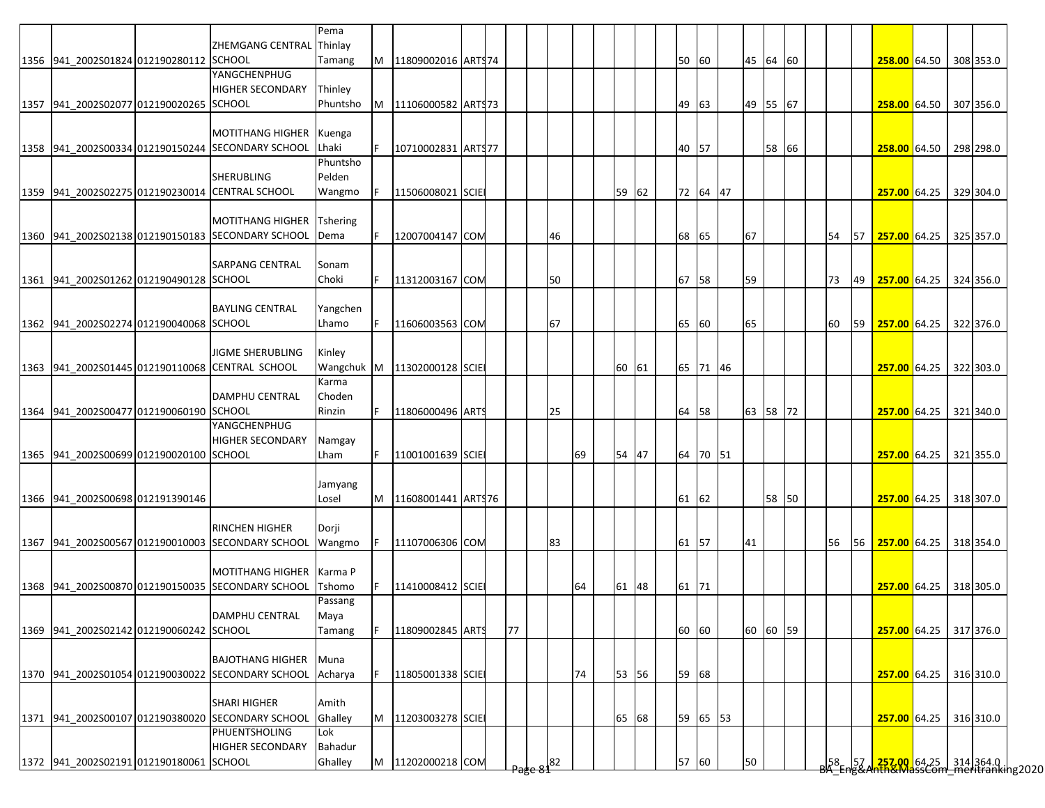| | | | | | | | | | | | | | | | | | | | | | | | | | | | | | |
|---|---|---|---|---|---|---|---|---|---|---|---|---|---|---|---|---|---|---|---|---|---|---|---|---|---|---|---|---|---|
| 1356 | 941_2002S01824 | 012190280112 | ZHEMGANG CENTRAL SCHOOL | Pema Thinlay Tamang | M | 11809002016 | ARTS | 74 | | | | | | | | | 50 | 60 | | 45 | 64 | 60 | | | | 258.00 | 64.50 | 308 | 353.0 |
| 1357 | 941_2002S02077 | 012190020265 | YANGCHENPHUG HIGHER SECONDARY SCHOOL | Thinley Phuntsho | M | 11106000582 | ARTS | 73 | | | | | | | | | 49 | 63 | | 49 | 55 | 67 | | | | 258.00 | 64.50 | 307 | 356.0 |
| 1358 | 941_2002S00334 | 012190150244 | MOTITHANG HIGHER SECONDARY SCHOOL | Kuenga Lhaki | F | 10710002831 | ARTS | 77 | | | | | | | | | 40 | 57 | | | 58 | 66 | | | | 258.00 | 64.50 | 298 | 298.0 |
| 1359 | 941_2002S02275 | 012190230014 | SHERUBLING CENTRAL SCHOOL | Phuntsho Pelden Wangmo | F | 11506008021 | SCIE | | | | | | | 59 | 62 | | 72 | 64 | 47 | | | | | | | 257.00 | 64.25 | 329 | 304.0 |
| 1360 | 941_2002S02138 | 012190150183 | MOTITHANG HIGHER SECONDARY SCHOOL | Tshering Dema | F | 12007004147 | COM | | | | 46 | | | | | | 68 | 65 | | 67 | | | | 54 | 57 | 257.00 | 64.25 | 325 | 357.0 |
| 1361 | 941_2002S01262 | 012190490128 | SARPANG CENTRAL SCHOOL | Sonam Choki | F | 11312003167 | COM | | | | 50 | | | | | | 67 | 58 | | 59 | | | | 73 | 49 | 257.00 | 64.25 | 324 | 356.0 |
| 1362 | 941_2002S02274 | 012190040068 | BAYLING CENTRAL SCHOOL | Yangchen Lhamo | F | 11606003563 | COM | | | | 67 | | | | | | 65 | 60 | | 65 | | | | 60 | 59 | 257.00 | 64.25 | 322 | 376.0 |
| 1363 | 941_2002S01445 | 012190110068 | JIGME SHERUBLING CENTRAL SCHOOL | Kinley Wangchuk | M | 11302000128 | SCIE | | | | | | | 60 | 61 | | 65 | 71 | 46 | | | | | | | 257.00 | 64.25 | 322 | 303.0 |
| 1364 | 941_2002S00477 | 012190060190 | DAMPHU CENTRAL SCHOOL | Karma Choden Rinzin | F | 11806000496 | ARTS | | | | 25 | | | | | | 64 | 58 | | 63 | 58 | 72 | | | | 257.00 | 64.25 | 321 | 340.0 |
| 1365 | 941_2002S00699 | 012190020100 | YANGCHENPHUG HIGHER SECONDARY SCHOOL | Namgay Lham | F | 11001001639 | SCIE | | | | | 69 | | 54 | 47 | | 64 | 70 | 51 | | | | | | | 257.00 | 64.25 | 321 | 355.0 |
| 1366 | 941_2002S00698 | 012191390146 | | Jamyang Losel | M | 11608001441 | ARTS | 76 | | | | | | | | | 61 | 62 | | | 58 | 50 | | | | 257.00 | 64.25 | 318 | 307.0 |
| 1367 | 941_2002S00567 | 012190010003 | RINCHEN HIGHER SECONDARY SCHOOL | Dorji Wangmo | F | 11107006306 | COM | | | | 83 | | | | | | 61 | 57 | | 41 | | | | 56 | 56 | 257.00 | 64.25 | 318 | 354.0 |
| 1368 | 941_2002S00870 | 012190150035 | MOTITHANG HIGHER SECONDARY SCHOOL | Karma P Tshomo | F | 11410008412 | SCIE | | | | | 64 | | 61 | 48 | | 61 | 71 | | | | | | | | 257.00 | 64.25 | 318 | 305.0 |
| 1369 | 941_2002S02142 | 012190060242 | DAMPHU CENTRAL SCHOOL | Passang Maya Tamang | F | 11809002845 | ARTS | | 77 | | | | | | | | 60 | 60 | | 60 | 60 | 59 | | | | 257.00 | 64.25 | 317 | 376.0 |
| 1370 | 941_2002S01054 | 012190030022 | BAJOTHANG HIGHER SECONDARY SCHOOL | Muna Acharya | F | 11805001338 | SCIE | | | | | 74 | | 53 | 56 | | 59 | 68 | | | | | | | | 257.00 | 64.25 | 316 | 310.0 |
| 1371 | 941_2002S00107 | 012190380020 | SHARI HIGHER SECONDARY SCHOOL | Amith Ghalley | M | 11203003278 | SCIE | | | | | | | 65 | 68 | | 59 | 65 | 53 | | | | | | | 257.00 | 64.25 | 316 | 310.0 |
| 1372 | 941_2002S02191 | 012190180061 | PHUENTSHOLING HIGHER SECONDARY SCHOOL | Lok Bahadur Ghalley | M | 11202000218 | COM | | | | 82 | | | | | | 57 | 60 | | 50 | | | | 58 | 57 | 257.00 | 64.25 | 314 | 364.0 |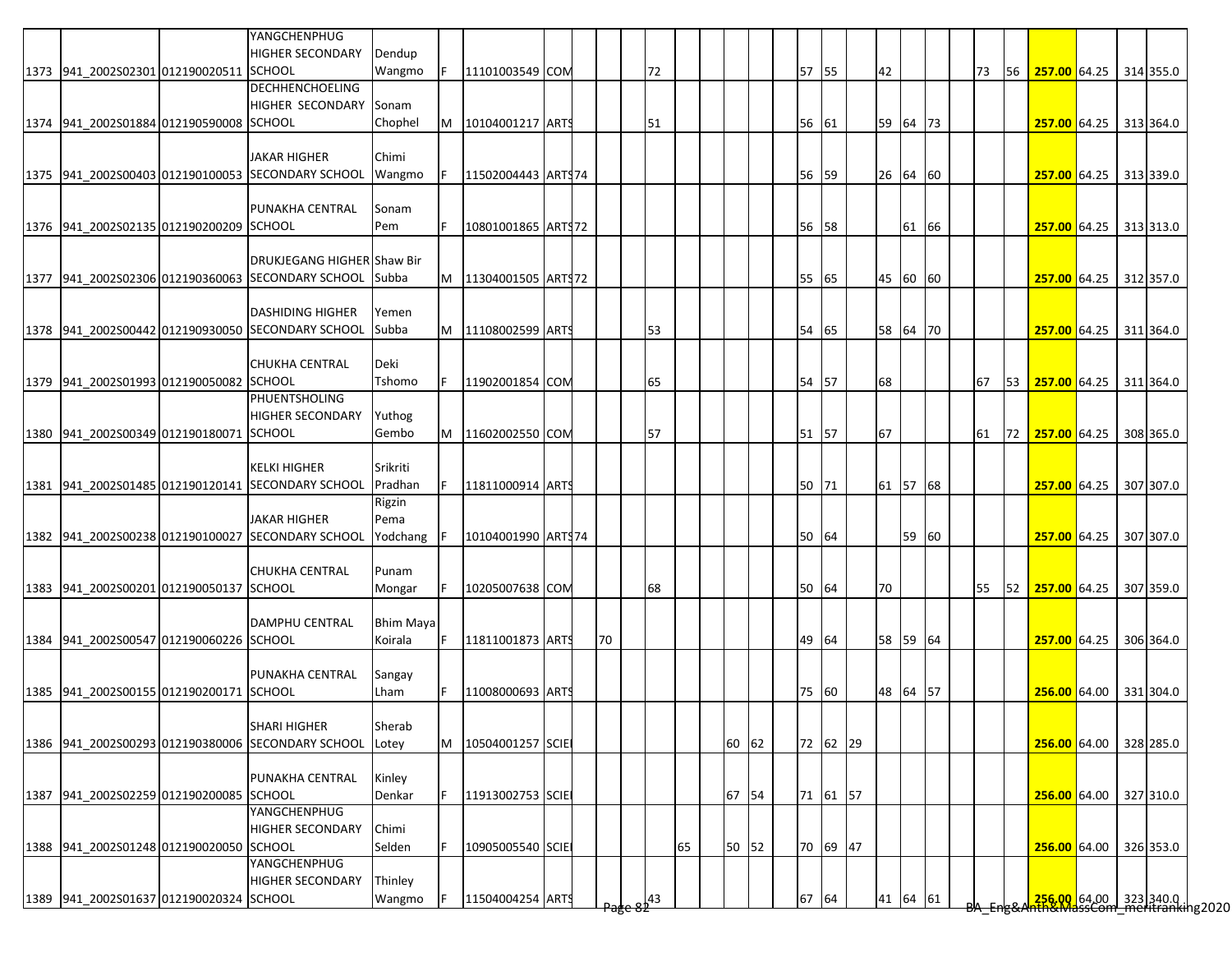| | | | | | | | | | | | | | | | | | | | | | | | | | | | | | | |
|---|---|---|---|---|---|---|---|---|---|---|---|---|---|---|---|---|---|---|---|---|---|---|---|---|---|---|---|---|---|---|
| 1373 | 941_2002S02301 | 012190020511 | YANGCHENPHUG HIGHER SECONDARY SCHOOL | Dendup Wangmo | F | 11101003549 | COM | | | | 72 | | | | | | 57 | 55 | | 42 | | | | 73 | 56 | **257.00** | 64.25 | | 314 | 355.0 |
| 1374 | 941_2002S01884 | 012190590008 | DECHHENCHOELING HIGHER SECONDARY SCHOOL | Sonam Chophel | M | 10104001217 | ARTS | | | | 51 | | | | | | 56 | 61 | | 59 | 64 | 73 | | | | **257.00** | 64.25 | | 313 | 364.0 |
| 1375 | 941_2002S00403 | 012190100053 | JAKAR HIGHER SECONDARY SCHOOL | Chimi Wangmo | F | 11502004443 | ARTS | 74 | | | | | | | | | 56 | 59 | | 26 | 64 | 60 | | | | **257.00** | 64.25 | | 313 | 339.0 |
| 1376 | 941_2002S02135 | 012190200209 | PUNAKHA CENTRAL SCHOOL | Sonam Pem | F | 10801001865 | ARTS | 72 | | | | | | | | | 56 | 58 | | | 61 | 66 | | | | **257.00** | 64.25 | | 313 | 313.0 |
| 1377 | 941_2002S02306 | 012190360063 | DRUKJEGANG HIGHER SECONDARY SCHOOL | Shaw Bir Subba | M | 11304001505 | ARTS | 72 | | | | | | | | | 55 | 65 | | 45 | 60 | 60 | | | | **257.00** | 64.25 | | 312 | 357.0 |
| 1378 | 941_2002S00442 | 012190930050 | DASHIDING HIGHER SECONDARY SCHOOL | Yemen Subba | M | 11108002599 | ARTS | | | | 53 | | | | | | 54 | 65 | | 58 | 64 | 70 | | | | **257.00** | 64.25 | | 311 | 364.0 |
| 1379 | 941_2002S01993 | 012190050082 | CHUKHA CENTRAL SCHOOL | Deki Tshomo | F | 11902001854 | COM | | | | 65 | | | | | | 54 | 57 | | 68 | | | | 67 | 53 | **257.00** | 64.25 | | 311 | 364.0 |
| 1380 | 941_2002S00349 | 012190180071 | PHUENTSHOLING HIGHER SECONDARY SCHOOL | Yuthog Gembo | M | 11602002550 | COM | | | | 57 | | | | | | 51 | 57 | | 67 | | | | 61 | 72 | **257.00** | 64.25 | | 308 | 365.0 |
| 1381 | 941_2002S01485 | 012190120141 | KELKI HIGHER SECONDARY SCHOOL | Srikriti Pradhan | F | 11811000914 | ARTS | | | | | | | | | | 50 | 71 | | 61 | 57 | 68 | | | | **257.00** | 64.25 | | 307 | 307.0 |
| 1382 | 941_2002S00238 | 012190100027 | JAKAR HIGHER SECONDARY SCHOOL | Rigzin Pema Yodchang | F | 10104001990 | ARTS | 74 | | | | | | | | | 50 | 64 | | | 59 | 60 | | | | **257.00** | 64.25 | | 307 | 307.0 |
| 1383 | 941_2002S00201 | 012190050137 | CHUKHA CENTRAL SCHOOL | Punam Mongar | F | 10205007638 | COM | | | | 68 | | | | | | 50 | 64 | | 70 | | | | 55 | 52 | **257.00** | 64.25 | | 307 | 359.0 |
| 1384 | 941_2002S00547 | 012190060226 | DAMPHU CENTRAL SCHOOL | Bhim Maya Koirala | F | 11811001873 | ARTS | | 70 | | | | | | | | 49 | 64 | | 58 | 59 | 64 | | | | **257.00** | 64.25 | | 306 | 364.0 |
| 1385 | 941_2002S00155 | 012190200171 | PUNAKHA CENTRAL SCHOOL | Sangay Lham | F | 11008000693 | ARTS | | | | | | | | | | 75 | 60 | | 48 | 64 | 57 | | | | **256.00** | 64.00 | | 331 | 304.0 |
| 1386 | 941_2002S00293 | 012190380006 | SHARI HIGHER SECONDARY SCHOOL | Sherab Lotey | M | 10504001257 | SCIE | | | | | | | 60 | 62 | | 72 | 62 | 29 | | | | | | | **256.00** | 64.00 | | 328 | 285.0 |
| 1387 | 941_2002S02259 | 012190200085 | PUNAKHA CENTRAL SCHOOL | Kinley Denkar | F | 11913002753 | SCIE | | | | | | | 67 | 54 | | 71 | 61 | 57 | | | | | | | **256.00** | 64.00 | | 327 | 310.0 |
| 1388 | 941_2002S01248 | 012190020050 | YANGCHENPHUG HIGHER SECONDARY SCHOOL | Chimi Selden | F | 10905005540 | SCIE | | | | | 65 | | 50 | 52 | | 70 | 69 | 47 | | | | | | | **256.00** | 64.00 | | 326 | 353.0 |
| 1389 | 941_2002S01637 | 012190020324 | YANGCHENPHUG HIGHER SECONDARY SCHOOL | Thinley Wangmo | F | 11504004254 | ARTS | | | | 43 | | | | | | 67 | 64 | | 41 | 64 | 61 | | | | **256.00** | 64.00 | | 323 | 340.0 |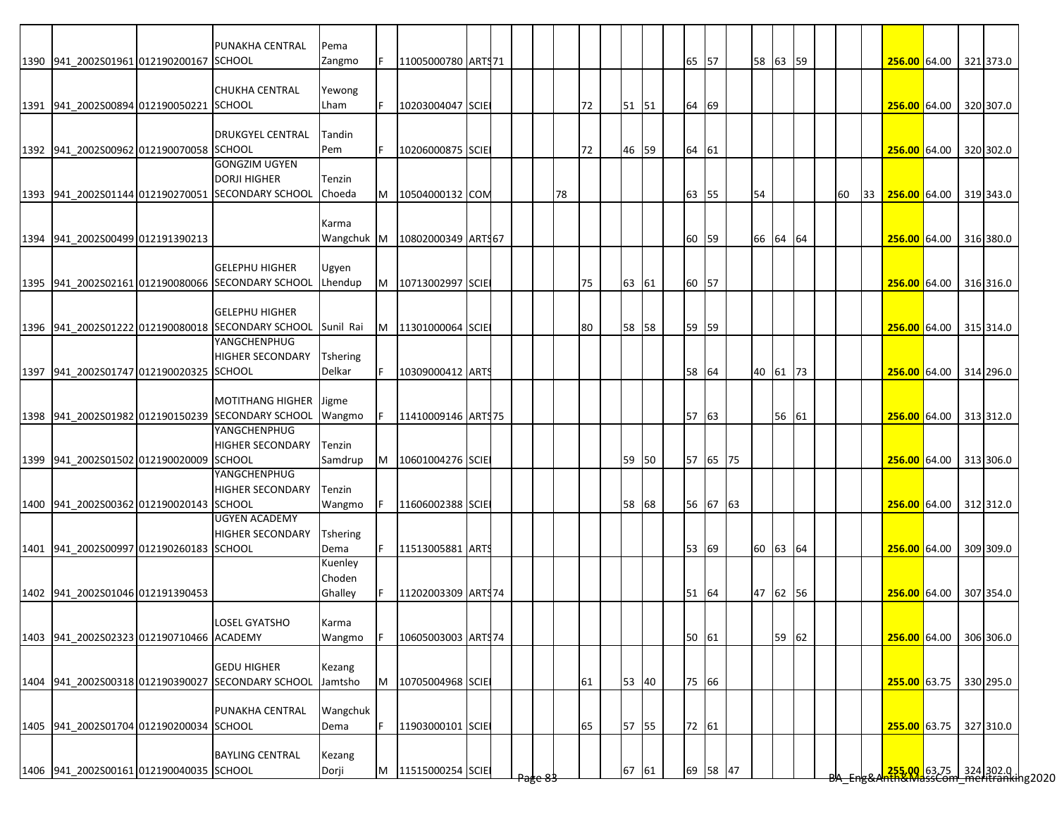| | | | | | | | | | | | | | | | | | | | | | | | | | | | | | | |
|---|---|---|---|---|---|---|---|---|---|---|---|---|---|---|---|---|---|---|---|---|---|---|---|---|---|---|---|---|---|---|
| 1390 | 941_2002S01961 | 012190200167 | PUNAKHA CENTRAL SCHOOL | Pema Zangmo | F | 11005000780 | ARTS | 71 | | | | | | | | | 65 | 57 | | 58 | 63 | 59 | | | | 256.00 | 64.00 | | 321 | 373.0 |
| 1391 | 941_2002S00894 | 012190050221 | CHUKHA CENTRAL SCHOOL | Yewong Lham | F | 10203004047 | SCIE | | | | | 72 | | 51 | 51 | | 64 | 69 | | | | | | | | 256.00 | 64.00 | | 320 | 307.0 |
| 1392 | 941_2002S00962 | 012190070058 | DRUKGYEL CENTRAL SCHOOL | Tandin Pem | F | 10206000875 | SCIE | | | | | 72 | | 46 | 59 | | 64 | 61 | | | | | | | | 256.00 | 64.00 | | 320 | 302.0 |
| 1393 | 941_2002S01144 | 012190270051 | GONGZIM UGYEN DORJI HIGHER SECONDARY SCHOOL | Tenzin Choeda | M | 10504000132 | COM | | | | 78 | | | | | | 63 | 55 | | 54 | | | | 60 | 33 | 256.00 | 64.00 | | 319 | 343.0 |
| 1394 | 941_2002S00499 | 012191390213 | | Karma Wangchuk | M | 10802000349 | ARTS | 67 | | | | | | | | | 60 | 59 | | 66 | 64 | 64 | | | | 256.00 | 64.00 | | 316 | 380.0 |
| 1395 | 941_2002S02161 | 012190080066 | GELEPHU HIGHER SECONDARY SCHOOL | Ugyen Lhendup | M | 10713002997 | SCIE | | | | | 75 | | 63 | 61 | | 60 | 57 | | | | | | | | 256.00 | 64.00 | | 316 | 316.0 |
| 1396 | 941_2002S01222 | 012190080018 | GELEPHU HIGHER SECONDARY SCHOOL | Sunil Rai | M | 11301000064 | SCIE | | | | | 80 | | 58 | 58 | | 59 | 59 | | | | | | | | 256.00 | 64.00 | | 315 | 314.0 |
| 1397 | 941_2002S01747 | 012190020325 | YANGCHENPHUG HIGHER SECONDARY SCHOOL | Tshering Delkar | F | 10309000412 | ARTS | | | | | | | | | | 58 | 64 | | 40 | 61 | 73 | | | | 256.00 | 64.00 | | 314 | 296.0 |
| 1398 | 941_2002S01982 | 012190150239 | MOTITHANG HIGHER SECONDARY SCHOOL | Jigme Wangmo | F | 11410009146 | ARTS | 75 | | | | | | | | | 57 | 63 | | | 56 | 61 | | | | 256.00 | 64.00 | | 313 | 312.0 |
| 1399 | 941_2002S01502 | 012190020009 | YANGCHENPHUG HIGHER SECONDARY SCHOOL | Tenzin Samdrup | M | 10601004276 | SCIE | | | | | | | 59 | 50 | | 57 | 65 | 75 | | | | | | | 256.00 | 64.00 | | 313 | 306.0 |
| 1400 | 941_2002S00362 | 012190020143 | YANGCHENPHUG HIGHER SECONDARY SCHOOL | Tenzin Wangmo | F | 11606002388 | SCIE | | | | | | | 58 | 68 | | 56 | 67 | 63 | | | | | | | 256.00 | 64.00 | | 312 | 312.0 |
| 1401 | 941_2002S00997 | 012190260183 | UGYEN ACADEMY HIGHER SECONDARY SCHOOL | Tshering Dema | F | 11513005881 | ARTS | | | | | | | | | | 53 | 69 | | 60 | 63 | 64 | | | | 256.00 | 64.00 | | 309 | 309.0 |
| 1402 | 941_2002S01046 | 012191390453 | | Kuenley Choden Ghalley | F | 11202003309 | ARTS | 74 | | | | | | | | | 51 | 64 | | 47 | 62 | 56 | | | | 256.00 | 64.00 | | 307 | 354.0 |
| 1403 | 941_2002S02323 | 012190710466 | LOSEL GYATSHO ACADEMY | Karma Wangmo | F | 10605003003 | ARTS | 74 | | | | | | | | | 50 | 61 | | | 59 | 62 | | | | 256.00 | 64.00 | | 306 | 306.0 |
| 1404 | 941_2002S00318 | 012190390027 | GEDU HIGHER SECONDARY SCHOOL | Kezang Jamtsho | M | 10705004968 | SCIE | | | | | 61 | | 53 | 40 | | 75 | 66 | | | | | | | | 255.00 | 63.75 | | 330 | 295.0 |
| 1405 | 941_2002S01704 | 012190200034 | PUNAKHA CENTRAL SCHOOL | Wangchuk Dema | F | 11903000101 | SCIE | | | | | 65 | | 57 | 55 | | 72 | 61 | | | | | | | | 255.00 | 63.75 | | 327 | 310.0 |
| 1406 | 941_2002S00161 | 012190040035 | BAYLING CENTRAL SCHOOL | Kezang Dorji | M | 11515000254 | SCIE | | | | | | | 67 | 61 | | 69 | 58 | 47 | | | | | | | 255.00 | 63.75 | | 324 | 302.0 |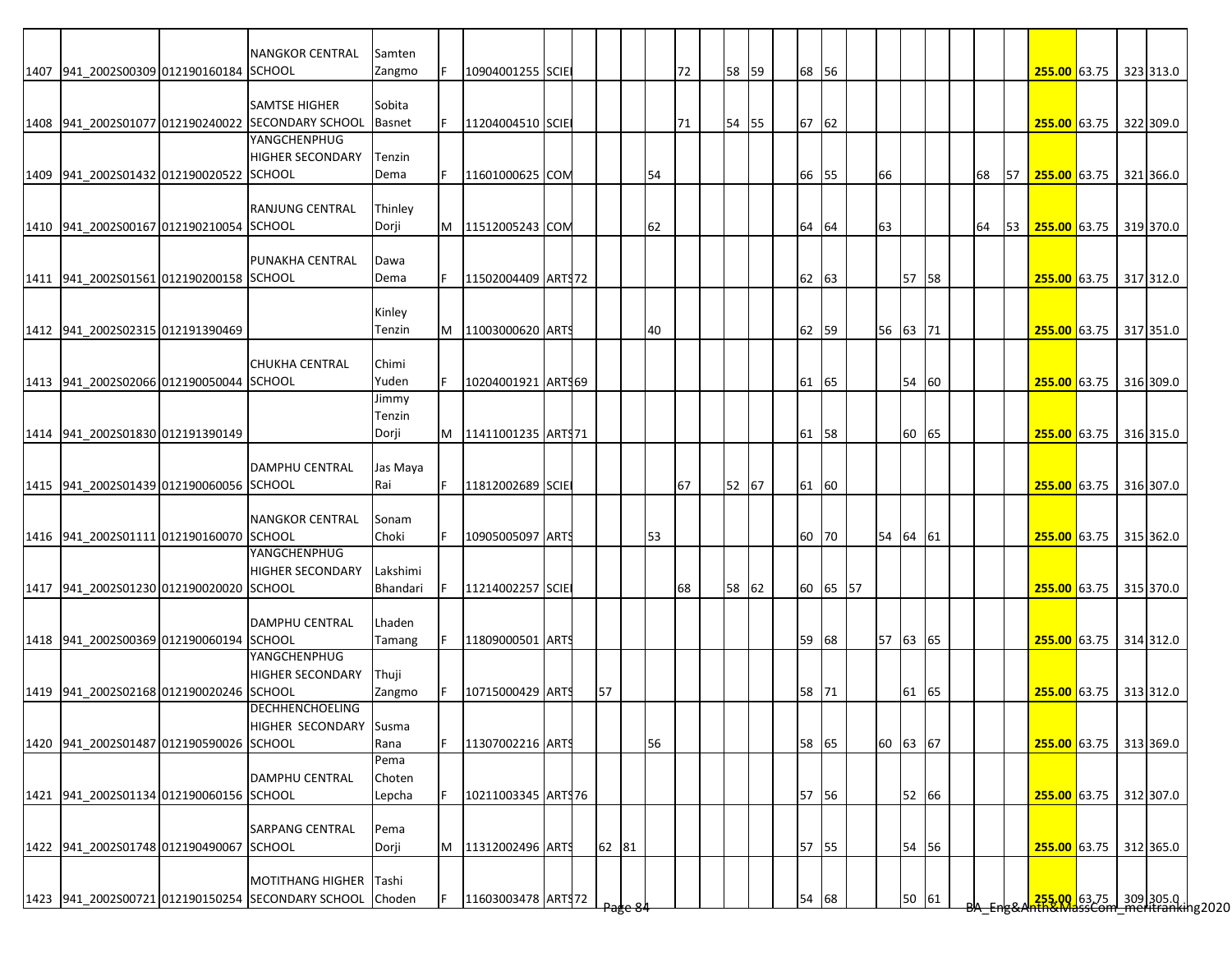| | | | | | | | | | | | | | | | | | | | | | | | | | | | | | | |
|---|---|---|---|---|---|---|---|---|---|---|---|---|---|---|---|---|---|---|---|---|---|---|---|---|---|---|---|---|---|---|
| 1407 | 941_2002S00309 | 012190160184 | NANGKOR CENTRAL SCHOOL | Samten Zangmo | F | 10904001255 | SCIE | | | | | | 72 | | 58 | 59 | | 68 | 56 | | | | | | | | **255.00** | 63.75 | 323 | 313.0 |
| 1408 | 941_2002S01077 | 012190240022 | SAMTSE HIGHER SECONDARY SCHOOL | Sobita Basnet | F | 11204004510 | SCIE | | | | | | 71 | | 54 | 55 | | 67 | 62 | | | | | | | | **255.00** | 63.75 | 322 | 309.0 |
| 1409 | 941_2002S01432 | 012190020522 | YANGCHENPHUG HIGHER SECONDARY SCHOOL | Tenzin Dema | F | 11601000625 | COM | | | | | 54 | | | | | | 66 | 55 | | 66 | | | | 68 | 57 | **255.00** | 63.75 | 321 | 366.0 |
| 1410 | 941_2002S00167 | 012190210054 | RANJUNG CENTRAL SCHOOL | Thinley Dorji | M | 11512005243 | COM | | | | | 62 | | | | | | 64 | 64 | | 63 | | | | 64 | 53 | **255.00** | 63.75 | 319 | 370.0 |
| 1411 | 941_2002S01561 | 012190200158 | PUNAKHA CENTRAL SCHOOL | Dawa Dema | F | 11502004409 | ARTS | 72 | | | | | | | | | | 62 | 63 | | | 57 | 58 | | | | **255.00** | 63.75 | 317 | 312.0 |
| 1412 | 941_2002S02315 | 012191390469 | | Kinley Tenzin | M | 11003000620 | ARTS | | | | | 40 | | | | | | 62 | 59 | | 56 | 63 | 71 | | | | **255.00** | 63.75 | 317 | 351.0 |
| 1413 | 941_2002S02066 | 012190050044 | CHUKHA CENTRAL SCHOOL | Chimi Yuden | F | 10204001921 | ARTS | 69 | | | | | | | | | | 61 | 65 | | | 54 | 60 | | | | **255.00** | 63.75 | 316 | 309.0 |
| 1414 | 941_2002S01830 | 012191390149 | | Jimmy Tenzin Dorji | M | 11411001235 | ARTS | 71 | | | | | | | | | | 61 | 58 | | | 60 | 65 | | | | **255.00** | 63.75 | 316 | 315.0 |
| 1415 | 941_2002S01439 | 012190060056 | DAMPHU CENTRAL SCHOOL | Jas Maya Rai | F | 11812002689 | SCIE | | | | | | 67 | | 52 | 67 | | 61 | 60 | | | | | | | | **255.00** | 63.75 | 316 | 307.0 |
| 1416 | 941_2002S01111 | 012190160070 | NANGKOR CENTRAL SCHOOL | Sonam Choki | F | 10905005097 | ARTS | | | | | 53 | | | | | | 60 | 70 | | 54 | 64 | 61 | | | | **255.00** | 63.75 | 315 | 362.0 |
| 1417 | 941_2002S01230 | 012190020020 | YANGCHENPHUG HIGHER SECONDARY SCHOOL | Lakshimi Bhandari | F | 11214002257 | SCIE | | | | | | 68 | | 58 | 62 | | 60 | 65 | 57 | | | | | | | **255.00** | 63.75 | 315 | 370.0 |
| 1418 | 941_2002S00369 | 012190060194 | DAMPHU CENTRAL SCHOOL | Lhaden Tamang | F | 11809000501 | ARTS | | | | | | | | | | | 59 | 68 | | 57 | 63 | 65 | | | | **255.00** | 63.75 | 314 | 312.0 |
| 1419 | 941_2002S02168 | 012190020246 | YANGCHENPHUG HIGHER SECONDARY SCHOOL | Thuji Zangmo | F | 10715000429 | ARTS | | | 57 | | | | | | | | 58 | 71 | | | 61 | 65 | | | | **255.00** | 63.75 | 313 | 312.0 |
| 1420 | 941_2002S01487 | 012190590026 | DECHHENCHOELING HIGHER SECONDARY SCHOOL | Susma Rana | F | 11307002216 | ARTS | | | | | 56 | | | | | | 58 | 65 | | 60 | 63 | 67 | | | | **255.00** | 63.75 | 313 | 369.0 |
| 1421 | 941_2002S01134 | 012190060156 | DAMPHU CENTRAL SCHOOL | Pema Choten Lepcha | F | 10211003345 | ARTS | 76 | | | | | | | | | | 57 | 56 | | | 52 | 66 | | | | **255.00** | 63.75 | 312 | 307.0 |
| 1422 | 941_2002S01748 | 012190490067 | SARPANG CENTRAL SCHOOL | Pema Dorji | M | 11312002496 | ARTS | | | 62 | 81 | | | | | | | 57 | 55 | | | 54 | 56 | | | | **255.00** | 63.75 | 312 | 365.0 |
| 1423 | 941_2002S00721 | 012190150254 | MOTITHANG HIGHER SECONDARY SCHOOL | Tashi Choden | F | 11603003478 | ARTS | 72 | | | | | | | | | | 54 | 68 | | | 50 | 61 | | | | **255.00** | 63.75 | 309 | 305.0 |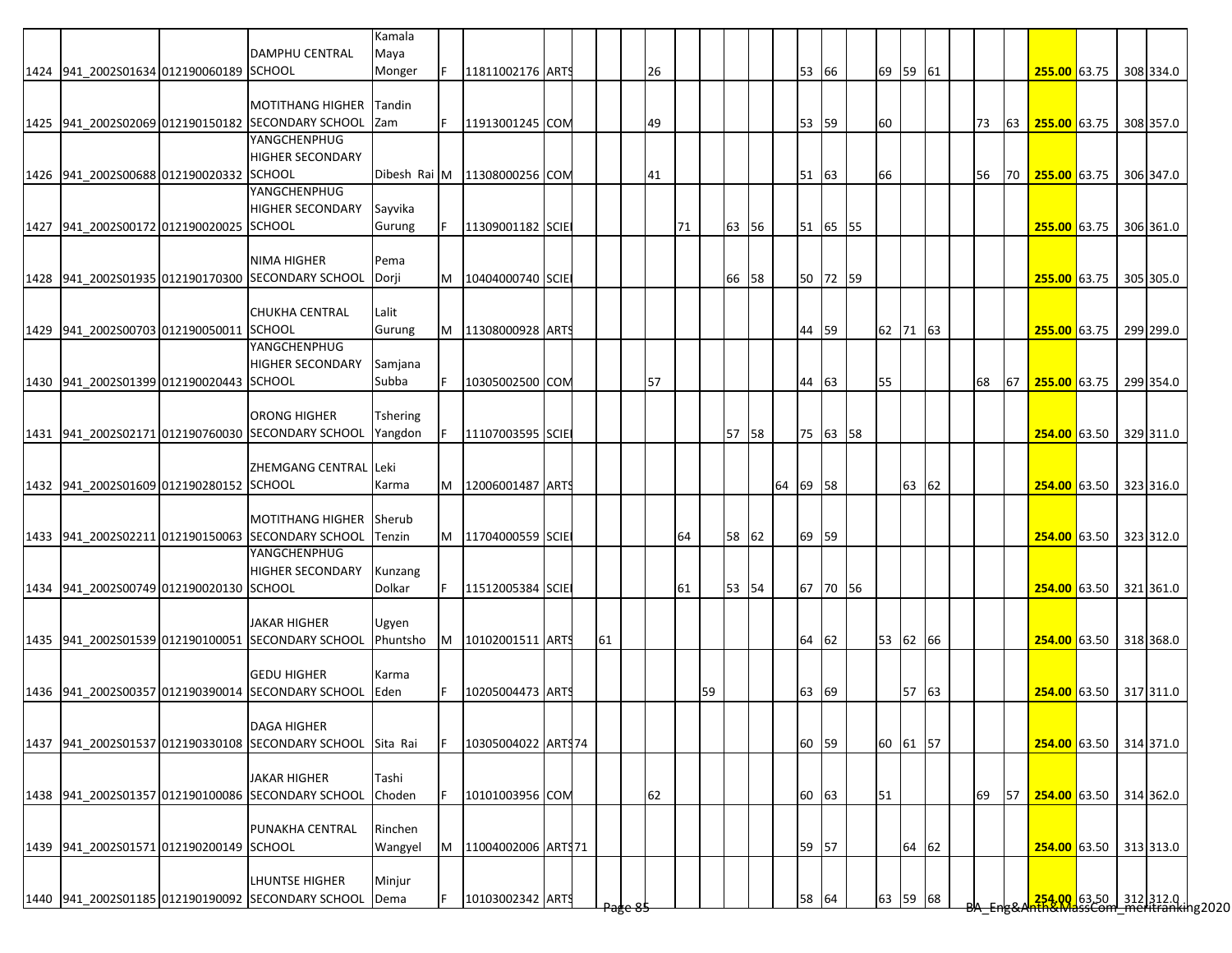| | | | | | | | | | | | | | | | | | | | | | | | | | | | | | | |
|---|---|---|---|---|---|---|---|---|---|---|---|---|---|---|---|---|---|---|---|---|---|---|---|---|---|---|---|---|---|---|
| 1424 | 941_2002S01634 | 012190060189 | DAMPHU CENTRAL SCHOOL | Kamala Maya Monger | F | 11811002176 | ARTS | | | | 26 | | | | | | 53 | 66 | | 69 | 59 | 61 | | | | 255.00 | 63.75 | | 308 | 334.0 |
| 1425 | 941_2002S02069 | 012190150182 | MOTITHANG HIGHER SECONDARY SCHOOL | Tandin Zam | F | 11913001245 | COM | | | | 49 | | | | | | 53 | 59 | | 60 | | | | 73 | 63 | 255.00 | 63.75 | | 308 | 357.0 |
| 1426 | 941_2002S00688 | 012190020332 | YANGCHENPHUG HIGHER SECONDARY SCHOOL | Dibesh Rai | M | 11308000256 | COM | | | | 41 | | | | | | 51 | 63 | | 66 | | | | 56 | 70 | 255.00 | 63.75 | | 306 | 347.0 |
| 1427 | 941_2002S00172 | 012190020025 | YANGCHENPHUG HIGHER SECONDARY SCHOOL | Sayvika Gurung | F | 11309001182 | SCIE | | | | | 71 | | 63 | 56 | | 51 | 65 | 55 | | | | | | | 255.00 | 63.75 | | 306 | 361.0 |
| 1428 | 941_2002S01935 | 012190170300 | NIMA HIGHER SECONDARY SCHOOL | Pema Dorji | M | 10404000740 | SCIE | | | | | | | 66 | 58 | | 50 | 72 | 59 | | | | | | | 255.00 | 63.75 | | 305 | 305.0 |
| 1429 | 941_2002S00703 | 012190050011 | CHUKHA CENTRAL SCHOOL | Lalit Gurung | M | 11308000928 | ARTS | | | | | | | | | | 44 | 59 | | 62 | 71 | 63 | | | | 255.00 | 63.75 | | 299 | 299.0 |
| 1430 | 941_2002S01399 | 012190020443 | YANGCHENPHUG HIGHER SECONDARY SCHOOL | Samjana Subba | F | 10305002500 | COM | | | | 57 | | | | | | 44 | 63 | | 55 | | | | 68 | 67 | 255.00 | 63.75 | | 299 | 354.0 |
| 1431 | 941_2002S02171 | 012190760030 | ORONG HIGHER SECONDARY SCHOOL | Tshering Yangdon | F | 11107003595 | SCIE | | | | | | | 57 | 58 | | 75 | 63 | 58 | | | | | | | 254.00 | 63.50 | | 329 | 311.0 |
| 1432 | 941_2002S01609 | 012190280152 | ZHEMGANG CENTRAL SCHOOL | Leki Karma | M | 12006001487 | ARTS | | | | | | | | | 64 | 69 | 58 | | | 63 | 62 | | | | 254.00 | 63.50 | | 323 | 316.0 |
| 1433 | 941_2002S02211 | 012190150063 | MOTITHANG HIGHER SECONDARY SCHOOL | Sherub Tenzin | M | 11704000559 | SCIE | | | | | 64 | | 58 | 62 | | 69 | 59 | | | | | | | | 254.00 | 63.50 | | 323 | 312.0 |
| 1434 | 941_2002S00749 | 012190020130 | YANGCHENPHUG HIGHER SECONDARY SCHOOL | Kunzang Dolkar | F | 11512005384 | SCIE | | | | | 61 | | 53 | 54 | | 67 | 70 | 56 | | | | | | | 254.00 | 63.50 | | 321 | 361.0 |
| 1435 | 941_2002S01539 | 012190100051 | JAKAR HIGHER SECONDARY SCHOOL | Ugyen Phuntsho | M | 10102001511 | ARTS | | 61 | | | | | | | | 64 | 62 | | 53 | 62 | 66 | | | | 254.00 | 63.50 | | 318 | 368.0 |
| 1436 | 941_2002S00357 | 012190390014 | GEDU HIGHER SECONDARY SCHOOL | Karma Eden | F | 10205004473 | ARTS | | | | | | 59 | | | | 63 | 69 | | | 57 | 63 | | | | 254.00 | 63.50 | | 317 | 311.0 |
| 1437 | 941_2002S01537 | 012190330108 | DAGA HIGHER SECONDARY SCHOOL | Sita Rai | F | 10305004022 | ARTS | 74 | | | | | | | | | 60 | 59 | | 60 | 61 | 57 | | | | 254.00 | 63.50 | | 314 | 371.0 |
| 1438 | 941_2002S01357 | 012190100086 | JAKAR HIGHER SECONDARY SCHOOL | Tashi Choden | F | 10101003956 | COM | | | | 62 | | | | | | 60 | 63 | | 51 | | | | 69 | 57 | 254.00 | 63.50 | | 314 | 362.0 |
| 1439 | 941_2002S01571 | 012190200149 | PUNAKHA CENTRAL SCHOOL | Rinchen Wangyel | M | 11004002006 | ARTS | 71 | | | | | | | | | 59 | 57 | | | 64 | 62 | | | | 254.00 | 63.50 | | 313 | 313.0 |
| 1440 | 941_2002S01185 | 012190190092 | LHUNTSE HIGHER SECONDARY SCHOOL | Minjur Dema | F | 10103002342 | ARTS | | | | | | | | | | 58 | 64 | | 63 | 59 | 68 | | | | 254.00 | 63.50 | | 312 | 312.0 |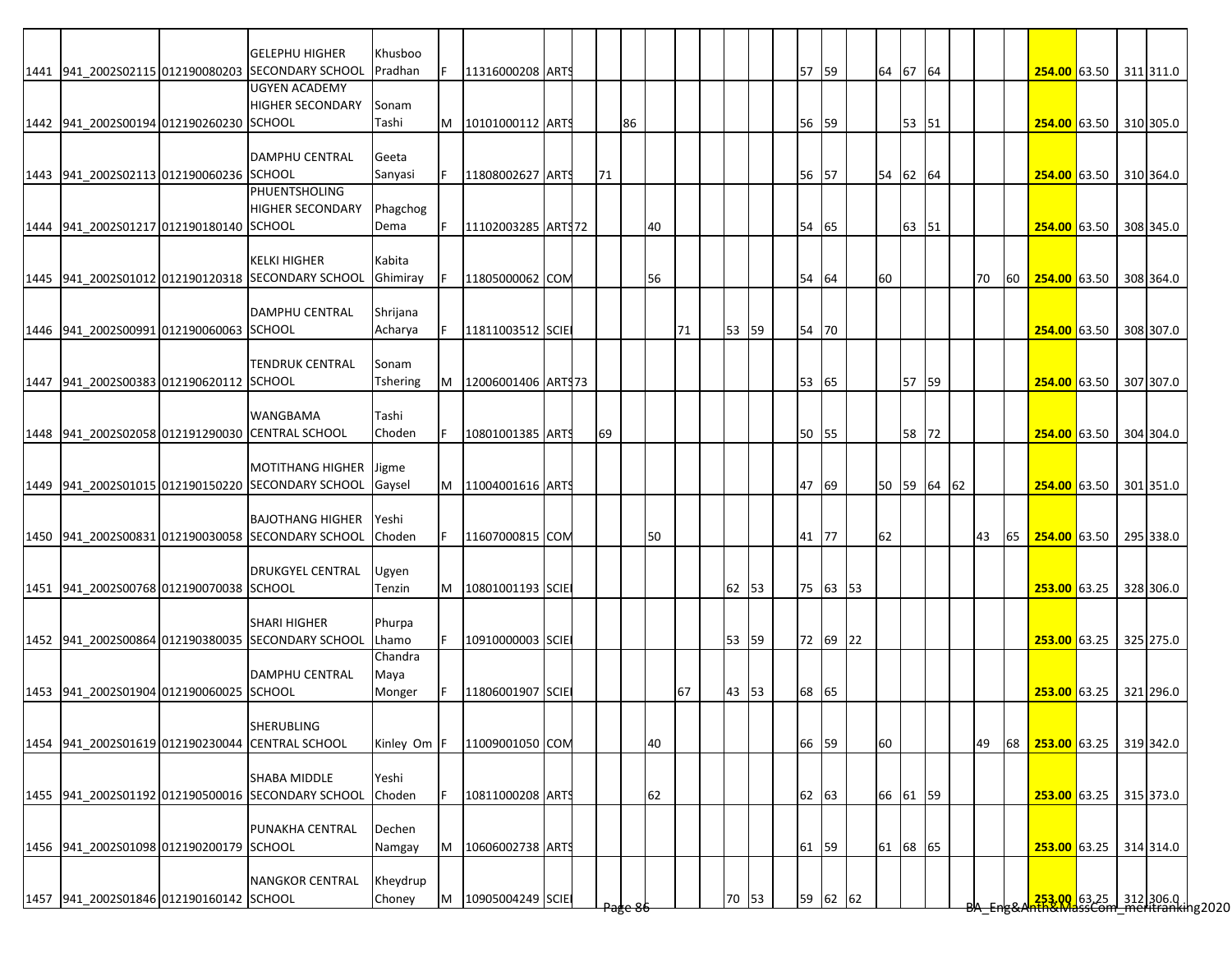| | | | | | | | | | | | | | | | | | | | | | | | | | | | | | |
|---|---|---|---|---|---|---|---|---|---|---|---|---|---|---|---|---|---|---|---|---|---|---|---|---|---|---|---|---|---|
| 1441 | 941_2002S02115 | 012190080203 | GELEPHU HIGHER SECONDARY SCHOOL | Khusboo Pradhan | F | 11316000208 | ARTS | | | | | | | | | | 57 | 59 | | 64 | 67 | 64 | | | | 254.00 | 63.50 | 311 | 311.0 |
| 1442 | 941_2002S00194 | 012190260230 | UGYEN ACADEMY HIGHER SECONDARY SCHOOL | Sonam Tashi | M | 10101000112 | ARTS | | | 86 | | | | | | | 56 | 59 | | | 53 | 51 | | | | 254.00 | 63.50 | 310 | 305.0 |
| 1443 | 941_2002S02113 | 012190060236 | DAMPHU CENTRAL SCHOOL | Geeta Sanyasi | F | 11808002627 | ARTS | | 71 | | | | | | | | 56 | 57 | | 54 | 62 | 64 | | | | 254.00 | 63.50 | 310 | 364.0 |
| 1444 | 941_2002S01217 | 012190180140 | PHUENTSHOLING HIGHER SECONDARY SCHOOL | Phagchog Dema | F | 11102003285 | ARTS | 72 | | | 40 | | | | | | 54 | 65 | | | 63 | 51 | | | | 254.00 | 63.50 | 308 | 345.0 |
| 1445 | 941_2002S01012 | 012190120318 | KELKI HIGHER SECONDARY SCHOOL | Kabita Ghimiray | F | 11805000062 | COM | | | | 56 | | | | | | 54 | 64 | | 60 | | | | 70 | 60 | 254.00 | 63.50 | 308 | 364.0 |
| 1446 | 941_2002S00991 | 012190060063 | DAMPHU CENTRAL SCHOOL | Shrijana Acharya | F | 11811003512 | SCIE | | | | | 71 | | 53 | 59 | | 54 | 70 | | | | | | | | 254.00 | 63.50 | 308 | 307.0 |
| 1447 | 941_2002S00383 | 012190620112 | TENDRUK CENTRAL SCHOOL | Sonam Tshering | M | 12006001406 | ARTS | 73 | | | | | | | | | 53 | 65 | | | 57 | 59 | | | | 254.00 | 63.50 | 307 | 307.0 |
| 1448 | 941_2002S02058 | 012191290030 | WANGBAMA CENTRAL SCHOOL | Tashi Choden | F | 10801001385 | ARTS | | 69 | | | | | | | | 50 | 55 | | | 58 | 72 | | | | 254.00 | 63.50 | 304 | 304.0 |
| 1449 | 941_2002S01015 | 012190150220 | MOTITHANG HIGHER SECONDARY SCHOOL | Jigme Gaysel | M | 11004001616 | ARTS | | | | | | | | | | 47 | 69 | | 50 | 59 | 64 | 62 | | | 254.00 | 63.50 | 301 | 351.0 |
| 1450 | 941_2002S00831 | 012190030058 | BAJOTHANG HIGHER SECONDARY SCHOOL | Yeshi Choden | F | 11607000815 | COM | | | | 50 | | | | | | 41 | 77 | | 62 | | | | 43 | 65 | 254.00 | 63.50 | 295 | 338.0 |
| 1451 | 941_2002S00768 | 012190070038 | DRUKGYEL CENTRAL SCHOOL | Ugyen Tenzin | M | 10801001193 | SCIE | | | | | | | 62 | 53 | | 75 | 63 | 53 | | | | | | | 253.00 | 63.25 | 328 | 306.0 |
| 1452 | 941_2002S00864 | 012190380035 | SHARI HIGHER SECONDARY SCHOOL | Phurpa Lhamo | F | 10910000003 | SCIE | | | | | | | 53 | 59 | | 72 | 69 | 22 | | | | | | | 253.00 | 63.25 | 325 | 275.0 |
| 1453 | 941_2002S01904 | 012190060025 | DAMPHU CENTRAL SCHOOL | Chandra Maya Monger | F | 11806001907 | SCIE | | | | | 67 | | 43 | 53 | | 68 | 65 | | | | | | | | 253.00 | 63.25 | 321 | 296.0 |
| 1454 | 941_2002S01619 | 012190230044 | SHERUBLING CENTRAL SCHOOL | Kinley Om | F | 11009001050 | COM | | | | 40 | | | | | | 66 | 59 | | 60 | | | | 49 | 68 | 253.00 | 63.25 | 319 | 342.0 |
| 1455 | 941_2002S01192 | 012190500016 | SHABA MIDDLE SECONDARY SCHOOL | Yeshi Choden | F | 10811000208 | ARTS | | | | 62 | | | | | | 62 | 63 | | 66 | 61 | 59 | | | | 253.00 | 63.25 | 315 | 373.0 |
| 1456 | 941_2002S01098 | 012190200179 | PUNAKHA CENTRAL SCHOOL | Dechen Namgay | M | 10606002738 | ARTS | | | | | | | | | | 61 | 59 | | 61 | 68 | 65 | | | | 253.00 | 63.25 | 314 | 314.0 |
| 1457 | 941_2002S01846 | 012190160142 | NANGKOR CENTRAL SCHOOL | Kheydrup Choney | M | 10905004249 | SCIE | | | | | | | 70 | 53 | | 59 | 62 | 62 | | | | | | | 253.00 | 63.25 | 312 | 306.0 |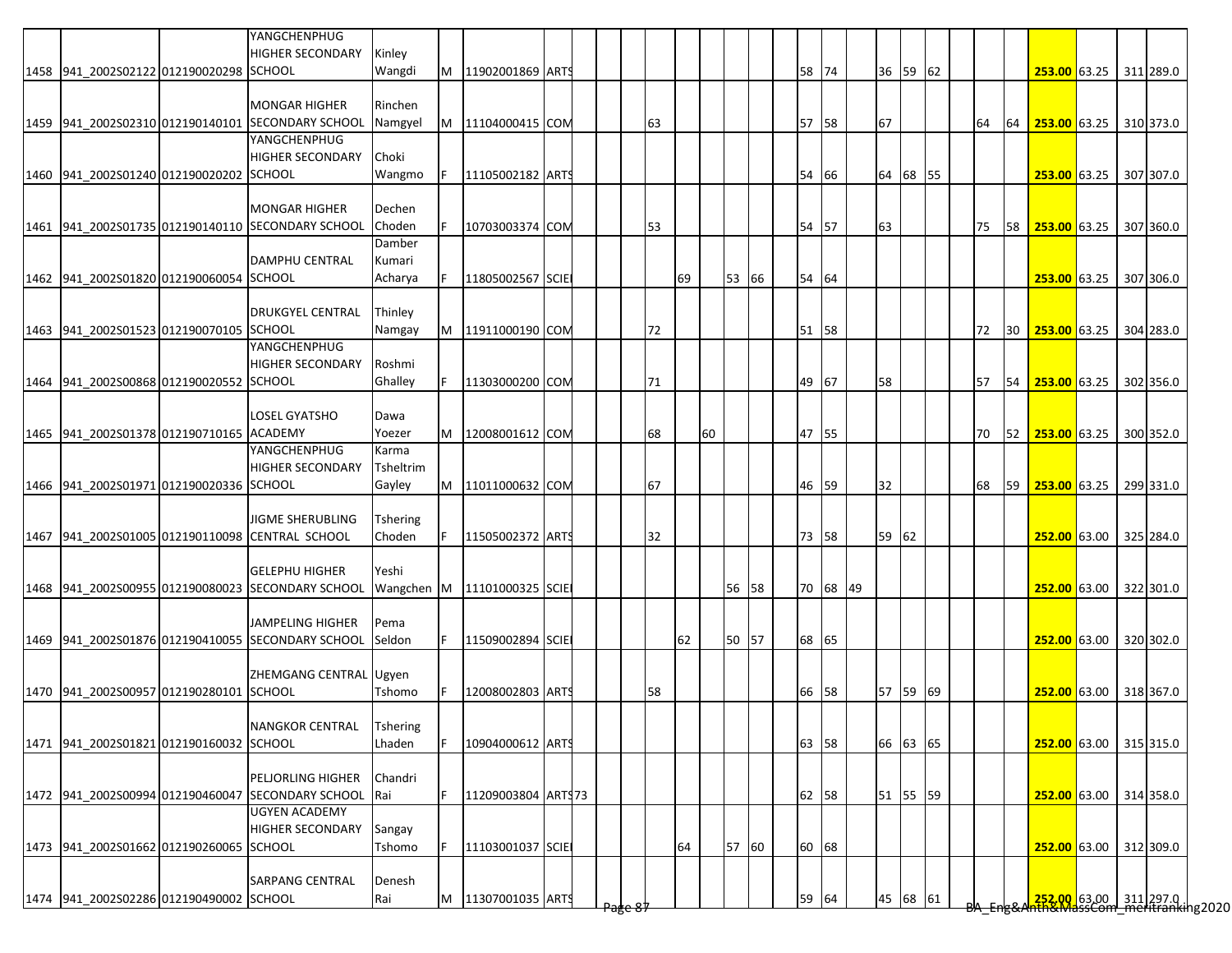| | | | | | | | | | | | | | | | | | | | | | | | | | | | | | | |
|---|---|---|---|---|---|---|---|---|---|---|---|---|---|---|---|---|---|---|---|---|---|---|---|---|---|---|---|---|---|---|
| 1458 | 941_2002S02122 | 012190020298 | YANGCHENPHUG HIGHER SECONDARY SCHOOL | Kinley Wangdi | M | 11902001869 | ARTS | | | | | | | | | | 58 | 74 | | 36 | 59 | 62 | | | | **253.00** | 63.25 | | 311 | 289.0 |
| 1459 | 941_2002S02310 | 012190140101 | MONGAR HIGHER SECONDARY SCHOOL | Rinchen Namgyel | M | 11104000415 | COM | | | | 63 | | | | | | 57 | 58 | | 67 | | | | 64 | 64 | **253.00** | 63.25 | | 310 | 373.0 |
| 1460 | 941_2002S01240 | 012190020202 | YANGCHENPHUG HIGHER SECONDARY SCHOOL | Choki Wangmo | F | 11105002182 | ARTS | | | | | | | | | | 54 | 66 | | 64 | 68 | 55 | | | | **253.00** | 63.25 | | 307 | 307.0 |
| 1461 | 941_2002S01735 | 012190140110 | MONGAR HIGHER SECONDARY SCHOOL | Dechen Choden | F | 10703003374 | COM | | | | 53 | | | | | | 54 | 57 | | 63 | | | | 75 | 58 | **253.00** | 63.25 | | 307 | 360.0 |
| 1462 | 941_2002S01820 | 012190060054 | DAMPHU CENTRAL SCHOOL | Damber Kumari Acharya | F | 11805002567 | SCIE | | | | | 69 | | 53 | 66 | | 54 | 64 | | | | | | | | **253.00** | 63.25 | | 307 | 306.0 |
| 1463 | 941_2002S01523 | 012190070105 | DRUKGYEL CENTRAL SCHOOL | Thinley Namgay | M | 11911000190 | COM | | | | 72 | | | | | | 51 | 58 | | | | | | 72 | 30 | **253.00** | 63.25 | | 304 | 283.0 |
| 1464 | 941_2002S00868 | 012190020552 | YANGCHENPHUG HIGHER SECONDARY SCHOOL | Roshmi Ghalley | F | 11303000200 | COM | | | | 71 | | | | | | 49 | 67 | | 58 | | | | 57 | 54 | **253.00** | 63.25 | | 302 | 356.0 |
| 1465 | 941_2002S01378 | 012190710165 | LOSEL GYATSHO ACADEMY | Dawa Yoezer | M | 12008001612 | COM | | | | 68 | | 60 | | | | 47 | 55 | | | | | | 70 | 52 | **253.00** | 63.25 | | 300 | 352.0 |
| 1466 | 941_2002S01971 | 012190020336 | YANGCHENPHUG HIGHER SECONDARY SCHOOL | Karma Tsheltrim Gayley | M | 11011000632 | COM | | | | 67 | | | | | | 46 | 59 | | 32 | | | | 68 | 59 | **253.00** | 63.25 | | 299 | 331.0 |
| 1467 | 941_2002S01005 | 012190110098 | JIGME SHERUBLING CENTRAL SCHOOL | Tshering Choden | F | 11505002372 | ARTS | | | | 32 | | | | | | 73 | 58 | | 59 | 62 | | | | | **252.00** | 63.00 | | 325 | 284.0 |
| 1468 | 941_2002S00955 | 012190080023 | GELEPHU HIGHER SECONDARY SCHOOL | Yeshi Wangchen | M | 11101000325 | SCIE | | | | | | | 56 | 58 | | 70 | 68 | 49 | | | | | | | **252.00** | 63.00 | | 322 | 301.0 |
| 1469 | 941_2002S01876 | 012190410055 | JAMPELING HIGHER SECONDARY SCHOOL | Pema Seldon | F | 11509002894 | SCIE | | | | | 62 | | 50 | 57 | | 68 | 65 | | | | | | | | **252.00** | 63.00 | | 320 | 302.0 |
| 1470 | 941_2002S00957 | 012190280101 | ZHEMGANG CENTRAL SCHOOL | Ugyen Tshomo | F | 12008002803 | ARTS | | | | 58 | | | | | | 66 | 58 | | 57 | 59 | 69 | | | | **252.00** | 63.00 | | 318 | 367.0 |
| 1471 | 941_2002S01821 | 012190160032 | NANGKOR CENTRAL SCHOOL | Tshering Lhaden | F | 10904000612 | ARTS | | | | | | | | | | 63 | 58 | | 66 | 63 | 65 | | | | **252.00** | 63.00 | | 315 | 315.0 |
| 1472 | 941_2002S00994 | 012190460047 | PELJORLING HIGHER SECONDARY SCHOOL | Chandri Rai | F | 11209003804 | ARTS | 73 | | | | | | | | | 62 | 58 | | 51 | 55 | 59 | | | | **252.00** | 63.00 | | 314 | 358.0 |
| 1473 | 941_2002S01662 | 012190260065 | UGYEN ACADEMY HIGHER SECONDARY SCHOOL | Sangay Tshomo | F | 11103001037 | SCIE | | | | | 64 | | 57 | 60 | | 60 | 68 | | | | | | | | **252.00** | 63.00 | | 312 | 309.0 |
| 1474 | 941_2002S02286 | 012190490002 | SARPANG CENTRAL SCHOOL | Denesh Rai | M | 11307001035 | ARTS | | | | | | | | | | 59 | 64 | | 45 | 68 | 61 | | | | **252.00** | 63.00 | | 311 | 297.0 |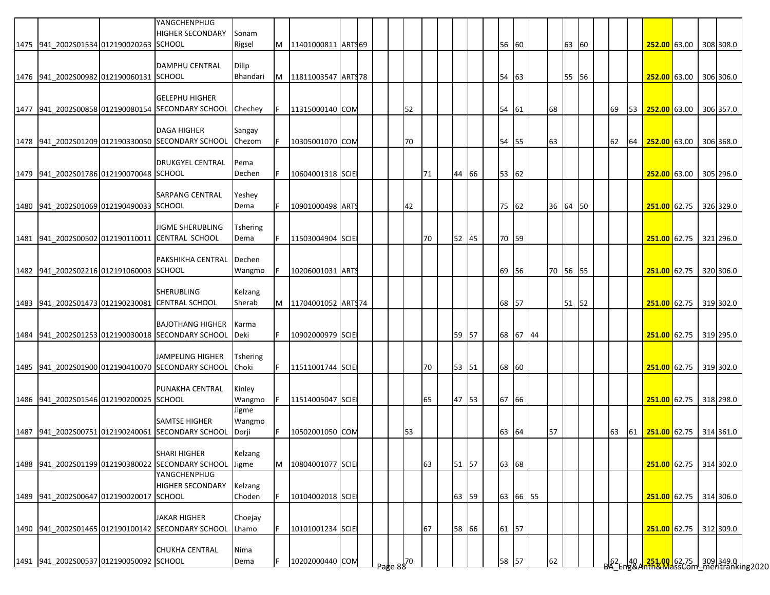| | | | | | | | | | | | | | | | | | | | | | | | | | | | | | | |
|---|---|---|---|---|---|---|---|---|---|---|---|---|---|---|---|---|---|---|---|---|---|---|---|---|---|---|---|---|---|---|
| 1475 | 941_2002S01534 | 012190020263 | YANGCHENPHUG HIGHER SECONDARY SCHOOL | Sonam Rigsel | M | 11401000811 | ARTS | 69 | | | | | | | | | 56 | 60 | | | 63 | 60 | | | | 252.00 | 63.00 | | 308 | 308.0 |
| 1476 | 941_2002S00982 | 012190060131 | DAMPHU CENTRAL SCHOOL | Dilip Bhandari | M | 11811003547 | ARTS | 78 | | | | | | | | | 54 | 63 | | | 55 | 56 | | | | 252.00 | 63.00 | | 306 | 306.0 |
| 1477 | 941_2002S00858 | 012190080154 | GELEPHU HIGHER SECONDARY SCHOOL | Chechey | F | 11315000140 | COM | | | | 52 | | | | | | 54 | 61 | | 68 | | | | 69 | 53 | 252.00 | 63.00 | | 306 | 357.0 |
| 1478 | 941_2002S01209 | 012190330050 | DAGA HIGHER SECONDARY SCHOOL | Sangay Chezom | F | 10305001070 | COM | | | | 70 | | | | | | 54 | 55 | | 63 | | | | 62 | 64 | 252.00 | 63.00 | | 306 | 368.0 |
| 1479 | 941_2002S01786 | 012190070048 | DRUKGYEL CENTRAL SCHOOL | Pema Dechen | F | 10604001318 | SCIE | | | | | 71 | | 44 | 66 | | 53 | 62 | | | | | | | | 252.00 | 63.00 | | 305 | 296.0 |
| 1480 | 941_2002S01069 | 012190490033 | SARPANG CENTRAL SCHOOL | Yeshey Dema | F | 10901000498 | ARTS | | | | 42 | | | | | | 75 | 62 | | 36 | 64 | 50 | | | | 251.00 | 62.75 | | 326 | 329.0 |
| 1481 | 941_2002S00502 | 012190110011 | JIGME SHERUBLING CENTRAL SCHOOL | Tshering Dema | F | 11503004904 | SCIE | | | | | 70 | | 52 | 45 | | 70 | 59 | | | | | | | | 251.00 | 62.75 | | 321 | 296.0 |
| 1482 | 941_2002S02216 | 012191060003 | PAKSHIKHA CENTRAL SCHOOL | Dechen Wangmo | F | 10206001031 | ARTS | | | | | | | | | | 69 | 56 | | 70 | 56 | 55 | | | | 251.00 | 62.75 | | 320 | 306.0 |
| 1483 | 941_2002S01473 | 012190230081 | SHERUBLING CENTRAL SCHOOL | Kelzang Sherab | M | 11704001052 | ARTS | 74 | | | | | | | | | 68 | 57 | | | 51 | 52 | | | | 251.00 | 62.75 | | 319 | 302.0 |
| 1484 | 941_2002S01253 | 012190030018 | BAJOTHANG HIGHER SECONDARY SCHOOL | Karma Deki | F | 10902000979 | SCIE | | | | | | | 59 | 57 | | 68 | 67 | 44 | | | | | | | 251.00 | 62.75 | | 319 | 295.0 |
| 1485 | 941_2002S01900 | 012190410070 | JAMPELING HIGHER SECONDARY SCHOOL | Tshering Choki | F | 11511001744 | SCIE | | | | | 70 | | 53 | 51 | | 68 | 60 | | | | | | | | 251.00 | 62.75 | | 319 | 302.0 |
| 1486 | 941_2002S01546 | 012190200025 | PUNAKHA CENTRAL SCHOOL | Kinley Wangmo | F | 11514005047 | SCIE | | | | | 65 | | 47 | 53 | | 67 | 66 | | | | | | | | 251.00 | 62.75 | | 318 | 298.0 |
| 1487 | 941_2002S00751 | 012190240061 | SAMTSE HIGHER SECONDARY SCHOOL | Jigme Wangmo Dorji | F | 10502001050 | COM | | | | 53 | | | | | | 63 | 64 | | 57 | | | | 63 | 61 | 251.00 | 62.75 | | 314 | 361.0 |
| 1488 | 941_2002S01199 | 012190380022 | SHARI HIGHER SECONDARY SCHOOL | Kelzang Jigme | M | 10804001077 | SCIE | | | | | 63 | | 51 | 57 | | 63 | 68 | | | | | | | | 251.00 | 62.75 | | 314 | 302.0 |
| 1489 | 941_2002S00647 | 012190020017 | YANGCHENPHUG HIGHER SECONDARY SCHOOL | Kelzang Choden | F | 10104002018 | SCIE | | | | | | | 63 | 59 | | 63 | 66 | 55 | | | | | | | 251.00 | 62.75 | | 314 | 306.0 |
| 1490 | 941_2002S01465 | 012190100142 | JAKAR HIGHER SECONDARY SCHOOL | Choejay Lhamo | F | 10101001234 | SCIE | | | | | 67 | | 58 | 66 | | 61 | 57 | | | | | | | | 251.00 | 62.75 | | 312 | 309.0 |
| 1491 | 941_2002S00537 | 012190050092 | CHUKHA CENTRAL SCHOOL | Nima Dema | F | 10202000440 | COM | | | | 70 | | | | | | 58 | 57 | | 62 | | | | 62 | 40 | 251.00 | 62.75 | | 309 | 349.0 |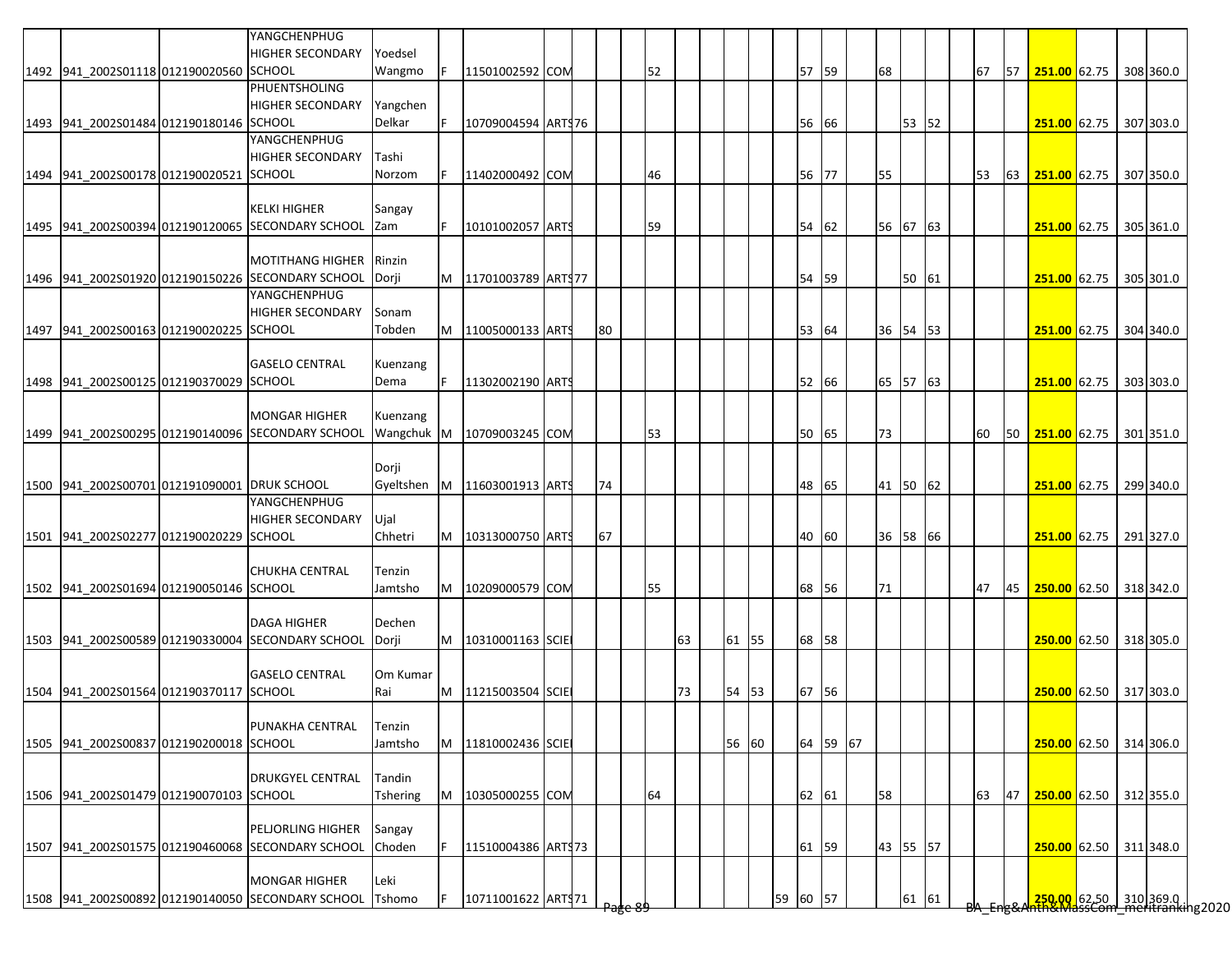| | | | | | | | | | | | | | | | | | | | | | | | | | | | | | |
|---|---|---|---|---|---|---|---|---|---|---|---|---|---|---|---|---|---|---|---|---|---|---|---|---|---|---|---|---|---|
| 1492 | 941_2002S01118 | 012190020560 | YANGCHENPHUG HIGHER SECONDARY SCHOOL | Yoedsel Wangmo | F | 11501002592 | COM | | | | 52 | | | | | | 57 | 59 | | 68 | | | | 67 | 57 | 251.00 | 62.75 | 308 | 360.0 |
| 1493 | 941_2002S01484 | 012190180146 | PHUENTSHOLING HIGHER SECONDARY SCHOOL | Yangchen Delkar | F | 10709004594 | ARTS | 76 | | | | | | | | | 56 | 66 | | | 53 | 52 | | | | 251.00 | 62.75 | 307 | 303.0 |
| 1494 | 941_2002S00178 | 012190020521 | YANGCHENPHUG HIGHER SECONDARY SCHOOL | Tashi Norzom | F | 11402000492 | COM | | | | 46 | | | | | | 56 | 77 | | 55 | | | | 53 | 63 | 251.00 | 62.75 | 307 | 350.0 |
| 1495 | 941_2002S00394 | 012190120065 | KELKI HIGHER SECONDARY SCHOOL | Sangay Zam | F | 10101002057 | ARTS | | | | 59 | | | | | | 54 | 62 | | 56 | 67 | 63 | | | | 251.00 | 62.75 | 305 | 361.0 |
| 1496 | 941_2002S01920 | 012190150226 | MOTITHANG HIGHER SECONDARY SCHOOL | Rinzin Dorji | M | 11701003789 | ARTS | 77 | | | | | | | | | 54 | 59 | | | 50 | 61 | | | | 251.00 | 62.75 | 305 | 301.0 |
| 1497 | 941_2002S00163 | 012190020225 | YANGCHENPHUG HIGHER SECONDARY SCHOOL | Sonam Tobden | M | 11005000133 | ARTS | | 80 | | | | | | | | 53 | 64 | | 36 | 54 | 53 | | | | 251.00 | 62.75 | 304 | 340.0 |
| 1498 | 941_2002S00125 | 012190370029 | GASELO CENTRAL SCHOOL | Kuenzang Dema | F | 11302002190 | ARTS | | | | | | | | | | 52 | 66 | | 65 | 57 | 63 | | | | 251.00 | 62.75 | 303 | 303.0 |
| 1499 | 941_2002S00295 | 012190140096 | MONGAR HIGHER SECONDARY SCHOOL | Kuenzang Wangchuk | M | 10709003245 | COM | | | | 53 | | | | | | 50 | 65 | | 73 | | | | 60 | 50 | 251.00 | 62.75 | 301 | 351.0 |
| 1500 | 941_2002S00701 | 012191090001 | DRUK SCHOOL | Dorji Gyeltshen | M | 11603001913 | ARTS | | 74 | | | | | | | | 48 | 65 | | 41 | 50 | 62 | | | | 251.00 | 62.75 | 299 | 340.0 |
| 1501 | 941_2002S02277 | 012190020229 | YANGCHENPHUG HIGHER SECONDARY SCHOOL | Ujal Chhetri | M | 10313000750 | ARTS | | 67 | | | | | | | | 40 | 60 | | 36 | 58 | 66 | | | | 251.00 | 62.75 | 291 | 327.0 |
| 1502 | 941_2002S01694 | 012190050146 | CHUKHA CENTRAL SCHOOL | Tenzin Jamtsho | M | 10209000579 | COM | | | | 55 | | | | | | 68 | 56 | | 71 | | | | 47 | 45 | 250.00 | 62.50 | 318 | 342.0 |
| 1503 | 941_2002S00589 | 012190330004 | DAGA HIGHER SECONDARY SCHOOL | Dechen Dorji | M | 10310001163 | SCIE | | | | | 63 | | 61 | 55 | | 68 | 58 | | | | | | | | 250.00 | 62.50 | 318 | 305.0 |
| 1504 | 941_2002S01564 | 012190370117 | GASELO CENTRAL SCHOOL | Om Kumar Rai | M | 11215003504 | SCIE | | | | | 73 | | 54 | 53 | | 67 | 56 | | | | | | | | 250.00 | 62.50 | 317 | 303.0 |
| 1505 | 941_2002S00837 | 012190200018 | PUNAKHA CENTRAL SCHOOL | Tenzin Jamtsho | M | 11810002436 | SCIE | | | | | | | 56 | 60 | | 64 | 59 | 67 | | | | | | | 250.00 | 62.50 | 314 | 306.0 |
| 1506 | 941_2002S01479 | 012190070103 | DRUKGYEL CENTRAL SCHOOL | Tandin Tshering | M | 10305000255 | COM | | | | 64 | | | | | | 62 | 61 | | 58 | | | | 63 | 47 | 250.00 | 62.50 | 312 | 355.0 |
| 1507 | 941_2002S01575 | 012190460068 | PELJORLING HIGHER SECONDARY SCHOOL | Sangay Choden | F | 11510004386 | ARTS | 73 | | | | | | | | | 61 | 59 | | 43 | 55 | 57 | | | | 250.00 | 62.50 | 311 | 348.0 |
| 1508 | 941_2002S00892 | 012190140050 | MONGAR HIGHER SECONDARY SCHOOL | Leki Tshomo | F | 10711001622 | ARTS | 71 | | | | | | | | 59 | 60 | 57 | | | 61 | 61 | | | | 250.00 | 62.50 | 310 | 369.0 |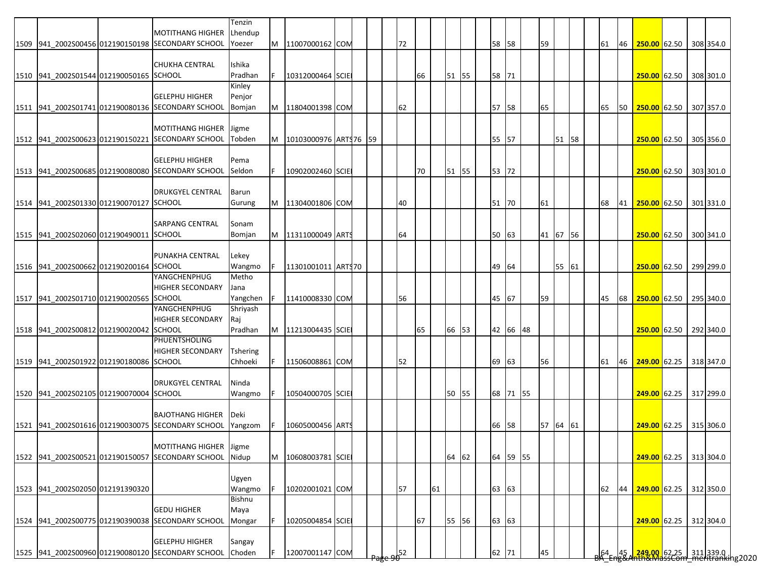| | | | | | | | | | | | | | | | | | | | | | | | | | | | | | | |
|---|---|---|---|---|---|---|---|---|---|---|---|---|---|---|---|---|---|---|---|---|---|---|---|---|---|---|---|---|---|---|
| 1509 | 941_2002S00456 | 012190150198 | MOTITHANG HIGHER SECONDARY SCHOOL | Tenzin Lhendup Yoezer | M | 11007000162 | COM | | | | 72 | | | | | | 58 | 58 | | 59 | | | | 61 | 46 | 250.00 | 62.50 | | 308 | 354.0 |
| 1510 | 941_2002S01544 | 012190050165 | CHUKHA CENTRAL SCHOOL | Ishika Pradhan | F | 10312000464 | SCIE | | | | | 66 | | 51 | 55 | | 58 | 71 | | | | | | | | 250.00 | 62.50 | | 308 | 301.0 |
| 1511 | 941_2002S01741 | 012190080136 | GELEPHU HIGHER SECONDARY SCHOOL | Kinley Penjor Bomjan | M | 11804001398 | COM | | | | 62 | | | | | | 57 | 58 | | 65 | | | | 65 | 50 | 250.00 | 62.50 | | 307 | 357.0 |
| 1512 | 941_2002S00623 | 012190150221 | MOTITHANG HIGHER SECONDARY SCHOOL | Jigme Tobden | M | 10103000976 | ARTS | 76 | 59 | | | | | | | | 55 | 57 | | | 51 | 58 | | | | 250.00 | 62.50 | | 305 | 356.0 |
| 1513 | 941_2002S00685 | 012190080080 | GELEPHU HIGHER SECONDARY SCHOOL | Pema Seldon | F | 10902002460 | SCIE | | | | | 70 | | 51 | 55 | | 53 | 72 | | | | | | | | 250.00 | 62.50 | | 303 | 301.0 |
| 1514 | 941_2002S01330 | 012190070127 | DRUKGYEL CENTRAL SCHOOL | Barun Gurung | M | 11304001806 | COM | | | | 40 | | | | | | 51 | 70 | | 61 | | | | 68 | 41 | 250.00 | 62.50 | | 301 | 331.0 |
| 1515 | 941_2002S02060 | 012190490011 | SARPANG CENTRAL SCHOOL | Sonam Bomjan | M | 11311000049 | ARTS | | | | 64 | | | | | | 50 | 63 | | 41 | 67 | 56 | | | | 250.00 | 62.50 | | 300 | 341.0 |
| 1516 | 941_2002S00662 | 012190200164 | PUNAKHA CENTRAL SCHOOL | Lekey Wangmo | F | 11301001011 | ARTS | 70 | | | | | | | | | 49 | 64 | | | 55 | 61 | | | | 250.00 | 62.50 | | 299 | 299.0 |
| 1517 | 941_2002S01710 | 012190020565 | YANGCHENPHUG HIGHER SECONDARY SCHOOL | Metho Jana Yangchen | F | 11410008330 | COM | | | | 56 | | | | | | 45 | 67 | | 59 | | | | 45 | 68 | 250.00 | 62.50 | | 295 | 340.0 |
| 1518 | 941_2002S00812 | 012190020042 | YANGCHENPHUG HIGHER SECONDARY SCHOOL | Shriyash Raj Pradhan | M | 11213004435 | SCIE | | | | | 65 | | 66 | 53 | | 42 | 66 | 48 | | | | | | | 250.00 | 62.50 | | 292 | 340.0 |
| 1519 | 941_2002S01922 | 012190180086 | PHUENTSHOLING HIGHER SECONDARY SCHOOL | Tshering Chhoeki | F | 11506008861 | COM | | | | 52 | | | | | | 69 | 63 | | 56 | | | | 61 | 46 | 249.00 | 62.25 | | 318 | 347.0 |
| 1520 | 941_2002S02105 | 012190070004 | DRUKGYEL CENTRAL SCHOOL | Ninda Wangmo | F | 10504000705 | SCIE | | | | | | | 50 | 55 | | 68 | 71 | 55 | | | | | | | 249.00 | 62.25 | | 317 | 299.0 |
| 1521 | 941_2002S01616 | 012190030075 | BAJOTHANG HIGHER SECONDARY SCHOOL | Deki Yangzom | F | 10605000456 | ARTS | | | | | | | | | | 66 | 58 | | 57 | 64 | 61 | | | | 249.00 | 62.25 | | 315 | 306.0 |
| 1522 | 941_2002S00521 | 012190150057 | MOTITHANG HIGHER SECONDARY SCHOOL | Jigme Nidup | M | 10608003781 | SCIE | | | | | | | 64 | 62 | | 64 | 59 | 55 | | | | | | | 249.00 | 62.25 | | 313 | 304.0 |
| 1523 | 941_2002S02050 | 012191390320 | | Ugyen Wangmo | F | 10202001021 | COM | | | | 57 | | 61 | | | | 63 | 63 | | | | | | 62 | 44 | 249.00 | 62.25 | | 312 | 350.0 |
| 1524 | 941_2002S00775 | 012190390038 | GEDU HIGHER SECONDARY SCHOOL | Bishnu Maya Mongar | F | 10205004854 | SCIE | | | | | 67 | | 55 | 56 | | 63 | 63 | | | | | | | | 249.00 | 62.25 | | 312 | 304.0 |
| 1525 | 941_2002S00960 | 012190080120 | GELEPHU HIGHER SECONDARY SCHOOL | Sangay Choden | F | 12007001147 | COM | | | | 52 | | | | | | 62 | 71 | | 45 | | | | 64 | 45 | 249.00 | 62.25 | | 311 | 339.0 |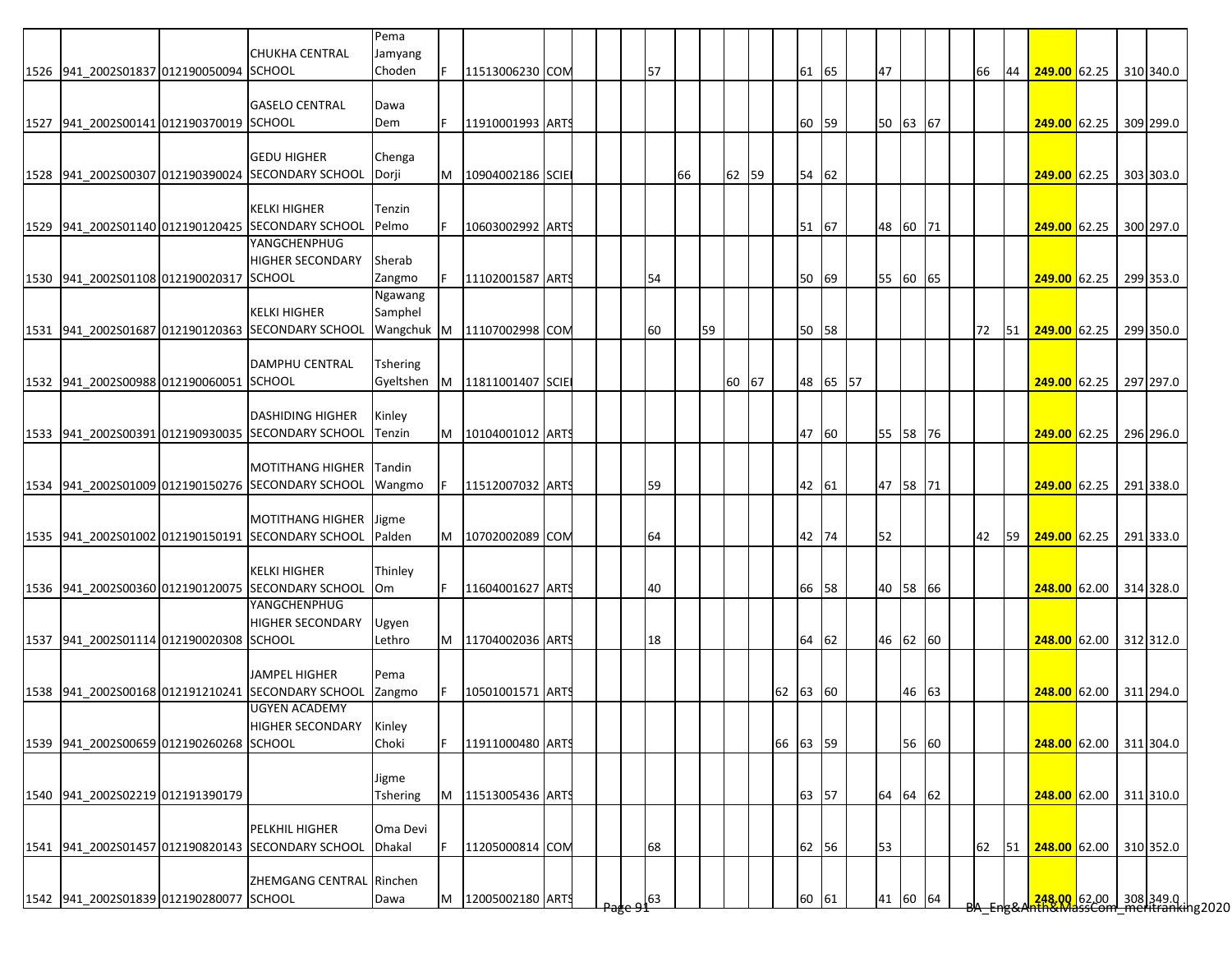| | | | | | | | | | | | | | | | | | | | | | | | | | | | | | | |
|---|---|---|---|---|---|---|---|---|---|---|---|---|---|---|---|---|---|---|---|---|---|---|---|---|---|---|---|---|---|---|
| 1526 | 941_2002S01837 | 012190050094 | CHUKHA CENTRAL SCHOOL | Pema Jamyang Choden | F | 11513006230 | COM | | | | 57 | | | | | | 61 | 65 | | 47 | | | | 66 | 44 | **249.00** | 62.25 | | 310 | 340.0 |
| 1527 | 941_2002S00141 | 012190370019 | GASELO CENTRAL SCHOOL | Dawa Dem | F | 11910001993 | ARTS | | | | | | | | | | 60 | 59 | | 50 | 63 | 67 | | | | **249.00** | 62.25 | | 309 | 299.0 |
| 1528 | 941_2002S00307 | 012190390024 | GEDU HIGHER SECONDARY SCHOOL | Chenga Dorji | M | 10904002186 | SCIE | | | | | 66 | | 62 | 59 | | 54 | 62 | | | | | | | | **249.00** | 62.25 | | 303 | 303.0 |
| 1529 | 941_2002S01140 | 012190120425 | KELKI HIGHER SECONDARY SCHOOL | Tenzin Pelmo | F | 10603002992 | ARTS | | | | | | | | | | 51 | 67 | | 48 | 60 | 71 | | | | **249.00** | 62.25 | | 300 | 297.0 |
| 1530 | 941_2002S01108 | 012190020317 | YANGCHENPHUG HIGHER SECONDARY SCHOOL | Sherab Zangmo | F | 11102001587 | ARTS | | | | 54 | | | | | | 50 | 69 | | 55 | 60 | 65 | | | | **249.00** | 62.25 | | 299 | 353.0 |
| 1531 | 941_2002S01687 | 012190120363 | KELKI HIGHER SECONDARY SCHOOL | Ngawang Samphel Wangchuk | M | 11107002998 | COM | | | | 60 | | 59 | | | | 50 | 58 | | | | | | 72 | 51 | **249.00** | 62.25 | | 299 | 350.0 |
| 1532 | 941_2002S00988 | 012190060051 | DAMPHU CENTRAL SCHOOL | Tshering Gyeltshen | M | 11811001407 | SCIE | | | | | | | 60 | 67 | | 48 | 65 | 57 | | | | | | | **249.00** | 62.25 | | 297 | 297.0 |
| 1533 | 941_2002S00391 | 012190930035 | DASHIDING HIGHER SECONDARY SCHOOL | Kinley Tenzin | M | 10104001012 | ARTS | | | | | | | | | | 47 | 60 | | 55 | 58 | 76 | | | | **249.00** | 62.25 | | 296 | 296.0 |
| 1534 | 941_2002S01009 | 012190150276 | MOTITHANG HIGHER SECONDARY SCHOOL | Tandin Wangmo | F | 11512007032 | ARTS | | | | 59 | | | | | | 42 | 61 | | 47 | 58 | 71 | | | | **249.00** | 62.25 | | 291 | 338.0 |
| 1535 | 941_2002S01002 | 012190150191 | MOTITHANG HIGHER SECONDARY SCHOOL | Jigme Palden | M | 10702002089 | COM | | | | 64 | | | | | | 42 | 74 | | 52 | | | | 42 | 59 | **249.00** | 62.25 | | 291 | 333.0 |
| 1536 | 941_2002S00360 | 012190120075 | KELKI HIGHER SECONDARY SCHOOL | Thinley Om | F | 11604001627 | ARTS | | | | 40 | | | | | | 66 | 58 | | 40 | 58 | 66 | | | | **248.00** | 62.00 | | 314 | 328.0 |
| 1537 | 941_2002S01114 | 012190020308 | YANGCHENPHUG HIGHER SECONDARY SCHOOL | Ugyen Lethro | M | 11704002036 | ARTS | | | | 18 | | | | | | 64 | 62 | | 46 | 62 | 60 | | | | **248.00** | 62.00 | | 312 | 312.0 |
| 1538 | 941_2002S00168 | 012191210241 | JAMPEL HIGHER SECONDARY SCHOOL | Pema Zangmo | F | 10501001571 | ARTS | | | | | | | | | 62 | 63 | 60 | | | 46 | 63 | | | | **248.00** | 62.00 | | 311 | 294.0 |
| 1539 | 941_2002S00659 | 012190260268 | UGYEN ACADEMY HIGHER SECONDARY SCHOOL | Kinley Choki | F | 11911000480 | ARTS | | | | | | | | | 66 | 63 | 59 | | | 56 | 60 | | | | **248.00** | 62.00 | | 311 | 304.0 |
| 1540 | 941_2002S02219 | 012191390179 | | Jigme Tshering | M | 11513005436 | ARTS | | | | | | | | | | 63 | 57 | | 64 | 64 | 62 | | | | **248.00** | 62.00 | | 311 | 310.0 |
| 1541 | 941_2002S01457 | 012190820143 | PELKHIL HIGHER SECONDARY SCHOOL | Oma Devi Dhakal | F | 11205000814 | COM | | | | 68 | | | | | | 62 | 56 | | 53 | | | | 62 | 51 | **248.00** | 62.00 | | 310 | 352.0 |
| 1542 | 941_2002S01839 | 012190280077 | ZHEMGANG CENTRAL SCHOOL | Rinchen Dawa | M | 12005002180 | ARTS | | | | 63 | | | | | | 60 | 61 | | 41 | 60 | 64 | | | | **248.00** | 62.00 | | 308 | 349.0 |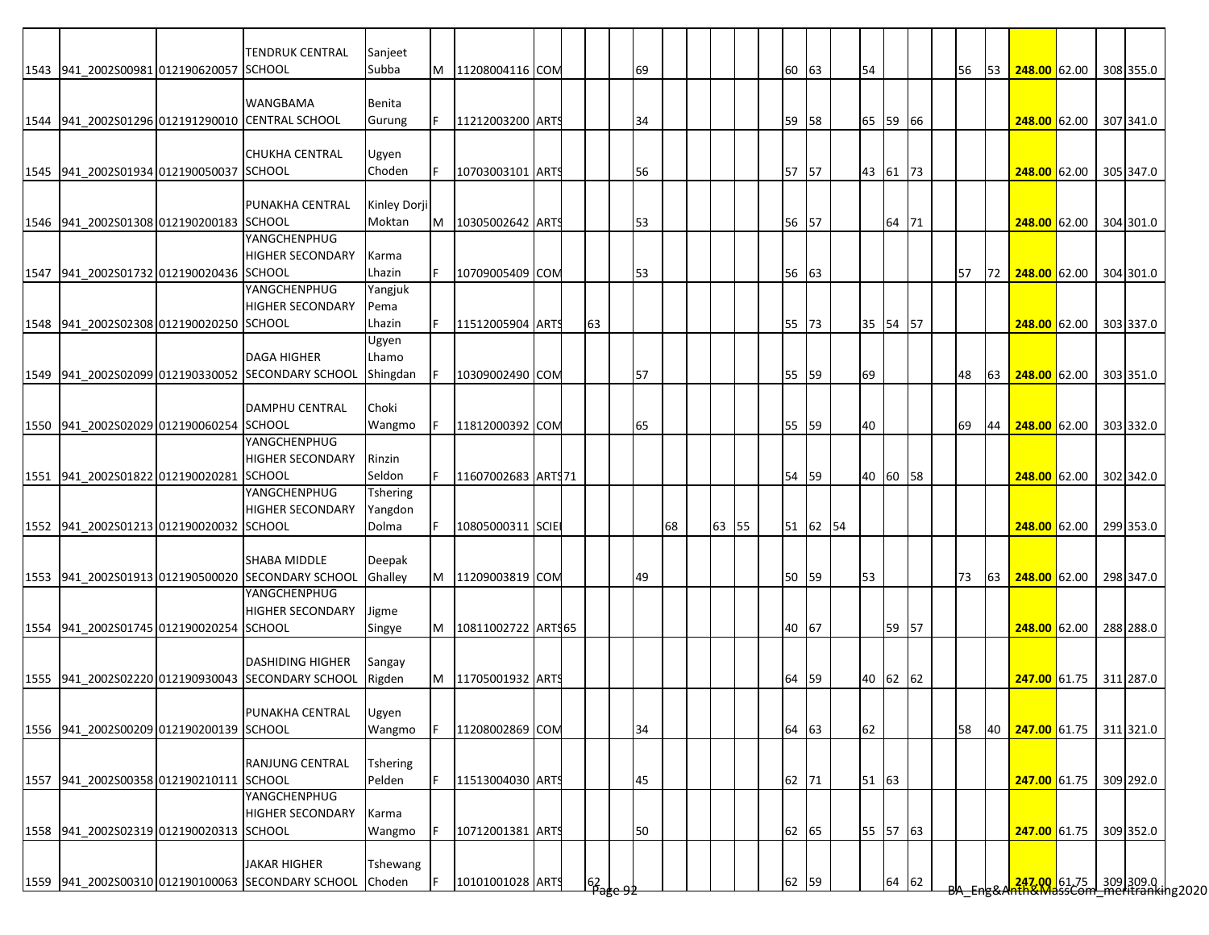| | | | | | | | | | | | | | | | | | | | | | | | | |
|---|---|---|---|---|---|---|---|---|---|---|---|---|---|---|---|---|---|---|---|---|---|---|---|---|
| 1543 | 941_2002S00981 | 012190620057 | TENDRUK CENTRAL SCHOOL | Sanjeet Subba | M | 11208004116 | COM | | | 69 | | | | 60 | 63 | | 54 | | | 56 | 53 | 248.00 | 62.00 | 308 | 355.0 |
| 1544 | 941_2002S01296 | 012191290010 | WANGBAMA CENTRAL SCHOOL | Benita Gurung | F | 11212003200 | ARTS | | | 34 | | | | 59 | 58 | | 65 | 59 | 66 | | | 248.00 | 62.00 | 307 | 341.0 |
| 1545 | 941_2002S01934 | 012190050037 | CHUKHA CENTRAL SCHOOL | Ugyen Choden | F | 10703003101 | ARTS | | | 56 | | | | 57 | 57 | | 43 | 61 | 73 | | | 248.00 | 62.00 | 305 | 347.0 |
| 1546 | 941_2002S01308 | 012190200183 | PUNAKHA CENTRAL SCHOOL | Kinley Dorji Moktan | M | 10305002642 | ARTS | | | 53 | | | | 56 | 57 | | | 64 | 71 | | | 248.00 | 62.00 | 304 | 301.0 |
| 1547 | 941_2002S01732 | 012190020436 | YANGCHENPHUG HIGHER SECONDARY SCHOOL | Karma Lhazin | F | 10709005409 | COM | | | 53 | | | | 56 | 63 | | | | | 57 | 72 | 248.00 | 62.00 | 304 | 301.0 |
| 1548 | 941_2002S02308 | 012190020250 | YANGCHENPHUG HIGHER SECONDARY SCHOOL | Yangjuk Pema Lhazin | F | 11512005904 | ARTS | | 63 | | | | | 55 | 73 | | 35 | 54 | 57 | | | 248.00 | 62.00 | 303 | 337.0 |
| 1549 | 941_2002S02099 | 012190330052 | DAGA HIGHER SECONDARY SCHOOL | Ugyen Lhamo Shingdan | F | 10309002490 | COM | | | 57 | | | | 55 | 59 | | 69 | | | 48 | 63 | 248.00 | 62.00 | 303 | 351.0 |
| 1550 | 941_2002S02029 | 012190060254 | DAMPHU CENTRAL SCHOOL | Choki Wangmo | F | 11812000392 | COM | | | 65 | | | | 55 | 59 | | 40 | | | 69 | 44 | 248.00 | 62.00 | 303 | 332.0 |
| 1551 | 941_2002S01822 | 012190020281 | YANGCHENPHUG HIGHER SECONDARY SCHOOL | Rinzin Seldon | F | 11607002683 | ARTS | 71 | | | | | | 54 | 59 | | 40 | 60 | 58 | | | 248.00 | 62.00 | 302 | 342.0 |
| 1552 | 941_2002S01213 | 012190020032 | YANGCHENPHUG HIGHER SECONDARY SCHOOL | Tshering Yangdon Dolma | F | 10805000311 | SCIE | | | | 68 | 63 | 55 | 51 | 62 | 54 | | | | | | 248.00 | 62.00 | 299 | 353.0 |
| 1553 | 941_2002S01913 | 012190500020 | SHABA MIDDLE SECONDARY SCHOOL | Deepak Ghalley | M | 11209003819 | COM | | | 49 | | | | 50 | 59 | | 53 | | | 73 | 63 | 248.00 | 62.00 | 298 | 347.0 |
| 1554 | 941_2002S01745 | 012190020254 | YANGCHENPHUG HIGHER SECONDARY SCHOOL | Jigme Singye | M | 10811002722 | ARTS | 65 | | | | | | 40 | 67 | | | 59 | 57 | | | 248.00 | 62.00 | 288 | 288.0 |
| 1555 | 941_2002S02220 | 012190930043 | DASHIDING HIGHER SECONDARY SCHOOL | Sangay Rigden | M | 11705001932 | ARTS | | | | | | | 64 | 59 | | 40 | 62 | 62 | | | 247.00 | 61.75 | 311 | 287.0 |
| 1556 | 941_2002S00209 | 012190200139 | PUNAKHA CENTRAL SCHOOL | Ugyen Wangmo | F | 11208002869 | COM | | | 34 | | | | 64 | 63 | | 62 | | | 58 | 40 | 247.00 | 61.75 | 311 | 321.0 |
| 1557 | 941_2002S00358 | 012190210111 | RANJUNG CENTRAL SCHOOL | Tshering Pelden | F | 11513004030 | ARTS | | | 45 | | | | 62 | 71 | | 51 | 63 | | | | 247.00 | 61.75 | 309 | 292.0 |
| 1558 | 941_2002S02319 | 012190020313 | YANGCHENPHUG HIGHER SECONDARY SCHOOL | Karma Wangmo | F | 10712001381 | ARTS | | | 50 | | | | 62 | 65 | | 55 | 57 | 63 | | | 247.00 | 61.75 | 309 | 352.0 |
| 1559 | 941_2002S00310 | 012190100063 | JAKAR HIGHER SECONDARY SCHOOL | Tshewang Choden | F | 10101001028 | ARTS | | 62 | | | | | 62 | 59 | | | 64 | 62 | | | 247.00 | 61.75 | 309 | 309.0 |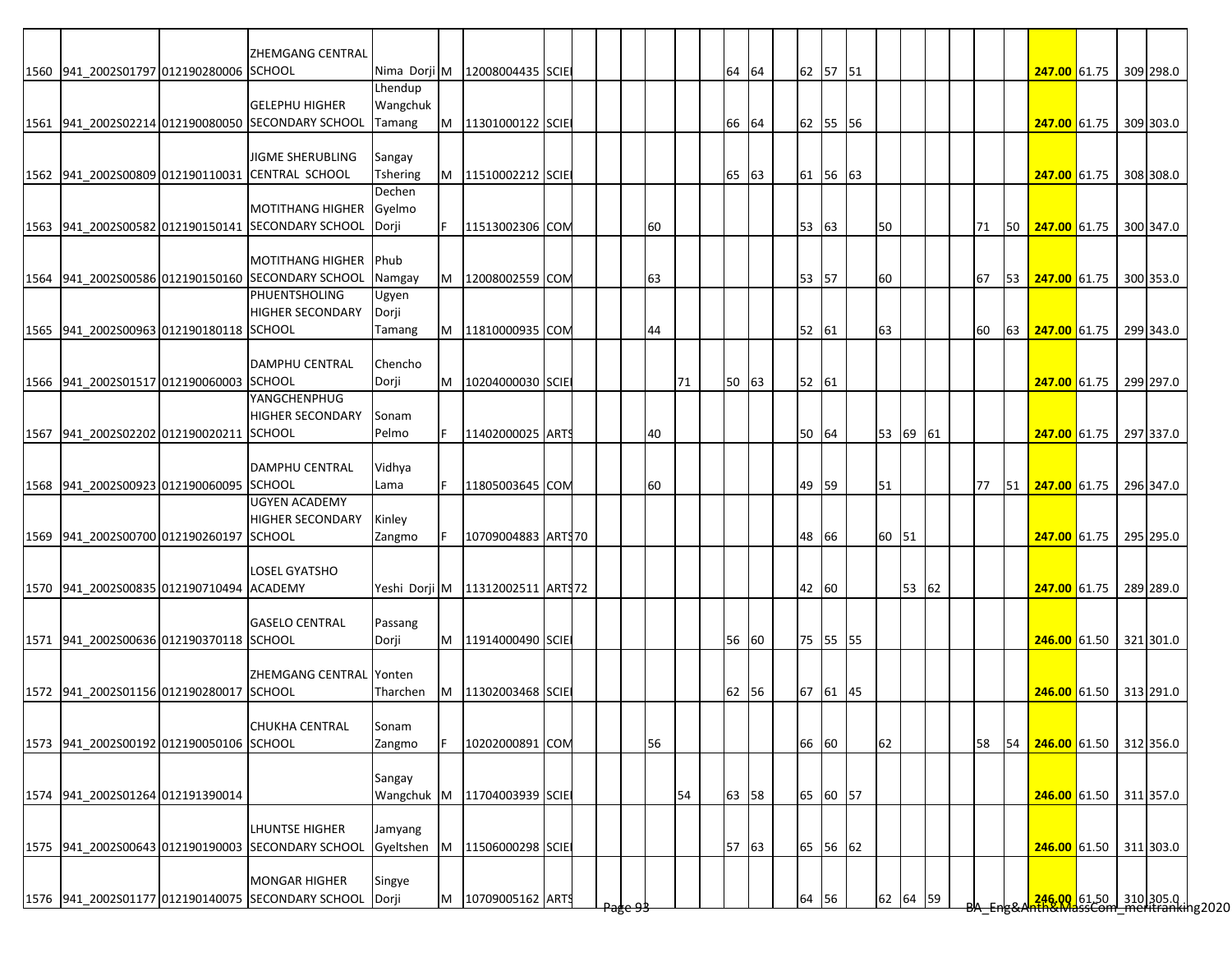| | | | | | | | | | | | | | | | | | | | | | | | | | | | | | | |
|---|---|---|---|---|---|---|---|---|---|---|---|---|---|---|---|---|---|---|---|---|---|---|---|---|---|---|---|---|---|---|
| 1560 | 941_2002S01797 | 012190280006 | ZHEMGANG CENTRAL SCHOOL | Nima Dorji | M | 12008004435 | SCIE | | | | | | | 64 | 64 | | 62 | 57 | 51 | | | | | | | **247.00** | 61.75 | | 309 | 298.0 |
| 1561 | 941_2002S02214 | 012190080050 | GELEPHU HIGHER SECONDARY SCHOOL | Lhendup Wangchuk Tamang | M | 11301000122 | SCIE | | | | | | | 66 | 64 | | 62 | 55 | 56 | | | | | | | **247.00** | 61.75 | | 309 | 303.0 |
| 1562 | 941_2002S00809 | 012190110031 | JIGME SHERUBLING CENTRAL SCHOOL | Sangay Tshering | M | 11510002212 | SCIE | | | | | | | 65 | 63 | | 61 | 56 | 63 | | | | | | | **247.00** | 61.75 | | 308 | 308.0 |
| 1563 | 941_2002S00582 | 012190150141 | MOTITHANG HIGHER SECONDARY SCHOOL | Dechen Gyelmo Dorji | F | 11513002306 | COM | | | | 60 | | | | | | 53 | 63 | | 50 | | | | 71 | 50 | **247.00** | 61.75 | | 300 | 347.0 |
| 1564 | 941_2002S00586 | 012190150160 | MOTITHANG HIGHER SECONDARY SCHOOL | Phub Namgay | M | 12008002559 | COM | | | | 63 | | | | | | 53 | 57 | | 60 | | | | 67 | 53 | **247.00** | 61.75 | | 300 | 353.0 |
| 1565 | 941_2002S00963 | 012190180118 | PHUENTSHOLING HIGHER SECONDARY SCHOOL | Ugyen Dorji Tamang | M | 11810000935 | COM | | | | 44 | | | | | | 52 | 61 | | 63 | | | | 60 | 63 | **247.00** | 61.75 | | 299 | 343.0 |
| 1566 | 941_2002S01517 | 012190060003 | DAMPHU CENTRAL SCHOOL | Chencho Dorji | M | 10204000030 | SCIE | | | | | 71 | | 50 | 63 | | 52 | 61 | | | | | | | | **247.00** | 61.75 | | 299 | 297.0 |
| 1567 | 941_2002S02202 | 012190020211 | YANGCHENPHUG HIGHER SECONDARY SCHOOL | Sonam Pelmo | F | 11402000025 | ARTS | | | | 40 | | | | | | 50 | 64 | | 53 | 69 | 61 | | | | **247.00** | 61.75 | | 297 | 337.0 |
| 1568 | 941_2002S00923 | 012190060095 | DAMPHU CENTRAL SCHOOL | Vidhya Lama | F | 11805003645 | COM | | | | 60 | | | | | | 49 | 59 | | 51 | | | | 77 | 51 | **247.00** | 61.75 | | 296 | 347.0 |
| 1569 | 941_2002S00700 | 012190260197 | UGYEN ACADEMY HIGHER SECONDARY SCHOOL | Kinley Zangmo | F | 10709004883 | ARTS | 70 | | | | | | | | | 48 | 66 | | 60 | 51 | | | | | **247.00** | 61.75 | | 295 | 295.0 |
| 1570 | 941_2002S00835 | 012190710494 | LOSEL GYATSHO ACADEMY | Yeshi Dorji | M | 11312002511 | ARTS | 72 | | | | | | | | | 42 | 60 | | | 53 | 62 | | | | **247.00** | 61.75 | | 289 | 289.0 |
| 1571 | 941_2002S00636 | 012190370118 | GASELO CENTRAL SCHOOL | Passang Dorji | M | 11914000490 | SCIE | | | | | | | 56 | 60 | | 75 | 55 | 55 | | | | | | | **246.00** | 61.50 | | 321 | 301.0 |
| 1572 | 941_2002S01156 | 012190280017 | ZHEMGANG CENTRAL SCHOOL | Yonten Tharchen | M | 11302003468 | SCIE | | | | | | | 62 | 56 | | 67 | 61 | 45 | | | | | | | **246.00** | 61.50 | | 313 | 291.0 |
| 1573 | 941_2002S00192 | 012190050106 | CHUKHA CENTRAL SCHOOL | Sonam Zangmo | F | 10202000891 | COM | | | | 56 | | | | | | 66 | 60 | | 62 | | | | 58 | 54 | **246.00** | 61.50 | | 312 | 356.0 |
| 1574 | 941_2002S01264 | 012191390014 | | Sangay Wangchuk | M | 11704003939 | SCIE | | | | | 54 | | 63 | 58 | | 65 | 60 | 57 | | | | | | | **246.00** | 61.50 | | 311 | 357.0 |
| 1575 | 941_2002S00643 | 012190190003 | LHUNTSE HIGHER SECONDARY SCHOOL | Jamyang Gyeltshen | M | 11506000298 | SCIE | | | | | | | 57 | 63 | | 65 | 56 | 62 | | | | | | | **246.00** | 61.50 | | 311 | 303.0 |
| 1576 | 941_2002S01177 | 012190140075 | MONGAR HIGHER SECONDARY SCHOOL | Singye Dorji | M | 10709005162 | ARTS | | | | | | | | | | 64 | 56 | | 62 | 64 | 59 | | | | **246.00** | 61.50 | | 310 | 305.0 |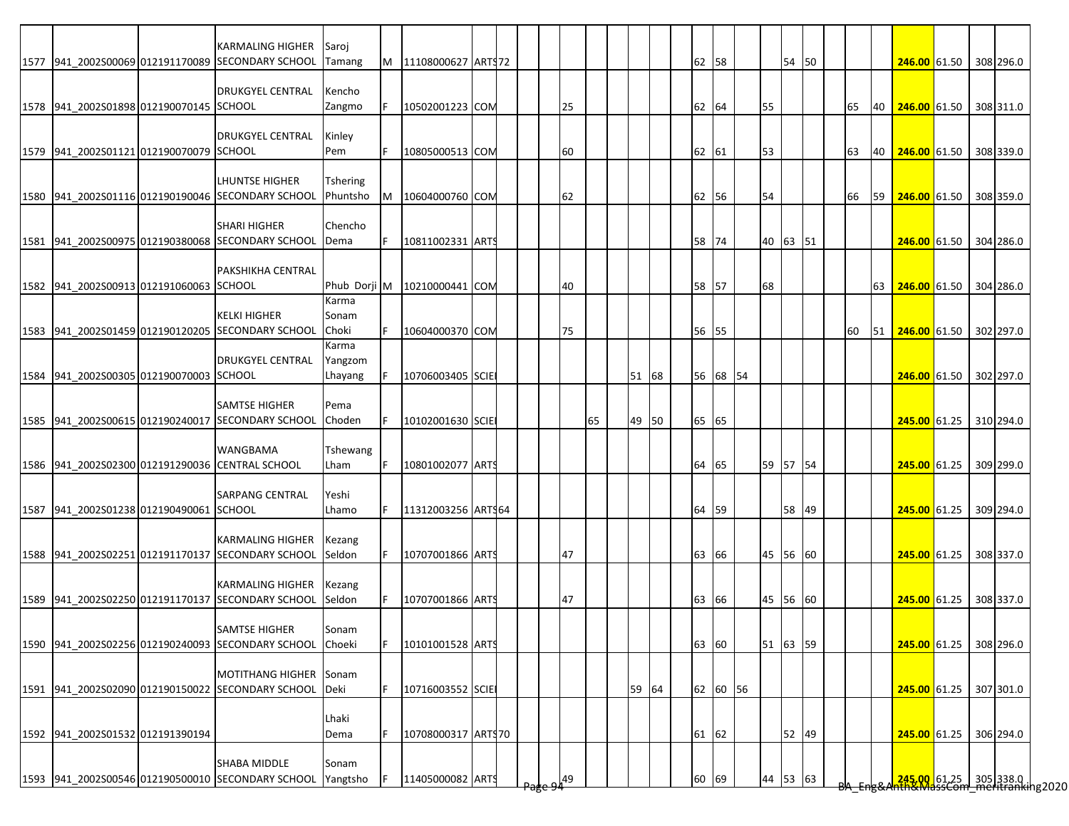| | | | | | | | | | | | | | | | | | | | | | | | | | | | | | |
|---|---|---|---|---|---|---|---|---|---|---|---|---|---|---|---|---|---|---|---|---|---|---|---|---|---|---|---|---|---|
| 1577 | 941_2002S00069 | 012191170089 | KARMALING HIGHER SECONDARY SCHOOL | Saroj Tamang | M | 11108000627 | ARTS | 72 | | | | | | | | | 62 | 58 | | | 54 | 50 | | | | 246.00 | 61.50 | 308 | 296.0 |
| 1578 | 941_2002S01898 | 012190070145 | DRUKGYEL CENTRAL SCHOOL | Kencho Zangmo | F | 10502001223 | COM | | | | 25 | | | | | | 62 | 64 | | 55 | | | | 65 | 40 | 246.00 | 61.50 | 308 | 311.0 |
| 1579 | 941_2002S01121 | 012190070079 | DRUKGYEL CENTRAL SCHOOL | Kinley Pem | F | 10805000513 | COM | | | | 60 | | | | | | 62 | 61 | | 53 | | | | 63 | 40 | 246.00 | 61.50 | 308 | 339.0 |
| 1580 | 941_2002S01116 | 012190190046 | LHUNTSE HIGHER SECONDARY SCHOOL | Tshering Phuntsho | M | 10604000760 | COM | | | | 62 | | | | | | 62 | 56 | | 54 | | | | 66 | 59 | 246.00 | 61.50 | 308 | 359.0 |
| 1581 | 941_2002S00975 | 012190380068 | SHARI HIGHER SECONDARY SCHOOL | Chencho Dema | F | 10811002331 | ARTS | | | | | | | | | | 58 | 74 | | 40 | 63 | 51 | | | | 246.00 | 61.50 | 304 | 286.0 |
| 1582 | 941_2002S00913 | 012191060063 | PAKSHIKHA CENTRAL SCHOOL | Phub Dorji | M | 10210000441 | COM | | | | 40 | | | | | | 58 | 57 | | 68 | | | | | 63 | 246.00 | 61.50 | 304 | 286.0 |
| 1583 | 941_2002S01459 | 012190120205 | KELKI HIGHER SECONDARY SCHOOL | Karma Sonam Choki | F | 10604000370 | COM | | | | 75 | | | | | | 56 | 55 | | | | | | 60 | 51 | 246.00 | 61.50 | 302 | 297.0 |
| 1584 | 941_2002S00305 | 012190070003 | DRUKGYEL CENTRAL SCHOOL | Karma Yangzom Lhayang | F | 10706003405 | SCIE | | | | | | | 51 | 68 | | 56 | 68 | 54 | | | | | | | 246.00 | 61.50 | 302 | 297.0 |
| 1585 | 941_2002S00615 | 012190240017 | SAMTSE HIGHER SECONDARY SCHOOL | Pema Choden | F | 10102001630 | SCIE | | | | | 65 | | 49 | 50 | | 65 | 65 | | | | | | | | 245.00 | 61.25 | 310 | 294.0 |
| 1586 | 941_2002S02300 | 012191290036 | WANGBAMA CENTRAL SCHOOL | Tshewang Lham | F | 10801002077 | ARTS | | | | | | | | | | 64 | 65 | | 59 | 57 | 54 | | | | 245.00 | 61.25 | 309 | 299.0 |
| 1587 | 941_2002S01238 | 012190490061 | SARPANG CENTRAL SCHOOL | Yeshi Lhamo | F | 11312003256 | ARTS | 64 | | | | | | | | | 64 | 59 | | | 58 | 49 | | | | 245.00 | 61.25 | 309 | 294.0 |
| 1588 | 941_2002S02251 | 012191170137 | KARMALING HIGHER SECONDARY SCHOOL | Kezang Seldon | F | 10707001866 | ARTS | | | | 47 | | | | | | 63 | 66 | | 45 | 56 | 60 | | | | 245.00 | 61.25 | 308 | 337.0 |
| 1589 | 941_2002S02250 | 012191170137 | KARMALING HIGHER SECONDARY SCHOOL | Kezang Seldon | F | 10707001866 | ARTS | | | | 47 | | | | | | 63 | 66 | | 45 | 56 | 60 | | | | 245.00 | 61.25 | 308 | 337.0 |
| 1590 | 941_2002S02256 | 012190240093 | SAMTSE HIGHER SECONDARY SCHOOL | Sonam Choeki | F | 10101001528 | ARTS | | | | | | | | | | 63 | 60 | | 51 | 63 | 59 | | | | 245.00 | 61.25 | 308 | 296.0 |
| 1591 | 941_2002S02090 | 012190150022 | MOTITHANG HIGHER SECONDARY SCHOOL | Sonam Deki | F | 10716003552 | SCIE | | | | | | | 59 | 64 | | 62 | 60 | 56 | | | | | | | 245.00 | 61.25 | 307 | 301.0 |
| 1592 | 941_2002S01532 | 012191390194 | | Lhaki Dema | F | 10708000317 | ARTS | 70 | | | | | | | | | 61 | 62 | | | 52 | 49 | | | | 245.00 | 61.25 | 306 | 294.0 |
| 1593 | 941_2002S00546 | 012190500010 | SHABA MIDDLE SECONDARY SCHOOL | Sonam Yangtsho | F | 11405000082 | ARTS | | | | 49 | | | | | | 60 | 69 | | 44 | 53 | 63 | | | | 245.00 | 61.25 | 305 | 338.0 |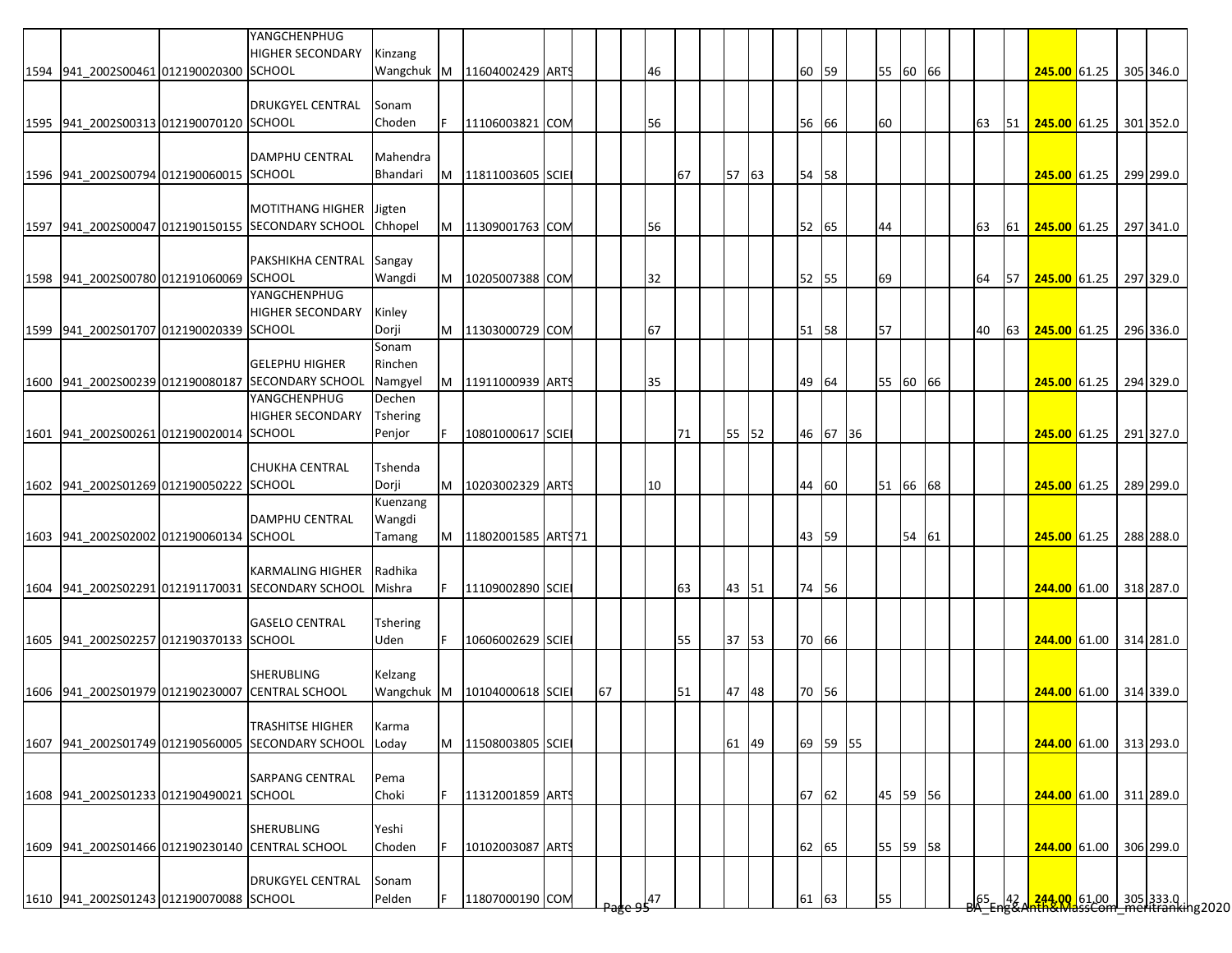| | | | | | | | | | | | | | | | | | | | | | | | | | | | | | |
|---|---|---|---|---|---|---|---|---|---|---|---|---|---|---|---|---|---|---|---|---|---|---|---|---|---|---|---|---|---|
| 1594 | 941_2002S00461 | 012190020300 | YANGCHENPHUG HIGHER SECONDARY SCHOOL | Kinzang Wangchuk | M | 11604002429 | ARTS | | | | 46 | | | | | | 60 | 59 | | 55 | 60 | 66 | | | | **245.00** | 61.25 | 305 | 346.0 |
| 1595 | 941_2002S00313 | 012190070120 | DRUKGYEL CENTRAL SCHOOL | Sonam Choden | F | 11106003821 | COM | | | | 56 | | | | | | 56 | 66 | | 60 | | | | 63 | 51 | **245.00** | 61.25 | 301 | 352.0 |
| 1596 | 941_2002S00794 | 012190060015 | DAMPHU CENTRAL SCHOOL | Mahendra Bhandari | M | 11811003605 | SCIE | | | | | 67 | | 57 | 63 | | 54 | 58 | | | | | | | | **245.00** | 61.25 | 299 | 299.0 |
| 1597 | 941_2002S00047 | 012190150155 | MOTITHANG HIGHER SECONDARY SCHOOL | Jigten Chhopel | M | 11309001763 | COM | | | | 56 | | | | | | 52 | 65 | | 44 | | | | 63 | 61 | **245.00** | 61.25 | 297 | 341.0 |
| 1598 | 941_2002S00780 | 012191060069 | PAKSHIKHA CENTRAL SCHOOL | Sangay Wangdi | M | 10205007388 | COM | | | | 32 | | | | | | 52 | 55 | | 69 | | | | 64 | 57 | **245.00** | 61.25 | 297 | 329.0 |
| 1599 | 941_2002S01707 | 012190020339 | YANGCHENPHUG HIGHER SECONDARY SCHOOL | Kinley Dorji | M | 11303000729 | COM | | | | 67 | | | | | | 51 | 58 | | 57 | | | | 40 | 63 | **245.00** | 61.25 | 296 | 336.0 |
| 1600 | 941_2002S00239 | 012190080187 | GELEPHU HIGHER SECONDARY SCHOOL | Sonam Rinchen Namgyel | M | 11911000939 | ARTS | | | | 35 | | | | | | 49 | 64 | | 55 | 60 | 66 | | | | **245.00** | 61.25 | 294 | 329.0 |
| 1601 | 941_2002S00261 | 012190020014 | YANGCHENPHUG HIGHER SECONDARY SCHOOL | Dechen Tshering Penjor | F | 10801000617 | SCIE | | | | | 71 | | 55 | 52 | | 46 | 67 | 36 | | | | | | | **245.00** | 61.25 | 291 | 327.0 |
| 1602 | 941_2002S01269 | 012190050222 | CHUKHA CENTRAL SCHOOL | Tshenda Dorji | M | 10203002329 | ARTS | | | | 10 | | | | | | 44 | 60 | | 51 | 66 | 68 | | | | **245.00** | 61.25 | 289 | 299.0 |
| 1603 | 941_2002S02002 | 012190060134 | DAMPHU CENTRAL SCHOOL | Kuenzang Wangdi Tamang | M | 11802001585 | ARTS | 71 | | | | | | | | | 43 | 59 | | | 54 | 61 | | | | **245.00** | 61.25 | 288 | 288.0 |
| 1604 | 941_2002S02291 | 012191170031 | KARMALING HIGHER SECONDARY SCHOOL | Radhika Mishra | F | 11109002890 | SCIE | | | | | 63 | | 43 | 51 | | 74 | 56 | | | | | | | | **244.00** | 61.00 | 318 | 287.0 |
| 1605 | 941_2002S02257 | 012190370133 | GASELO CENTRAL SCHOOL | Tshering Uden | F | 10606002629 | SCIE | | | | | 55 | | 37 | 53 | | 70 | 66 | | | | | | | | **244.00** | 61.00 | 314 | 281.0 |
| 1606 | 941_2002S01979 | 012190230007 | SHERUBLING CENTRAL SCHOOL | Kelzang Wangchuk | M | 10104000618 | SCIE | | 67 | | | 51 | | 47 | 48 | | 70 | 56 | | | | | | | | **244.00** | 61.00 | 314 | 339.0 |
| 1607 | 941_2002S01749 | 012190560005 | TRASHITSE HIGHER SECONDARY SCHOOL | Karma Loday | M | 11508003805 | SCIE | | | | | | | 61 | 49 | | 69 | 59 | 55 | | | | | | | **244.00** | 61.00 | 313 | 293.0 |
| 1608 | 941_2002S01233 | 012190490021 | SARPANG CENTRAL SCHOOL | Pema Choki | F | 11312001859 | ARTS | | | | | | | | | | 67 | 62 | | 45 | 59 | 56 | | | | **244.00** | 61.00 | 311 | 289.0 |
| 1609 | 941_2002S01466 | 012190230140 | SHERUBLING CENTRAL SCHOOL | Yeshi Choden | F | 10102003087 | ARTS | | | | | | | | | | 62 | 65 | | 55 | 59 | 58 | | | | **244.00** | 61.00 | 306 | 299.0 |
| 1610 | 941_2002S01243 | 012190070088 | DRUKGYEL CENTRAL SCHOOL | Sonam Pelden | F | 11807000190 | COM | | | | 47 | | | | | | 61 | 63 | | 55 | | | | 65 | 42 | **244.00** | 61.00 | 305 | 333.0 |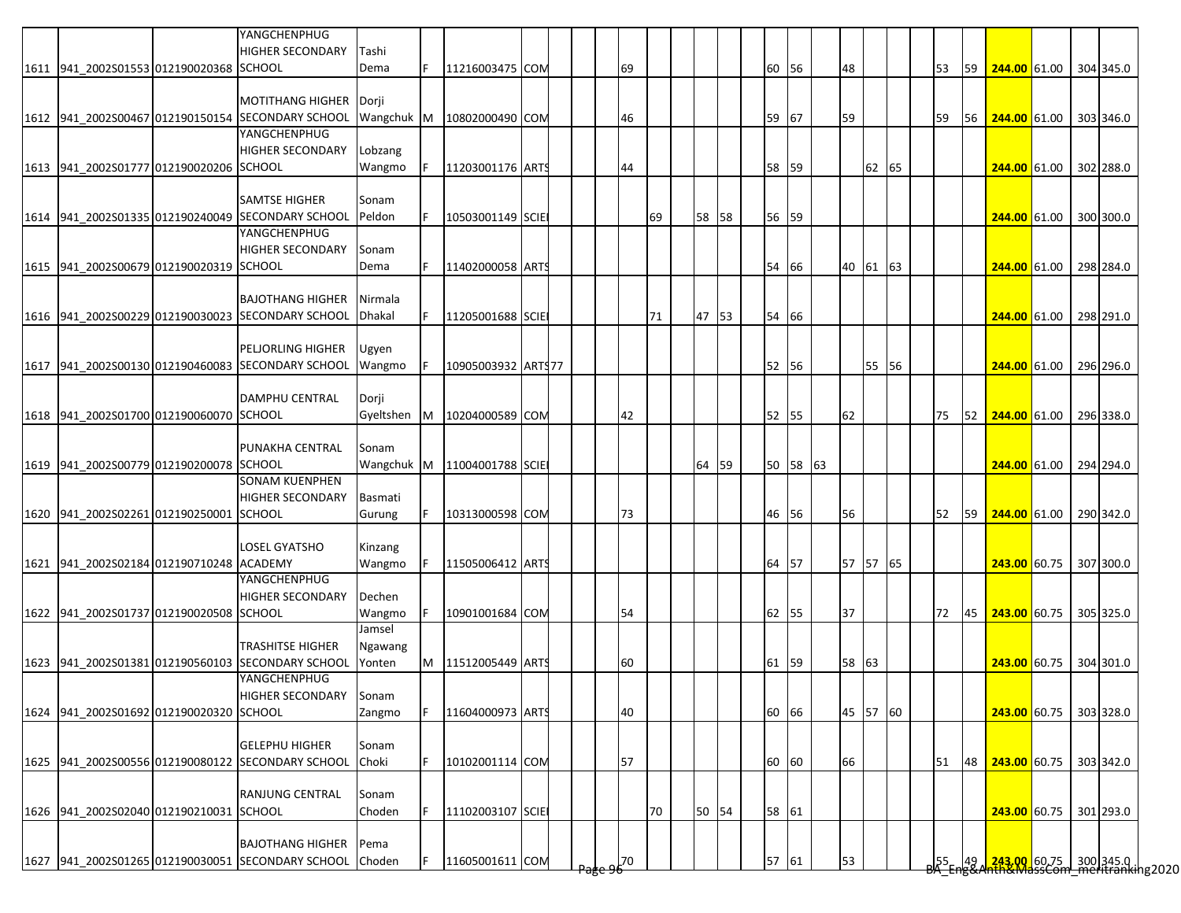| | | | | | | | | | | | | | | | | | | | | | | | | | | | | | | |
|---|---|---|---|---|---|---|---|---|---|---|---|---|---|---|---|---|---|---|---|---|---|---|---|---|---|---|---|---|---|---|
| 1611 | 941_2002S01553 | 012190020368 | YANGCHENPHUG HIGHER SECONDARY SCHOOL | Tashi Dema | F | 11216003475 | COM | | | | 69 | | | | | | 60 | 56 | | 48 | | | | 53 | 59 | **244.00** | 61.00 | | 304 | 345.0 |
| 1612 | 941_2002S00467 | 012190150154 | MOTITHANG HIGHER SECONDARY SCHOOL | Dorji Wangchuk | M | 10802000490 | COM | | | | 46 | | | | | | 59 | 67 | | 59 | | | | 59 | 56 | **244.00** | 61.00 | | 303 | 346.0 |
| 1613 | 941_2002S01777 | 012190020206 | YANGCHENPHUG HIGHER SECONDARY SCHOOL | Lobzang Wangmo | F | 11203001176 | ARTS | | | | 44 | | | | | | 58 | 59 | | | 62 | 65 | | | | **244.00** | 61.00 | | 302 | 288.0 |
| 1614 | 941_2002S01335 | 012190240049 | SAMTSE HIGHER SECONDARY SCHOOL | Sonam Peldon | F | 10503001149 | SCIE | | | | | 69 | | 58 | 58 | | 56 | 59 | | | | | | | | **244.00** | 61.00 | | 300 | 300.0 |
| 1615 | 941_2002S00679 | 012190020319 | YANGCHENPHUG HIGHER SECONDARY SCHOOL | Sonam Dema | F | 11402000058 | ARTS | | | | | | | | | | 54 | 66 | | 40 | 61 | 63 | | | | **244.00** | 61.00 | | 298 | 284.0 |
| 1616 | 941_2002S00229 | 012190030023 | BAJOTHANG HIGHER SECONDARY SCHOOL | Nirmala Dhakal | F | 11205001688 | SCIE | | | | | 71 | | 47 | 53 | | 54 | 66 | | | | | | | | **244.00** | 61.00 | | 298 | 291.0 |
| 1617 | 941_2002S00130 | 012190460083 | PELJORLING HIGHER SECONDARY SCHOOL | Ugyen Wangmo | F | 10905003932 | ARTS | 77 | | | | | | | | | 52 | 56 | | | 55 | 56 | | | | **244.00** | 61.00 | | 296 | 296.0 |
| 1618 | 941_2002S01700 | 012190060070 | DAMPHU CENTRAL SCHOOL | Dorji Gyeltshen | M | 10204000589 | COM | | | | 42 | | | | | | 52 | 55 | | 62 | | | | 75 | 52 | **244.00** | 61.00 | | 296 | 338.0 |
| 1619 | 941_2002S00779 | 012190200078 | PUNAKHA CENTRAL SCHOOL | Sonam Wangchuk | M | 11004001788 | SCIE | | | | | | | 64 | 59 | | 50 | 58 | 63 | | | | | | | **244.00** | 61.00 | | 294 | 294.0 |
| 1620 | 941_2002S02261 | 012190250001 | SONAM KUENPHEN HIGHER SECONDARY SCHOOL | Basmati Gurung | F | 10313000598 | COM | | | | 73 | | | | | | 46 | 56 | | 56 | | | | 52 | 59 | **244.00** | 61.00 | | 290 | 342.0 |
| 1621 | 941_2002S02184 | 012190710248 | LOSEL GYATSHO ACADEMY | Kinzang Wangmo | F | 11505006412 | ARTS | | | | | | | | | | 64 | 57 | | 57 | 57 | 65 | | | | **243.00** | 60.75 | | 307 | 300.0 |
| 1622 | 941_2002S01737 | 012190020508 | YANGCHENPHUG HIGHER SECONDARY SCHOOL | Dechen Wangmo | F | 10901001684 | COM | | | | 54 | | | | | | 62 | 55 | | 37 | | | | 72 | 45 | **243.00** | 60.75 | | 305 | 325.0 |
| 1623 | 941_2002S01381 | 012190560103 | TRASHITSE HIGHER SECONDARY SCHOOL | Jamsel Ngawang Yonten | M | 11512005449 | ARTS | | | | 60 | | | | | | 61 | 59 | | 58 | 63 | | | | | **243.00** | 60.75 | | 304 | 301.0 |
| 1624 | 941_2002S01692 | 012190020320 | YANGCHENPHUG HIGHER SECONDARY SCHOOL | Sonam Zangmo | F | 11604000973 | ARTS | | | | 40 | | | | | | 60 | 66 | | 45 | 57 | 60 | | | | **243.00** | 60.75 | | 303 | 328.0 |
| 1625 | 941_2002S00556 | 012190080122 | GELEPHU HIGHER SECONDARY SCHOOL | Sonam Choki | F | 10102001114 | COM | | | | 57 | | | | | | 60 | 60 | | 66 | | | | 51 | 48 | **243.00** | 60.75 | | 303 | 342.0 |
| 1626 | 941_2002S02040 | 012190210031 | RANJUNG CENTRAL SCHOOL | Sonam Choden | F | 11102003107 | SCIE | | | | | 70 | | 50 | 54 | | 58 | 61 | | | | | | | | **243.00** | 60.75 | | 301 | 293.0 |
| 1627 | 941_2002S01265 | 012190030051 | BAJOTHANG HIGHER SECONDARY SCHOOL | Pema Choden | F | 11605001611 | COM | | | | 70 | | | | | | 57 | 61 | | 53 | | | | 55 | 49 | **243.00** | 60.75 | | 300 | 345.0 |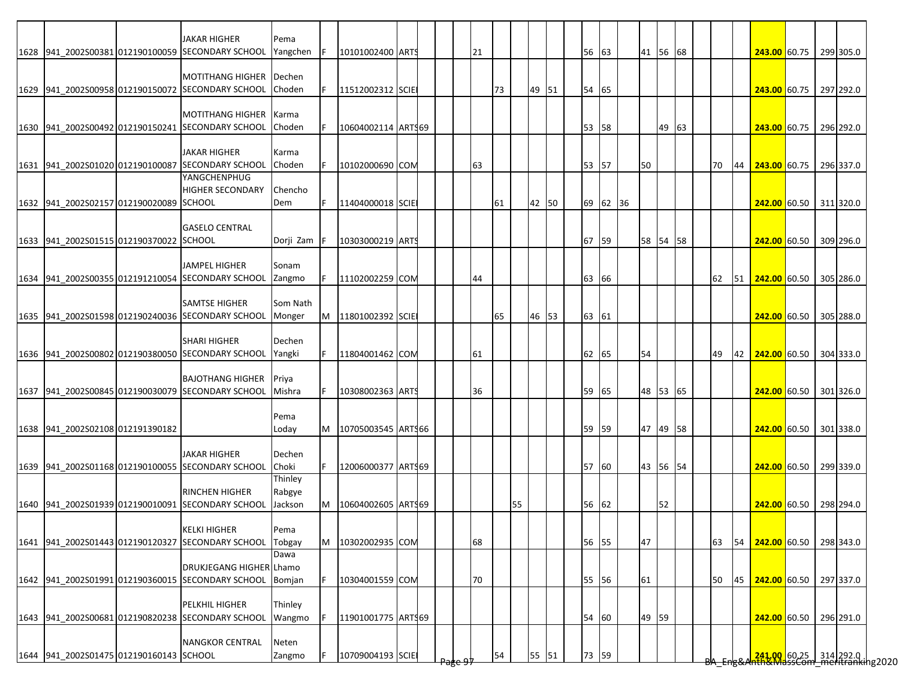| | | | | | | | | | | | | | | | | | | | | | | | | |
|---|---|---|---|---|---|---|---|---|---|---|---|---|---|---|---|---|---|---|---|---|---|---|---|---|
| 1628 | 941_2002S00381 | 012190100059 | JAKAR HIGHER SECONDARY SCHOOL | Pema Yangchen | F | 10101002400 | ARTS | | 21 | | | | | 56 | 63 | | 41 | 56 | 68 | | | 243.00 | 60.75 | 299 | 305.0 |
| 1629 | 941_2002S00958 | 012190150072 | MOTITHANG HIGHER SECONDARY SCHOOL | Dechen Choden | F | 11512002312 | SCIE | | | 73 | | 49 | 51 | 54 | 65 | | | | | | | 243.00 | 60.75 | 297 | 292.0 |
| 1630 | 941_2002S00492 | 012190150241 | MOTITHANG HIGHER SECONDARY SCHOOL | Karma Choden | F | 10604002114 | ARTS | 69 | | | | | | 53 | 58 | | | 49 | 63 | | | 243.00 | 60.75 | 296 | 292.0 |
| 1631 | 941_2002S01020 | 012190100087 | JAKAR HIGHER SECONDARY SCHOOL | Karma Choden | F | 10102000690 | COM | | 63 | | | | | 53 | 57 | | 50 | | | 70 | 44 | 243.00 | 60.75 | 296 | 337.0 |
| 1632 | 941_2002S02157 | 012190020089 | YANGCHENPHUG HIGHER SECONDARY SCHOOL | Chencho Dem | F | 11404000018 | SCIE | | | 61 | | 42 | 50 | 69 | 62 | 36 | | | | | | 242.00 | 60.50 | 311 | 320.0 |
| 1633 | 941_2002S01515 | 012190370022 | GASELO CENTRAL SCHOOL | Dorji Zam | F | 10303000219 | ARTS | | | | | | | 67 | 59 | | 58 | 54 | 58 | | | 242.00 | 60.50 | 309 | 296.0 |
| 1634 | 941_2002S00355 | 012191210054 | JAMPEL HIGHER SECONDARY SCHOOL | Sonam Zangmo | F | 11102002259 | COM | | 44 | | | | | 63 | 66 | | | | | 62 | 51 | 242.00 | 60.50 | 305 | 286.0 |
| 1635 | 941_2002S01598 | 012190240036 | SAMTSE HIGHER SECONDARY SCHOOL | Som Nath Monger | M | 11801002392 | SCIE | | | 65 | | 46 | 53 | 63 | 61 | | | | | | | 242.00 | 60.50 | 305 | 288.0 |
| 1636 | 941_2002S00802 | 012190380050 | SHARI HIGHER SECONDARY SCHOOL | Dechen Yangki | F | 11804001462 | COM | | 61 | | | | | 62 | 65 | | 54 | | | 49 | 42 | 242.00 | 60.50 | 304 | 333.0 |
| 1637 | 941_2002S00845 | 012190030079 | BAJOTHANG HIGHER SECONDARY SCHOOL | Priya Mishra | F | 10308002363 | ARTS | | 36 | | | | | 59 | 65 | | 48 | 53 | 65 | | | 242.00 | 60.50 | 301 | 326.0 |
| 1638 | 941_2002S02108 | 012191390182 | | Pema Loday | M | 10705003545 | ARTS | 66 | | | | | | 59 | 59 | | 47 | 49 | 58 | | | 242.00 | 60.50 | 301 | 338.0 |
| 1639 | 941_2002S01168 | 012190100055 | JAKAR HIGHER SECONDARY SCHOOL | Dechen Choki | F | 12006000377 | ARTS | 69 | | | | | | 57 | 60 | | 43 | 56 | 54 | | | 242.00 | 60.50 | 299 | 339.0 |
| 1640 | 941_2002S01939 | 012190010091 | RINCHEN HIGHER SECONDARY SCHOOL | Thinley Rabgye Jackson | M | 10604002605 | ARTS | 69 | | | 55 | | | 56 | 62 | | | 52 | | | | 242.00 | 60.50 | 298 | 294.0 |
| 1641 | 941_2002S01443 | 012190120327 | KELKI HIGHER SECONDARY SCHOOL | Pema Tobgay | M | 10302002935 | COM | | 68 | | | | | 56 | 55 | | 47 | | | 63 | 54 | 242.00 | 60.50 | 298 | 343.0 |
| 1642 | 941_2002S01991 | 012190360015 | DRUKJEGANG HIGHER SECONDARY SCHOOL | Dawa Lhamo Bomjan | F | 10304001559 | COM | | 70 | | | | | 55 | 56 | | 61 | | | 50 | 45 | 242.00 | 60.50 | 297 | 337.0 |
| 1643 | 941_2002S00681 | 012190820238 | PELKHIL HIGHER SECONDARY SCHOOL | Thinley Wangmo | F | 11901001775 | ARTS | 69 | | | | | | 54 | 60 | | 49 | 59 | | | | 242.00 | 60.50 | 296 | 291.0 |
| 1644 | 941_2002S01475 | 012190160143 | NANGKOR CENTRAL SCHOOL | Neten Zangmo | F | 10709004193 | SCIE | | | 54 | | 55 | 51 | 73 | 59 | | | | | | | 241.00 | 60.25 | 314 | 292.0 |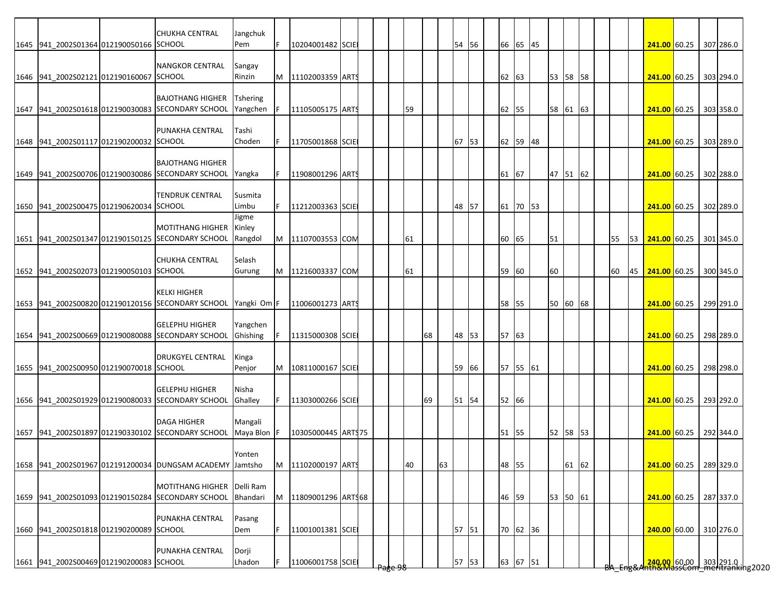| | | | | | | | | | | | | | | | | | | | | | | | | | | | | | | |
|---|---|---|---|---|---|---|---|---|---|---|---|---|---|---|---|---|---|---|---|---|---|---|---|---|---|---|---|---|---|---|
| 1645 | 941_2002S01364 | 012190050166 | CHUKHA CENTRAL SCHOOL | Jangchuk Pem | F | 10204001482 | SCIE | | | | | | | 54 | 56 | | 66 | 65 | 45 | | | | | | | **241.00** | 60.25 | | 307 | 286.0 |
| 1646 | 941_2002S02121 | 012190160067 | NANGKOR CENTRAL SCHOOL | Sangay Rinzin | M | 11102003359 | ARTS | | | | | | | | | | 62 | 63 | | 53 | 58 | 58 | | | | **241.00** | 60.25 | | 303 | 294.0 |
| 1647 | 941_2002S01618 | 012190030083 | BAJOTHANG HIGHER SECONDARY SCHOOL | Tshering Yangchen | F | 11105005175 | ARTS | | | | 59 | | | | | | 62 | 55 | | 58 | 61 | 63 | | | | **241.00** | 60.25 | | 303 | 358.0 |
| 1648 | 941_2002S01117 | 012190200032 | PUNAKHA CENTRAL SCHOOL | Tashi Choden | F | 11705001868 | SCIE | | | | | | | 67 | 53 | | 62 | 59 | 48 | | | | | | | **241.00** | 60.25 | | 303 | 289.0 |
| 1649 | 941_2002S00706 | 012190030086 | BAJOTHANG HIGHER SECONDARY SCHOOL | Yangka | F | 11908001296 | ARTS | | | | | | | | | | 61 | 67 | | 47 | 51 | 62 | | | | **241.00** | 60.25 | | 302 | 288.0 |
| 1650 | 941_2002S00475 | 012190620034 | TENDRUK CENTRAL SCHOOL | Susmita Limbu | F | 11212003363 | SCIE | | | | | | | 48 | 57 | | 61 | 70 | 53 | | | | | | | **241.00** | 60.25 | | 302 | 289.0 |
| 1651 | 941_2002S01347 | 012190150125 | MOTITHANG HIGHER SECONDARY SCHOOL | Jigme Kinley Rangdol | M | 11107003553 | COM | | | | 61 | | | | | | 60 | 65 | | 51 | | | | 55 | 53 | **241.00** | 60.25 | | 301 | 345.0 |
| 1652 | 941_2002S02073 | 012190050103 | CHUKHA CENTRAL SCHOOL | Selash Gurung | M | 11216003337 | COM | | | | 61 | | | | | | 59 | 60 | | 60 | | | | 60 | 45 | **241.00** | 60.25 | | 300 | 345.0 |
| 1653 | 941_2002S00820 | 012190120156 | KELKI HIGHER SECONDARY SCHOOL | Yangki Om | F | 11006001273 | ARTS | | | | | | | | | | 58 | 55 | | 50 | 60 | 68 | | | | **241.00** | 60.25 | | 299 | 291.0 |
| 1654 | 941_2002S00669 | 012190080088 | GELEPHU HIGHER SECONDARY SCHOOL | Yangchen Ghishing | F | 11315000308 | SCIE | | | | | 68 | | 48 | 53 | | 57 | 63 | | | | | | | | **241.00** | 60.25 | | 298 | 289.0 |
| 1655 | 941_2002S00950 | 012190070018 | DRUKGYEL CENTRAL SCHOOL | Kinga Penjor | M | 10811000167 | SCIE | | | | | | | 59 | 66 | | 57 | 55 | 61 | | | | | | | **241.00** | 60.25 | | 298 | 298.0 |
| 1656 | 941_2002S01929 | 012190080033 | GELEPHU HIGHER SECONDARY SCHOOL | Nisha Ghalley | F | 11303000266 | SCIE | | | | | 69 | | 51 | 54 | | 52 | 66 | | | | | | | | **241.00** | 60.25 | | 293 | 292.0 |
| 1657 | 941_2002S01897 | 012190330102 | DAGA HIGHER SECONDARY SCHOOL | Mangali Maya Blon | F | 10305000445 | ARTS | 75 | | | | | | | | | 51 | 55 | | 52 | 58 | 53 | | | | **241.00** | 60.25 | | 292 | 344.0 |
| 1658 | 941_2002S01967 | 012191200034 | DUNGSAM ACADEMY | Yonten Jamtsho | M | 11102000197 | ARTS | | | | 40 | | 63 | | | | 48 | 55 | | | 61 | 62 | | | | **241.00** | 60.25 | | 289 | 329.0 |
| 1659 | 941_2002S01093 | 012190150284 | MOTITHANG HIGHER SECONDARY SCHOOL | Delli Ram Bhandari | M | 11809001296 | ARTS | 68 | | | | | | | | | 46 | 59 | | 53 | 50 | 61 | | | | **241.00** | 60.25 | | 287 | 337.0 |
| 1660 | 941_2002S01818 | 012190200089 | PUNAKHA CENTRAL SCHOOL | Pasang Dem | F | 11001001381 | SCIE | | | | | | | 57 | 51 | | 70 | 62 | 36 | | | | | | | **240.00** | 60.00 | | 310 | 276.0 |
| 1661 | 941_2002S00469 | 012190200083 | PUNAKHA CENTRAL SCHOOL | Dorji Lhadon | F | 11006001758 | SCIE | | | | | | | 57 | 53 | | 63 | 67 | 51 | | | | | | | **240.00** | 60.00 | | 303 | 291.0 |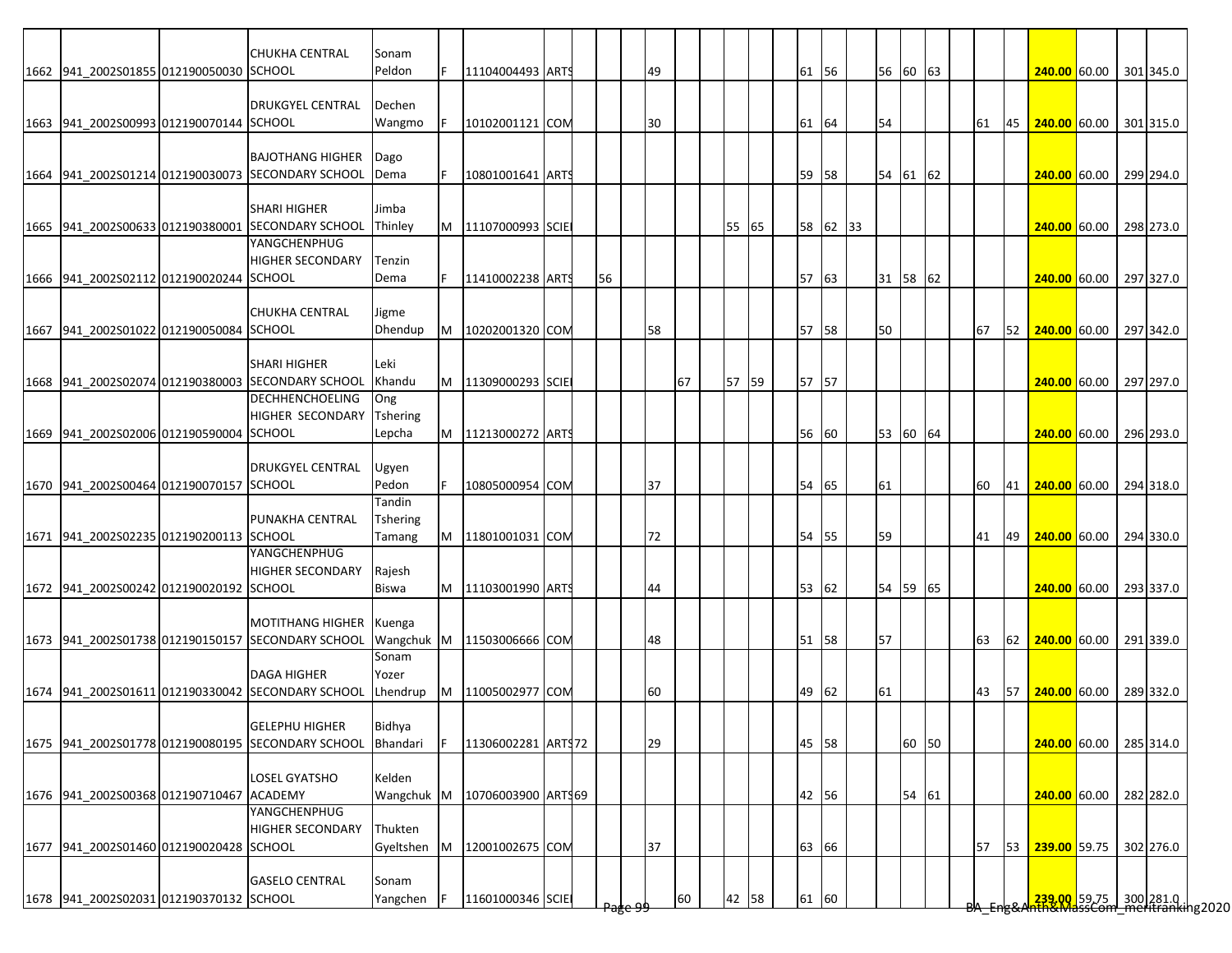| | | | | | | | | | | | | | | | | | | | | | | | | | | | | | | |
|---|---|---|---|---|---|---|---|---|---|---|---|---|---|---|---|---|---|---|---|---|---|---|---|---|---|---|---|---|---|---|
| 1662 | 941_2002S01855 | 012190050030 | CHUKHA CENTRAL SCHOOL | Sonam Peldon | F | 11104004493 | ARTS | | | | 49 | | | | | | 61 | 56 | | 56 | 60 | 63 | | | | **240.00** | 60.00 | | 301 | 345.0 |
| 1663 | 941_2002S00993 | 012190070144 | DRUKGYEL CENTRAL SCHOOL | Dechen Wangmo | F | 10102001121 | COM | | | | 30 | | | | | | 61 | 64 | | 54 | | | | 61 | 45 | **240.00** | 60.00 | | 301 | 315.0 |
| 1664 | 941_2002S01214 | 012190030073 | BAJOTHANG HIGHER SECONDARY SCHOOL | Dago Dema | F | 10801001641 | ARTS | | | | | | | | | | 59 | 58 | | 54 | 61 | 62 | | | | **240.00** | 60.00 | | 299 | 294.0 |
| 1665 | 941_2002S00633 | 012190380001 | SHARI HIGHER SECONDARY SCHOOL | Jimba Thinley | M | 11107000993 | SCIE | | | | | | | 55 | 65 | | 58 | 62 | 33 | | | | | | | **240.00** | 60.00 | | 298 | 273.0 |
| 1666 | 941_2002S02112 | 012190020244 | YANGCHENPHUG HIGHER SECONDARY SCHOOL | Tenzin Dema | F | 11410002238 | ARTS | | 56 | | | | | | | | 57 | 63 | | 31 | 58 | 62 | | | | **240.00** | 60.00 | | 297 | 327.0 |
| 1667 | 941_2002S01022 | 012190050084 | CHUKHA CENTRAL SCHOOL | Jigme Dhendup | M | 10202001320 | COM | | | | 58 | | | | | | 57 | 58 | | 50 | | | | 67 | 52 | **240.00** | 60.00 | | 297 | 342.0 |
| 1668 | 941_2002S02074 | 012190380003 | SHARI HIGHER SECONDARY SCHOOL | Leki Khandu | M | 11309000293 | SCIE | | | | | 67 | | 57 | 59 | | 57 | 57 | | | | | | | | **240.00** | 60.00 | | 297 | 297.0 |
| 1669 | 941_2002S02006 | 012190590004 | DECHHENCHOELING HIGHER SECONDARY SCHOOL | Ong Tshering Lepcha | M | 11213000272 | ARTS | | | | | | | | | | 56 | 60 | | 53 | 60 | 64 | | | | **240.00** | 60.00 | | 296 | 293.0 |
| 1670 | 941_2002S00464 | 012190070157 | DRUKGYEL CENTRAL SCHOOL | Ugyen Pedon | F | 10805000954 | COM | | | | 37 | | | | | | 54 | 65 | | 61 | | | | 60 | 41 | **240.00** | 60.00 | | 294 | 318.0 |
| 1671 | 941_2002S02235 | 012190200113 | PUNAKHA CENTRAL SCHOOL | Tandin Tshering Tamang | M | 11801001031 | COM | | | | 72 | | | | | | 54 | 55 | | 59 | | | | 41 | 49 | **240.00** | 60.00 | | 294 | 330.0 |
| 1672 | 941_2002S00242 | 012190020192 | YANGCHENPHUG HIGHER SECONDARY SCHOOL | Rajesh Biswa | M | 11103001990 | ARTS | | | | 44 | | | | | | 53 | 62 | | 54 | 59 | 65 | | | | **240.00** | 60.00 | | 293 | 337.0 |
| 1673 | 941_2002S01738 | 012190150157 | MOTITHANG HIGHER SECONDARY SCHOOL | Kuenga Wangchuk | M | 11503006666 | COM | | | | 48 | | | | | | 51 | 58 | | 57 | | | | 63 | 62 | **240.00** | 60.00 | | 291 | 339.0 |
| 1674 | 941_2002S01611 | 012190330042 | DAGA HIGHER SECONDARY SCHOOL | Sonam Yozer Lhendrup | M | 11005002977 | COM | | | | 60 | | | | | | 49 | 62 | | 61 | | | | 43 | 57 | **240.00** | 60.00 | | 289 | 332.0 |
| 1675 | 941_2002S01778 | 012190080195 | GELEPHU HIGHER SECONDARY SCHOOL | Bidhya Bhandari | F | 11306002281 | ARTS | 72 | | | 29 | | | | | | 45 | 58 | | | 60 | 50 | | | | **240.00** | 60.00 | | 285 | 314.0 |
| 1676 | 941_2002S00368 | 012190710467 | LOSEL GYATSHO ACADEMY | Kelden Wangchuk | M | 10706003900 | ARTS | 69 | | | | | | | | | 42 | 56 | | | 54 | 61 | | | | **240.00** | 60.00 | | 282 | 282.0 |
| 1677 | 941_2002S01460 | 012190020428 | YANGCHENPHUG HIGHER SECONDARY SCHOOL | Thukten Gyeltshen | M | 12001002675 | COM | | | | 37 | | | | | | 63 | 66 | | | | | | 57 | 53 | **239.00** | 59.75 | | 302 | 276.0 |
| 1678 | 941_2002S02031 | 012190370132 | GASELO CENTRAL SCHOOL | Sonam Yangchen | F | 11601000346 | SCIE | | | | | 60 | | 42 | 58 | | 61 | 60 | | | | | | | | **239.00** | 59.75 | | 300 | 281.0 |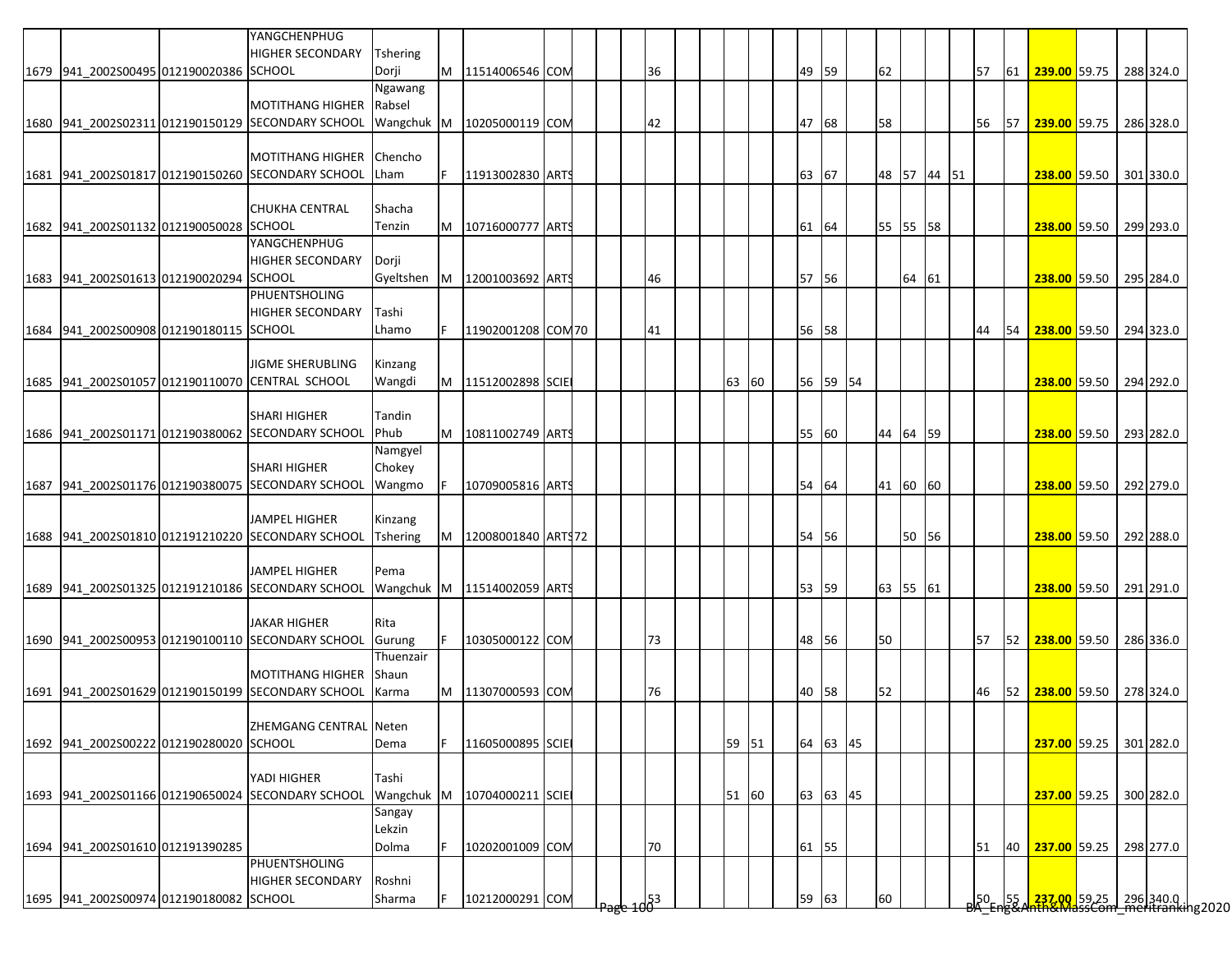| | | | | | | | | | | | | | | | | | | | | | | | | | | | | |
|---|---|---|---|---|---|---|---|---|---|---|---|---|---|---|---|---|---|---|---|---|---|---|---|---|---|---|---|---|
| 1679 | 941_2002S00495 | 012190020386 | YANGCHENPHUG HIGHER SECONDARY SCHOOL | Tshering Dorji | M | 11514006546 | COM | | | | | 36 | | | | | | 49 | 59 | | 62 | | | | 57 | 61 | 239.00 | 59.75 | 288 | 324.0 |
| 1680 | 941_2002S02311 | 012190150129 | MOTITHANG HIGHER SECONDARY SCHOOL | Ngawang Rabsel Wangchuk | M | 10205000119 | COM | | | | | 42 | | | | | | 47 | 68 | | 58 | | | | 56 | 57 | 239.00 | 59.75 | 286 | 328.0 |
| 1681 | 941_2002S01817 | 012190150260 | MOTITHANG HIGHER SECONDARY SCHOOL | Chencho Lham | F | 11913002830 | ARTS | | | | | | | | | | | 63 | 67 | | 48 | 57 | 44 | 51 | | | 238.00 | 59.50 | 301 | 330.0 |
| 1682 | 941_2002S01132 | 012190050028 | CHUKHA CENTRAL SCHOOL | Shacha Tenzin | M | 10716000777 | ARTS | | | | | | | | | | | 61 | 64 | | 55 | 55 | 58 | | | | 238.00 | 59.50 | 299 | 293.0 |
| 1683 | 941_2002S01613 | 012190020294 | YANGCHENPHUG HIGHER SECONDARY SCHOOL | Dorji Gyeltshen | M | 12001003692 | ARTS | | | | | 46 | | | | | | 57 | 56 | | | 64 | 61 | | | | 238.00 | 59.50 | 295 | 284.0 |
| 1684 | 941_2002S00908 | 012190180115 | PHUENTSHOLING HIGHER SECONDARY SCHOOL | Tashi Lhamo | F | 11902001208 | COM | 70 | | | | 41 | | | | | | 56 | 58 | | | | | | 44 | 54 | 238.00 | 59.50 | 294 | 323.0 |
| 1685 | 941_2002S01057 | 012190110070 | JIGME SHERUBLING CENTRAL SCHOOL | Kinzang Wangdi | M | 11512002898 | SCIE | | | | | | | | 63 | 60 | | 56 | 59 | 54 | | | | | | | 238.00 | 59.50 | 294 | 292.0 |
| 1686 | 941_2002S01171 | 012190380062 | SHARI HIGHER SECONDARY SCHOOL | Tandin Phub | M | 10811002749 | ARTS | | | | | | | | | | | 55 | 60 | | 44 | 64 | 59 | | | | 238.00 | 59.50 | 293 | 282.0 |
| 1687 | 941_2002S01176 | 012190380075 | SHARI HIGHER SECONDARY SCHOOL | Namgyel Chokey Wangmo | F | 10709005816 | ARTS | | | | | | | | | | | 54 | 64 | | 41 | 60 | 60 | | | | 238.00 | 59.50 | 292 | 279.0 |
| 1688 | 941_2002S01810 | 012191210220 | JAMPEL HIGHER SECONDARY SCHOOL | Kinzang Tshering | M | 12008001840 | ARTS | 72 | | | | | | | | | | 54 | 56 | | | 50 | 56 | | | | 238.00 | 59.50 | 292 | 288.0 |
| 1689 | 941_2002S01325 | 012191210186 | JAMPEL HIGHER SECONDARY SCHOOL | Pema Wangchuk | M | 11514002059 | ARTS | | | | | | | | | | | 53 | 59 | | 63 | 55 | 61 | | | | 238.00 | 59.50 | 291 | 291.0 |
| 1690 | 941_2002S00953 | 012190100110 | JAKAR HIGHER SECONDARY SCHOOL | Rita Gurung | F | 10305000122 | COM | | | | | 73 | | | | | | 48 | 56 | | 50 | | | | 57 | 52 | 238.00 | 59.50 | 286 | 336.0 |
| 1691 | 941_2002S01629 | 012190150199 | MOTITHANG HIGHER SECONDARY SCHOOL | Thuenzair Shaun Karma | M | 11307000593 | COM | | | | | 76 | | | | | | 40 | 58 | | 52 | | | | 46 | 52 | 238.00 | 59.50 | 278 | 324.0 |
| 1692 | 941_2002S00222 | 012190280020 | ZHEMGANG CENTRAL SCHOOL | Neten Dema | F | 11605000895 | SCIE | | | | | | | | 59 | 51 | | 64 | 63 | 45 | | | | | | | 237.00 | 59.25 | 301 | 282.0 |
| 1693 | 941_2002S01166 | 012190650024 | YADI HIGHER SECONDARY SCHOOL | Tashi Wangchuk | M | 10704000211 | SCIE | | | | | | | | 51 | 60 | | 63 | 63 | 45 | | | | | | | 237.00 | 59.25 | 300 | 282.0 |
| 1694 | 941_2002S01610 | 012191390285 | | Sangay Lekzin Dolma | F | 10202001009 | COM | | | | | 70 | | | | | | 61 | 55 | | | | | | 51 | 40 | 237.00 | 59.25 | 298 | 277.0 |
| 1695 | 941_2002S00974 | 012190180082 | PHUENTSHOLING HIGHER SECONDARY SCHOOL | Roshni Sharma | F | 10212000291 | COM | | | | | 53 | | | | | | 59 | 63 | | 60 | | | | 50 | 55 | 237.00 | 59.25 | 296 | 340.0 |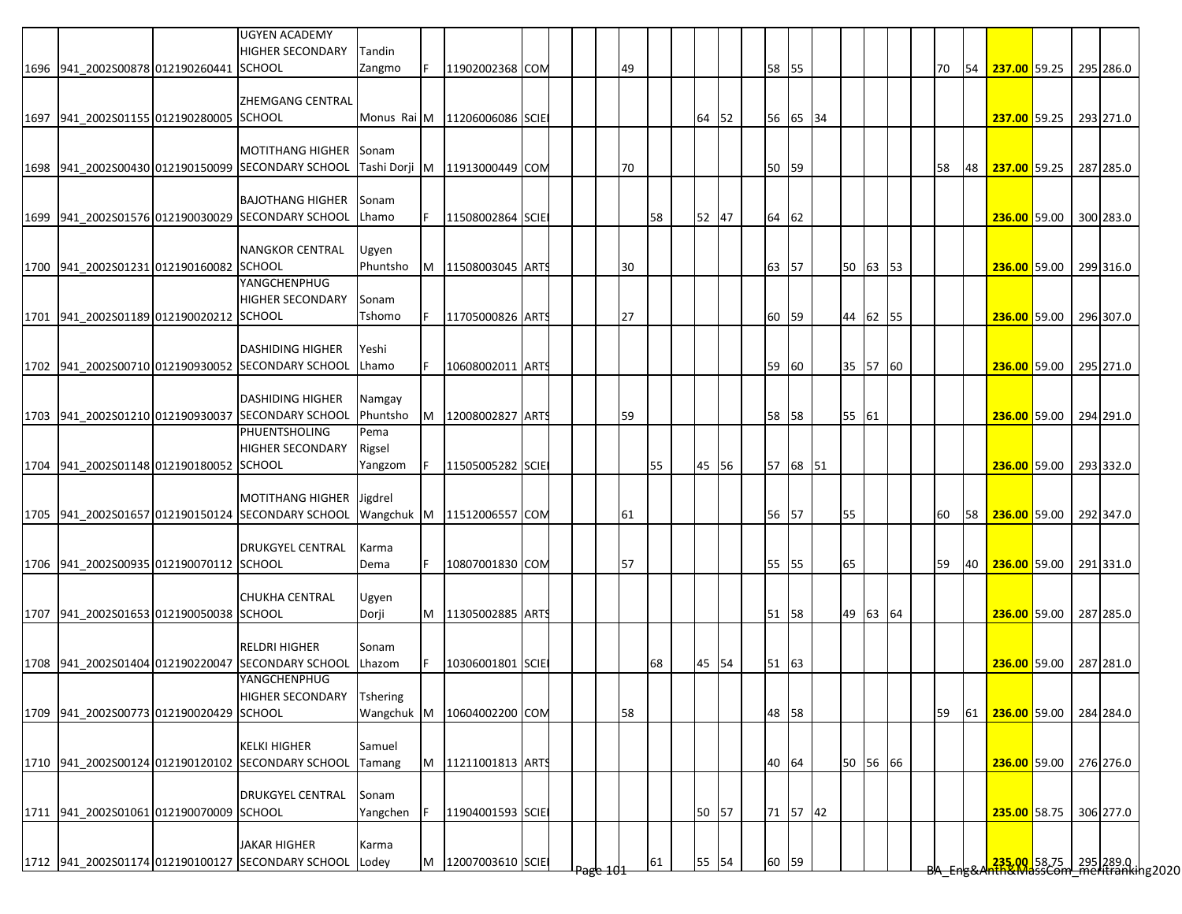| | | | | | | | | | | | | | | | | | | | | | | | | | | | | | | |
|---|---|---|---|---|---|---|---|---|---|---|---|---|---|---|---|---|---|---|---|---|---|---|---|---|---|---|---|---|---|---|
| 1696 | 941_2002S00878 | 012190260441 | UGYEN ACADEMY HIGHER SECONDARY SCHOOL | Tandin Zangmo | F | 11902002368 | COM | | | | 49 | | | | | | 58 | 55 | | | | | | 70 | 54 | **237.00** | 59.25 | | 295 | 286.0 |
| 1697 | 941_2002S01155 | 012190280005 | ZHEMGANG CENTRAL SCHOOL | Monus Rai | M | 11206006086 | SCIE | | | | | | | 64 | 52 | | 56 | 65 | 34 | | | | | | | **237.00** | 59.25 | | 293 | 271.0 |
| 1698 | 941_2002S00430 | 012190150099 | MOTITHANG HIGHER SECONDARY SCHOOL | Sonam Tashi Dorji | M | 11913000449 | COM | | | | 70 | | | | | | 50 | 59 | | | | | | 58 | 48 | **237.00** | 59.25 | | 287 | 285.0 |
| 1699 | 941_2002S01576 | 012190030029 | BAJOTHANG HIGHER SECONDARY SCHOOL | Sonam Lhamo | F | 11508002864 | SCIE | | | | | 58 | | 52 | 47 | | 64 | 62 | | | | | | | | **236.00** | 59.00 | | 300 | 283.0 |
| 1700 | 941_2002S01231 | 012190160082 | NANGKOR CENTRAL SCHOOL | Ugyen Phuntsho | M | 11508003045 | ARTS | | | | 30 | | | | | | 63 | 57 | | 50 | 63 | 53 | | | | **236.00** | 59.00 | | 299 | 316.0 |
| 1701 | 941_2002S01189 | 012190020212 | YANGCHENPHUG HIGHER SECONDARY SCHOOL | Sonam Tshomo | F | 11705000826 | ARTS | | | | 27 | | | | | | 60 | 59 | | 44 | 62 | 55 | | | | **236.00** | 59.00 | | 296 | 307.0 |
| 1702 | 941_2002S00710 | 012190930052 | DASHIDING HIGHER SECONDARY SCHOOL | Yeshi Lhamo | F | 10608002011 | ARTS | | | | | | | | | | 59 | 60 | | 35 | 57 | 60 | | | | **236.00** | 59.00 | | 295 | 271.0 |
| 1703 | 941_2002S01210 | 012190930037 | DASHIDING HIGHER SECONDARY SCHOOL | Namgay Phuntsho | M | 12008002827 | ARTS | | | | 59 | | | | | | 58 | 58 | | 55 | 61 | | | | | **236.00** | 59.00 | | 294 | 291.0 |
| 1704 | 941_2002S01148 | 012190180052 | PHUENTSHOLING HIGHER SECONDARY SCHOOL | Pema Rigsel Yangzom | F | 11505005282 | SCIE | | | | | 55 | | 45 | 56 | | 57 | 68 | 51 | | | | | | | **236.00** | 59.00 | | 293 | 332.0 |
| 1705 | 941_2002S01657 | 012190150124 | MOTITHANG HIGHER SECONDARY SCHOOL | Jigdrel Wangchuk | M | 11512006557 | COM | | | | 61 | | | | | | 56 | 57 | | 55 | | | | 60 | 58 | **236.00** | 59.00 | | 292 | 347.0 |
| 1706 | 941_2002S00935 | 012190070112 | DRUKGYEL CENTRAL SCHOOL | Karma Dema | F | 10807001830 | COM | | | | 57 | | | | | | 55 | 55 | | 65 | | | | 59 | 40 | **236.00** | 59.00 | | 291 | 331.0 |
| 1707 | 941_2002S01653 | 012190050038 | CHUKHA CENTRAL SCHOOL | Ugyen Dorji | M | 11305002885 | ARTS | | | | | | | | | | 51 | 58 | | 49 | 63 | 64 | | | | **236.00** | 59.00 | | 287 | 285.0 |
| 1708 | 941_2002S01404 | 012190220047 | RELDRI HIGHER SECONDARY SCHOOL | Sonam Lhazom | F | 10306001801 | SCIE | | | | | 68 | | 45 | 54 | | 51 | 63 | | | | | | | | **236.00** | 59.00 | | 287 | 281.0 |
| 1709 | 941_2002S00773 | 012190020429 | YANGCHENPHUG HIGHER SECONDARY SCHOOL | Tshering Wangchuk | M | 10604002200 | COM | | | | 58 | | | | | | 48 | 58 | | | | | | 59 | 61 | **236.00** | 59.00 | | 284 | 284.0 |
| 1710 | 941_2002S00124 | 012190120102 | KELKI HIGHER SECONDARY SCHOOL | Samuel Tamang | M | 11211001813 | ARTS | | | | | | | | | | 40 | 64 | | 50 | 56 | 66 | | | | **236.00** | 59.00 | | 276 | 276.0 |
| 1711 | 941_2002S01061 | 012190070009 | DRUKGYEL CENTRAL SCHOOL | Sonam Yangchen | F | 11904001593 | SCIE | | | | | | | 50 | 57 | | 71 | 57 | 42 | | | | | | | **235.00** | 58.75 | | 306 | 277.0 |
| 1712 | 941_2002S01174 | 012190100127 | JAKAR HIGHER SECONDARY SCHOOL | Karma Lodey | M | 12007003610 | SCIE | | | | | 61 | | 55 | 54 | | 60 | 59 | | | | | | | | **235.00** | 58.75 | | 295 | 289.0 |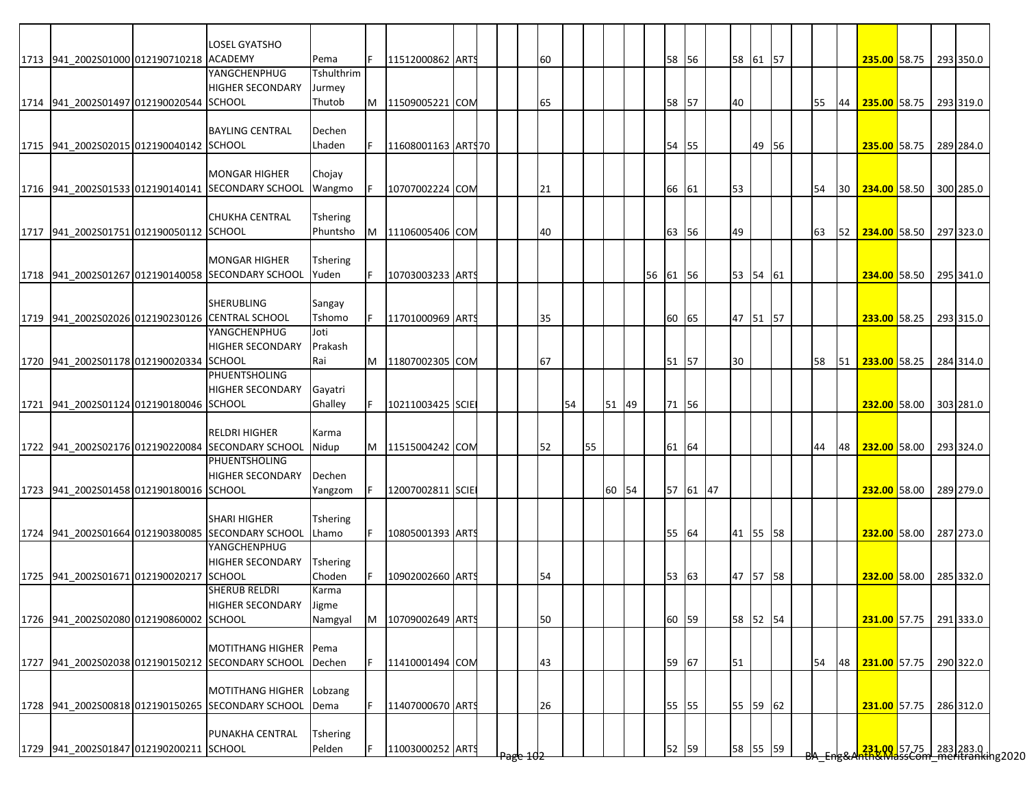| | | | | | | | | | | | | | | | | | | | | | | | | | | | | | | |
|---|---|---|---|---|---|---|---|---|---|---|---|---|---|---|---|---|---|---|---|---|---|---|---|---|---|---|---|---|---|---|
| 1713 | 941_2002S01000 | 012190710218 | LOSEL GYATSHO ACADEMY | Pema | F | 11512000862 | ARTS | | | | 60 | | | | | | 58 | 56 | | 58 | 61 | 57 | | | | 235.00 | 58.75 | | 293 | 350.0 |
| 1714 | 941_2002S01497 | 012190020544 | YANGCHENPHUG HIGHER SECONDARY SCHOOL | Tshulthrim Jurmey Thutob | M | 11509005221 | COM | | | | 65 | | | | | | 58 | 57 | | 40 | | | | 55 | 44 | 235.00 | 58.75 | | 293 | 319.0 |
| 1715 | 941_2002S02015 | 012190040142 | BAYLING CENTRAL SCHOOL | Dechen Lhaden | F | 11608001163 | ARTS | 70 | | | | | | | | | 54 | 55 | | | 49 | 56 | | | | 235.00 | 58.75 | | 289 | 284.0 |
| 1716 | 941_2002S01533 | 012190140141 | MONGAR HIGHER SECONDARY SCHOOL | Chojay Wangmo | F | 10707002224 | COM | | | | 21 | | | | | | 66 | 61 | | 53 | | | | 54 | 30 | 234.00 | 58.50 | | 300 | 285.0 |
| 1717 | 941_2002S01751 | 012190050112 | CHUKHA CENTRAL SCHOOL | Tshering Phuntsho | M | 11106005406 | COM | | | | 40 | | | | | | 63 | 56 | | 49 | | | | 63 | 52 | 234.00 | 58.50 | | 297 | 323.0 |
| 1718 | 941_2002S01267 | 012190140058 | MONGAR HIGHER SECONDARY SCHOOL | Tshering Yuden | F | 10703003233 | ARTS | | | | | | | | | 56 | 61 | 56 | | 53 | 54 | 61 | | | | 234.00 | 58.50 | | 295 | 341.0 |
| 1719 | 941_2002S02026 | 012190230126 | SHERUBLING CENTRAL SCHOOL | Sangay Tshomo | F | 11701000969 | ARTS | | | | 35 | | | | | | 60 | 65 | | 47 | 51 | 57 | | | | 233.00 | 58.25 | | 293 | 315.0 |
| 1720 | 941_2002S01178 | 012190020334 | YANGCHENPHUG HIGHER SECONDARY SCHOOL | Joti Prakash Rai | M | 11807002305 | COM | | | | 67 | | | | | | 51 | 57 | | 30 | | | | 58 | 51 | 233.00 | 58.25 | | 284 | 314.0 |
| 1721 | 941_2002S01124 | 012190180046 | PHUENTSHOLING HIGHER SECONDARY SCHOOL | Gayatri Ghalley | F | 10211003425 | SCIE | | | | | 54 | | 51 | 49 | | 71 | 56 | | | | | | | | 232.00 | 58.00 | | 303 | 281.0 |
| 1722 | 941_2002S02176 | 012190220084 | RELDRI HIGHER SECONDARY SCHOOL | Karma Nidup | M | 11515004242 | COM | | | | 52 | | 55 | | | | 61 | 64 | | | | | | 44 | 48 | 232.00 | 58.00 | | 293 | 324.0 |
| 1723 | 941_2002S01458 | 012190180016 | PHUENTSHOLING HIGHER SECONDARY SCHOOL | Dechen Yangzom | F | 12007002811 | SCIE | | | | | | | 60 | 54 | | 57 | 61 | 47 | | | | | | | 232.00 | 58.00 | | 289 | 279.0 |
| 1724 | 941_2002S01664 | 012190380085 | SHARI HIGHER SECONDARY SCHOOL | Tshering Lhamo | F | 10805001393 | ARTS | | | | | | | | | | 55 | 64 | | 41 | 55 | 58 | | | | 232.00 | 58.00 | | 287 | 273.0 |
| 1725 | 941_2002S01671 | 012190020217 | YANGCHENPHUG HIGHER SECONDARY SCHOOL | Tshering Choden | F | 10902002660 | ARTS | | | | 54 | | | | | | 53 | 63 | | 47 | 57 | 58 | | | | 232.00 | 58.00 | | 285 | 332.0 |
| 1726 | 941_2002S02080 | 012190860002 | SHERUB RELDRI HIGHER SECONDARY SCHOOL | Karma Jigme Namgyal | M | 10709002649 | ARTS | | | | 50 | | | | | | 60 | 59 | | 58 | 52 | 54 | | | | 231.00 | 57.75 | | 291 | 333.0 |
| 1727 | 941_2002S02038 | 012190150212 | MOTITHANG HIGHER SECONDARY SCHOOL | Pema Dechen | F | 11410001494 | COM | | | | 43 | | | | | | 59 | 67 | | 51 | | | | 54 | 48 | 231.00 | 57.75 | | 290 | 322.0 |
| 1728 | 941_2002S00818 | 012190150265 | MOTITHANG HIGHER SECONDARY SCHOOL | Lobzang Dema | F | 11407000670 | ARTS | | | | 26 | | | | | | 55 | 55 | | 55 | 59 | 62 | | | | 231.00 | 57.75 | | 286 | 312.0 |
| 1729 | 941_2002S01847 | 012190200211 | PUNAKHA CENTRAL SCHOOL | Tshering Pelden | F | 11003000252 | ARTS | | | | | | | | | | 52 | 59 | | 58 | 55 | 59 | | | | 231.00 | 57.75 | | 283 | 283.0 |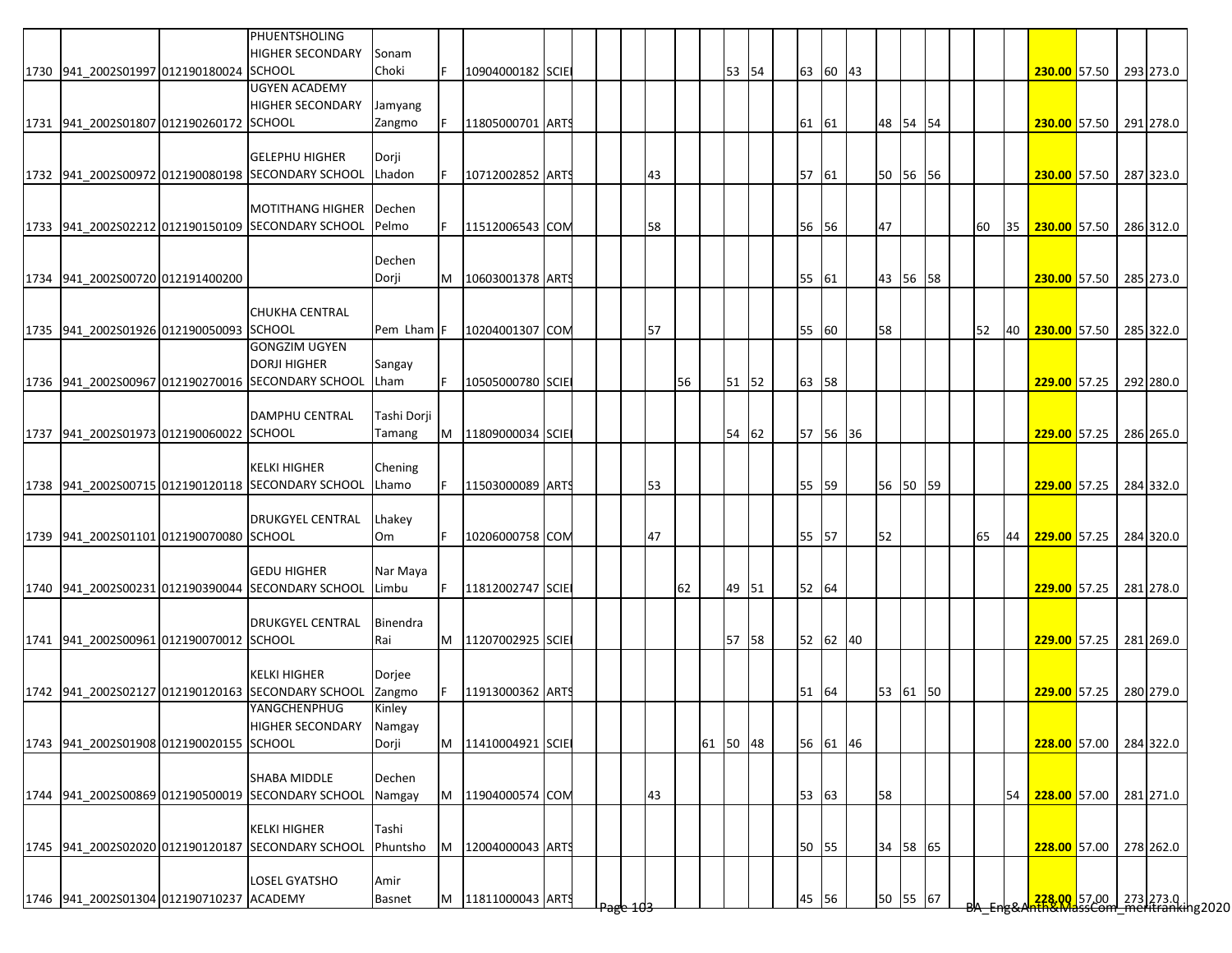| | | | | | | | | | | | | | | | | | | | | | | | | | | | | | |
|---|---|---|---|---|---|---|---|---|---|---|---|---|---|---|---|---|---|---|---|---|---|---|---|---|---|---|---|---|---|
| 1730 | 941_2002S01997 | 012190180024 | PHUENTSHOLING HIGHER SECONDARY SCHOOL | Sonam Choki | F | 10904000182 | SCIE | | | | | | | 53 | 54 | | 63 | 60 | 43 | | | | | | | 230.00 | 57.50 | 293 | 273.0 |
| 1731 | 941_2002S01807 | 012190260172 | UGYEN ACADEMY HIGHER SECONDARY SCHOOL | Jamyang Zangmo | F | 11805000701 | ARTS | | | | | | | | | | 61 | 61 | | 48 | 54 | 54 | | | | 230.00 | 57.50 | 291 | 278.0 |
| 1732 | 941_2002S00972 | 012190080198 | GELEPHU HIGHER SECONDARY SCHOOL | Dorji Lhadon | F | 10712002852 | ARTS | | | | 43 | | | | | | 57 | 61 | | 50 | 56 | 56 | | | | 230.00 | 57.50 | 287 | 323.0 |
| 1733 | 941_2002S02212 | 012190150109 | MOTITHANG HIGHER SECONDARY SCHOOL | Dechen Pelmo | F | 11512006543 | COM | | | | 58 | | | | | | 56 | 56 | | 47 | | | | 60 | 35 | 230.00 | 57.50 | 286 | 312.0 |
| 1734 | 941_2002S00720 | 012191400200 | | Dechen Dorji | M | 10603001378 | ARTS | | | | | | | | | | 55 | 61 | | 43 | 56 | 58 | | | | 230.00 | 57.50 | 285 | 273.0 |
| 1735 | 941_2002S01926 | 012190050093 | CHUKHA CENTRAL SCHOOL | Pem Lham | F | 10204001307 | COM | | | | 57 | | | | | | 55 | 60 | | 58 | | | | 52 | 40 | 230.00 | 57.50 | 285 | 322.0 |
| 1736 | 941_2002S00967 | 012190270016 | GONGZIM UGYEN DORJI HIGHER SECONDARY SCHOOL | Sangay Lham | F | 10505000780 | SCIE | | | | | 56 | | 51 | 52 | | 63 | 58 | | | | | | | | 229.00 | 57.25 | 292 | 280.0 |
| 1737 | 941_2002S01973 | 012190060022 | DAMPHU CENTRAL SCHOOL | Tashi Dorji Tamang | M | 11809000034 | SCIE | | | | | | | 54 | 62 | | 57 | 56 | 36 | | | | | | | 229.00 | 57.25 | 286 | 265.0 |
| 1738 | 941_2002S00715 | 012190120118 | KELKI HIGHER SECONDARY SCHOOL | Chening Lhamo | F | 11503000089 | ARTS | | | | 53 | | | | | | 55 | 59 | | 56 | 50 | 59 | | | | 229.00 | 57.25 | 284 | 332.0 |
| 1739 | 941_2002S01101 | 012190070080 | DRUKGYEL CENTRAL SCHOOL | Lhakey Om | F | 10206000758 | COM | | | | 47 | | | | | | 55 | 57 | | 52 | | | | 65 | 44 | 229.00 | 57.25 | 284 | 320.0 |
| 1740 | 941_2002S00231 | 012190390044 | GEDU HIGHER SECONDARY SCHOOL | Nar Maya Limbu | F | 11812002747 | SCIE | | | | | 62 | | 49 | 51 | | 52 | 64 | | | | | | | | 229.00 | 57.25 | 281 | 278.0 |
| 1741 | 941_2002S00961 | 012190070012 | DRUKGYEL CENTRAL SCHOOL | Binendra Rai | M | 11207002925 | SCIE | | | | | | | 57 | 58 | | 52 | 62 | 40 | | | | | | | 229.00 | 57.25 | 281 | 269.0 |
| 1742 | 941_2002S02127 | 012190120163 | KELKI HIGHER SECONDARY SCHOOL | Dorjee Zangmo | F | 11913000362 | ARTS | | | | | | | | | | 51 | 64 | | 53 | 61 | 50 | | | | 229.00 | 57.25 | 280 | 279.0 |
| 1743 | 941_2002S01908 | 012190020155 | YANGCHENPHUG HIGHER SECONDARY SCHOOL | Kinley Namgay Dorji | M | 11410004921 | SCIE | | | | | | 61 | 50 | 48 | | 56 | 61 | 46 | | | | | | | 228.00 | 57.00 | 284 | 322.0 |
| 1744 | 941_2002S00869 | 012190500019 | SHABA MIDDLE SECONDARY SCHOOL | Dechen Namgay | M | 11904000574 | COM | | | | 43 | | | | | | 53 | 63 | | 58 | | | | | 54 | 228.00 | 57.00 | 281 | 271.0 |
| 1745 | 941_2002S02020 | 012190120187 | KELKI HIGHER SECONDARY SCHOOL | Tashi Phuntsho | M | 12004000043 | ARTS | | | | | | | | | | 50 | 55 | | 34 | 58 | 65 | | | | 228.00 | 57.00 | 278 | 262.0 |
| 1746 | 941_2002S01304 | 012190710237 | LOSEL GYATSHO ACADEMY | Amir Basnet | M | 11811000043 | ARTS | | | | | | | | | | 45 | 56 | | 50 | 55 | 67 | | | | 228.00 | 57.00 | 273 | 273.0 |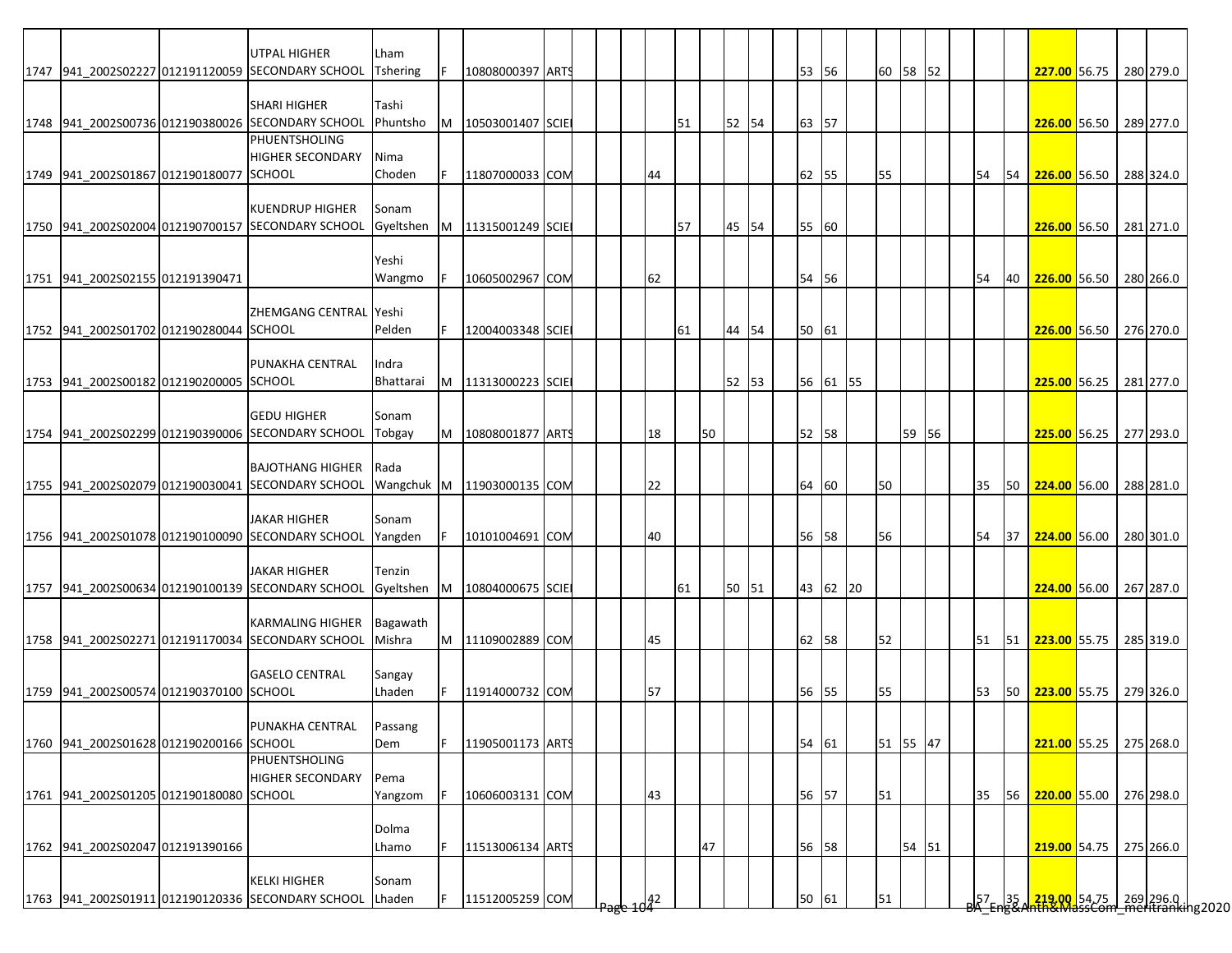| | | | | | | | | | | | | | | | | | | | | | | | | | | | | | |
|---|---|---|---|---|---|---|---|---|---|---|---|---|---|---|---|---|---|---|---|---|---|---|---|---|---|---|---|---|---|
| 1747 | 941_2002S02227 | 012191120059 | UTPAL HIGHER SECONDARY SCHOOL | Lham Tshering | F | 10808000397 | ARTS | | | | | | | | | | 53 | 56 | | 60 | 58 | 52 | | | | 227.00 | 56.75 | 280 | 279.0 |
| 1748 | 941_2002S00736 | 012190380026 | SHARI HIGHER SECONDARY SCHOOL | Tashi Phuntsho | M | 10503001407 | SCIE | | | | | 51 | | 52 | 54 | | 63 | 57 | | | | | | | | 226.00 | 56.50 | 289 | 277.0 |
| 1749 | 941_2002S01867 | 012190180077 | PHUENTSHOLING HIGHER SECONDARY SCHOOL | Nima Choden | F | 11807000033 | COM | | | | 44 | | | | | | 62 | 55 | | 55 | | | | 54 | 54 | 226.00 | 56.50 | 288 | 324.0 |
| 1750 | 941_2002S02004 | 012190700157 | KUENDRUP HIGHER SECONDARY SCHOOL | Sonam Gyeltshen | M | 11315001249 | SCIE | | | | | 57 | | 45 | 54 | | 55 | 60 | | | | | | | | 226.00 | 56.50 | 281 | 271.0 |
| 1751 | 941_2002S02155 | 012191390471 | | Yeshi Wangmo | F | 10605002967 | COM | | | | 62 | | | | | | 54 | 56 | | | | | | 54 | 40 | 226.00 | 56.50 | 280 | 266.0 |
| 1752 | 941_2002S01702 | 012190280044 | ZHEMGANG CENTRAL SCHOOL | Yeshi Pelden | F | 12004003348 | SCIE | | | | | 61 | | 44 | 54 | | 50 | 61 | | | | | | | | 226.00 | 56.50 | 276 | 270.0 |
| 1753 | 941_2002S00182 | 012190200005 | PUNAKHA CENTRAL SCHOOL | Indra Bhattarai | M | 11313000223 | SCIE | | | | | | | 52 | 53 | | 56 | 61 | 55 | | | | | | | 225.00 | 56.25 | 281 | 277.0 |
| 1754 | 941_2002S02299 | 012190390006 | GEDU HIGHER SECONDARY SCHOOL | Sonam Tobgay | M | 10808001877 | ARTS | | | | 18 | | 50 | | | | 52 | 58 | | | 59 | 56 | | | | 225.00 | 56.25 | 277 | 293.0 |
| 1755 | 941_2002S02079 | 012190030041 | BAJOTHANG HIGHER SECONDARY SCHOOL | Rada Wangchuk | M | 11903000135 | COM | | | | 22 | | | | | | 64 | 60 | | 50 | | | | 35 | 50 | 224.00 | 56.00 | 288 | 281.0 |
| 1756 | 941_2002S01078 | 012190100090 | JAKAR HIGHER SECONDARY SCHOOL | Sonam Yangden | F | 10101004691 | COM | | | | 40 | | | | | | 56 | 58 | | 56 | | | | 54 | 37 | 224.00 | 56.00 | 280 | 301.0 |
| 1757 | 941_2002S00634 | 012190100139 | JAKAR HIGHER SECONDARY SCHOOL | Tenzin Gyeltshen | M | 10804000675 | SCIE | | | | | 61 | | 50 | 51 | | 43 | 62 | 20 | | | | | | | 224.00 | 56.00 | 267 | 287.0 |
| 1758 | 941_2002S02271 | 012191170034 | KARMALING HIGHER SECONDARY SCHOOL | Bagawath Mishra | M | 11109002889 | COM | | | | 45 | | | | | | 62 | 58 | | 52 | | | | 51 | 51 | 223.00 | 55.75 | 285 | 319.0 |
| 1759 | 941_2002S00574 | 012190370100 | GASELO CENTRAL SCHOOL | Sangay Lhaden | F | 11914000732 | COM | | | | 57 | | | | | | 56 | 55 | | 55 | | | | 53 | 50 | 223.00 | 55.75 | 279 | 326.0 |
| 1760 | 941_2002S01628 | 012190200166 | PUNAKHA CENTRAL SCHOOL | Passang Dem | F | 11905001173 | ARTS | | | | | | | | | | 54 | 61 | | 51 | 55 | 47 | | | | 221.00 | 55.25 | 275 | 268.0 |
| 1761 | 941_2002S01205 | 012190180080 | PHUENTSHOLING HIGHER SECONDARY SCHOOL | Pema Yangzom | F | 10606003131 | COM | | | | 43 | | | | | | 56 | 57 | | 51 | | | | 35 | 56 | 220.00 | 55.00 | 276 | 298.0 |
| 1762 | 941_2002S02047 | 012191390166 | | Dolma Lhamo | F | 11513006134 | ARTS | | | | | | 47 | | | | 56 | 58 | | | 54 | 51 | | | | 219.00 | 54.75 | 275 | 266.0 |
| 1763 | 941_2002S01911 | 012190120336 | KELKI HIGHER SECONDARY SCHOOL | Sonam Lhaden | F | 11512005259 | COM | | | | 42 | | | | | | 50 | 61 | | 51 | | | | 57 | 35 | 219.00 | 54.75 | 269 | 296.0 |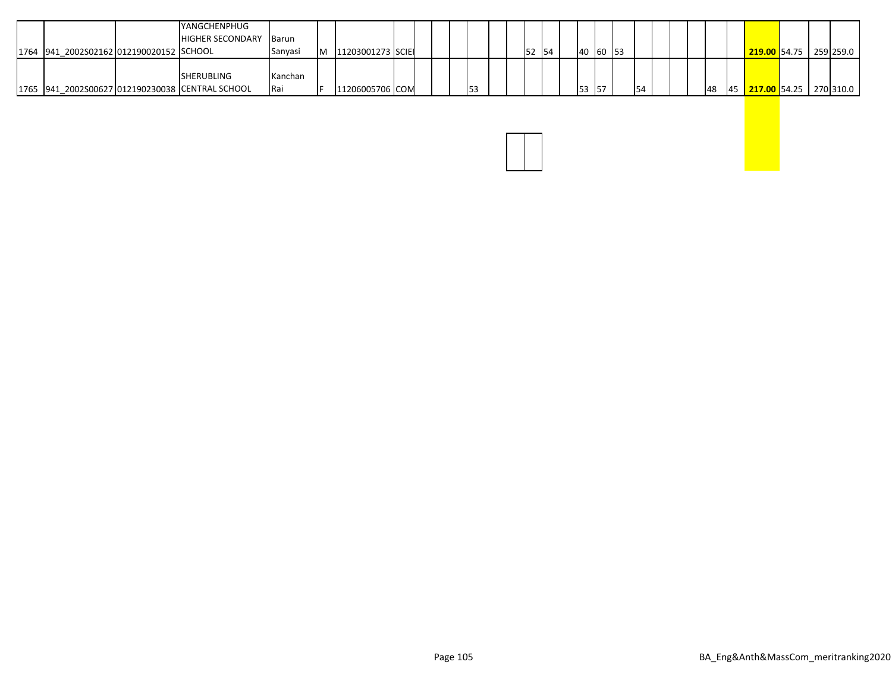| | | | | | | | | | | | | | | | | | | | | | | | | | | | | | |
|---|---|---|---|---|---|---|---|---|---|---|---|---|---|---|---|---|---|---|---|---|---|---|---|---|---|---|---|---|---|
| 1764 | 941_2002S02162 | 012190020152 | YANGCHENPHUG HIGHER SECONDARY SCHOOL | Barun Sanyasi | M | 11203001273 | SCIE | | | | | | | 52 | 54 | | 40 | 60 | 53 | | | | | | | **219.00** | 54.75 | 259 | 259.0 |
| 1765 | 941_2002S00627 | 012190230038 | SHERUBLING CENTRAL SCHOOL | Kanchan Rai | F | 11206005706 | COM | | | | 53 | | | | | | 53 | 57 | | 54 | | | | 48 | 45 | **217.00** | 54.25 | 270 | 310.0 |